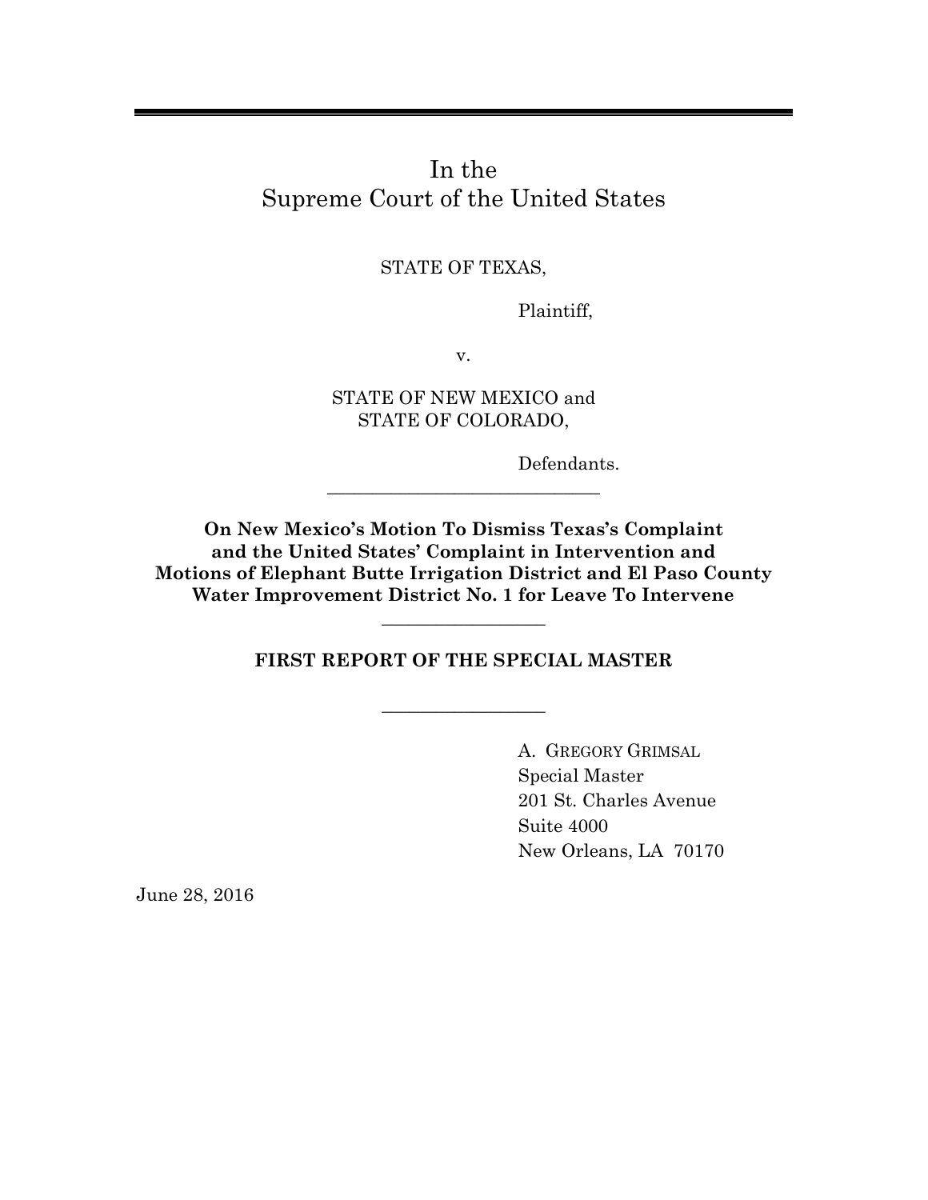# In the Supreme Court of the United States

STATE OF TEXAS,

Plaintiff,

v.

STATE OF NEW MEXICO and STATE OF COLORADO,

Defendants.

---

**On New Mexico's Motion To Dismiss Texas's Complaint and the United States' Complaint in Intervention and Motions of Elephant Butte Irrigation District and El Paso County Water Improvement District No. 1 for Leave To Intervene**

---

## FIRST REPORT OF THE SPECIAL MASTER

---

A. GREGORY GRIMSAL
Special Master
201 St. Charles Avenue
Suite 4000
New Orleans, LA 70170

June 28, 2016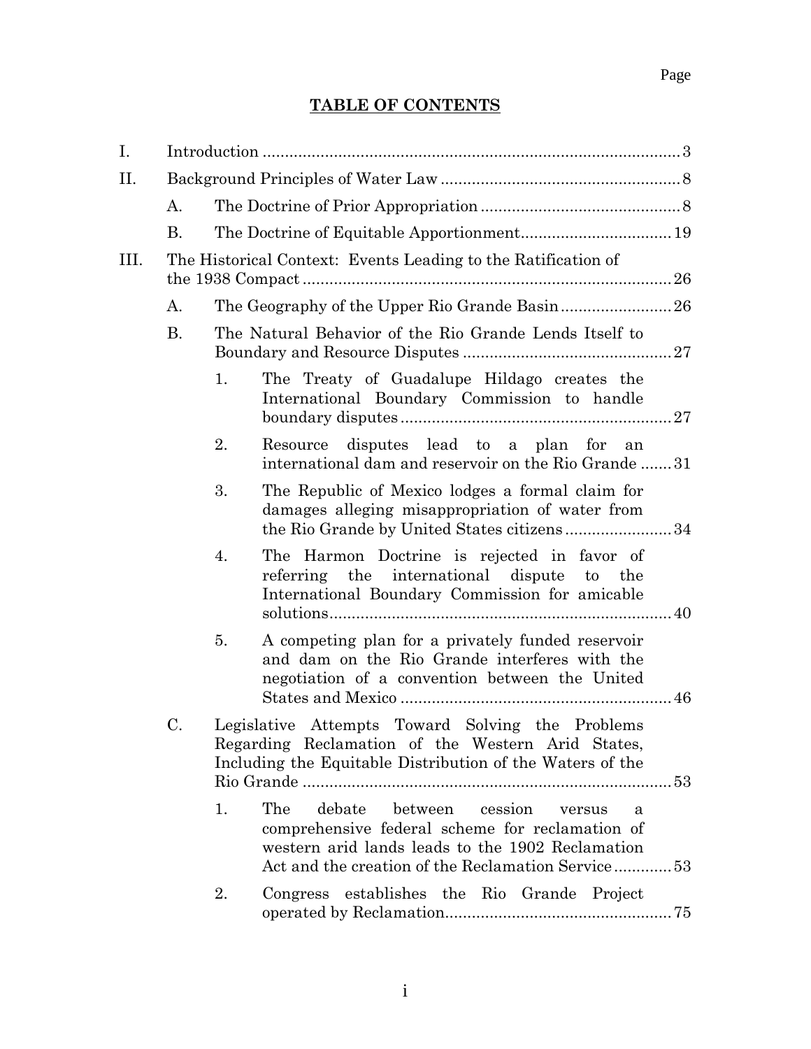Page

# TABLE OF CONTENTS

I. Introduction ........ 3

II. Background Principles of Water Law ........ 8

- A. The Doctrine of Prior Appropriation ........ 8
- B. The Doctrine of Equitable Apportionment ........ 19

III. The Historical Context: Events Leading to the Ratification of the 1938 Compact ........ 26

- A. The Geography of the Upper Rio Grande Basin ........ 26
- B. The Natural Behavior of the Rio Grande Lends Itself to Boundary and Resource Disputes ........ 27
  1. The Treaty of Guadalupe Hildago creates the International Boundary Commission to handle boundary disputes ........ 27
  2. Resource disputes lead to a plan for an international dam and reservoir on the Rio Grande ........ 31
  3. The Republic of Mexico lodges a formal claim for damages alleging misappropriation of water from the Rio Grande by United States citizens ........ 34
  4. The Harmon Doctrine is rejected in favor of referring the international dispute to the International Boundary Commission for amicable solutions ........ 40
  5. A competing plan for a privately funded reservoir and dam on the Rio Grande interferes with the negotiation of a convention between the United States and Mexico ........ 46
- C. Legislative Attempts Toward Solving the Problems Regarding Reclamation of the Western Arid States, Including the Equitable Distribution of the Waters of the Rio Grande ........ 53
  1. The debate between cession versus a comprehensive federal scheme for reclamation of western arid lands leads to the 1902 Reclamation Act and the creation of the Reclamation Service ........ 53
  2. Congress establishes the Rio Grande Project operated by Reclamation ........ 75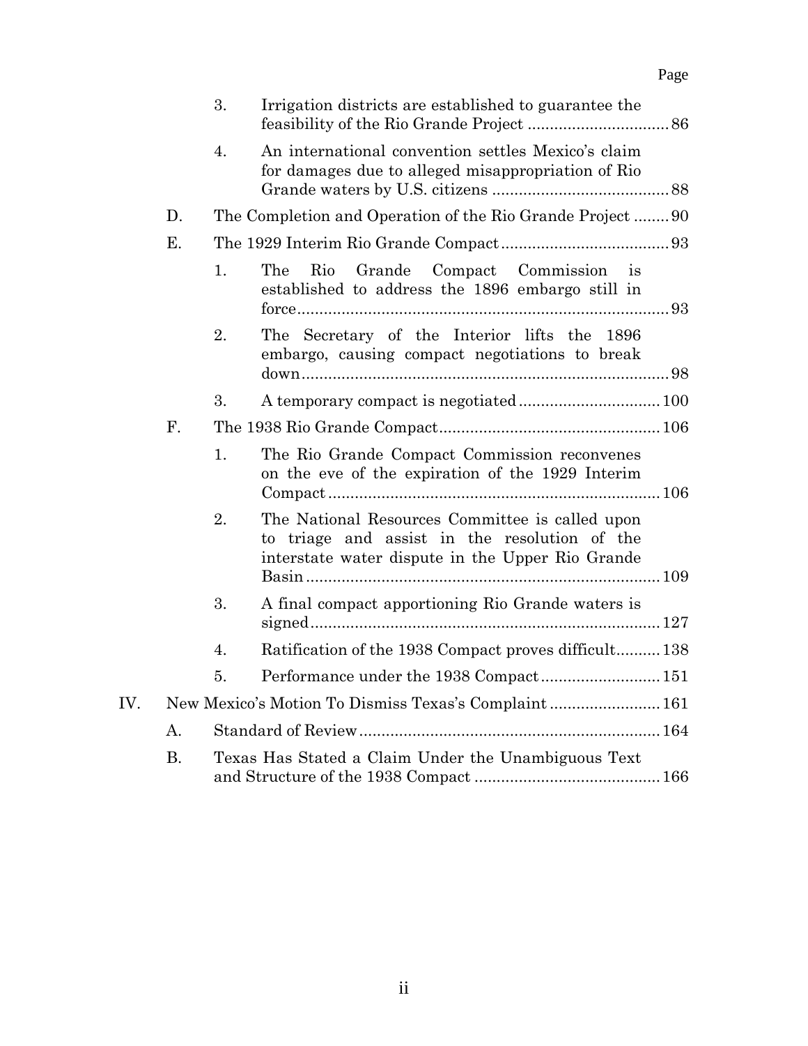Page

3. Irrigation districts are established to guarantee the feasibility of the Rio Grande Project ................................ 86

4. An international convention settles Mexico's claim for damages due to alleged misappropriation of Rio Grande waters by U.S. citizens ........................................ 88

D. The Completion and Operation of the Rio Grande Project ........ 90

E. The 1929 Interim Rio Grande Compact...................................... 93

1. The Rio Grande Compact Commission is established to address the 1896 embargo still in force.................................................................................... 93

2. The Secretary of the Interior lifts the 1896 embargo, causing compact negotiations to break down................................................................................... 98

3. A temporary compact is negotiated................................ 100

F. The 1938 Rio Grande Compact.................................................. 106

1. The Rio Grande Compact Commission reconvenes on the eve of the expiration of the 1929 Interim Compact........................................................................... 106

2. The National Resources Committee is called upon to triage and assist in the resolution of the interstate water dispute in the Upper Rio Grande Basin................................................................................ 109

3. A final compact apportioning Rio Grande waters is signed............................................................................... 127

4. Ratification of the 1938 Compact proves difficult.......... 138

5. Performance under the 1938 Compact........................... 151

IV. New Mexico's Motion To Dismiss Texas's Complaint ......................... 161

A. Standard of Review.................................................................... 164

B. Texas Has Stated a Claim Under the Unambiguous Text and Structure of the 1938 Compact .......................................... 166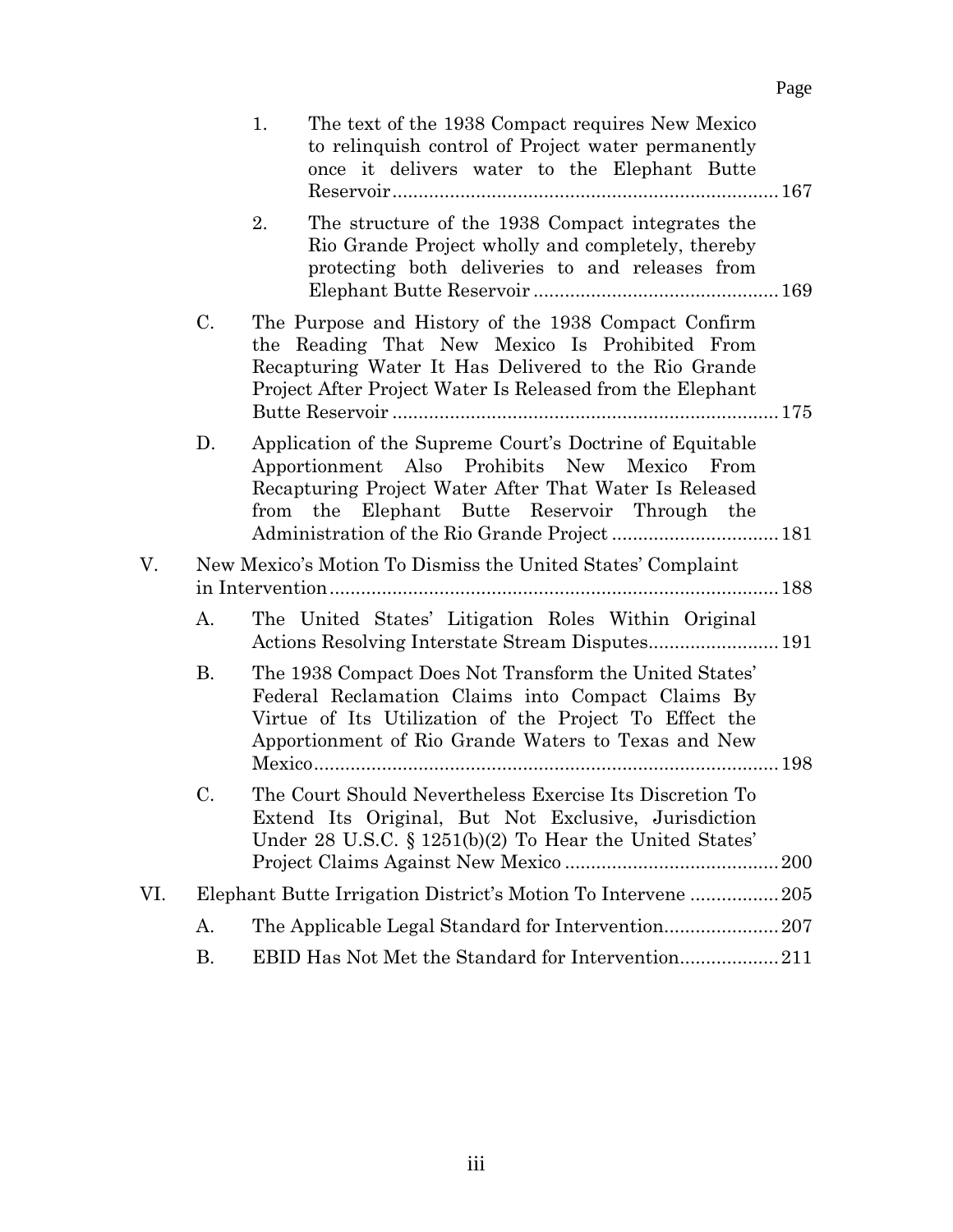Page

1. The text of the 1938 Compact requires New Mexico to relinquish control of Project water permanently once it delivers water to the Elephant Butte Reservoir .......... 167

2. The structure of the 1938 Compact integrates the Rio Grande Project wholly and completely, thereby protecting both deliveries to and releases from Elephant Butte Reservoir .......... 169

C. The Purpose and History of the 1938 Compact Confirm the Reading That New Mexico Is Prohibited From Recapturing Water It Has Delivered to the Rio Grande Project After Project Water Is Released from the Elephant Butte Reservoir .......... 175

D. Application of the Supreme Court's Doctrine of Equitable Apportionment Also Prohibits New Mexico From Recapturing Project Water After That Water Is Released from the Elephant Butte Reservoir Through the Administration of the Rio Grande Project .......... 181

V. New Mexico's Motion To Dismiss the United States' Complaint in Intervention .......... 188

A. The United States' Litigation Roles Within Original Actions Resolving Interstate Stream Disputes .......... 191

B. The 1938 Compact Does Not Transform the United States' Federal Reclamation Claims into Compact Claims By Virtue of Its Utilization of the Project To Effect the Apportionment of Rio Grande Waters to Texas and New Mexico .......... 198

C. The Court Should Nevertheless Exercise Its Discretion To Extend Its Original, But Not Exclusive, Jurisdiction Under 28 U.S.C. § 1251(b)(2) To Hear the United States' Project Claims Against New Mexico .......... 200

VI. Elephant Butte Irrigation District's Motion To Intervene .......... 205

A. The Applicable Legal Standard for Intervention .......... 207

B. EBID Has Not Met the Standard for Intervention .......... 211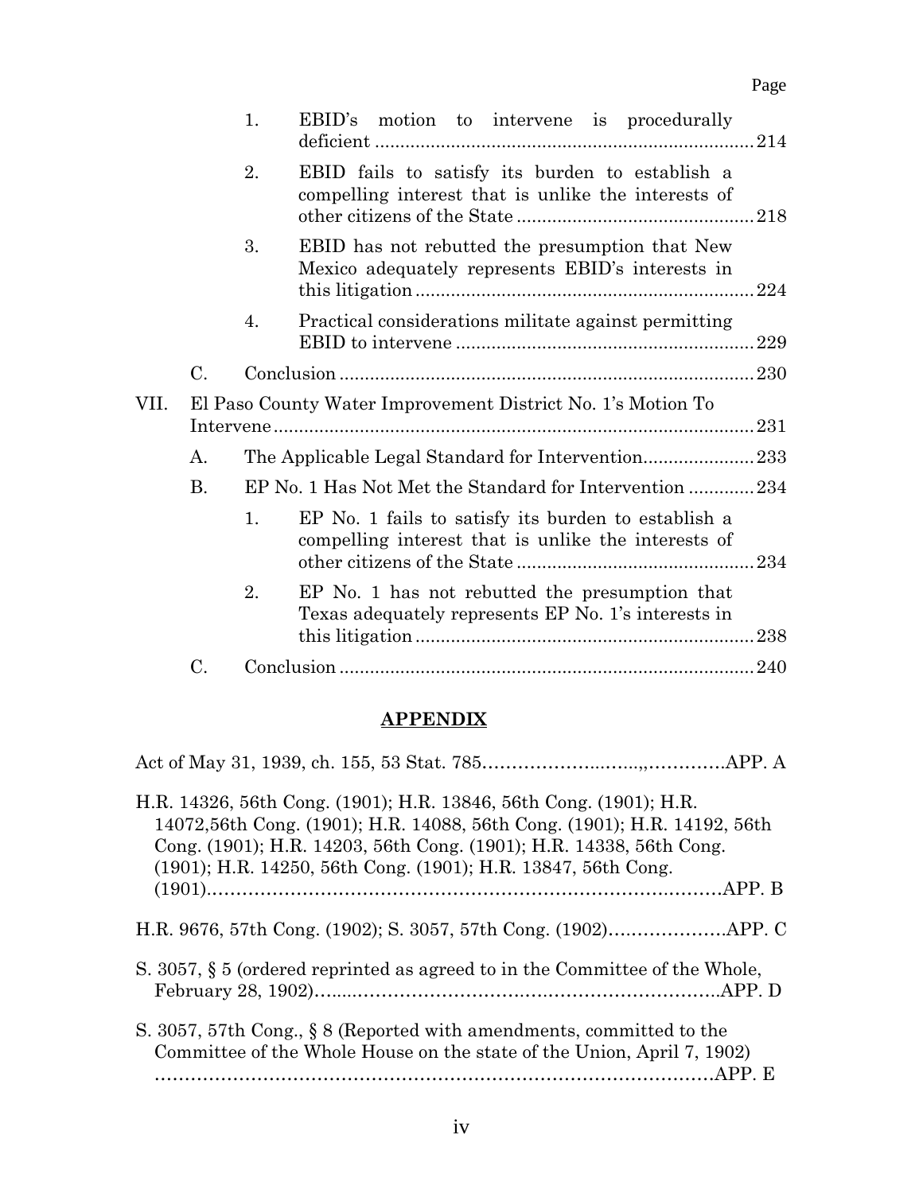Page

1. EBID's motion to intervene is procedurally deficient .......... 214
2. EBID fails to satisfy its burden to establish a compelling interest that is unlike the interests of other citizens of the State .......... 218
3. EBID has not rebutted the presumption that New Mexico adequately represents EBID's interests in this litigation .......... 224
4. Practical considerations militate against permitting EBID to intervene .......... 229

C. Conclusion .......... 230

VII. El Paso County Water Improvement District No. 1's Motion To Intervene .......... 231

A. The Applicable Legal Standard for Intervention .......... 233

B. EP No. 1 Has Not Met the Standard for Intervention .......... 234

1. EP No. 1 fails to satisfy its burden to establish a compelling interest that is unlike the interests of other citizens of the State .......... 234
2. EP No. 1 has not rebutted the presumption that Texas adequately represents EP No. 1's interests in this litigation .......... 238

C. Conclusion .......... 240

## APPENDIX

Act of May 31, 1939, ch. 155, 53 Stat. 785 .......... APP. A

H.R. 14326, 56th Cong. (1901); H.R. 13846, 56th Cong. (1901); H.R. 14072,56th Cong. (1901); H.R. 14088, 56th Cong. (1901); H.R. 14192, 56th Cong. (1901); H.R. 14203, 56th Cong. (1901); H.R. 14338, 56th Cong. (1901); H.R. 14250, 56th Cong. (1901); H.R. 13847, 56th Cong. (1901) .......... APP. B

H.R. 9676, 57th Cong. (1902); S. 3057, 57th Cong. (1902) .......... APP. C

S. 3057, § 5 (ordered reprinted as agreed to in the Committee of the Whole, February 28, 1902) .......... APP. D

S. 3057, 57th Cong., § 8 (Reported with amendments, committed to the Committee of the Whole House on the state of the Union, April 7, 1902) .......... APP. E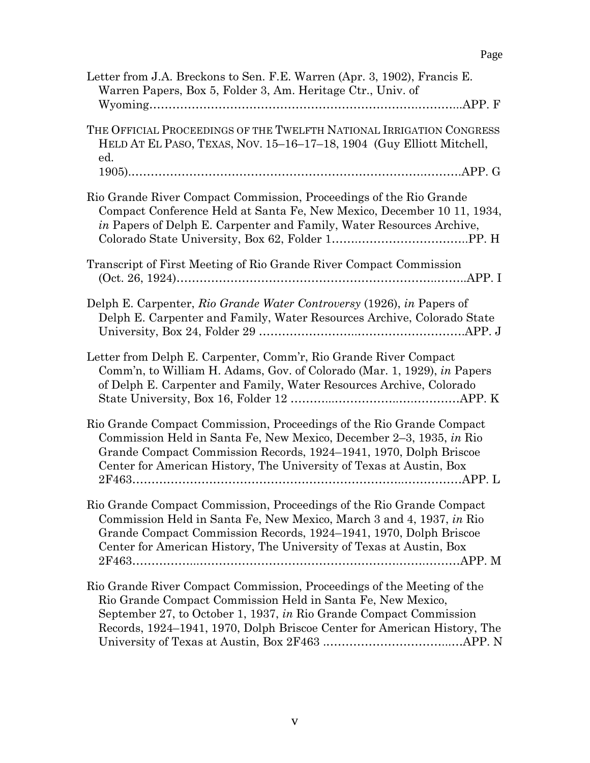Page

Letter from J.A. Breckons to Sen. F.E. Warren (Apr. 3, 1902), Francis E. Warren Papers, Box 5, Folder 3, Am. Heritage Ctr., Univ. of Wyoming……………………………………………………………………..APP. F

THE OFFICIAL PROCEEDINGS OF THE TWELFTH NATIONAL IRRIGATION CONGRESS HELD AT EL PASO, TEXAS, NOV. 15–16–17–18, 1904 (Guy Elliott Mitchell, ed. 1905)…………………………………………………………………………APP. G

Rio Grande River Compact Commission, Proceedings of the Rio Grande Compact Conference Held at Santa Fe, New Mexico, December 10 11, 1934, *in* Papers of Delph E. Carpenter and Family, Water Resources Archive, Colorado State University, Box 62, Folder 1……………………………..PP. H

Transcript of First Meeting of Rio Grande River Compact Commission (Oct. 26, 1924)…………………………………………………………………APP. I

Delph E. Carpenter, *Rio Grande Water Controversy* (1926), *in* Papers of Delph E. Carpenter and Family, Water Resources Archive, Colorado State University, Box 24, Folder 29 ………………………………………………APP. J

Letter from Delph E. Carpenter, Comm'r, Rio Grande River Compact Comm'n, to William H. Adams, Gov. of Colorado (Mar. 1, 1929), *in* Papers of Delph E. Carpenter and Family, Water Resources Archive, Colorado State University, Box 16, Folder 12 ……………………………………APP. K

Rio Grande Compact Commission, Proceedings of the Rio Grande Compact Commission Held in Santa Fe, New Mexico, December 2–3, 1935, *in* Rio Grande Compact Commission Records, 1924–1941, 1970, Dolph Briscoe Center for American History, The University of Texas at Austin, Box 2F463………………………………………………………………………APP. L

Rio Grande Compact Commission, Proceedings of the Rio Grande Compact Commission Held in Santa Fe, New Mexico, March 3 and 4, 1937, *in* Rio Grande Compact Commission Records, 1924–1941, 1970, Dolph Briscoe Center for American History, The University of Texas at Austin, Box 2F463………………………………………………………………………APP. M

Rio Grande River Compact Commission, Proceedings of the Meeting of the Rio Grande Compact Commission Held in Santa Fe, New Mexico, September 27, to October 1, 1937, *in* Rio Grande Compact Commission Records, 1924–1941, 1970, Dolph Briscoe Center for American History, The University of Texas at Austin, Box 2F463 ………………………………APP. N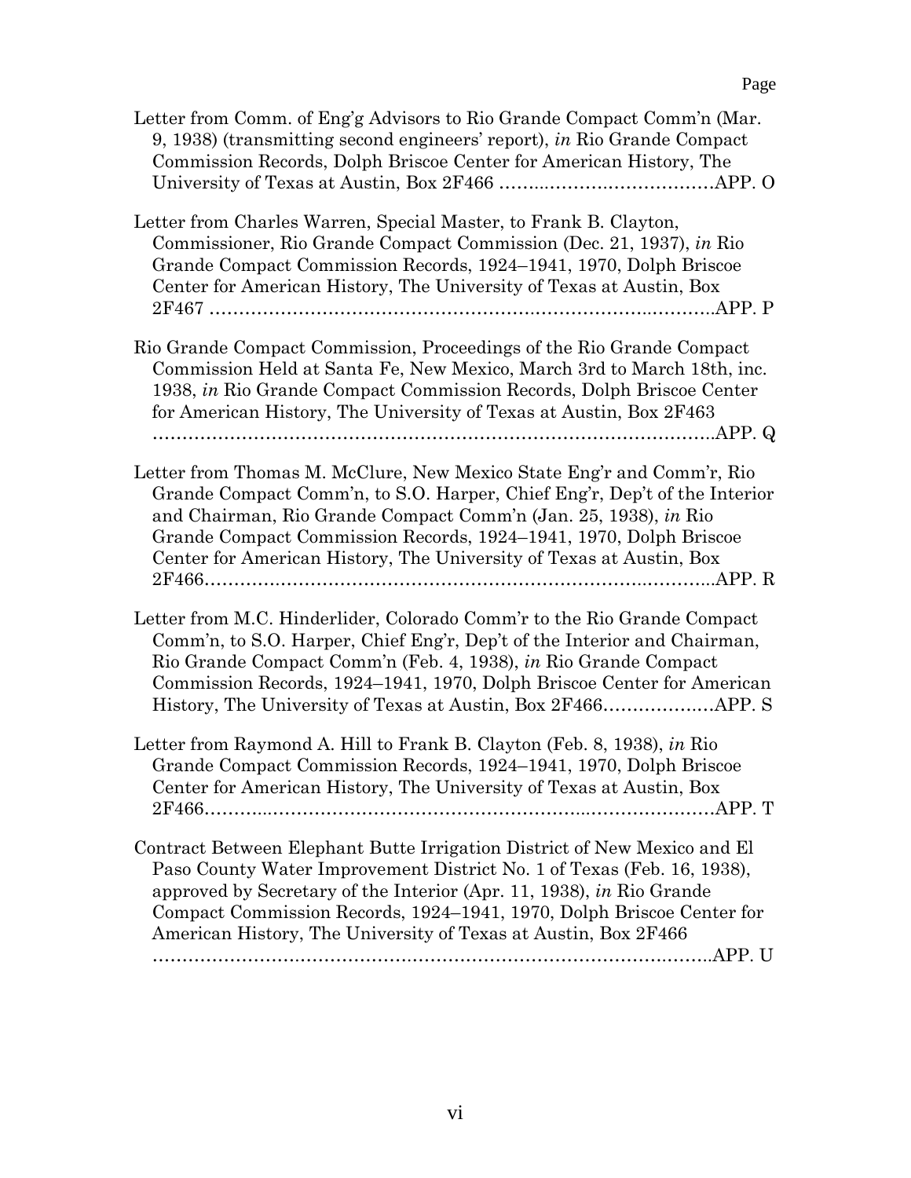Page

Letter from Comm. of Eng'g Advisors to Rio Grande Compact Comm'n (Mar. 9, 1938) (transmitting second engineers' report), *in* Rio Grande Compact Commission Records, Dolph Briscoe Center for American History, The University of Texas at Austin, Box 2F466 ……..……….……………………APP. O

Letter from Charles Warren, Special Master, to Frank B. Clayton, Commissioner, Rio Grande Compact Commission (Dec. 21, 1937), *in* Rio Grande Compact Commission Records, 1924–1941, 1970, Dolph Briscoe Center for American History, The University of Texas at Austin, Box 2F467 ………………………………………………………………..……….APP. P

Rio Grande Compact Commission, Proceedings of the Rio Grande Compact Commission Held at Santa Fe, New Mexico, March 3rd to March 18th, inc. 1938, *in* Rio Grande Compact Commission Records, Dolph Briscoe Center for American History, The University of Texas at Austin, Box 2F463 …………………………………………………………………………….APP. Q

Letter from Thomas M. McClure, New Mexico State Eng'r and Comm'r, Rio Grande Compact Comm'n, to S.O. Harper, Chief Eng'r, Dep't of the Interior and Chairman, Rio Grande Compact Comm'n (Jan. 25, 1938), *in* Rio Grande Compact Commission Records, 1924–1941, 1970, Dolph Briscoe Center for American History, The University of Texas at Austin, Box 2F466………………………………………………………………..………...APP. R

Letter from M.C. Hinderlider, Colorado Comm'r to the Rio Grande Compact Comm'n, to S.O. Harper, Chief Eng'r, Dep't of the Interior and Chairman, Rio Grande Compact Comm'n (Feb. 4, 1938), *in* Rio Grande Compact Commission Records, 1924–1941, 1970, Dolph Briscoe Center for American History, The University of Texas at Austin, Box 2F466………………APP. S

Letter from Raymond A. Hill to Frank B. Clayton (Feb. 8, 1938), *in* Rio Grande Compact Commission Records, 1924–1941, 1970, Dolph Briscoe Center for American History, The University of Texas at Austin, Box 2F466………..…………………………………………..…………………APP. T

Contract Between Elephant Butte Irrigation District of New Mexico and El Paso County Water Improvement District No. 1 of Texas (Feb. 16, 1938), approved by Secretary of the Interior (Apr. 11, 1938), *in* Rio Grande Compact Commission Records, 1924–1941, 1970, Dolph Briscoe Center for American History, The University of Texas at Austin, Box 2F466 ……………………………………………………………………………..APP. U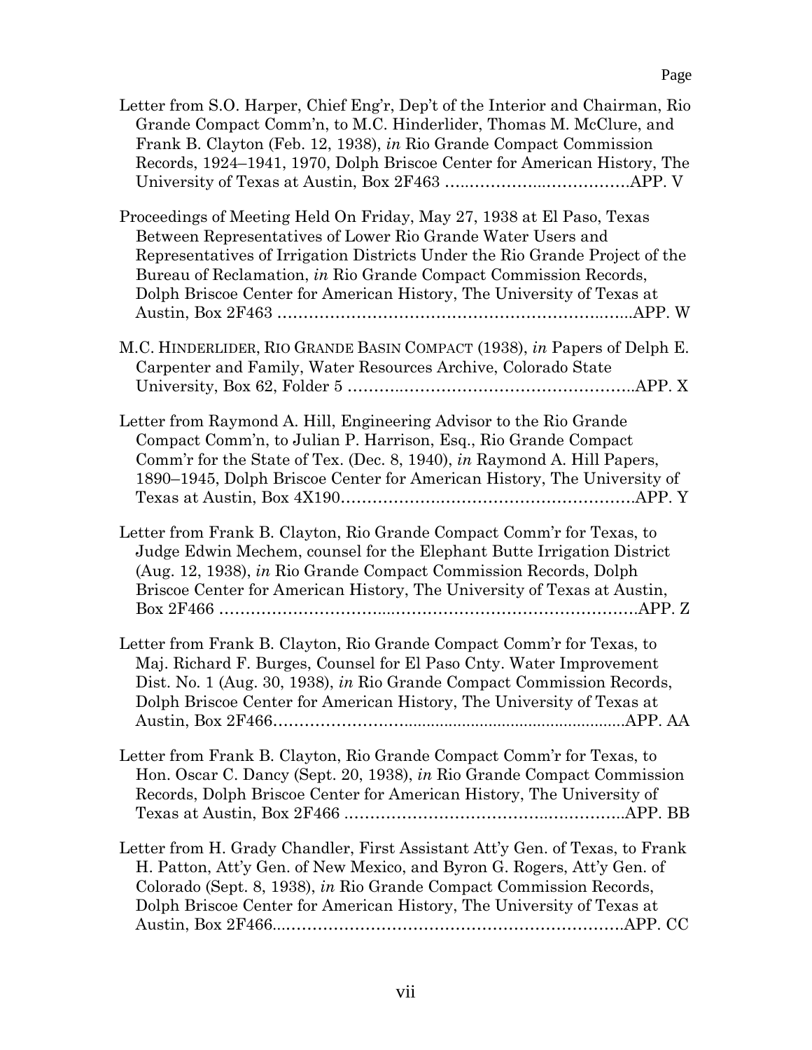Page

Letter from S.O. Harper, Chief Eng'r, Dep't of the Interior and Chairman, Rio Grande Compact Comm'n, to M.C. Hinderlider, Thomas M. McClure, and Frank B. Clayton (Feb. 12, 1938), *in* Rio Grande Compact Commission Records, 1924–1941, 1970, Dolph Briscoe Center for American History, The University of Texas at Austin, Box 2F463 ……………………………………APP. V

Proceedings of Meeting Held On Friday, May 27, 1938 at El Paso, Texas Between Representatives of Lower Rio Grande Water Users and Representatives of Irrigation Districts Under the Rio Grande Project of the Bureau of Reclamation, *in* Rio Grande Compact Commission Records, Dolph Briscoe Center for American History, The University of Texas at Austin, Box 2F463 …………………………………………………………APP. W

M.C. HINDERLIDER, RIO GRANDE BASIN COMPACT (1938), *in* Papers of Delph E. Carpenter and Family, Water Resources Archive, Colorado State University, Box 62, Folder 5 ……………………………………………APP. X

Letter from Raymond A. Hill, Engineering Advisor to the Rio Grande Compact Comm'n, to Julian P. Harrison, Esq., Rio Grande Compact Comm'r for the State of Tex. (Dec. 8, 1940), *in* Raymond A. Hill Papers, 1890–1945, Dolph Briscoe Center for American History, The University of Texas at Austin, Box 4X190…………………………………………………APP. Y

Letter from Frank B. Clayton, Rio Grande Compact Comm'r for Texas, to Judge Edwin Mechem, counsel for the Elephant Butte Irrigation District (Aug. 12, 1938), *in* Rio Grande Compact Commission Records, Dolph Briscoe Center for American History, The University of Texas at Austin, Box 2F466 …………………………………………………………………APP. Z

Letter from Frank B. Clayton, Rio Grande Compact Comm'r for Texas, to Maj. Richard F. Burges, Counsel for El Paso Cnty. Water Improvement Dist. No. 1 (Aug. 30, 1938), *in* Rio Grande Compact Commission Records, Dolph Briscoe Center for American History, The University of Texas at Austin, Box 2F466…………………………………………………………APP. AA

Letter from Frank B. Clayton, Rio Grande Compact Comm'r for Texas, to Hon. Oscar C. Dancy (Sept. 20, 1938), *in* Rio Grande Compact Commission Records, Dolph Briscoe Center for American History, The University of Texas at Austin, Box 2F466 ………………………………………………APP. BB

Letter from H. Grady Chandler, First Assistant Att'y Gen. of Texas, to Frank H. Patton, Att'y Gen. of New Mexico, and Byron G. Rogers, Att'y Gen. of Colorado (Sept. 8, 1938), *in* Rio Grande Compact Commission Records, Dolph Briscoe Center for American History, The University of Texas at Austin, Box 2F466……………………………………………………………APP. CC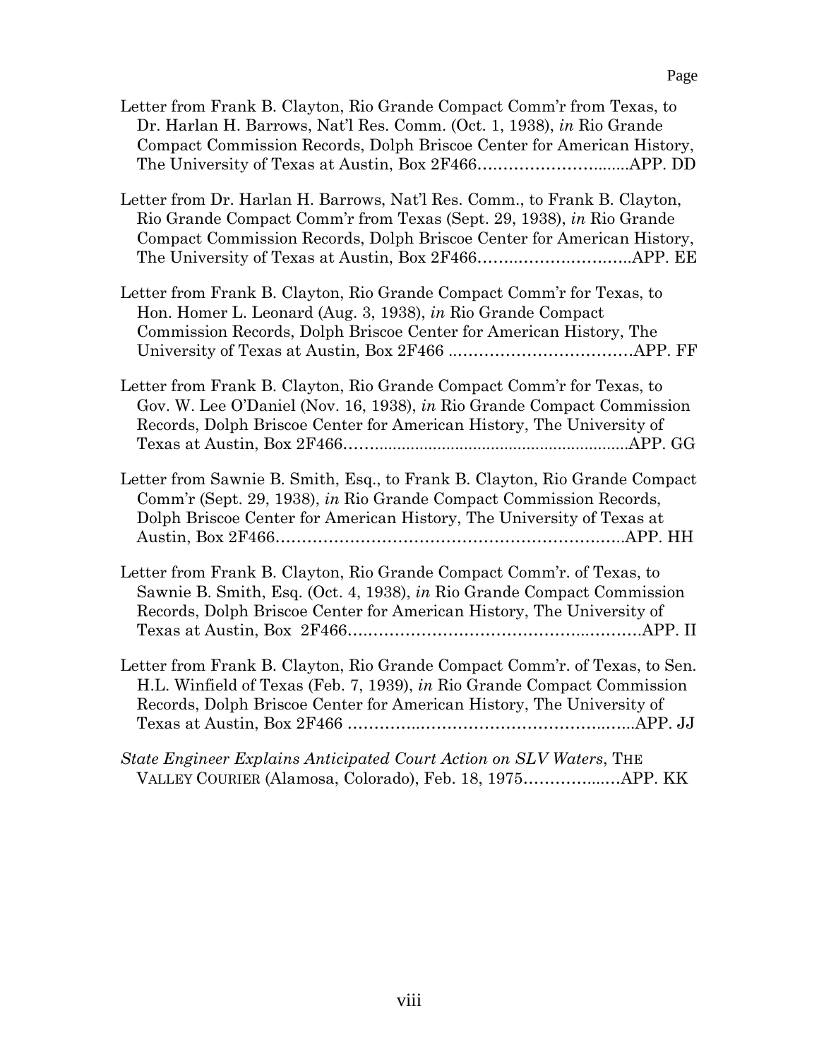Page

Letter from Frank B. Clayton, Rio Grande Compact Comm'r from Texas, to Dr. Harlan H. Barrows, Nat'l Res. Comm. (Oct. 1, 1938), *in* Rio Grande Compact Commission Records, Dolph Briscoe Center for American History, The University of Texas at Austin, Box 2F466……………………........APP. DD

Letter from Dr. Harlan H. Barrows, Nat'l Res. Comm., to Frank B. Clayton, Rio Grande Compact Comm'r from Texas (Sept. 29, 1938), *in* Rio Grande Compact Commission Records, Dolph Briscoe Center for American History, The University of Texas at Austin, Box 2F466………………………..APP. EE

Letter from Frank B. Clayton, Rio Grande Compact Comm'r for Texas, to Hon. Homer L. Leonard (Aug. 3, 1938), *in* Rio Grande Compact Commission Records, Dolph Briscoe Center for American History, The University of Texas at Austin, Box 2F466 ………………………………APP. FF

Letter from Frank B. Clayton, Rio Grande Compact Comm'r for Texas, to Gov. W. Lee O'Daniel (Nov. 16, 1938), *in* Rio Grande Compact Commission Records, Dolph Briscoe Center for American History, The University of Texas at Austin, Box 2F466…….........................................................APP. GG

Letter from Sawnie B. Smith, Esq., to Frank B. Clayton, Rio Grande Compact Comm'r (Sept. 29, 1938), *in* Rio Grande Compact Commission Records, Dolph Briscoe Center for American History, The University of Texas at Austin, Box 2F466……………………………………………………..APP. HH

Letter from Frank B. Clayton, Rio Grande Compact Comm'r. of Texas, to Sawnie B. Smith, Esq. (Oct. 4, 1938), *in* Rio Grande Compact Commission Records, Dolph Briscoe Center for American History, The University of Texas at Austin, Box 2F466……………………………………..………APP. II

Letter from Frank B. Clayton, Rio Grande Compact Comm'r. of Texas, to Sen. H.L. Winfield of Texas (Feb. 7, 1939), *in* Rio Grande Compact Commission Records, Dolph Briscoe Center for American History, The University of Texas at Austin, Box 2F466 ……………………………………….…...APP. JJ

*State Engineer Explains Anticipated Court Action on SLV Waters*, THE VALLEY COURIER (Alamosa, Colorado), Feb. 18, 1975………………APP. KK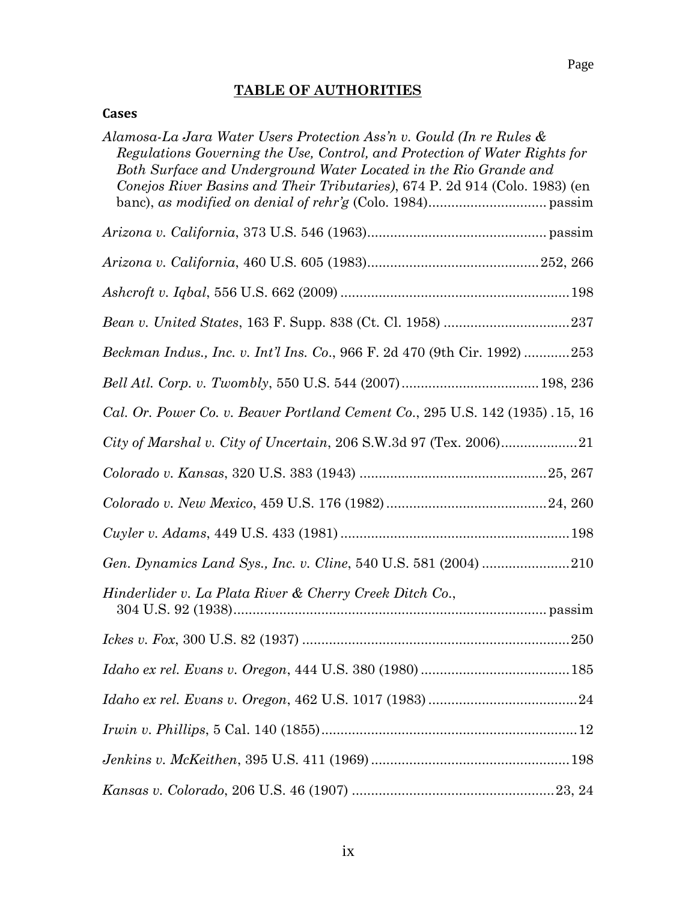Page

## TABLE OF AUTHORITIES

### Cases

*Alamosa-La Jara Water Users Protection Ass'n v. Gould (In re Rules & Regulations Governing the Use, Control, and Protection of Water Rights for Both Surface and Underground Water Located in the Rio Grande and Conejos River Basins and Their Tributaries)*, 674 P. 2d 914 (Colo. 1983) (en banc), *as modified on denial of rehr'g* (Colo. 1984) .............................. passim

*Arizona v. California*, 373 U.S. 546 (1963) .............................................. passim

*Arizona v. California*, 460 U.S. 605 (1983) ............................................ 252, 266

*Ashcroft v. Iqbal*, 556 U.S. 662 (2009) ........................................................... 198

*Bean v. United States*, 163 F. Supp. 838 (Ct. Cl. 1958) ................................. 237

*Beckman Indus., Inc. v. Int'l Ins. Co.*, 966 F. 2d 470 (9th Cir. 1992) ............ 253

*Bell Atl. Corp. v. Twombly*, 550 U.S. 544 (2007) .................................... 198, 236

*Cal. Or. Power Co. v. Beaver Portland Cement Co.*, 295 U.S. 142 (1935) . 15, 16

*City of Marshal v. City of Uncertain*, 206 S.W.3d 97 (Tex. 2006) .................... 21

*Colorado v. Kansas*, 320 U.S. 383 (1943) ................................................ 25, 267

*Colorado v. New Mexico*, 459 U.S. 176 (1982) .......................................... 24, 260

*Cuyler v. Adams*, 449 U.S. 433 (1981) ........................................................... 198

*Gen. Dynamics Land Sys., Inc. v. Cline*, 540 U.S. 581 (2004) ....................... 210

*Hinderlider v. La Plata River & Cherry Creek Ditch Co.*, 304 U.S. 92 (1938) ................................................................................. passim

*Ickes v. Fox*, 300 U.S. 82 (1937) ..................................................................... 250

*Idaho ex rel. Evans v. Oregon*, 444 U.S. 380 (1980) ....................................... 185

*Idaho ex rel. Evans v. Oregon*, 462 U.S. 1017 (1983) ....................................... 24

*Irwin v. Phillips*, 5 Cal. 140 (1855) .................................................................. 12

*Jenkins v. McKeithen*, 395 U.S. 411 (1969) .................................................... 198

*Kansas v. Colorado*, 206 U.S. 46 (1907) ..................................................... 23, 24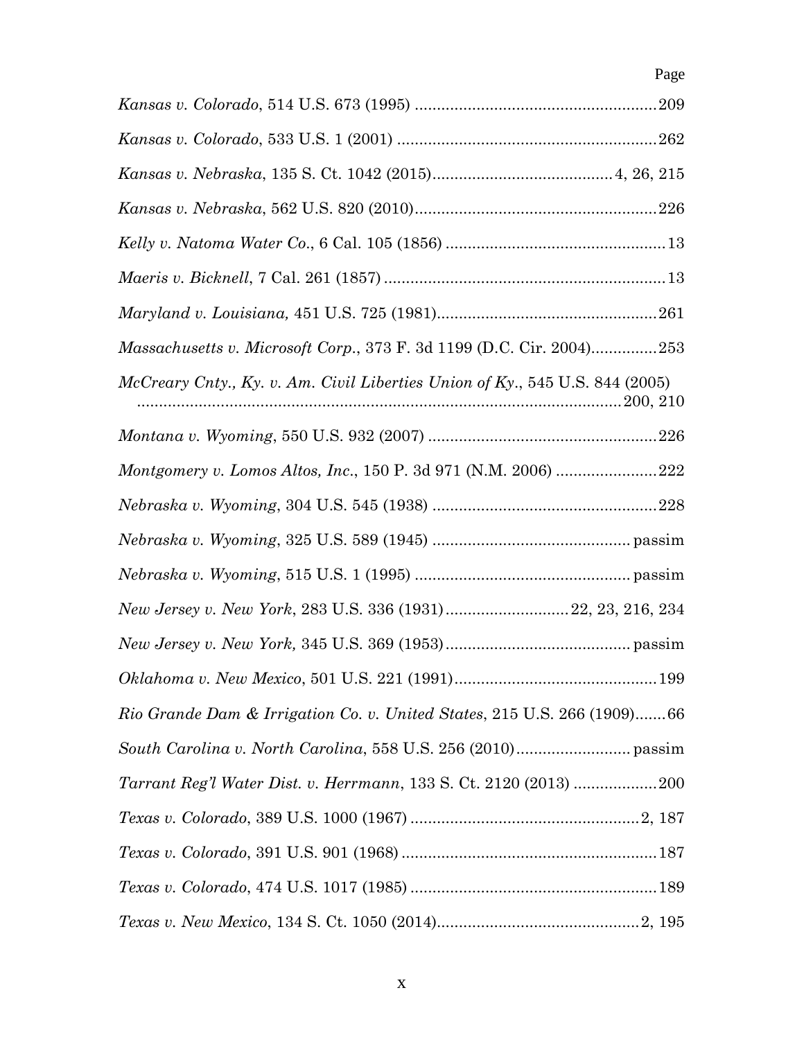Page

*Kansas v. Colorado*, 514 U.S. 673 (1995) ....................................................... 209

*Kansas v. Colorado*, 533 U.S. 1 (2001) ........................................................... 262

*Kansas v. Nebraska*, 135 S. Ct. 1042 (2015)......................................... 4, 26, 215

*Kansas v. Nebraska*, 562 U.S. 820 (2010)....................................................... 226

*Kelly v. Natoma Water Co.*, 6 Cal. 105 (1856) .................................................. 13

*Maeris v. Bicknell*, 7 Cal. 261 (1857) ................................................................. 13

*Maryland v. Louisiana,* 451 U.S. 725 (1981).................................................. 261

*Massachusetts v. Microsoft Corp.*, 373 F. 3d 1199 (D.C. Cir. 2004)............... 253

*McCreary Cnty., Ky. v. Am. Civil Liberties Union of Ky.*, 545 U.S. 844 (2005) ........................................................................................................... 200, 210

*Montana v. Wyoming*, 550 U.S. 932 (2007) .................................................... 226

*Montgomery v. Lomos Altos, Inc.*, 150 P. 3d 971 (N.M. 2006) ....................... 222

*Nebraska v. Wyoming*, 304 U.S. 545 (1938) ................................................... 228

*Nebraska v. Wyoming*, 325 U.S. 589 (1945) ............................................. passim

*Nebraska v. Wyoming*, 515 U.S. 1 (1995) ................................................. passim

*New Jersey v. New York*, 283 U.S. 336 (1931)............................ 22, 23, 216, 234

*New Jersey v. New York,* 345 U.S. 369 (1953).......................................... passim

*Oklahoma v. New Mexico*, 501 U.S. 221 (1991).............................................. 199

*Rio Grande Dam & Irrigation Co. v. United States*, 215 U.S. 266 (1909)....... 66

*South Carolina v. North Carolina*, 558 U.S. 256 (2010).......................... passim

*Tarrant Reg'l Water Dist. v. Herrmann*, 133 S. Ct. 2120 (2013) ................... 200

*Texas v. Colorado*, 389 U.S. 1000 (1967) ...................................................... 2, 187

*Texas v. Colorado*, 391 U.S. 901 (1968) .......................................................... 187

*Texas v. Colorado*, 474 U.S. 1017 (1985) ........................................................ 189

*Texas v. New Mexico*, 134 S. Ct. 1050 (2014).............................................. 2, 195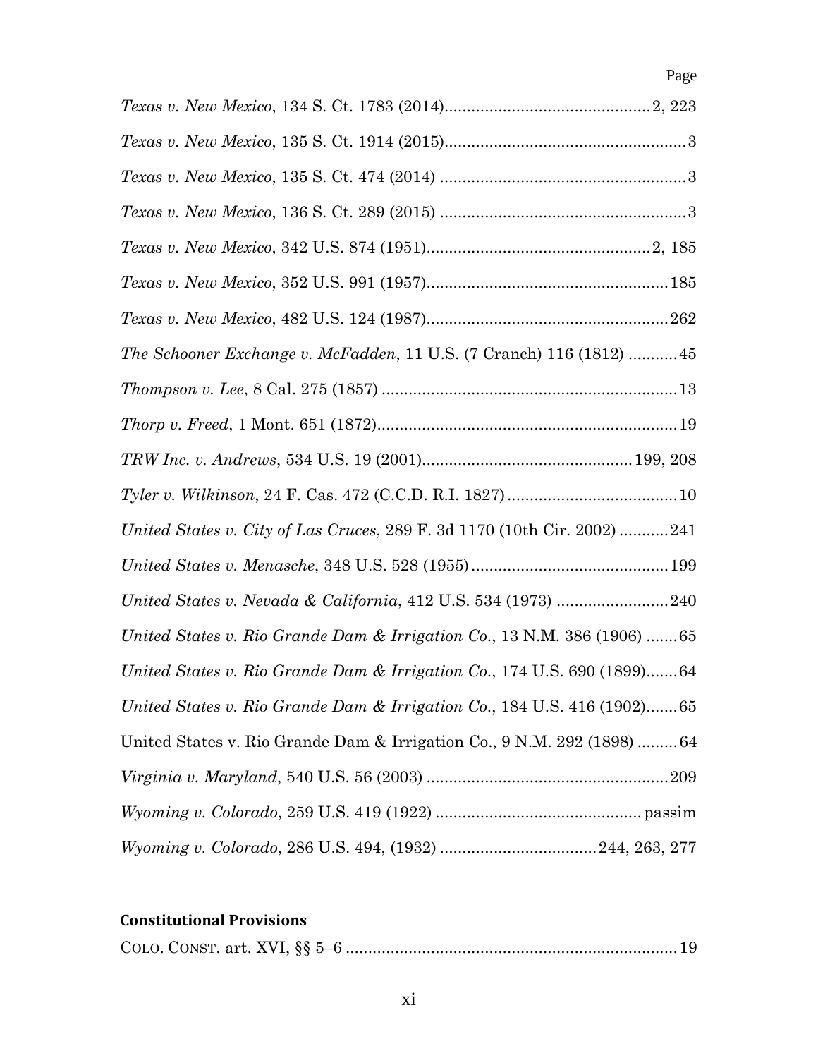Page

*Texas v. New Mexico*, 134 S. Ct. 1783 (2014)............................................2, 223

*Texas v. New Mexico*, 135 S. Ct. 1914 (2015).....................................................3

*Texas v. New Mexico*, 135 S. Ct. 474 (2014) ......................................................3

*Texas v. New Mexico*, 136 S. Ct. 289 (2015) ......................................................3

*Texas v. New Mexico*, 342 U.S. 874 (1951)................................................2, 185

*Texas v. New Mexico*, 352 U.S. 991 (1957).....................................................185

*Texas v. New Mexico*, 482 U.S. 124 (1987).....................................................262

*The Schooner Exchange v. McFadden*, 11 U.S. (7 Cranch) 116 (1812) ...........45

*Thompson v. Lee*, 8 Cal. 275 (1857) .................................................................13

*Thorp v. Freed*, 1 Mont. 651 (1872)..................................................................19

*TRW Inc. v. Andrews*, 534 U.S. 19 (2001)..............................................199, 208

*Tyler v. Wilkinson*, 24 F. Cas. 472 (C.C.D. R.I. 1827).....................................10

*United States v. City of Las Cruces*, 289 F. 3d 1170 (10th Cir. 2002) ...........241

*United States v. Menasche*, 348 U.S. 528 (1955)...........................................199

*United States v. Nevada & California*, 412 U.S. 534 (1973) .........................240

*United States v. Rio Grande Dam & Irrigation Co.*, 13 N.M. 386 (1906) .......65

*United States v. Rio Grande Dam & Irrigation Co.*, 174 U.S. 690 (1899).......64

*United States v. Rio Grande Dam & Irrigation Co.*, 184 U.S. 416 (1902).......65

United States v. Rio Grande Dam & Irrigation Co., 9 N.M. 292 (1898) .........64

*Virginia v. Maryland*, 540 U.S. 56 (2003) .....................................................209

*Wyoming v. Colorado*, 259 U.S. 419 (1922) ............................................. passim

*Wyoming v. Colorado*, 286 U.S. 494, (1932) ..................................244, 263, 277

**Constitutional Provisions**

COLO. CONST. art. XVI, §§ 5–6 ........................................................................19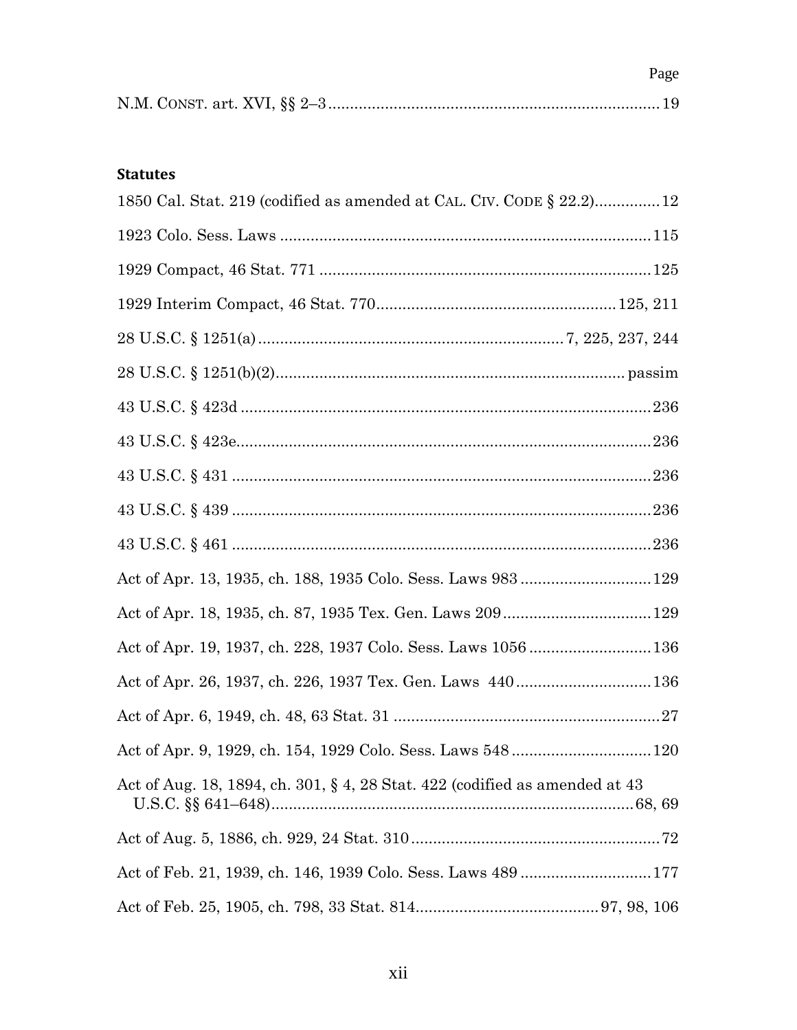Page

N.M. CONST. art. XVI, §§ 2–3 ........................................................................ 19

**Statutes**

1850 Cal. Stat. 219 (codified as amended at CAL. CIV. CODE § 22.2)............... 12

1923 Colo. Sess. Laws ..................................................................................... 115

1929 Compact, 46 Stat. 771 ............................................................................ 125

1929 Interim Compact, 46 Stat. 770 ....................................................... 125, 211

28 U.S.C. § 1251(a) ....................................................................... 7, 225, 237, 244

28 U.S.C. § 1251(b)(2) ............................................................................... passim

43 U.S.C. § 423d .............................................................................................. 236

43 U.S.C. § 423e ............................................................................................... 236

43 U.S.C. § 431 ................................................................................................ 236

43 U.S.C. § 439 ................................................................................................ 236

43 U.S.C. § 461 ................................................................................................ 236

Act of Apr. 13, 1935, ch. 188, 1935 Colo. Sess. Laws 983 .............................. 129

Act of Apr. 18, 1935, ch. 87, 1935 Tex. Gen. Laws 209 .................................. 129

Act of Apr. 19, 1937, ch. 228, 1937 Colo. Sess. Laws 1056 ............................ 136

Act of Apr. 26, 1937, ch. 226, 1937 Tex. Gen. Laws 440 ............................... 136

Act of Apr. 6, 1949, ch. 48, 63 Stat. 31 ............................................................. 27

Act of Apr. 9, 1929, ch. 154, 1929 Colo. Sess. Laws 548 ................................ 120

Act of Aug. 18, 1894, ch. 301, § 4, 28 Stat. 422 (codified as amended at 43 U.S.C. §§ 641–648) ................................................................................... 68, 69

Act of Aug. 5, 1886, ch. 929, 24 Stat. 310 ......................................................... 72

Act of Feb. 21, 1939, ch. 146, 1939 Colo. Sess. Laws 489 .............................. 177

Act of Feb. 25, 1905, ch. 798, 33 Stat. 814 ......................................... 97, 98, 106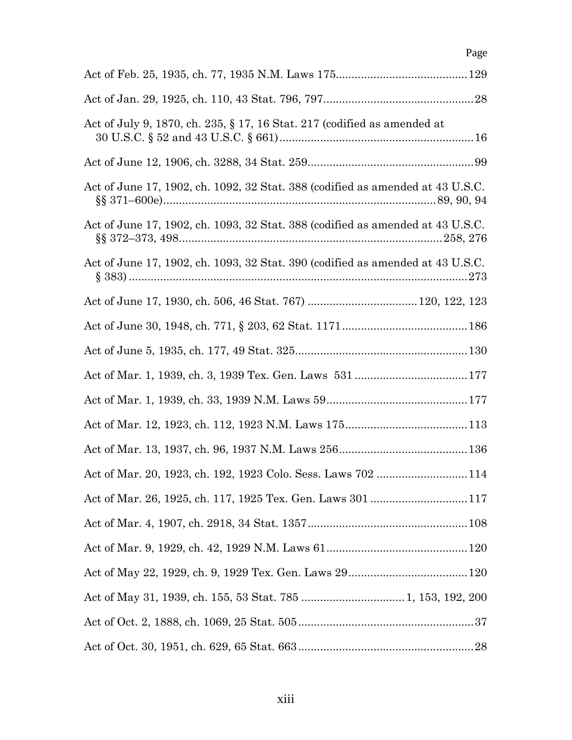Page

Act of Feb. 25, 1935, ch. 77, 1935 N.M. Laws 175.........................................129

Act of Jan. 29, 1925, ch. 110, 43 Stat. 796, 797...............................................28

Act of July 9, 1870, ch. 235, § 17, 16 Stat. 217 (codified as amended at 30 U.S.C. § 52 and 43 U.S.C. § 661).............................................................16

Act of June 12, 1906, ch. 3288, 34 Stat. 259....................................................99

Act of June 17, 1902, ch. 1092, 32 Stat. 388 (codified as amended at 43 U.S.C. §§ 371–600e)......................................................................................89, 90, 94

Act of June 17, 1902, ch. 1093, 32 Stat. 388 (codified as amended at 43 U.S.C. §§ 372–373, 498..................................................................................258, 276

Act of June 17, 1902, ch. 1093, 32 Stat. 390 (codified as amended at 43 U.S.C. § 383)..........................................................................................................273

Act of June 17, 1930, ch. 506, 46 Stat. 767) ..................................120, 122, 123

Act of June 30, 1948, ch. 771, § 203, 62 Stat. 1171........................................186

Act of June 5, 1935, ch. 177, 49 Stat. 325......................................................130

Act of Mar. 1, 1939, ch. 3, 1939 Tex. Gen. Laws 531 ...................................177

Act of Mar. 1, 1939, ch. 33, 1939 N.M. Laws 59............................................177

Act of Mar. 12, 1923, ch. 112, 1923 N.M. Laws 175.......................................113

Act of Mar. 13, 1937, ch. 96, 1937 N.M. Laws 256.........................................136

Act of Mar. 20, 1923, ch. 192, 1923 Colo. Sess. Laws 702 ............................114

Act of Mar. 26, 1925, ch. 117, 1925 Tex. Gen. Laws 301 ..............................117

Act of Mar. 4, 1907, ch. 2918, 34 Stat. 1357..................................................108

Act of Mar. 9, 1929, ch. 42, 1929 N.M. Laws 61............................................120

Act of May 22, 1929, ch. 9, 1929 Tex. Gen. Laws 29......................................120

Act of May 31, 1939, ch. 155, 53 Stat. 785 ................................1, 153, 192, 200

Act of Oct. 2, 1888, ch. 1069, 25 Stat. 505........................................................37

Act of Oct. 30, 1951, ch. 629, 65 Stat. 663........................................................28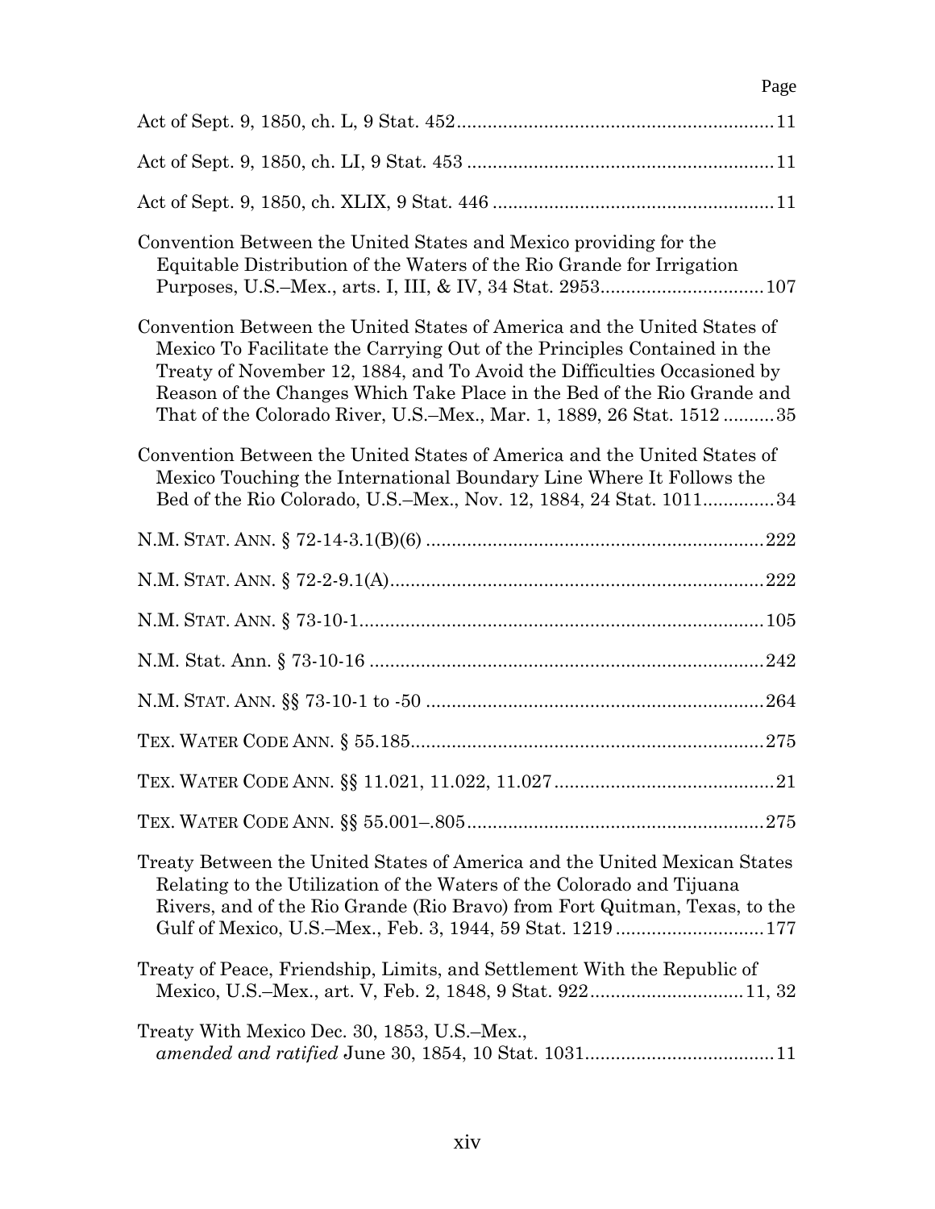Page

Act of Sept. 9, 1850, ch. L, 9 Stat. 452 .......... 11

Act of Sept. 9, 1850, ch. LI, 9 Stat. 453 .......... 11

Act of Sept. 9, 1850, ch. XLIX, 9 Stat. 446 .......... 11

Convention Between the United States and Mexico providing for the Equitable Distribution of the Waters of the Rio Grande for Irrigation Purposes, U.S.–Mex., arts. I, III, & IV, 34 Stat. 2953 .......... 107

Convention Between the United States of America and the United States of Mexico To Facilitate the Carrying Out of the Principles Contained in the Treaty of November 12, 1884, and To Avoid the Difficulties Occasioned by Reason of the Changes Which Take Place in the Bed of the Rio Grande and That of the Colorado River, U.S.–Mex., Mar. 1, 1889, 26 Stat. 1512 .......... 35

Convention Between the United States of America and the United States of Mexico Touching the International Boundary Line Where It Follows the Bed of the Rio Colorado, U.S.–Mex., Nov. 12, 1884, 24 Stat. 1011 .......... 34

N.M. STAT. ANN. § 72-14-3.1(B)(6) .......... 222

N.M. STAT. ANN. § 72-2-9.1(A) .......... 222

N.M. STAT. ANN. § 73-10-1 .......... 105

N.M. Stat. Ann. § 73-10-16 .......... 242

N.M. STAT. ANN. §§ 73-10-1 to -50 .......... 264

TEX. WATER CODE ANN. § 55.185 .......... 275

TEX. WATER CODE ANN. §§ 11.021, 11.022, 11.027 .......... 21

TEX. WATER CODE ANN. §§ 55.001–.805 .......... 275

Treaty Between the United States of America and the United Mexican States Relating to the Utilization of the Waters of the Colorado and Tijuana Rivers, and of the Rio Grande (Rio Bravo) from Fort Quitman, Texas, to the Gulf of Mexico, U.S.–Mex., Feb. 3, 1944, 59 Stat. 1219 .......... 177

Treaty of Peace, Friendship, Limits, and Settlement With the Republic of Mexico, U.S.–Mex., art. V, Feb. 2, 1848, 9 Stat. 922 .......... 11, 32

Treaty With Mexico Dec. 30, 1853, U.S.–Mex., *amended and ratified* June 30, 1854, 10 Stat. 1031 .......... 11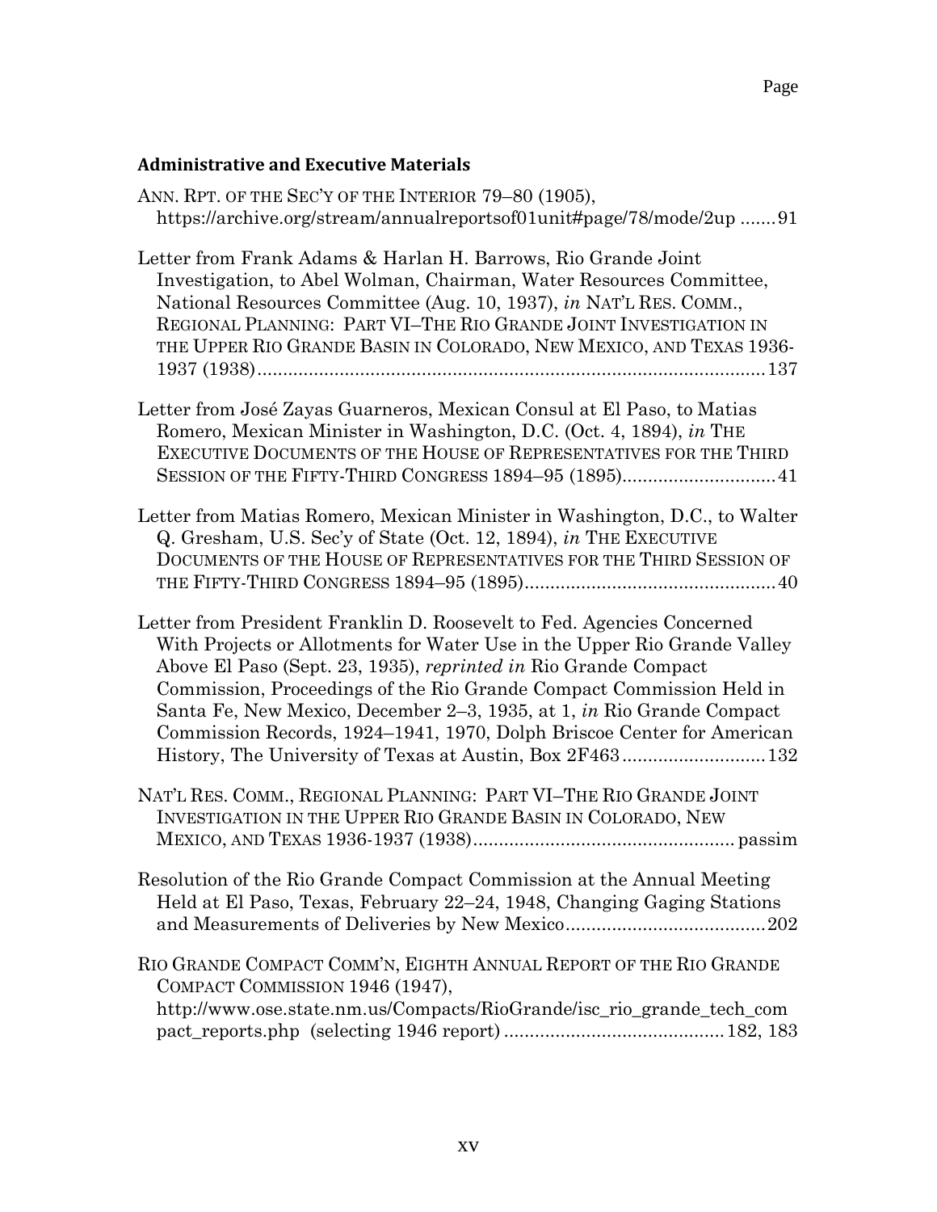Page

## Administrative and Executive Materials

ANN. RPT. OF THE SEC'Y OF THE INTERIOR 79–80 (1905), https://archive.org/stream/annualreportsof01unit#page/78/mode/2up ....... 91

Letter from Frank Adams & Harlan H. Barrows, Rio Grande Joint Investigation, to Abel Wolman, Chairman, Water Resources Committee, National Resources Committee (Aug. 10, 1937), *in* NAT'L RES. COMM., REGIONAL PLANNING: PART VI–THE RIO GRANDE JOINT INVESTIGATION IN THE UPPER RIO GRANDE BASIN IN COLORADO, NEW MEXICO, AND TEXAS 1936-1937 (1938) ........................................................................................ 137

Letter from José Zayas Guarneros, Mexican Consul at El Paso, to Matias Romero, Mexican Minister in Washington, D.C. (Oct. 4, 1894), *in* THE EXECUTIVE DOCUMENTS OF THE HOUSE OF REPRESENTATIVES FOR THE THIRD SESSION OF THE FIFTY-THIRD CONGRESS 1894–95 (1895)............................. 41

Letter from Matias Romero, Mexican Minister in Washington, D.C., to Walter Q. Gresham, U.S. Sec'y of State (Oct. 12, 1894), *in* THE EXECUTIVE DOCUMENTS OF THE HOUSE OF REPRESENTATIVES FOR THE THIRD SESSION OF THE FIFTY-THIRD CONGRESS 1894–95 (1895)................................................ 40

Letter from President Franklin D. Roosevelt to Fed. Agencies Concerned With Projects or Allotments for Water Use in the Upper Rio Grande Valley Above El Paso (Sept. 23, 1935), *reprinted in* Rio Grande Compact Commission, Proceedings of the Rio Grande Compact Commission Held in Santa Fe, New Mexico, December 2–3, 1935, at 1, *in* Rio Grande Compact Commission Records, 1924–1941, 1970, Dolph Briscoe Center for American History, The University of Texas at Austin, Box 2F463............................ 132

NAT'L RES. COMM., REGIONAL PLANNING: PART VI–THE RIO GRANDE JOINT INVESTIGATION IN THE UPPER RIO GRANDE BASIN IN COLORADO, NEW MEXICO, AND TEXAS 1936-1937 (1938).................................................. passim

Resolution of the Rio Grande Compact Commission at the Annual Meeting Held at El Paso, Texas, February 22–24, 1948, Changing Gaging Stations and Measurements of Deliveries by New Mexico...................................... 202

RIO GRANDE COMPACT COMM'N, EIGHTH ANNUAL REPORT OF THE RIO GRANDE COMPACT COMMISSION 1946 (1947), http://www.ose.state.nm.us/Compacts/RioGrande/isc_rio_grande_tech_compact_reports.php (selecting 1946 report) .......................................... 182, 183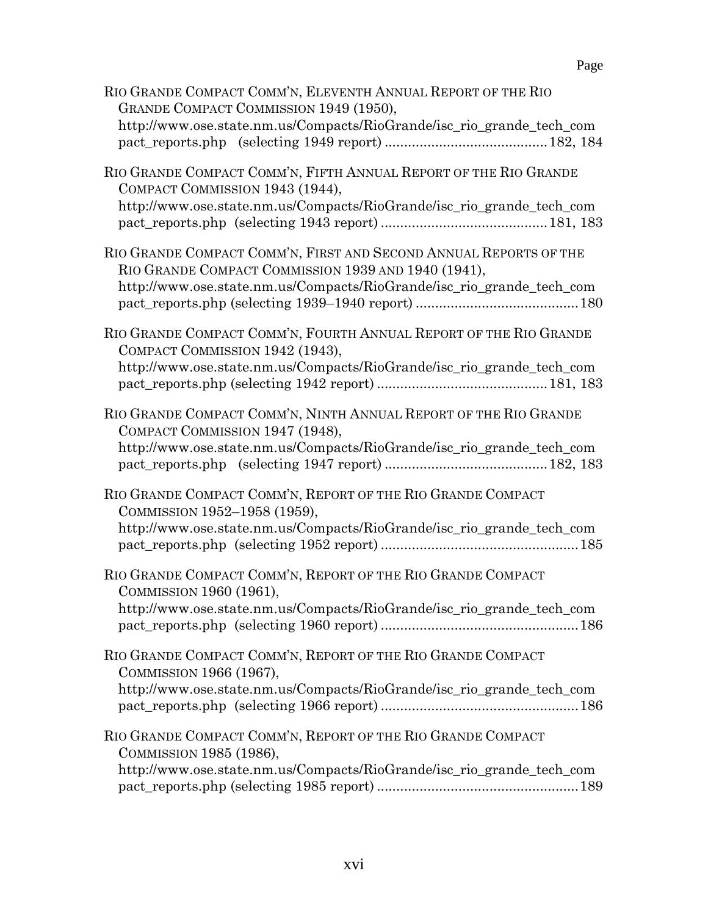Page

RIO GRANDE COMPACT COMM'N, ELEVENTH ANNUAL REPORT OF THE RIO GRANDE COMPACT COMMISSION 1949 (1950), http://www.ose.state.nm.us/Compacts/RioGrande/isc_rio_grande_tech_compact_reports.php (selecting 1949 report) .......................................... 182, 184

RIO GRANDE COMPACT COMM'N, FIFTH ANNUAL REPORT OF THE RIO GRANDE COMPACT COMMISSION 1943 (1944), http://www.ose.state.nm.us/Compacts/RioGrande/isc_rio_grande_tech_compact_reports.php (selecting 1943 report) .......................................... 181, 183

RIO GRANDE COMPACT COMM'N, FIRST AND SECOND ANNUAL REPORTS OF THE RIO GRANDE COMPACT COMMISSION 1939 AND 1940 (1941), http://www.ose.state.nm.us/Compacts/RioGrande/isc_rio_grande_tech_compact_reports.php (selecting 1939–1940 report) .......................................... 180

RIO GRANDE COMPACT COMM'N, FOURTH ANNUAL REPORT OF THE RIO GRANDE COMPACT COMMISSION 1942 (1943), http://www.ose.state.nm.us/Compacts/RioGrande/isc_rio_grande_tech_compact_reports.php (selecting 1942 report) .......................................... 181, 183

RIO GRANDE COMPACT COMM'N, NINTH ANNUAL REPORT OF THE RIO GRANDE COMPACT COMMISSION 1947 (1948), http://www.ose.state.nm.us/Compacts/RioGrande/isc_rio_grande_tech_compact_reports.php (selecting 1947 report) .......................................... 182, 183

RIO GRANDE COMPACT COMM'N, REPORT OF THE RIO GRANDE COMPACT COMMISSION 1952–1958 (1959), http://www.ose.state.nm.us/Compacts/RioGrande/isc_rio_grande_tech_compact_reports.php (selecting 1952 report) .......................................... 185

RIO GRANDE COMPACT COMM'N, REPORT OF THE RIO GRANDE COMPACT COMMISSION 1960 (1961), http://www.ose.state.nm.us/Compacts/RioGrande/isc_rio_grande_tech_compact_reports.php (selecting 1960 report) .......................................... 186

RIO GRANDE COMPACT COMM'N, REPORT OF THE RIO GRANDE COMPACT COMMISSION 1966 (1967), http://www.ose.state.nm.us/Compacts/RioGrande/isc_rio_grande_tech_compact_reports.php (selecting 1966 report) .......................................... 186

RIO GRANDE COMPACT COMM'N, REPORT OF THE RIO GRANDE COMPACT COMMISSION 1985 (1986), http://www.ose.state.nm.us/Compacts/RioGrande/isc_rio_grande_tech_compact_reports.php (selecting 1985 report) .......................................... 189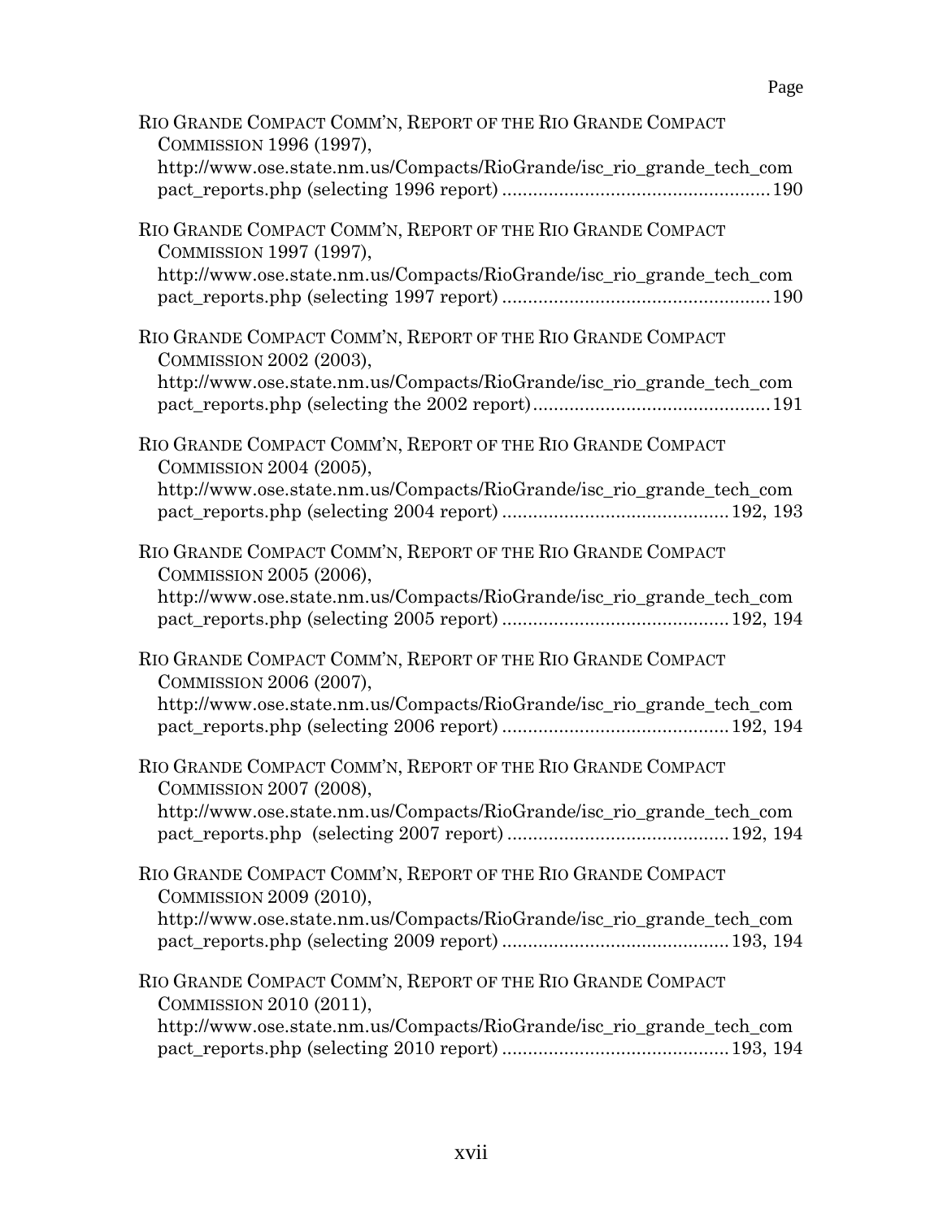Page

RIO GRANDE COMPACT COMM'N, REPORT OF THE RIO GRANDE COMPACT COMMISSION 1996 (1997), http://www.ose.state.nm.us/Compacts/RioGrande/isc_rio_grande_tech_compact_reports.php (selecting 1996 report) .................................................. 190

RIO GRANDE COMPACT COMM'N, REPORT OF THE RIO GRANDE COMPACT COMMISSION 1997 (1997), http://www.ose.state.nm.us/Compacts/RioGrande/isc_rio_grande_tech_compact_reports.php (selecting 1997 report) .................................................. 190

RIO GRANDE COMPACT COMM'N, REPORT OF THE RIO GRANDE COMPACT COMMISSION 2002 (2003), http://www.ose.state.nm.us/Compacts/RioGrande/isc_rio_grande_tech_compact_reports.php (selecting the 2002 report) ............................................ 191

RIO GRANDE COMPACT COMM'N, REPORT OF THE RIO GRANDE COMPACT COMMISSION 2004 (2005), http://www.ose.state.nm.us/Compacts/RioGrande/isc_rio_grande_tech_compact_reports.php (selecting 2004 report) .......................................... 192, 193

RIO GRANDE COMPACT COMM'N, REPORT OF THE RIO GRANDE COMPACT COMMISSION 2005 (2006), http://www.ose.state.nm.us/Compacts/RioGrande/isc_rio_grande_tech_compact_reports.php (selecting 2005 report) .......................................... 192, 194

RIO GRANDE COMPACT COMM'N, REPORT OF THE RIO GRANDE COMPACT COMMISSION 2006 (2007), http://www.ose.state.nm.us/Compacts/RioGrande/isc_rio_grande_tech_compact_reports.php (selecting 2006 report) .......................................... 192, 194

RIO GRANDE COMPACT COMM'N, REPORT OF THE RIO GRANDE COMPACT COMMISSION 2007 (2008), http://www.ose.state.nm.us/Compacts/RioGrande/isc_rio_grande_tech_compact_reports.php (selecting 2007 report) .......................................... 192, 194

RIO GRANDE COMPACT COMM'N, REPORT OF THE RIO GRANDE COMPACT COMMISSION 2009 (2010), http://www.ose.state.nm.us/Compacts/RioGrande/isc_rio_grande_tech_compact_reports.php (selecting 2009 report) .......................................... 193, 194

RIO GRANDE COMPACT COMM'N, REPORT OF THE RIO GRANDE COMPACT COMMISSION 2010 (2011), http://www.ose.state.nm.us/Compacts/RioGrande/isc_rio_grande_tech_compact_reports.php (selecting 2010 report) .......................................... 193, 194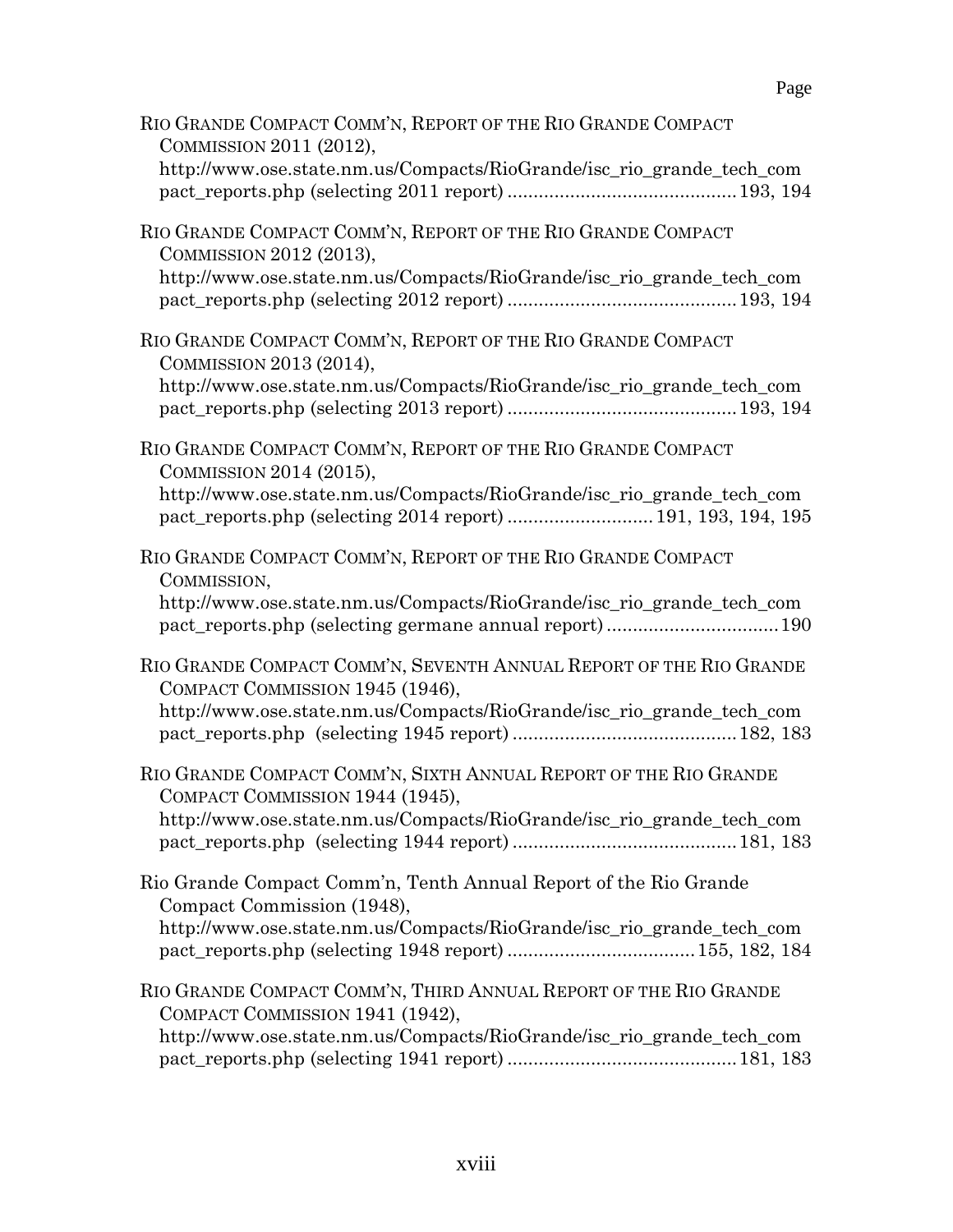Page

RIO GRANDE COMPACT COMM'N, REPORT OF THE RIO GRANDE COMPACT COMMISSION 2011 (2012), http://www.ose.state.nm.us/Compacts/RioGrande/isc_rio_grande_tech_compact_reports.php (selecting 2011 report) ........................................... 193, 194

RIO GRANDE COMPACT COMM'N, REPORT OF THE RIO GRANDE COMPACT COMMISSION 2012 (2013), http://www.ose.state.nm.us/Compacts/RioGrande/isc_rio_grande_tech_compact_reports.php (selecting 2012 report) ........................................... 193, 194

RIO GRANDE COMPACT COMM'N, REPORT OF THE RIO GRANDE COMPACT COMMISSION 2013 (2014), http://www.ose.state.nm.us/Compacts/RioGrande/isc_rio_grande_tech_compact_reports.php (selecting 2013 report) ........................................... 193, 194

RIO GRANDE COMPACT COMM'N, REPORT OF THE RIO GRANDE COMPACT COMMISSION 2014 (2015), http://www.ose.state.nm.us/Compacts/RioGrande/isc_rio_grande_tech_compact_reports.php (selecting 2014 report) ........................... 191, 193, 194, 195

RIO GRANDE COMPACT COMM'N, REPORT OF THE RIO GRANDE COMPACT COMMISSION, http://www.ose.state.nm.us/Compacts/RioGrande/isc_rio_grande_tech_compact_reports.php (selecting germane annual report) ................................ 190

RIO GRANDE COMPACT COMM'N, SEVENTH ANNUAL REPORT OF THE RIO GRANDE COMPACT COMMISSION 1945 (1946), http://www.ose.state.nm.us/Compacts/RioGrande/isc_rio_grande_tech_compact_reports.php (selecting 1945 report) ........................................... 182, 183

RIO GRANDE COMPACT COMM'N, SIXTH ANNUAL REPORT OF THE RIO GRANDE COMPACT COMMISSION 1944 (1945), http://www.ose.state.nm.us/Compacts/RioGrande/isc_rio_grande_tech_compact_reports.php (selecting 1944 report) ........................................... 181, 183

Rio Grande Compact Comm'n, Tenth Annual Report of the Rio Grande Compact Commission (1948), http://www.ose.state.nm.us/Compacts/RioGrande/isc_rio_grande_tech_compact_reports.php (selecting 1948 report) ................................... 155, 182, 184

RIO GRANDE COMPACT COMM'N, THIRD ANNUAL REPORT OF THE RIO GRANDE COMPACT COMMISSION 1941 (1942), http://www.ose.state.nm.us/Compacts/RioGrande/isc_rio_grande_tech_compact_reports.php (selecting 1941 report) ........................................... 181, 183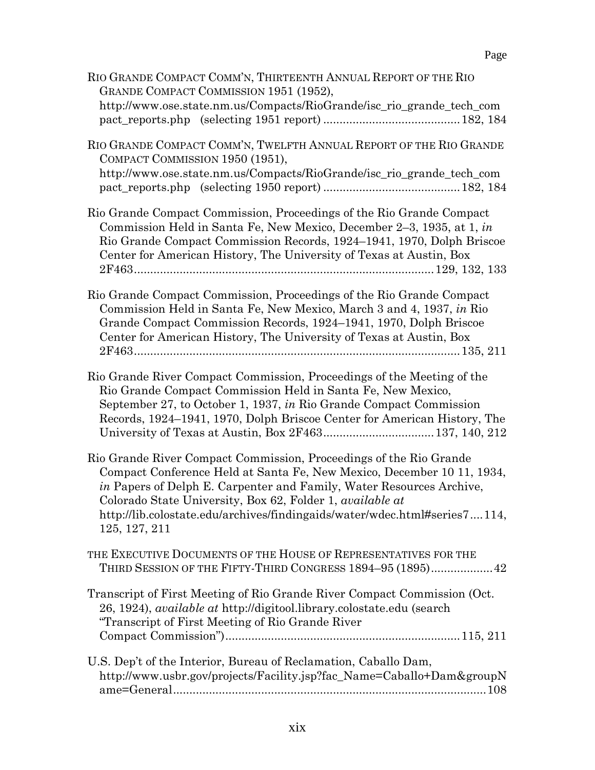Page

RIO GRANDE COMPACT COMM'N, THIRTEENTH ANNUAL REPORT OF THE RIO GRANDE COMPACT COMMISSION 1951 (1952), http://www.ose.state.nm.us/Compacts/RioGrande/isc_rio_grande_tech_compact_reports.php (selecting 1951 report) .......................................... 182, 184

RIO GRANDE COMPACT COMM'N, TWELFTH ANNUAL REPORT OF THE RIO GRANDE COMPACT COMMISSION 1950 (1951), http://www.ose.state.nm.us/Compacts/RioGrande/isc_rio_grande_tech_compact_reports.php (selecting 1950 report) .......................................... 182, 184

Rio Grande Compact Commission, Proceedings of the Rio Grande Compact Commission Held in Santa Fe, New Mexico, December 2–3, 1935, at 1, *in* Rio Grande Compact Commission Records, 1924–1941, 1970, Dolph Briscoe Center for American History, The University of Texas at Austin, Box 2F463........................................................................................... 129, 132, 133

Rio Grande Compact Commission, Proceedings of the Rio Grande Compact Commission Held in Santa Fe, New Mexico, March 3 and 4, 1937, *in* Rio Grande Compact Commission Records, 1924–1941, 1970, Dolph Briscoe Center for American History, The University of Texas at Austin, Box 2F463.................................................................................................. 135, 211

Rio Grande River Compact Commission, Proceedings of the Meeting of the Rio Grande Compact Commission Held in Santa Fe, New Mexico, September 27, to October 1, 1937, *in* Rio Grande Compact Commission Records, 1924–1941, 1970, Dolph Briscoe Center for American History, The University of Texas at Austin, Box 2F463................................. 137, 140, 212

Rio Grande River Compact Commission, Proceedings of the Rio Grande Compact Conference Held at Santa Fe, New Mexico, December 10 11, 1934, *in* Papers of Delph E. Carpenter and Family, Water Resources Archive, Colorado State University, Box 62, Folder 1, *available at* http://lib.colostate.edu/archives/findingaids/water/wdec.html#series7.... 114, 125, 127, 211

THE EXECUTIVE DOCUMENTS OF THE HOUSE OF REPRESENTATIVES FOR THE THIRD SESSION OF THE FIFTY-THIRD CONGRESS 1894–95 (1895)................... 42

Transcript of First Meeting of Rio Grande River Compact Commission (Oct. 26, 1924), *available at* http://digitool.library.colostate.edu (search "Transcript of First Meeting of Rio Grande River Compact Commission")....................................................................... 115, 211

U.S. Dep't of the Interior, Bureau of Reclamation, Caballo Dam, http://www.usbr.gov/projects/Facility.jsp?fac_Name=Caballo+Dam&groupName=General............................................................................................... 108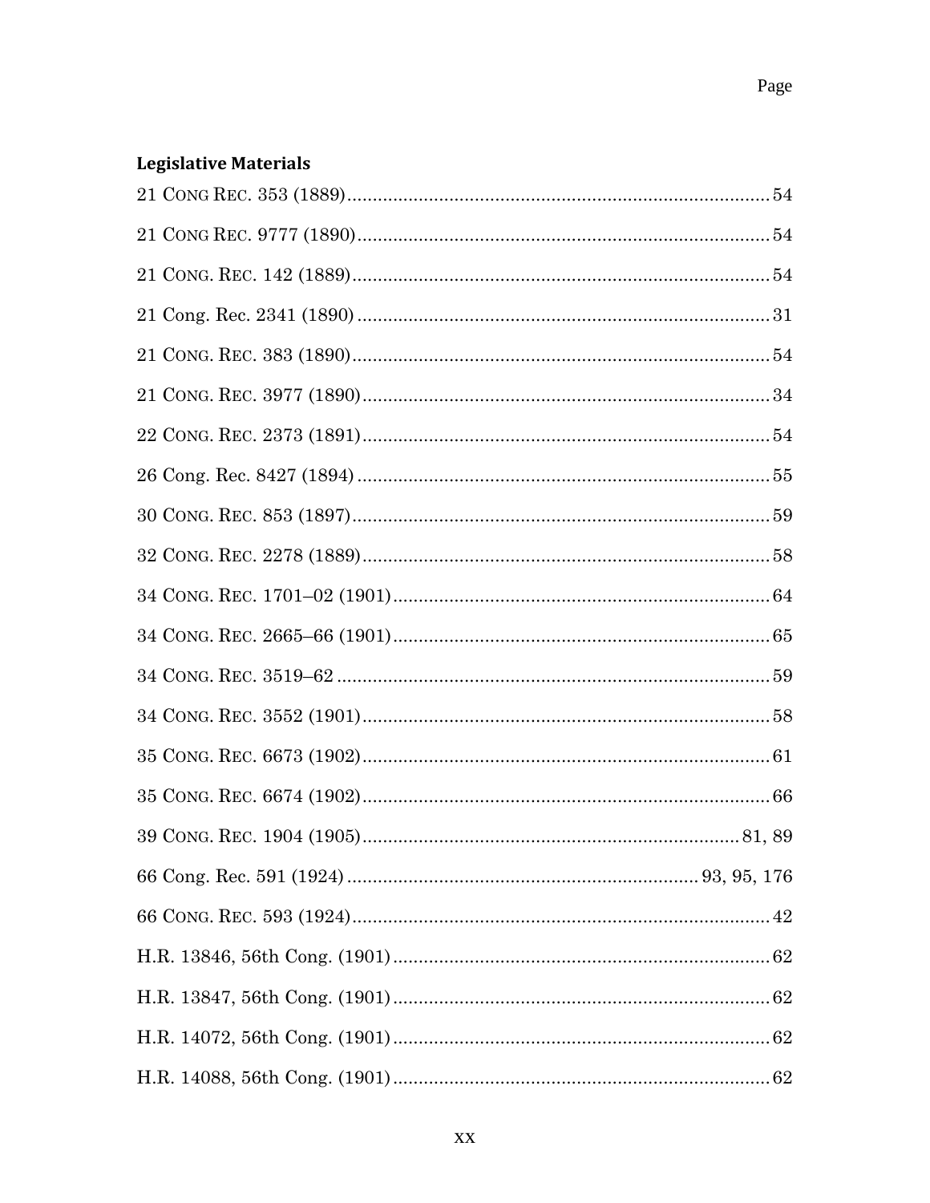## Legislative Materials

21 CONG REC. 353 (1889) ........ 54

21 CONG REC. 9777 (1890) ........ 54

21 CONG. REC. 142 (1889) ........ 54

21 Cong. Rec. 2341 (1890) ........ 31

21 CONG. REC. 383 (1890) ........ 54

21 CONG. REC. 3977 (1890) ........ 34

22 CONG. REC. 2373 (1891) ........ 54

26 Cong. Rec. 8427 (1894) ........ 55

30 CONG. REC. 853 (1897) ........ 59

32 CONG. REC. 2278 (1889) ........ 58

34 CONG. REC. 1701–02 (1901) ........ 64

34 CONG. REC. 2665–66 (1901) ........ 65

34 CONG. REC. 3519–62 ........ 59

34 CONG. REC. 3552 (1901) ........ 58

35 CONG. REC. 6673 (1902) ........ 61

35 CONG. REC. 6674 (1902) ........ 66

39 CONG. REC. 1904 (1905) ........ 81, 89

66 Cong. Rec. 591 (1924) ........ 93, 95, 176

66 CONG. REC. 593 (1924) ........ 42

H.R. 13846, 56th Cong. (1901) ........ 62

H.R. 13847, 56th Cong. (1901) ........ 62

H.R. 14072, 56th Cong. (1901) ........ 62

H.R. 14088, 56th Cong. (1901) ........ 62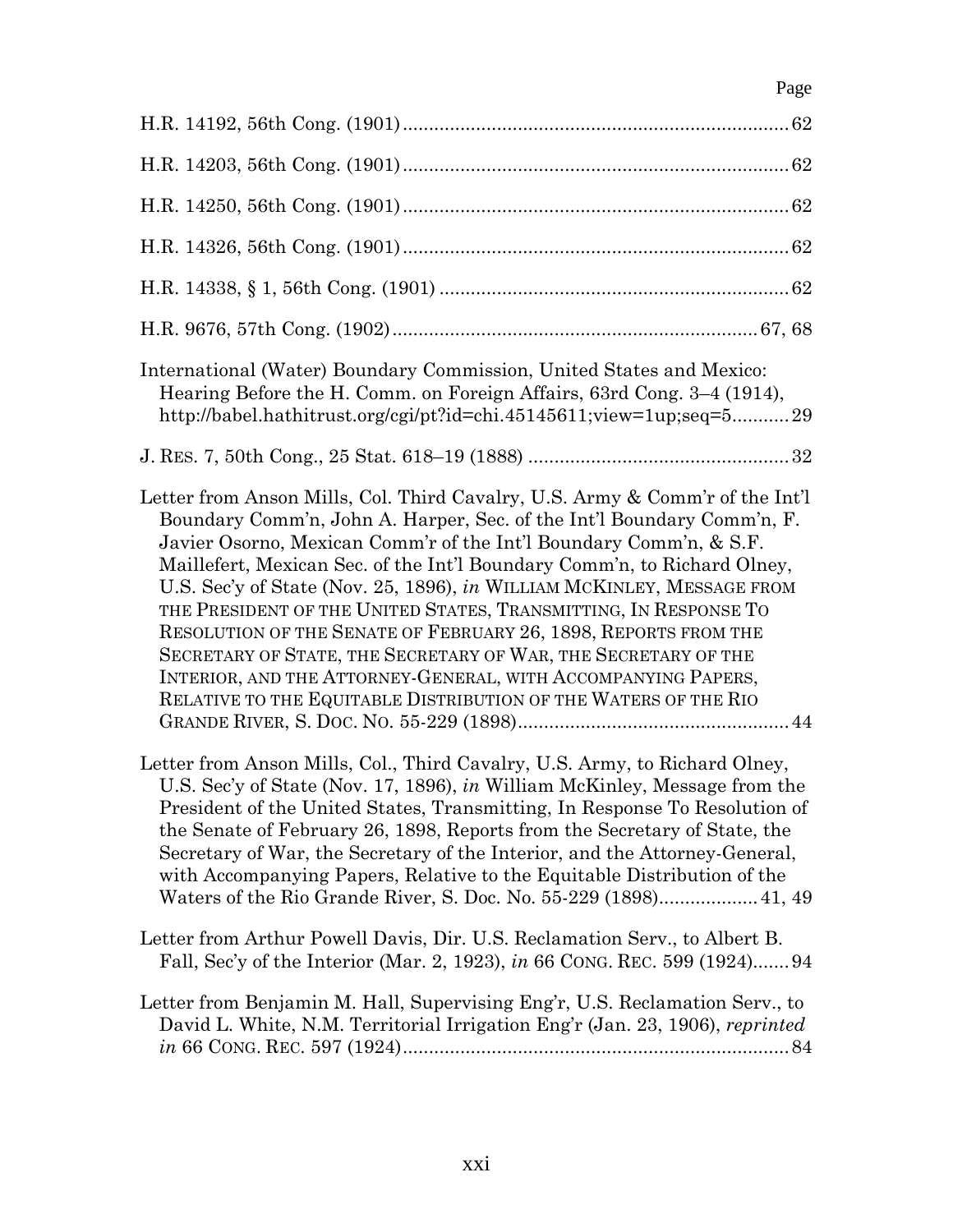Page

H.R. 14192, 56th Cong. (1901) ......................................................................... 62

H.R. 14203, 56th Cong. (1901) ......................................................................... 62

H.R. 14250, 56th Cong. (1901) ......................................................................... 62

H.R. 14326, 56th Cong. (1901) ......................................................................... 62

H.R. 14338, § 1, 56th Cong. (1901) .................................................................. 62

H.R. 9676, 57th Cong. (1902) ..................................................................... 67, 68

International (Water) Boundary Commission, United States and Mexico: Hearing Before the H. Comm. on Foreign Affairs, 63rd Cong. 3–4 (1914), http://babel.hathitrust.org/cgi/pt?id=chi.45145611;view=1up;seq=5 ........... 29

J. RES. 7, 50th Cong., 25 Stat. 618–19 (1888) ................................................. 32

Letter from Anson Mills, Col. Third Cavalry, U.S. Army & Comm'r of the Int'l Boundary Comm'n, John A. Harper, Sec. of the Int'l Boundary Comm'n, F. Javier Osorno, Mexican Comm'r of the Int'l Boundary Comm'n, & S.F. Maillefert, Mexican Sec. of the Int'l Boundary Comm'n, to Richard Olney, U.S. Sec'y of State (Nov. 25, 1896), *in* WILLIAM MCKINLEY, MESSAGE FROM THE PRESIDENT OF THE UNITED STATES, TRANSMITTING, IN RESPONSE TO RESOLUTION OF THE SENATE OF FEBRUARY 26, 1898, REPORTS FROM THE SECRETARY OF STATE, THE SECRETARY OF WAR, THE SECRETARY OF THE INTERIOR, AND THE ATTORNEY-GENERAL, WITH ACCOMPANYING PAPERS, RELATIVE TO THE EQUITABLE DISTRIBUTION OF THE WATERS OF THE RIO GRANDE RIVER, S. DOC. NO. 55-229 (1898) .................................................... 44

Letter from Anson Mills, Col., Third Cavalry, U.S. Army, to Richard Olney, U.S. Sec'y of State (Nov. 17, 1896), *in* William McKinley, Message from the President of the United States, Transmitting, In Response To Resolution of the Senate of February 26, 1898, Reports from the Secretary of State, the Secretary of War, the Secretary of the Interior, and the Attorney-General, with Accompanying Papers, Relative to the Equitable Distribution of the Waters of the Rio Grande River, S. Doc. No. 55-229 (1898) .................. 41, 49

Letter from Arthur Powell Davis, Dir. U.S. Reclamation Serv., to Albert B. Fall, Sec'y of the Interior (Mar. 2, 1923), *in* 66 CONG. REC. 599 (1924) ....... 94

Letter from Benjamin M. Hall, Supervising Eng'r, U.S. Reclamation Serv., to David L. White, N.M. Territorial Irrigation Eng'r (Jan. 23, 1906), *reprinted in* 66 CONG. REC. 597 (1924) ......................................................................... 84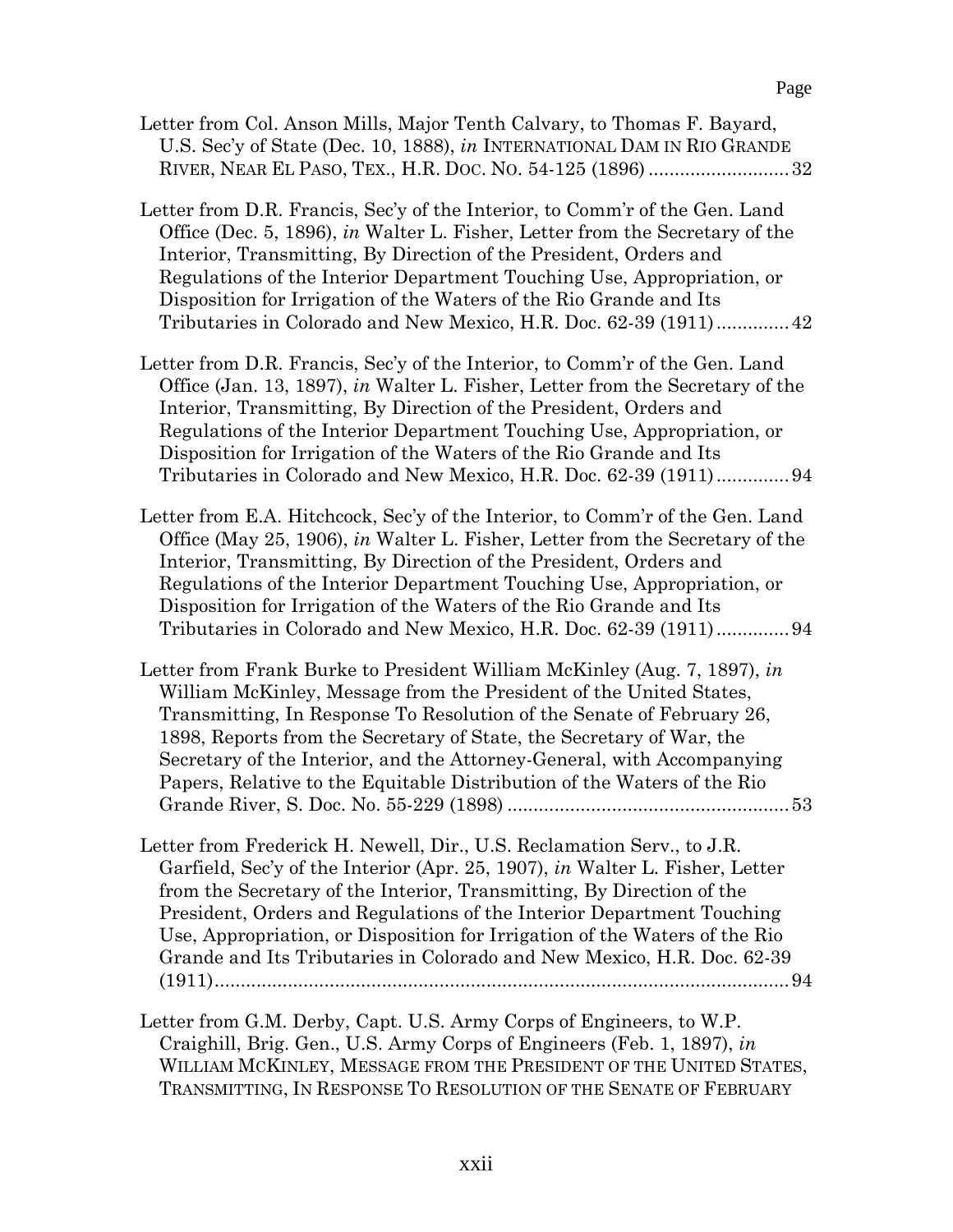Page

Letter from Col. Anson Mills, Major Tenth Calvary, to Thomas F. Bayard, U.S. Sec'y of State (Dec. 10, 1888), *in* INTERNATIONAL DAM IN RIO GRANDE RIVER, NEAR EL PASO, TEX., H.R. DOC. NO. 54-125 (1896) .......................... 32

Letter from D.R. Francis, Sec'y of the Interior, to Comm'r of the Gen. Land Office (Dec. 5, 1896), *in* Walter L. Fisher, Letter from the Secretary of the Interior, Transmitting, By Direction of the President, Orders and Regulations of the Interior Department Touching Use, Appropriation, or Disposition for Irrigation of the Waters of the Rio Grande and Its Tributaries in Colorado and New Mexico, H.R. Doc. 62-39 (1911) ............. 42

Letter from D.R. Francis, Sec'y of the Interior, to Comm'r of the Gen. Land Office (Jan. 13, 1897), *in* Walter L. Fisher, Letter from the Secretary of the Interior, Transmitting, By Direction of the President, Orders and Regulations of the Interior Department Touching Use, Appropriation, or Disposition for Irrigation of the Waters of the Rio Grande and Its Tributaries in Colorado and New Mexico, H.R. Doc. 62-39 (1911) ............. 94

Letter from E.A. Hitchcock, Sec'y of the Interior, to Comm'r of the Gen. Land Office (May 25, 1906), *in* Walter L. Fisher, Letter from the Secretary of the Interior, Transmitting, By Direction of the President, Orders and Regulations of the Interior Department Touching Use, Appropriation, or Disposition for Irrigation of the Waters of the Rio Grande and Its Tributaries in Colorado and New Mexico, H.R. Doc. 62-39 (1911) ............. 94

Letter from Frank Burke to President William McKinley (Aug. 7, 1897), *in* William McKinley, Message from the President of the United States, Transmitting, In Response To Resolution of the Senate of February 26, 1898, Reports from the Secretary of State, the Secretary of War, the Secretary of the Interior, and the Attorney-General, with Accompanying Papers, Relative to the Equitable Distribution of the Waters of the Rio Grande River, S. Doc. No. 55-229 (1898) ..................................................... 53

Letter from Frederick H. Newell, Dir., U.S. Reclamation Serv., to J.R. Garfield, Sec'y of the Interior (Apr. 25, 1907), *in* Walter L. Fisher, Letter from the Secretary of the Interior, Transmitting, By Direction of the President, Orders and Regulations of the Interior Department Touching Use, Appropriation, or Disposition for Irrigation of the Waters of the Rio Grande and Its Tributaries in Colorado and New Mexico, H.R. Doc. 62-39 (1911)............................................................................................... 94

Letter from G.M. Derby, Capt. U.S. Army Corps of Engineers, to W.P. Craighill, Brig. Gen., U.S. Army Corps of Engineers (Feb. 1, 1897), *in* WILLIAM MCKINLEY, MESSAGE FROM THE PRESIDENT OF THE UNITED STATES, TRANSMITTING, IN RESPONSE TO RESOLUTION OF THE SENATE OF FEBRUARY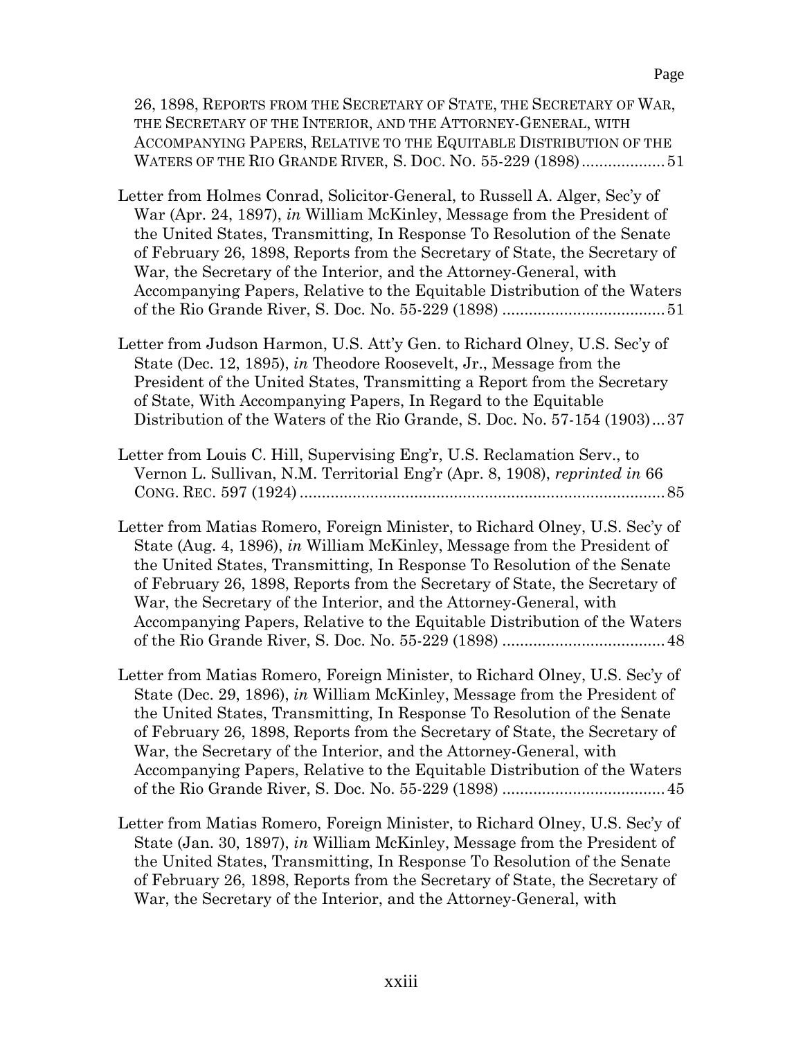Page

26, 1898, REPORTS FROM THE SECRETARY OF STATE, THE SECRETARY OF WAR, THE SECRETARY OF THE INTERIOR, AND THE ATTORNEY-GENERAL, WITH ACCOMPANYING PAPERS, RELATIVE TO THE EQUITABLE DISTRIBUTION OF THE WATERS OF THE RIO GRANDE RIVER, S. DOC. NO. 55-229 (1898) ................... 51

Letter from Holmes Conrad, Solicitor-General, to Russell A. Alger, Sec'y of War (Apr. 24, 1897), *in* William McKinley, Message from the President of the United States, Transmitting, In Response To Resolution of the Senate of February 26, 1898, Reports from the Secretary of State, the Secretary of War, the Secretary of the Interior, and the Attorney-General, with Accompanying Papers, Relative to the Equitable Distribution of the Waters of the Rio Grande River, S. Doc. No. 55-229 (1898) ..................................... 51

Letter from Judson Harmon, U.S. Att'y Gen. to Richard Olney, U.S. Sec'y of State (Dec. 12, 1895), *in* Theodore Roosevelt, Jr., Message from the President of the United States, Transmitting a Report from the Secretary of State, With Accompanying Papers, In Regard to the Equitable Distribution of the Waters of the Rio Grande, S. Doc. No. 57-154 (1903) ... 37

Letter from Louis C. Hill, Supervising Eng'r, U.S. Reclamation Serv., to Vernon L. Sullivan, N.M. Territorial Eng'r (Apr. 8, 1908), *reprinted in* 66 CONG. REC. 597 (1924) ................................................................................... 85

Letter from Matias Romero, Foreign Minister, to Richard Olney, U.S. Sec'y of State (Aug. 4, 1896), *in* William McKinley, Message from the President of the United States, Transmitting, In Response To Resolution of the Senate of February 26, 1898, Reports from the Secretary of State, the Secretary of War, the Secretary of the Interior, and the Attorney-General, with Accompanying Papers, Relative to the Equitable Distribution of the Waters of the Rio Grande River, S. Doc. No. 55-229 (1898) ..................................... 48

Letter from Matias Romero, Foreign Minister, to Richard Olney, U.S. Sec'y of State (Dec. 29, 1896), *in* William McKinley, Message from the President of the United States, Transmitting, In Response To Resolution of the Senate of February 26, 1898, Reports from the Secretary of State, the Secretary of War, the Secretary of the Interior, and the Attorney-General, with Accompanying Papers, Relative to the Equitable Distribution of the Waters of the Rio Grande River, S. Doc. No. 55-229 (1898) ..................................... 45

Letter from Matias Romero, Foreign Minister, to Richard Olney, U.S. Sec'y of State (Jan. 30, 1897), *in* William McKinley, Message from the President of the United States, Transmitting, In Response To Resolution of the Senate of February 26, 1898, Reports from the Secretary of State, the Secretary of War, the Secretary of the Interior, and the Attorney-General, with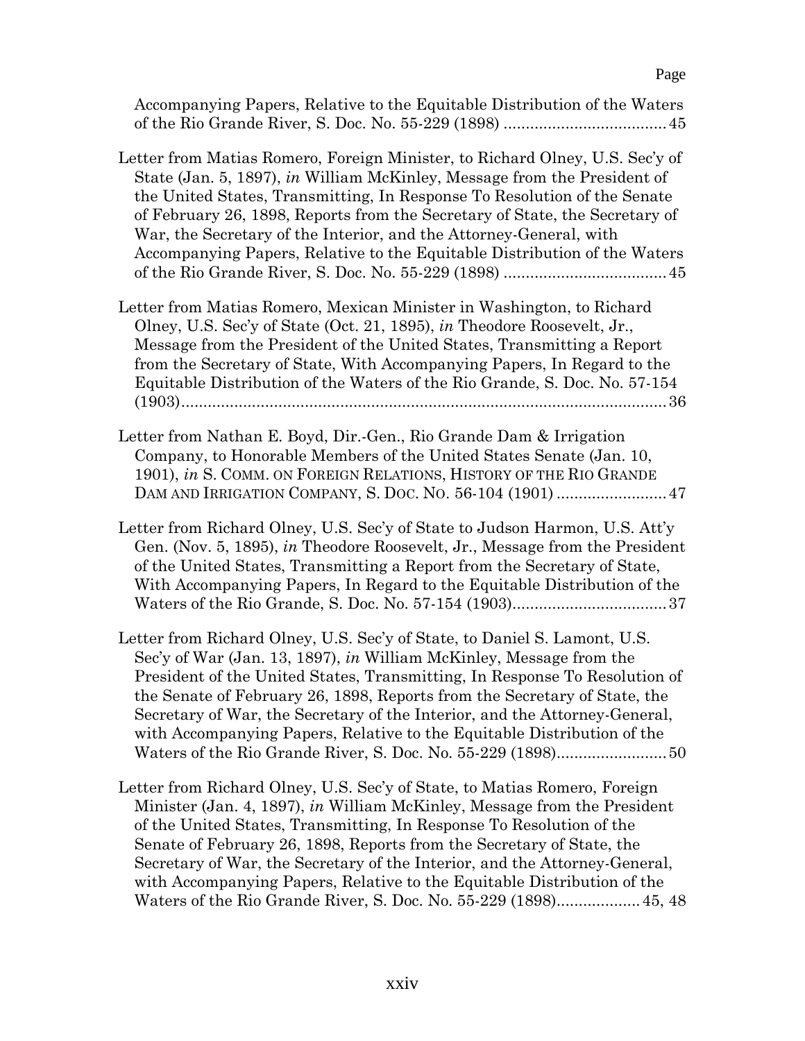Page

Accompanying Papers, Relative to the Equitable Distribution of the Waters of the Rio Grande River, S. Doc. No. 55-229 (1898) .................................... 45

Letter from Matias Romero, Foreign Minister, to Richard Olney, U.S. Sec'y of State (Jan. 5, 1897), *in* William McKinley, Message from the President of the United States, Transmitting, In Response To Resolution of the Senate of February 26, 1898, Reports from the Secretary of State, the Secretary of War, the Secretary of the Interior, and the Attorney-General, with Accompanying Papers, Relative to the Equitable Distribution of the Waters of the Rio Grande River, S. Doc. No. 55-229 (1898) .................................... 45

Letter from Matias Romero, Mexican Minister in Washington, to Richard Olney, U.S. Sec'y of State (Oct. 21, 1895), *in* Theodore Roosevelt, Jr., Message from the President of the United States, Transmitting a Report from the Secretary of State, With Accompanying Papers, In Regard to the Equitable Distribution of the Waters of the Rio Grande, S. Doc. No. 57-154 (1903)............................................................................................................ 36

Letter from Nathan E. Boyd, Dir.-Gen., Rio Grande Dam & Irrigation Company, to Honorable Members of the United States Senate (Jan. 10, 1901), *in* S. COMM. ON FOREIGN RELATIONS, HISTORY OF THE RIO GRANDE DAM AND IRRIGATION COMPANY, S. DOC. NO. 56-104 (1901) ......................... 47

Letter from Richard Olney, U.S. Sec'y of State to Judson Harmon, U.S. Att'y Gen. (Nov. 5, 1895), *in* Theodore Roosevelt, Jr., Message from the President of the United States, Transmitting a Report from the Secretary of State, With Accompanying Papers, In Regard to the Equitable Distribution of the Waters of the Rio Grande, S. Doc. No. 57-154 (1903)................................... 37

Letter from Richard Olney, U.S. Sec'y of State, to Daniel S. Lamont, U.S. Sec'y of War (Jan. 13, 1897), *in* William McKinley, Message from the President of the United States, Transmitting, In Response To Resolution of the Senate of February 26, 1898, Reports from the Secretary of State, the Secretary of War, the Secretary of the Interior, and the Attorney-General, with Accompanying Papers, Relative to the Equitable Distribution of the Waters of the Rio Grande River, S. Doc. No. 55-229 (1898)......................... 50

Letter from Richard Olney, U.S. Sec'y of State, to Matias Romero, Foreign Minister (Jan. 4, 1897), *in* William McKinley, Message from the President of the United States, Transmitting, In Response To Resolution of the Senate of February 26, 1898, Reports from the Secretary of State, the Secretary of War, the Secretary of the Interior, and the Attorney-General, with Accompanying Papers, Relative to the Equitable Distribution of the Waters of the Rio Grande River, S. Doc. No. 55-229 (1898)................... 45, 48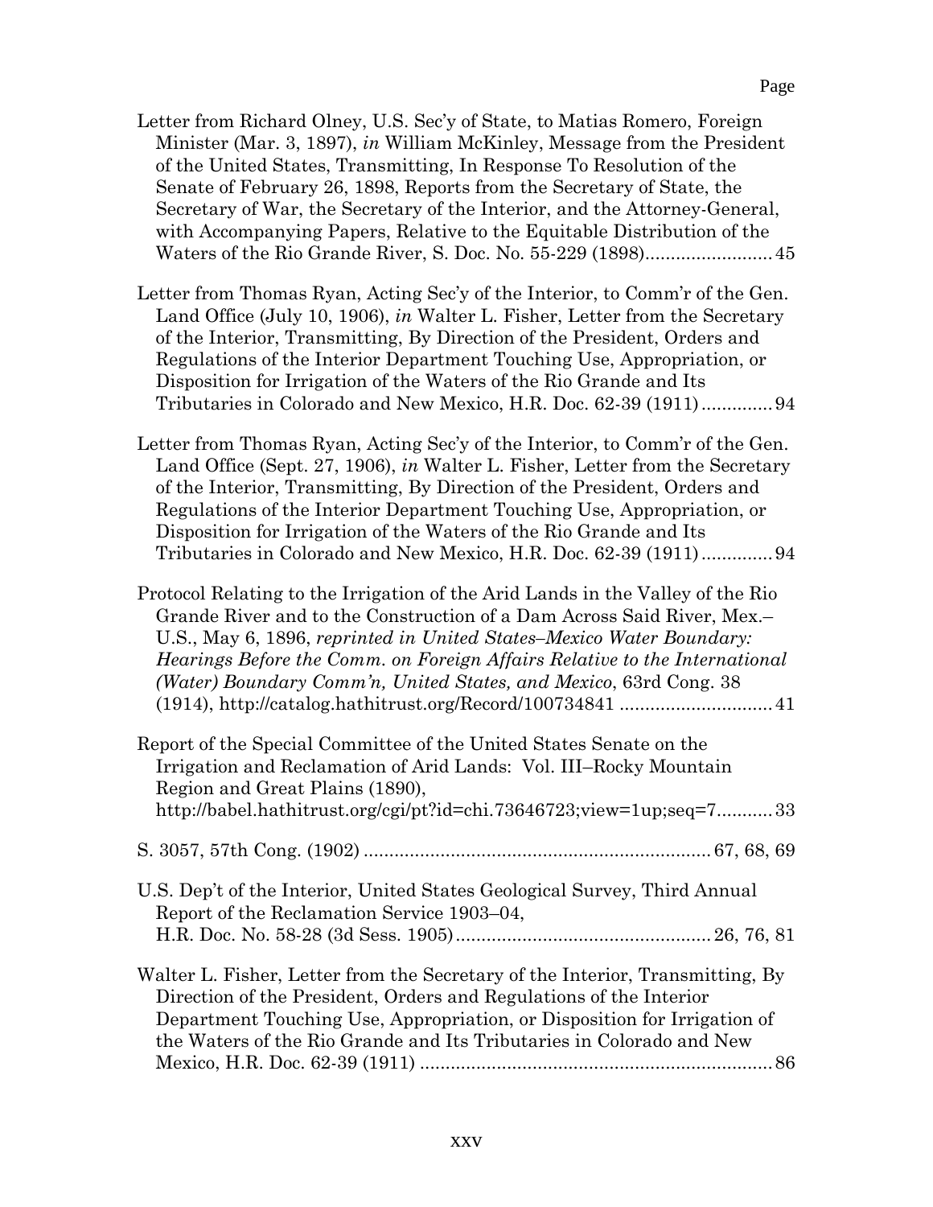Page

Letter from Richard Olney, U.S. Sec'y of State, to Matias Romero, Foreign Minister (Mar. 3, 1897), *in* William McKinley, Message from the President of the United States, Transmitting, In Response To Resolution of the Senate of February 26, 1898, Reports from the Secretary of State, the Secretary of War, the Secretary of the Interior, and the Attorney-General, with Accompanying Papers, Relative to the Equitable Distribution of the Waters of the Rio Grande River, S. Doc. No. 55-229 (1898)......................... 45

Letter from Thomas Ryan, Acting Sec'y of the Interior, to Comm'r of the Gen. Land Office (July 10, 1906), *in* Walter L. Fisher, Letter from the Secretary of the Interior, Transmitting, By Direction of the President, Orders and Regulations of the Interior Department Touching Use, Appropriation, or Disposition for Irrigation of the Waters of the Rio Grande and Its Tributaries in Colorado and New Mexico, H.R. Doc. 62-39 (1911).............. 94

Letter from Thomas Ryan, Acting Sec'y of the Interior, to Comm'r of the Gen. Land Office (Sept. 27, 1906), *in* Walter L. Fisher, Letter from the Secretary of the Interior, Transmitting, By Direction of the President, Orders and Regulations of the Interior Department Touching Use, Appropriation, or Disposition for Irrigation of the Waters of the Rio Grande and Its Tributaries in Colorado and New Mexico, H.R. Doc. 62-39 (1911).............. 94

Protocol Relating to the Irrigation of the Arid Lands in the Valley of the Rio Grande River and to the Construction of a Dam Across Said River, Mex.–U.S., May 6, 1896, *reprinted in United States–Mexico Water Boundary: Hearings Before the Comm. on Foreign Affairs Relative to the International (Water) Boundary Comm'n, United States, and Mexico*, 63rd Cong. 38 (1914), http://catalog.hathitrust.org/Record/100734841 .............................. 41

Report of the Special Committee of the United States Senate on the Irrigation and Reclamation of Arid Lands: Vol. III–Rocky Mountain Region and Great Plains (1890), http://babel.hathitrust.org/cgi/pt?id=chi.73646723;view=1up;seq=7........... 33

S. 3057, 57th Cong. (1902) .................................................................... 67, 68, 69

U.S. Dep't of the Interior, United States Geological Survey, Third Annual Report of the Reclamation Service 1903–04, H.R. Doc. No. 58-28 (3d Sess. 1905).................................................. 26, 76, 81

Walter L. Fisher, Letter from the Secretary of the Interior, Transmitting, By Direction of the President, Orders and Regulations of the Interior Department Touching Use, Appropriation, or Disposition for Irrigation of the Waters of the Rio Grande and Its Tributaries in Colorado and New Mexico, H.R. Doc. 62-39 (1911) ..................................................................... 86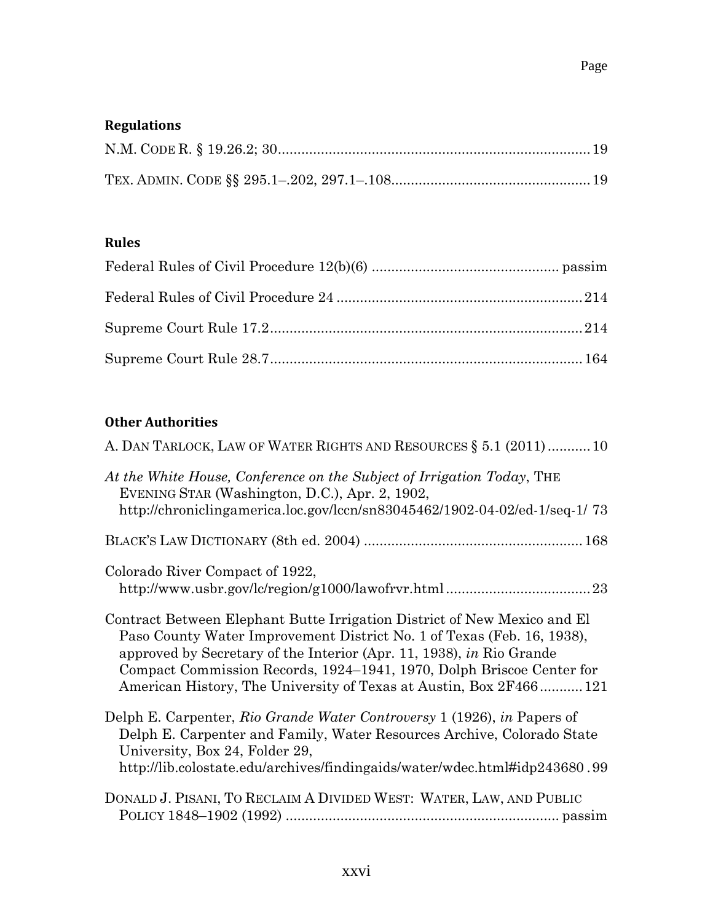Page

**Regulations**

N.M. CODE R. § 19.26.2; 30 ........ 19

TEX. ADMIN. CODE §§ 295.1–.202, 297.1–.108 ........ 19

**Rules**

Federal Rules of Civil Procedure 12(b)(6) ........ passim

Federal Rules of Civil Procedure 24 ........ 214

Supreme Court Rule 17.2 ........ 214

Supreme Court Rule 28.7 ........ 164

**Other Authorities**

A. DAN TARLOCK, LAW OF WATER RIGHTS AND RESOURCES § 5.1 (2011) ........ 10

*At the White House, Conference on the Subject of Irrigation Today*, THE EVENING STAR (Washington, D.C.), Apr. 2, 1902, http://chroniclingamerica.loc.gov/lccn/sn83045462/1902-04-02/ed-1/seq-1/ 73

BLACK'S LAW DICTIONARY (8th ed. 2004) ........ 168

Colorado River Compact of 1922, http://www.usbr.gov/lc/region/g1000/lawofrvr.html ........ 23

Contract Between Elephant Butte Irrigation District of New Mexico and El Paso County Water Improvement District No. 1 of Texas (Feb. 16, 1938), approved by Secretary of the Interior (Apr. 11, 1938), *in* Rio Grande Compact Commission Records, 1924–1941, 1970, Dolph Briscoe Center for American History, The University of Texas at Austin, Box 2F466 ........ 121

Delph E. Carpenter, *Rio Grande Water Controversy* 1 (1926), *in* Papers of Delph E. Carpenter and Family, Water Resources Archive, Colorado State University, Box 24, Folder 29, http://lib.colostate.edu/archives/findingaids/water/wdec.html#idp243680 . 99

DONALD J. PISANI, TO RECLAIM A DIVIDED WEST: WATER, LAW, AND PUBLIC POLICY 1848–1902 (1992) ........ passim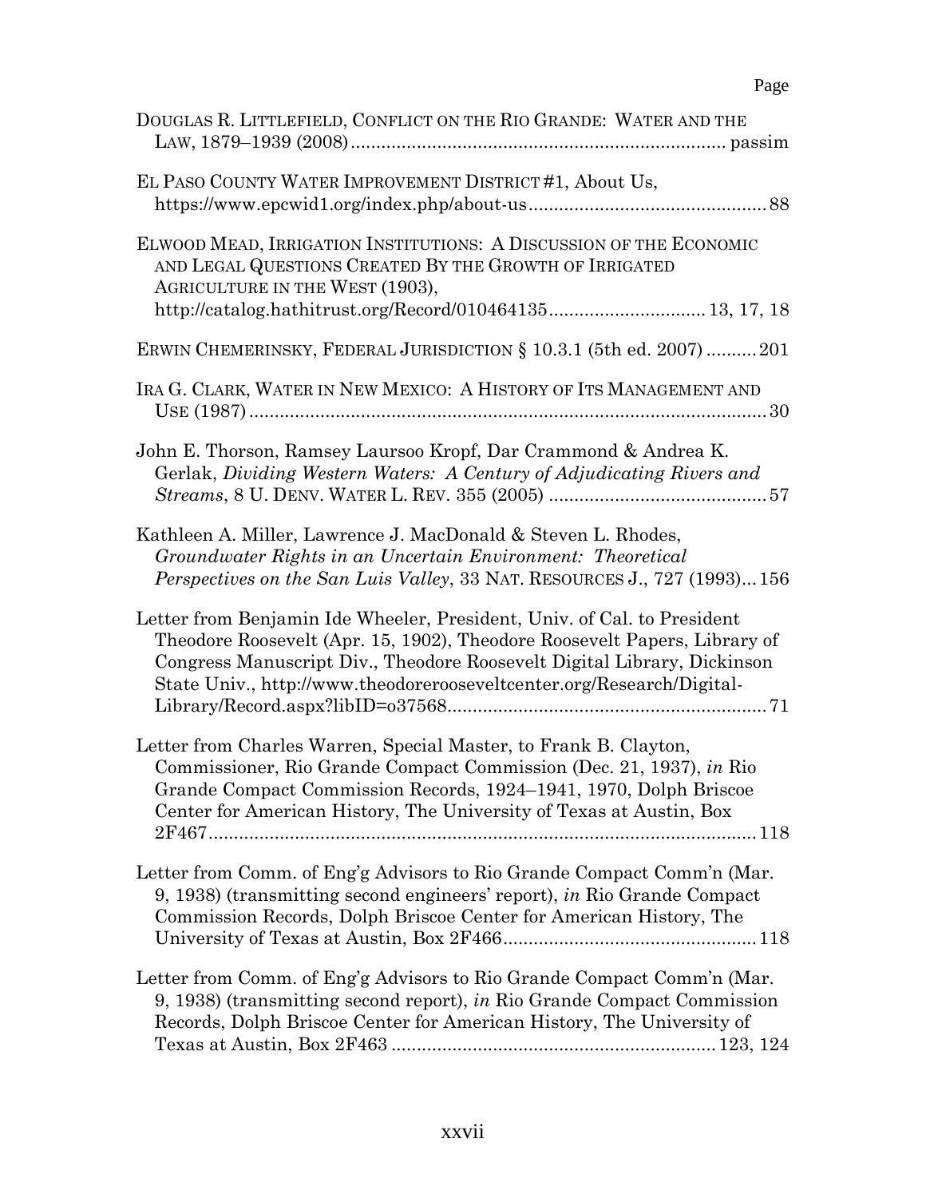Page

DOUGLAS R. LITTLEFIELD, CONFLICT ON THE RIO GRANDE: WATER AND THE LAW, 1879–1939 (2008) ........................................................................ passim

EL PASO COUNTY WATER IMPROVEMENT DISTRICT #1, About Us, https://www.epcwid1.org/index.php/about-us .............................................. 88

ELWOOD MEAD, IRRIGATION INSTITUTIONS: A DISCUSSION OF THE ECONOMIC AND LEGAL QUESTIONS CREATED BY THE GROWTH OF IRRIGATED AGRICULTURE IN THE WEST (1903), http://catalog.hathitrust.org/Record/010464135 .............................. 13, 17, 18

ERWIN CHEMERINSKY, FEDERAL JURISDICTION § 10.3.1 (5th ed. 2007) .......... 201

IRA G. CLARK, WATER IN NEW MEXICO: A HISTORY OF ITS MANAGEMENT AND USE (1987) ...................................................................................................... 30

John E. Thorson, Ramsey Laursoo Kropf, Dar Crammond & Andrea K. Gerlak, *Dividing Western Waters: A Century of Adjudicating Rivers and Streams*, 8 U. DENV. WATER L. REV. 355 (2005) .......................................... 57

Kathleen A. Miller, Lawrence J. MacDonald & Steven L. Rhodes, *Groundwater Rights in an Uncertain Environment: Theoretical Perspectives on the San Luis Valley*, 33 NAT. RESOURCES J., 727 (1993)... 156

Letter from Benjamin Ide Wheeler, President, Univ. of Cal. to President Theodore Roosevelt (Apr. 15, 1902), Theodore Roosevelt Papers, Library of Congress Manuscript Div., Theodore Roosevelt Digital Library, Dickinson State Univ., http://www.theodorerooseveltcenter.org/Research/Digital-Library/Record.aspx?libID=o37568 .............................................................. 71

Letter from Charles Warren, Special Master, to Frank B. Clayton, Commissioner, Rio Grande Compact Commission (Dec. 21, 1937), *in* Rio Grande Compact Commission Records, 1924–1941, 1970, Dolph Briscoe Center for American History, The University of Texas at Austin, Box 2F467 ........................................................................................................... 118

Letter from Comm. of Eng'g Advisors to Rio Grande Compact Comm'n (Mar. 9, 1938) (transmitting second engineers' report), *in* Rio Grande Compact Commission Records, Dolph Briscoe Center for American History, The University of Texas at Austin, Box 2F466 ................................................. 118

Letter from Comm. of Eng'g Advisors to Rio Grande Compact Comm'n (Mar. 9, 1938) (transmitting second report), *in* Rio Grande Compact Commission Records, Dolph Briscoe Center for American History, The University of Texas at Austin, Box 2F463 .............................................................. 123, 124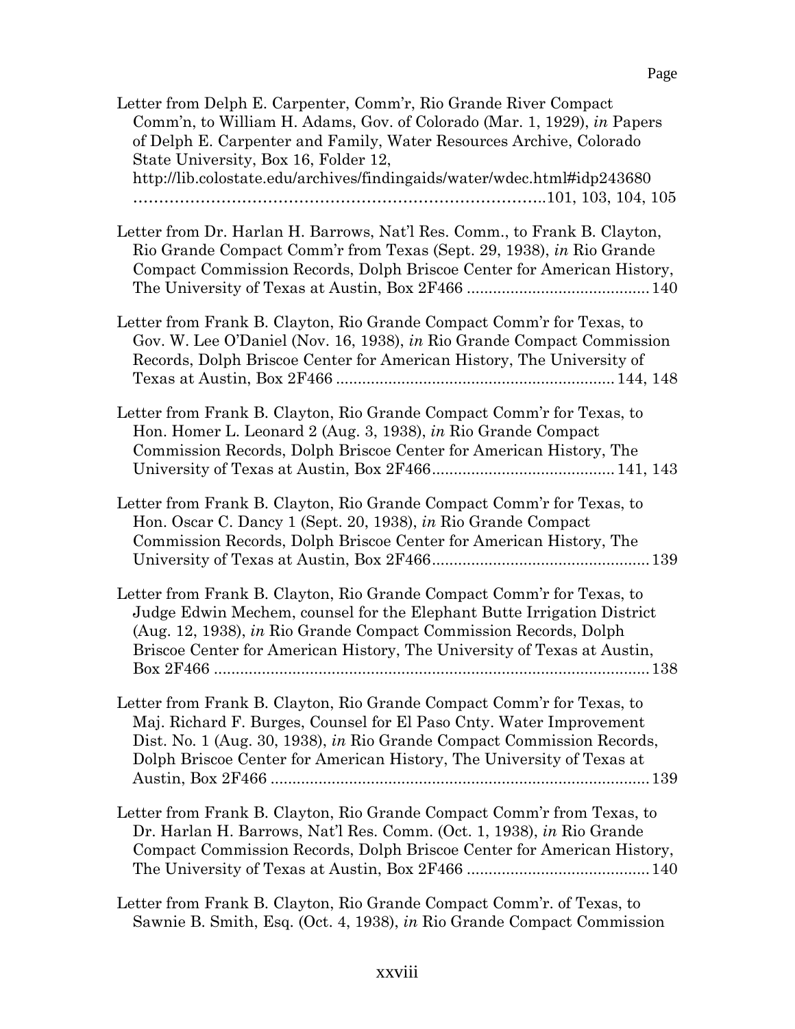Page

Letter from Delph E. Carpenter, Comm'r, Rio Grande River Compact Comm'n, to William H. Adams, Gov. of Colorado (Mar. 1, 1929), *in* Papers of Delph E. Carpenter and Family, Water Resources Archive, Colorado State University, Box 16, Folder 12, http://lib.colostate.edu/archives/findingaids/water/wdec.html#idp243680 ......................................................................101, 103, 104, 105

Letter from Dr. Harlan H. Barrows, Nat'l Res. Comm., to Frank B. Clayton, Rio Grande Compact Comm'r from Texas (Sept. 29, 1938), *in* Rio Grande Compact Commission Records, Dolph Briscoe Center for American History, The University of Texas at Austin, Box 2F466 ........................................ 140

Letter from Frank B. Clayton, Rio Grande Compact Comm'r for Texas, to Gov. W. Lee O'Daniel (Nov. 16, 1938), *in* Rio Grande Compact Commission Records, Dolph Briscoe Center for American History, The University of Texas at Austin, Box 2F466 ............................................................... 144, 148

Letter from Frank B. Clayton, Rio Grande Compact Comm'r for Texas, to Hon. Homer L. Leonard 2 (Aug. 3, 1938), *in* Rio Grande Compact Commission Records, Dolph Briscoe Center for American History, The University of Texas at Austin, Box 2F466......................................... 141, 143

Letter from Frank B. Clayton, Rio Grande Compact Comm'r for Texas, to Hon. Oscar C. Dancy 1 (Sept. 20, 1938), *in* Rio Grande Compact Commission Records, Dolph Briscoe Center for American History, The University of Texas at Austin, Box 2F466................................................. 139

Letter from Frank B. Clayton, Rio Grande Compact Comm'r for Texas, to Judge Edwin Mechem, counsel for the Elephant Butte Irrigation District (Aug. 12, 1938), *in* Rio Grande Compact Commission Records, Dolph Briscoe Center for American History, The University of Texas at Austin, Box 2F466 ..................................................................................................... 138

Letter from Frank B. Clayton, Rio Grande Compact Comm'r for Texas, to Maj. Richard F. Burges, Counsel for El Paso Cnty. Water Improvement Dist. No. 1 (Aug. 30, 1938), *in* Rio Grande Compact Commission Records, Dolph Briscoe Center for American History, The University of Texas at Austin, Box 2F466 ...................................................................................... 139

Letter from Frank B. Clayton, Rio Grande Compact Comm'r from Texas, to Dr. Harlan H. Barrows, Nat'l Res. Comm. (Oct. 1, 1938), *in* Rio Grande Compact Commission Records, Dolph Briscoe Center for American History, The University of Texas at Austin, Box 2F466 ........................................ 140

Letter from Frank B. Clayton, Rio Grande Compact Comm'r. of Texas, to Sawnie B. Smith, Esq. (Oct. 4, 1938), *in* Rio Grande Compact Commission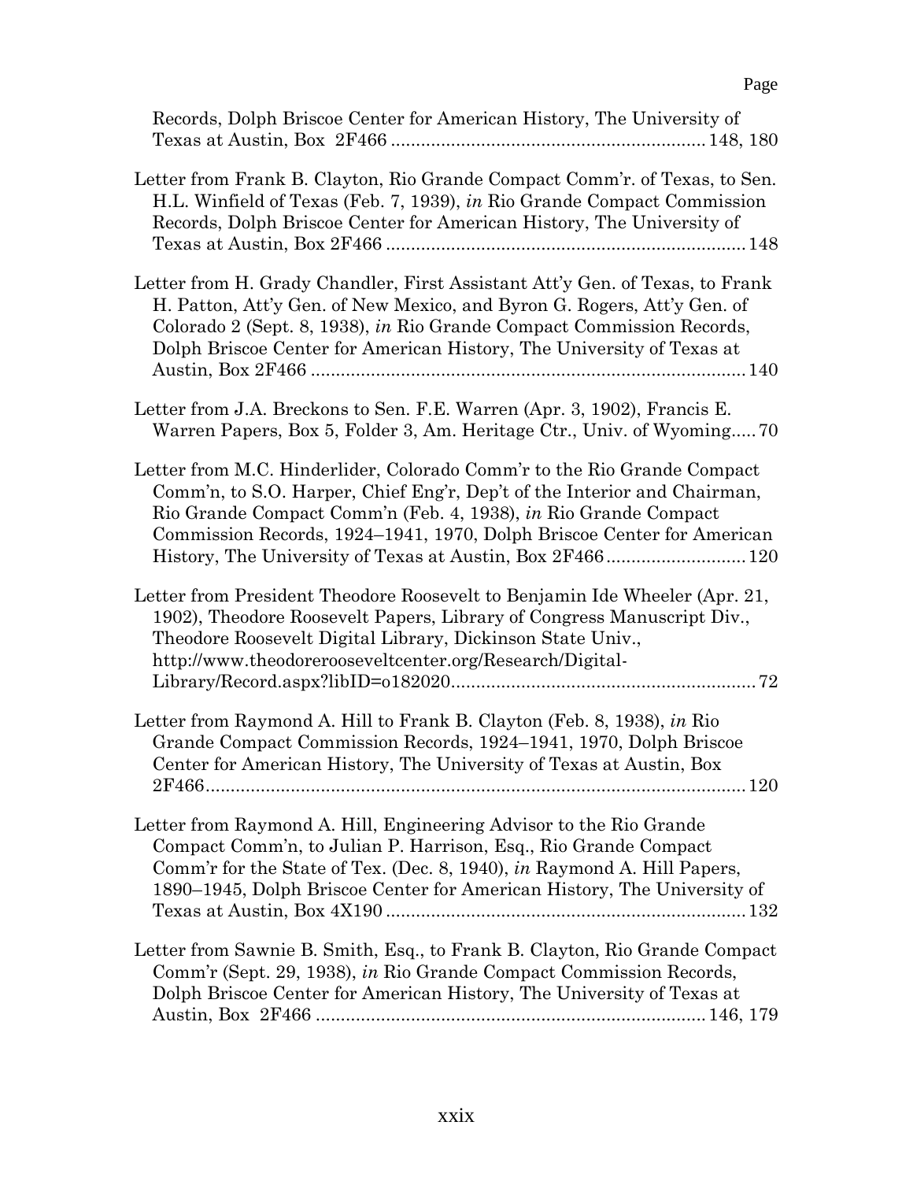Page

Records, Dolph Briscoe Center for American History, The University of Texas at Austin, Box 2F466 ............................................................... 148, 180

Letter from Frank B. Clayton, Rio Grande Compact Comm'r. of Texas, to Sen. H.L. Winfield of Texas (Feb. 7, 1939), *in* Rio Grande Compact Commission Records, Dolph Briscoe Center for American History, The University of Texas at Austin, Box 2F466 ........................................................................ 148

Letter from H. Grady Chandler, First Assistant Att'y Gen. of Texas, to Frank H. Patton, Att'y Gen. of New Mexico, and Byron G. Rogers, Att'y Gen. of Colorado 2 (Sept. 8, 1938), *in* Rio Grande Compact Commission Records, Dolph Briscoe Center for American History, The University of Texas at Austin, Box 2F466 ........................................................................................ 140

Letter from J.A. Breckons to Sen. F.E. Warren (Apr. 3, 1902), Francis E. Warren Papers, Box 5, Folder 3, Am. Heritage Ctr., Univ. of Wyoming..... 70

Letter from M.C. Hinderlider, Colorado Comm'r to the Rio Grande Compact Comm'n, to S.O. Harper, Chief Eng'r, Dep't of the Interior and Chairman, Rio Grande Compact Comm'n (Feb. 4, 1938), *in* Rio Grande Compact Commission Records, 1924–1941, 1970, Dolph Briscoe Center for American History, The University of Texas at Austin, Box 2F466 ............................ 120

Letter from President Theodore Roosevelt to Benjamin Ide Wheeler (Apr. 21, 1902), Theodore Roosevelt Papers, Library of Congress Manuscript Div., Theodore Roosevelt Digital Library, Dickinson State Univ., http://www.theodorerooseveltcenter.org/Research/Digital-Library/Record.aspx?libID=o182020............................................................. 72

Letter from Raymond A. Hill to Frank B. Clayton (Feb. 8, 1938), *in* Rio Grande Compact Commission Records, 1924–1941, 1970, Dolph Briscoe Center for American History, The University of Texas at Austin, Box 2F466............................................................................................................ 120

Letter from Raymond A. Hill, Engineering Advisor to the Rio Grande Compact Comm'n, to Julian P. Harrison, Esq., Rio Grande Compact Comm'r for the State of Tex. (Dec. 8, 1940), *in* Raymond A. Hill Papers, 1890–1945, Dolph Briscoe Center for American History, The University of Texas at Austin, Box 4X190 ........................................................................ 132

Letter from Sawnie B. Smith, Esq., to Frank B. Clayton, Rio Grande Compact Comm'r (Sept. 29, 1938), *in* Rio Grande Compact Commission Records, Dolph Briscoe Center for American History, The University of Texas at Austin, Box 2F466 .............................................................................. 146, 179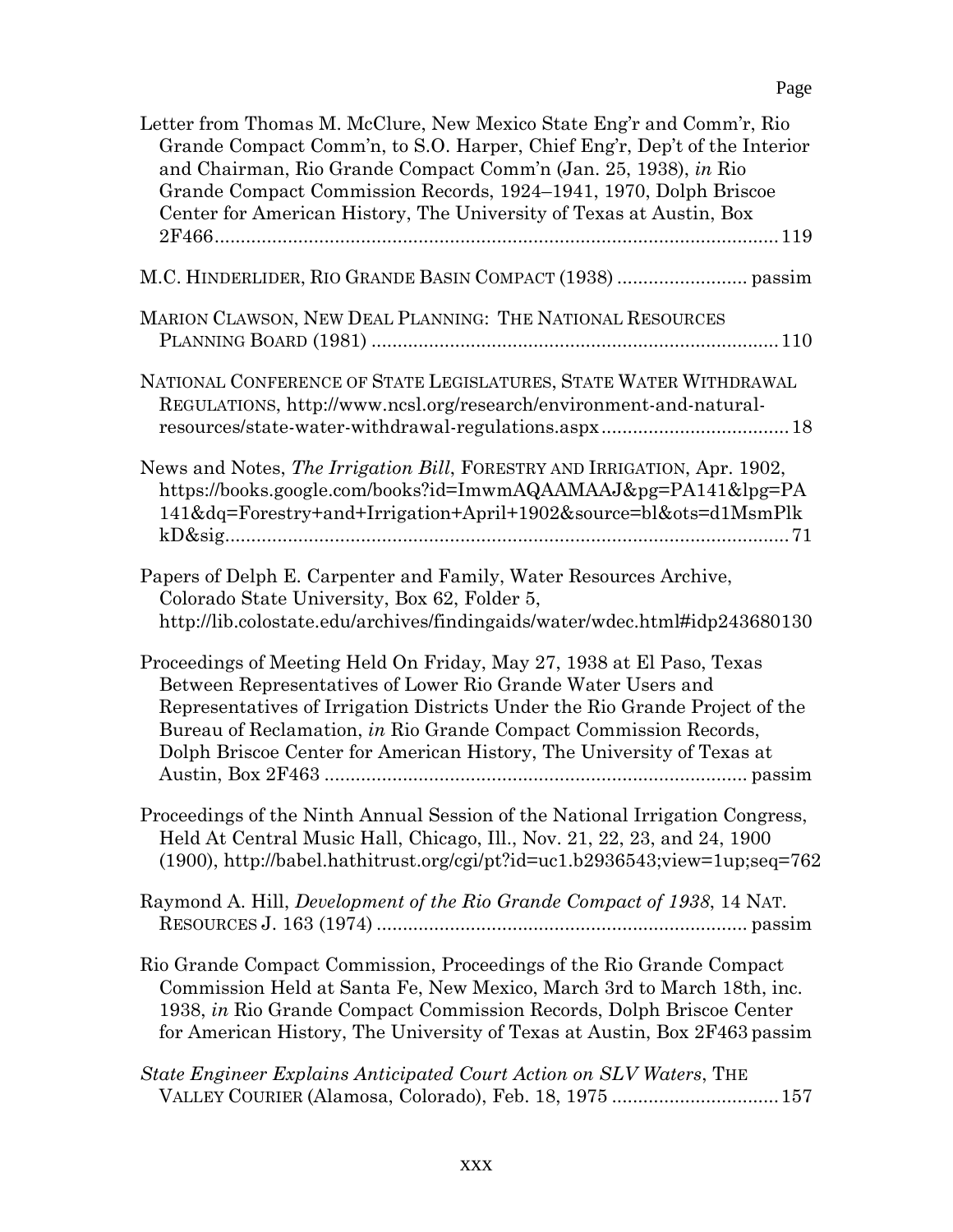Page

Letter from Thomas M. McClure, New Mexico State Eng'r and Comm'r, Rio Grande Compact Comm'n, to S.O. Harper, Chief Eng'r, Dep't of the Interior and Chairman, Rio Grande Compact Comm'n (Jan. 25, 1938), *in* Rio Grande Compact Commission Records, 1924–1941, 1970, Dolph Briscoe Center for American History, The University of Texas at Austin, Box 2F466 .......... 119

M.C. HINDERLIDER, RIO GRANDE BASIN COMPACT (1938) .......... passim

MARION CLAWSON, NEW DEAL PLANNING: THE NATIONAL RESOURCES PLANNING BOARD (1981) .......... 110

NATIONAL CONFERENCE OF STATE LEGISLATURES, STATE WATER WITHDRAWAL REGULATIONS, http://www.ncsl.org/research/environment-and-natural-resources/state-water-withdrawal-regulations.aspx .......... 18

News and Notes, *The Irrigation Bill*, FORESTRY AND IRRIGATION, Apr. 1902, https://books.google.com/books?id=ImwmAQAAMAAJ&pg=PA141&lpg=PA141&dq=Forestry+and+Irrigation+April+1902&source=bl&ots=d1MsmPlkkD&sig .......... 71

Papers of Delph E. Carpenter and Family, Water Resources Archive, Colorado State University, Box 62, Folder 5, http://lib.colostate.edu/archives/findingaids/water/wdec.html#idp243680130

Proceedings of Meeting Held On Friday, May 27, 1938 at El Paso, Texas Between Representatives of Lower Rio Grande Water Users and Representatives of Irrigation Districts Under the Rio Grande Project of the Bureau of Reclamation, *in* Rio Grande Compact Commission Records, Dolph Briscoe Center for American History, The University of Texas at Austin, Box 2F463 .......... passim

Proceedings of the Ninth Annual Session of the National Irrigation Congress, Held At Central Music Hall, Chicago, Ill., Nov. 21, 22, 23, and 24, 1900 (1900), http://babel.hathitrust.org/cgi/pt?id=uc1.b2936543;view=1up;seq=762

Raymond A. Hill, *Development of the Rio Grande Compact of 1938*, 14 NAT. RESOURCES J. 163 (1974) .......... passim

Rio Grande Compact Commission, Proceedings of the Rio Grande Compact Commission Held at Santa Fe, New Mexico, March 3rd to March 18th, inc. 1938, *in* Rio Grande Compact Commission Records, Dolph Briscoe Center for American History, The University of Texas at Austin, Box 2F463 passim

*State Engineer Explains Anticipated Court Action on SLV Waters*, THE VALLEY COURIER (Alamosa, Colorado), Feb. 18, 1975 .......... 157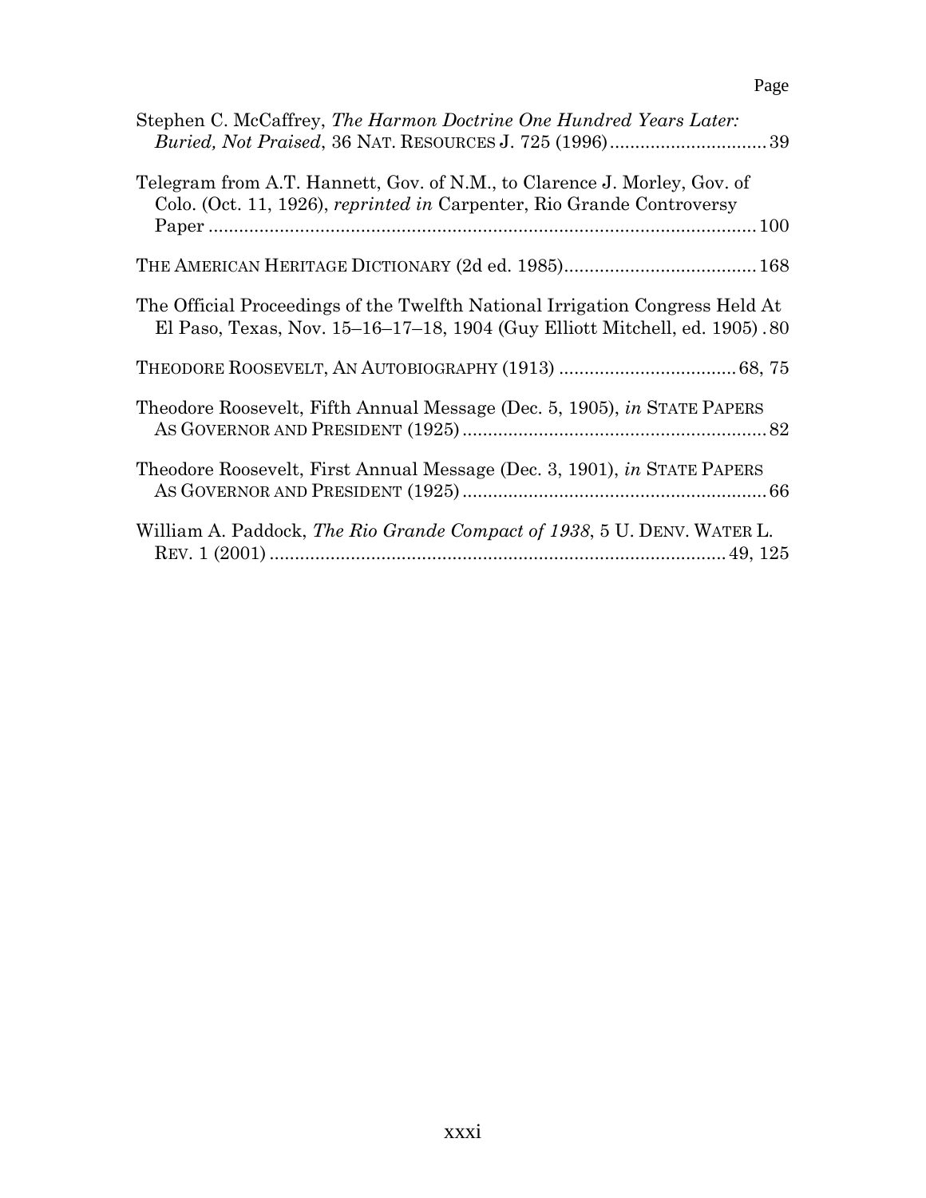Page

Stephen C. McCaffrey, *The Harmon Doctrine One Hundred Years Later: Buried, Not Praised*, 36 NAT. RESOURCES J. 725 (1996) .............................. 39

Telegram from A.T. Hannett, Gov. of N.M., to Clarence J. Morley, Gov. of Colo. (Oct. 11, 1926), *reprinted in* Carpenter, Rio Grande Controversy Paper ........................................................................................................... 100

THE AMERICAN HERITAGE DICTIONARY (2d ed. 1985)..................................... 168

The Official Proceedings of the Twelfth National Irrigation Congress Held At El Paso, Texas, Nov. 15–16–17–18, 1904 (Guy Elliott Mitchell, ed. 1905) . 80

THEODORE ROOSEVELT, AN AUTOBIOGRAPHY (1913) .................................. 68, 75

Theodore Roosevelt, Fifth Annual Message (Dec. 5, 1905), *in* STATE PAPERS AS GOVERNOR AND PRESIDENT (1925) ........................................................... 82

Theodore Roosevelt, First Annual Message (Dec. 3, 1901), *in* STATE PAPERS AS GOVERNOR AND PRESIDENT (1925) ........................................................... 66

William A. Paddock, *The Rio Grande Compact of 1938*, 5 U. DENV. WATER L. REV. 1 (2001) ......................................................................................... 49, 125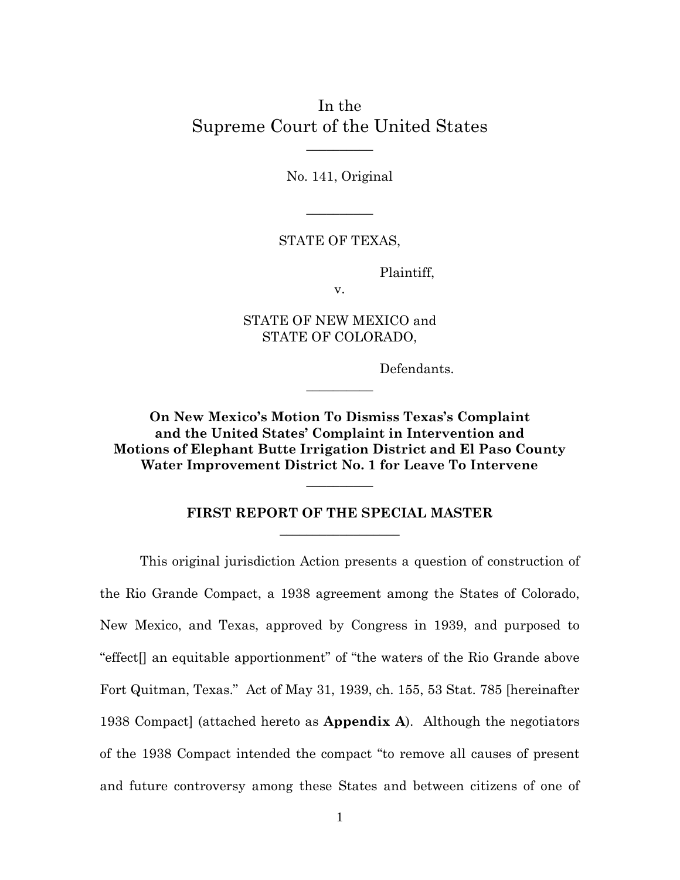In the
Supreme Court of the United States

No. 141, Original

STATE OF TEXAS,

Plaintiff,

v.

STATE OF NEW MEXICO and
STATE OF COLORADO,

Defendants.

**On New Mexico's Motion To Dismiss Texas's Complaint and the United States' Complaint in Intervention and Motions of Elephant Butte Irrigation District and El Paso County Water Improvement District No. 1 for Leave To Intervene**

**FIRST REPORT OF THE SPECIAL MASTER**

This original jurisdiction Action presents a question of construction of the Rio Grande Compact, a 1938 agreement among the States of Colorado, New Mexico, and Texas, approved by Congress in 1939, and purposed to "effect[] an equitable apportionment" of "the waters of the Rio Grande above Fort Quitman, Texas." Act of May 31, 1939, ch. 155, 53 Stat. 785 [hereinafter 1938 Compact] (attached hereto as **Appendix A**). Although the negotiators of the 1938 Compact intended the compact "to remove all causes of present and future controversy among these States and between citizens of one of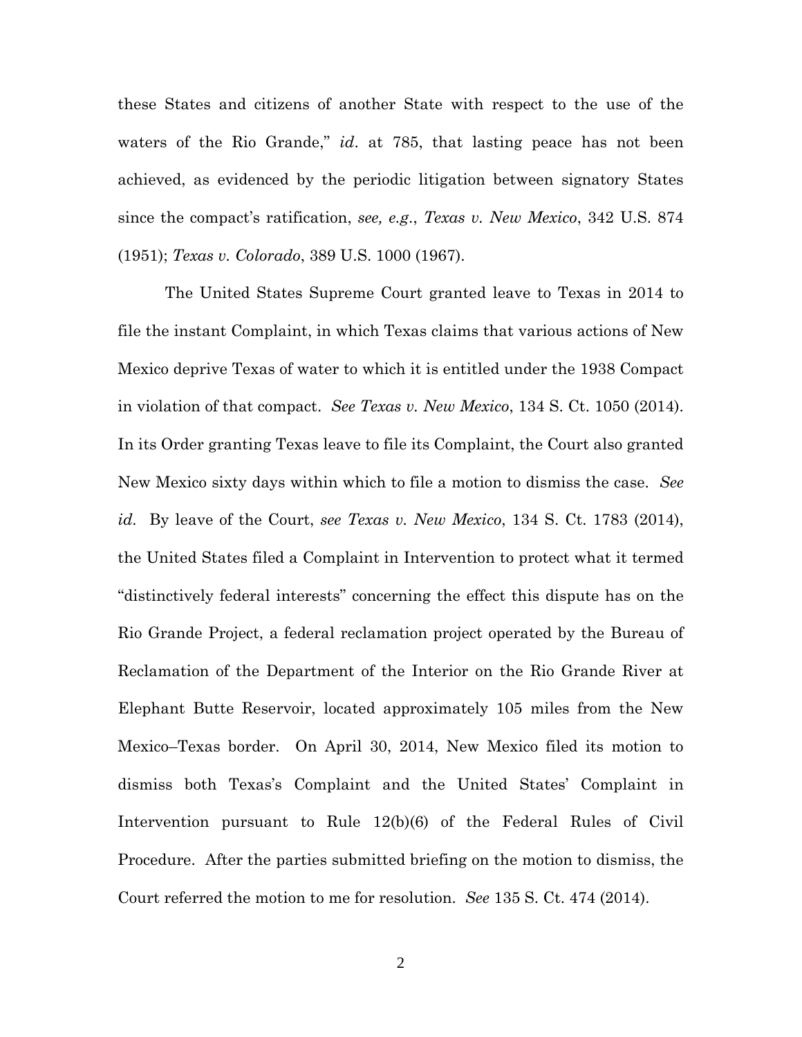these States and citizens of another State with respect to the use of the waters of the Rio Grande," *id*. at 785, that lasting peace has not been achieved, as evidenced by the periodic litigation between signatory States since the compact's ratification, *see, e.g*., *Texas v. New Mexico*, 342 U.S. 874 (1951); *Texas v. Colorado*, 389 U.S. 1000 (1967).

The United States Supreme Court granted leave to Texas in 2014 to file the instant Complaint, in which Texas claims that various actions of New Mexico deprive Texas of water to which it is entitled under the 1938 Compact in violation of that compact. *See Texas v. New Mexico*, 134 S. Ct. 1050 (2014). In its Order granting Texas leave to file its Complaint, the Court also granted New Mexico sixty days within which to file a motion to dismiss the case. *See id*. By leave of the Court, *see Texas v. New Mexico*, 134 S. Ct. 1783 (2014), the United States filed a Complaint in Intervention to protect what it termed "distinctively federal interests" concerning the effect this dispute has on the Rio Grande Project, a federal reclamation project operated by the Bureau of Reclamation of the Department of the Interior on the Rio Grande River at Elephant Butte Reservoir, located approximately 105 miles from the New Mexico–Texas border. On April 30, 2014, New Mexico filed its motion to dismiss both Texas's Complaint and the United States' Complaint in Intervention pursuant to Rule 12(b)(6) of the Federal Rules of Civil Procedure. After the parties submitted briefing on the motion to dismiss, the Court referred the motion to me for resolution. *See* 135 S. Ct. 474 (2014).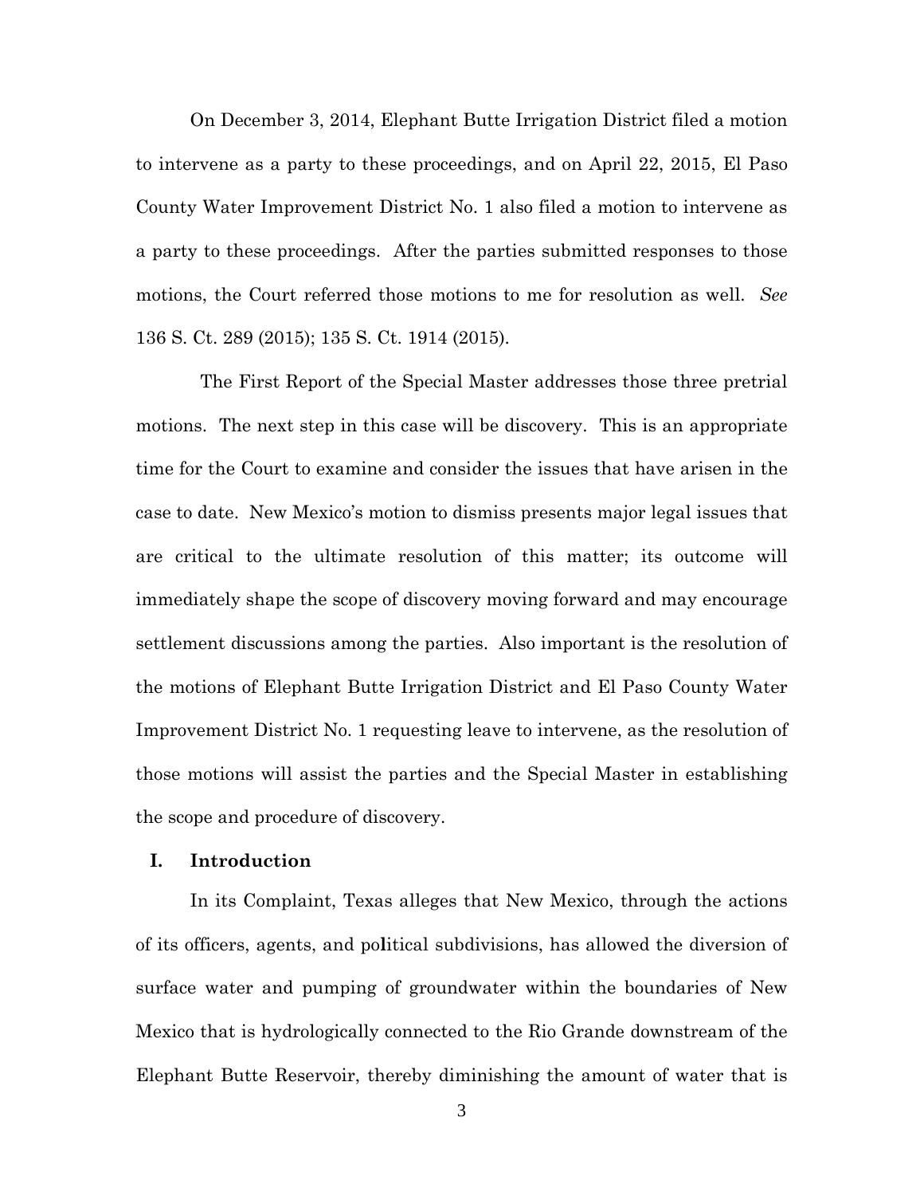On December 3, 2014, Elephant Butte Irrigation District filed a motion to intervene as a party to these proceedings, and on April 22, 2015, El Paso County Water Improvement District No. 1 also filed a motion to intervene as a party to these proceedings. After the parties submitted responses to those motions, the Court referred those motions to me for resolution as well. *See* 136 S. Ct. 289 (2015); 135 S. Ct. 1914 (2015).

The First Report of the Special Master addresses those three pretrial motions. The next step in this case will be discovery. This is an appropriate time for the Court to examine and consider the issues that have arisen in the case to date. New Mexico's motion to dismiss presents major legal issues that are critical to the ultimate resolution of this matter; its outcome will immediately shape the scope of discovery moving forward and may encourage settlement discussions among the parties. Also important is the resolution of the motions of Elephant Butte Irrigation District and El Paso County Water Improvement District No. 1 requesting leave to intervene, as the resolution of those motions will assist the parties and the Special Master in establishing the scope and procedure of discovery.

## I. Introduction

In its Complaint, Texas alleges that New Mexico, through the actions of its officers, agents, and political subdivisions, has allowed the diversion of surface water and pumping of groundwater within the boundaries of New Mexico that is hydrologically connected to the Rio Grande downstream of the Elephant Butte Reservoir, thereby diminishing the amount of water that is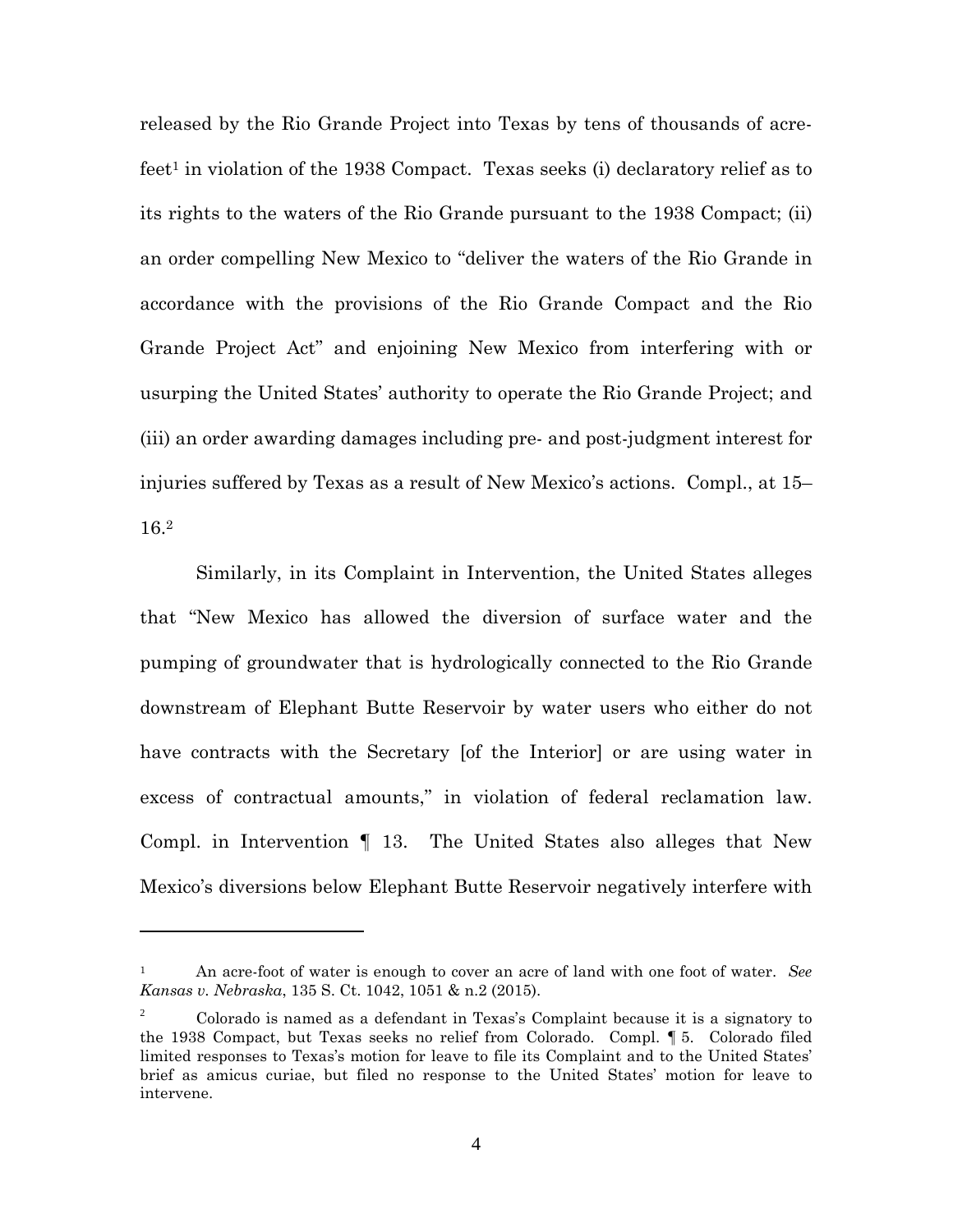released by the Rio Grande Project into Texas by tens of thousands of acre-feet[1] in violation of the 1938 Compact. Texas seeks (i) declaratory relief as to its rights to the waters of the Rio Grande pursuant to the 1938 Compact; (ii) an order compelling New Mexico to "deliver the waters of the Rio Grande in accordance with the provisions of the Rio Grande Compact and the Rio Grande Project Act" and enjoining New Mexico from interfering with or usurping the United States' authority to operate the Rio Grande Project; and (iii) an order awarding damages including pre- and post-judgment interest for injuries suffered by Texas as a result of New Mexico's actions. Compl., at 15–16.[2]

Similarly, in its Complaint in Intervention, the United States alleges that "New Mexico has allowed the diversion of surface water and the pumping of groundwater that is hydrologically connected to the Rio Grande downstream of Elephant Butte Reservoir by water users who either do not have contracts with the Secretary [of the Interior] or are using water in excess of contractual amounts," in violation of federal reclamation law. Compl. in Intervention ¶ 13. The United States also alleges that New Mexico's diversions below Elephant Butte Reservoir negatively interfere with

---

[1] An acre-foot of water is enough to cover an acre of land with one foot of water. *See Kansas v. Nebraska*, 135 S. Ct. 1042, 1051 & n.2 (2015).

[2] Colorado is named as a defendant in Texas's Complaint because it is a signatory to the 1938 Compact, but Texas seeks no relief from Colorado. Compl. ¶ 5. Colorado filed limited responses to Texas's motion for leave to file its Complaint and to the United States' brief as amicus curiae, but filed no response to the United States' motion for leave to intervene.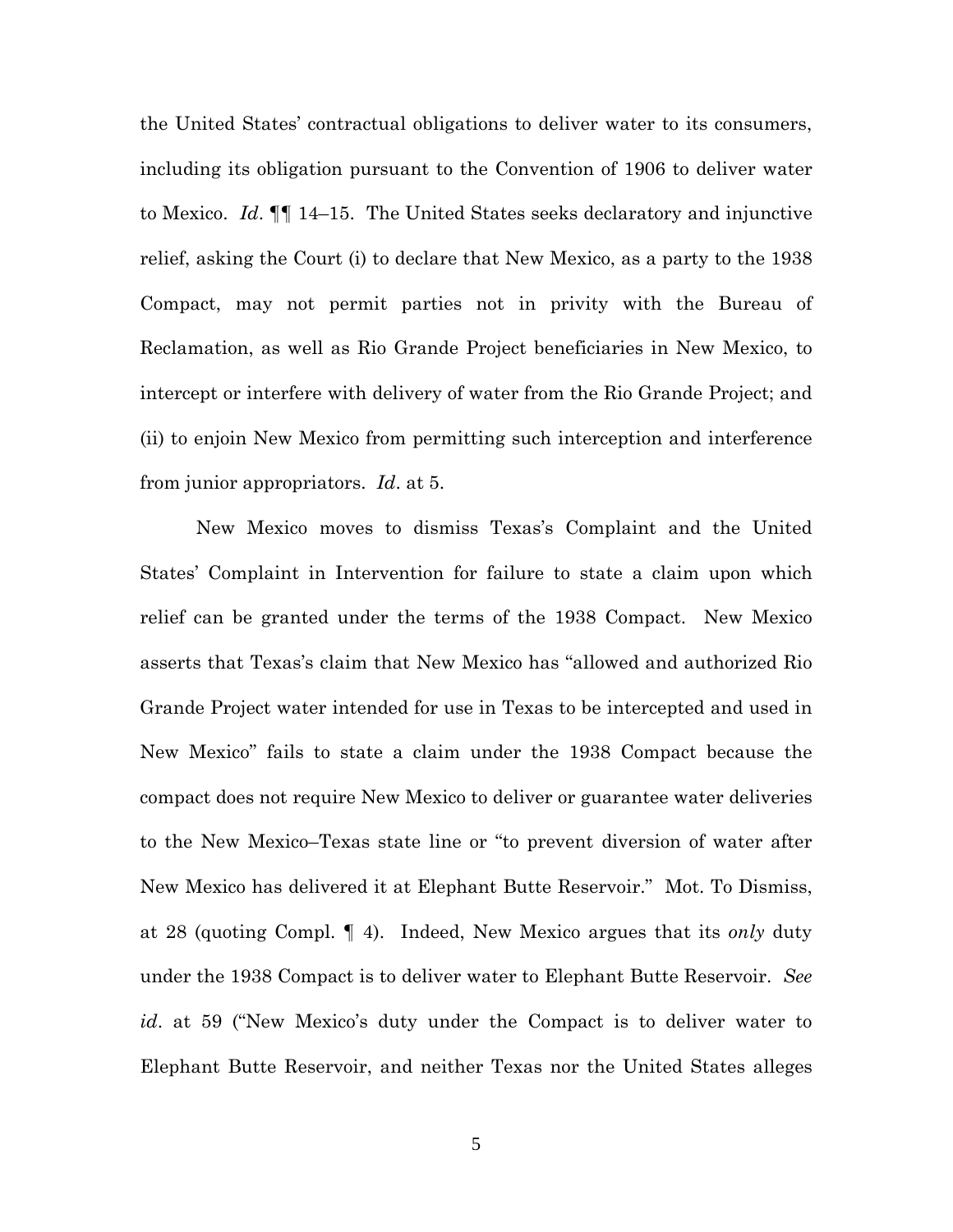the United States' contractual obligations to deliver water to its consumers, including its obligation pursuant to the Convention of 1906 to deliver water to Mexico. *Id*. ¶¶ 14–15. The United States seeks declaratory and injunctive relief, asking the Court (i) to declare that New Mexico, as a party to the 1938 Compact, may not permit parties not in privity with the Bureau of Reclamation, as well as Rio Grande Project beneficiaries in New Mexico, to intercept or interfere with delivery of water from the Rio Grande Project; and (ii) to enjoin New Mexico from permitting such interception and interference from junior appropriators. *Id*. at 5.

New Mexico moves to dismiss Texas's Complaint and the United States' Complaint in Intervention for failure to state a claim upon which relief can be granted under the terms of the 1938 Compact. New Mexico asserts that Texas's claim that New Mexico has "allowed and authorized Rio Grande Project water intended for use in Texas to be intercepted and used in New Mexico" fails to state a claim under the 1938 Compact because the compact does not require New Mexico to deliver or guarantee water deliveries to the New Mexico–Texas state line or "to prevent diversion of water after New Mexico has delivered it at Elephant Butte Reservoir." Mot. To Dismiss, at 28 (quoting Compl. ¶ 4). Indeed, New Mexico argues that its *only* duty under the 1938 Compact is to deliver water to Elephant Butte Reservoir. *See id*. at 59 ("New Mexico's duty under the Compact is to deliver water to Elephant Butte Reservoir, and neither Texas nor the United States alleges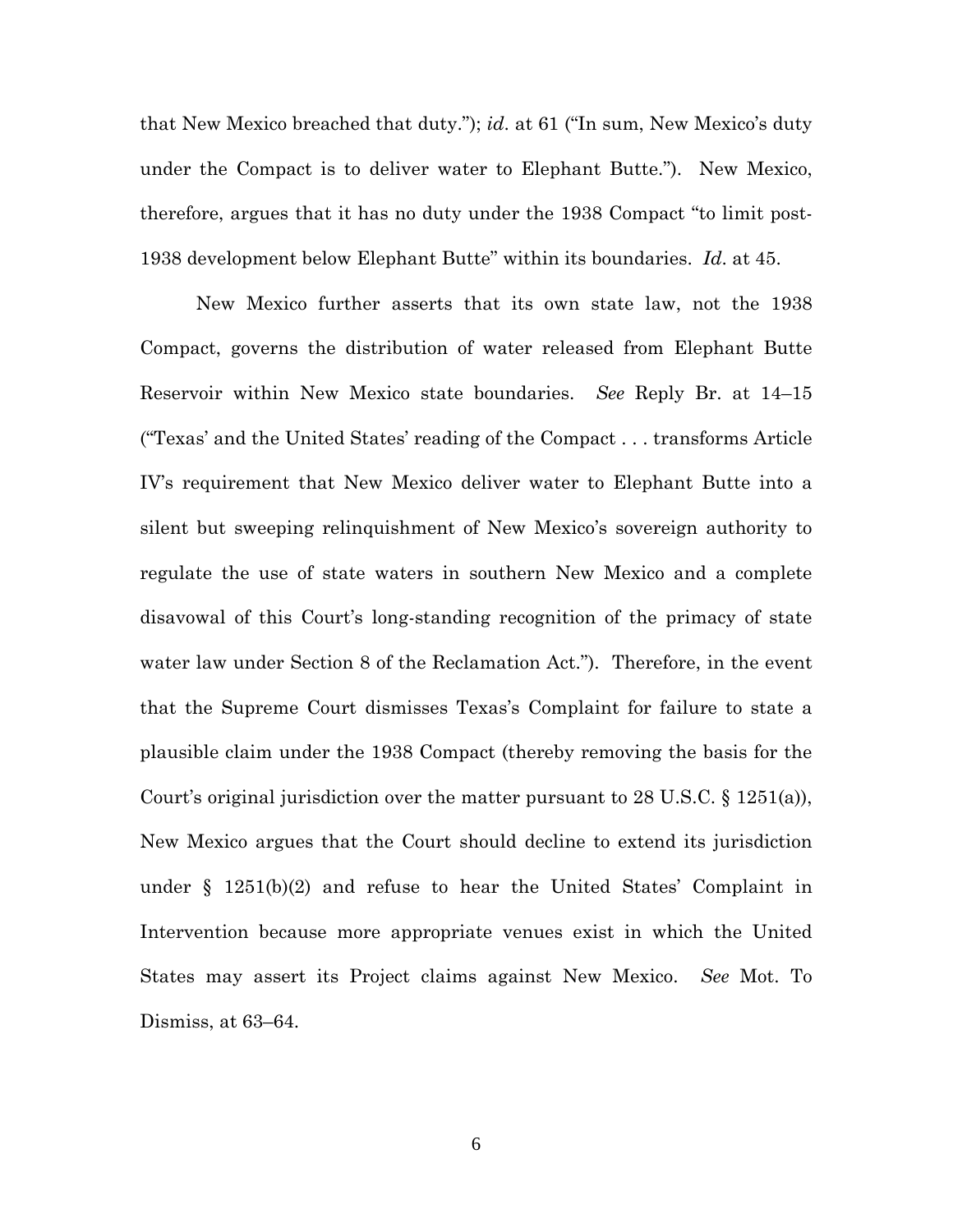that New Mexico breached that duty."); *id*. at 61 ("In sum, New Mexico's duty under the Compact is to deliver water to Elephant Butte."). New Mexico, therefore, argues that it has no duty under the 1938 Compact "to limit post-1938 development below Elephant Butte" within its boundaries. *Id*. at 45.

New Mexico further asserts that its own state law, not the 1938 Compact, governs the distribution of water released from Elephant Butte Reservoir within New Mexico state boundaries. *See* Reply Br. at 14–15 ("Texas' and the United States' reading of the Compact . . . transforms Article IV's requirement that New Mexico deliver water to Elephant Butte into a silent but sweeping relinquishment of New Mexico's sovereign authority to regulate the use of state waters in southern New Mexico and a complete disavowal of this Court's long-standing recognition of the primacy of state water law under Section 8 of the Reclamation Act."). Therefore, in the event that the Supreme Court dismisses Texas's Complaint for failure to state a plausible claim under the 1938 Compact (thereby removing the basis for the Court's original jurisdiction over the matter pursuant to 28 U.S.C. § 1251(a)), New Mexico argues that the Court should decline to extend its jurisdiction under § 1251(b)(2) and refuse to hear the United States' Complaint in Intervention because more appropriate venues exist in which the United States may assert its Project claims against New Mexico. *See* Mot. To Dismiss, at 63–64.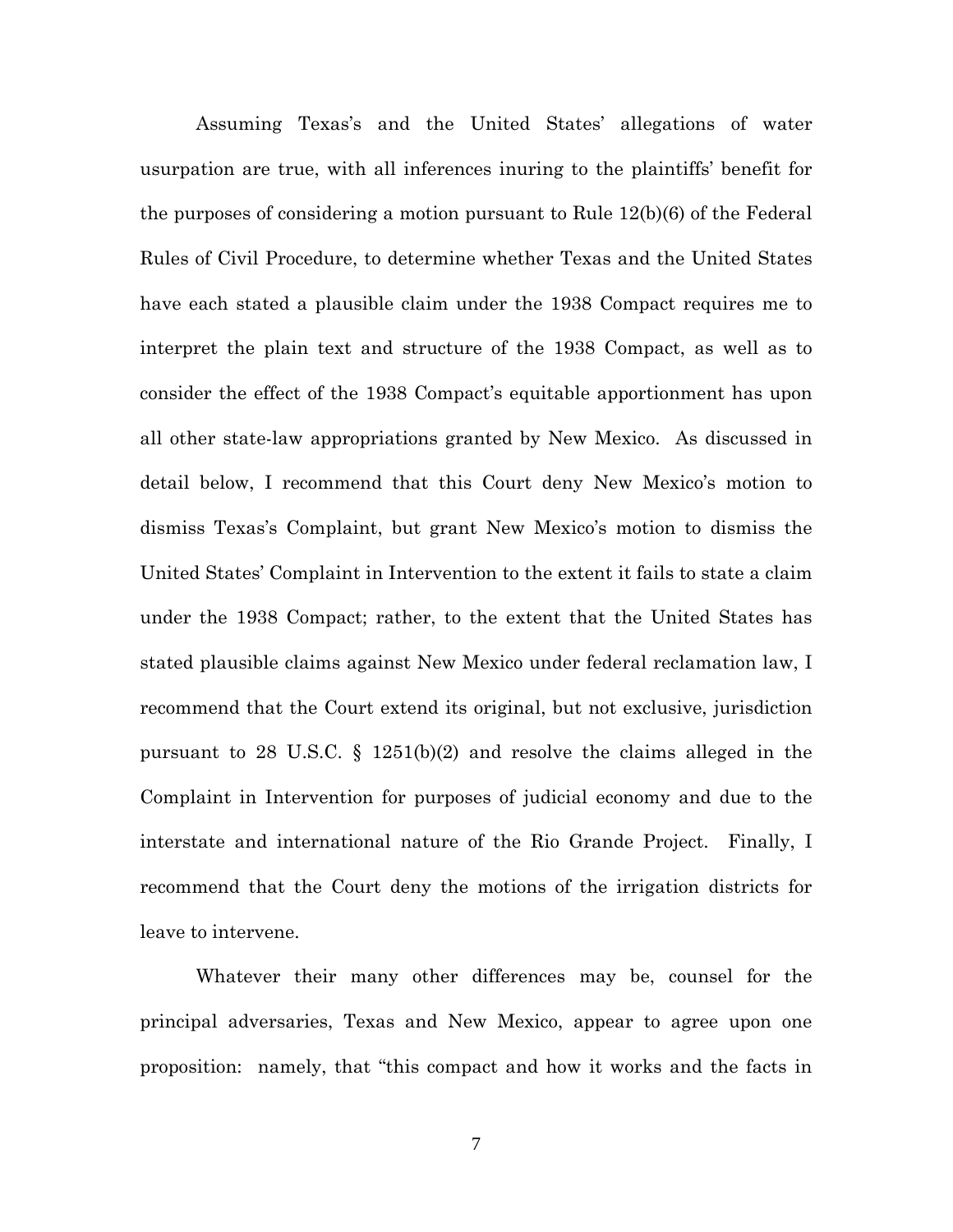Assuming Texas's and the United States' allegations of water usurpation are true, with all inferences inuring to the plaintiffs' benefit for the purposes of considering a motion pursuant to Rule 12(b)(6) of the Federal Rules of Civil Procedure, to determine whether Texas and the United States have each stated a plausible claim under the 1938 Compact requires me to interpret the plain text and structure of the 1938 Compact, as well as to consider the effect of the 1938 Compact's equitable apportionment has upon all other state-law appropriations granted by New Mexico. As discussed in detail below, I recommend that this Court deny New Mexico's motion to dismiss Texas's Complaint, but grant New Mexico's motion to dismiss the United States' Complaint in Intervention to the extent it fails to state a claim under the 1938 Compact; rather, to the extent that the United States has stated plausible claims against New Mexico under federal reclamation law, I recommend that the Court extend its original, but not exclusive, jurisdiction pursuant to 28 U.S.C. § 1251(b)(2) and resolve the claims alleged in the Complaint in Intervention for purposes of judicial economy and due to the interstate and international nature of the Rio Grande Project. Finally, I recommend that the Court deny the motions of the irrigation districts for leave to intervene.

Whatever their many other differences may be, counsel for the principal adversaries, Texas and New Mexico, appear to agree upon one proposition: namely, that "this compact and how it works and the facts in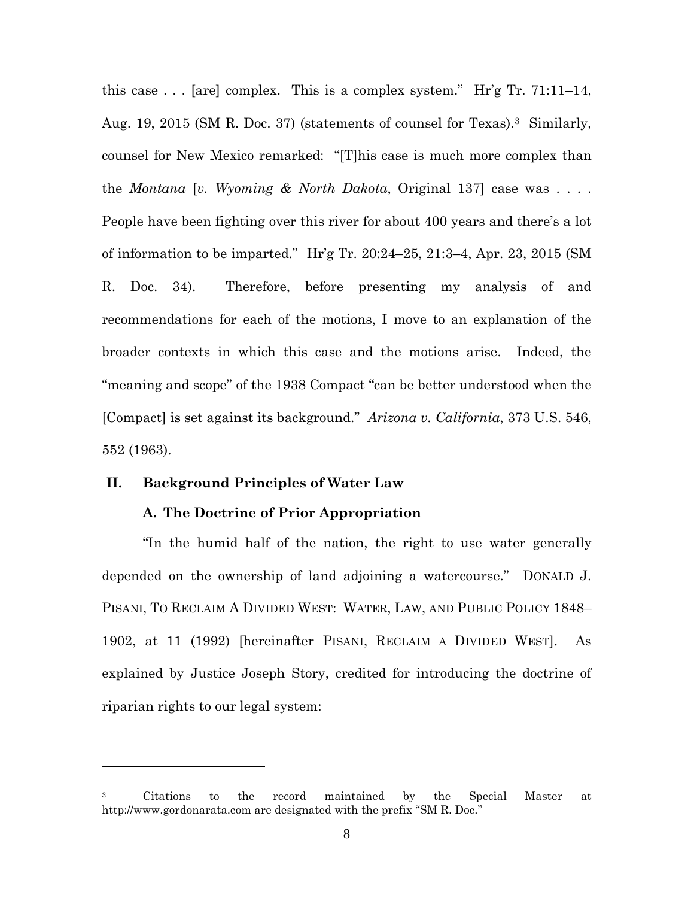this case . . . [are] complex. This is a complex system." Hr'g Tr. 71:11–14, Aug. 19, 2015 (SM R. Doc. 37) (statements of counsel for Texas).[3] Similarly, counsel for New Mexico remarked: "[T]his case is much more complex than the *Montana* [*v. Wyoming & North Dakota*, Original 137] case was . . . . People have been fighting over this river for about 400 years and there's a lot of information to be imparted." Hr'g Tr. 20:24–25, 21:3–4, Apr. 23, 2015 (SM R. Doc. 34). Therefore, before presenting my analysis of and recommendations for each of the motions, I move to an explanation of the broader contexts in which this case and the motions arise. Indeed, the "meaning and scope" of the 1938 Compact "can be better understood when the [Compact] is set against its background." *Arizona v. California*, 373 U.S. 546, 552 (1963).

## II. Background Principles of Water Law

### A. The Doctrine of Prior Appropriation

"In the humid half of the nation, the right to use water generally depended on the ownership of land adjoining a watercourse." DONALD J. PISANI, TO RECLAIM A DIVIDED WEST: WATER, LAW, AND PUBLIC POLICY 1848–1902, at 11 (1992) [hereinafter PISANI, RECLAIM A DIVIDED WEST]. As explained by Justice Joseph Story, credited for introducing the doctrine of riparian rights to our legal system:

---

[3] Citations to the record maintained by the Special Master at http://www.gordonarata.com are designated with the prefix "SM R. Doc."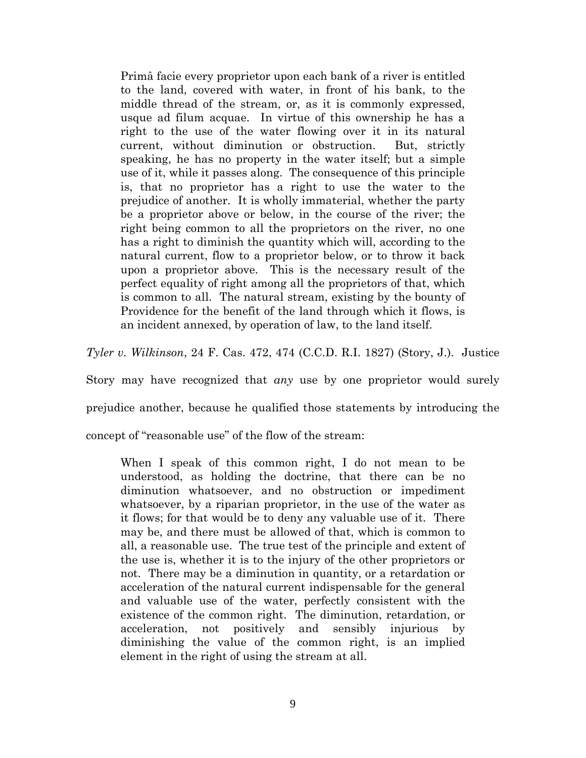> Primâ facie every proprietor upon each bank of a river is entitled to the land, covered with water, in front of his bank, to the middle thread of the stream, or, as it is commonly expressed, usque ad filum acquae. In virtue of this ownership he has a right to the use of the water flowing over it in its natural current, without diminution or obstruction. But, strictly speaking, he has no property in the water itself; but a simple use of it, while it passes along. The consequence of this principle is, that no proprietor has a right to use the water to the prejudice of another. It is wholly immaterial, whether the party be a proprietor above or below, in the course of the river; the right being common to all the proprietors on the river, no one has a right to diminish the quantity which will, according to the natural current, flow to a proprietor below, or to throw it back upon a proprietor above. This is the necessary result of the perfect equality of right among all the proprietors of that, which is common to all. The natural stream, existing by the bounty of Providence for the benefit of the land through which it flows, is an incident annexed, by operation of law, to the land itself.

*Tyler v. Wilkinson*, 24 F. Cas. 472, 474 (C.C.D. R.I. 1827) (Story, J.). Justice Story may have recognized that *any* use by one proprietor would surely prejudice another, because he qualified those statements by introducing the concept of "reasonable use" of the flow of the stream:

> When I speak of this common right, I do not mean to be understood, as holding the doctrine, that there can be no diminution whatsoever, and no obstruction or impediment whatsoever, by a riparian proprietor, in the use of the water as it flows; for that would be to deny any valuable use of it. There may be, and there must be allowed of that, which is common to all, a reasonable use. The true test of the principle and extent of the use is, whether it is to the injury of the other proprietors or not. There may be a diminution in quantity, or a retardation or acceleration of the natural current indispensable for the general and valuable use of the water, perfectly consistent with the existence of the common right. The diminution, retardation, or acceleration, not positively and sensibly injurious by diminishing the value of the common right, is an implied element in the right of using the stream at all.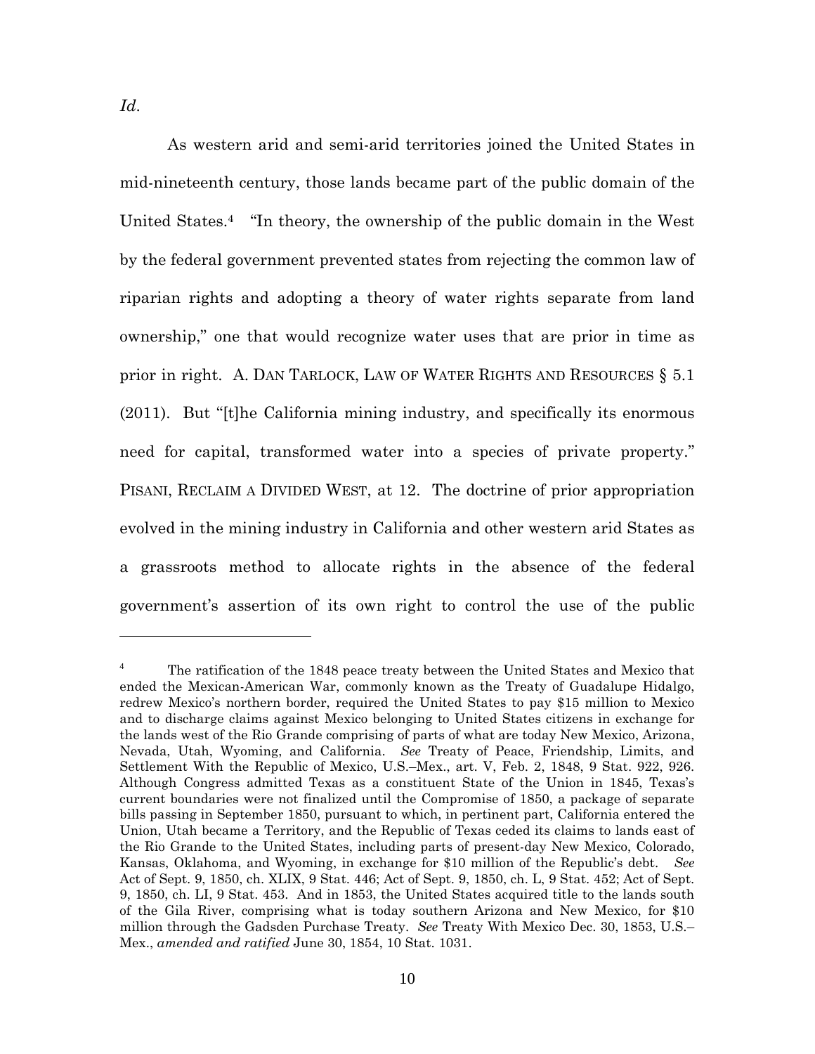*Id.*

As western arid and semi-arid territories joined the United States in mid-nineteenth century, those lands became part of the public domain of the United States.[4] "In theory, the ownership of the public domain in the West by the federal government prevented states from rejecting the common law of riparian rights and adopting a theory of water rights separate from land ownership," one that would recognize water uses that are prior in time as prior in right. A. DAN TARLOCK, LAW OF WATER RIGHTS AND RESOURCES § 5.1 (2011). But "[t]he California mining industry, and specifically its enormous need for capital, transformed water into a species of private property." PISANI, RECLAIM A DIVIDED WEST, at 12. The doctrine of prior appropriation evolved in the mining industry in California and other western arid States as a grassroots method to allocate rights in the absence of the federal government's assertion of its own right to control the use of the public

---

[4] The ratification of the 1848 peace treaty between the United States and Mexico that ended the Mexican-American War, commonly known as the Treaty of Guadalupe Hidalgo, redrew Mexico's northern border, required the United States to pay $15 million to Mexico and to discharge claims against Mexico belonging to United States citizens in exchange for the lands west of the Rio Grande comprising of parts of what are today New Mexico, Arizona, Nevada, Utah, Wyoming, and California. *See* Treaty of Peace, Friendship, Limits, and Settlement With the Republic of Mexico, U.S.–Mex., art. V, Feb. 2, 1848, 9 Stat. 922, 926. Although Congress admitted Texas as a constituent State of the Union in 1845, Texas's current boundaries were not finalized until the Compromise of 1850, a package of separate bills passing in September 1850, pursuant to which, in pertinent part, California entered the Union, Utah became a Territory, and the Republic of Texas ceded its claims to lands east of the Rio Grande to the United States, including parts of present-day New Mexico, Colorado, Kansas, Oklahoma, and Wyoming, in exchange for $10 million of the Republic's debt. *See* Act of Sept. 9, 1850, ch. XLIX, 9 Stat. 446; Act of Sept. 9, 1850, ch. L, 9 Stat. 452; Act of Sept. 9, 1850, ch. LI, 9 Stat. 453. And in 1853, the United States acquired title to the lands south of the Gila River, comprising what is today southern Arizona and New Mexico, for $10 million through the Gadsden Purchase Treaty. *See* Treaty With Mexico Dec. 30, 1853, U.S.–Mex., *amended and ratified* June 30, 1854, 10 Stat. 1031.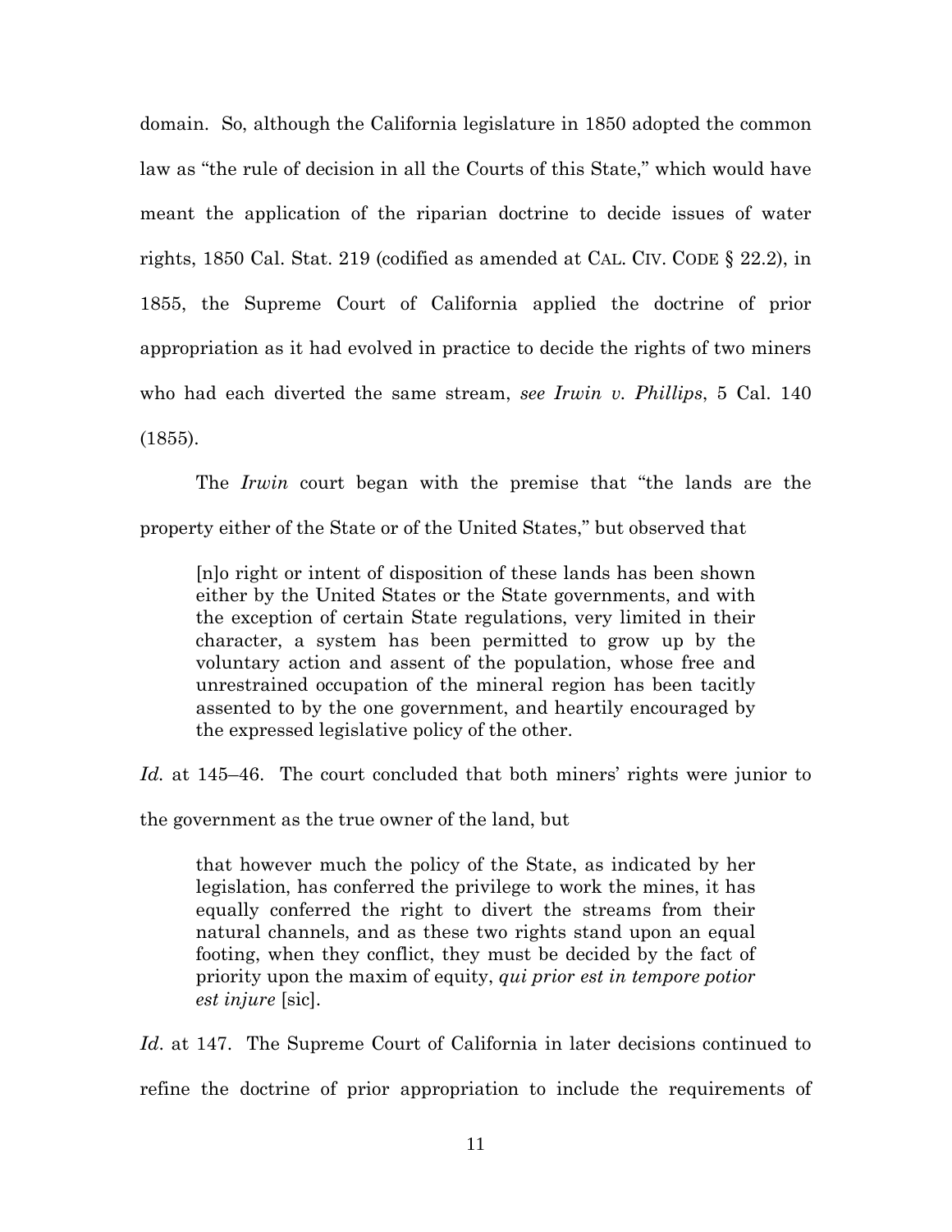domain. So, although the California legislature in 1850 adopted the common law as "the rule of decision in all the Courts of this State," which would have meant the application of the riparian doctrine to decide issues of water rights, 1850 Cal. Stat. 219 (codified as amended at CAL. CIV. CODE § 22.2), in 1855, the Supreme Court of California applied the doctrine of prior appropriation as it had evolved in practice to decide the rights of two miners who had each diverted the same stream, *see Irwin v. Phillips*, 5 Cal. 140 (1855).

The *Irwin* court began with the premise that "the lands are the property either of the State or of the United States," but observed that

> [n]o right or intent of disposition of these lands has been shown either by the United States or the State governments, and with the exception of certain State regulations, very limited in their character, a system has been permitted to grow up by the voluntary action and assent of the population, whose free and unrestrained occupation of the mineral region has been tacitly assented to by the one government, and heartily encouraged by the expressed legislative policy of the other.

*Id.* at 145–46. The court concluded that both miners' rights were junior to the government as the true owner of the land, but

> that however much the policy of the State, as indicated by her legislation, has conferred the privilege to work the mines, it has equally conferred the right to divert the streams from their natural channels, and as these two rights stand upon an equal footing, when they conflict, they must be decided by the fact of priority upon the maxim of equity, *qui prior est in tempore potior est injure* [sic].

*Id*. at 147. The Supreme Court of California in later decisions continued to refine the doctrine of prior appropriation to include the requirements of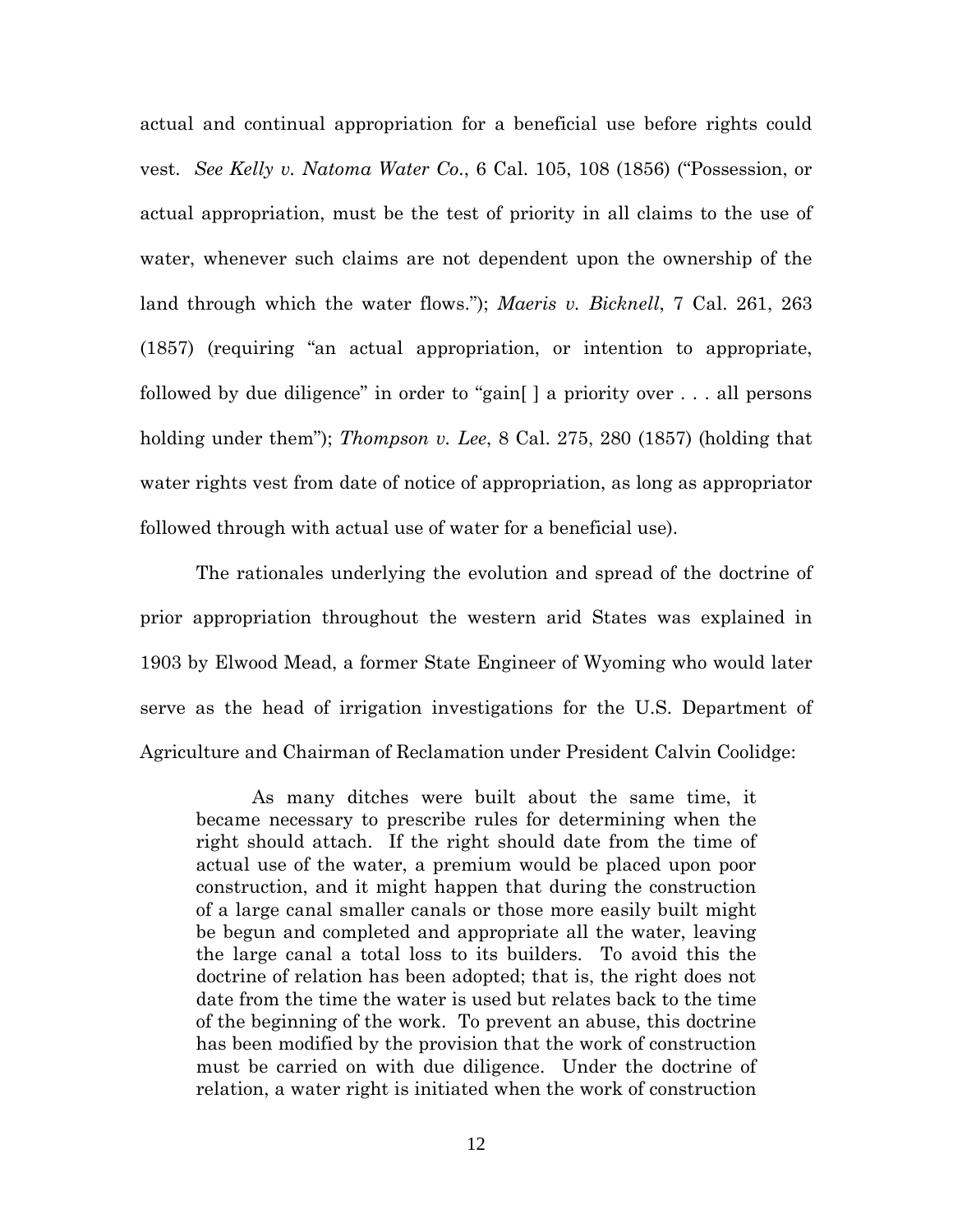actual and continual appropriation for a beneficial use before rights could vest. *See Kelly v. Natoma Water Co*., 6 Cal. 105, 108 (1856) ("Possession, or actual appropriation, must be the test of priority in all claims to the use of water, whenever such claims are not dependent upon the ownership of the land through which the water flows."); *Maeris v. Bicknell*, 7 Cal. 261, 263 (1857) (requiring "an actual appropriation, or intention to appropriate, followed by due diligence" in order to "gain[ ] a priority over . . . all persons holding under them"); *Thompson v. Lee*, 8 Cal. 275, 280 (1857) (holding that water rights vest from date of notice of appropriation, as long as appropriator followed through with actual use of water for a beneficial use).

The rationales underlying the evolution and spread of the doctrine of prior appropriation throughout the western arid States was explained in 1903 by Elwood Mead, a former State Engineer of Wyoming who would later serve as the head of irrigation investigations for the U.S. Department of Agriculture and Chairman of Reclamation under President Calvin Coolidge:

> As many ditches were built about the same time, it became necessary to prescribe rules for determining when the right should attach. If the right should date from the time of actual use of the water, a premium would be placed upon poor construction, and it might happen that during the construction of a large canal smaller canals or those more easily built might be begun and completed and appropriate all the water, leaving the large canal a total loss to its builders. To avoid this the doctrine of relation has been adopted; that is, the right does not date from the time the water is used but relates back to the time of the beginning of the work. To prevent an abuse, this doctrine has been modified by the provision that the work of construction must be carried on with due diligence. Under the doctrine of relation, a water right is initiated when the work of construction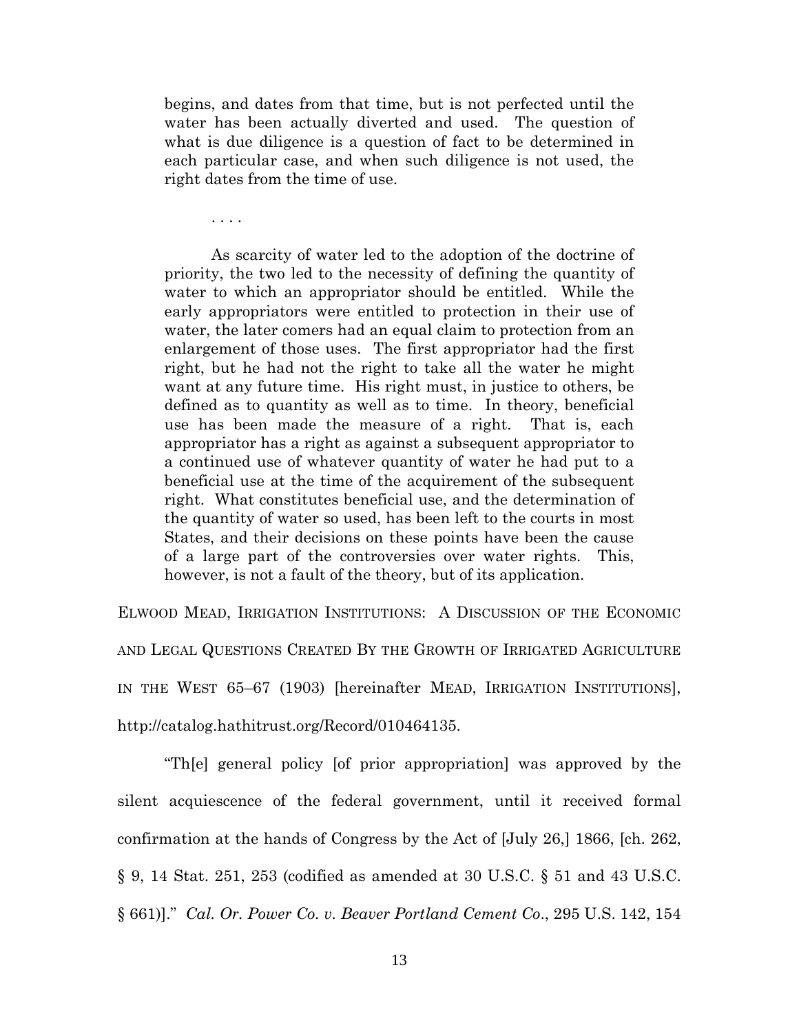begins, and dates from that time, but is not perfected until the water has been actually diverted and used. The question of what is due diligence is a question of fact to be determined in each particular case, and when such diligence is not used, the right dates from the time of use.

> . . . .
>
> As scarcity of water led to the adoption of the doctrine of priority, the two led to the necessity of defining the quantity of water to which an appropriator should be entitled. While the early appropriators were entitled to protection in their use of water, the later comers had an equal claim to protection from an enlargement of those uses. The first appropriator had the first right, but he had not the right to take all the water he might want at any future time. His right must, in justice to others, be defined as to quantity as well as to time. In theory, beneficial use has been made the measure of a right. That is, each appropriator has a right as against a subsequent appropriator to a continued use of whatever quantity of water he had put to a beneficial use at the time of the acquirement of the subsequent right. What constitutes beneficial use, and the determination of the quantity of water so used, has been left to the courts in most States, and their decisions on these points have been the cause of a large part of the controversies over water rights. This, however, is not a fault of the theory, but of its application.

ELWOOD MEAD, IRRIGATION INSTITUTIONS: A DISCUSSION OF THE ECONOMIC AND LEGAL QUESTIONS CREATED BY THE GROWTH OF IRRIGATED AGRICULTURE IN THE WEST 65–67 (1903) [hereinafter MEAD, IRRIGATION INSTITUTIONS], http://catalog.hathitrust.org/Record/010464135.

"Th[e] general policy [of prior appropriation] was approved by the silent acquiescence of the federal government, until it received formal confirmation at the hands of Congress by the Act of [July 26,] 1866, [ch. 262, § 9, 14 Stat. 251, 253 (codified as amended at 30 U.S.C. § 51 and 43 U.S.C. § 661)]." *Cal. Or. Power Co. v. Beaver Portland Cement Co.*, 295 U.S. 142, 154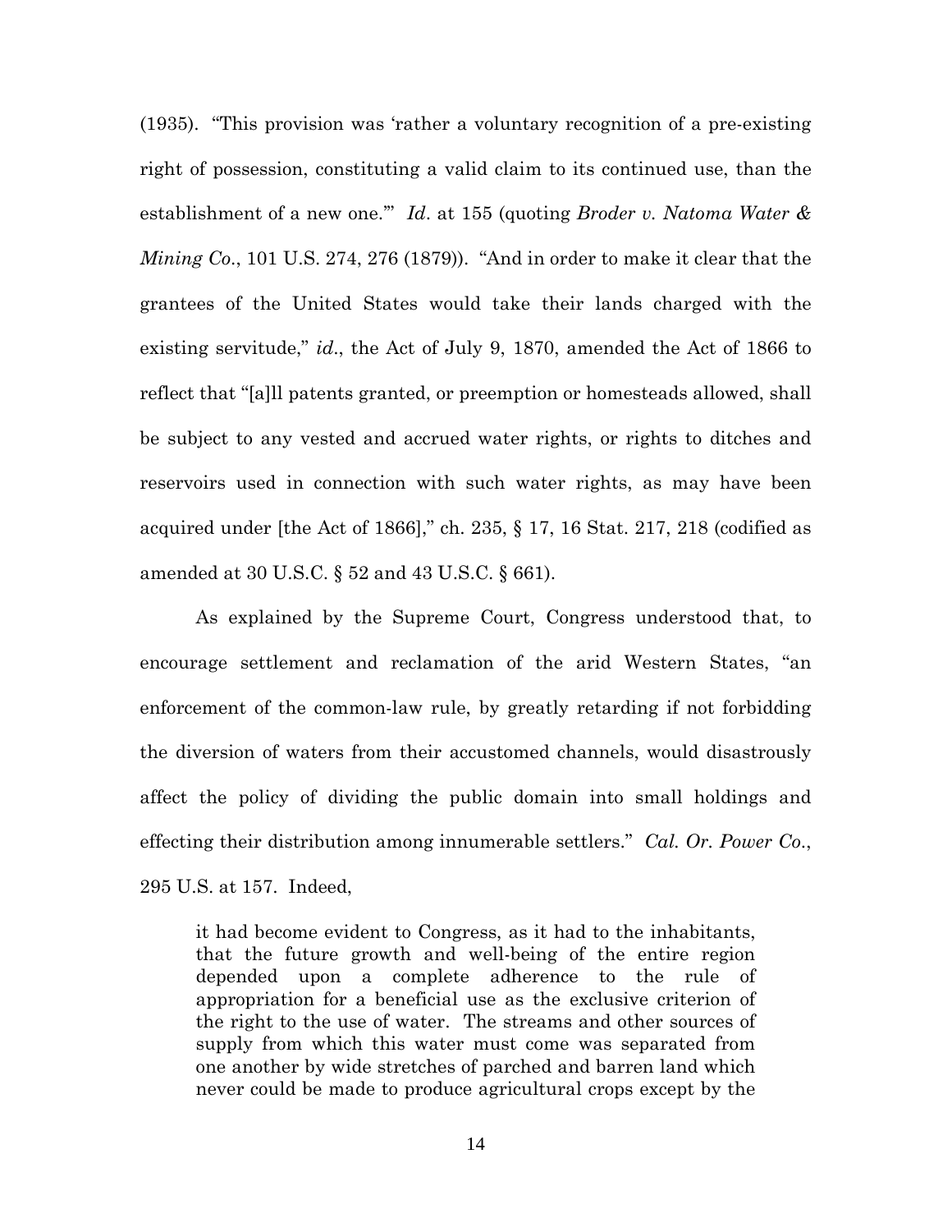(1935). "This provision was 'rather a voluntary recognition of a pre-existing right of possession, constituting a valid claim to its continued use, than the establishment of a new one.'" *Id*. at 155 (quoting *Broder v. Natoma Water & Mining Co.*, 101 U.S. 274, 276 (1879)). "And in order to make it clear that the grantees of the United States would take their lands charged with the existing servitude," *id*., the Act of July 9, 1870, amended the Act of 1866 to reflect that "[a]ll patents granted, or preemption or homesteads allowed, shall be subject to any vested and accrued water rights, or rights to ditches and reservoirs used in connection with such water rights, as may have been acquired under [the Act of 1866]," ch. 235, § 17, 16 Stat. 217, 218 (codified as amended at 30 U.S.C. § 52 and 43 U.S.C. § 661).

As explained by the Supreme Court, Congress understood that, to encourage settlement and reclamation of the arid Western States, "an enforcement of the common-law rule, by greatly retarding if not forbidding the diversion of waters from their accustomed channels, would disastrously affect the policy of dividing the public domain into small holdings and effecting their distribution among innumerable settlers." *Cal. Or. Power Co.*, 295 U.S. at 157. Indeed,

> it had become evident to Congress, as it had to the inhabitants, that the future growth and well-being of the entire region depended upon a complete adherence to the rule of appropriation for a beneficial use as the exclusive criterion of the right to the use of water. The streams and other sources of supply from which this water must come was separated from one another by wide stretches of parched and barren land which never could be made to produce agricultural crops except by the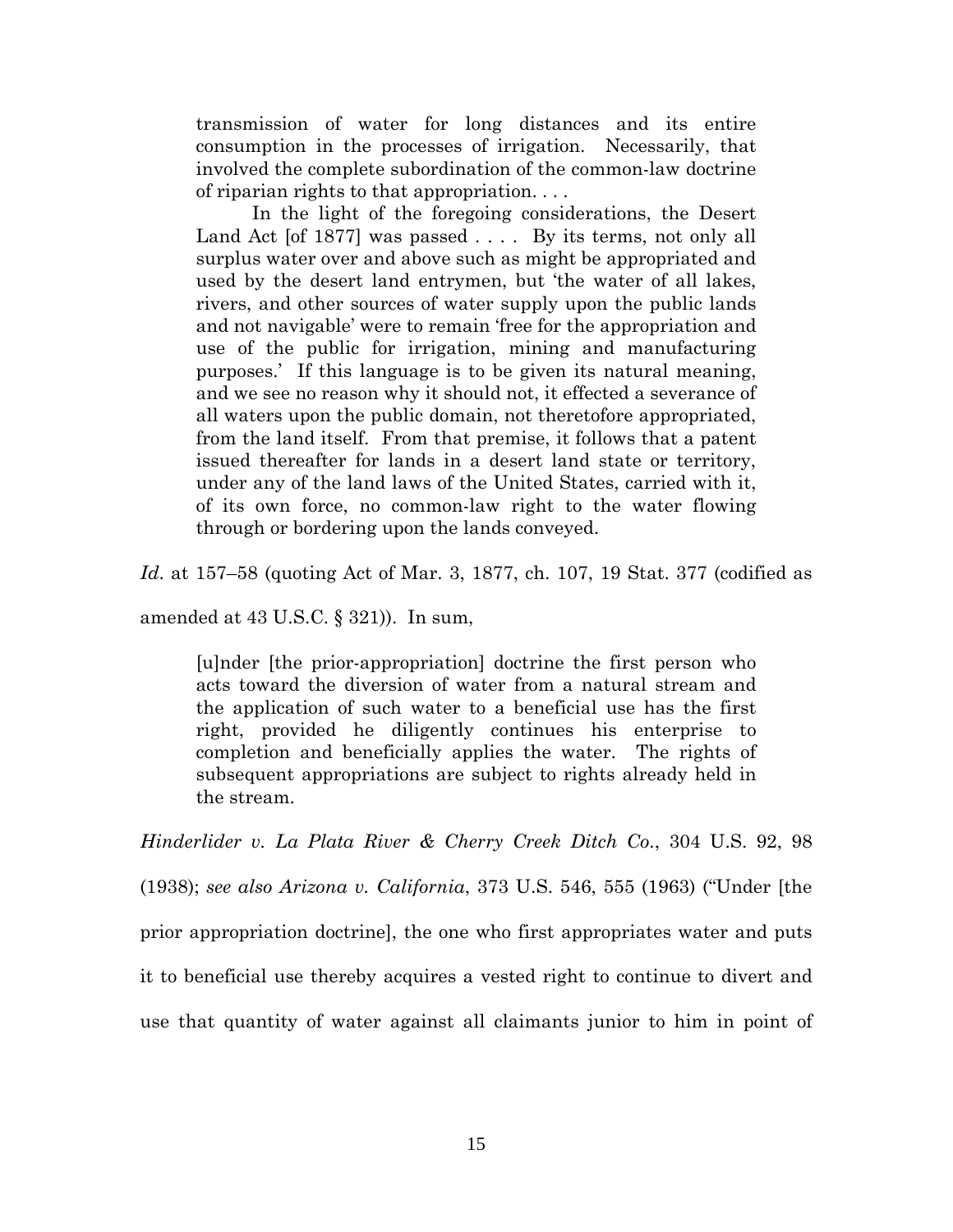> transmission of water for long distances and its entire consumption in the processes of irrigation. Necessarily, that involved the complete subordination of the common-law doctrine of riparian rights to that appropriation. . . .
>
> In the light of the foregoing considerations, the Desert Land Act [of 1877] was passed . . . . By its terms, not only all surplus water over and above such as might be appropriated and used by the desert land entrymen, but 'the water of all lakes, rivers, and other sources of water supply upon the public lands and not navigable' were to remain 'free for the appropriation and use of the public for irrigation, mining and manufacturing purposes.' If this language is to be given its natural meaning, and we see no reason why it should not, it effected a severance of all waters upon the public domain, not theretofore appropriated, from the land itself. From that premise, it follows that a patent issued thereafter for lands in a desert land state or territory, under any of the land laws of the United States, carried with it, of its own force, no common-law right to the water flowing through or bordering upon the lands conveyed.

*Id*. at 157–58 (quoting Act of Mar. 3, 1877, ch. 107, 19 Stat. 377 (codified as amended at 43 U.S.C. § 321)). In sum,

> [u]nder [the prior-appropriation] doctrine the first person who acts toward the diversion of water from a natural stream and the application of such water to a beneficial use has the first right, provided he diligently continues his enterprise to completion and beneficially applies the water. The rights of subsequent appropriations are subject to rights already held in the stream.

*Hinderlider v. La Plata River & Cherry Creek Ditch Co*., 304 U.S. 92, 98 (1938); *see also Arizona v. California*, 373 U.S. 546, 555 (1963) ("Under [the prior appropriation doctrine], the one who first appropriates water and puts it to beneficial use thereby acquires a vested right to continue to divert and use that quantity of water against all claimants junior to him in point of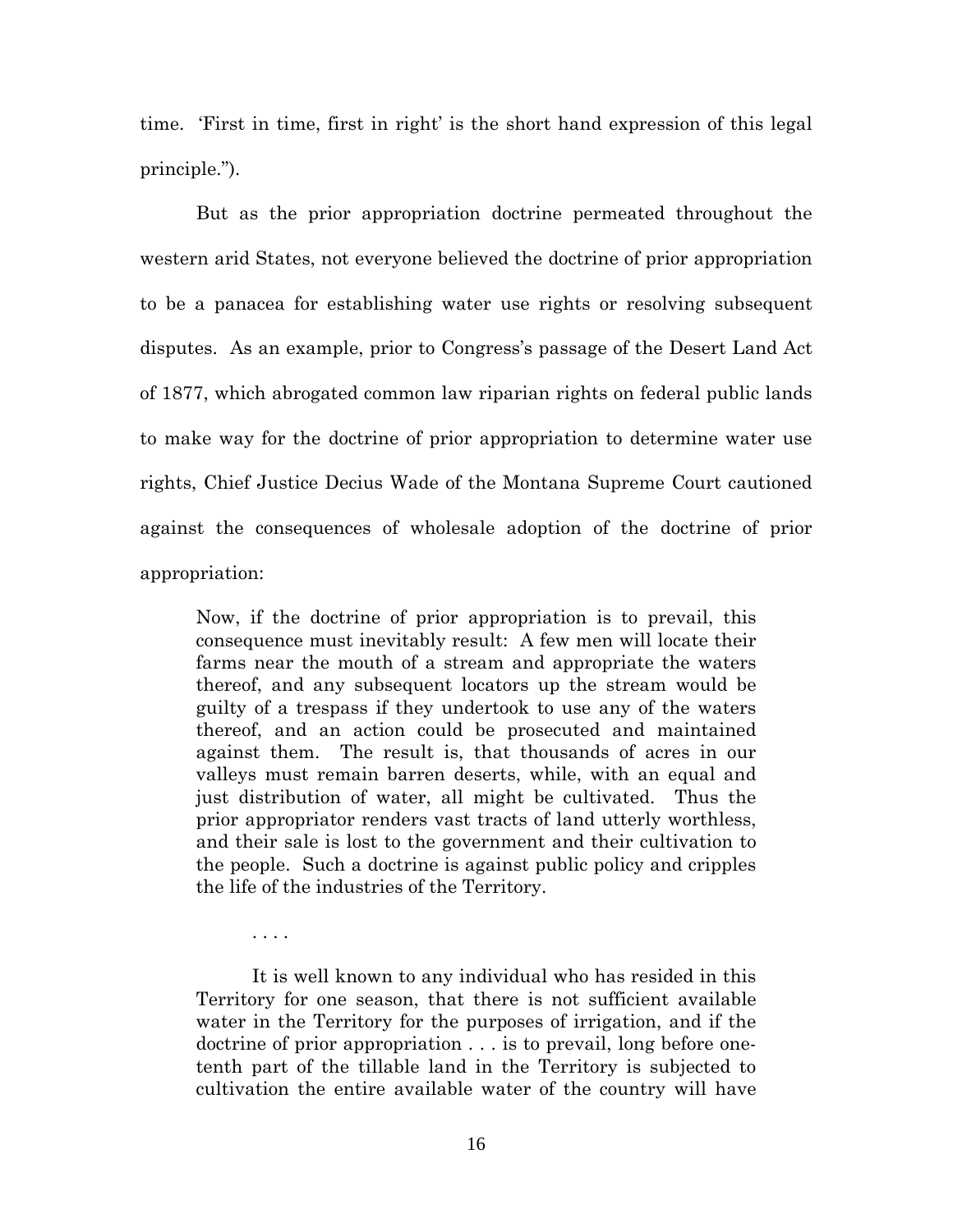time. 'First in time, first in right' is the short hand expression of this legal principle.").

But as the prior appropriation doctrine permeated throughout the western arid States, not everyone believed the doctrine of prior appropriation to be a panacea for establishing water use rights or resolving subsequent disputes. As an example, prior to Congress's passage of the Desert Land Act of 1877, which abrogated common law riparian rights on federal public lands to make way for the doctrine of prior appropriation to determine water use rights, Chief Justice Decius Wade of the Montana Supreme Court cautioned against the consequences of wholesale adoption of the doctrine of prior appropriation:

> Now, if the doctrine of prior appropriation is to prevail, this consequence must inevitably result: A few men will locate their farms near the mouth of a stream and appropriate the waters thereof, and any subsequent locators up the stream would be guilty of a trespass if they undertook to use any of the waters thereof, and an action could be prosecuted and maintained against them. The result is, that thousands of acres in our valleys must remain barren deserts, while, with an equal and just distribution of water, all might be cultivated. Thus the prior appropriator renders vast tracts of land utterly worthless, and their sale is lost to the government and their cultivation to the people. Such a doctrine is against public policy and cripples the life of the industries of the Territory.
>
> . . . .
>
> It is well known to any individual who has resided in this Territory for one season, that there is not sufficient available water in the Territory for the purposes of irrigation, and if the doctrine of prior appropriation . . . is to prevail, long before one-tenth part of the tillable land in the Territory is subjected to cultivation the entire available water of the country will have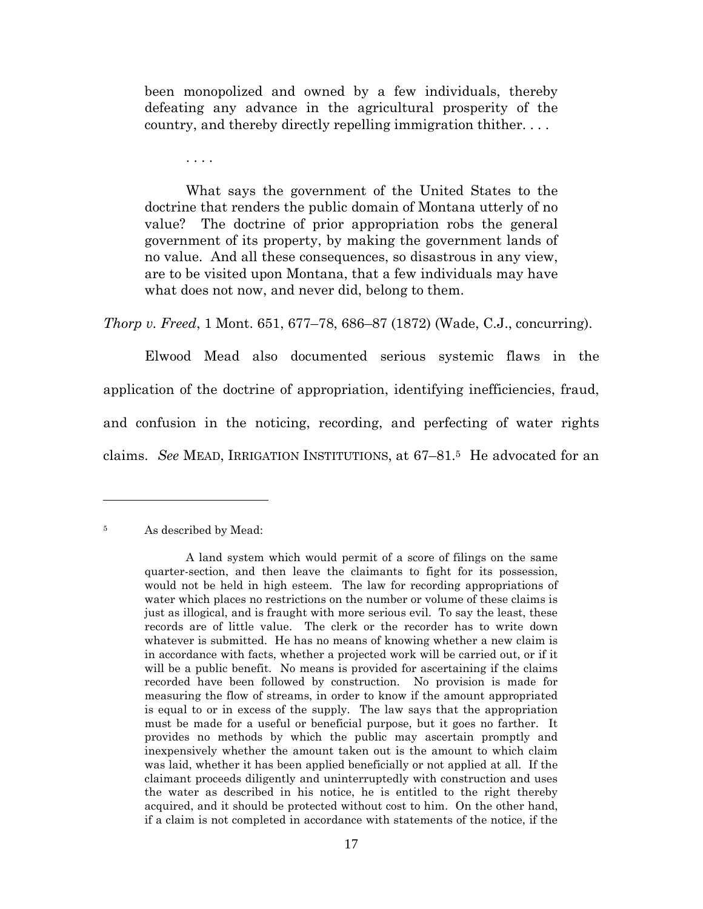> been monopolized and owned by a few individuals, thereby defeating any advance in the agricultural prosperity of the country, and thereby directly repelling immigration thither. . . .
>
> . . . .
>
> What says the government of the United States to the doctrine that renders the public domain of Montana utterly of no value? The doctrine of prior appropriation robs the general government of its property, by making the government lands of no value. And all these consequences, so disastrous in any view, are to be visited upon Montana, that a few individuals may have what does not now, and never did, belong to them.

*Thorp v. Freed*, 1 Mont. 651, 677–78, 686–87 (1872) (Wade, C.J., concurring).

Elwood Mead also documented serious systemic flaws in the application of the doctrine of appropriation, identifying inefficiencies, fraud, and confusion in the noticing, recording, and perfecting of water rights claims. *See* MEAD, IRRIGATION INSTITUTIONS, at 67–81.[5] He advocated for an

---

[5] As described by Mead:

> A land system which would permit of a score of filings on the same quarter-section, and then leave the claimants to fight for its possession, would not be held in high esteem. The law for recording appropriations of water which places no restrictions on the number or volume of these claims is just as illogical, and is fraught with more serious evil. To say the least, these records are of little value. The clerk or the recorder has to write down whatever is submitted. He has no means of knowing whether a new claim is in accordance with facts, whether a projected work will be carried out, or if it will be a public benefit. No means is provided for ascertaining if the claims recorded have been followed by construction. No provision is made for measuring the flow of streams, in order to know if the amount appropriated is equal to or in excess of the supply. The law says that the appropriation must be made for a useful or beneficial purpose, but it goes no farther. It provides no methods by which the public may ascertain promptly and inexpensively whether the amount taken out is the amount to which claim was laid, whether it has been applied beneficially or not applied at all. If the claimant proceeds diligently and uninterruptedly with construction and uses the water as described in his notice, he is entitled to the right thereby acquired, and it should be protected without cost to him. On the other hand, if a claim is not completed in accordance with statements of the notice, if the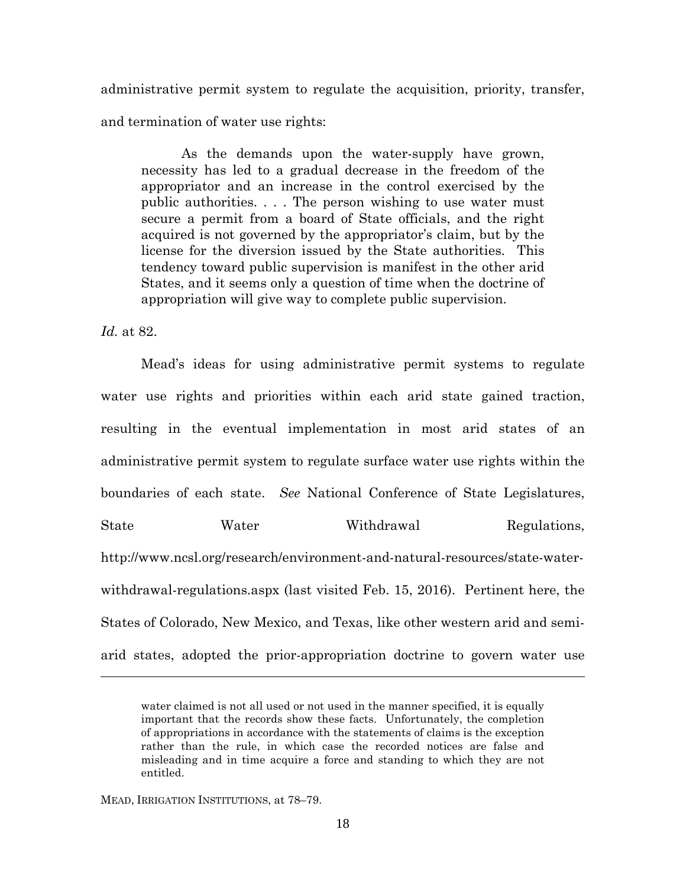administrative permit system to regulate the acquisition, priority, transfer, and termination of water use rights:

> As the demands upon the water-supply have grown, necessity has led to a gradual decrease in the freedom of the appropriator and an increase in the control exercised by the public authorities. . . . The person wishing to use water must secure a permit from a board of State officials, and the right acquired is not governed by the appropriator's claim, but by the license for the diversion issued by the State authorities. This tendency toward public supervision is manifest in the other arid States, and it seems only a question of time when the doctrine of appropriation will give way to complete public supervision.

*Id.* at 82.

Mead's ideas for using administrative permit systems to regulate water use rights and priorities within each arid state gained traction, resulting in the eventual implementation in most arid states of an administrative permit system to regulate surface water use rights within the boundaries of each state. *See* National Conference of State Legislatures, State Water Withdrawal Regulations, http://www.ncsl.org/research/environment-and-natural-resources/state-water-withdrawal-regulations.aspx (last visited Feb. 15, 2016). Pertinent here, the States of Colorado, New Mexico, and Texas, like other western arid and semi-arid states, adopted the prior-appropriation doctrine to govern water use

---

water claimed is not all used or not used in the manner specified, it is equally important that the records show these facts. Unfortunately, the completion of appropriations in accordance with the statements of claims is the exception rather than the rule, in which case the recorded notices are false and misleading and in time acquire a force and standing to which they are not entitled.

MEAD, IRRIGATION INSTITUTIONS, at 78–79.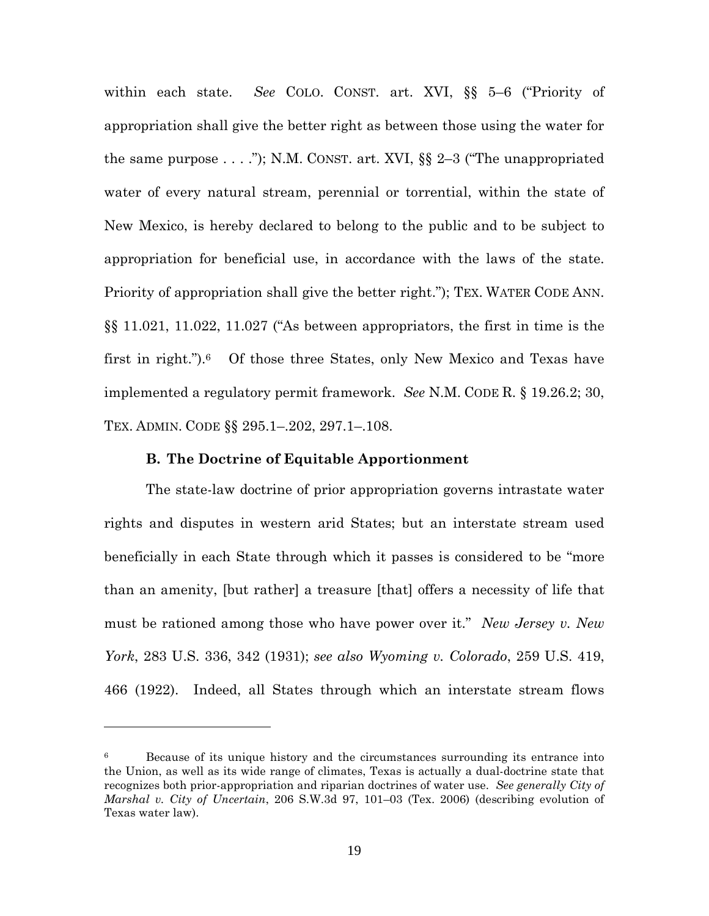within each state. *See* COLO. CONST. art. XVI, §§ 5–6 ("Priority of appropriation shall give the better right as between those using the water for the same purpose . . . ."); N.M. CONST. art. XVI, §§ 2–3 ("The unappropriated water of every natural stream, perennial or torrential, within the state of New Mexico, is hereby declared to belong to the public and to be subject to appropriation for beneficial use, in accordance with the laws of the state. Priority of appropriation shall give the better right."); TEX. WATER CODE ANN. §§ 11.021, 11.022, 11.027 ("As between appropriators, the first in time is the first in right.").[6] Of those three States, only New Mexico and Texas have implemented a regulatory permit framework. *See* N.M. CODE R. § 19.26.2; 30, TEX. ADMIN. CODE §§ 295.1–.202, 297.1–.108.

**B. The Doctrine of Equitable Apportionment**

The state-law doctrine of prior appropriation governs intrastate water rights and disputes in western arid States; but an interstate stream used beneficially in each State through which it passes is considered to be "more than an amenity, [but rather] a treasure [that] offers a necessity of life that must be rationed among those who have power over it." *New Jersey v. New York*, 283 U.S. 336, 342 (1931); *see also Wyoming v. Colorado*, 259 U.S. 419, 466 (1922). Indeed, all States through which an interstate stream flows

---

[6] Because of its unique history and the circumstances surrounding its entrance into the Union, as well as its wide range of climates, Texas is actually a dual-doctrine state that recognizes both prior-appropriation and riparian doctrines of water use. *See generally City of Marshal v. City of Uncertain*, 206 S.W.3d 97, 101–03 (Tex. 2006) (describing evolution of Texas water law).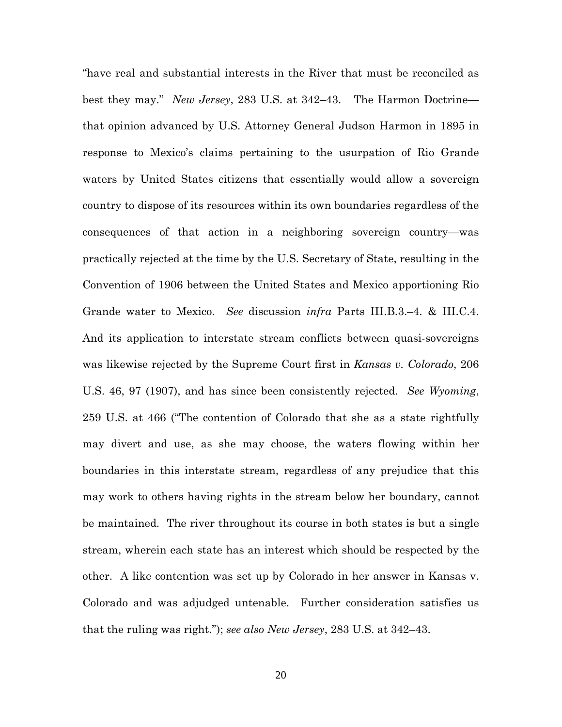"have real and substantial interests in the River that must be reconciled as best they may." *New Jersey*, 283 U.S. at 342–43. The Harmon Doctrine—that opinion advanced by U.S. Attorney General Judson Harmon in 1895 in response to Mexico's claims pertaining to the usurpation of Rio Grande waters by United States citizens that essentially would allow a sovereign country to dispose of its resources within its own boundaries regardless of the consequences of that action in a neighboring sovereign country—was practically rejected at the time by the U.S. Secretary of State, resulting in the Convention of 1906 between the United States and Mexico apportioning Rio Grande water to Mexico. *See* discussion *infra* Parts III.B.3.–4. & III.C.4. And its application to interstate stream conflicts between quasi-sovereigns was likewise rejected by the Supreme Court first in *Kansas v. Colorado*, 206 U.S. 46, 97 (1907), and has since been consistently rejected. *See Wyoming*, 259 U.S. at 466 ("The contention of Colorado that she as a state rightfully may divert and use, as she may choose, the waters flowing within her boundaries in this interstate stream, regardless of any prejudice that this may work to others having rights in the stream below her boundary, cannot be maintained. The river throughout its course in both states is but a single stream, wherein each state has an interest which should be respected by the other. A like contention was set up by Colorado in her answer in Kansas v. Colorado and was adjudged untenable. Further consideration satisfies us that the ruling was right."); *see also New Jersey*, 283 U.S. at 342–43.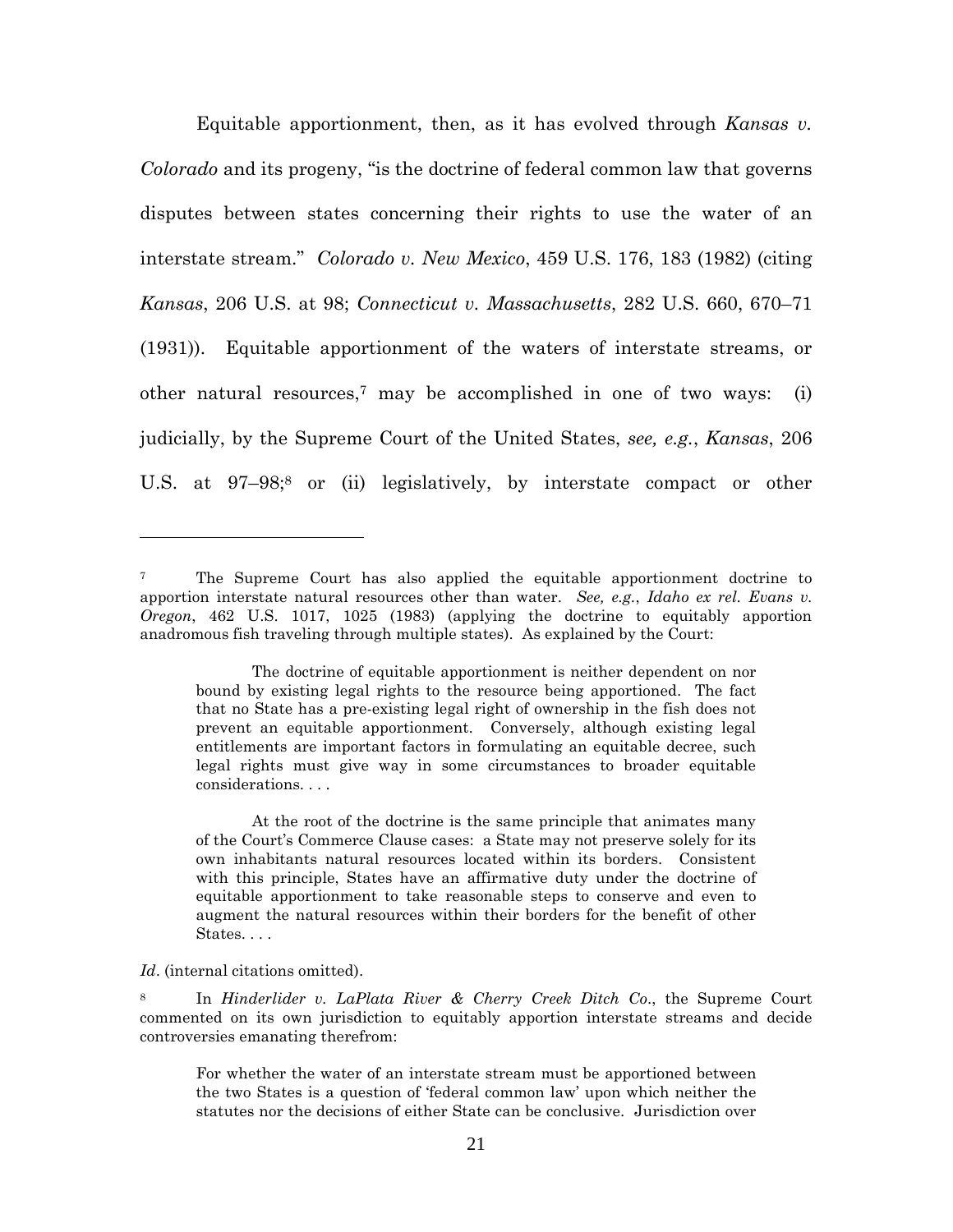Equitable apportionment, then, as it has evolved through *Kansas v. Colorado* and its progeny, "is the doctrine of federal common law that governs disputes between states concerning their rights to use the water of an interstate stream." *Colorado v. New Mexico*, 459 U.S. 176, 183 (1982) (citing *Kansas*, 206 U.S. at 98; *Connecticut v. Massachusetts*, 282 U.S. 660, 670–71 (1931)). Equitable apportionment of the waters of interstate streams, or other natural resources,[7] may be accomplished in one of two ways: (i) judicially, by the Supreme Court of the United States, *see, e.g.*, *Kansas*, 206 U.S. at 97–98;[8] or (ii) legislatively, by interstate compact or other

---

[7] The Supreme Court has also applied the equitable apportionment doctrine to apportion interstate natural resources other than water. *See, e.g.*, *Idaho ex rel. Evans v. Oregon*, 462 U.S. 1017, 1025 (1983) (applying the doctrine to equitably apportion anadromous fish traveling through multiple states). As explained by the Court:

> The doctrine of equitable apportionment is neither dependent on nor bound by existing legal rights to the resource being apportioned. The fact that no State has a pre-existing legal right of ownership in the fish does not prevent an equitable apportionment. Conversely, although existing legal entitlements are important factors in formulating an equitable decree, such legal rights must give way in some circumstances to broader equitable considerations. . . .
>
> At the root of the doctrine is the same principle that animates many of the Court's Commerce Clause cases: a State may not preserve solely for its own inhabitants natural resources located within its borders. Consistent with this principle, States have an affirmative duty under the doctrine of equitable apportionment to take reasonable steps to conserve and even to augment the natural resources within their borders for the benefit of other States. . . .

*Id*. (internal citations omitted).

[8] In *Hinderlider v. LaPlata River & Cherry Creek Ditch Co.*, the Supreme Court commented on its own jurisdiction to equitably apportion interstate streams and decide controversies emanating therefrom:

> For whether the water of an interstate stream must be apportioned between the two States is a question of 'federal common law' upon which neither the statutes nor the decisions of either State can be conclusive. Jurisdiction over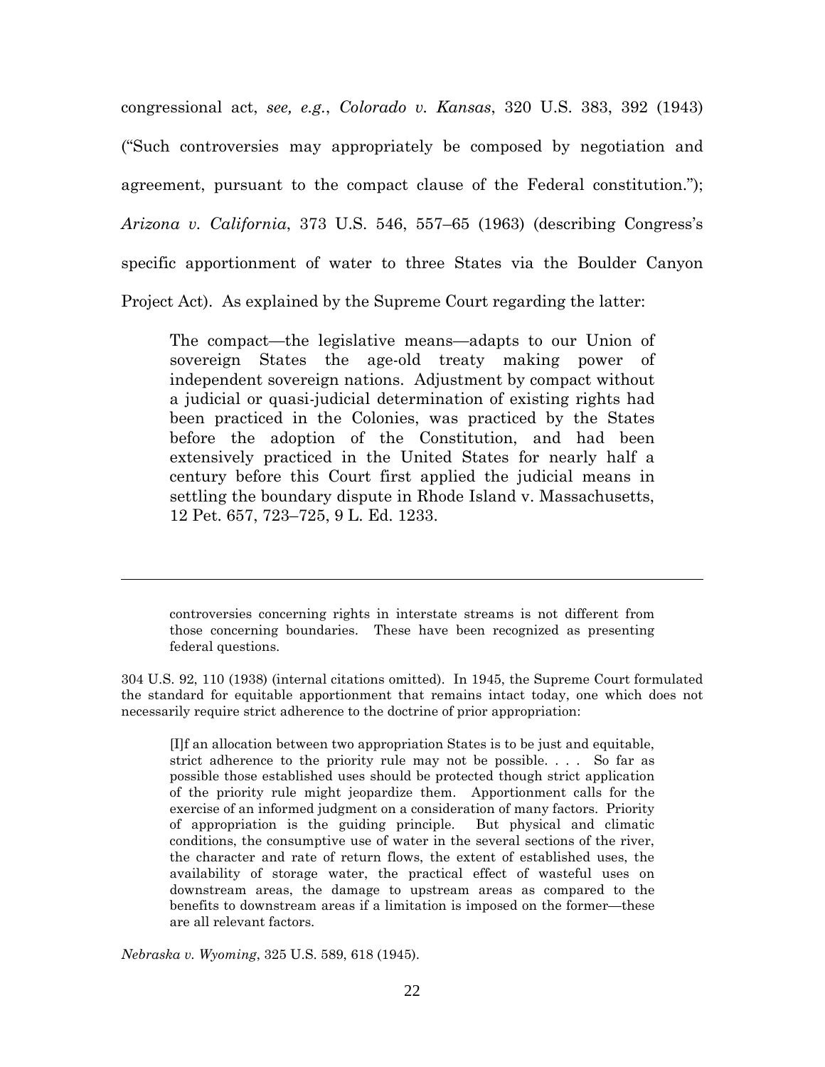congressional act, *see, e.g.*, *Colorado v. Kansas*, 320 U.S. 383, 392 (1943) ("Such controversies may appropriately be composed by negotiation and agreement, pursuant to the compact clause of the Federal constitution."); *Arizona v. California*, 373 U.S. 546, 557–65 (1963) (describing Congress's specific apportionment of water to three States via the Boulder Canyon Project Act). As explained by the Supreme Court regarding the latter:

> The compact—the legislative means—adapts to our Union of sovereign States the age-old treaty making power of independent sovereign nations. Adjustment by compact without a judicial or quasi-judicial determination of existing rights had been practiced in the Colonies, was practiced by the States before the adoption of the Constitution, and had been extensively practiced in the United States for nearly half a century before this Court first applied the judicial means in settling the boundary dispute in Rhode Island v. Massachusetts, 12 Pet. 657, 723–725, 9 L. Ed. 1233.

---

> controversies concerning rights in interstate streams is not different from those concerning boundaries. These have been recognized as presenting federal questions.

304 U.S. 92, 110 (1938) (internal citations omitted). In 1945, the Supreme Court formulated the standard for equitable apportionment that remains intact today, one which does not necessarily require strict adherence to the doctrine of prior appropriation:

> [I]f an allocation between two appropriation States is to be just and equitable, strict adherence to the priority rule may not be possible. . . . So far as possible those established uses should be protected though strict application of the priority rule might jeopardize them. Apportionment calls for the exercise of an informed judgment on a consideration of many factors. Priority of appropriation is the guiding principle. But physical and climatic conditions, the consumptive use of water in the several sections of the river, the character and rate of return flows, the extent of established uses, the availability of storage water, the practical effect of wasteful uses on downstream areas, the damage to upstream areas as compared to the benefits to downstream areas if a limitation is imposed on the former—these are all relevant factors.

*Nebraska v. Wyoming*, 325 U.S. 589, 618 (1945).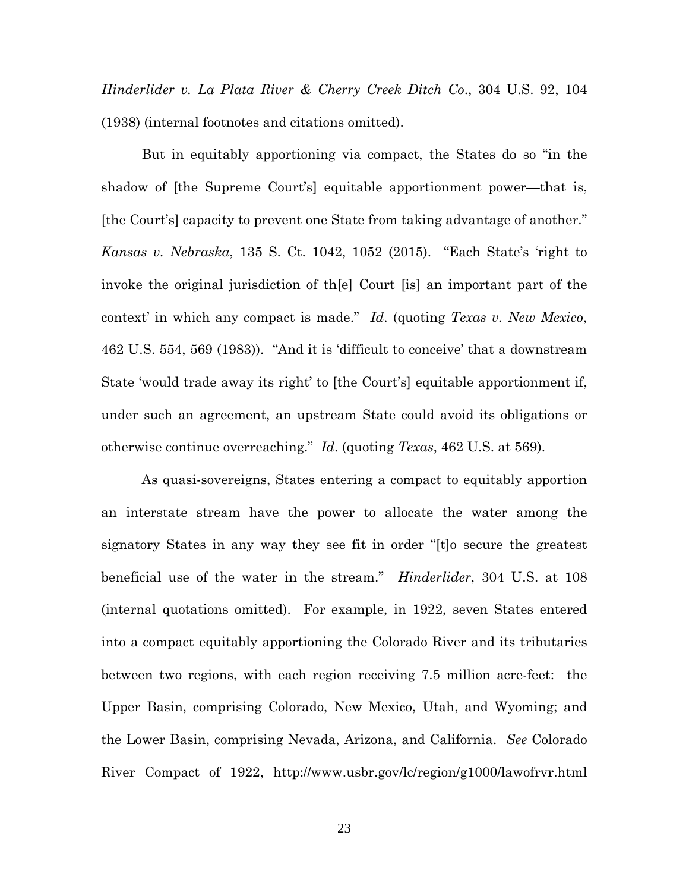*Hinderlider v. La Plata River & Cherry Creek Ditch Co.*, 304 U.S. 92, 104 (1938) (internal footnotes and citations omitted).

But in equitably apportioning via compact, the States do so "in the shadow of [the Supreme Court's] equitable apportionment power—that is, [the Court's] capacity to prevent one State from taking advantage of another." *Kansas v. Nebraska*, 135 S. Ct. 1042, 1052 (2015). "Each State's 'right to invoke the original jurisdiction of th[e] Court [is] an important part of the context' in which any compact is made." *Id*. (quoting *Texas v. New Mexico*, 462 U.S. 554, 569 (1983)). "And it is 'difficult to conceive' that a downstream State 'would trade away its right' to [the Court's] equitable apportionment if, under such an agreement, an upstream State could avoid its obligations or otherwise continue overreaching." *Id*. (quoting *Texas*, 462 U.S. at 569).

As quasi-sovereigns, States entering a compact to equitably apportion an interstate stream have the power to allocate the water among the signatory States in any way they see fit in order "[t]o secure the greatest beneficial use of the water in the stream." *Hinderlider*, 304 U.S. at 108 (internal quotations omitted). For example, in 1922, seven States entered into a compact equitably apportioning the Colorado River and its tributaries between two regions, with each region receiving 7.5 million acre-feet: the Upper Basin, comprising Colorado, New Mexico, Utah, and Wyoming; and the Lower Basin, comprising Nevada, Arizona, and California. *See* Colorado River Compact of 1922, http://www.usbr.gov/lc/region/g1000/lawofrvr.html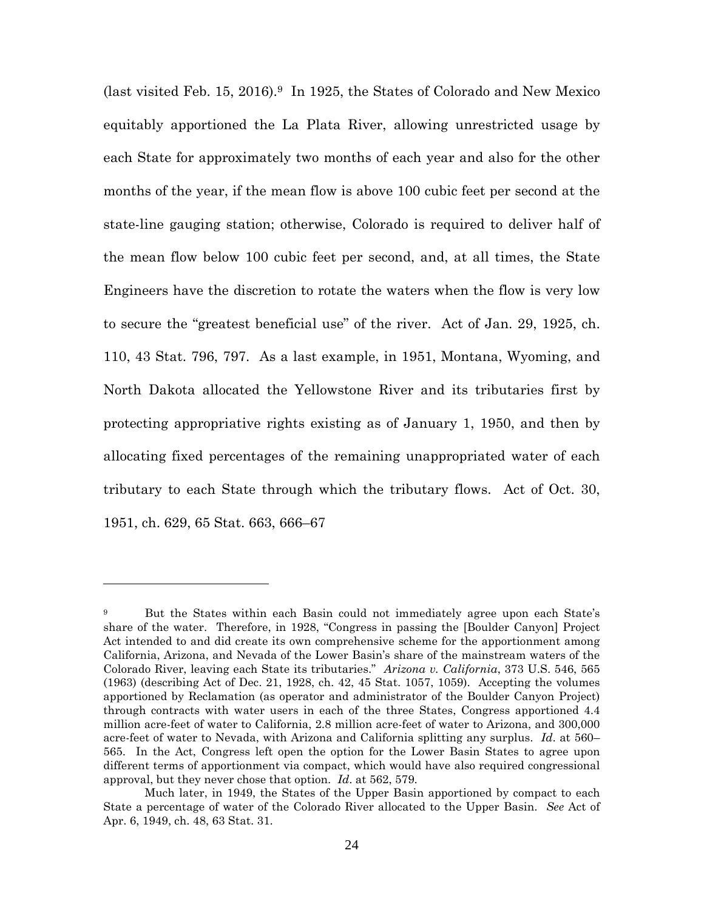(last visited Feb. 15, 2016).[9] In 1925, the States of Colorado and New Mexico equitably apportioned the La Plata River, allowing unrestricted usage by each State for approximately two months of each year and also for the other months of the year, if the mean flow is above 100 cubic feet per second at the state-line gauging station; otherwise, Colorado is required to deliver half of the mean flow below 100 cubic feet per second, and, at all times, the State Engineers have the discretion to rotate the waters when the flow is very low to secure the "greatest beneficial use" of the river. Act of Jan. 29, 1925, ch. 110, 43 Stat. 796, 797. As a last example, in 1951, Montana, Wyoming, and North Dakota allocated the Yellowstone River and its tributaries first by protecting appropriative rights existing as of January 1, 1950, and then by allocating fixed percentages of the remaining unappropriated water of each tributary to each State through which the tributary flows. Act of Oct. 30, 1951, ch. 629, 65 Stat. 663, 666–67

---

[9] But the States within each Basin could not immediately agree upon each State's share of the water. Therefore, in 1928, "Congress in passing the [Boulder Canyon] Project Act intended to and did create its own comprehensive scheme for the apportionment among California, Arizona, and Nevada of the Lower Basin's share of the mainstream waters of the Colorado River, leaving each State its tributaries." *Arizona v. California*, 373 U.S. 546, 565 (1963) (describing Act of Dec. 21, 1928, ch. 42, 45 Stat. 1057, 1059). Accepting the volumes apportioned by Reclamation (as operator and administrator of the Boulder Canyon Project) through contracts with water users in each of the three States, Congress apportioned 4.4 million acre-feet of water to California, 2.8 million acre-feet of water to Arizona, and 300,000 acre-feet of water to Nevada, with Arizona and California splitting any surplus. *Id*. at 560–565. In the Act, Congress left open the option for the Lower Basin States to agree upon different terms of apportionment via compact, which would have also required congressional approval, but they never chose that option. *Id*. at 562, 579.

Much later, in 1949, the States of the Upper Basin apportioned by compact to each State a percentage of water of the Colorado River allocated to the Upper Basin. *See* Act of Apr. 6, 1949, ch. 48, 63 Stat. 31.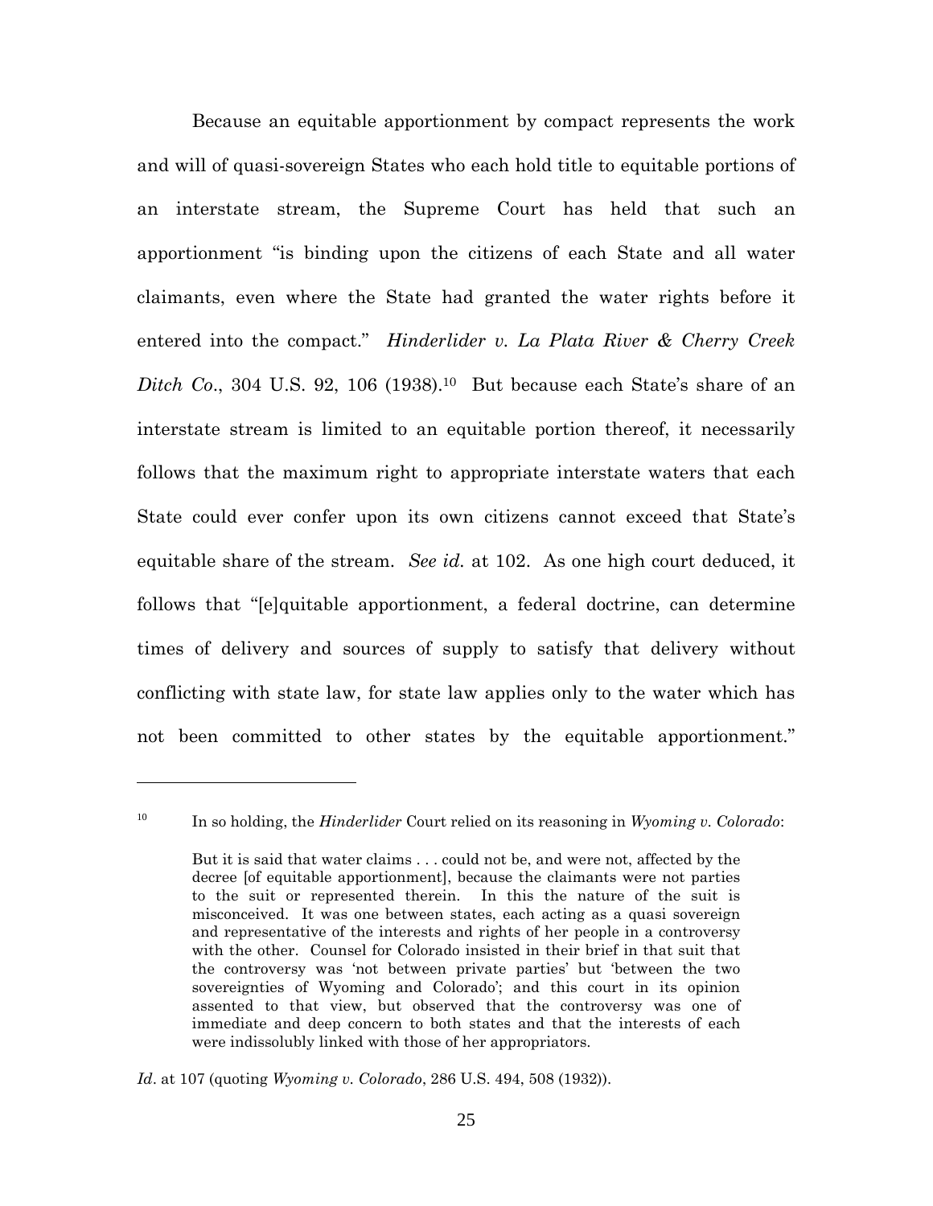Because an equitable apportionment by compact represents the work and will of quasi-sovereign States who each hold title to equitable portions of an interstate stream, the Supreme Court has held that such an apportionment "is binding upon the citizens of each State and all water claimants, even where the State had granted the water rights before it entered into the compact." *Hinderlider v. La Plata River & Cherry Creek Ditch Co*., 304 U.S. 92, 106 (1938).[10] But because each State's share of an interstate stream is limited to an equitable portion thereof, it necessarily follows that the maximum right to appropriate interstate waters that each State could ever confer upon its own citizens cannot exceed that State's equitable share of the stream. *See id.* at 102. As one high court deduced, it follows that "[e]quitable apportionment, a federal doctrine, can determine times of delivery and sources of supply to satisfy that delivery without conflicting with state law, for state law applies only to the water which has not been committed to other states by the equitable apportionment."

---

[10] In so holding, the *Hinderlider* Court relied on its reasoning in *Wyoming v. Colorado*:

> But it is said that water claims . . . could not be, and were not, affected by the decree [of equitable apportionment], because the claimants were not parties to the suit or represented therein. In this the nature of the suit is misconceived. It was one between states, each acting as a quasi sovereign and representative of the interests and rights of her people in a controversy with the other. Counsel for Colorado insisted in their brief in that suit that the controversy was 'not between private parties' but 'between the two sovereignties of Wyoming and Colorado'; and this court in its opinion assented to that view, but observed that the controversy was one of immediate and deep concern to both states and that the interests of each were indissolubly linked with those of her appropriators.

*Id*. at 107 (quoting *Wyoming v. Colorado*, 286 U.S. 494, 508 (1932)).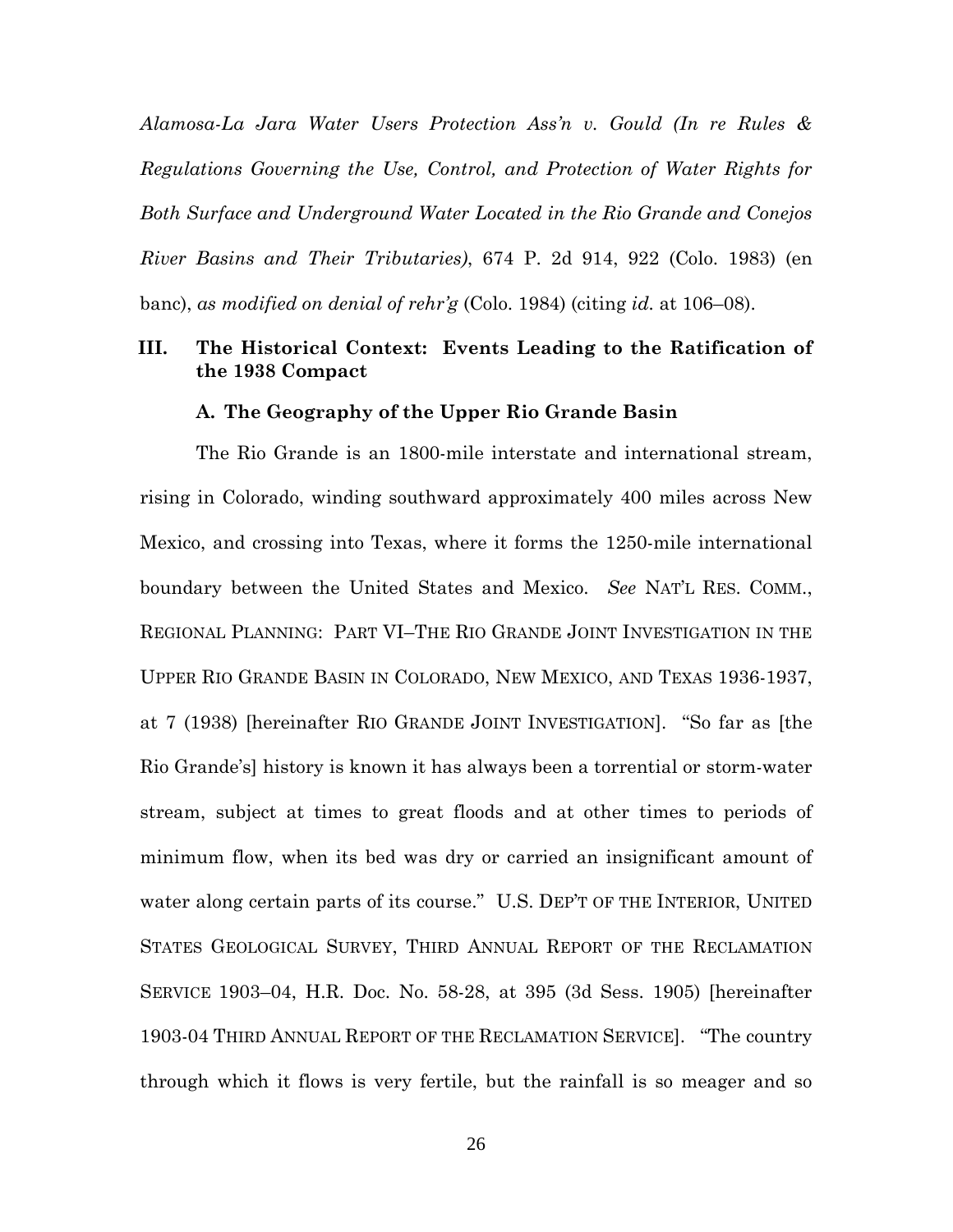*Alamosa-La Jara Water Users Protection Ass'n v. Gould (In re Rules & Regulations Governing the Use, Control, and Protection of Water Rights for Both Surface and Underground Water Located in the Rio Grande and Conejos River Basins and Their Tributaries)*, 674 P. 2d 914, 922 (Colo. 1983) (en banc), *as modified on denial of rehr'g* (Colo. 1984) (citing *id.* at 106–08).

## III. The Historical Context: Events Leading to the Ratification of the 1938 Compact

### A. The Geography of the Upper Rio Grande Basin

The Rio Grande is an 1800-mile interstate and international stream, rising in Colorado, winding southward approximately 400 miles across New Mexico, and crossing into Texas, where it forms the 1250-mile international boundary between the United States and Mexico. *See* NAT'L RES. COMM., REGIONAL PLANNING: PART VI–THE RIO GRANDE JOINT INVESTIGATION IN THE UPPER RIO GRANDE BASIN IN COLORADO, NEW MEXICO, AND TEXAS 1936-1937, at 7 (1938) [hereinafter RIO GRANDE JOINT INVESTIGATION]. "So far as [the Rio Grande's] history is known it has always been a torrential or storm-water stream, subject at times to great floods and at other times to periods of minimum flow, when its bed was dry or carried an insignificant amount of water along certain parts of its course." U.S. DEP'T OF THE INTERIOR, UNITED STATES GEOLOGICAL SURVEY, THIRD ANNUAL REPORT OF THE RECLAMATION SERVICE 1903–04, H.R. Doc. No. 58-28, at 395 (3d Sess. 1905) [hereinafter 1903-04 THIRD ANNUAL REPORT OF THE RECLAMATION SERVICE]. "The country through which it flows is very fertile, but the rainfall is so meager and so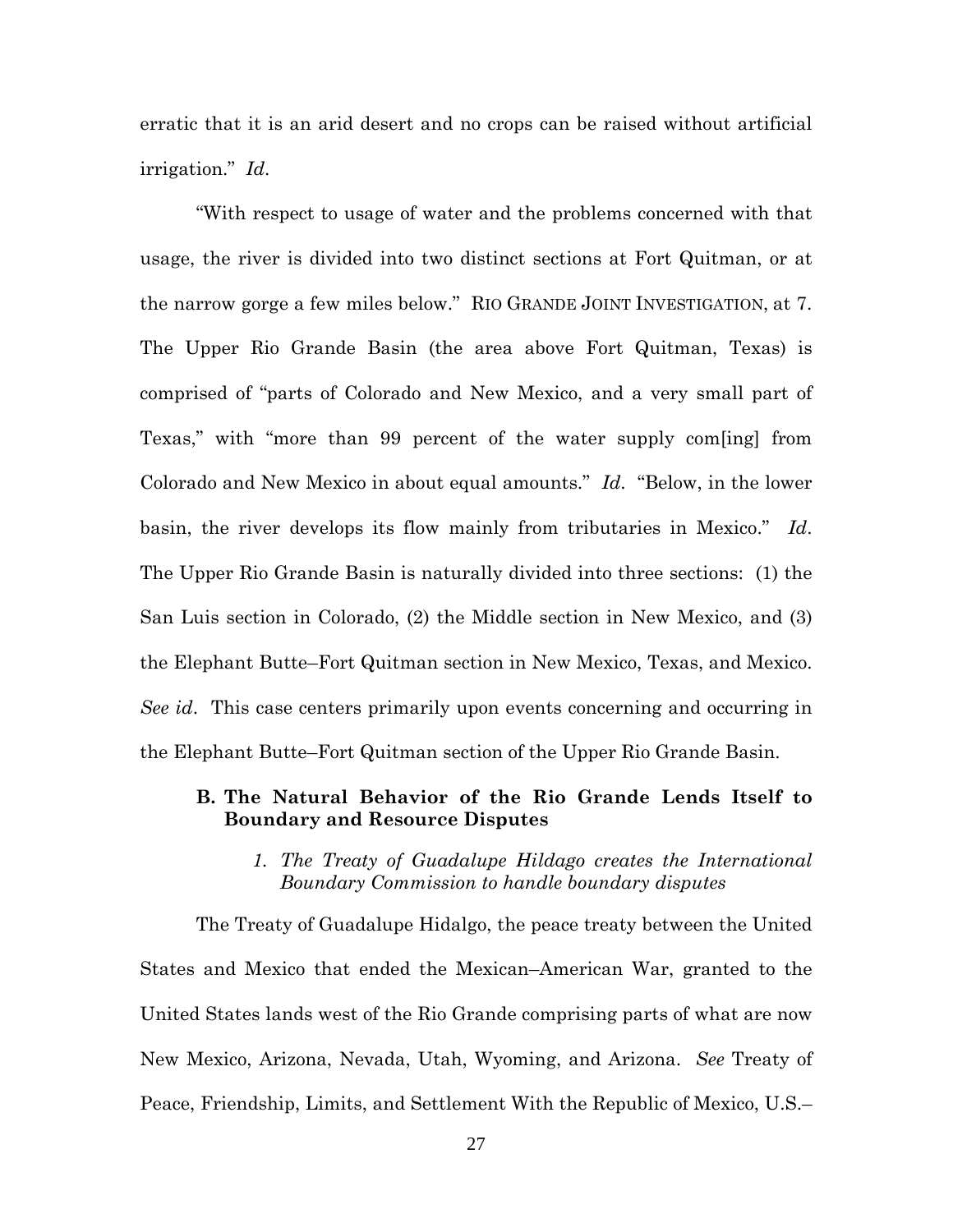erratic that it is an arid desert and no crops can be raised without artificial irrigation." *Id*.

"With respect to usage of water and the problems concerned with that usage, the river is divided into two distinct sections at Fort Quitman, or at the narrow gorge a few miles below." RIO GRANDE JOINT INVESTIGATION, at 7. The Upper Rio Grande Basin (the area above Fort Quitman, Texas) is comprised of "parts of Colorado and New Mexico, and a very small part of Texas," with "more than 99 percent of the water supply com[ing] from Colorado and New Mexico in about equal amounts." *Id*. "Below, in the lower basin, the river develops its flow mainly from tributaries in Mexico." *Id*. The Upper Rio Grande Basin is naturally divided into three sections: (1) the San Luis section in Colorado, (2) the Middle section in New Mexico, and (3) the Elephant Butte–Fort Quitman section in New Mexico, Texas, and Mexico. *See id*. This case centers primarily upon events concerning and occurring in the Elephant Butte–Fort Quitman section of the Upper Rio Grande Basin.

### B. The Natural Behavior of the Rio Grande Lends Itself to Boundary and Resource Disputes

#### *1. The Treaty of Guadalupe Hildago creates the International Boundary Commission to handle boundary disputes*

The Treaty of Guadalupe Hidalgo, the peace treaty between the United States and Mexico that ended the Mexican–American War, granted to the United States lands west of the Rio Grande comprising parts of what are now New Mexico, Arizona, Nevada, Utah, Wyoming, and Arizona. *See* Treaty of Peace, Friendship, Limits, and Settlement With the Republic of Mexico, U.S.–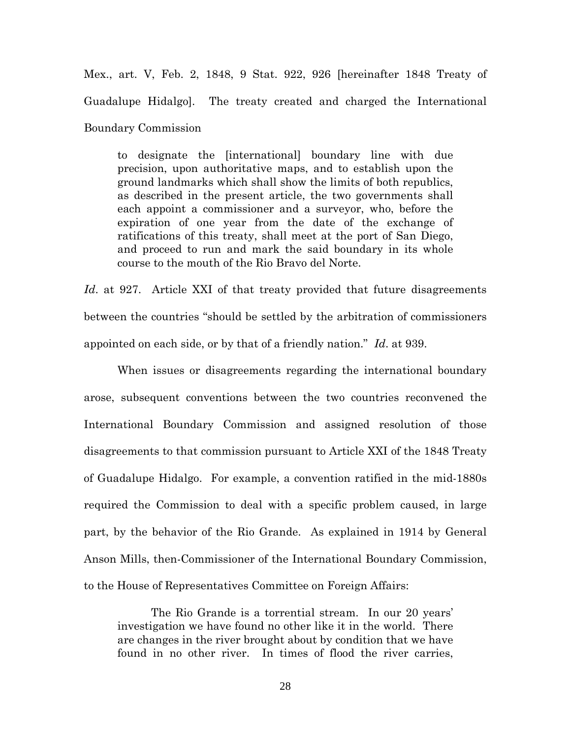Mex., art. V, Feb. 2, 1848, 9 Stat. 922, 926 [hereinafter 1848 Treaty of Guadalupe Hidalgo]. The treaty created and charged the International Boundary Commission

> to designate the [international] boundary line with due precision, upon authoritative maps, and to establish upon the ground landmarks which shall show the limits of both republics, as described in the present article, the two governments shall each appoint a commissioner and a surveyor, who, before the expiration of one year from the date of the exchange of ratifications of this treaty, shall meet at the port of San Diego, and proceed to run and mark the said boundary in its whole course to the mouth of the Rio Bravo del Norte.

*Id*. at 927. Article XXI of that treaty provided that future disagreements between the countries "should be settled by the arbitration of commissioners appointed on each side, or by that of a friendly nation." *Id*. at 939.

When issues or disagreements regarding the international boundary arose, subsequent conventions between the two countries reconvened the International Boundary Commission and assigned resolution of those disagreements to that commission pursuant to Article XXI of the 1848 Treaty of Guadalupe Hidalgo. For example, a convention ratified in the mid-1880s required the Commission to deal with a specific problem caused, in large part, by the behavior of the Rio Grande. As explained in 1914 by General Anson Mills, then-Commissioner of the International Boundary Commission, to the House of Representatives Committee on Foreign Affairs:

> The Rio Grande is a torrential stream. In our 20 years' investigation we have found no other like it in the world. There are changes in the river brought about by condition that we have found in no other river. In times of flood the river carries,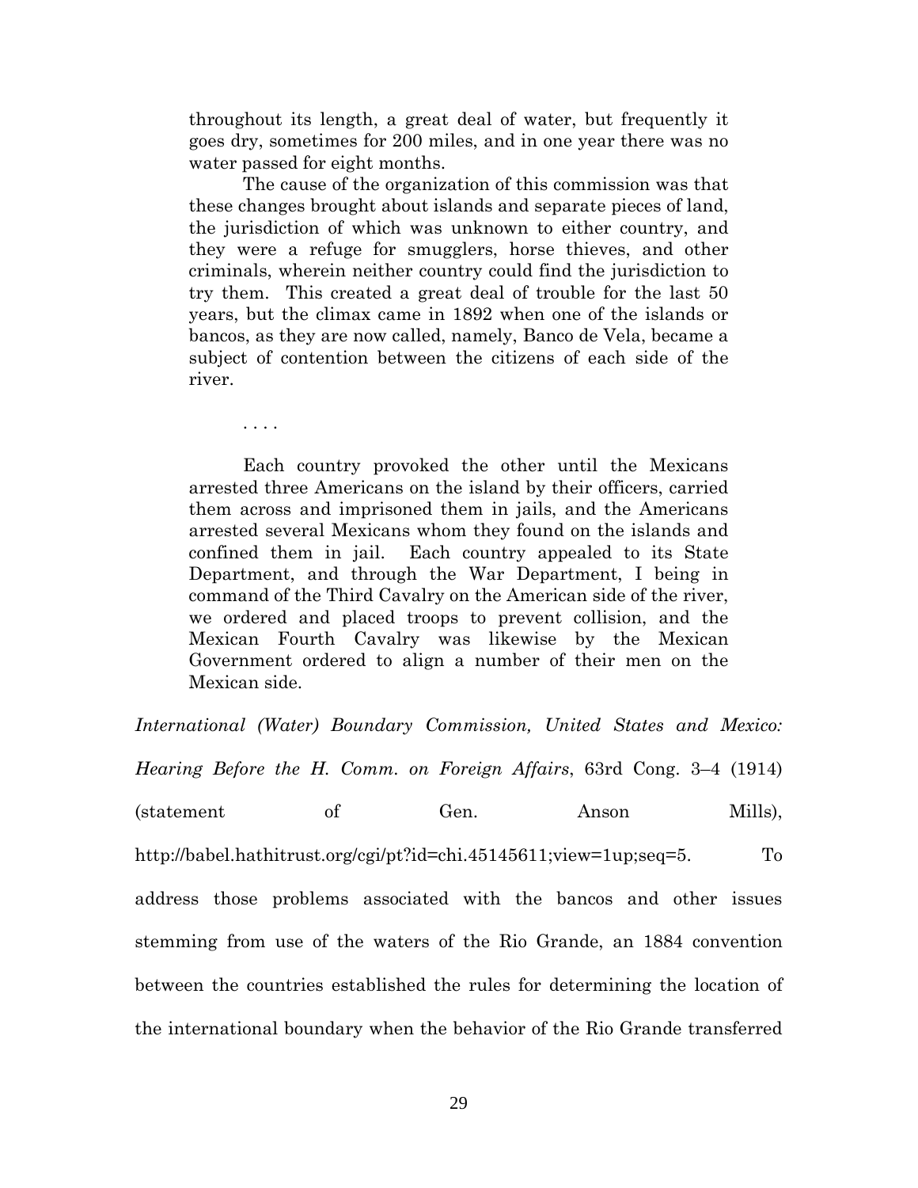> throughout its length, a great deal of water, but frequently it goes dry, sometimes for 200 miles, and in one year there was no water passed for eight months.
>
> The cause of the organization of this commission was that these changes brought about islands and separate pieces of land, the jurisdiction of which was unknown to either country, and they were a refuge for smugglers, horse thieves, and other criminals, wherein neither country could find the jurisdiction to try them. This created a great deal of trouble for the last 50 years, but the climax came in 1892 when one of the islands or bancos, as they are now called, namely, Banco de Vela, became a subject of contention between the citizens of each side of the river.
>
> . . . .
>
> Each country provoked the other until the Mexicans arrested three Americans on the island by their officers, carried them across and imprisoned them in jails, and the Americans arrested several Mexicans whom they found on the islands and confined them in jail. Each country appealed to its State Department, and through the War Department, I being in command of the Third Cavalry on the American side of the river, we ordered and placed troops to prevent collision, and the Mexican Fourth Cavalry was likewise by the Mexican Government ordered to align a number of their men on the Mexican side.

*International (Water) Boundary Commission, United States and Mexico: Hearing Before the H. Comm. on Foreign Affairs*, 63rd Cong. 3–4 (1914) (statement of Gen. Anson Mills), http://babel.hathitrust.org/cgi/pt?id=chi.45145611;view=1up;seq=5. To address those problems associated with the bancos and other issues stemming from use of the waters of the Rio Grande, an 1884 convention between the countries established the rules for determining the location of the international boundary when the behavior of the Rio Grande transferred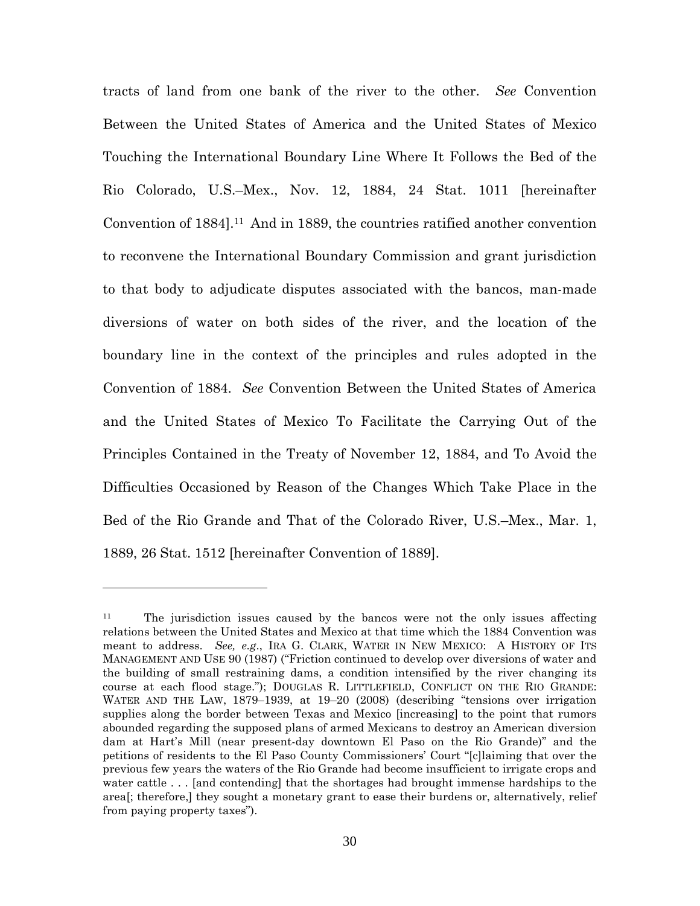tracts of land from one bank of the river to the other. *See* Convention Between the United States of America and the United States of Mexico Touching the International Boundary Line Where It Follows the Bed of the Rio Colorado, U.S.–Mex., Nov. 12, 1884, 24 Stat. 1011 [hereinafter Convention of 1884].[11] And in 1889, the countries ratified another convention to reconvene the International Boundary Commission and grant jurisdiction to that body to adjudicate disputes associated with the bancos, man-made diversions of water on both sides of the river, and the location of the boundary line in the context of the principles and rules adopted in the Convention of 1884. *See* Convention Between the United States of America and the United States of Mexico To Facilitate the Carrying Out of the Principles Contained in the Treaty of November 12, 1884, and To Avoid the Difficulties Occasioned by Reason of the Changes Which Take Place in the Bed of the Rio Grande and That of the Colorado River, U.S.–Mex., Mar. 1, 1889, 26 Stat. 1512 [hereinafter Convention of 1889].

---

[11] The jurisdiction issues caused by the bancos were not the only issues affecting relations between the United States and Mexico at that time which the 1884 Convention was meant to address. *See, e.g.*, IRA G. CLARK, WATER IN NEW MEXICO: A HISTORY OF ITS MANAGEMENT AND USE 90 (1987) ("Friction continued to develop over diversions of water and the building of small restraining dams, a condition intensified by the river changing its course at each flood stage."); DOUGLAS R. LITTLEFIELD, CONFLICT ON THE RIO GRANDE: WATER AND THE LAW, 1879–1939, at 19–20 (2008) (describing "tensions over irrigation supplies along the border between Texas and Mexico [increasing] to the point that rumors abounded regarding the supposed plans of armed Mexicans to destroy an American diversion dam at Hart's Mill (near present-day downtown El Paso on the Rio Grande)" and the petitions of residents to the El Paso County Commissioners' Court "[c]laiming that over the previous few years the waters of the Rio Grande had become insufficient to irrigate crops and water cattle . . . [and contending] that the shortages had brought immense hardships to the area[; therefore,] they sought a monetary grant to ease their burdens or, alternatively, relief from paying property taxes").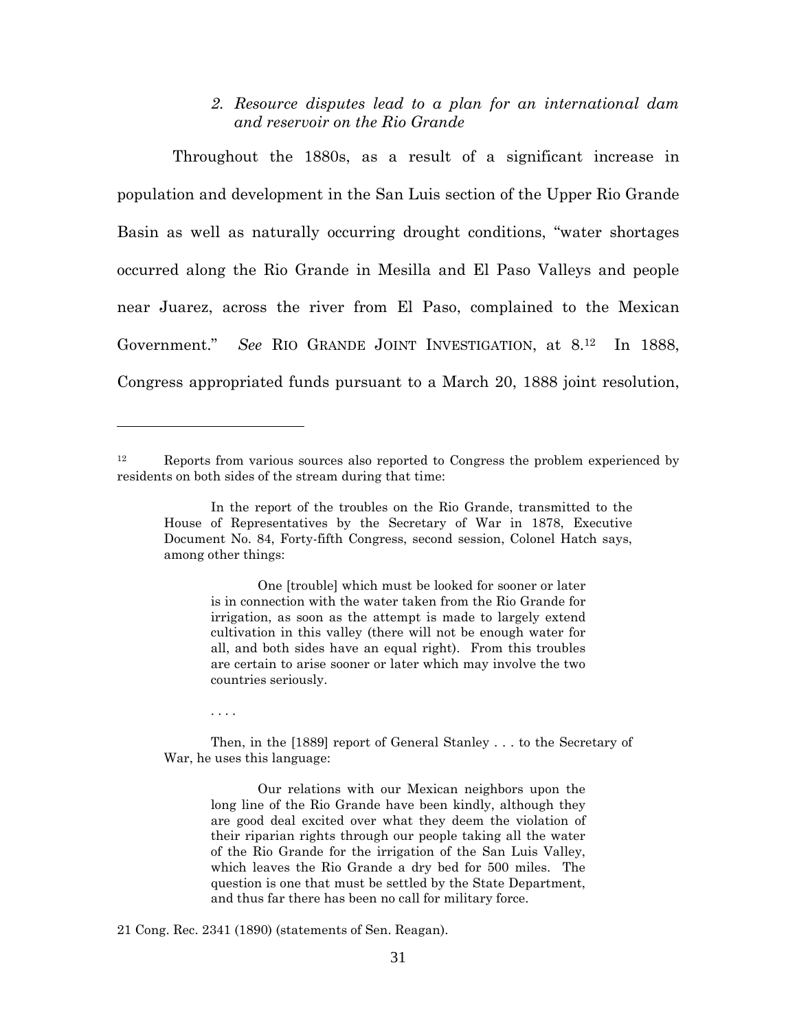### *2. Resource disputes lead to a plan for an international dam and reservoir on the Rio Grande*

Throughout the 1880s, as a result of a significant increase in population and development in the San Luis section of the Upper Rio Grande Basin as well as naturally occurring drought conditions, "water shortages occurred along the Rio Grande in Mesilla and El Paso Valleys and people near Juarez, across the river from El Paso, complained to the Mexican Government." *See* RIO GRANDE JOINT INVESTIGATION, at 8.[12] In 1888, Congress appropriated funds pursuant to a March 20, 1888 joint resolution,

---

[12] Reports from various sources also reported to Congress the problem experienced by residents on both sides of the stream during that time:

> In the report of the troubles on the Rio Grande, transmitted to the House of Representatives by the Secretary of War in 1878, Executive Document No. 84, Forty-fifth Congress, second session, Colonel Hatch says, among other things:
>
> > One [trouble] which must be looked for sooner or later is in connection with the water taken from the Rio Grande for irrigation, as soon as the attempt is made to largely extend cultivation in this valley (there will not be enough water for all, and both sides have an equal right). From this troubles are certain to arise sooner or later which may involve the two countries seriously.
>
> . . . .
>
> Then, in the [1889] report of General Stanley . . . to the Secretary of War, he uses this language:
>
> > Our relations with our Mexican neighbors upon the long line of the Rio Grande have been kindly, although they are good deal excited over what they deem the violation of their riparian rights through our people taking all the water of the Rio Grande for the irrigation of the San Luis Valley, which leaves the Rio Grande a dry bed for 500 miles. The question is one that must be settled by the State Department, and thus far there has been no call for military force.

21 Cong. Rec. 2341 (1890) (statements of Sen. Reagan).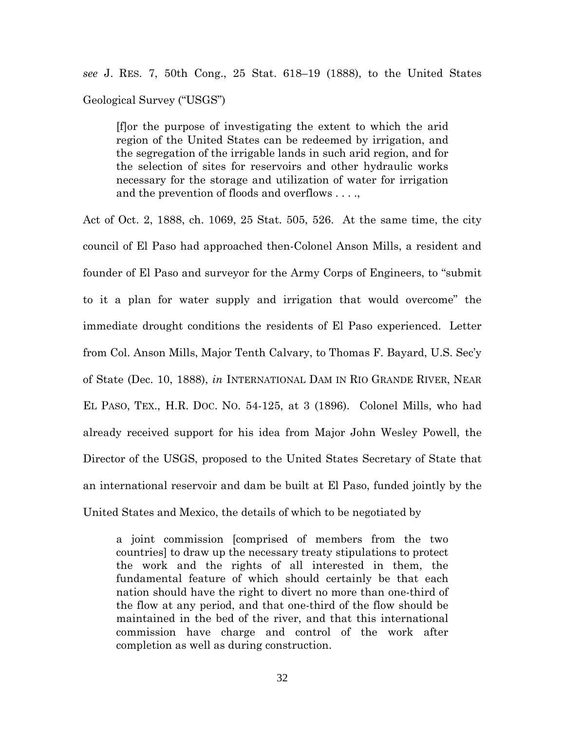*see* J. RES. 7, 50th Cong., 25 Stat. 618–19 (1888), to the United States Geological Survey ("USGS")

> [f]or the purpose of investigating the extent to which the arid region of the United States can be redeemed by irrigation, and the segregation of the irrigable lands in such arid region, and for the selection of sites for reservoirs and other hydraulic works necessary for the storage and utilization of water for irrigation and the prevention of floods and overflows . . . .,

Act of Oct. 2, 1888, ch. 1069, 25 Stat. 505, 526. At the same time, the city council of El Paso had approached then-Colonel Anson Mills, a resident and founder of El Paso and surveyor for the Army Corps of Engineers, to "submit to it a plan for water supply and irrigation that would overcome" the immediate drought conditions the residents of El Paso experienced. Letter from Col. Anson Mills, Major Tenth Calvary, to Thomas F. Bayard, U.S. Sec'y of State (Dec. 10, 1888), *in* INTERNATIONAL DAM IN RIO GRANDE RIVER, NEAR EL PASO, TEX., H.R. DOC. NO. 54-125, at 3 (1896). Colonel Mills, who had already received support for his idea from Major John Wesley Powell, the Director of the USGS, proposed to the United States Secretary of State that an international reservoir and dam be built at El Paso, funded jointly by the United States and Mexico, the details of which to be negotiated by

> a joint commission [comprised of members from the two countries] to draw up the necessary treaty stipulations to protect the work and the rights of all interested in them, the fundamental feature of which should certainly be that each nation should have the right to divert no more than one-third of the flow at any period, and that one-third of the flow should be maintained in the bed of the river, and that this international commission have charge and control of the work after completion as well as during construction.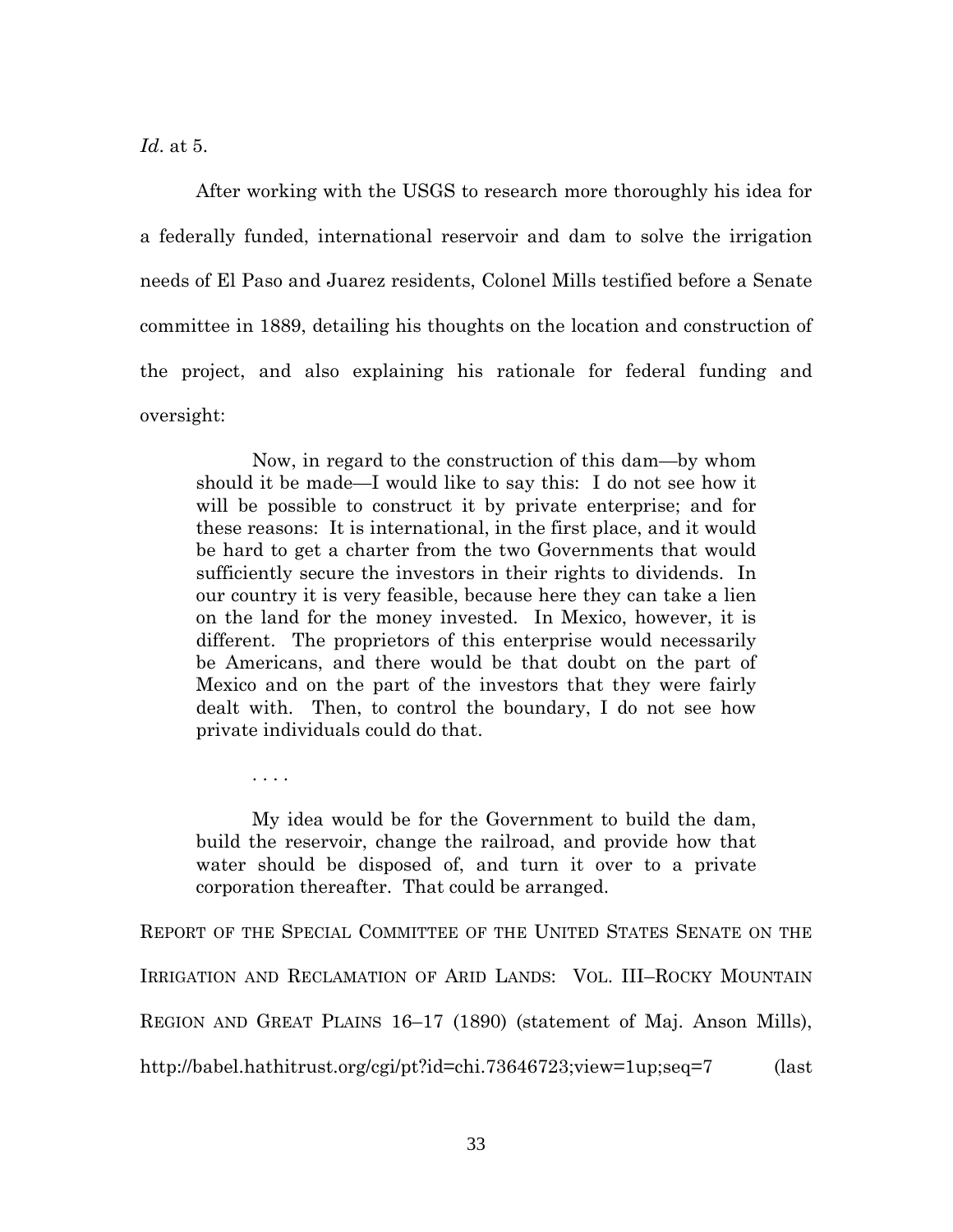*Id*. at 5.

After working with the USGS to research more thoroughly his idea for a federally funded, international reservoir and dam to solve the irrigation needs of El Paso and Juarez residents, Colonel Mills testified before a Senate committee in 1889, detailing his thoughts on the location and construction of the project, and also explaining his rationale for federal funding and oversight:

> Now, in regard to the construction of this dam—by whom should it be made—I would like to say this: I do not see how it will be possible to construct it by private enterprise; and for these reasons: It is international, in the first place, and it would be hard to get a charter from the two Governments that would sufficiently secure the investors in their rights to dividends. In our country it is very feasible, because here they can take a lien on the land for the money invested. In Mexico, however, it is different. The proprietors of this enterprise would necessarily be Americans, and there would be that doubt on the part of Mexico and on the part of the investors that they were fairly dealt with. Then, to control the boundary, I do not see how private individuals could do that.
>
> . . . .
>
> My idea would be for the Government to build the dam, build the reservoir, change the railroad, and provide how that water should be disposed of, and turn it over to a private corporation thereafter. That could be arranged.

REPORT OF THE SPECIAL COMMITTEE OF THE UNITED STATES SENATE ON THE IRRIGATION AND RECLAMATION OF ARID LANDS: VOL. III–ROCKY MOUNTAIN REGION AND GREAT PLAINS 16–17 (1890) (statement of Maj. Anson Mills), http://babel.hathitrust.org/cgi/pt?id=chi.73646723;view=1up;seq=7 (last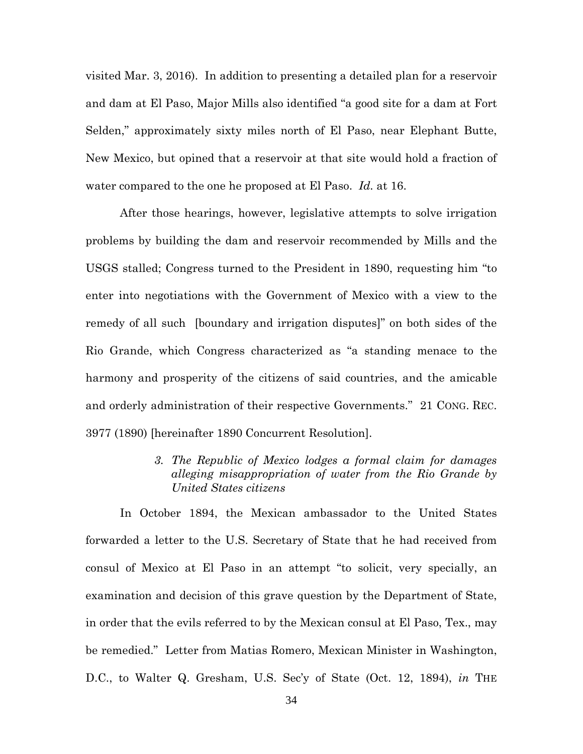visited Mar. 3, 2016). In addition to presenting a detailed plan for a reservoir and dam at El Paso, Major Mills also identified "a good site for a dam at Fort Selden," approximately sixty miles north of El Paso, near Elephant Butte, New Mexico, but opined that a reservoir at that site would hold a fraction of water compared to the one he proposed at El Paso. *Id.* at 16.

After those hearings, however, legislative attempts to solve irrigation problems by building the dam and reservoir recommended by Mills and the USGS stalled; Congress turned to the President in 1890, requesting him "to enter into negotiations with the Government of Mexico with a view to the remedy of all such [boundary and irrigation disputes]" on both sides of the Rio Grande, which Congress characterized as "a standing menace to the harmony and prosperity of the citizens of said countries, and the amicable and orderly administration of their respective Governments." 21 CONG. REC. 3977 (1890) [hereinafter 1890 Concurrent Resolution].

### *3. The Republic of Mexico lodges a formal claim for damages alleging misappropriation of water from the Rio Grande by United States citizens*

In October 1894, the Mexican ambassador to the United States forwarded a letter to the U.S. Secretary of State that he had received from consul of Mexico at El Paso in an attempt "to solicit, very specially, an examination and decision of this grave question by the Department of State, in order that the evils referred to by the Mexican consul at El Paso, Tex., may be remedied." Letter from Matias Romero, Mexican Minister in Washington, D.C., to Walter Q. Gresham, U.S. Sec'y of State (Oct. 12, 1894), *in* THE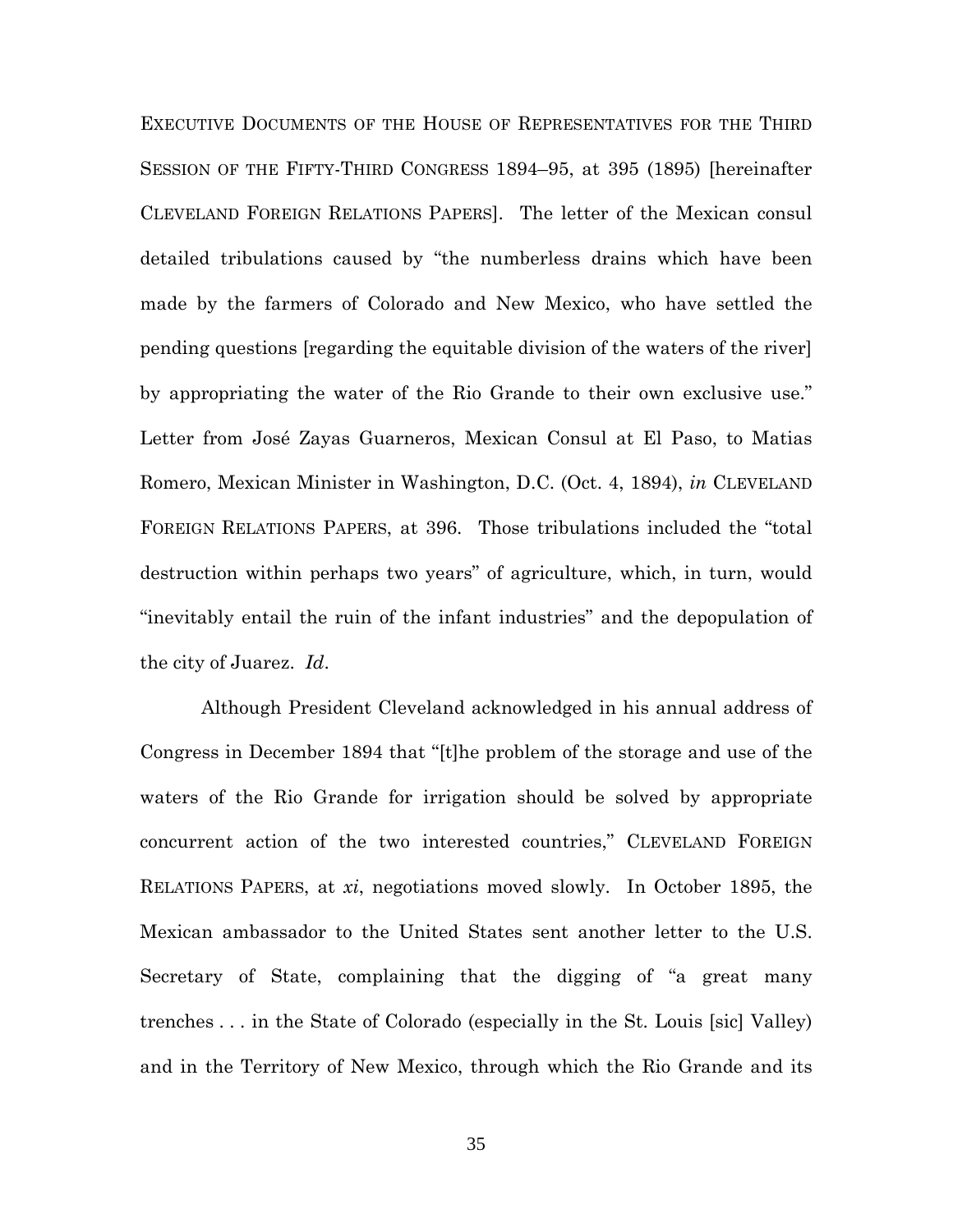EXECUTIVE DOCUMENTS OF THE HOUSE OF REPRESENTATIVES FOR THE THIRD SESSION OF THE FIFTY-THIRD CONGRESS 1894–95, at 395 (1895) [hereinafter CLEVELAND FOREIGN RELATIONS PAPERS]. The letter of the Mexican consul detailed tribulations caused by "the numberless drains which have been made by the farmers of Colorado and New Mexico, who have settled the pending questions [regarding the equitable division of the waters of the river] by appropriating the water of the Rio Grande to their own exclusive use." Letter from José Zayas Guarneros, Mexican Consul at El Paso, to Matias Romero, Mexican Minister in Washington, D.C. (Oct. 4, 1894), *in* CLEVELAND FOREIGN RELATIONS PAPERS, at 396. Those tribulations included the "total destruction within perhaps two years" of agriculture, which, in turn, would "inevitably entail the ruin of the infant industries" and the depopulation of the city of Juarez. *Id*.

Although President Cleveland acknowledged in his annual address of Congress in December 1894 that "[t]he problem of the storage and use of the waters of the Rio Grande for irrigation should be solved by appropriate concurrent action of the two interested countries," CLEVELAND FOREIGN RELATIONS PAPERS, at *xi*, negotiations moved slowly. In October 1895, the Mexican ambassador to the United States sent another letter to the U.S. Secretary of State, complaining that the digging of "a great many trenches . . . in the State of Colorado (especially in the St. Louis [sic] Valley) and in the Territory of New Mexico, through which the Rio Grande and its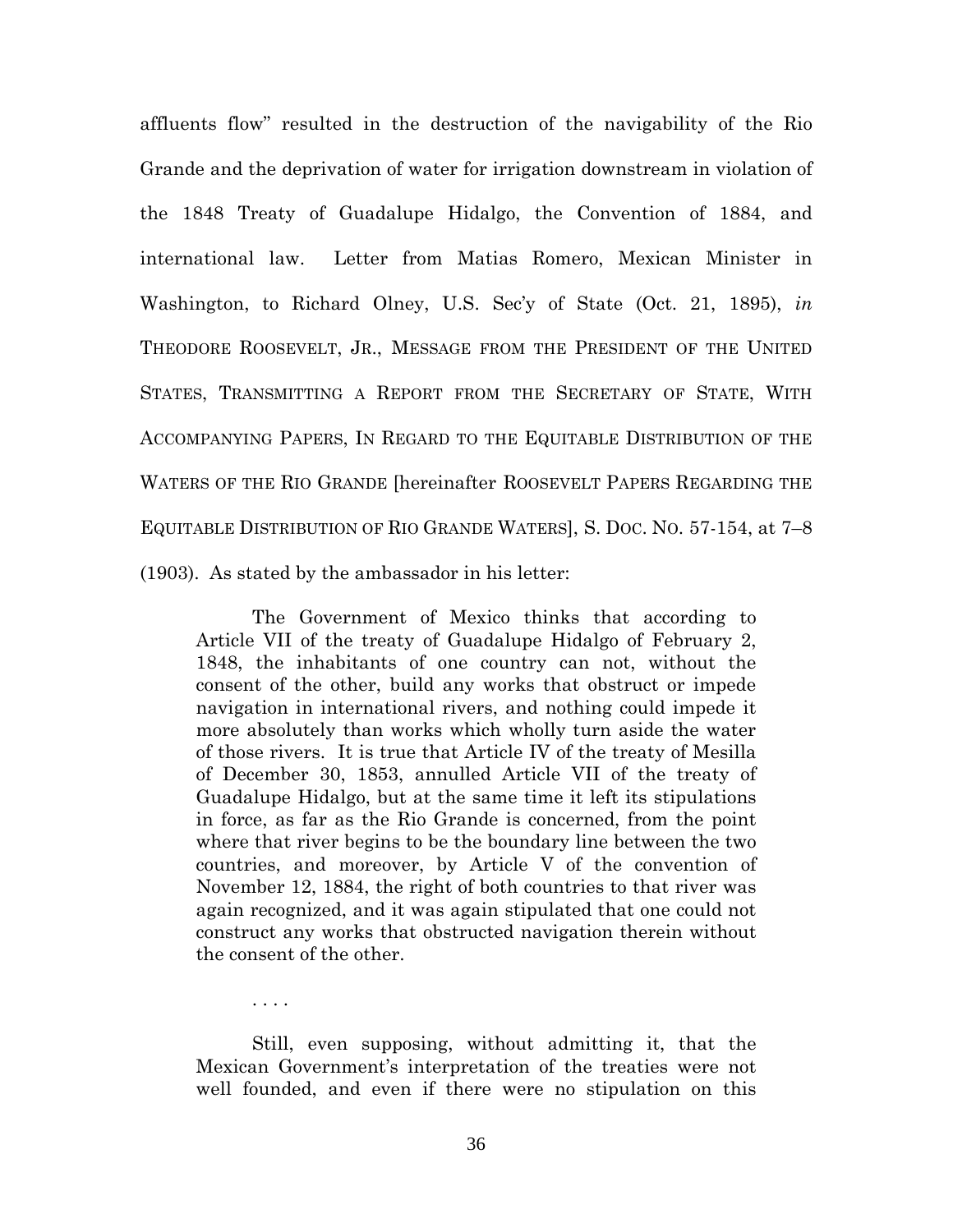affluents flow" resulted in the destruction of the navigability of the Rio Grande and the deprivation of water for irrigation downstream in violation of the 1848 Treaty of Guadalupe Hidalgo, the Convention of 1884, and international law. Letter from Matias Romero, Mexican Minister in Washington, to Richard Olney, U.S. Sec'y of State (Oct. 21, 1895), *in* THEODORE ROOSEVELT, JR., MESSAGE FROM THE PRESIDENT OF THE UNITED STATES, TRANSMITTING A REPORT FROM THE SECRETARY OF STATE, WITH ACCOMPANYING PAPERS, IN REGARD TO THE EQUITABLE DISTRIBUTION OF THE WATERS OF THE RIO GRANDE [hereinafter ROOSEVELT PAPERS REGARDING THE EQUITABLE DISTRIBUTION OF RIO GRANDE WATERS], S. DOC. NO. 57-154, at 7–8 (1903). As stated by the ambassador in his letter:

> The Government of Mexico thinks that according to Article VII of the treaty of Guadalupe Hidalgo of February 2, 1848, the inhabitants of one country can not, without the consent of the other, build any works that obstruct or impede navigation in international rivers, and nothing could impede it more absolutely than works which wholly turn aside the water of those rivers. It is true that Article IV of the treaty of Mesilla of December 30, 1853, annulled Article VII of the treaty of Guadalupe Hidalgo, but at the same time it left its stipulations in force, as far as the Rio Grande is concerned, from the point where that river begins to be the boundary line between the two countries, and moreover, by Article V of the convention of November 12, 1884, the right of both countries to that river was again recognized, and it was again stipulated that one could not construct any works that obstructed navigation therein without the consent of the other.
>
> . . . .
>
> Still, even supposing, without admitting it, that the Mexican Government's interpretation of the treaties were not well founded, and even if there were no stipulation on this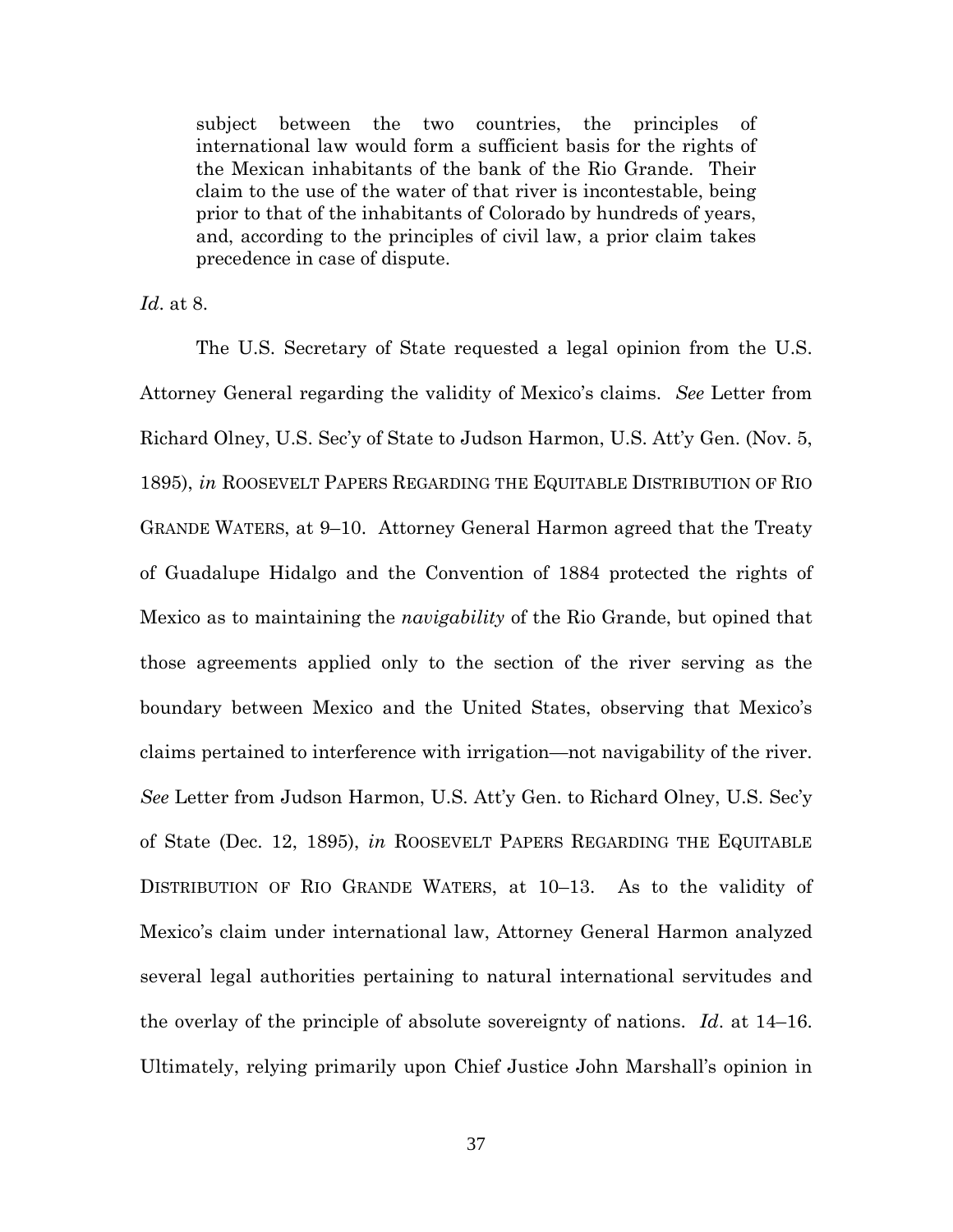> subject between the two countries, the principles of international law would form a sufficient basis for the rights of the Mexican inhabitants of the bank of the Rio Grande. Their claim to the use of the water of that river is incontestable, being prior to that of the inhabitants of Colorado by hundreds of years, and, according to the principles of civil law, a prior claim takes precedence in case of dispute.

*Id*. at 8.

The U.S. Secretary of State requested a legal opinion from the U.S. Attorney General regarding the validity of Mexico's claims. *See* Letter from Richard Olney, U.S. Sec'y of State to Judson Harmon, U.S. Att'y Gen. (Nov. 5, 1895), *in* ROOSEVELT PAPERS REGARDING THE EQUITABLE DISTRIBUTION OF RIO GRANDE WATERS, at 9–10. Attorney General Harmon agreed that the Treaty of Guadalupe Hidalgo and the Convention of 1884 protected the rights of Mexico as to maintaining the *navigability* of the Rio Grande, but opined that those agreements applied only to the section of the river serving as the boundary between Mexico and the United States, observing that Mexico's claims pertained to interference with irrigation—not navigability of the river. *See* Letter from Judson Harmon, U.S. Att'y Gen. to Richard Olney, U.S. Sec'y of State (Dec. 12, 1895), *in* ROOSEVELT PAPERS REGARDING THE EQUITABLE DISTRIBUTION OF RIO GRANDE WATERS, at 10–13. As to the validity of Mexico's claim under international law, Attorney General Harmon analyzed several legal authorities pertaining to natural international servitudes and the overlay of the principle of absolute sovereignty of nations. *Id*. at 14–16. Ultimately, relying primarily upon Chief Justice John Marshall's opinion in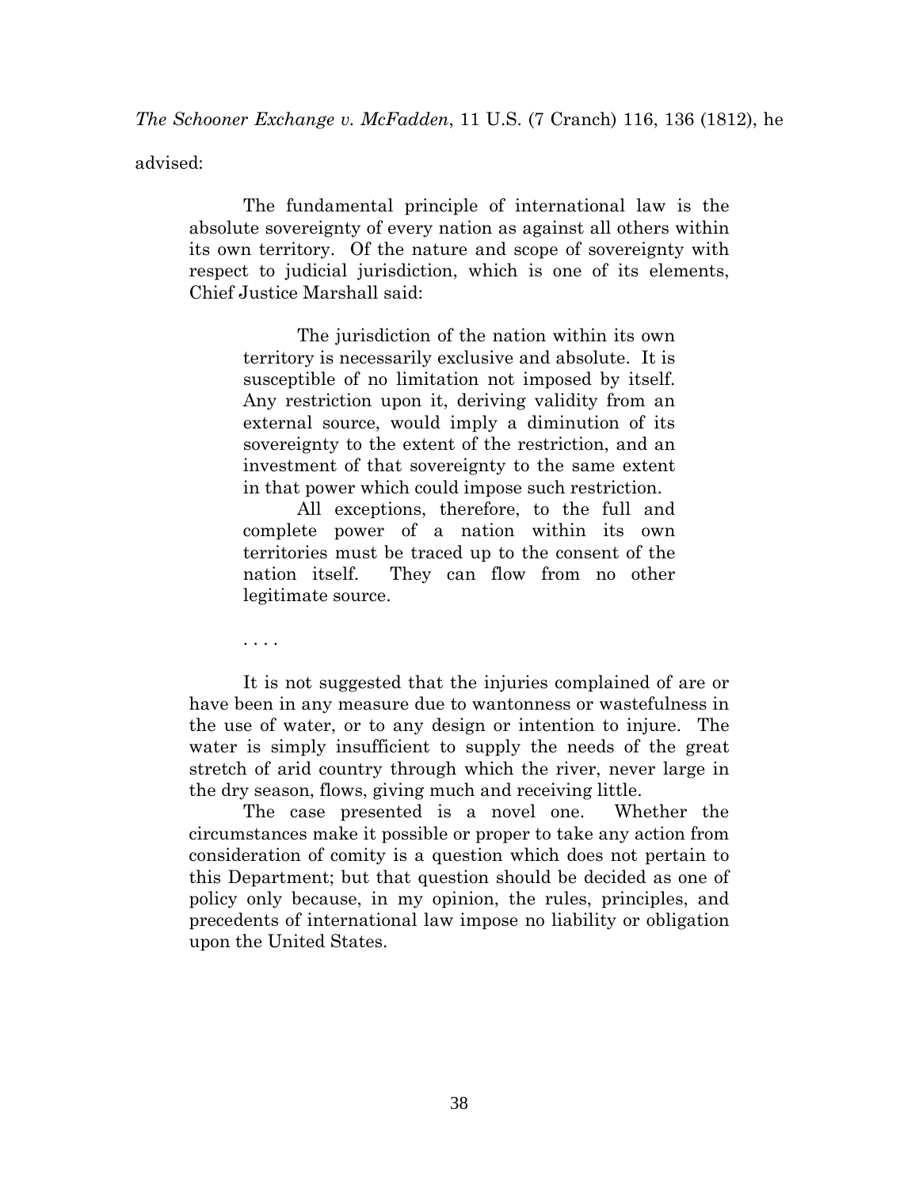*The Schooner Exchange v. McFadden*, 11 U.S. (7 Cranch) 116, 136 (1812), he advised:

> The fundamental principle of international law is the absolute sovereignty of every nation as against all others within its own territory. Of the nature and scope of sovereignty with respect to judicial jurisdiction, which is one of its elements, Chief Justice Marshall said:
>
> > The jurisdiction of the nation within its own territory is necessarily exclusive and absolute. It is susceptible of no limitation not imposed by itself. Any restriction upon it, deriving validity from an external source, would imply a diminution of its sovereignty to the extent of the restriction, and an investment of that sovereignty to the same extent in that power which could impose such restriction.
> >
> > All exceptions, therefore, to the full and complete power of a nation within its own territories must be traced up to the consent of the nation itself. They can flow from no other legitimate source.
>
> . . . .
>
> It is not suggested that the injuries complained of are or have been in any measure due to wantonness or wastefulness in the use of water, or to any design or intention to injure. The water is simply insufficient to supply the needs of the great stretch of arid country through which the river, never large in the dry season, flows, giving much and receiving little.
>
> The case presented is a novel one. Whether the circumstances make it possible or proper to take any action from consideration of comity is a question which does not pertain to this Department; but that question should be decided as one of policy only because, in my opinion, the rules, principles, and precedents of international law impose no liability or obligation upon the United States.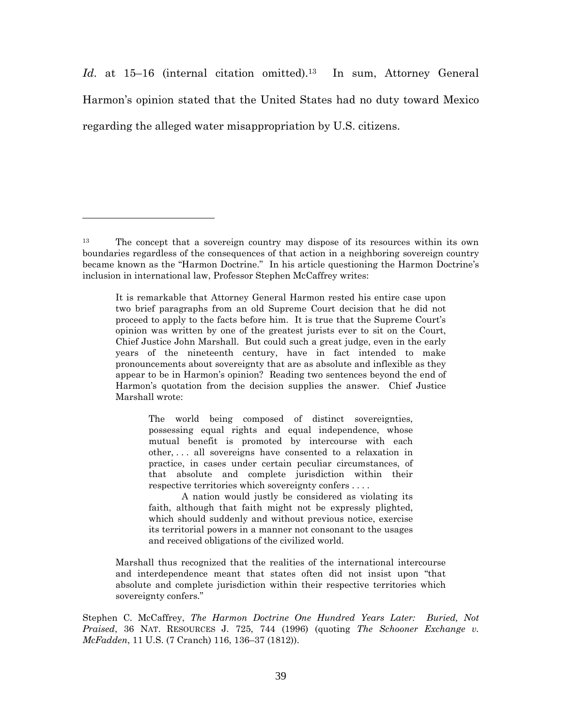*Id.* at 15–16 (internal citation omitted).[13] In sum, Attorney General Harmon's opinion stated that the United States had no duty toward Mexico regarding the alleged water misappropriation by U.S. citizens.

---

[13] The concept that a sovereign country may dispose of its resources within its own boundaries regardless of the consequences of that action in a neighboring sovereign country became known as the "Harmon Doctrine." In his article questioning the Harmon Doctrine's inclusion in international law, Professor Stephen McCaffrey writes:

> It is remarkable that Attorney General Harmon rested his entire case upon two brief paragraphs from an old Supreme Court decision that he did not proceed to apply to the facts before him. It is true that the Supreme Court's opinion was written by one of the greatest jurists ever to sit on the Court, Chief Justice John Marshall. But could such a great judge, even in the early years of the nineteenth century, have in fact intended to make pronouncements about sovereignty that are as absolute and inflexible as they appear to be in Harmon's opinion? Reading two sentences beyond the end of Harmon's quotation from the decision supplies the answer. Chief Justice Marshall wrote:
>
> > The world being composed of distinct sovereignties, possessing equal rights and equal independence, whose mutual benefit is promoted by intercourse with each other, . . . all sovereigns have consented to a relaxation in practice, in cases under certain peculiar circumstances, of that absolute and complete jurisdiction within their respective territories which sovereignty confers . . . .
> >
> > A nation would justly be considered as violating its faith, although that faith might not be expressly plighted, which should suddenly and without previous notice, exercise its territorial powers in a manner not consonant to the usages and received obligations of the civilized world.
>
> Marshall thus recognized that the realities of the international intercourse and interdependence meant that states often did not insist upon "that absolute and complete jurisdiction within their respective territories which sovereignty confers."

Stephen C. McCaffrey, *The Harmon Doctrine One Hundred Years Later: Buried, Not Praised*, 36 NAT. RESOURCES J. 725, 744 (1996) (quoting *The Schooner Exchange v. McFadden*, 11 U.S. (7 Cranch) 116, 136–37 (1812)).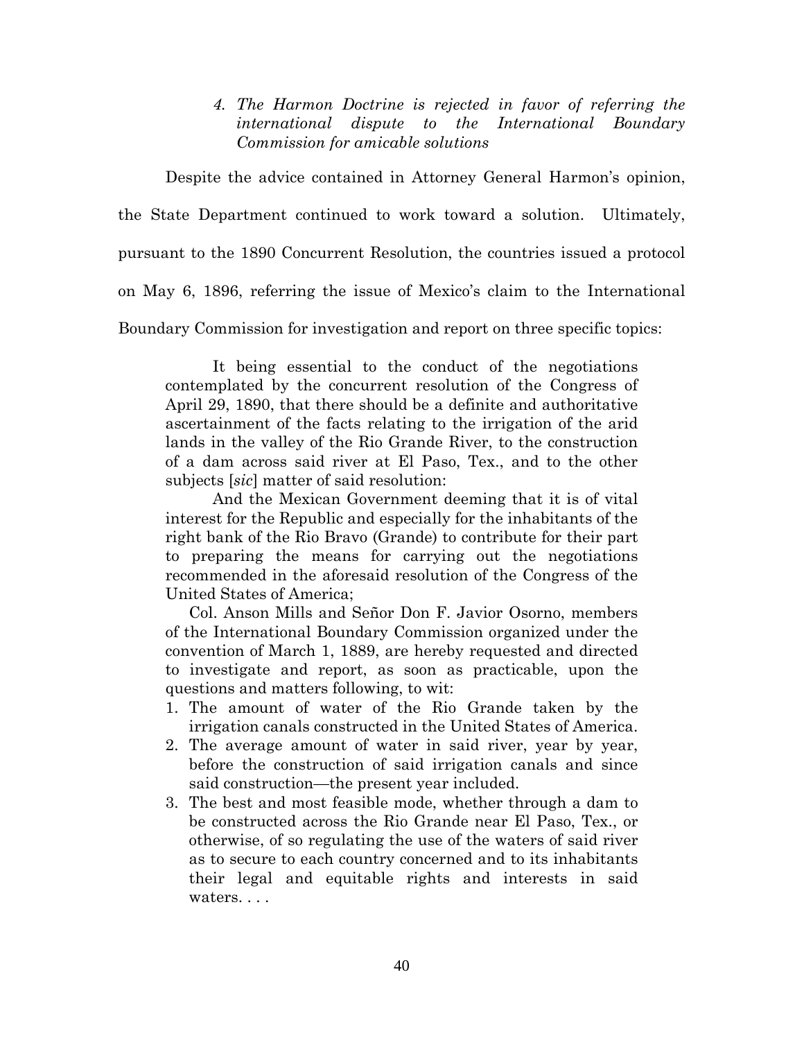*4. The Harmon Doctrine is rejected in favor of referring the international dispute to the International Boundary Commission for amicable solutions*

Despite the advice contained in Attorney General Harmon's opinion, the State Department continued to work toward a solution. Ultimately, pursuant to the 1890 Concurrent Resolution, the countries issued a protocol on May 6, 1896, referring the issue of Mexico's claim to the International Boundary Commission for investigation and report on three specific topics:

> It being essential to the conduct of the negotiations contemplated by the concurrent resolution of the Congress of April 29, 1890, that there should be a definite and authoritative ascertainment of the facts relating to the irrigation of the arid lands in the valley of the Rio Grande River, to the construction of a dam across said river at El Paso, Tex., and to the other subjects [*sic*] matter of said resolution:
>
> And the Mexican Government deeming that it is of vital interest for the Republic and especially for the inhabitants of the right bank of the Rio Bravo (Grande) to contribute for their part to preparing the means for carrying out the negotiations recommended in the aforesaid resolution of the Congress of the United States of America;
>
> Col. Anson Mills and Señor Don F. Javior Osorno, members of the International Boundary Commission organized under the convention of March 1, 1889, are hereby requested and directed to investigate and report, as soon as practicable, upon the questions and matters following, to wit:
>
> 1. The amount of water of the Rio Grande taken by the irrigation canals constructed in the United States of America.
> 2. The average amount of water in said river, year by year, before the construction of said irrigation canals and since said construction—the present year included.
> 3. The best and most feasible mode, whether through a dam to be constructed across the Rio Grande near El Paso, Tex., or otherwise, of so regulating the use of the waters of said river as to secure to each country concerned and to its inhabitants their legal and equitable rights and interests in said waters. . . .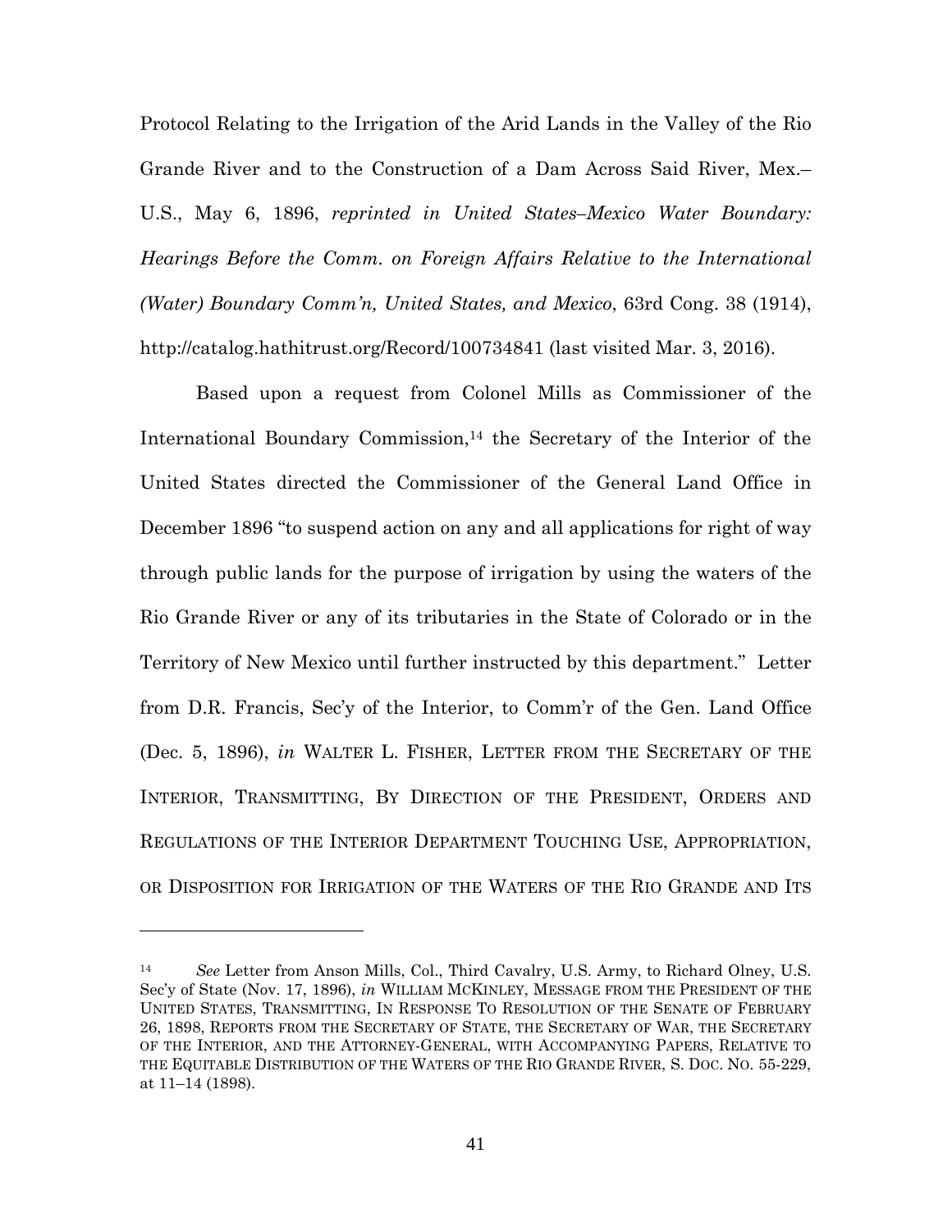Protocol Relating to the Irrigation of the Arid Lands in the Valley of the Rio Grande River and to the Construction of a Dam Across Said River, Mex.–U.S., May 6, 1896, *reprinted in United States–Mexico Water Boundary: Hearings Before the Comm. on Foreign Affairs Relative to the International (Water) Boundary Comm'n, United States, and Mexico*, 63rd Cong. 38 (1914), http://catalog.hathitrust.org/Record/100734841 (last visited Mar. 3, 2016).

Based upon a request from Colonel Mills as Commissioner of the International Boundary Commission,[14] the Secretary of the Interior of the United States directed the Commissioner of the General Land Office in December 1896 "to suspend action on any and all applications for right of way through public lands for the purpose of irrigation by using the waters of the Rio Grande River or any of its tributaries in the State of Colorado or in the Territory of New Mexico until further instructed by this department." Letter from D.R. Francis, Sec'y of the Interior, to Comm'r of the Gen. Land Office (Dec. 5, 1896), *in* WALTER L. FISHER, LETTER FROM THE SECRETARY OF THE INTERIOR, TRANSMITTING, BY DIRECTION OF THE PRESIDENT, ORDERS AND REGULATIONS OF THE INTERIOR DEPARTMENT TOUCHING USE, APPROPRIATION, OR DISPOSITION FOR IRRIGATION OF THE WATERS OF THE RIO GRANDE AND ITS

---

[14] *See* Letter from Anson Mills, Col., Third Cavalry, U.S. Army, to Richard Olney, U.S. Sec'y of State (Nov. 17, 1896), *in* WILLIAM MCKINLEY, MESSAGE FROM THE PRESIDENT OF THE UNITED STATES, TRANSMITTING, IN RESPONSE TO RESOLUTION OF THE SENATE OF FEBRUARY 26, 1898, REPORTS FROM THE SECRETARY OF STATE, THE SECRETARY OF WAR, THE SECRETARY OF THE INTERIOR, AND THE ATTORNEY-GENERAL, WITH ACCOMPANYING PAPERS, RELATIVE TO THE EQUITABLE DISTRIBUTION OF THE WATERS OF THE RIO GRANDE RIVER, S. DOC. NO. 55-229, at 11–14 (1898).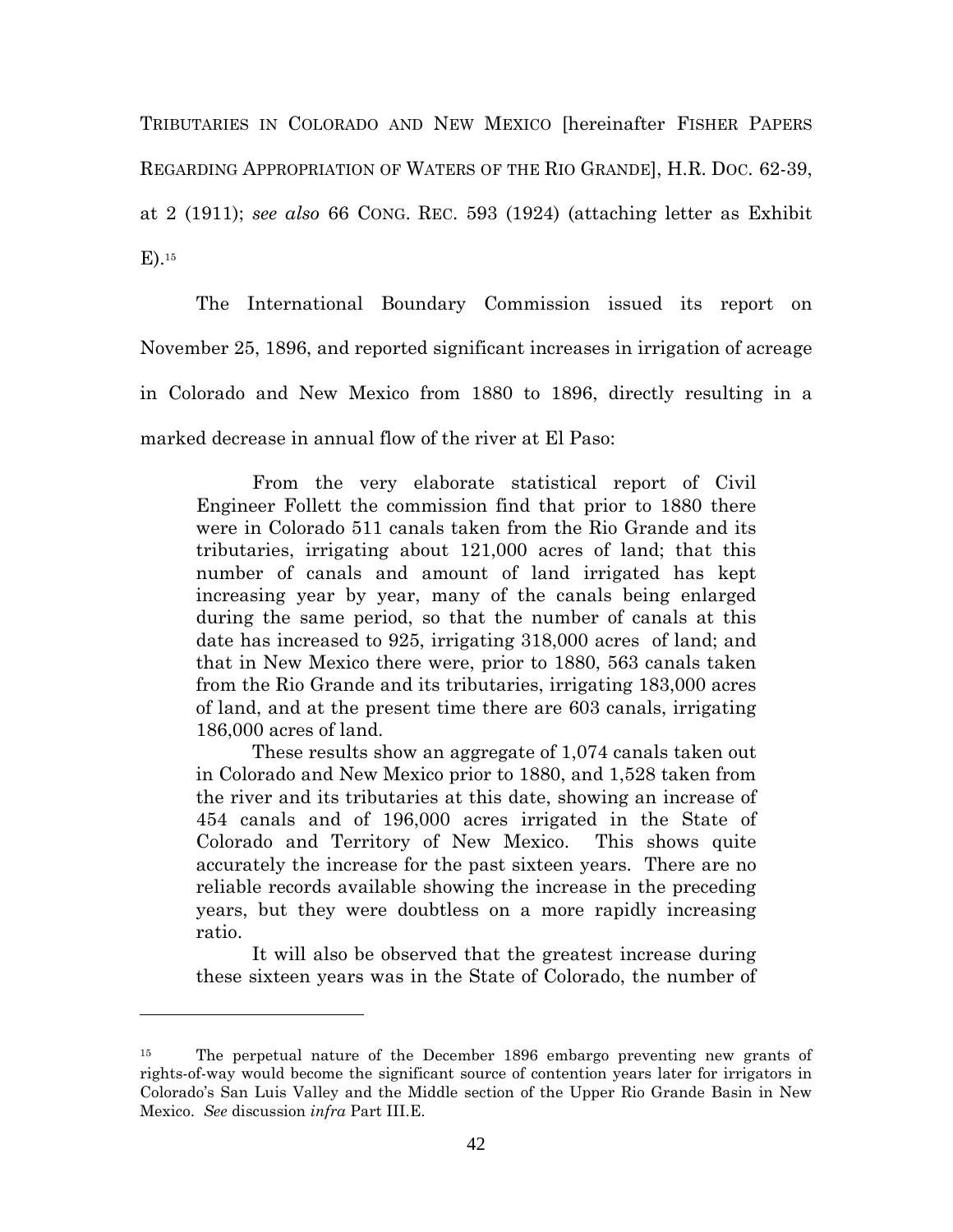TRIBUTARIES IN COLORADO AND NEW MEXICO [hereinafter FISHER PAPERS REGARDING APPROPRIATION OF WATERS OF THE RIO GRANDE], H.R. DOC. 62-39, at 2 (1911); *see also* 66 CONG. REC. 593 (1924) (attaching letter as Exhibit E).[15]

The International Boundary Commission issued its report on November 25, 1896, and reported significant increases in irrigation of acreage in Colorado and New Mexico from 1880 to 1896, directly resulting in a marked decrease in annual flow of the river at El Paso:

> From the very elaborate statistical report of Civil Engineer Follett the commission find that prior to 1880 there were in Colorado 511 canals taken from the Rio Grande and its tributaries, irrigating about 121,000 acres of land; that this number of canals and amount of land irrigated has kept increasing year by year, many of the canals being enlarged during the same period, so that the number of canals at this date has increased to 925, irrigating 318,000 acres of land; and that in New Mexico there were, prior to 1880, 563 canals taken from the Rio Grande and its tributaries, irrigating 183,000 acres of land, and at the present time there are 603 canals, irrigating 186,000 acres of land.
>
> These results show an aggregate of 1,074 canals taken out in Colorado and New Mexico prior to 1880, and 1,528 taken from the river and its tributaries at this date, showing an increase of 454 canals and of 196,000 acres irrigated in the State of Colorado and Territory of New Mexico. This shows quite accurately the increase for the past sixteen years. There are no reliable records available showing the increase in the preceding years, but they were doubtless on a more rapidly increasing ratio.
>
> It will also be observed that the greatest increase during these sixteen years was in the State of Colorado, the number of

---

[15] The perpetual nature of the December 1896 embargo preventing new grants of rights-of-way would become the significant source of contention years later for irrigators in Colorado's San Luis Valley and the Middle section of the Upper Rio Grande Basin in New Mexico. *See* discussion *infra* Part III.E.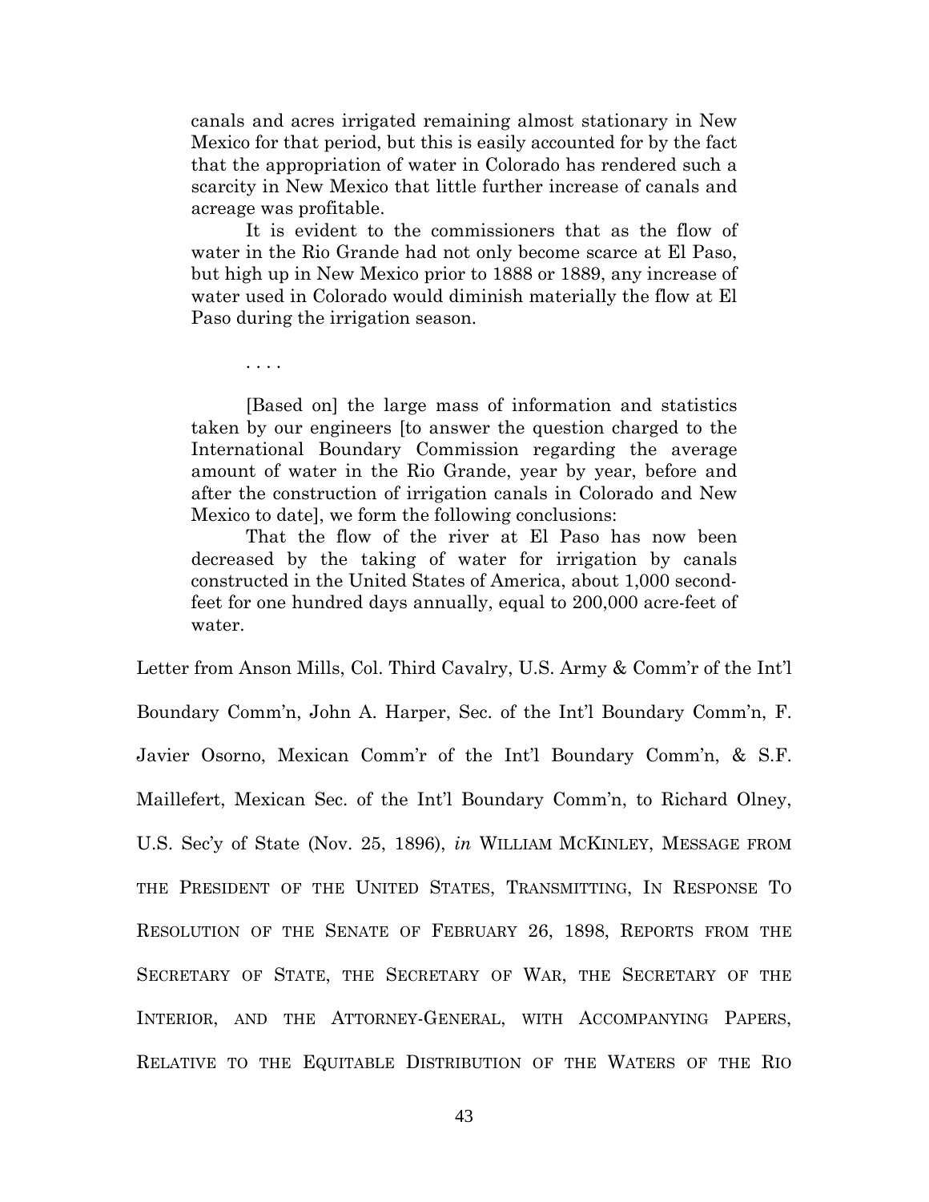> canals and acres irrigated remaining almost stationary in New Mexico for that period, but this is easily accounted for by the fact that the appropriation of water in Colorado has rendered such a scarcity in New Mexico that little further increase of canals and acreage was profitable.
>
> It is evident to the commissioners that as the flow of water in the Rio Grande had not only become scarce at El Paso, but high up in New Mexico prior to 1888 or 1889, any increase of water used in Colorado would diminish materially the flow at El Paso during the irrigation season.
>
> . . . .
>
> [Based on] the large mass of information and statistics taken by our engineers [to answer the question charged to the International Boundary Commission regarding the average amount of water in the Rio Grande, year by year, before and after the construction of irrigation canals in Colorado and New Mexico to date], we form the following conclusions:
>
> That the flow of the river at El Paso has now been decreased by the taking of water for irrigation by canals constructed in the United States of America, about 1,000 second-feet for one hundred days annually, equal to 200,000 acre-feet of water.

Letter from Anson Mills, Col. Third Cavalry, U.S. Army & Comm'r of the Int'l Boundary Comm'n, John A. Harper, Sec. of the Int'l Boundary Comm'n, F. Javier Osorno, Mexican Comm'r of the Int'l Boundary Comm'n, & S.F. Maillefert, Mexican Sec. of the Int'l Boundary Comm'n, to Richard Olney, U.S. Sec'y of State (Nov. 25, 1896), *in* WILLIAM MCKINLEY, MESSAGE FROM THE PRESIDENT OF THE UNITED STATES, TRANSMITTING, IN RESPONSE TO RESOLUTION OF THE SENATE OF FEBRUARY 26, 1898, REPORTS FROM THE SECRETARY OF STATE, THE SECRETARY OF WAR, THE SECRETARY OF THE INTERIOR, AND THE ATTORNEY-GENERAL, WITH ACCOMPANYING PAPERS, RELATIVE TO THE EQUITABLE DISTRIBUTION OF THE WATERS OF THE RIO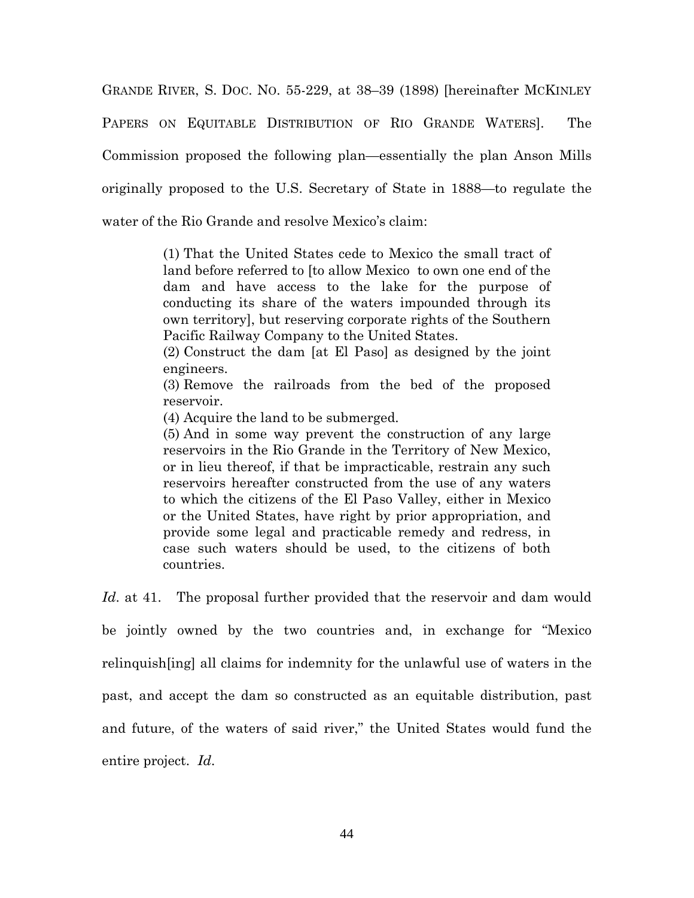GRANDE RIVER, S. DOC. NO. 55-229, at 38–39 (1898) [hereinafter MCKINLEY PAPERS ON EQUITABLE DISTRIBUTION OF RIO GRANDE WATERS]. The Commission proposed the following plan—essentially the plan Anson Mills originally proposed to the U.S. Secretary of State in 1888—to regulate the water of the Rio Grande and resolve Mexico's claim:

> (1) That the United States cede to Mexico the small tract of land before referred to [to allow Mexico to own one end of the dam and have access to the lake for the purpose of conducting its share of the waters impounded through its own territory], but reserving corporate rights of the Southern Pacific Railway Company to the United States.
> (2) Construct the dam [at El Paso] as designed by the joint engineers.
> (3) Remove the railroads from the bed of the proposed reservoir.
> (4) Acquire the land to be submerged.
> (5) And in some way prevent the construction of any large reservoirs in the Rio Grande in the Territory of New Mexico, or in lieu thereof, if that be impracticable, restrain any such reservoirs hereafter constructed from the use of any waters to which the citizens of the El Paso Valley, either in Mexico or the United States, have right by prior appropriation, and provide some legal and practicable remedy and redress, in case such waters should be used, to the citizens of both countries.

*Id*. at 41. The proposal further provided that the reservoir and dam would be jointly owned by the two countries and, in exchange for "Mexico relinquish[ing] all claims for indemnity for the unlawful use of waters in the past, and accept the dam so constructed as an equitable distribution, past and future, of the waters of said river," the United States would fund the entire project. *Id*.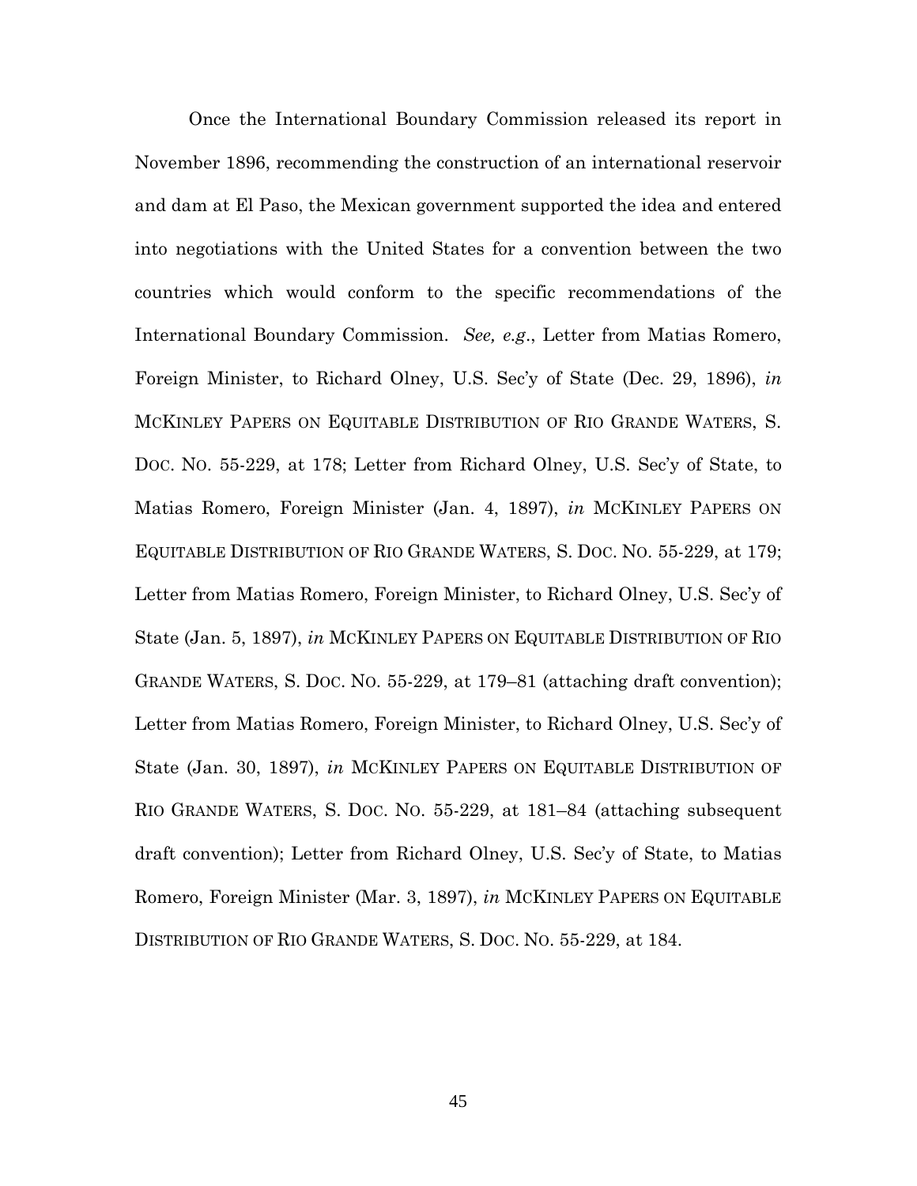Once the International Boundary Commission released its report in November 1896, recommending the construction of an international reservoir and dam at El Paso, the Mexican government supported the idea and entered into negotiations with the United States for a convention between the two countries which would conform to the specific recommendations of the International Boundary Commission. *See, e.g.*, Letter from Matias Romero, Foreign Minister, to Richard Olney, U.S. Sec'y of State (Dec. 29, 1896), *in* MCKINLEY PAPERS ON EQUITABLE DISTRIBUTION OF RIO GRANDE WATERS, S. DOC. NO. 55-229, at 178; Letter from Richard Olney, U.S. Sec'y of State, to Matias Romero, Foreign Minister (Jan. 4, 1897), *in* MCKINLEY PAPERS ON EQUITABLE DISTRIBUTION OF RIO GRANDE WATERS, S. DOC. NO. 55-229, at 179; Letter from Matias Romero, Foreign Minister, to Richard Olney, U.S. Sec'y of State (Jan. 5, 1897), *in* MCKINLEY PAPERS ON EQUITABLE DISTRIBUTION OF RIO GRANDE WATERS, S. DOC. NO. 55-229, at 179–81 (attaching draft convention); Letter from Matias Romero, Foreign Minister, to Richard Olney, U.S. Sec'y of State (Jan. 30, 1897), *in* MCKINLEY PAPERS ON EQUITABLE DISTRIBUTION OF RIO GRANDE WATERS, S. DOC. NO. 55-229, at 181–84 (attaching subsequent draft convention); Letter from Richard Olney, U.S. Sec'y of State, to Matias Romero, Foreign Minister (Mar. 3, 1897), *in* MCKINLEY PAPERS ON EQUITABLE DISTRIBUTION OF RIO GRANDE WATERS, S. DOC. NO. 55-229, at 184.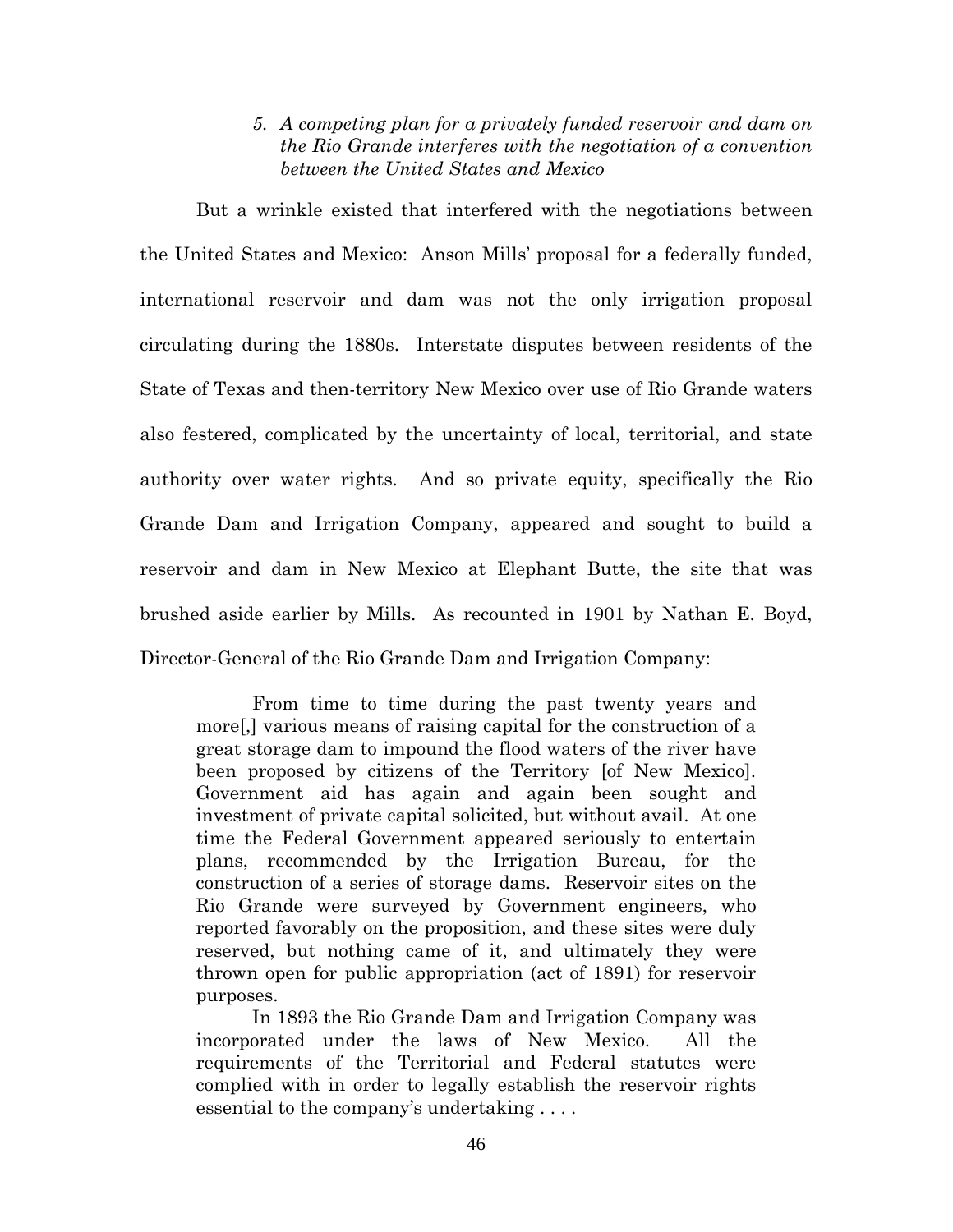### *5. A competing plan for a privately funded reservoir and dam on the Rio Grande interferes with the negotiation of a convention between the United States and Mexico*

But a wrinkle existed that interfered with the negotiations between the United States and Mexico: Anson Mills' proposal for a federally funded, international reservoir and dam was not the only irrigation proposal circulating during the 1880s. Interstate disputes between residents of the State of Texas and then-territory New Mexico over use of Rio Grande waters also festered, complicated by the uncertainty of local, territorial, and state authority over water rights. And so private equity, specifically the Rio Grande Dam and Irrigation Company, appeared and sought to build a reservoir and dam in New Mexico at Elephant Butte, the site that was brushed aside earlier by Mills. As recounted in 1901 by Nathan E. Boyd, Director-General of the Rio Grande Dam and Irrigation Company:

> From time to time during the past twenty years and more[,] various means of raising capital for the construction of a great storage dam to impound the flood waters of the river have been proposed by citizens of the Territory [of New Mexico]. Government aid has again and again been sought and investment of private capital solicited, but without avail. At one time the Federal Government appeared seriously to entertain plans, recommended by the Irrigation Bureau, for the construction of a series of storage dams. Reservoir sites on the Rio Grande were surveyed by Government engineers, who reported favorably on the proposition, and these sites were duly reserved, but nothing came of it, and ultimately they were thrown open for public appropriation (act of 1891) for reservoir purposes.
>
> In 1893 the Rio Grande Dam and Irrigation Company was incorporated under the laws of New Mexico. All the requirements of the Territorial and Federal statutes were complied with in order to legally establish the reservoir rights essential to the company's undertaking . . . .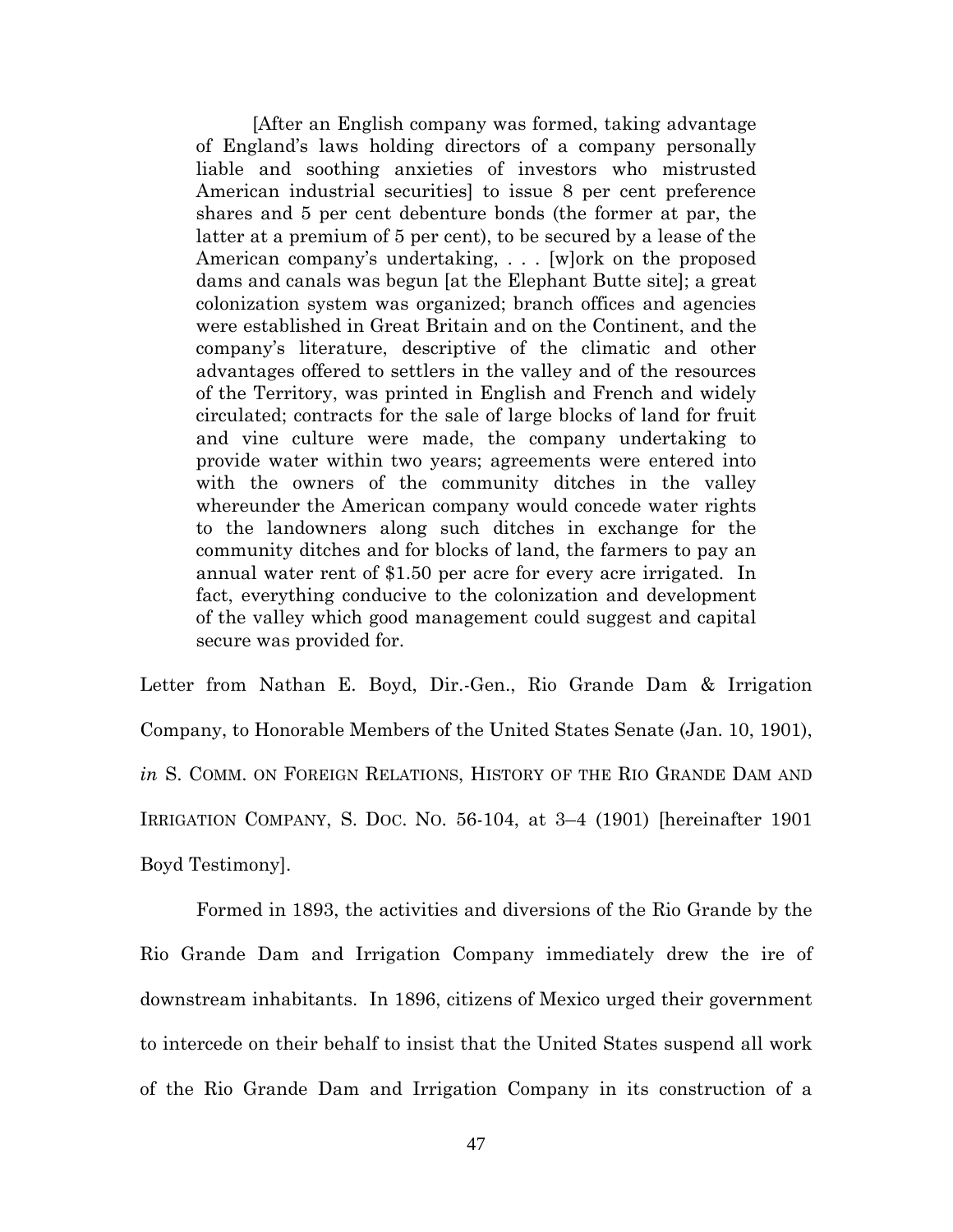> [After an English company was formed, taking advantage of England's laws holding directors of a company personally liable and soothing anxieties of investors who mistrusted American industrial securities] to issue 8 per cent preference shares and 5 per cent debenture bonds (the former at par, the latter at a premium of 5 per cent), to be secured by a lease of the American company's undertaking, . . . [w]ork on the proposed dams and canals was begun [at the Elephant Butte site]; a great colonization system was organized; branch offices and agencies were established in Great Britain and on the Continent, and the company's literature, descriptive of the climatic and other advantages offered to settlers in the valley and of the resources of the Territory, was printed in English and French and widely circulated; contracts for the sale of large blocks of land for fruit and vine culture were made, the company undertaking to provide water within two years; agreements were entered into with the owners of the community ditches in the valley whereunder the American company would concede water rights to the landowners along such ditches in exchange for the community ditches and for blocks of land, the farmers to pay an annual water rent of $1.50 per acre for every acre irrigated. In fact, everything conducive to the colonization and development of the valley which good management could suggest and capital secure was provided for.

Letter from Nathan E. Boyd, Dir.-Gen., Rio Grande Dam & Irrigation Company, to Honorable Members of the United States Senate (Jan. 10, 1901), *in* S. COMM. ON FOREIGN RELATIONS, HISTORY OF THE RIO GRANDE DAM AND IRRIGATION COMPANY, S. DOC. NO. 56-104, at 3–4 (1901) [hereinafter 1901 Boyd Testimony].

Formed in 1893, the activities and diversions of the Rio Grande by the Rio Grande Dam and Irrigation Company immediately drew the ire of downstream inhabitants. In 1896, citizens of Mexico urged their government to intercede on their behalf to insist that the United States suspend all work of the Rio Grande Dam and Irrigation Company in its construction of a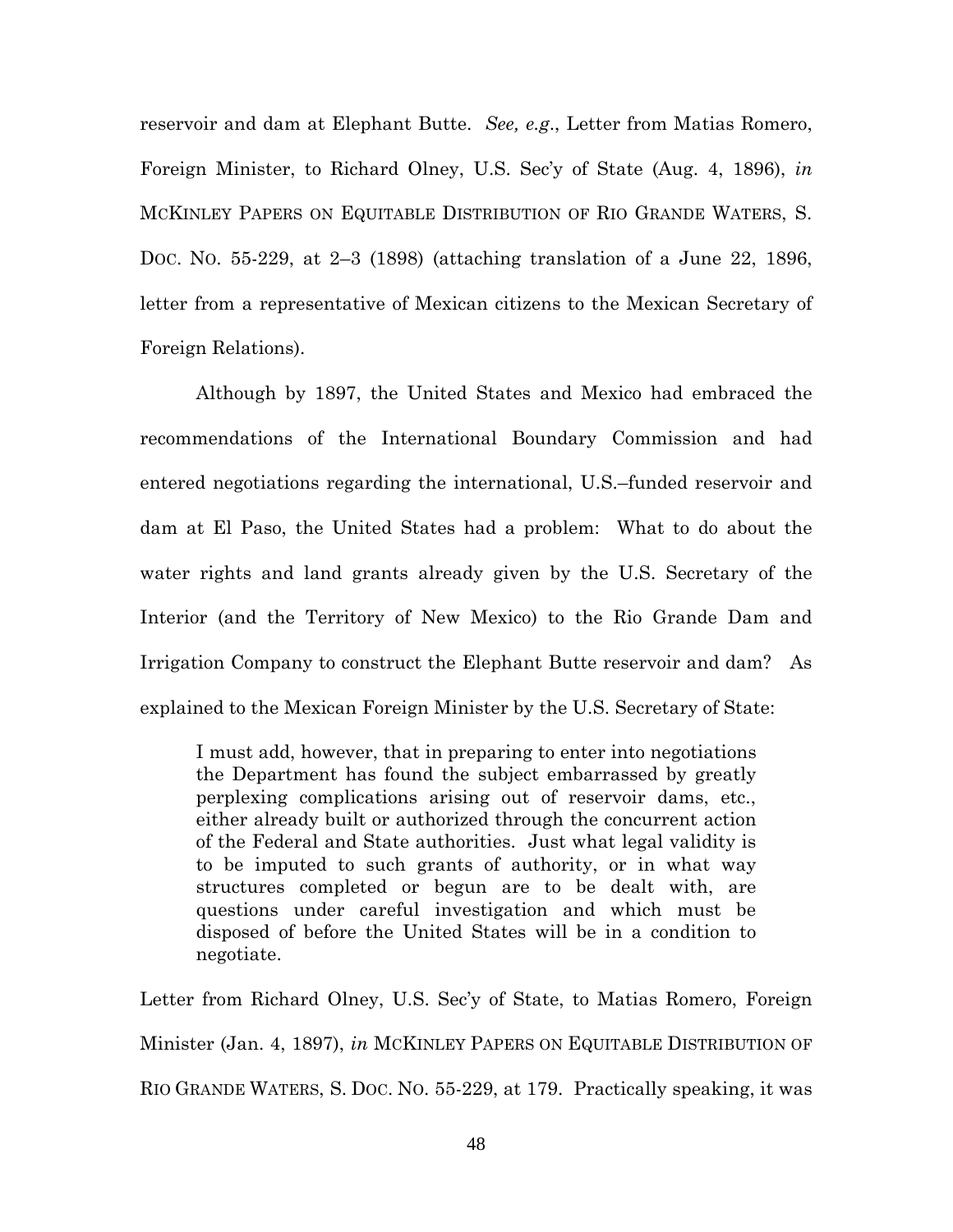reservoir and dam at Elephant Butte. *See, e.g.*, Letter from Matias Romero, Foreign Minister, to Richard Olney, U.S. Sec'y of State (Aug. 4, 1896), *in* MCKINLEY PAPERS ON EQUITABLE DISTRIBUTION OF RIO GRANDE WATERS, S. DOC. NO. 55-229, at 2–3 (1898) (attaching translation of a June 22, 1896, letter from a representative of Mexican citizens to the Mexican Secretary of Foreign Relations).

Although by 1897, the United States and Mexico had embraced the recommendations of the International Boundary Commission and had entered negotiations regarding the international, U.S.–funded reservoir and dam at El Paso, the United States had a problem: What to do about the water rights and land grants already given by the U.S. Secretary of the Interior (and the Territory of New Mexico) to the Rio Grande Dam and Irrigation Company to construct the Elephant Butte reservoir and dam? As explained to the Mexican Foreign Minister by the U.S. Secretary of State:

> I must add, however, that in preparing to enter into negotiations the Department has found the subject embarrassed by greatly perplexing complications arising out of reservoir dams, etc., either already built or authorized through the concurrent action of the Federal and State authorities. Just what legal validity is to be imputed to such grants of authority, or in what way structures completed or begun are to be dealt with, are questions under careful investigation and which must be disposed of before the United States will be in a condition to negotiate.

Letter from Richard Olney, U.S. Sec'y of State, to Matias Romero, Foreign Minister (Jan. 4, 1897), *in* MCKINLEY PAPERS ON EQUITABLE DISTRIBUTION OF RIO GRANDE WATERS, S. DOC. NO. 55-229, at 179. Practically speaking, it was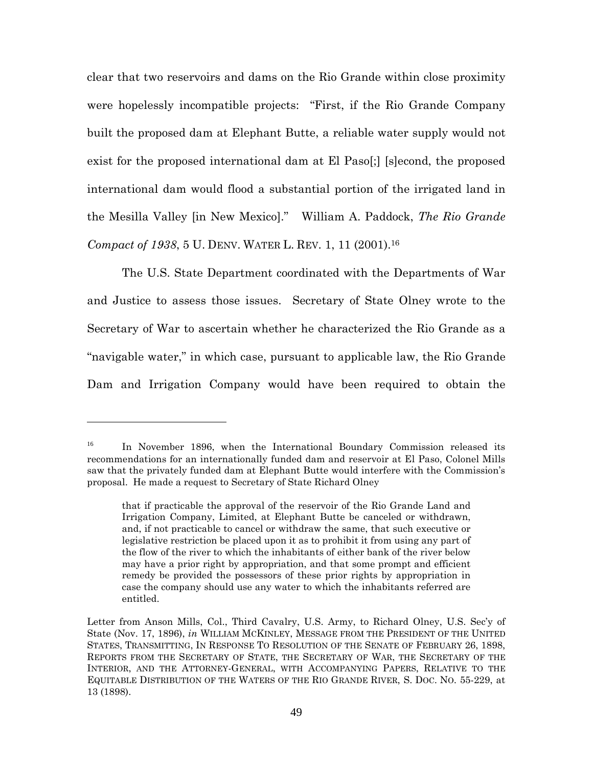clear that two reservoirs and dams on the Rio Grande within close proximity were hopelessly incompatible projects: "First, if the Rio Grande Company built the proposed dam at Elephant Butte, a reliable water supply would not exist for the proposed international dam at El Paso[;] [s]econd, the proposed international dam would flood a substantial portion of the irrigated land in the Mesilla Valley [in New Mexico]." William A. Paddock, *The Rio Grande Compact of 1938*, 5 U. DENV. WATER L. REV. 1, 11 (2001).[16]

The U.S. State Department coordinated with the Departments of War and Justice to assess those issues. Secretary of State Olney wrote to the Secretary of War to ascertain whether he characterized the Rio Grande as a "navigable water," in which case, pursuant to applicable law, the Rio Grande Dam and Irrigation Company would have been required to obtain the

---

[16] In November 1896, when the International Boundary Commission released its recommendations for an internationally funded dam and reservoir at El Paso, Colonel Mills saw that the privately funded dam at Elephant Butte would interfere with the Commission's proposal. He made a request to Secretary of State Richard Olney

> that if practicable the approval of the reservoir of the Rio Grande Land and Irrigation Company, Limited, at Elephant Butte be canceled or withdrawn, and, if not practicable to cancel or withdraw the same, that such executive or legislative restriction be placed upon it as to prohibit it from using any part of the flow of the river to which the inhabitants of either bank of the river below may have a prior right by appropriation, and that some prompt and efficient remedy be provided the possessors of these prior rights by appropriation in case the company should use any water to which the inhabitants referred are entitled.

Letter from Anson Mills, Col., Third Cavalry, U.S. Army, to Richard Olney, U.S. Sec'y of State (Nov. 17, 1896), *in* WILLIAM MCKINLEY, MESSAGE FROM THE PRESIDENT OF THE UNITED STATES, TRANSMITTING, IN RESPONSE TO RESOLUTION OF THE SENATE OF FEBRUARY 26, 1898, REPORTS FROM THE SECRETARY OF STATE, THE SECRETARY OF WAR, THE SECRETARY OF THE INTERIOR, AND THE ATTORNEY-GENERAL, WITH ACCOMPANYING PAPERS, RELATIVE TO THE EQUITABLE DISTRIBUTION OF THE WATERS OF THE RIO GRANDE RIVER, S. DOC. NO. 55-229, at 13 (1898).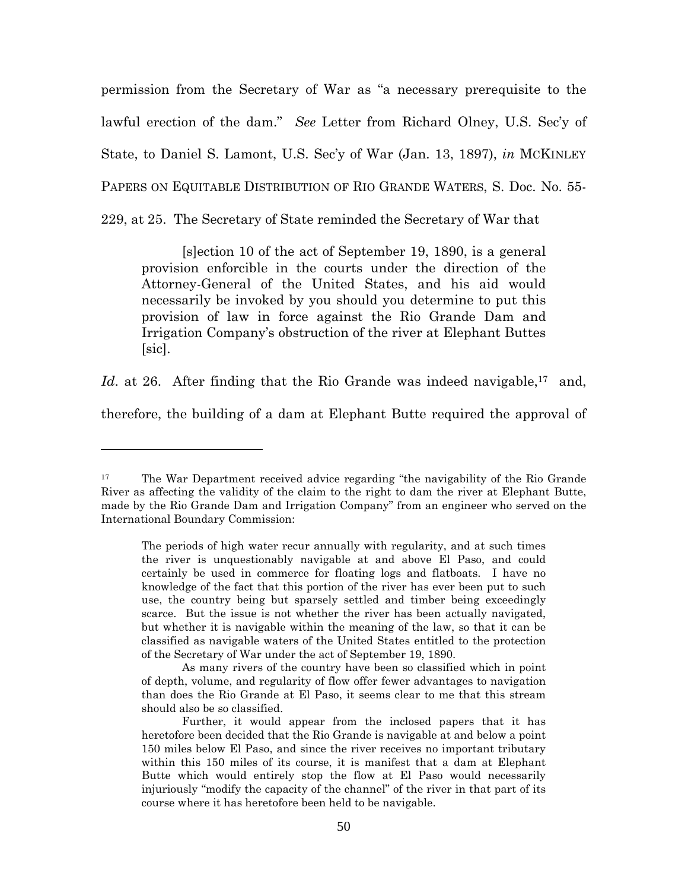permission from the Secretary of War as "a necessary prerequisite to the lawful erection of the dam." *See* Letter from Richard Olney, U.S. Sec'y of State, to Daniel S. Lamont, U.S. Sec'y of War (Jan. 13, 1897), *in* MCKINLEY PAPERS ON EQUITABLE DISTRIBUTION OF RIO GRANDE WATERS, S. Doc. No. 55-229, at 25. The Secretary of State reminded the Secretary of War that

> [s]ection 10 of the act of September 19, 1890, is a general provision enforcible in the courts under the direction of the Attorney-General of the United States, and his aid would necessarily be invoked by you should you determine to put this provision of law in force against the Rio Grande Dam and Irrigation Company's obstruction of the river at Elephant Buttes [sic].

*Id*. at 26. After finding that the Rio Grande was indeed navigable,[17] and, therefore, the building of a dam at Elephant Butte required the approval of

---

[17] The War Department received advice regarding "the navigability of the Rio Grande River as affecting the validity of the claim to the right to dam the river at Elephant Butte, made by the Rio Grande Dam and Irrigation Company" from an engineer who served on the International Boundary Commission:

> The periods of high water recur annually with regularity, and at such times the river is unquestionably navigable at and above El Paso, and could certainly be used in commerce for floating logs and flatboats. I have no knowledge of the fact that this portion of the river has ever been put to such use, the country being but sparsely settled and timber being exceedingly scarce. But the issue is not whether the river has been actually navigated, but whether it is navigable within the meaning of the law, so that it can be classified as navigable waters of the United States entitled to the protection of the Secretary of War under the act of September 19, 1890.
>
> As many rivers of the country have been so classified which in point of depth, volume, and regularity of flow offer fewer advantages to navigation than does the Rio Grande at El Paso, it seems clear to me that this stream should also be so classified.
>
> Further, it would appear from the inclosed papers that it has heretofore been decided that the Rio Grande is navigable at and below a point 150 miles below El Paso, and since the river receives no important tributary within this 150 miles of its course, it is manifest that a dam at Elephant Butte which would entirely stop the flow at El Paso would necessarily injuriously "modify the capacity of the channel" of the river in that part of its course where it has heretofore been held to be navigable.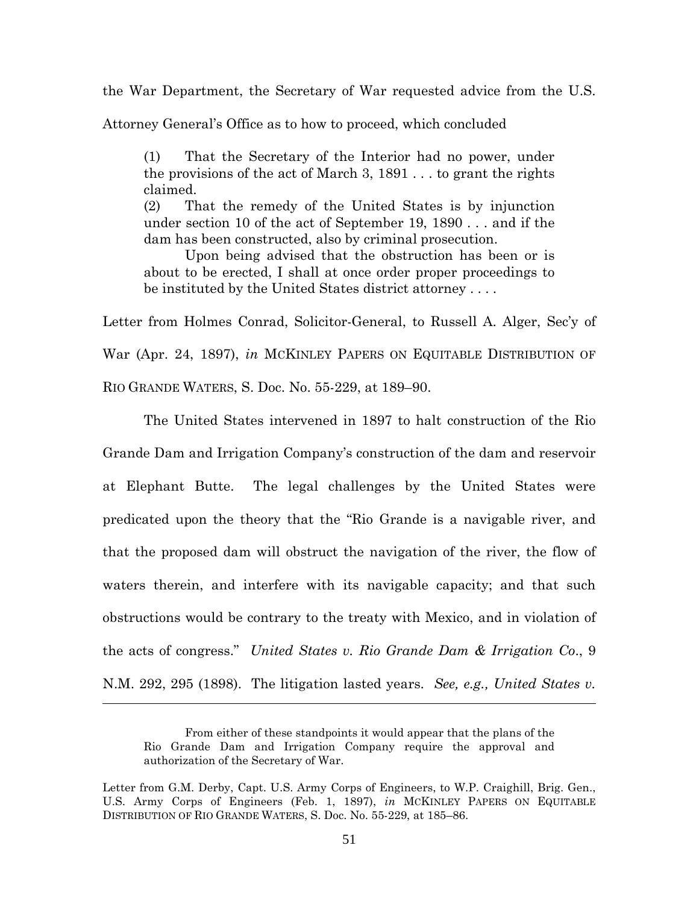the War Department, the Secretary of War requested advice from the U.S. Attorney General's Office as to how to proceed, which concluded

> (1) That the Secretary of the Interior had no power, under the provisions of the act of March 3, 1891 . . . to grant the rights claimed.
> (2) That the remedy of the United States is by injunction under section 10 of the act of September 19, 1890 . . . and if the dam has been constructed, also by criminal prosecution.
>
> Upon being advised that the obstruction has been or is about to be erected, I shall at once order proper proceedings to be instituted by the United States district attorney . . . .

Letter from Holmes Conrad, Solicitor-General, to Russell A. Alger, Sec'y of War (Apr. 24, 1897), *in* MCKINLEY PAPERS ON EQUITABLE DISTRIBUTION OF RIO GRANDE WATERS, S. Doc. No. 55-229, at 189–90.

The United States intervened in 1897 to halt construction of the Rio Grande Dam and Irrigation Company's construction of the dam and reservoir at Elephant Butte. The legal challenges by the United States were predicated upon the theory that the "Rio Grande is a navigable river, and that the proposed dam will obstruct the navigation of the river, the flow of waters therein, and interfere with its navigable capacity; and that such obstructions would be contrary to the treaty with Mexico, and in violation of the acts of congress." *United States v. Rio Grande Dam & Irrigation Co.*, 9 N.M. 292, 295 (1898). The litigation lasted years. *See, e.g., United States v.*

---

> From either of these standpoints it would appear that the plans of the Rio Grande Dam and Irrigation Company require the approval and authorization of the Secretary of War.

Letter from G.M. Derby, Capt. U.S. Army Corps of Engineers, to W.P. Craighill, Brig. Gen., U.S. Army Corps of Engineers (Feb. 1, 1897), *in* MCKINLEY PAPERS ON EQUITABLE DISTRIBUTION OF RIO GRANDE WATERS, S. Doc. No. 55-229, at 185–86.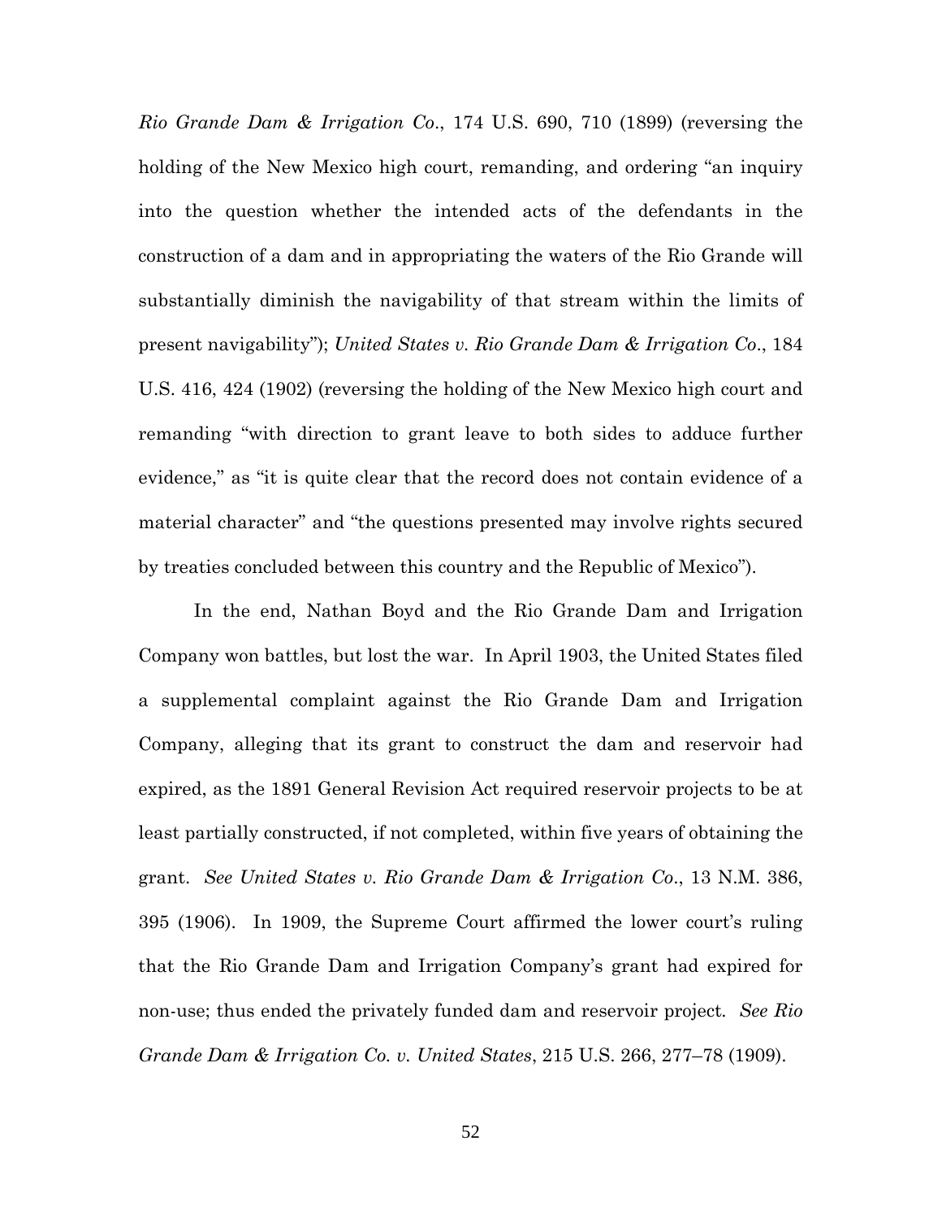*Rio Grande Dam & Irrigation Co*., 174 U.S. 690, 710 (1899) (reversing the holding of the New Mexico high court, remanding, and ordering "an inquiry into the question whether the intended acts of the defendants in the construction of a dam and in appropriating the waters of the Rio Grande will substantially diminish the navigability of that stream within the limits of present navigability"); *United States v. Rio Grande Dam & Irrigation Co*., 184 U.S. 416, 424 (1902) (reversing the holding of the New Mexico high court and remanding "with direction to grant leave to both sides to adduce further evidence," as "it is quite clear that the record does not contain evidence of a material character" and "the questions presented may involve rights secured by treaties concluded between this country and the Republic of Mexico").

In the end, Nathan Boyd and the Rio Grande Dam and Irrigation Company won battles, but lost the war. In April 1903, the United States filed a supplemental complaint against the Rio Grande Dam and Irrigation Company, alleging that its grant to construct the dam and reservoir had expired, as the 1891 General Revision Act required reservoir projects to be at least partially constructed, if not completed, within five years of obtaining the grant. *See United States v. Rio Grande Dam & Irrigation Co*., 13 N.M. 386, 395 (1906). In 1909, the Supreme Court affirmed the lower court's ruling that the Rio Grande Dam and Irrigation Company's grant had expired for non-use; thus ended the privately funded dam and reservoir project. *See Rio Grande Dam & Irrigation Co. v. United States*, 215 U.S. 266, 277–78 (1909).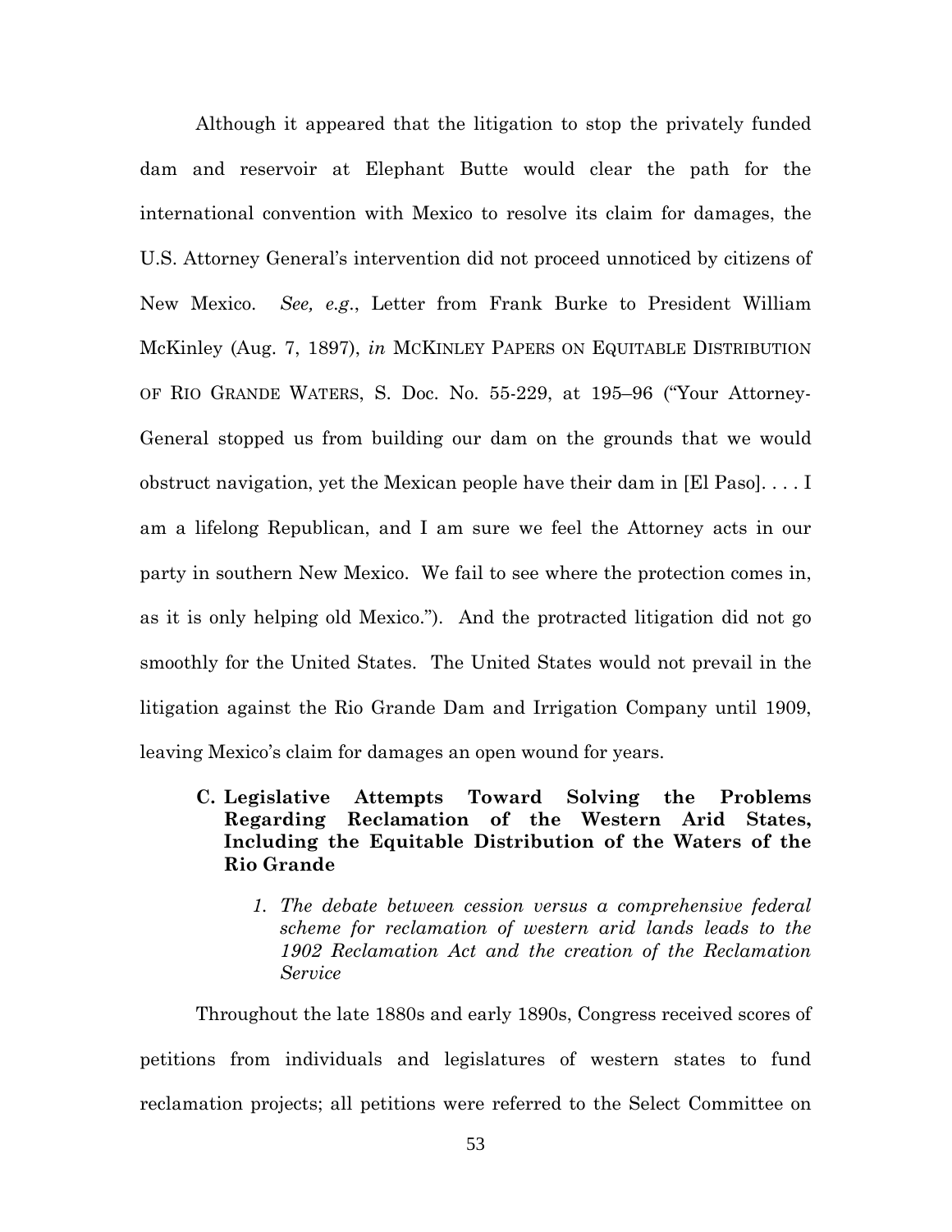Although it appeared that the litigation to stop the privately funded dam and reservoir at Elephant Butte would clear the path for the international convention with Mexico to resolve its claim for damages, the U.S. Attorney General's intervention did not proceed unnoticed by citizens of New Mexico. *See, e.g.*, Letter from Frank Burke to President William McKinley (Aug. 7, 1897), *in* MCKINLEY PAPERS ON EQUITABLE DISTRIBUTION OF RIO GRANDE WATERS, S. Doc. No. 55-229, at 195–96 ("Your Attorney-General stopped us from building our dam on the grounds that we would obstruct navigation, yet the Mexican people have their dam in [El Paso]. . . . I am a lifelong Republican, and I am sure we feel the Attorney acts in our party in southern New Mexico. We fail to see where the protection comes in, as it is only helping old Mexico."). And the protracted litigation did not go smoothly for the United States. The United States would not prevail in the litigation against the Rio Grande Dam and Irrigation Company until 1909, leaving Mexico's claim for damages an open wound for years.

### C. Legislative Attempts Toward Solving the Problems Regarding Reclamation of the Western Arid States, Including the Equitable Distribution of the Waters of the Rio Grande

#### *1. The debate between cession versus a comprehensive federal scheme for reclamation of western arid lands leads to the 1902 Reclamation Act and the creation of the Reclamation Service*

Throughout the late 1880s and early 1890s, Congress received scores of petitions from individuals and legislatures of western states to fund reclamation projects; all petitions were referred to the Select Committee on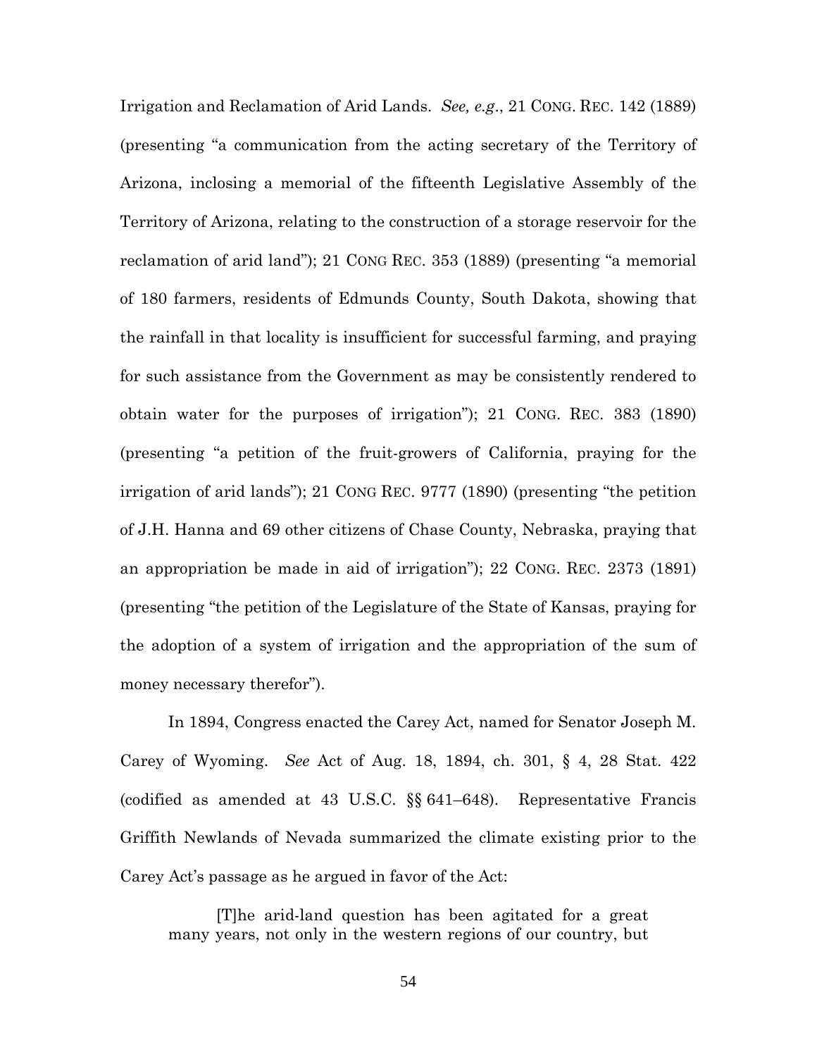Irrigation and Reclamation of Arid Lands. *See, e.g*., 21 CONG. REC. 142 (1889) (presenting "a communication from the acting secretary of the Territory of Arizona, inclosing a memorial of the fifteenth Legislative Assembly of the Territory of Arizona, relating to the construction of a storage reservoir for the reclamation of arid land"); 21 CONG REC. 353 (1889) (presenting "a memorial of 180 farmers, residents of Edmunds County, South Dakota, showing that the rainfall in that locality is insufficient for successful farming, and praying for such assistance from the Government as may be consistently rendered to obtain water for the purposes of irrigation"); 21 CONG. REC. 383 (1890) (presenting "a petition of the fruit-growers of California, praying for the irrigation of arid lands"); 21 CONG REC. 9777 (1890) (presenting "the petition of J.H. Hanna and 69 other citizens of Chase County, Nebraska, praying that an appropriation be made in aid of irrigation"); 22 CONG. REC. 2373 (1891) (presenting "the petition of the Legislature of the State of Kansas, praying for the adoption of a system of irrigation and the appropriation of the sum of money necessary therefor").

In 1894, Congress enacted the Carey Act, named for Senator Joseph M. Carey of Wyoming. *See* Act of Aug. 18, 1894, ch. 301, § 4, 28 Stat. 422 (codified as amended at 43 U.S.C. §§ 641–648). Representative Francis Griffith Newlands of Nevada summarized the climate existing prior to the Carey Act's passage as he argued in favor of the Act:

> [T]he arid-land question has been agitated for a great many years, not only in the western regions of our country, but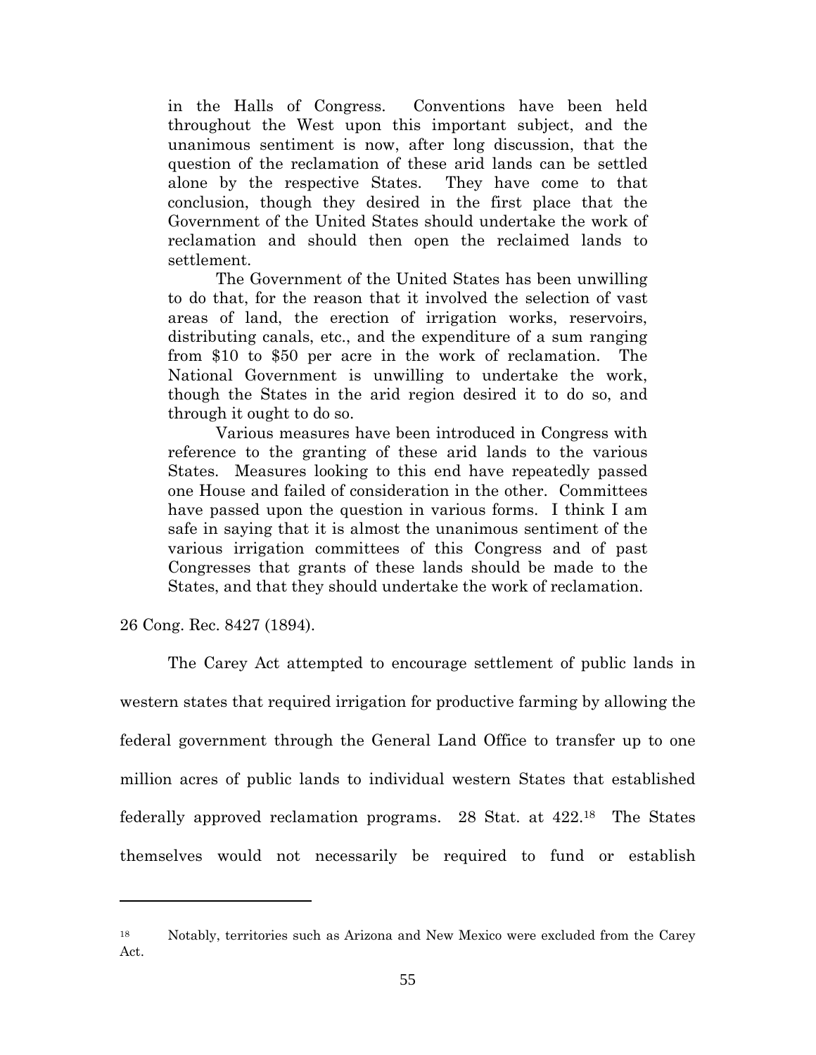> in the Halls of Congress. Conventions have been held throughout the West upon this important subject, and the unanimous sentiment is now, after long discussion, that the question of the reclamation of these arid lands can be settled alone by the respective States. They have come to that conclusion, though they desired in the first place that the Government of the United States should undertake the work of reclamation and should then open the reclaimed lands to settlement.
>
> The Government of the United States has been unwilling to do that, for the reason that it involved the selection of vast areas of land, the erection of irrigation works, reservoirs, distributing canals, etc., and the expenditure of a sum ranging from \$10 to \$50 per acre in the work of reclamation. The National Government is unwilling to undertake the work, though the States in the arid region desired it to do so, and through it ought to do so.
>
> Various measures have been introduced in Congress with reference to the granting of these arid lands to the various States. Measures looking to this end have repeatedly passed one House and failed of consideration in the other. Committees have passed upon the question in various forms. I think I am safe in saying that it is almost the unanimous sentiment of the various irrigation committees of this Congress and of past Congresses that grants of these lands should be made to the States, and that they should undertake the work of reclamation.

26 Cong. Rec. 8427 (1894).

The Carey Act attempted to encourage settlement of public lands in western states that required irrigation for productive farming by allowing the federal government through the General Land Office to transfer up to one million acres of public lands to individual western States that established federally approved reclamation programs. 28 Stat. at 422.[18] The States themselves would not necessarily be required to fund or establish

---

[18] Notably, territories such as Arizona and New Mexico were excluded from the Carey Act.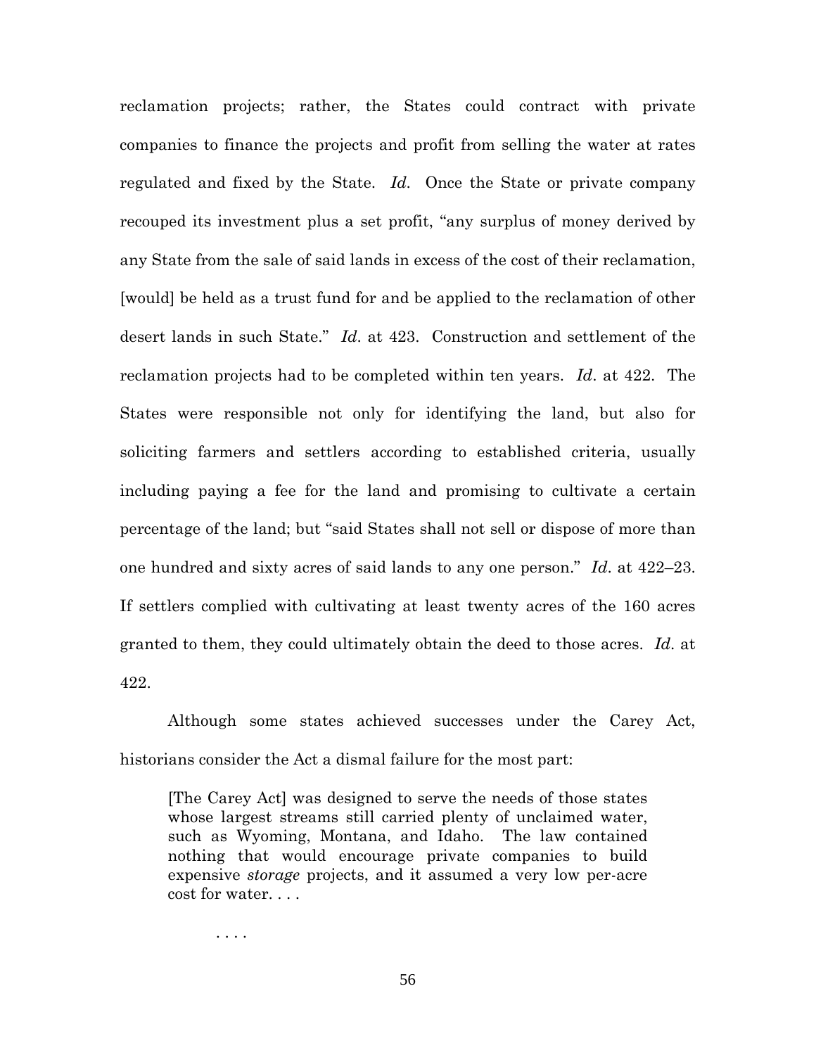reclamation projects; rather, the States could contract with private companies to finance the projects and profit from selling the water at rates regulated and fixed by the State. *Id*. Once the State or private company recouped its investment plus a set profit, "any surplus of money derived by any State from the sale of said lands in excess of the cost of their reclamation, [would] be held as a trust fund for and be applied to the reclamation of other desert lands in such State." *Id*. at 423. Construction and settlement of the reclamation projects had to be completed within ten years. *Id*. at 422. The States were responsible not only for identifying the land, but also for soliciting farmers and settlers according to established criteria, usually including paying a fee for the land and promising to cultivate a certain percentage of the land; but "said States shall not sell or dispose of more than one hundred and sixty acres of said lands to any one person." *Id*. at 422–23. If settlers complied with cultivating at least twenty acres of the 160 acres granted to them, they could ultimately obtain the deed to those acres. *Id*. at 422.

Although some states achieved successes under the Carey Act, historians consider the Act a dismal failure for the most part:

> [The Carey Act] was designed to serve the needs of those states whose largest streams still carried plenty of unclaimed water, such as Wyoming, Montana, and Idaho. The law contained nothing that would encourage private companies to build expensive *storage* projects, and it assumed a very low per-acre cost for water. . . .
>
> . . . .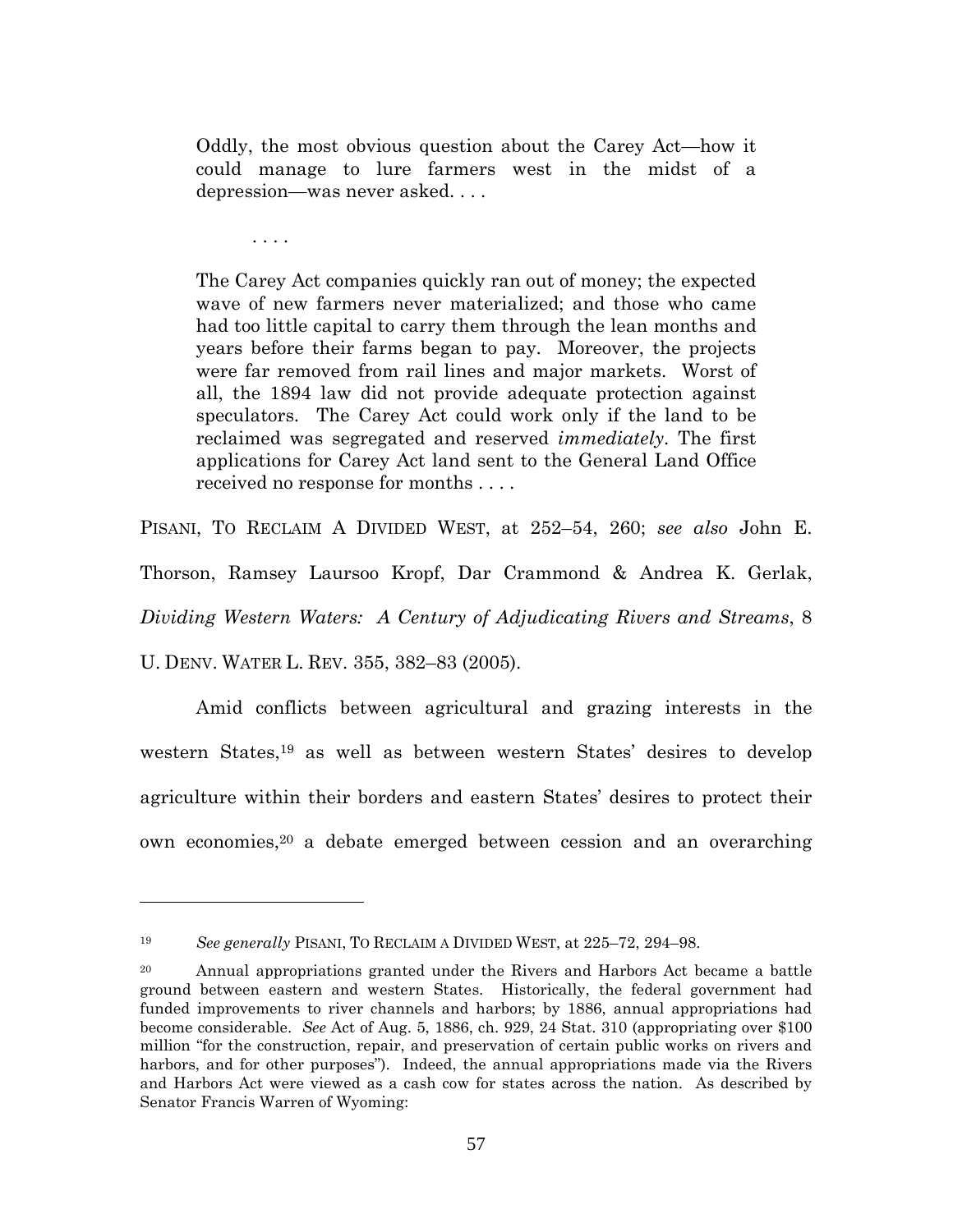> Oddly, the most obvious question about the Carey Act—how it could manage to lure farmers west in the midst of a depression—was never asked. . . .
>
> . . . .
>
> The Carey Act companies quickly ran out of money; the expected wave of new farmers never materialized; and those who came had too little capital to carry them through the lean months and years before their farms began to pay. Moreover, the projects were far removed from rail lines and major markets. Worst of all, the 1894 law did not provide adequate protection against speculators. The Carey Act could work only if the land to be reclaimed was segregated and reserved *immediately*. The first applications for Carey Act land sent to the General Land Office received no response for months . . . .

PISANI, TO RECLAIM A DIVIDED WEST, at 252–54, 260; *see also* John E. Thorson, Ramsey Laursoo Kropf, Dar Crammond & Andrea K. Gerlak, *Dividing Western Waters: A Century of Adjudicating Rivers and Streams*, 8 U. DENV. WATER L. REV. 355, 382–83 (2005).

Amid conflicts between agricultural and grazing interests in the western States,[19] as well as between western States' desires to develop agriculture within their borders and eastern States' desires to protect their own economies,[20] a debate emerged between cession and an overarching

---

[19] *See generally* PISANI, TO RECLAIM A DIVIDED WEST, at 225–72, 294–98.

[20] Annual appropriations granted under the Rivers and Harbors Act became a battle ground between eastern and western States. Historically, the federal government had funded improvements to river channels and harbors; by 1886, annual appropriations had become considerable. *See* Act of Aug. 5, 1886, ch. 929, 24 Stat. 310 (appropriating over $100 million "for the construction, repair, and preservation of certain public works on rivers and harbors, and for other purposes"). Indeed, the annual appropriations made via the Rivers and Harbors Act were viewed as a cash cow for states across the nation. As described by Senator Francis Warren of Wyoming: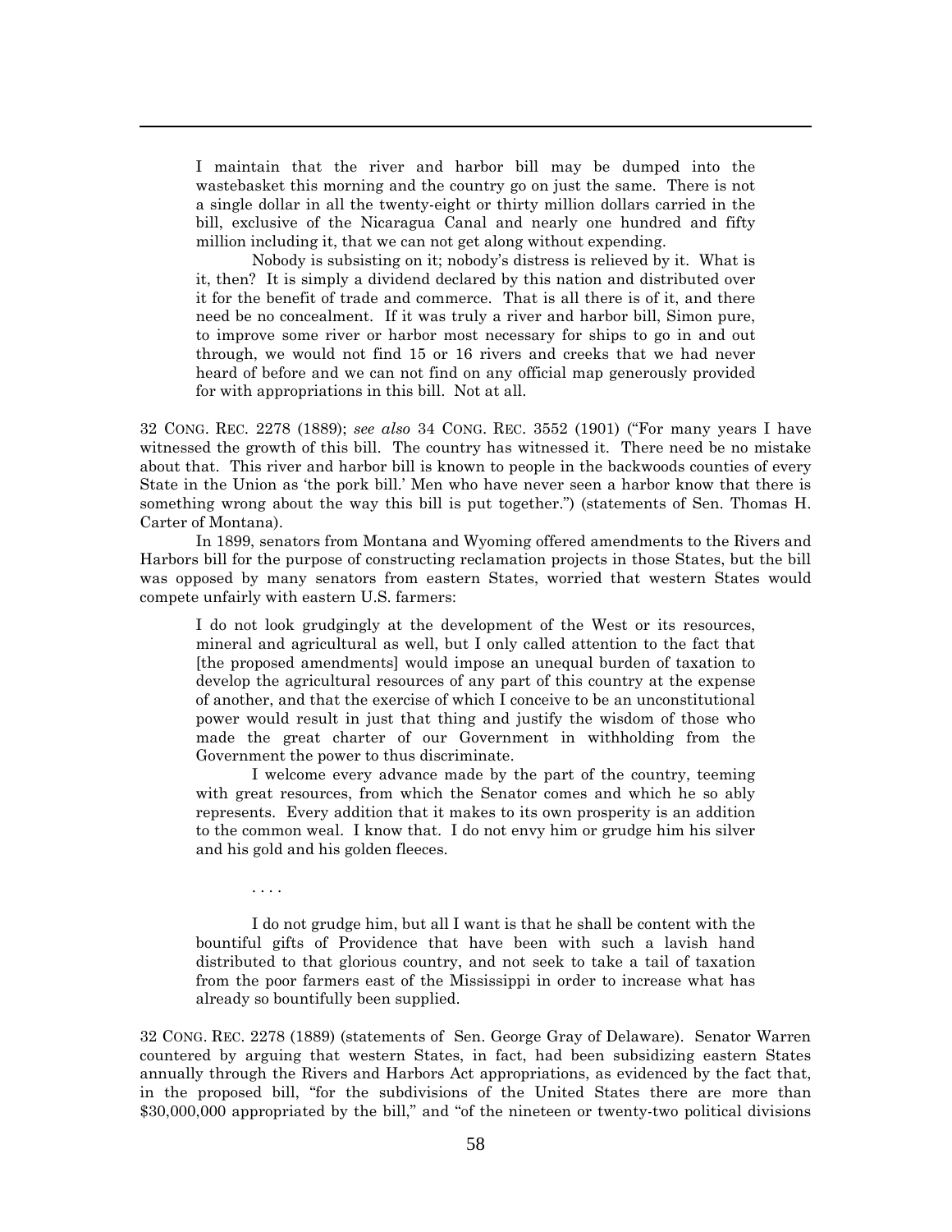> I maintain that the river and harbor bill may be dumped into the wastebasket this morning and the country go on just the same. There is not a single dollar in all the twenty-eight or thirty million dollars carried in the bill, exclusive of the Nicaragua Canal and nearly one hundred and fifty million including it, that we can not get along without expending.
>
> Nobody is subsisting on it; nobody's distress is relieved by it. What is it, then? It is simply a dividend declared by this nation and distributed over it for the benefit of trade and commerce. That is all there is of it, and there need be no concealment. If it was truly a river and harbor bill, Simon pure, to improve some river or harbor most necessary for ships to go in and out through, we would not find 15 or 16 rivers and creeks that we had never heard of before and we can not find on any official map generously provided for with appropriations in this bill. Not at all.

32 CONG. REC. 2278 (1889); *see also* 34 CONG. REC. 3552 (1901) ("For many years I have witnessed the growth of this bill. The country has witnessed it. There need be no mistake about that. This river and harbor bill is known to people in the backwoods counties of every State in the Union as 'the pork bill.' Men who have never seen a harbor know that there is something wrong about the way this bill is put together.") (statements of Sen. Thomas H. Carter of Montana).

In 1899, senators from Montana and Wyoming offered amendments to the Rivers and Harbors bill for the purpose of constructing reclamation projects in those States, but the bill was opposed by many senators from eastern States, worried that western States would compete unfairly with eastern U.S. farmers:

> I do not look grudgingly at the development of the West or its resources, mineral and agricultural as well, but I only called attention to the fact that [the proposed amendments] would impose an unequal burden of taxation to develop the agricultural resources of any part of this country at the expense of another, and that the exercise of which I conceive to be an unconstitutional power would result in just that thing and justify the wisdom of those who made the great charter of our Government in withholding from the Government the power to thus discriminate.
>
> I welcome every advance made by the part of the country, teeming with great resources, from which the Senator comes and which he so ably represents. Every addition that it makes to its own prosperity is an addition to the common weal. I know that. I do not envy him or grudge him his silver and his gold and his golden fleeces.
>
> . . . .
>
> I do not grudge him, but all I want is that he shall be content with the bountiful gifts of Providence that have been with such a lavish hand distributed to that glorious country, and not seek to take a tail of taxation from the poor farmers east of the Mississippi in order to increase what has already so bountifully been supplied.

32 CONG. REC. 2278 (1889) (statements of Sen. George Gray of Delaware). Senator Warren countered by arguing that western States, in fact, had been subsidizing eastern States annually through the Rivers and Harbors Act appropriations, as evidenced by the fact that, in the proposed bill, "for the subdivisions of the United States there are more than $30,000,000 appropriated by the bill," and "of the nineteen or twenty-two political divisions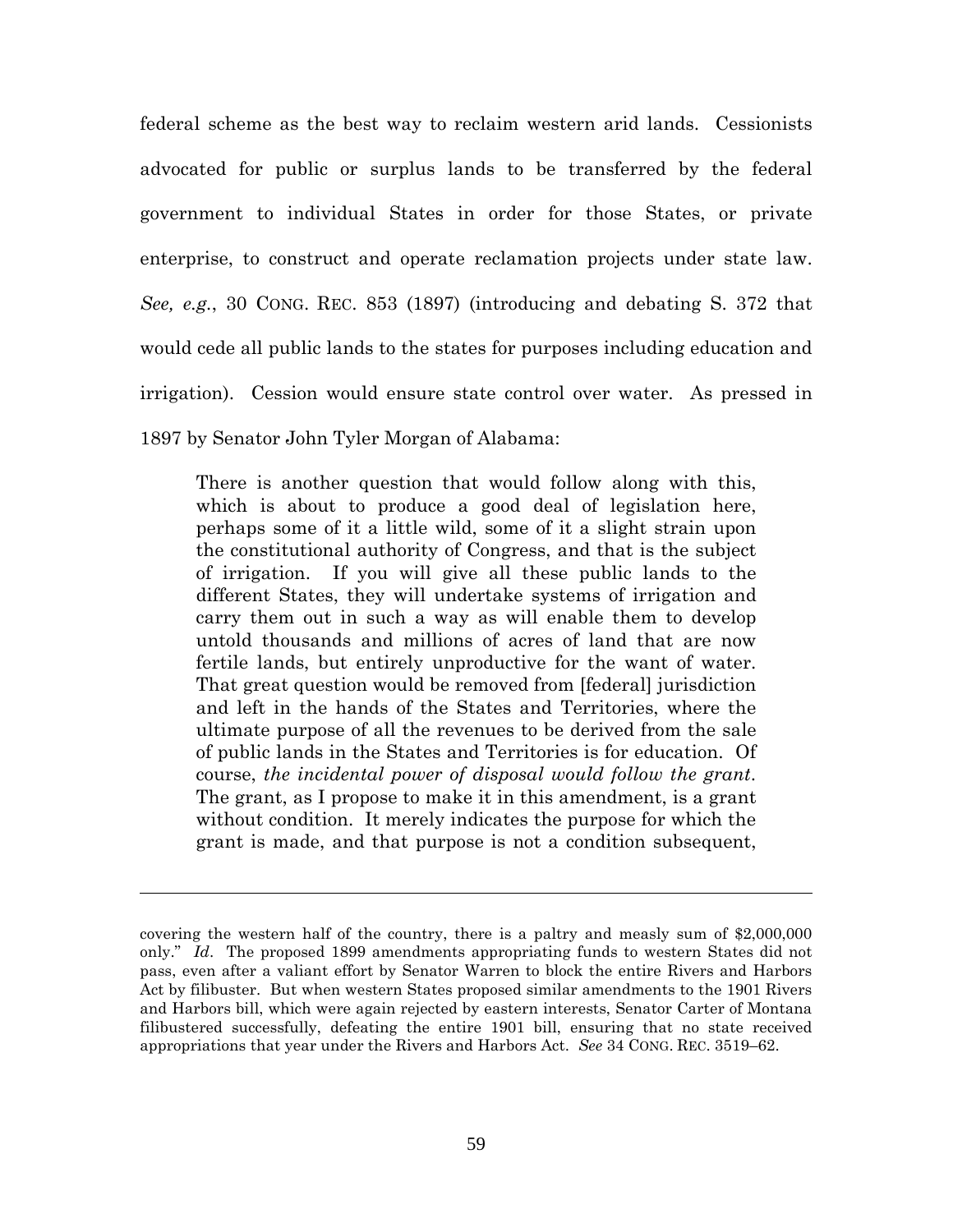federal scheme as the best way to reclaim western arid lands. Cessionists advocated for public or surplus lands to be transferred by the federal government to individual States in order for those States, or private enterprise, to construct and operate reclamation projects under state law. *See, e.g.*, 30 CONG. REC. 853 (1897) (introducing and debating S. 372 that would cede all public lands to the states for purposes including education and irrigation). Cession would ensure state control over water. As pressed in 1897 by Senator John Tyler Morgan of Alabama:

> There is another question that would follow along with this, which is about to produce a good deal of legislation here, perhaps some of it a little wild, some of it a slight strain upon the constitutional authority of Congress, and that is the subject of irrigation. If you will give all these public lands to the different States, they will undertake systems of irrigation and carry them out in such a way as will enable them to develop untold thousands and millions of acres of land that are now fertile lands, but entirely unproductive for the want of water. That great question would be removed from [federal] jurisdiction and left in the hands of the States and Territories, where the ultimate purpose of all the revenues to be derived from the sale of public lands in the States and Territories is for education. Of course, *the incidental power of disposal would follow the grant*. The grant, as I propose to make it in this amendment, is a grant without condition. It merely indicates the purpose for which the grant is made, and that purpose is not a condition subsequent,

---

covering the western half of the country, there is a paltry and measly sum of $2,000,000 only." *Id*. The proposed 1899 amendments appropriating funds to western States did not pass, even after a valiant effort by Senator Warren to block the entire Rivers and Harbors Act by filibuster. But when western States proposed similar amendments to the 1901 Rivers and Harbors bill, which were again rejected by eastern interests, Senator Carter of Montana filibustered successfully, defeating the entire 1901 bill, ensuring that no state received appropriations that year under the Rivers and Harbors Act. *See* 34 CONG. REC. 3519–62.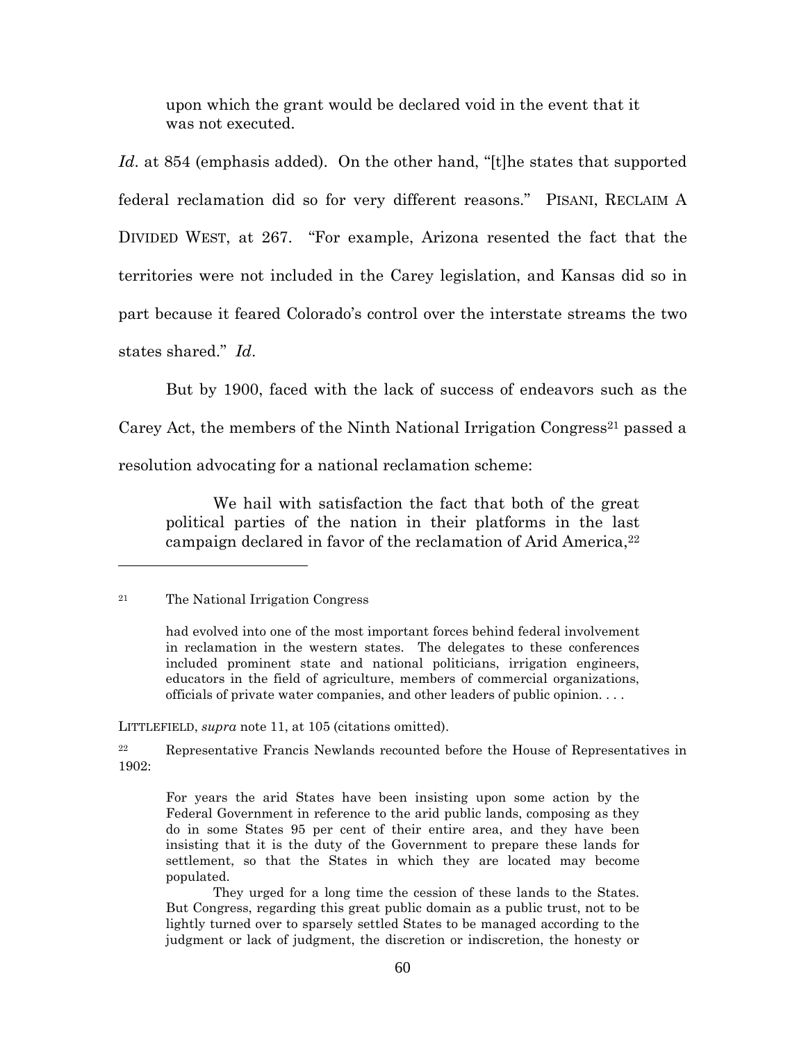> upon which the grant would be declared void in the event that it was not executed.

*Id*. at 854 (emphasis added). On the other hand, "[t]he states that supported federal reclamation did so for very different reasons." PISANI, RECLAIM A DIVIDED WEST, at 267. "For example, Arizona resented the fact that the territories were not included in the Carey legislation, and Kansas did so in part because it feared Colorado's control over the interstate streams the two states shared." *Id*.

But by 1900, faced with the lack of success of endeavors such as the Carey Act, the members of the Ninth National Irrigation Congress[21] passed a resolution advocating for a national reclamation scheme:

> We hail with satisfaction the fact that both of the great political parties of the nation in their platforms in the last campaign declared in favor of the reclamation of Arid America,[22]

---

[21] The National Irrigation Congress

> had evolved into one of the most important forces behind federal involvement in reclamation in the western states. The delegates to these conferences included prominent state and national politicians, irrigation engineers, educators in the field of agriculture, members of commercial organizations, officials of private water companies, and other leaders of public opinion. . . .

LITTLEFIELD, *supra* note 11, at 105 (citations omitted).

[22] Representative Francis Newlands recounted before the House of Representatives in 1902:

> For years the arid States have been insisting upon some action by the Federal Government in reference to the arid public lands, composing as they do in some States 95 per cent of their entire area, and they have been insisting that it is the duty of the Government to prepare these lands for settlement, so that the States in which they are located may become populated.
>
> They urged for a long time the cession of these lands to the States. But Congress, regarding this great public domain as a public trust, not to be lightly turned over to sparsely settled States to be managed according to the judgment or lack of judgment, the discretion or indiscretion, the honesty or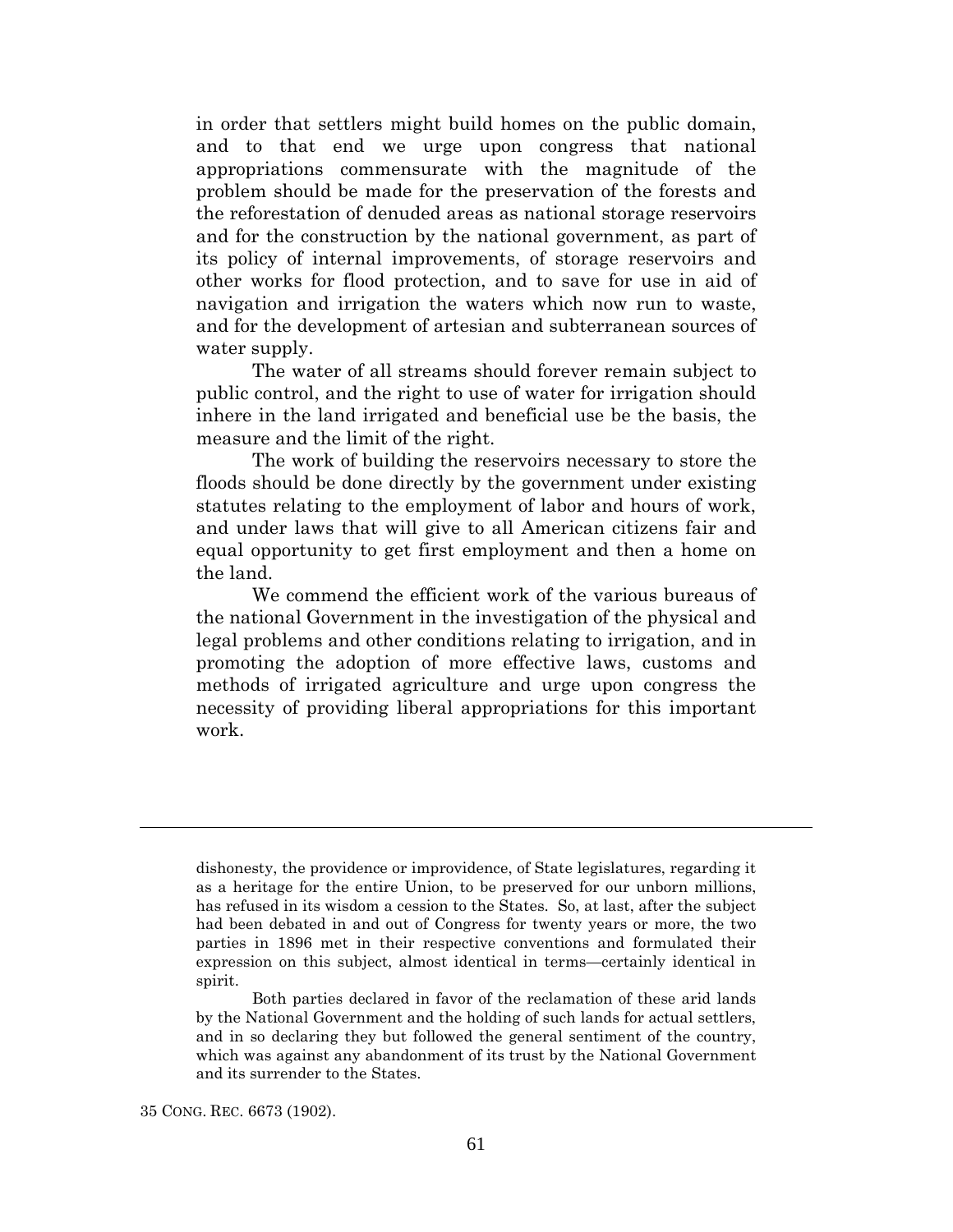in order that settlers might build homes on the public domain, and to that end we urge upon congress that national appropriations commensurate with the magnitude of the problem should be made for the preservation of the forests and the reforestation of denuded areas as national storage reservoirs and for the construction by the national government, as part of its policy of internal improvements, of storage reservoirs and other works for flood protection, and to save for use in aid of navigation and irrigation the waters which now run to waste, and for the development of artesian and subterranean sources of water supply.

The water of all streams should forever remain subject to public control, and the right to use of water for irrigation should inhere in the land irrigated and beneficial use be the basis, the measure and the limit of the right.

The work of building the reservoirs necessary to store the floods should be done directly by the government under existing statutes relating to the employment of labor and hours of work, and under laws that will give to all American citizens fair and equal opportunity to get first employment and then a home on the land.

We commend the efficient work of the various bureaus of the national Government in the investigation of the physical and legal problems and other conditions relating to irrigation, and in promoting the adoption of more effective laws, customs and methods of irrigated agriculture and urge upon congress the necessity of providing liberal appropriations for this important work.

---

dishonesty, the providence or improvidence, of State legislatures, regarding it as a heritage for the entire Union, to be preserved for our unborn millions, has refused in its wisdom a cession to the States. So, at last, after the subject had been debated in and out of Congress for twenty years or more, the two parties in 1896 met in their respective conventions and formulated their expression on this subject, almost identical in terms—certainly identical in spirit.

Both parties declared in favor of the reclamation of these arid lands by the National Government and the holding of such lands for actual settlers, and in so declaring they but followed the general sentiment of the country, which was against any abandonment of its trust by the National Government and its surrender to the States.

35 CONG. REC. 6673 (1902).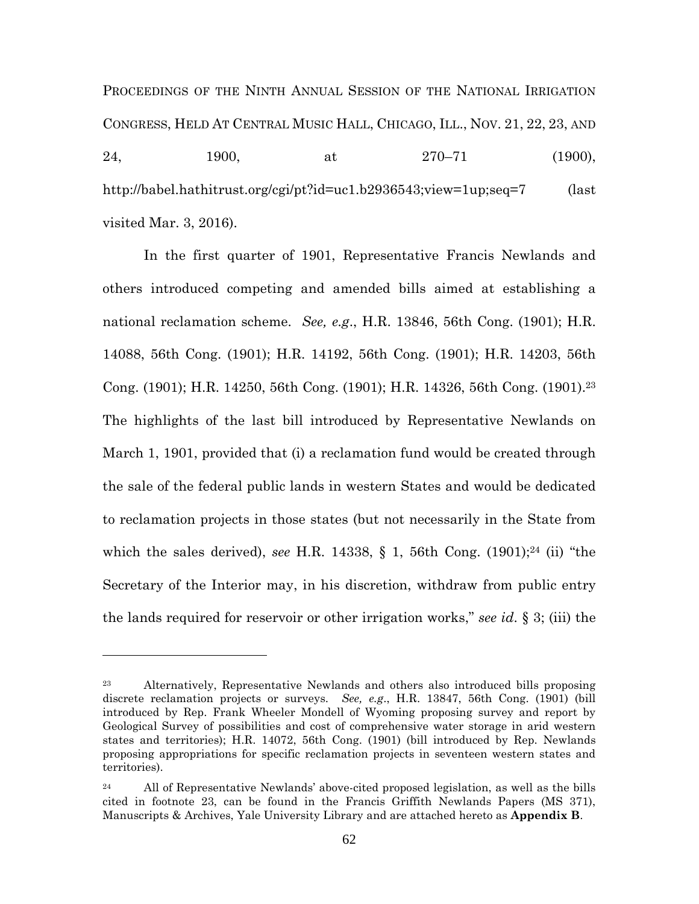PROCEEDINGS OF THE NINTH ANNUAL SESSION OF THE NATIONAL IRRIGATION CONGRESS, HELD AT CENTRAL MUSIC HALL, CHICAGO, ILL., NOV. 21, 22, 23, AND 24, 1900, at 270–71 (1900), http://babel.hathitrust.org/cgi/pt?id=uc1.b2936543;view=1up;seq=7 (last visited Mar. 3, 2016).

In the first quarter of 1901, Representative Francis Newlands and others introduced competing and amended bills aimed at establishing a national reclamation scheme. *See, e.g.*, H.R. 13846, 56th Cong. (1901); H.R. 14088, 56th Cong. (1901); H.R. 14192, 56th Cong. (1901); H.R. 14203, 56th Cong. (1901); H.R. 14250, 56th Cong. (1901); H.R. 14326, 56th Cong. (1901).[23] The highlights of the last bill introduced by Representative Newlands on March 1, 1901, provided that (i) a reclamation fund would be created through the sale of the federal public lands in western States and would be dedicated to reclamation projects in those states (but not necessarily in the State from which the sales derived), *see* H.R. 14338, § 1, 56th Cong. (1901);[24] (ii) "the Secretary of the Interior may, in his discretion, withdraw from public entry the lands required for reservoir or other irrigation works," *see id*. § 3; (iii) the

---

[23] Alternatively, Representative Newlands and others also introduced bills proposing discrete reclamation projects or surveys. *See, e.g.*, H.R. 13847, 56th Cong. (1901) (bill introduced by Rep. Frank Wheeler Mondell of Wyoming proposing survey and report by Geological Survey of possibilities and cost of comprehensive water storage in arid western states and territories); H.R. 14072, 56th Cong. (1901) (bill introduced by Rep. Newlands proposing appropriations for specific reclamation projects in seventeen western states and territories).

[24] All of Representative Newlands' above-cited proposed legislation, as well as the bills cited in footnote 23, can be found in the Francis Griffith Newlands Papers (MS 371), Manuscripts & Archives, Yale University Library and are attached hereto as **Appendix B**.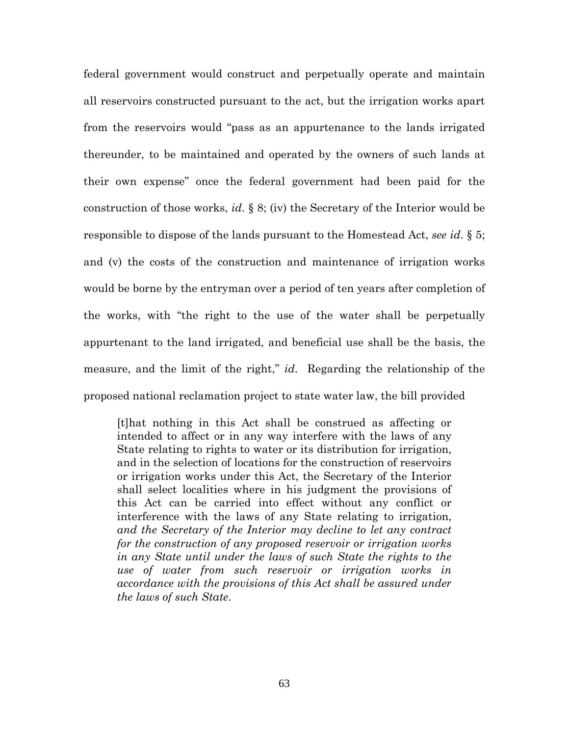federal government would construct and perpetually operate and maintain all reservoirs constructed pursuant to the act, but the irrigation works apart from the reservoirs would "pass as an appurtenance to the lands irrigated thereunder, to be maintained and operated by the owners of such lands at their own expense" once the federal government had been paid for the construction of those works, *id*. § 8; (iv) the Secretary of the Interior would be responsible to dispose of the lands pursuant to the Homestead Act, *see id*. § 5; and (v) the costs of the construction and maintenance of irrigation works would be borne by the entryman over a period of ten years after completion of the works, with "the right to the use of the water shall be perpetually appurtenant to the land irrigated, and beneficial use shall be the basis, the measure, and the limit of the right," *id*. Regarding the relationship of the proposed national reclamation project to state water law, the bill provided

> [t]hat nothing in this Act shall be construed as affecting or intended to affect or in any way interfere with the laws of any State relating to rights to water or its distribution for irrigation, and in the selection of locations for the construction of reservoirs or irrigation works under this Act, the Secretary of the Interior shall select localities where in his judgment the provisions of this Act can be carried into effect without any conflict or interference with the laws of any State relating to irrigation, *and the Secretary of the Interior may decline to let any contract for the construction of any proposed reservoir or irrigation works in any State until under the laws of such State the rights to the use of water from such reservoir or irrigation works in accordance with the provisions of this Act shall be assured under the laws of such State*.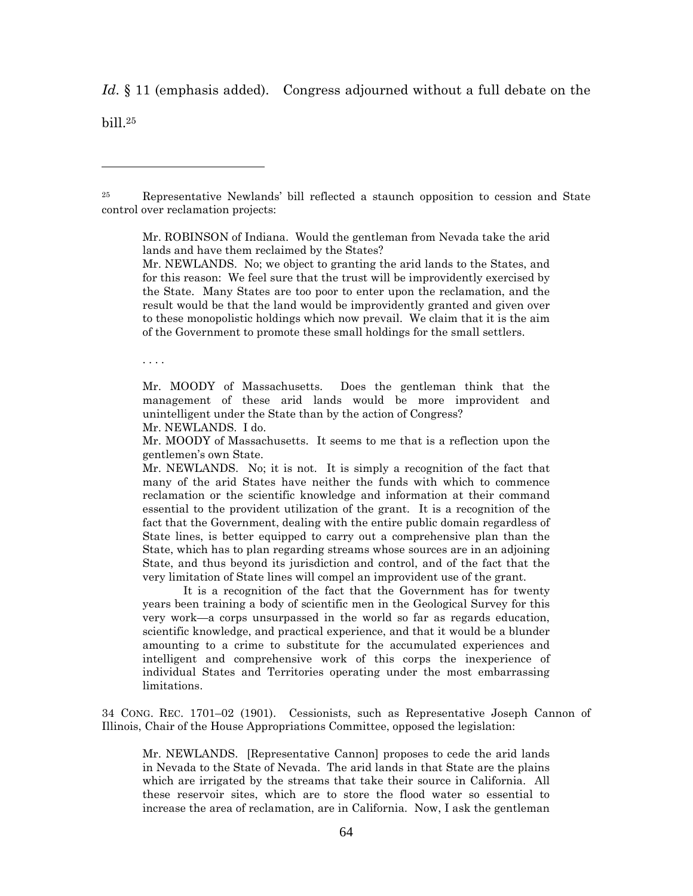*Id.* § 11 (emphasis added). Congress adjourned without a full debate on the bill.[25]

---

[25] Representative Newlands' bill reflected a staunch opposition to cession and State control over reclamation projects:

> Mr. ROBINSON of Indiana. Would the gentleman from Nevada take the arid lands and have them reclaimed by the States?
>
> Mr. NEWLANDS. No; we object to granting the arid lands to the States, and for this reason: We feel sure that the trust will be improvidently exercised by the State. Many States are too poor to enter upon the reclamation, and the result would be that the land would be improvidently granted and given over to these monopolistic holdings which now prevail. We claim that it is the aim of the Government to promote these small holdings for the small settlers.
>
> . . . .
>
> Mr. MOODY of Massachusetts. Does the gentleman think that the management of these arid lands would be more improvident and unintelligent under the State than by the action of Congress?
>
> Mr. NEWLANDS. I do.
>
> Mr. MOODY of Massachusetts. It seems to me that is a reflection upon the gentlemen's own State.
>
> Mr. NEWLANDS. No; it is not. It is simply a recognition of the fact that many of the arid States have neither the funds with which to commence reclamation or the scientific knowledge and information at their command essential to the provident utilization of the grant. It is a recognition of the fact that the Government, dealing with the entire public domain regardless of State lines, is better equipped to carry out a comprehensive plan than the State, which has to plan regarding streams whose sources are in an adjoining State, and thus beyond its jurisdiction and control, and of the fact that the very limitation of State lines will compel an improvident use of the grant.
>
> It is a recognition of the fact that the Government has for twenty years been training a body of scientific men in the Geological Survey for this very work—a corps unsurpassed in the world so far as regards education, scientific knowledge, and practical experience, and that it would be a blunder amounting to a crime to substitute for the accumulated experiences and intelligent and comprehensive work of this corps the inexperience of individual States and Territories operating under the most embarrassing limitations.

34 CONG. REC. 1701–02 (1901). Cessionists, such as Representative Joseph Cannon of Illinois, Chair of the House Appropriations Committee, opposed the legislation:

> Mr. NEWLANDS. [Representative Cannon] proposes to cede the arid lands in Nevada to the State of Nevada. The arid lands in that State are the plains which are irrigated by the streams that take their source in California. All these reservoir sites, which are to store the flood water so essential to increase the area of reclamation, are in California. Now, I ask the gentleman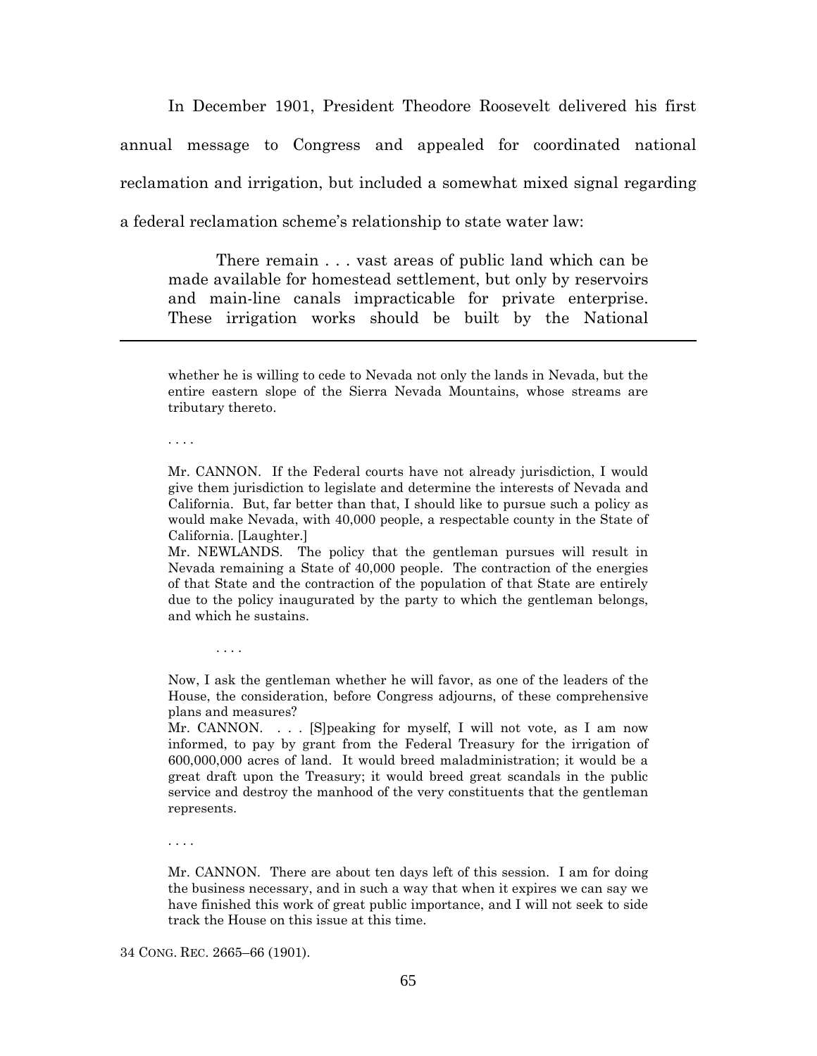In December 1901, President Theodore Roosevelt delivered his first annual message to Congress and appealed for coordinated national reclamation and irrigation, but included a somewhat mixed signal regarding a federal reclamation scheme's relationship to state water law:

> There remain . . . vast areas of public land which can be made available for homestead settlement, but only by reservoirs and main-line canals impracticable for private enterprise. These irrigation works should be built by the National

---

whether he is willing to cede to Nevada not only the lands in Nevada, but the entire eastern slope of the Sierra Nevada Mountains, whose streams are tributary thereto.

. . . .

Mr. CANNON. If the Federal courts have not already jurisdiction, I would give them jurisdiction to legislate and determine the interests of Nevada and California. But, far better than that, I should like to pursue such a policy as would make Nevada, with 40,000 people, a respectable county in the State of California. [Laughter.]

Mr. NEWLANDS. The policy that the gentleman pursues will result in Nevada remaining a State of 40,000 people. The contraction of the energies of that State and the contraction of the population of that State are entirely due to the policy inaugurated by the party to which the gentleman belongs, and which he sustains.

. . . .

Now, I ask the gentleman whether he will favor, as one of the leaders of the House, the consideration, before Congress adjourns, of these comprehensive plans and measures?

Mr. CANNON. . . . [S]peaking for myself, I will not vote, as I am now informed, to pay by grant from the Federal Treasury for the irrigation of 600,000,000 acres of land. It would breed maladministration; it would be a great draft upon the Treasury; it would breed great scandals in the public service and destroy the manhood of the very constituents that the gentleman represents.

. . . .

Mr. CANNON. There are about ten days left of this session. I am for doing the business necessary, and in such a way that when it expires we can say we have finished this work of great public importance, and I will not seek to side track the House on this issue at this time.

34 CONG. REC. 2665–66 (1901).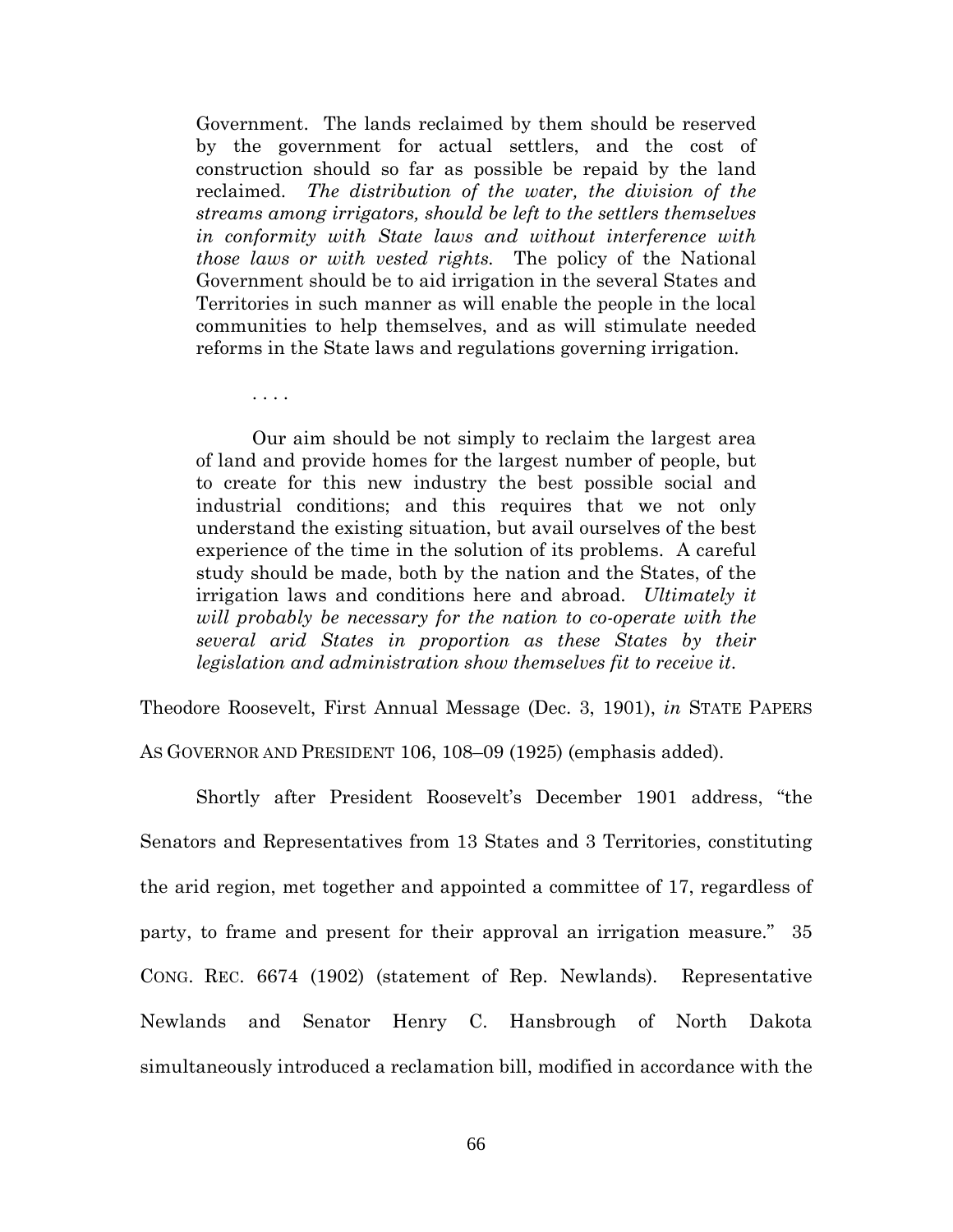> Government. The lands reclaimed by them should be reserved by the government for actual settlers, and the cost of construction should so far as possible be repaid by the land reclaimed. *The distribution of the water, the division of the streams among irrigators, should be left to the settlers themselves in conformity with State laws and without interference with those laws or with vested rights.* The policy of the National Government should be to aid irrigation in the several States and Territories in such manner as will enable the people in the local communities to help themselves, and as will stimulate needed reforms in the State laws and regulations governing irrigation.
>
> . . . .
>
> Our aim should be not simply to reclaim the largest area of land and provide homes for the largest number of people, but to create for this new industry the best possible social and industrial conditions; and this requires that we not only understand the existing situation, but avail ourselves of the best experience of the time in the solution of its problems. A careful study should be made, both by the nation and the States, of the irrigation laws and conditions here and abroad. *Ultimately it will probably be necessary for the nation to co-operate with the several arid States in proportion as these States by their legislation and administration show themselves fit to receive it.*

Theodore Roosevelt, First Annual Message (Dec. 3, 1901), *in* STATE PAPERS AS GOVERNOR AND PRESIDENT 106, 108–09 (1925) (emphasis added).

Shortly after President Roosevelt's December 1901 address, "the Senators and Representatives from 13 States and 3 Territories, constituting the arid region, met together and appointed a committee of 17, regardless of party, to frame and present for their approval an irrigation measure." 35 CONG. REC. 6674 (1902) (statement of Rep. Newlands). Representative Newlands and Senator Henry C. Hansbrough of North Dakota simultaneously introduced a reclamation bill, modified in accordance with the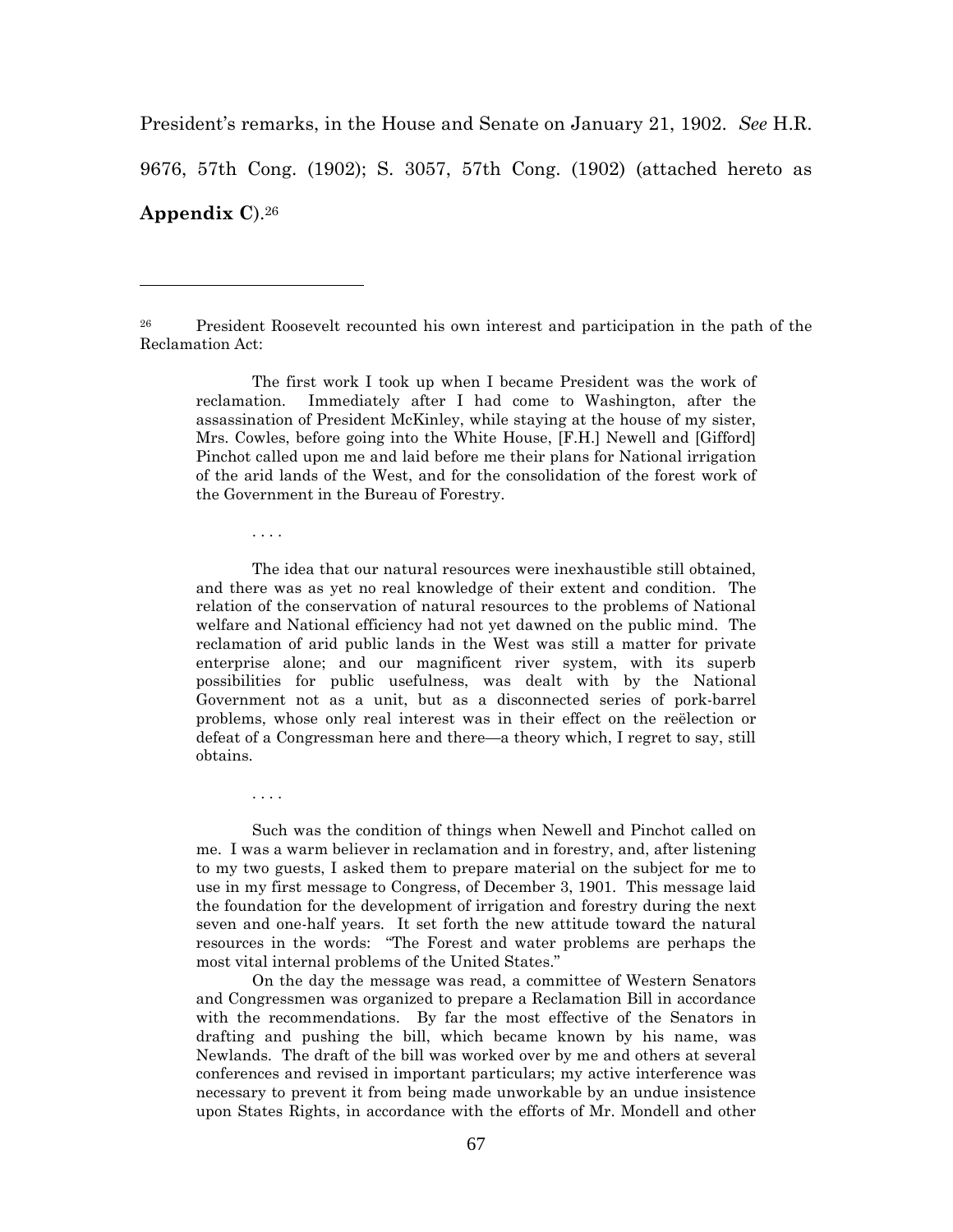President's remarks, in the House and Senate on January 21, 1902. *See* H.R. 9676, 57th Cong. (1902); S. 3057, 57th Cong. (1902) (attached hereto as **Appendix C**).[26]

---

[26] President Roosevelt recounted his own interest and participation in the path of the Reclamation Act:

> The first work I took up when I became President was the work of reclamation. Immediately after I had come to Washington, after the assassination of President McKinley, while staying at the house of my sister, Mrs. Cowles, before going into the White House, [F.H.] Newell and [Gifford] Pinchot called upon me and laid before me their plans for National irrigation of the arid lands of the West, and for the consolidation of the forest work of the Government in the Bureau of Forestry.
>
> . . . .
>
> The idea that our natural resources were inexhaustible still obtained, and there was as yet no real knowledge of their extent and condition. The relation of the conservation of natural resources to the problems of National welfare and National efficiency had not yet dawned on the public mind. The reclamation of arid public lands in the West was still a matter for private enterprise alone; and our magnificent river system, with its superb possibilities for public usefulness, was dealt with by the National Government not as a unit, but as a disconnected series of pork-barrel problems, whose only real interest was in their effect on the reëlection or defeat of a Congressman here and there—a theory which, I regret to say, still obtains.
>
> . . . .
>
> Such was the condition of things when Newell and Pinchot called on me. I was a warm believer in reclamation and in forestry, and, after listening to my two guests, I asked them to prepare material on the subject for me to use in my first message to Congress, of December 3, 1901. This message laid the foundation for the development of irrigation and forestry during the next seven and one-half years. It set forth the new attitude toward the natural resources in the words: "The Forest and water problems are perhaps the most vital internal problems of the United States."
>
> On the day the message was read, a committee of Western Senators and Congressmen was organized to prepare a Reclamation Bill in accordance with the recommendations. By far the most effective of the Senators in drafting and pushing the bill, which became known by his name, was Newlands. The draft of the bill was worked over by me and others at several conferences and revised in important particulars; my active interference was necessary to prevent it from being made unworkable by an undue insistence upon States Rights, in accordance with the efforts of Mr. Mondell and other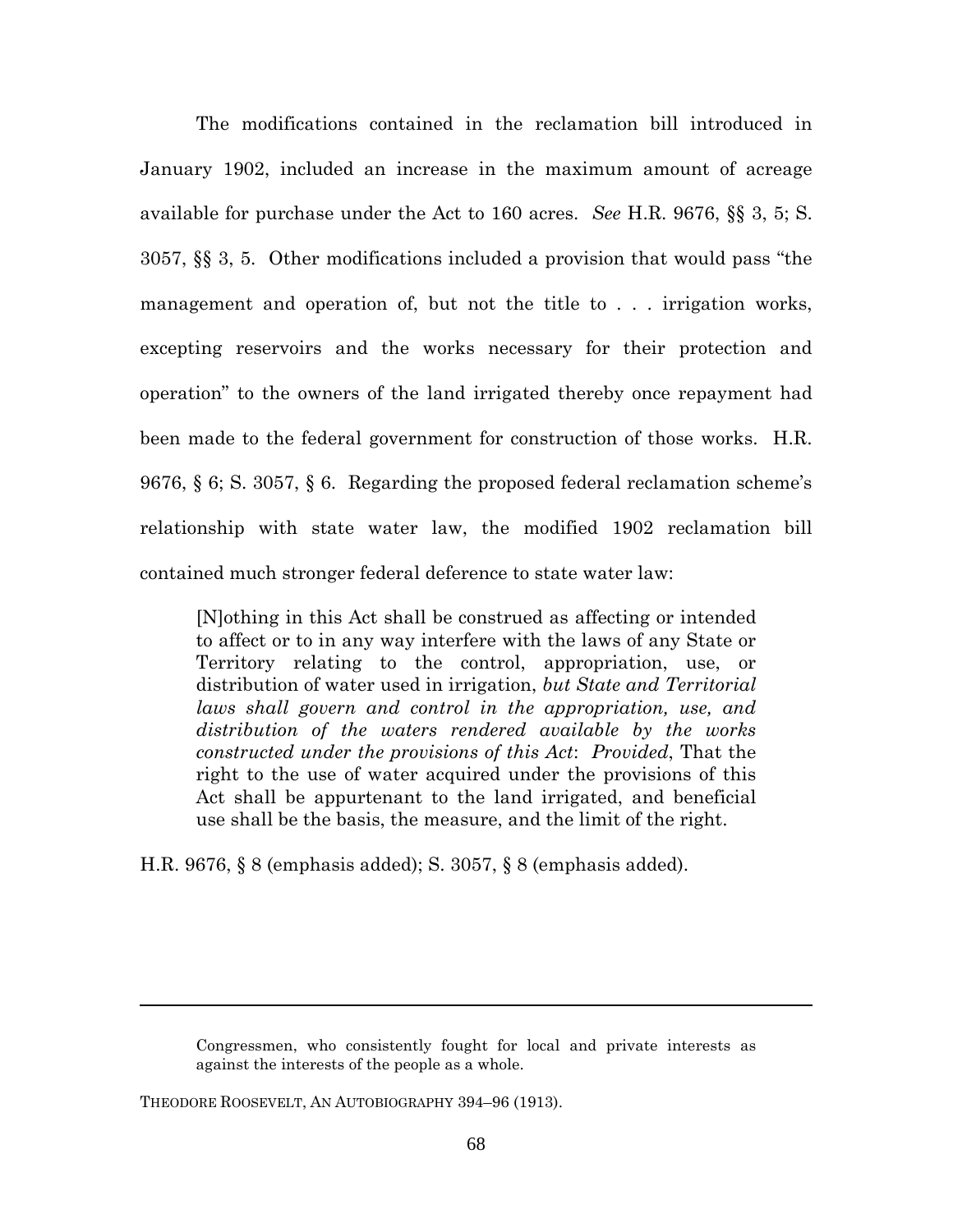The modifications contained in the reclamation bill introduced in January 1902, included an increase in the maximum amount of acreage available for purchase under the Act to 160 acres. *See* H.R. 9676, §§ 3, 5; S. 3057, §§ 3, 5. Other modifications included a provision that would pass "the management and operation of, but not the title to . . . irrigation works, excepting reservoirs and the works necessary for their protection and operation" to the owners of the land irrigated thereby once repayment had been made to the federal government for construction of those works. H.R. 9676, § 6; S. 3057, § 6. Regarding the proposed federal reclamation scheme's relationship with state water law, the modified 1902 reclamation bill contained much stronger federal deference to state water law:

> [N]othing in this Act shall be construed as affecting or intended to affect or to in any way interfere with the laws of any State or Territory relating to the control, appropriation, use, or distribution of water used in irrigation, *but State and Territorial laws shall govern and control in the appropriation, use, and distribution of the waters rendered available by the works constructed under the provisions of this Act*: *Provided*, That the right to the use of water acquired under the provisions of this Act shall be appurtenant to the land irrigated, and beneficial use shall be the basis, the measure, and the limit of the right.

H.R. 9676, § 8 (emphasis added); S. 3057, § 8 (emphasis added).

---

> Congressmen, who consistently fought for local and private interests as against the interests of the people as a whole.

THEODORE ROOSEVELT, AN AUTOBIOGRAPHY 394–96 (1913).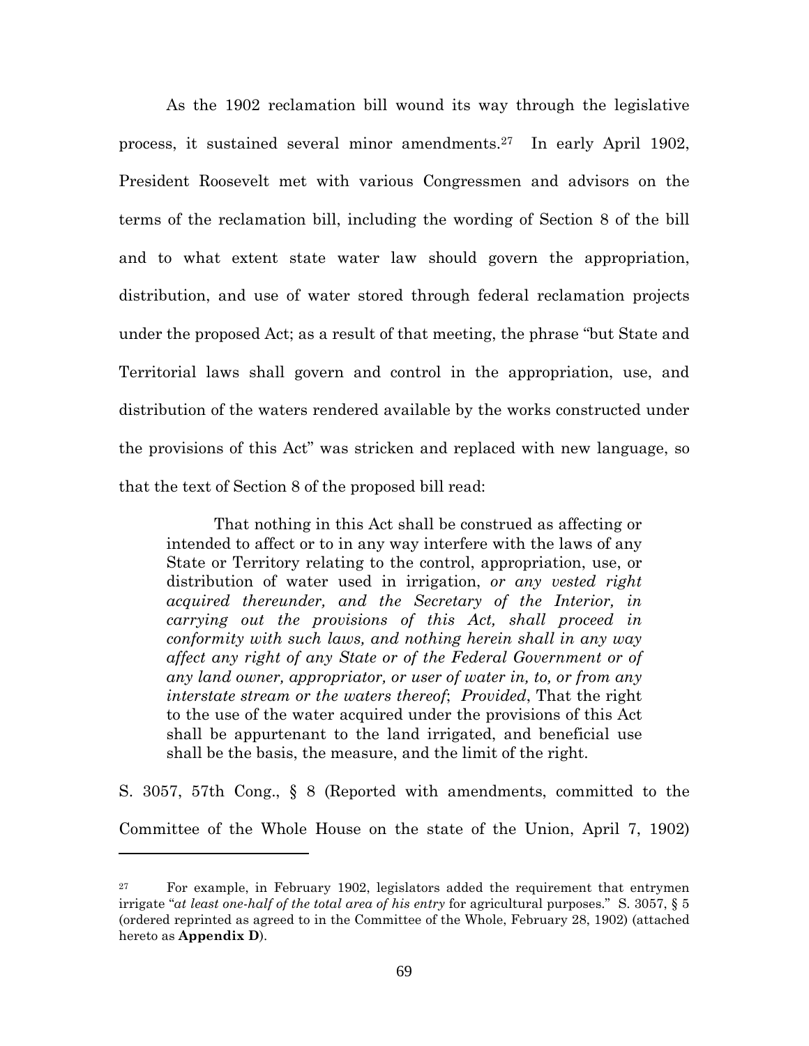As the 1902 reclamation bill wound its way through the legislative process, it sustained several minor amendments.[27] In early April 1902, President Roosevelt met with various Congressmen and advisors on the terms of the reclamation bill, including the wording of Section 8 of the bill and to what extent state water law should govern the appropriation, distribution, and use of water stored through federal reclamation projects under the proposed Act; as a result of that meeting, the phrase "but State and Territorial laws shall govern and control in the appropriation, use, and distribution of the waters rendered available by the works constructed under the provisions of this Act" was stricken and replaced with new language, so that the text of Section 8 of the proposed bill read:

> That nothing in this Act shall be construed as affecting or intended to affect or to in any way interfere with the laws of any State or Territory relating to the control, appropriation, use, or distribution of water used in irrigation, *or any vested right acquired thereunder, and the Secretary of the Interior, in carrying out the provisions of this Act, shall proceed in conformity with such laws, and nothing herein shall in any way affect any right of any State or of the Federal Government or of any land owner, appropriator, or user of water in, to, or from any interstate stream or the waters thereof*; *Provided*, That the right to the use of the water acquired under the provisions of this Act shall be appurtenant to the land irrigated, and beneficial use shall be the basis, the measure, and the limit of the right.

S. 3057, 57th Cong., § 8 (Reported with amendments, committed to the Committee of the Whole House on the state of the Union, April 7, 1902)

---

[27] For example, in February 1902, legislators added the requirement that entrymen irrigate "*at least one-half of the total area of his entry* for agricultural purposes." S. 3057, § 5 (ordered reprinted as agreed to in the Committee of the Whole, February 28, 1902) (attached hereto as **Appendix D**).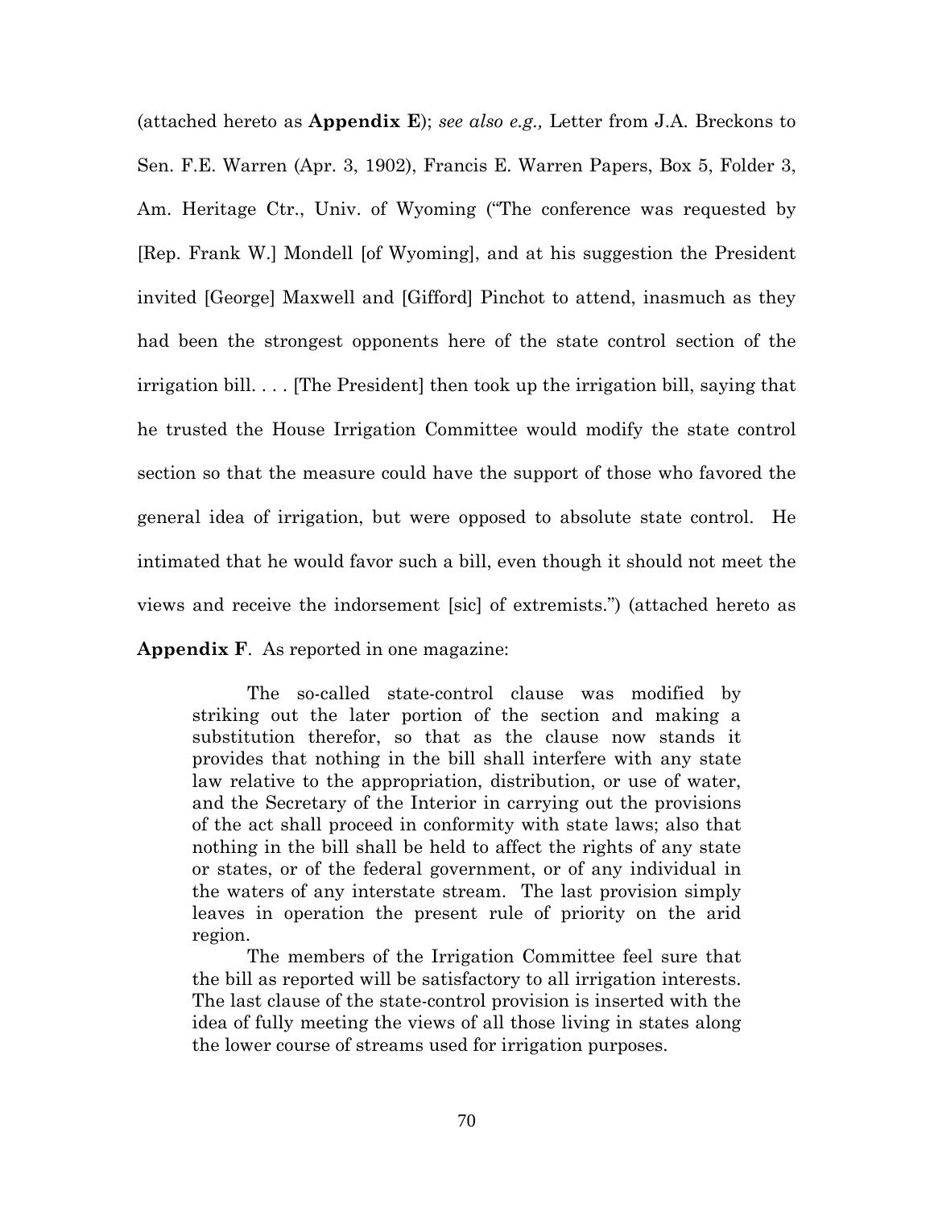(attached hereto as **Appendix E**); *see also e.g.,* Letter from J.A. Breckons to Sen. F.E. Warren (Apr. 3, 1902), Francis E. Warren Papers, Box 5, Folder 3, Am. Heritage Ctr., Univ. of Wyoming ("The conference was requested by [Rep. Frank W.] Mondell [of Wyoming], and at his suggestion the President invited [George] Maxwell and [Gifford] Pinchot to attend, inasmuch as they had been the strongest opponents here of the state control section of the irrigation bill. . . . [The President] then took up the irrigation bill, saying that he trusted the House Irrigation Committee would modify the state control section so that the measure could have the support of those who favored the general idea of irrigation, but were opposed to absolute state control. He intimated that he would favor such a bill, even though it should not meet the views and receive the indorsement [sic] of extremists.") (attached hereto as **Appendix F**. As reported in one magazine:

> The so-called state-control clause was modified by striking out the later portion of the section and making a substitution therefor, so that as the clause now stands it provides that nothing in the bill shall interfere with any state law relative to the appropriation, distribution, or use of water, and the Secretary of the Interior in carrying out the provisions of the act shall proceed in conformity with state laws; also that nothing in the bill shall be held to affect the rights of any state or states, or of the federal government, or of any individual in the waters of any interstate stream. The last provision simply leaves in operation the present rule of priority on the arid region.
>
> The members of the Irrigation Committee feel sure that the bill as reported will be satisfactory to all irrigation interests. The last clause of the state-control provision is inserted with the idea of fully meeting the views of all those living in states along the lower course of streams used for irrigation purposes.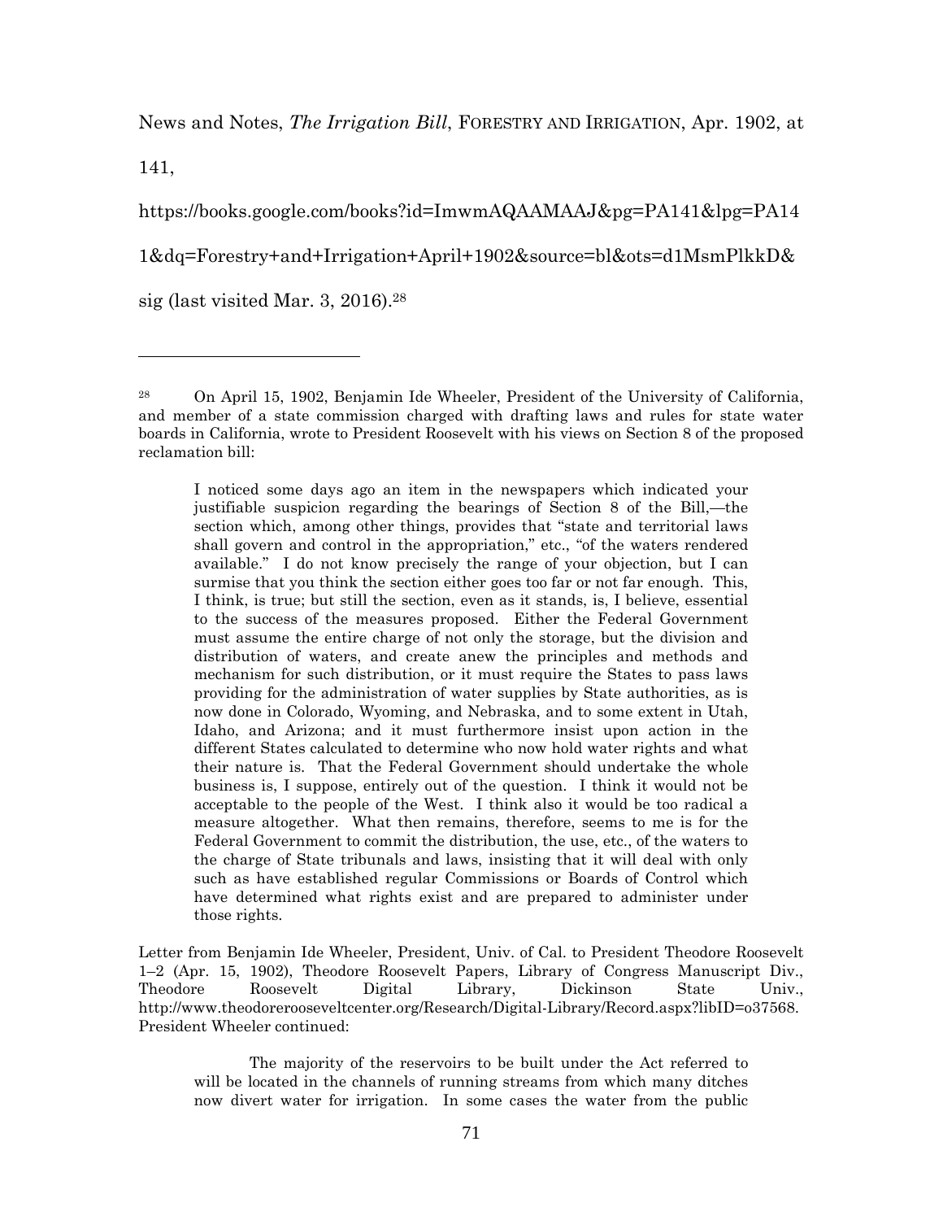News and Notes, *The Irrigation Bill*, FORESTRY AND IRRIGATION, Apr. 1902, at 141, https://books.google.com/books?id=ImwmAQAAMAAJ&pg=PA141&lpg=PA141&dq=Forestry+and+Irrigation+April+1902&source=bl&ots=d1MsmPlkkD&sig (last visited Mar. 3, 2016).[28]

---

[28] On April 15, 1902, Benjamin Ide Wheeler, President of the University of California, and member of a state commission charged with drafting laws and rules for state water boards in California, wrote to President Roosevelt with his views on Section 8 of the proposed reclamation bill:

> I noticed some days ago an item in the newspapers which indicated your justifiable suspicion regarding the bearings of Section 8 of the Bill,—the section which, among other things, provides that "state and territorial laws shall govern and control in the appropriation," etc., "of the waters rendered available." I do not know precisely the range of your objection, but I can surmise that you think the section either goes too far or not far enough. This, I think, is true; but still the section, even as it stands, is, I believe, essential to the success of the measures proposed. Either the Federal Government must assume the entire charge of not only the storage, but the division and distribution of waters, and create anew the principles and methods and mechanism for such distribution, or it must require the States to pass laws providing for the administration of water supplies by State authorities, as is now done in Colorado, Wyoming, and Nebraska, and to some extent in Utah, Idaho, and Arizona; and it must furthermore insist upon action in the different States calculated to determine who now hold water rights and what their nature is. That the Federal Government should undertake the whole business is, I suppose, entirely out of the question. I think it would not be acceptable to the people of the West. I think also it would be too radical a measure altogether. What then remains, therefore, seems to me is for the Federal Government to commit the distribution, the use, etc., of the waters to the charge of State tribunals and laws, insisting that it will deal with only such as have established regular Commissions or Boards of Control which have determined what rights exist and are prepared to administer under those rights.

Letter from Benjamin Ide Wheeler, President, Univ. of Cal. to President Theodore Roosevelt 1–2 (Apr. 15, 1902), Theodore Roosevelt Papers, Library of Congress Manuscript Div., Theodore Roosevelt Digital Library, Dickinson State Univ., http://www.theodorerooseveltcenter.org/Research/Digital-Library/Record.aspx?libID=o37568. President Wheeler continued:

> The majority of the reservoirs to be built under the Act referred to will be located in the channels of running streams from which many ditches now divert water for irrigation. In some cases the water from the public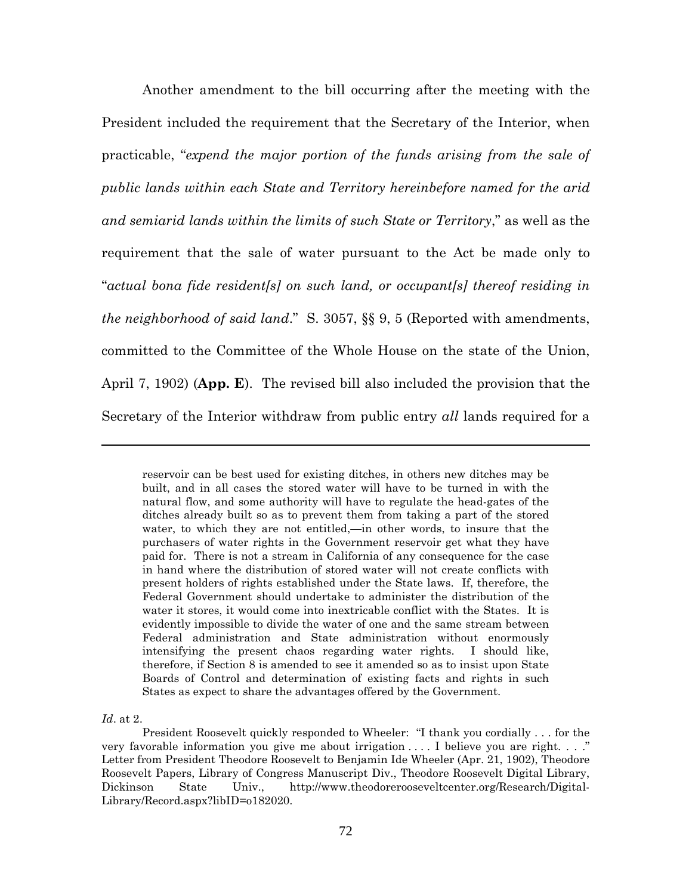Another amendment to the bill occurring after the meeting with the President included the requirement that the Secretary of the Interior, when practicable, "*expend the major portion of the funds arising from the sale of public lands within each State and Territory hereinbefore named for the arid and semiarid lands within the limits of such State or Territory*," as well as the requirement that the sale of water pursuant to the Act be made only to "*actual bona fide resident[s] on such land, or occupant[s] thereof residing in the neighborhood of said land*." S. 3057, §§ 9, 5 (Reported with amendments, committed to the Committee of the Whole House on the state of the Union, April 7, 1902) (**App. E**). The revised bill also included the provision that the Secretary of the Interior withdraw from public entry *all* lands required for a

---

> reservoir can be best used for existing ditches, in others new ditches may be built, and in all cases the stored water will have to be turned in with the natural flow, and some authority will have to regulate the head-gates of the ditches already built so as to prevent them from taking a part of the stored water, to which they are not entitled,—in other words, to insure that the purchasers of water rights in the Government reservoir get what they have paid for. There is not a stream in California of any consequence for the case in hand where the distribution of stored water will not create conflicts with present holders of rights established under the State laws. If, therefore, the Federal Government should undertake to administer the distribution of the water it stores, it would come into inextricable conflict with the States. It is evidently impossible to divide the water of one and the same stream between Federal administration and State administration without enormously intensifying the present chaos regarding water rights. I should like, therefore, if Section 8 is amended to see it amended so as to insist upon State Boards of Control and determination of existing facts and rights in such States as expect to share the advantages offered by the Government.

*Id*. at 2.

President Roosevelt quickly responded to Wheeler: "I thank you cordially . . . for the very favorable information you give me about irrigation . . . . I believe you are right. . . ." Letter from President Theodore Roosevelt to Benjamin Ide Wheeler (Apr. 21, 1902), Theodore Roosevelt Papers, Library of Congress Manuscript Div., Theodore Roosevelt Digital Library, Dickinson State Univ., http://www.theodorerooseveltcenter.org/Research/Digital-Library/Record.aspx?libID=o182020.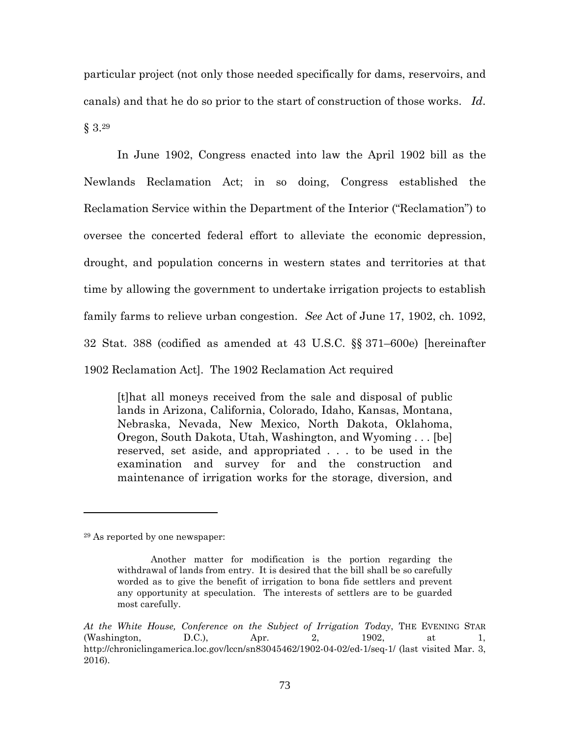particular project (not only those needed specifically for dams, reservoirs, and canals) and that he do so prior to the start of construction of those works. *Id*. § 3.[29]

In June 1902, Congress enacted into law the April 1902 bill as the Newlands Reclamation Act; in so doing, Congress established the Reclamation Service within the Department of the Interior ("Reclamation") to oversee the concerted federal effort to alleviate the economic depression, drought, and population concerns in western states and territories at that time by allowing the government to undertake irrigation projects to establish family farms to relieve urban congestion. *See* Act of June 17, 1902, ch. 1092, 32 Stat. 388 (codified as amended at 43 U.S.C. §§ 371–600e) [hereinafter 1902 Reclamation Act]. The 1902 Reclamation Act required

> [t]hat all moneys received from the sale and disposal of public lands in Arizona, California, Colorado, Idaho, Kansas, Montana, Nebraska, Nevada, New Mexico, North Dakota, Oklahoma, Oregon, South Dakota, Utah, Washington, and Wyoming . . . [be] reserved, set aside, and appropriated . . . to be used in the examination and survey for and the construction and maintenance of irrigation works for the storage, diversion, and

---

[29] As reported by one newspaper:

> Another matter for modification is the portion regarding the withdrawal of lands from entry. It is desired that the bill shall be so carefully worded as to give the benefit of irrigation to bona fide settlers and prevent any opportunity at speculation. The interests of settlers are to be guarded most carefully.

*At the White House, Conference on the Subject of Irrigation Today*, THE EVENING STAR (Washington, D.C.), Apr. 2, 1902, at 1, http://chroniclingamerica.loc.gov/lccn/sn83045462/1902-04-02/ed-1/seq-1/ (last visited Mar. 3, 2016).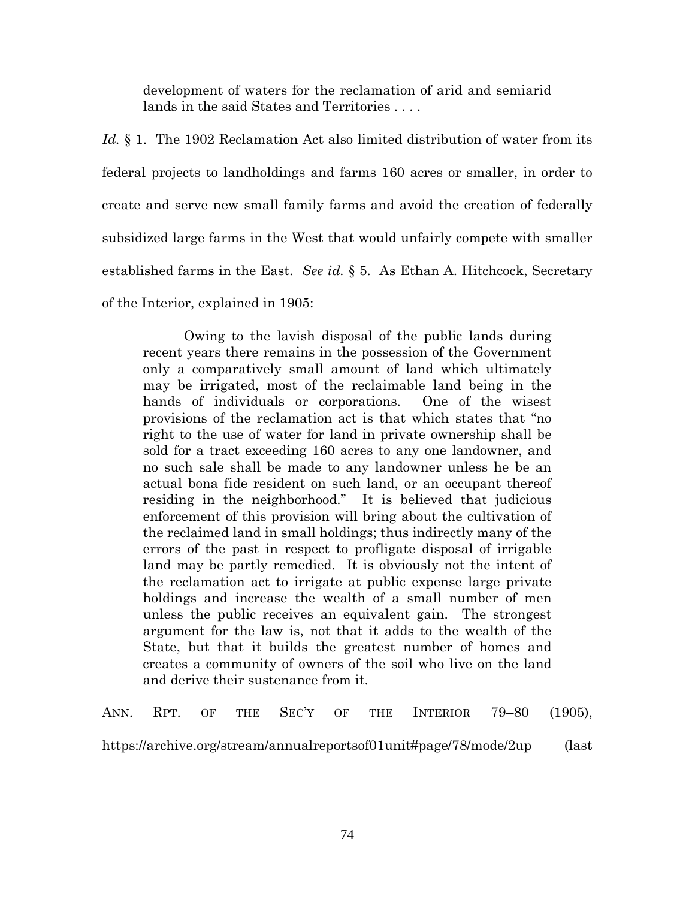> development of waters for the reclamation of arid and semiarid lands in the said States and Territories . . . .

*Id.* § 1. The 1902 Reclamation Act also limited distribution of water from its federal projects to landholdings and farms 160 acres or smaller, in order to create and serve new small family farms and avoid the creation of federally subsidized large farms in the West that would unfairly compete with smaller established farms in the East. *See id.* § 5. As Ethan A. Hitchcock, Secretary of the Interior, explained in 1905:

> Owing to the lavish disposal of the public lands during recent years there remains in the possession of the Government only a comparatively small amount of land which ultimately may be irrigated, most of the reclaimable land being in the hands of individuals or corporations. One of the wisest provisions of the reclamation act is that which states that "no right to the use of water for land in private ownership shall be sold for a tract exceeding 160 acres to any one landowner, and no such sale shall be made to any landowner unless he be an actual bona fide resident on such land, or an occupant thereof residing in the neighborhood." It is believed that judicious enforcement of this provision will bring about the cultivation of the reclaimed land in small holdings; thus indirectly many of the errors of the past in respect to profligate disposal of irrigable land may be partly remedied. It is obviously not the intent of the reclamation act to irrigate at public expense large private holdings and increase the wealth of a small number of men unless the public receives an equivalent gain. The strongest argument for the law is, not that it adds to the wealth of the State, but that it builds the greatest number of homes and creates a community of owners of the soil who live on the land and derive their sustenance from it.

ANN. RPT. OF THE SEC'Y OF THE INTERIOR 79–80 (1905), https://archive.org/stream/annualreportsof01unit#page/78/mode/2up (last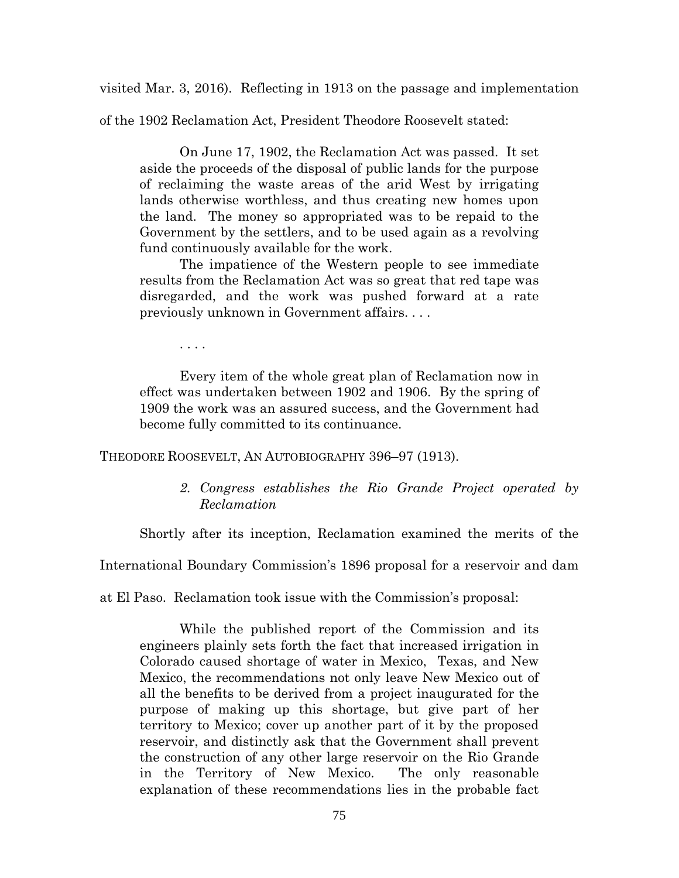visited Mar. 3, 2016). Reflecting in 1913 on the passage and implementation of the 1902 Reclamation Act, President Theodore Roosevelt stated:

> On June 17, 1902, the Reclamation Act was passed. It set aside the proceeds of the disposal of public lands for the purpose of reclaiming the waste areas of the arid West by irrigating lands otherwise worthless, and thus creating new homes upon the land. The money so appropriated was to be repaid to the Government by the settlers, and to be used again as a revolving fund continuously available for the work.
>
> The impatience of the Western people to see immediate results from the Reclamation Act was so great that red tape was disregarded, and the work was pushed forward at a rate previously unknown in Government affairs. . . .
>
> . . . .
>
> Every item of the whole great plan of Reclamation now in effect was undertaken between 1902 and 1906. By the spring of 1909 the work was an assured success, and the Government had become fully committed to its continuance.

THEODORE ROOSEVELT, AN AUTOBIOGRAPHY 396–97 (1913).

*2. Congress establishes the Rio Grande Project operated by Reclamation*

Shortly after its inception, Reclamation examined the merits of the International Boundary Commission's 1896 proposal for a reservoir and dam at El Paso. Reclamation took issue with the Commission's proposal:

> While the published report of the Commission and its engineers plainly sets forth the fact that increased irrigation in Colorado caused shortage of water in Mexico, Texas, and New Mexico, the recommendations not only leave New Mexico out of all the benefits to be derived from a project inaugurated for the purpose of making up this shortage, but give part of her territory to Mexico; cover up another part of it by the proposed reservoir, and distinctly ask that the Government shall prevent the construction of any other large reservoir on the Rio Grande in the Territory of New Mexico. The only reasonable explanation of these recommendations lies in the probable fact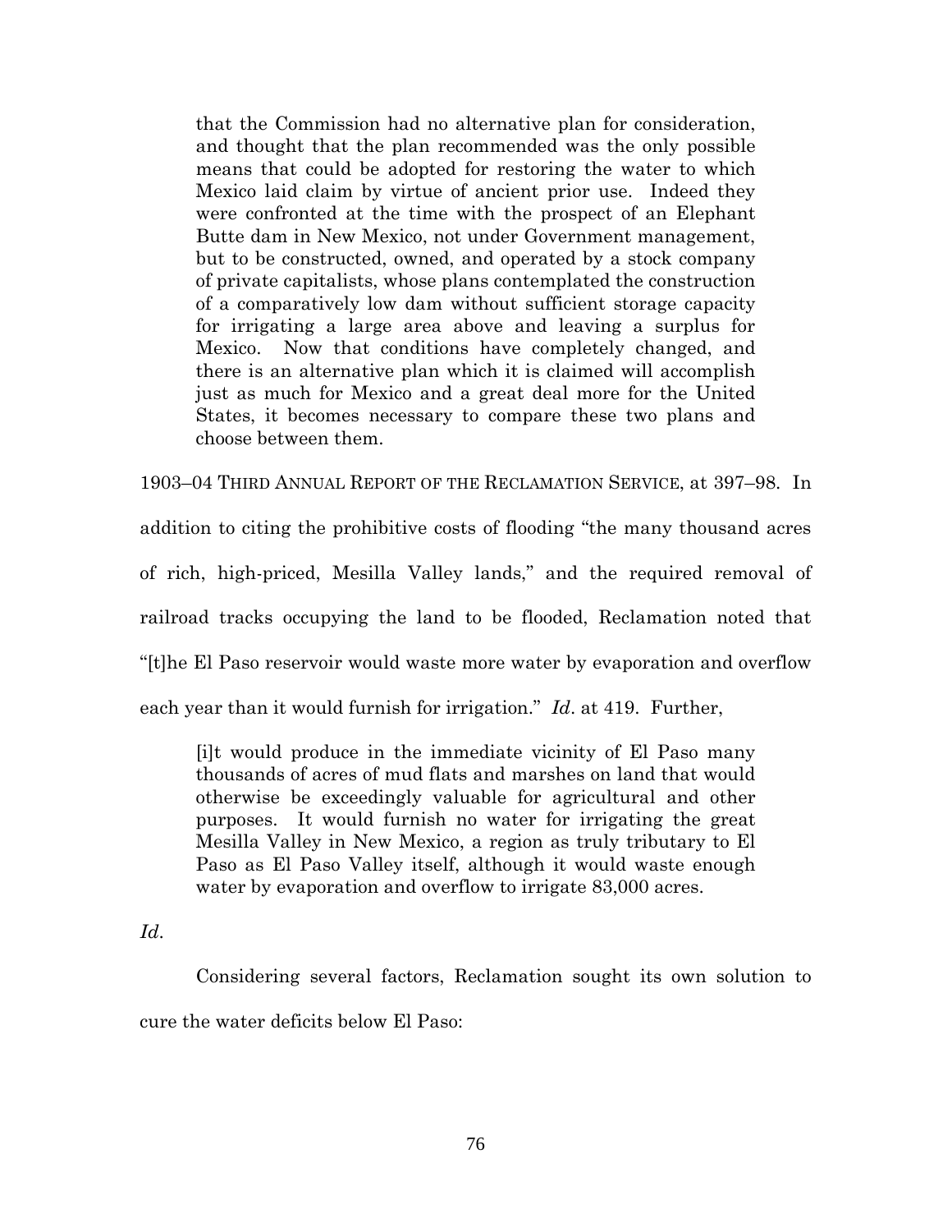> that the Commission had no alternative plan for consideration, and thought that the plan recommended was the only possible means that could be adopted for restoring the water to which Mexico laid claim by virtue of ancient prior use. Indeed they were confronted at the time with the prospect of an Elephant Butte dam in New Mexico, not under Government management, but to be constructed, owned, and operated by a stock company of private capitalists, whose plans contemplated the construction of a comparatively low dam without sufficient storage capacity for irrigating a large area above and leaving a surplus for Mexico. Now that conditions have completely changed, and there is an alternative plan which it is claimed will accomplish just as much for Mexico and a great deal more for the United States, it becomes necessary to compare these two plans and choose between them.

1903–04 THIRD ANNUAL REPORT OF THE RECLAMATION SERVICE, at 397–98. In addition to citing the prohibitive costs of flooding "the many thousand acres of rich, high-priced, Mesilla Valley lands," and the required removal of railroad tracks occupying the land to be flooded, Reclamation noted that "[t]he El Paso reservoir would waste more water by evaporation and overflow each year than it would furnish for irrigation." *Id*. at 419. Further,

> [i]t would produce in the immediate vicinity of El Paso many thousands of acres of mud flats and marshes on land that would otherwise be exceedingly valuable for agricultural and other purposes. It would furnish no water for irrigating the great Mesilla Valley in New Mexico, a region as truly tributary to El Paso as El Paso Valley itself, although it would waste enough water by evaporation and overflow to irrigate 83,000 acres.

*Id*.

Considering several factors, Reclamation sought its own solution to cure the water deficits below El Paso: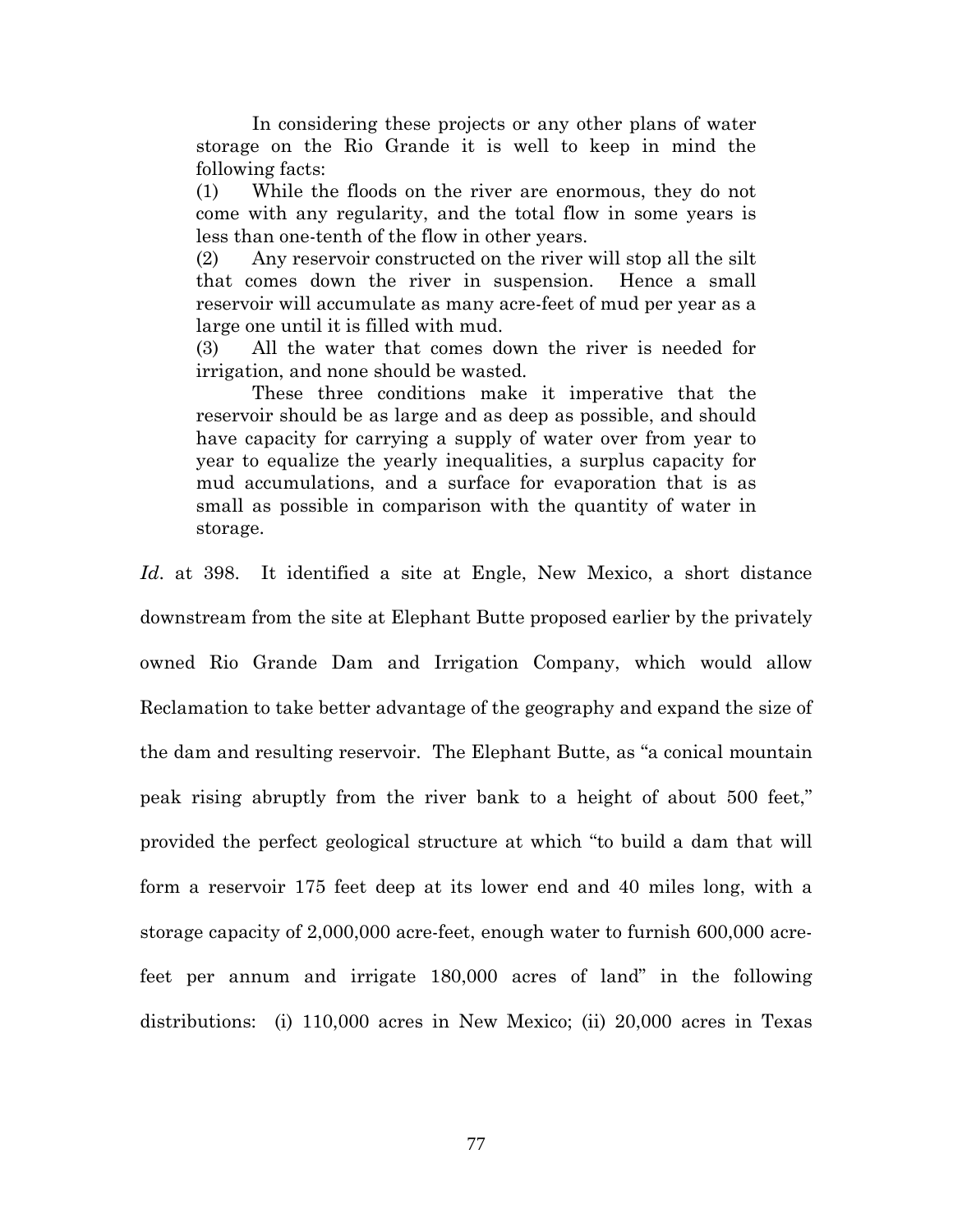> In considering these projects or any other plans of water storage on the Rio Grande it is well to keep in mind the following facts:
>
> (1) While the floods on the river are enormous, they do not come with any regularity, and the total flow in some years is less than one-tenth of the flow in other years.
>
> (2) Any reservoir constructed on the river will stop all the silt that comes down the river in suspension. Hence a small reservoir will accumulate as many acre-feet of mud per year as a large one until it is filled with mud.
>
> (3) All the water that comes down the river is needed for irrigation, and none should be wasted.
>
> These three conditions make it imperative that the reservoir should be as large and as deep as possible, and should have capacity for carrying a supply of water over from year to year to equalize the yearly inequalities, a surplus capacity for mud accumulations, and a surface for evaporation that is as small as possible in comparison with the quantity of water in storage.

*Id*. at 398. It identified a site at Engle, New Mexico, a short distance downstream from the site at Elephant Butte proposed earlier by the privately owned Rio Grande Dam and Irrigation Company, which would allow Reclamation to take better advantage of the geography and expand the size of the dam and resulting reservoir. The Elephant Butte, as "a conical mountain peak rising abruptly from the river bank to a height of about 500 feet," provided the perfect geological structure at which "to build a dam that will form a reservoir 175 feet deep at its lower end and 40 miles long, with a storage capacity of 2,000,000 acre-feet, enough water to furnish 600,000 acre-feet per annum and irrigate 180,000 acres of land" in the following distributions: (i) 110,000 acres in New Mexico; (ii) 20,000 acres in Texas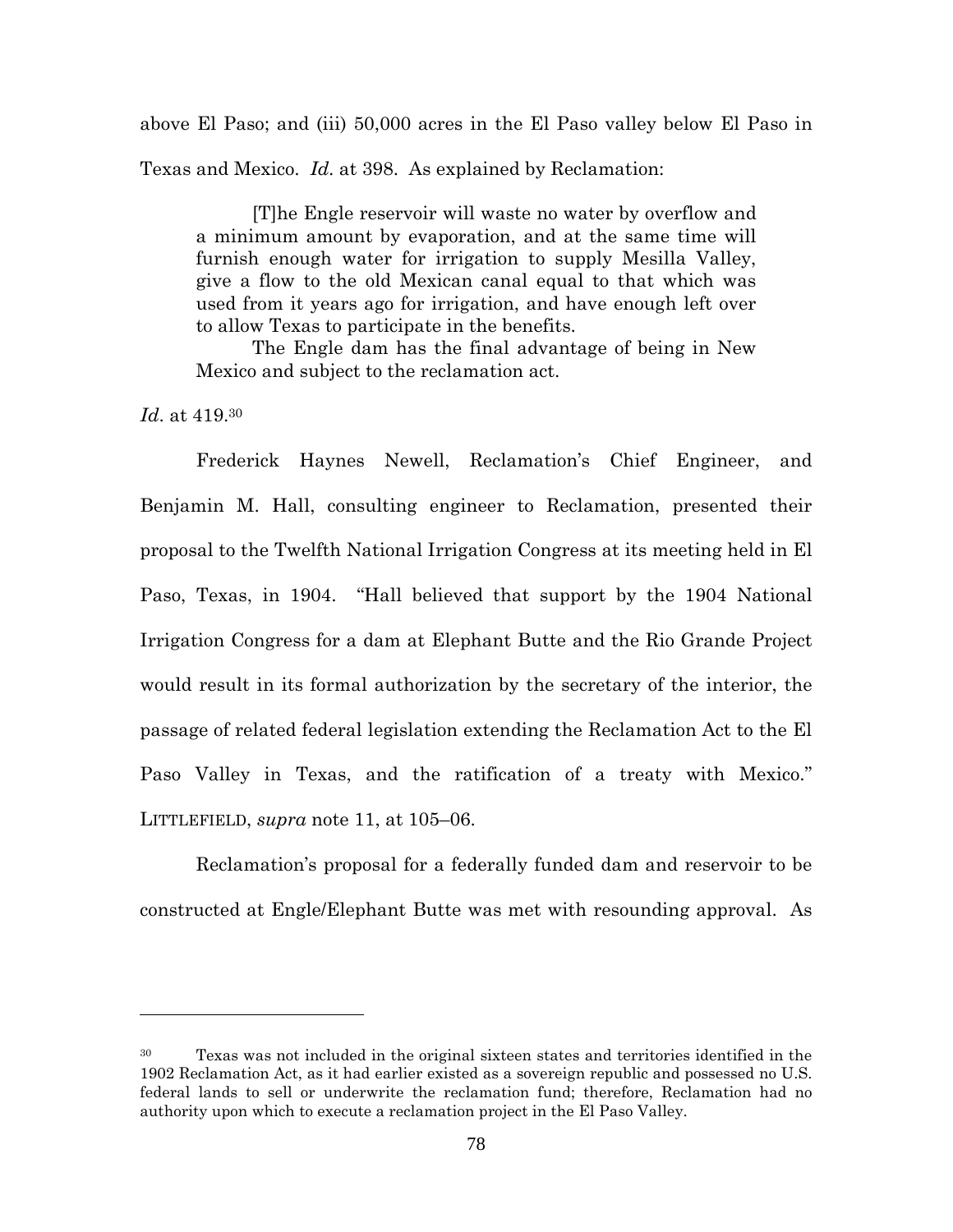above El Paso; and (iii) 50,000 acres in the El Paso valley below El Paso in Texas and Mexico. *Id.* at 398. As explained by Reclamation:

> [T]he Engle reservoir will waste no water by overflow and a minimum amount by evaporation, and at the same time will furnish enough water for irrigation to supply Mesilla Valley, give a flow to the old Mexican canal equal to that which was used from it years ago for irrigation, and have enough left over to allow Texas to participate in the benefits.
>
> The Engle dam has the final advantage of being in New Mexico and subject to the reclamation act.

*Id.* at 419.[30]

Frederick Haynes Newell, Reclamation's Chief Engineer, and Benjamin M. Hall, consulting engineer to Reclamation, presented their proposal to the Twelfth National Irrigation Congress at its meeting held in El Paso, Texas, in 1904. "Hall believed that support by the 1904 National Irrigation Congress for a dam at Elephant Butte and the Rio Grande Project would result in its formal authorization by the secretary of the interior, the passage of related federal legislation extending the Reclamation Act to the El Paso Valley in Texas, and the ratification of a treaty with Mexico." LITTLEFIELD, *supra* note 11, at 105–06.

Reclamation's proposal for a federally funded dam and reservoir to be constructed at Engle/Elephant Butte was met with resounding approval. As

---

[30] Texas was not included in the original sixteen states and territories identified in the 1902 Reclamation Act, as it had earlier existed as a sovereign republic and possessed no U.S. federal lands to sell or underwrite the reclamation fund; therefore, Reclamation had no authority upon which to execute a reclamation project in the El Paso Valley.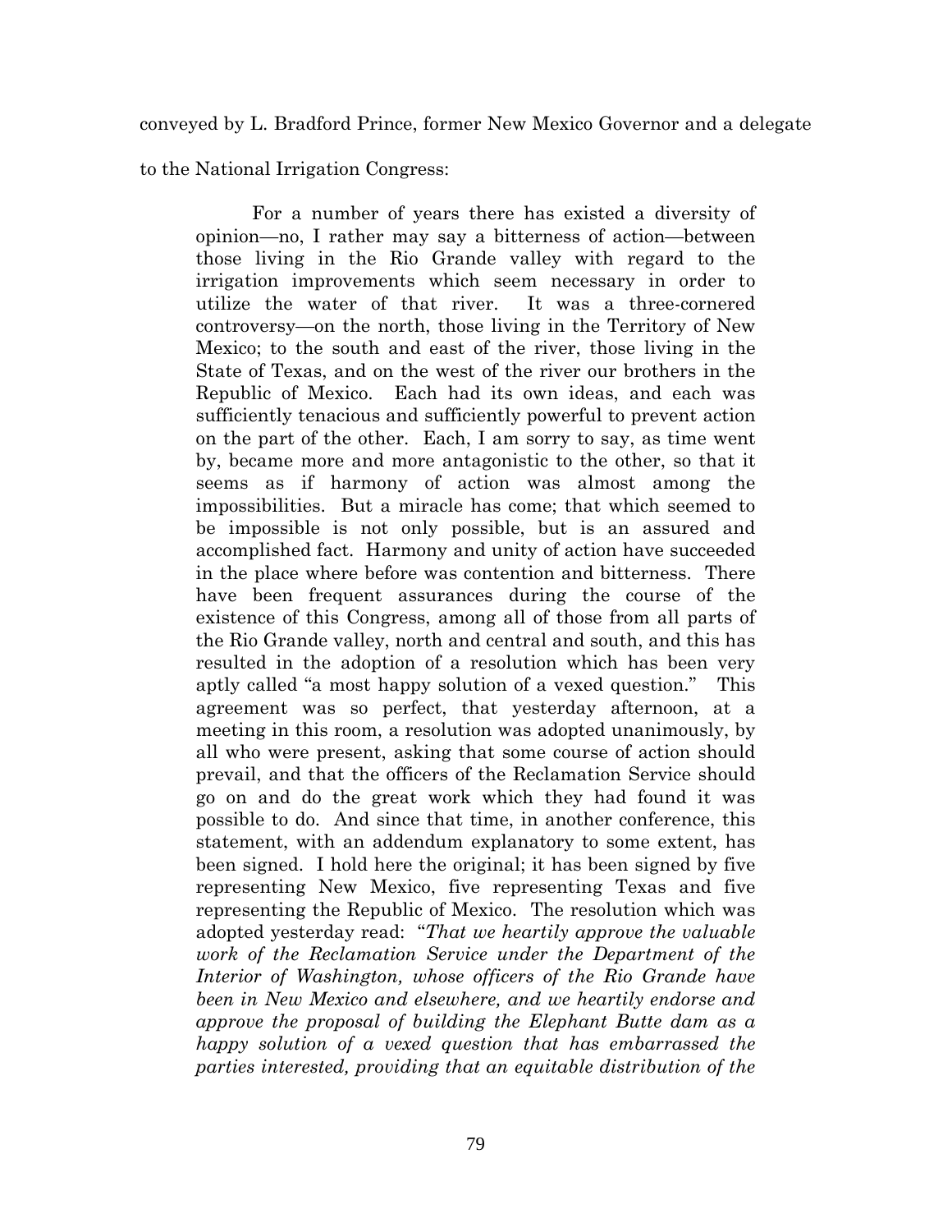conveyed by L. Bradford Prince, former New Mexico Governor and a delegate to the National Irrigation Congress:

> For a number of years there has existed a diversity of opinion—no, I rather may say a bitterness of action—between those living in the Rio Grande valley with regard to the irrigation improvements which seem necessary in order to utilize the water of that river. It was a three-cornered controversy—on the north, those living in the Territory of New Mexico; to the south and east of the river, those living in the State of Texas, and on the west of the river our brothers in the Republic of Mexico. Each had its own ideas, and each was sufficiently tenacious and sufficiently powerful to prevent action on the part of the other. Each, I am sorry to say, as time went by, became more and more antagonistic to the other, so that it seems as if harmony of action was almost among the impossibilities. But a miracle has come; that which seemed to be impossible is not only possible, but is an assured and accomplished fact. Harmony and unity of action have succeeded in the place where before was contention and bitterness. There have been frequent assurances during the course of the existence of this Congress, among all of those from all parts of the Rio Grande valley, north and central and south, and this has resulted in the adoption of a resolution which has been very aptly called "a most happy solution of a vexed question." This agreement was so perfect, that yesterday afternoon, at a meeting in this room, a resolution was adopted unanimously, by all who were present, asking that some course of action should prevail, and that the officers of the Reclamation Service should go on and do the great work which they had found it was possible to do. And since that time, in another conference, this statement, with an addendum explanatory to some extent, has been signed. I hold here the original; it has been signed by five representing New Mexico, five representing Texas and five representing the Republic of Mexico. The resolution which was adopted yesterday read: "*That we heartily approve the valuable work of the Reclamation Service under the Department of the Interior of Washington, whose officers of the Rio Grande have been in New Mexico and elsewhere, and we heartily endorse and approve the proposal of building the Elephant Butte dam as a happy solution of a vexed question that has embarrassed the parties interested, providing that an equitable distribution of the*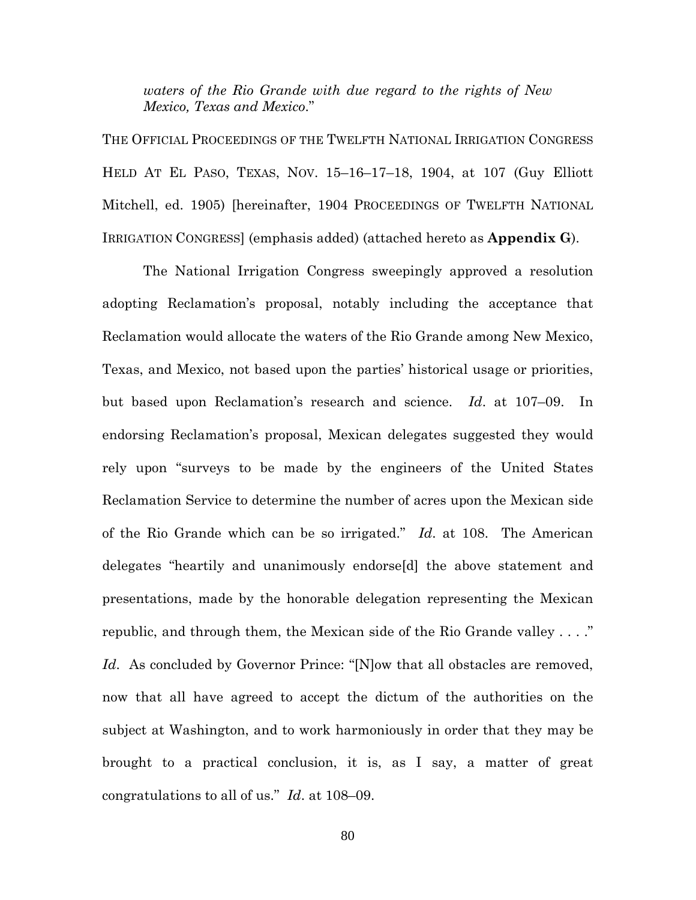> *waters of the Rio Grande with due regard to the rights of New Mexico, Texas and Mexico*."

THE OFFICIAL PROCEEDINGS OF THE TWELFTH NATIONAL IRRIGATION CONGRESS HELD AT EL PASO, TEXAS, NOV. 15–16–17–18, 1904, at 107 (Guy Elliott Mitchell, ed. 1905) [hereinafter, 1904 PROCEEDINGS OF TWELFTH NATIONAL IRRIGATION CONGRESS] (emphasis added) (attached hereto as **Appendix G**).

The National Irrigation Congress sweepingly approved a resolution adopting Reclamation's proposal, notably including the acceptance that Reclamation would allocate the waters of the Rio Grande among New Mexico, Texas, and Mexico, not based upon the parties' historical usage or priorities, but based upon Reclamation's research and science. *Id*. at 107–09. In endorsing Reclamation's proposal, Mexican delegates suggested they would rely upon "surveys to be made by the engineers of the United States Reclamation Service to determine the number of acres upon the Mexican side of the Rio Grande which can be so irrigated." *Id*. at 108. The American delegates "heartily and unanimously endorse[d] the above statement and presentations, made by the honorable delegation representing the Mexican republic, and through them, the Mexican side of the Rio Grande valley . . . ." *Id*. As concluded by Governor Prince: "[N]ow that all obstacles are removed, now that all have agreed to accept the dictum of the authorities on the subject at Washington, and to work harmoniously in order that they may be brought to a practical conclusion, it is, as I say, a matter of great congratulations to all of us." *Id*. at 108–09.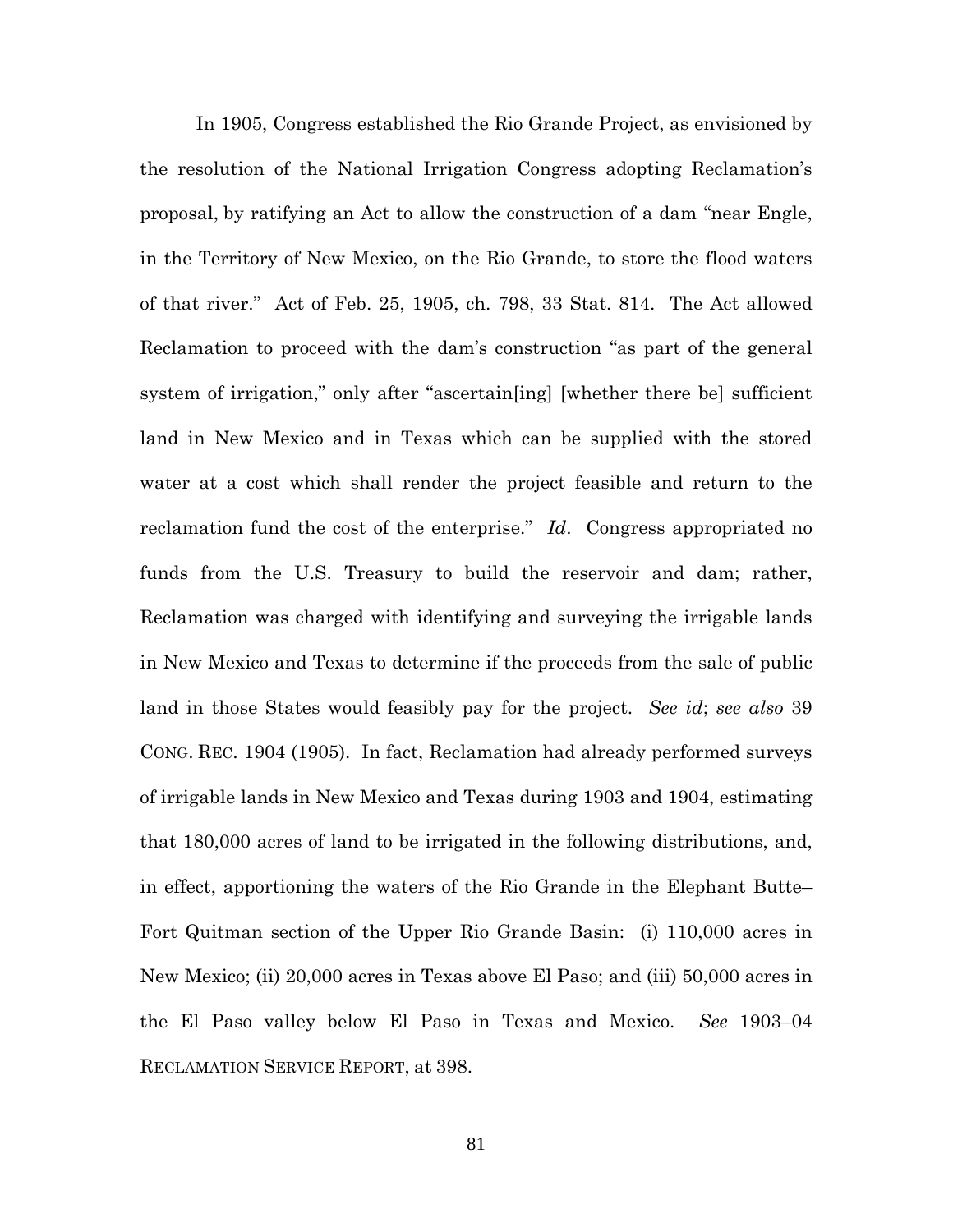In 1905, Congress established the Rio Grande Project, as envisioned by the resolution of the National Irrigation Congress adopting Reclamation's proposal, by ratifying an Act to allow the construction of a dam "near Engle, in the Territory of New Mexico, on the Rio Grande, to store the flood waters of that river." Act of Feb. 25, 1905, ch. 798, 33 Stat. 814. The Act allowed Reclamation to proceed with the dam's construction "as part of the general system of irrigation," only after "ascertain[ing] [whether there be] sufficient land in New Mexico and in Texas which can be supplied with the stored water at a cost which shall render the project feasible and return to the reclamation fund the cost of the enterprise." *Id*. Congress appropriated no funds from the U.S. Treasury to build the reservoir and dam; rather, Reclamation was charged with identifying and surveying the irrigable lands in New Mexico and Texas to determine if the proceeds from the sale of public land in those States would feasibly pay for the project. *See id*; *see also* 39 CONG. REC. 1904 (1905). In fact, Reclamation had already performed surveys of irrigable lands in New Mexico and Texas during 1903 and 1904, estimating that 180,000 acres of land to be irrigated in the following distributions, and, in effect, apportioning the waters of the Rio Grande in the Elephant Butte–Fort Quitman section of the Upper Rio Grande Basin: (i) 110,000 acres in New Mexico; (ii) 20,000 acres in Texas above El Paso; and (iii) 50,000 acres in the El Paso valley below El Paso in Texas and Mexico. *See* 1903–04 RECLAMATION SERVICE REPORT, at 398.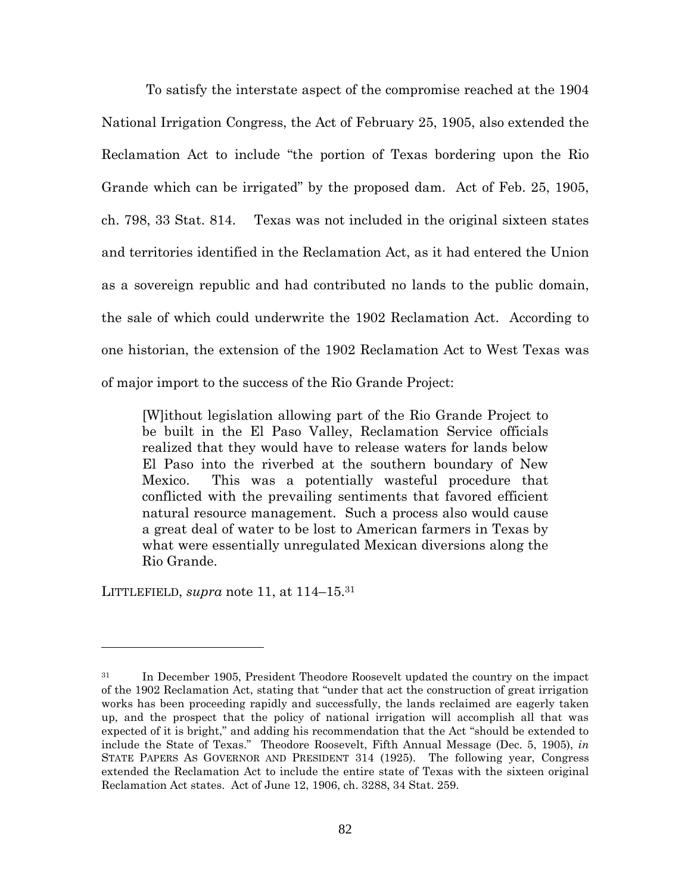To satisfy the interstate aspect of the compromise reached at the 1904 National Irrigation Congress, the Act of February 25, 1905, also extended the Reclamation Act to include "the portion of Texas bordering upon the Rio Grande which can be irrigated" by the proposed dam. Act of Feb. 25, 1905, ch. 798, 33 Stat. 814. Texas was not included in the original sixteen states and territories identified in the Reclamation Act, as it had entered the Union as a sovereign republic and had contributed no lands to the public domain, the sale of which could underwrite the 1902 Reclamation Act. According to one historian, the extension of the 1902 Reclamation Act to West Texas was of major import to the success of the Rio Grande Project:

> [W]ithout legislation allowing part of the Rio Grande Project to be built in the El Paso Valley, Reclamation Service officials realized that they would have to release waters for lands below El Paso into the riverbed at the southern boundary of New Mexico. This was a potentially wasteful procedure that conflicted with the prevailing sentiments that favored efficient natural resource management. Such a process also would cause a great deal of water to be lost to American farmers in Texas by what were essentially unregulated Mexican diversions along the Rio Grande.

LITTLEFIELD, *supra* note 11, at 114–15.[31]

---

[31] In December 1905, President Theodore Roosevelt updated the country on the impact of the 1902 Reclamation Act, stating that "under that act the construction of great irrigation works has been proceeding rapidly and successfully, the lands reclaimed are eagerly taken up, and the prospect that the policy of national irrigation will accomplish all that was expected of it is bright," and adding his recommendation that the Act "should be extended to include the State of Texas." Theodore Roosevelt, Fifth Annual Message (Dec. 5, 1905), *in* STATE PAPERS AS GOVERNOR AND PRESIDENT 314 (1925). The following year, Congress extended the Reclamation Act to include the entire state of Texas with the sixteen original Reclamation Act states. Act of June 12, 1906, ch. 3288, 34 Stat. 259.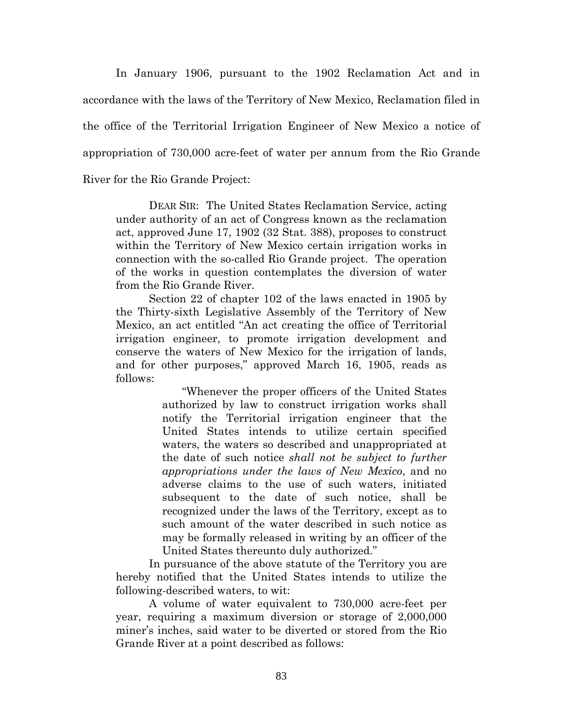In January 1906, pursuant to the 1902 Reclamation Act and in accordance with the laws of the Territory of New Mexico, Reclamation filed in the office of the Territorial Irrigation Engineer of New Mexico a notice of appropriation of 730,000 acre-feet of water per annum from the Rio Grande River for the Rio Grande Project:

> DEAR SIR: The United States Reclamation Service, acting under authority of an act of Congress known as the reclamation act, approved June 17, 1902 (32 Stat. 388), proposes to construct within the Territory of New Mexico certain irrigation works in connection with the so-called Rio Grande project. The operation of the works in question contemplates the diversion of water from the Rio Grande River.
>
> Section 22 of chapter 102 of the laws enacted in 1905 by the Thirty-sixth Legislative Assembly of the Territory of New Mexico, an act entitled "An act creating the office of Territorial irrigation engineer, to promote irrigation development and conserve the waters of New Mexico for the irrigation of lands, and for other purposes," approved March 16, 1905, reads as follows:
>
> > "Whenever the proper officers of the United States authorized by law to construct irrigation works shall notify the Territorial irrigation engineer that the United States intends to utilize certain specified waters, the waters so described and unappropriated at the date of such notice *shall not be subject to further appropriations under the laws of New Mexico*, and no adverse claims to the use of such waters, initiated subsequent to the date of such notice, shall be recognized under the laws of the Territory, except as to such amount of the water described in such notice as may be formally released in writing by an officer of the United States thereunto duly authorized."
>
> In pursuance of the above statute of the Territory you are hereby notified that the United States intends to utilize the following-described waters, to wit:
>
> A volume of water equivalent to 730,000 acre-feet per year, requiring a maximum diversion or storage of 2,000,000 miner's inches, said water to be diverted or stored from the Rio Grande River at a point described as follows: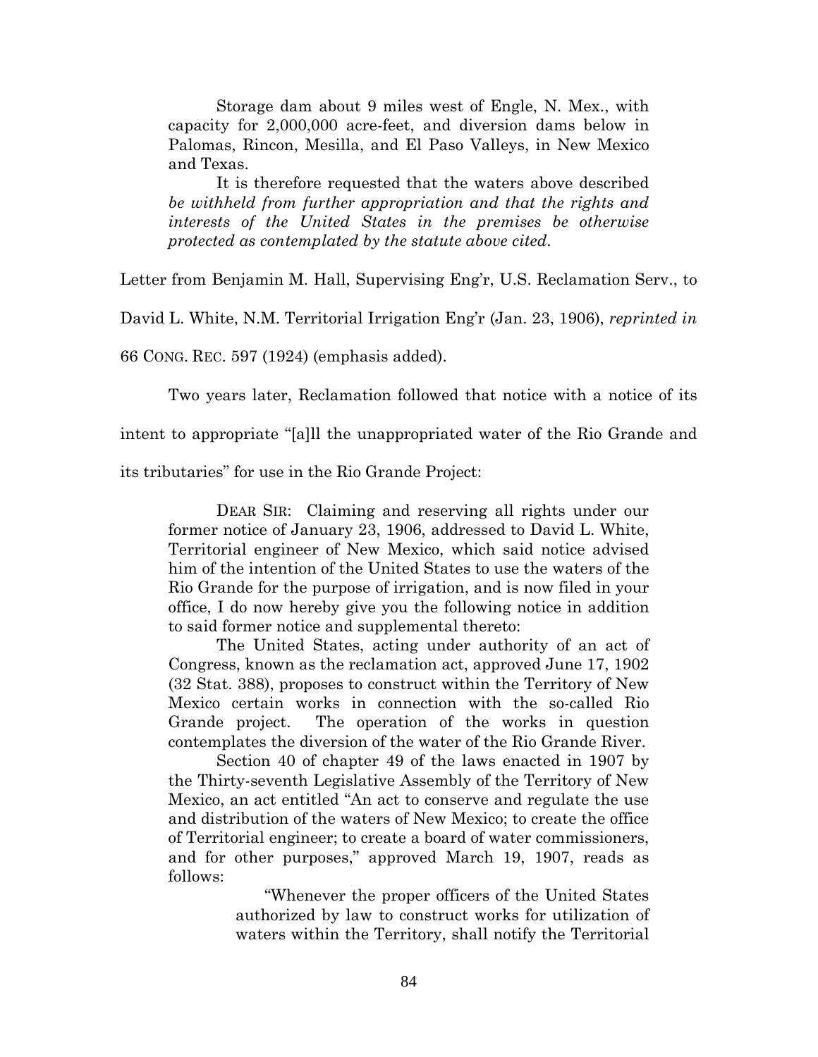> Storage dam about 9 miles west of Engle, N. Mex., with capacity for 2,000,000 acre-feet, and diversion dams below in Palomas, Rincon, Mesilla, and El Paso Valleys, in New Mexico and Texas.
>
> It is therefore requested that the waters above described *be withheld from further appropriation and that the rights and interests of the United States in the premises be otherwise protected as contemplated by the statute above cited*.

Letter from Benjamin M. Hall, Supervising Eng'r, U.S. Reclamation Serv., to David L. White, N.M. Territorial Irrigation Eng'r (Jan. 23, 1906), *reprinted in* 66 CONG. REC. 597 (1924) (emphasis added).

Two years later, Reclamation followed that notice with a notice of its intent to appropriate "[a]ll the unappropriated water of the Rio Grande and its tributaries" for use in the Rio Grande Project:

> DEAR SIR: Claiming and reserving all rights under our former notice of January 23, 1906, addressed to David L. White, Territorial engineer of New Mexico, which said notice advised him of the intention of the United States to use the waters of the Rio Grande for the purpose of irrigation, and is now filed in your office, I do now hereby give you the following notice in addition to said former notice and supplemental thereto:
>
> The United States, acting under authority of an act of Congress, known as the reclamation act, approved June 17, 1902 (32 Stat. 388), proposes to construct within the Territory of New Mexico certain works in connection with the so-called Rio Grande project. The operation of the works in question contemplates the diversion of the water of the Rio Grande River.
>
> Section 40 of chapter 49 of the laws enacted in 1907 by the Thirty-seventh Legislative Assembly of the Territory of New Mexico, an act entitled "An act to conserve and regulate the use and distribution of the waters of New Mexico; to create the office of Territorial engineer; to create a board of water commissioners, and for other purposes," approved March 19, 1907, reads as follows:
>
>> "Whenever the proper officers of the United States authorized by law to construct works for utilization of waters within the Territory, shall notify the Territorial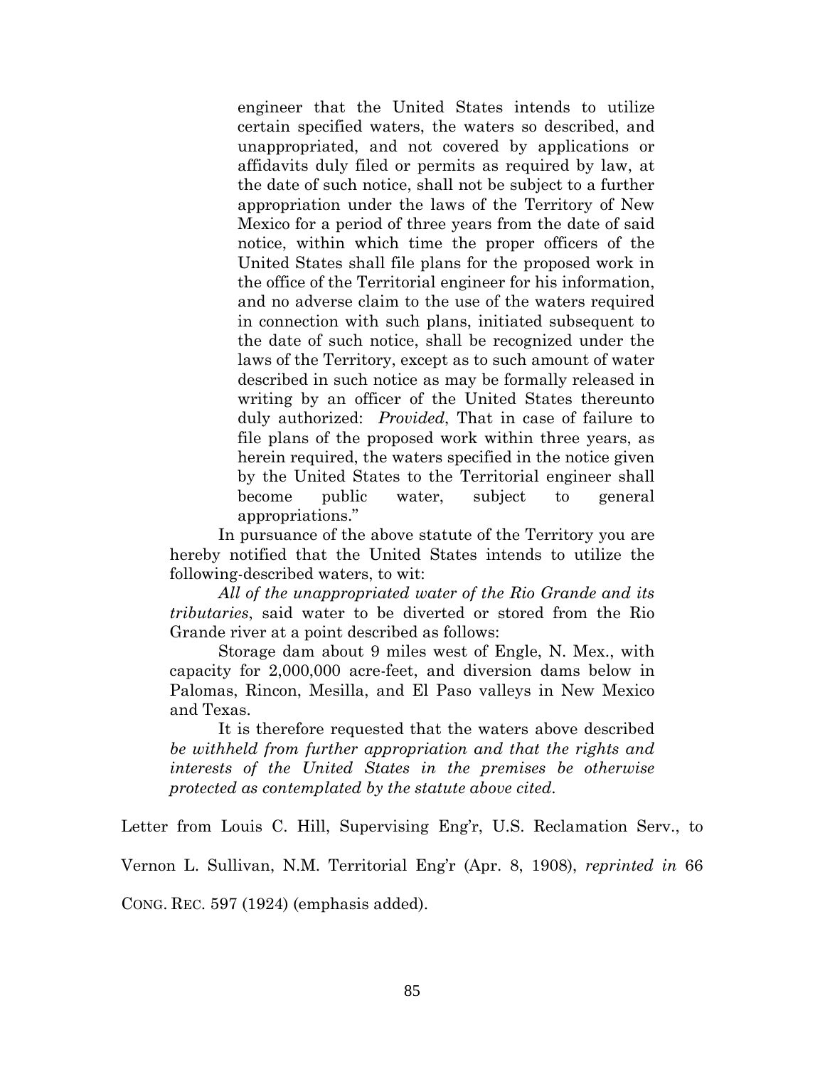> engineer that the United States intends to utilize certain specified waters, the waters so described, and unappropriated, and not covered by applications or affidavits duly filed or permits as required by law, at the date of such notice, shall not be subject to a further appropriation under the laws of the Territory of New Mexico for a period of three years from the date of said notice, within which time the proper officers of the United States shall file plans for the proposed work in the office of the Territorial engineer for his information, and no adverse claim to the use of the waters required in connection with such plans, initiated subsequent to the date of such notice, shall be recognized under the laws of the Territory, except as to such amount of water described in such notice as may be formally released in writing by an officer of the United States thereunto duly authorized: *Provided*, That in case of failure to file plans of the proposed work within three years, as herein required, the waters specified in the notice given by the United States to the Territorial engineer shall become public water, subject to general appropriations."
>
> In pursuance of the above statute of the Territory you are hereby notified that the United States intends to utilize the following-described waters, to wit:
>
> *All of the unappropriated water of the Rio Grande and its tributaries*, said water to be diverted or stored from the Rio Grande river at a point described as follows:
>
> Storage dam about 9 miles west of Engle, N. Mex., with capacity for 2,000,000 acre-feet, and diversion dams below in Palomas, Rincon, Mesilla, and El Paso valleys in New Mexico and Texas.
>
> It is therefore requested that the waters above described *be withheld from further appropriation and that the rights and interests of the United States in the premises be otherwise protected as contemplated by the statute above cited*.

Letter from Louis C. Hill, Supervising Eng'r, U.S. Reclamation Serv., to Vernon L. Sullivan, N.M. Territorial Eng'r (Apr. 8, 1908), *reprinted in* 66 CONG. REC. 597 (1924) (emphasis added).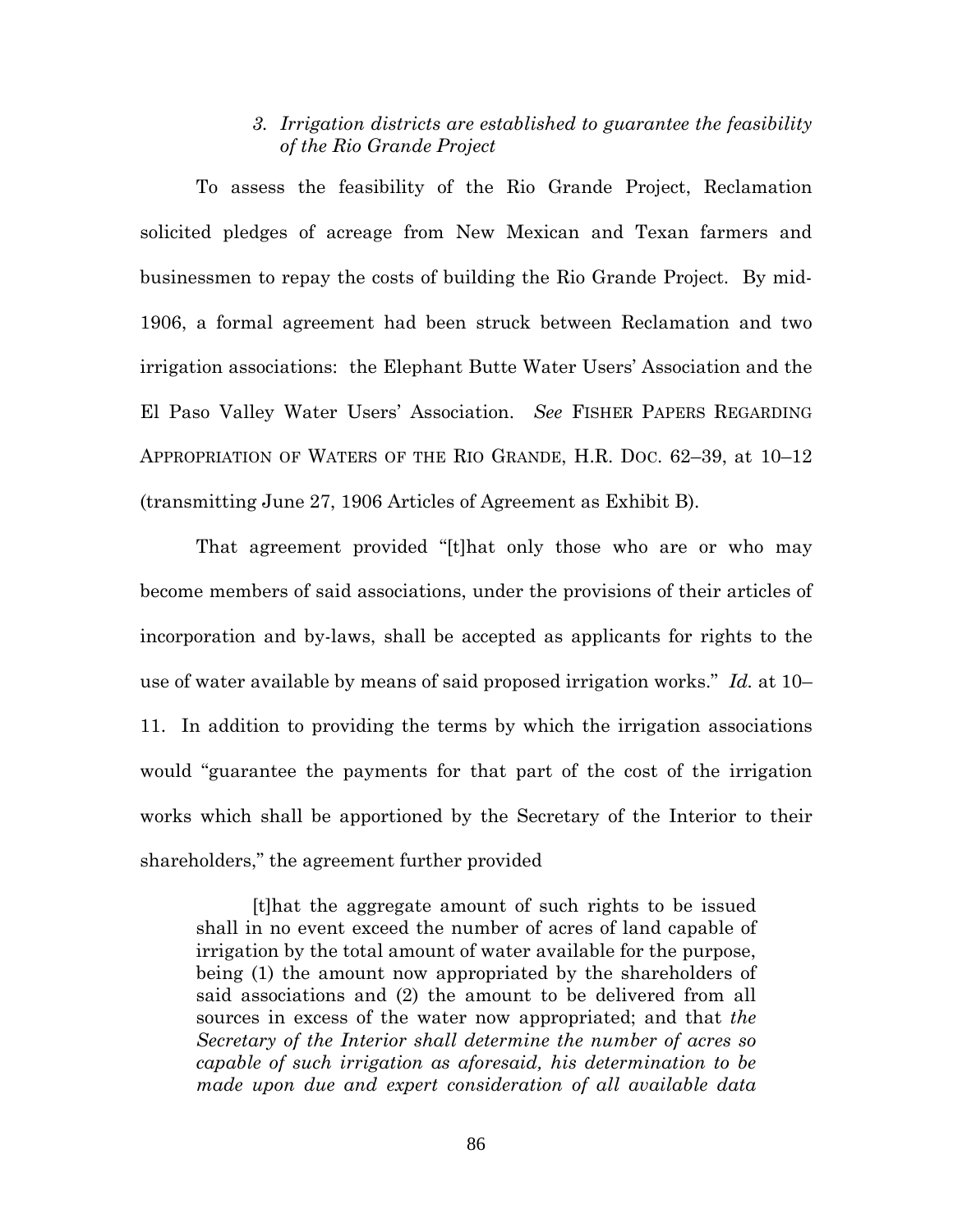### *3. Irrigation districts are established to guarantee the feasibility of the Rio Grande Project*

To assess the feasibility of the Rio Grande Project, Reclamation solicited pledges of acreage from New Mexican and Texan farmers and businessmen to repay the costs of building the Rio Grande Project. By mid-1906, a formal agreement had been struck between Reclamation and two irrigation associations: the Elephant Butte Water Users' Association and the El Paso Valley Water Users' Association. *See* FISHER PAPERS REGARDING APPROPRIATION OF WATERS OF THE RIO GRANDE, H.R. DOC. 62–39, at 10–12 (transmitting June 27, 1906 Articles of Agreement as Exhibit B).

That agreement provided "[t]hat only those who are or who may become members of said associations, under the provisions of their articles of incorporation and by-laws, shall be accepted as applicants for rights to the use of water available by means of said proposed irrigation works." *Id.* at 10–11. In addition to providing the terms by which the irrigation associations would "guarantee the payments for that part of the cost of the irrigation works which shall be apportioned by the Secretary of the Interior to their shareholders," the agreement further provided

> [t]hat the aggregate amount of such rights to be issued shall in no event exceed the number of acres of land capable of irrigation by the total amount of water available for the purpose, being (1) the amount now appropriated by the shareholders of said associations and (2) the amount to be delivered from all sources in excess of the water now appropriated; and that *the Secretary of the Interior shall determine the number of acres so capable of such irrigation as aforesaid, his determination to be made upon due and expert consideration of all available data*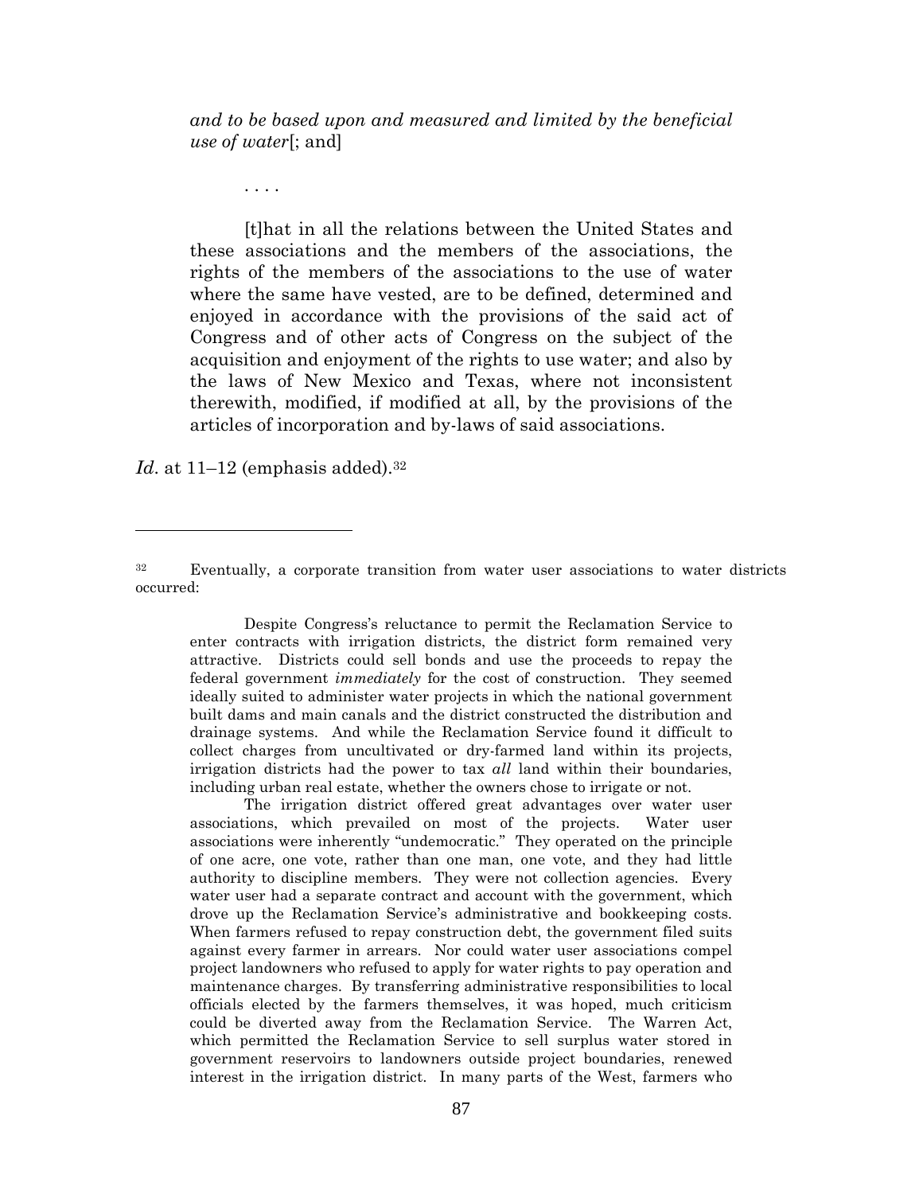> *and to be based upon and measured and limited by the beneficial use of water*[; and]
>
> . . . .
>
> [t]hat in all the relations between the United States and these associations and the members of the associations, the rights of the members of the associations to the use of water where the same have vested, are to be defined, determined and enjoyed in accordance with the provisions of the said act of Congress and of other acts of Congress on the subject of the acquisition and enjoyment of the rights to use water; and also by the laws of New Mexico and Texas, where not inconsistent therewith, modified, if modified at all, by the provisions of the articles of incorporation and by-laws of said associations.

*Id*. at 11–12 (emphasis added).[32]

---

[32] Eventually, a corporate transition from water user associations to water districts occurred:

> Despite Congress's reluctance to permit the Reclamation Service to enter contracts with irrigation districts, the district form remained very attractive. Districts could sell bonds and use the proceeds to repay the federal government *immediately* for the cost of construction. They seemed ideally suited to administer water projects in which the national government built dams and main canals and the district constructed the distribution and drainage systems. And while the Reclamation Service found it difficult to collect charges from uncultivated or dry-farmed land within its projects, irrigation districts had the power to tax *all* land within their boundaries, including urban real estate, whether the owners chose to irrigate or not.
>
> The irrigation district offered great advantages over water user associations, which prevailed on most of the projects. Water user associations were inherently "undemocratic." They operated on the principle of one acre, one vote, rather than one man, one vote, and they had little authority to discipline members. They were not collection agencies. Every water user had a separate contract and account with the government, which drove up the Reclamation Service's administrative and bookkeeping costs. When farmers refused to repay construction debt, the government filed suits against every farmer in arrears. Nor could water user associations compel project landowners who refused to apply for water rights to pay operation and maintenance charges. By transferring administrative responsibilities to local officials elected by the farmers themselves, it was hoped, much criticism could be diverted away from the Reclamation Service. The Warren Act, which permitted the Reclamation Service to sell surplus water stored in government reservoirs to landowners outside project boundaries, renewed interest in the irrigation district. In many parts of the West, farmers who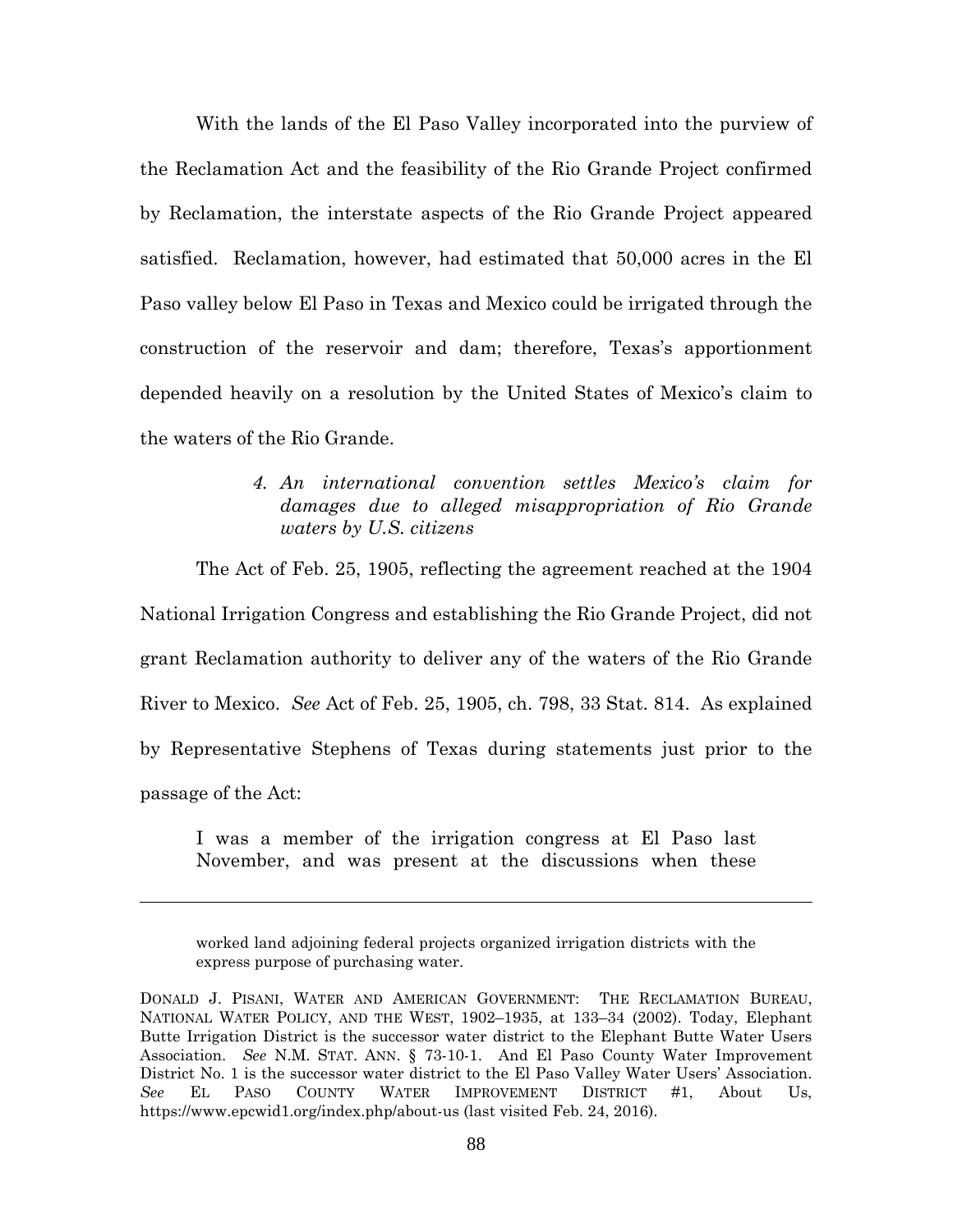With the lands of the El Paso Valley incorporated into the purview of the Reclamation Act and the feasibility of the Rio Grande Project confirmed by Reclamation, the interstate aspects of the Rio Grande Project appeared satisfied. Reclamation, however, had estimated that 50,000 acres in the El Paso valley below El Paso in Texas and Mexico could be irrigated through the construction of the reservoir and dam; therefore, Texas's apportionment depended heavily on a resolution by the United States of Mexico's claim to the waters of the Rio Grande.

#### *4. An international convention settles Mexico's claim for damages due to alleged misappropriation of Rio Grande waters by U.S. citizens*

The Act of Feb. 25, 1905, reflecting the agreement reached at the 1904 National Irrigation Congress and establishing the Rio Grande Project, did not grant Reclamation authority to deliver any of the waters of the Rio Grande River to Mexico. *See* Act of Feb. 25, 1905, ch. 798, 33 Stat. 814. As explained by Representative Stephens of Texas during statements just prior to the passage of the Act:

> I was a member of the irrigation congress at El Paso last November, and was present at the discussions when these

---

worked land adjoining federal projects organized irrigation districts with the express purpose of purchasing water.

DONALD J. PISANI, WATER AND AMERICAN GOVERNMENT: THE RECLAMATION BUREAU, NATIONAL WATER POLICY, AND THE WEST, 1902–1935, at 133–34 (2002). Today, Elephant Butte Irrigation District is the successor water district to the Elephant Butte Water Users Association. *See* N.M. STAT. ANN. § 73-10-1. And El Paso County Water Improvement District No. 1 is the successor water district to the El Paso Valley Water Users' Association. *See* EL PASO COUNTY WATER IMPROVEMENT DISTRICT #1, About Us, https://www.epcwid1.org/index.php/about-us (last visited Feb. 24, 2016).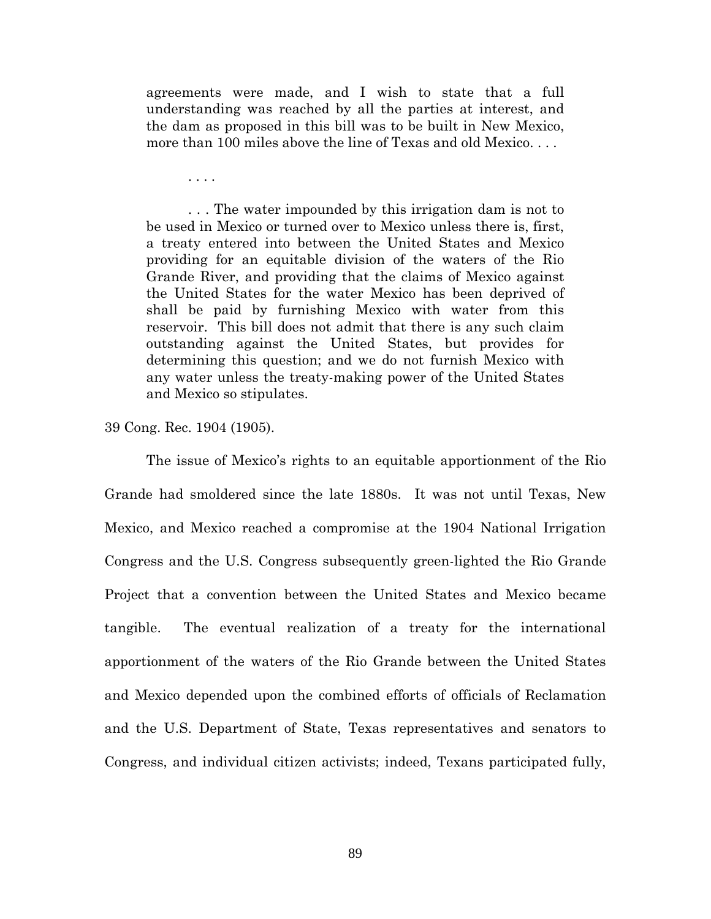> agreements were made, and I wish to state that a full understanding was reached by all the parties at interest, and the dam as proposed in this bill was to be built in New Mexico, more than 100 miles above the line of Texas and old Mexico. . . .
>
> . . . .
>
> . . . The water impounded by this irrigation dam is not to be used in Mexico or turned over to Mexico unless there is, first, a treaty entered into between the United States and Mexico providing for an equitable division of the waters of the Rio Grande River, and providing that the claims of Mexico against the United States for the water Mexico has been deprived of shall be paid by furnishing Mexico with water from this reservoir. This bill does not admit that there is any such claim outstanding against the United States, but provides for determining this question; and we do not furnish Mexico with any water unless the treaty-making power of the United States and Mexico so stipulates.

39 Cong. Rec. 1904 (1905).

The issue of Mexico's rights to an equitable apportionment of the Rio Grande had smoldered since the late 1880s. It was not until Texas, New Mexico, and Mexico reached a compromise at the 1904 National Irrigation Congress and the U.S. Congress subsequently green-lighted the Rio Grande Project that a convention between the United States and Mexico became tangible. The eventual realization of a treaty for the international apportionment of the waters of the Rio Grande between the United States and Mexico depended upon the combined efforts of officials of Reclamation and the U.S. Department of State, Texas representatives and senators to Congress, and individual citizen activists; indeed, Texans participated fully,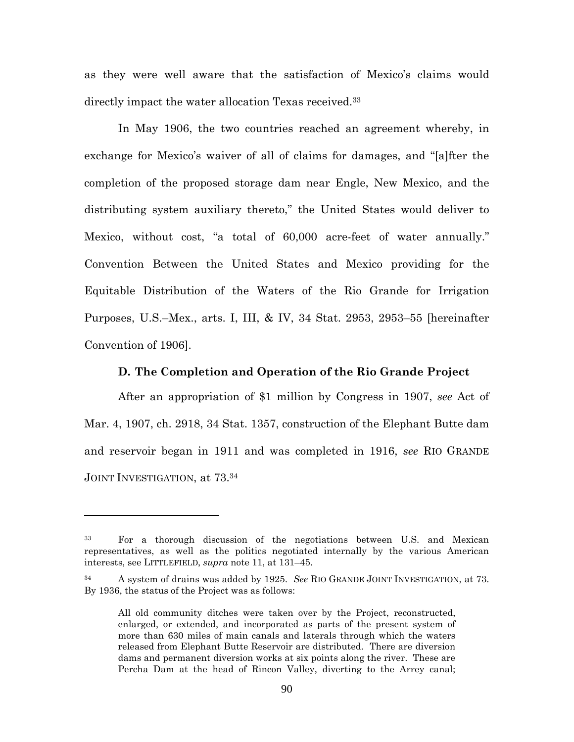as they were well aware that the satisfaction of Mexico's claims would directly impact the water allocation Texas received.[33]

In May 1906, the two countries reached an agreement whereby, in exchange for Mexico's waiver of all of claims for damages, and "[a]fter the completion of the proposed storage dam near Engle, New Mexico, and the distributing system auxiliary thereto," the United States would deliver to Mexico, without cost, "a total of 60,000 acre-feet of water annually." Convention Between the United States and Mexico providing for the Equitable Distribution of the Waters of the Rio Grande for Irrigation Purposes, U.S.–Mex., arts. I, III, & IV, 34 Stat. 2953, 2953–55 [hereinafter Convention of 1906].

### D. The Completion and Operation of the Rio Grande Project

After an appropriation of $1 million by Congress in 1907, *see* Act of Mar. 4, 1907, ch. 2918, 34 Stat. 1357, construction of the Elephant Butte dam and reservoir began in 1911 and was completed in 1916, *see* RIO GRANDE JOINT INVESTIGATION, at 73.[34]

---

[33] For a thorough discussion of the negotiations between U.S. and Mexican representatives, as well as the politics negotiated internally by the various American interests, see LITTLEFIELD, *supra* note 11, at 131–45.

[34] A system of drains was added by 1925. *See* RIO GRANDE JOINT INVESTIGATION, at 73. By 1936, the status of the Project was as follows:

> All old community ditches were taken over by the Project, reconstructed, enlarged, or extended, and incorporated as parts of the present system of more than 630 miles of main canals and laterals through which the waters released from Elephant Butte Reservoir are distributed. There are diversion dams and permanent diversion works at six points along the river. These are Percha Dam at the head of Rincon Valley, diverting to the Arrey canal;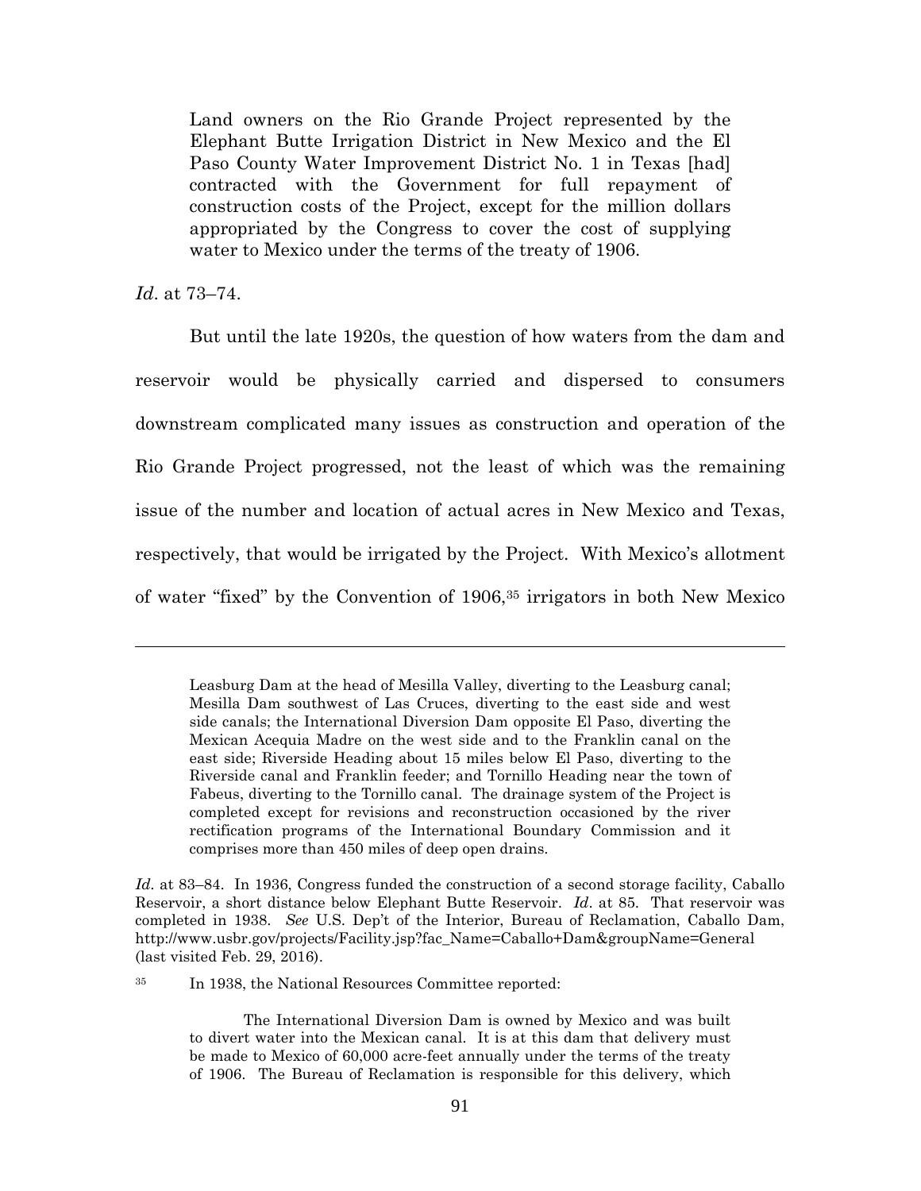> Land owners on the Rio Grande Project represented by the Elephant Butte Irrigation District in New Mexico and the El Paso County Water Improvement District No. 1 in Texas [had] contracted with the Government for full repayment of construction costs of the Project, except for the million dollars appropriated by the Congress to cover the cost of supplying water to Mexico under the terms of the treaty of 1906.

*Id*. at 73–74.

But until the late 1920s, the question of how waters from the dam and reservoir would be physically carried and dispersed to consumers downstream complicated many issues as construction and operation of the Rio Grande Project progressed, not the least of which was the remaining issue of the number and location of actual acres in New Mexico and Texas, respectively, that would be irrigated by the Project. With Mexico's allotment of water "fixed" by the Convention of 1906,[35] irrigators in both New Mexico

---

> Leasburg Dam at the head of Mesilla Valley, diverting to the Leasburg canal; Mesilla Dam southwest of Las Cruces, diverting to the east side and west side canals; the International Diversion Dam opposite El Paso, diverting the Mexican Acequia Madre on the west side and to the Franklin canal on the east side; Riverside Heading about 15 miles below El Paso, diverting to the Riverside canal and Franklin feeder; and Tornillo Heading near the town of Fabeus, diverting to the Tornillo canal. The drainage system of the Project is completed except for revisions and reconstruction occasioned by the river rectification programs of the International Boundary Commission and it comprises more than 450 miles of deep open drains.

*Id*. at 83–84. In 1936, Congress funded the construction of a second storage facility, Caballo Reservoir, a short distance below Elephant Butte Reservoir. *Id*. at 85. That reservoir was completed in 1938. *See* U.S. Dep't of the Interior, Bureau of Reclamation, Caballo Dam, http://www.usbr.gov/projects/Facility.jsp?fac_Name=Caballo+Dam&groupName=General (last visited Feb. 29, 2016).

[35] In 1938, the National Resources Committee reported:

> The International Diversion Dam is owned by Mexico and was built to divert water into the Mexican canal. It is at this dam that delivery must be made to Mexico of 60,000 acre-feet annually under the terms of the treaty of 1906. The Bureau of Reclamation is responsible for this delivery, which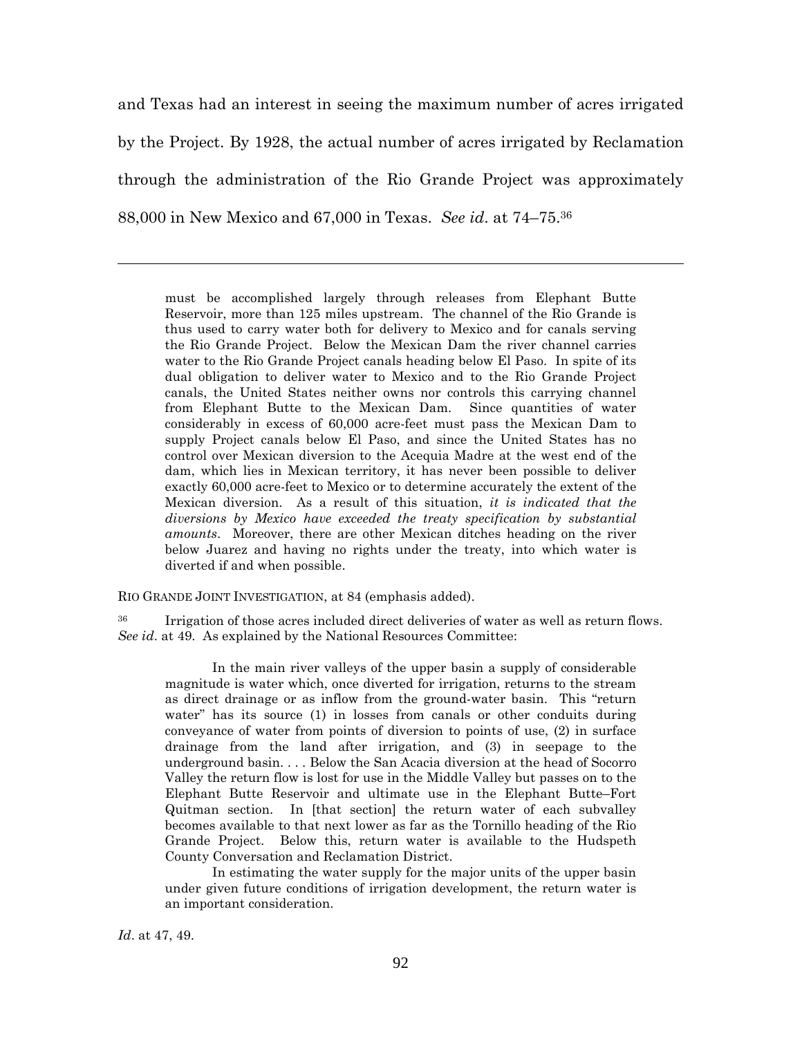and Texas had an interest in seeing the maximum number of acres irrigated by the Project. By 1928, the actual number of acres irrigated by Reclamation through the administration of the Rio Grande Project was approximately 88,000 in New Mexico and 67,000 in Texas. *See id*. at 74–75.[36]

---

> must be accomplished largely through releases from Elephant Butte Reservoir, more than 125 miles upstream. The channel of the Rio Grande is thus used to carry water both for delivery to Mexico and for canals serving the Rio Grande Project. Below the Mexican Dam the river channel carries water to the Rio Grande Project canals heading below El Paso. In spite of its dual obligation to deliver water to Mexico and to the Rio Grande Project canals, the United States neither owns nor controls this carrying channel from Elephant Butte to the Mexican Dam. Since quantities of water considerably in excess of 60,000 acre-feet must pass the Mexican Dam to supply Project canals below El Paso, and since the United States has no control over Mexican diversion to the Acequia Madre at the west end of the dam, which lies in Mexican territory, it has never been possible to deliver exactly 60,000 acre-feet to Mexico or to determine accurately the extent of the Mexican diversion. As a result of this situation, *it is indicated that the diversions by Mexico have exceeded the treaty specification by substantial amounts*. Moreover, there are other Mexican ditches heading on the river below Juarez and having no rights under the treaty, into which water is diverted if and when possible.

RIO GRANDE JOINT INVESTIGATION, at 84 (emphasis added).

[36] Irrigation of those acres included direct deliveries of water as well as return flows. *See id*. at 49. As explained by the National Resources Committee:

> In the main river valleys of the upper basin a supply of considerable magnitude is water which, once diverted for irrigation, returns to the stream as direct drainage or as inflow from the ground-water basin. This "return water" has its source (1) in losses from canals or other conduits during conveyance of water from points of diversion to points of use, (2) in surface drainage from the land after irrigation, and (3) in seepage to the underground basin. . . . Below the San Acacia diversion at the head of Socorro Valley the return flow is lost for use in the Middle Valley but passes on to the Elephant Butte Reservoir and ultimate use in the Elephant Butte–Fort Quitman section. In [that section] the return water of each subvalley becomes available to that next lower as far as the Tornillo heading of the Rio Grande Project. Below this, return water is available to the Hudspeth County Conversation and Reclamation District.
>
> In estimating the water supply for the major units of the upper basin under given future conditions of irrigation development, the return water is an important consideration.

*Id*. at 47, 49.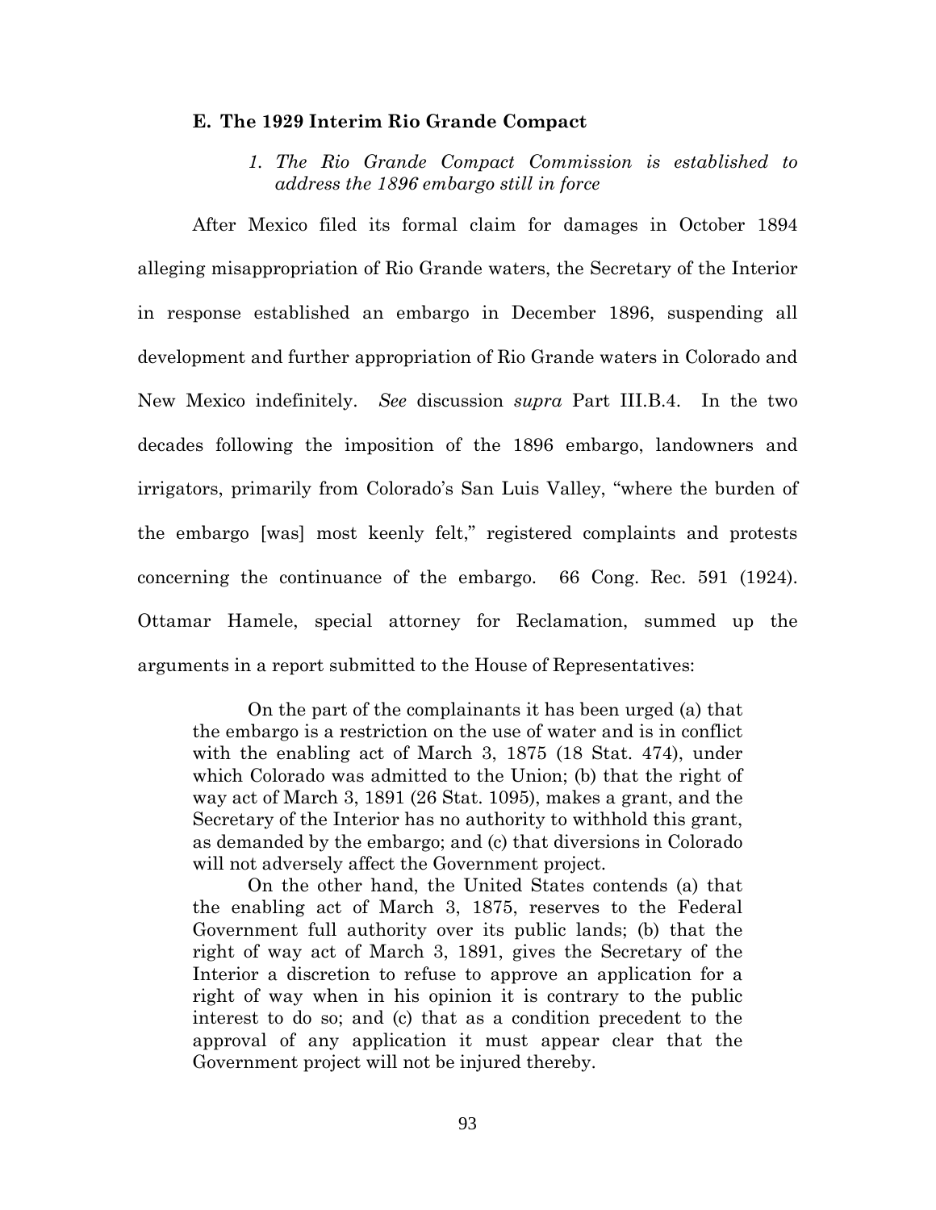### E. The 1929 Interim Rio Grande Compact

#### *1. The Rio Grande Compact Commission is established to address the 1896 embargo still in force*

After Mexico filed its formal claim for damages in October 1894 alleging misappropriation of Rio Grande waters, the Secretary of the Interior in response established an embargo in December 1896, suspending all development and further appropriation of Rio Grande waters in Colorado and New Mexico indefinitely. *See* discussion *supra* Part III.B.4. In the two decades following the imposition of the 1896 embargo, landowners and irrigators, primarily from Colorado's San Luis Valley, "where the burden of the embargo [was] most keenly felt," registered complaints and protests concerning the continuance of the embargo. 66 Cong. Rec. 591 (1924). Ottamar Hamele, special attorney for Reclamation, summed up the arguments in a report submitted to the House of Representatives:

> On the part of the complainants it has been urged (a) that the embargo is a restriction on the use of water and is in conflict with the enabling act of March 3, 1875 (18 Stat. 474), under which Colorado was admitted to the Union; (b) that the right of way act of March 3, 1891 (26 Stat. 1095), makes a grant, and the Secretary of the Interior has no authority to withhold this grant, as demanded by the embargo; and (c) that diversions in Colorado will not adversely affect the Government project.
>
> On the other hand, the United States contends (a) that the enabling act of March 3, 1875, reserves to the Federal Government full authority over its public lands; (b) that the right of way act of March 3, 1891, gives the Secretary of the Interior a discretion to refuse to approve an application for a right of way when in his opinion it is contrary to the public interest to do so; and (c) that as a condition precedent to the approval of any application it must appear clear that the Government project will not be injured thereby.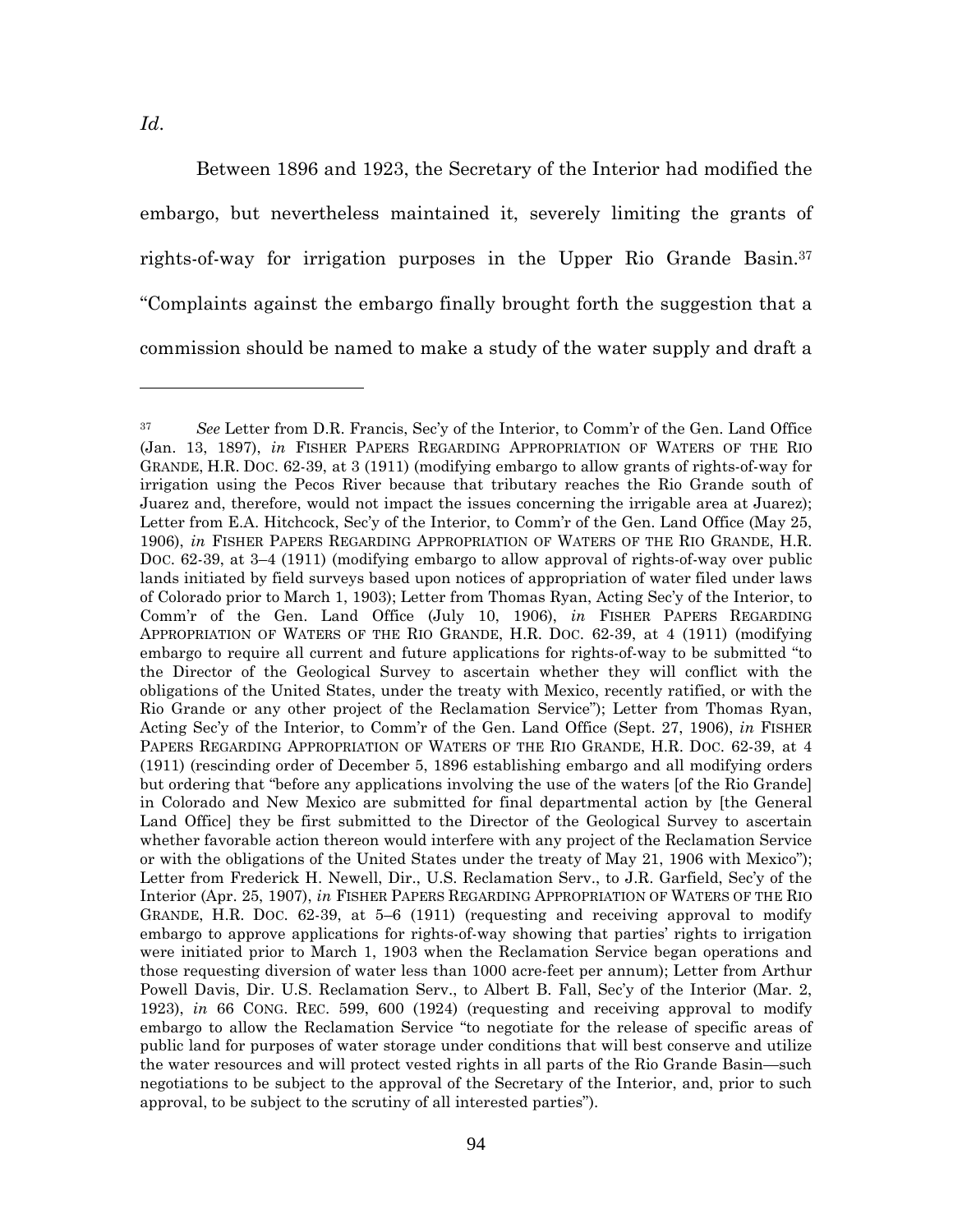*Id.*

Between 1896 and 1923, the Secretary of the Interior had modified the embargo, but nevertheless maintained it, severely limiting the grants of rights-of-way for irrigation purposes in the Upper Rio Grande Basin.[37] "Complaints against the embargo finally brought forth the suggestion that a commission should be named to make a study of the water supply and draft a

---

[37] *See* Letter from D.R. Francis, Sec'y of the Interior, to Comm'r of the Gen. Land Office (Jan. 13, 1897), *in* FISHER PAPERS REGARDING APPROPRIATION OF WATERS OF THE RIO GRANDE, H.R. DOC. 62-39, at 3 (1911) (modifying embargo to allow grants of rights-of-way for irrigation using the Pecos River because that tributary reaches the Rio Grande south of Juarez and, therefore, would not impact the issues concerning the irrigable area at Juarez); Letter from E.A. Hitchcock, Sec'y of the Interior, to Comm'r of the Gen. Land Office (May 25, 1906), *in* FISHER PAPERS REGARDING APPROPRIATION OF WATERS OF THE RIO GRANDE, H.R. DOC. 62-39, at 3–4 (1911) (modifying embargo to allow approval of rights-of-way over public lands initiated by field surveys based upon notices of appropriation of water filed under laws of Colorado prior to March 1, 1903); Letter from Thomas Ryan, Acting Sec'y of the Interior, to Comm'r of the Gen. Land Office (July 10, 1906), *in* FISHER PAPERS REGARDING APPROPRIATION OF WATERS OF THE RIO GRANDE, H.R. DOC. 62-39, at 4 (1911) (modifying embargo to require all current and future applications for rights-of-way to be submitted "to the Director of the Geological Survey to ascertain whether they will conflict with the obligations of the United States, under the treaty with Mexico, recently ratified, or with the Rio Grande or any other project of the Reclamation Service"); Letter from Thomas Ryan, Acting Sec'y of the Interior, to Comm'r of the Gen. Land Office (Sept. 27, 1906), *in* FISHER PAPERS REGARDING APPROPRIATION OF WATERS OF THE RIO GRANDE, H.R. DOC. 62-39, at 4 (1911) (rescinding order of December 5, 1896 establishing embargo and all modifying orders but ordering that "before any applications involving the use of the waters [of the Rio Grande] in Colorado and New Mexico are submitted for final departmental action by [the General Land Office] they be first submitted to the Director of the Geological Survey to ascertain whether favorable action thereon would interfere with any project of the Reclamation Service or with the obligations of the United States under the treaty of May 21, 1906 with Mexico"); Letter from Frederick H. Newell, Dir., U.S. Reclamation Serv., to J.R. Garfield, Sec'y of the Interior (Apr. 25, 1907), *in* FISHER PAPERS REGARDING APPROPRIATION OF WATERS OF THE RIO GRANDE, H.R. DOC. 62-39, at 5–6 (1911) (requesting and receiving approval to modify embargo to approve applications for rights-of-way showing that parties' rights to irrigation were initiated prior to March 1, 1903 when the Reclamation Service began operations and those requesting diversion of water less than 1000 acre-feet per annum); Letter from Arthur Powell Davis, Dir. U.S. Reclamation Serv., to Albert B. Fall, Sec'y of the Interior (Mar. 2, 1923), *in* 66 CONG. REC. 599, 600 (1924) (requesting and receiving approval to modify embargo to allow the Reclamation Service "to negotiate for the release of specific areas of public land for purposes of water storage under conditions that will best conserve and utilize the water resources and will protect vested rights in all parts of the Rio Grande Basin—such negotiations to be subject to the approval of the Secretary of the Interior, and, prior to such approval, to be subject to the scrutiny of all interested parties").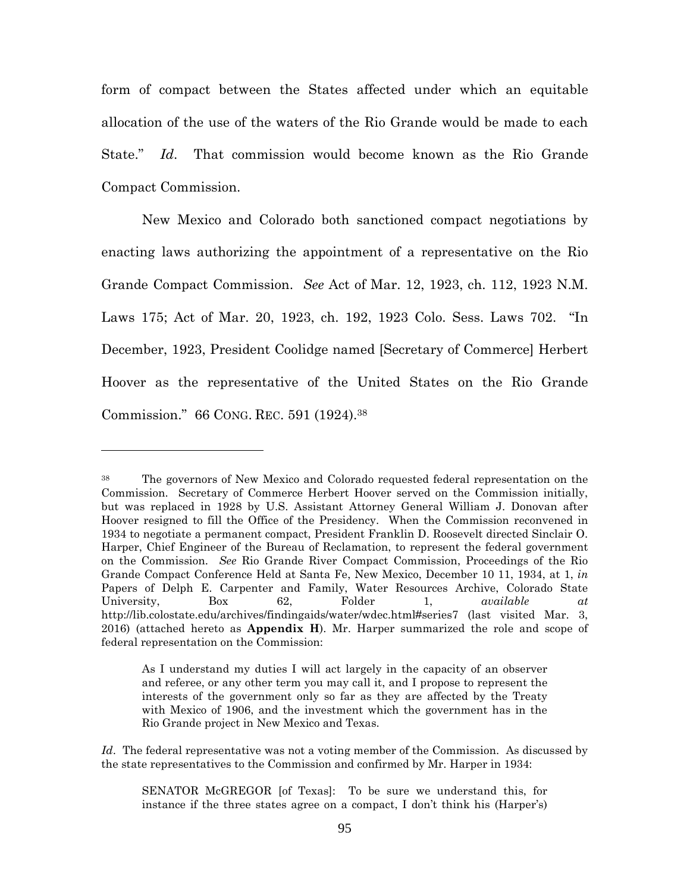form of compact between the States affected under which an equitable allocation of the use of the waters of the Rio Grande would be made to each State." *Id*. That commission would become known as the Rio Grande Compact Commission.

New Mexico and Colorado both sanctioned compact negotiations by enacting laws authorizing the appointment of a representative on the Rio Grande Compact Commission. *See* Act of Mar. 12, 1923, ch. 112, 1923 N.M. Laws 175; Act of Mar. 20, 1923, ch. 192, 1923 Colo. Sess. Laws 702. "In December, 1923, President Coolidge named [Secretary of Commerce] Herbert Hoover as the representative of the United States on the Rio Grande Commission." 66 CONG. REC. 591 (1924).[38]

---

[38] The governors of New Mexico and Colorado requested federal representation on the Commission. Secretary of Commerce Herbert Hoover served on the Commission initially, but was replaced in 1928 by U.S. Assistant Attorney General William J. Donovan after Hoover resigned to fill the Office of the Presidency. When the Commission reconvened in 1934 to negotiate a permanent compact, President Franklin D. Roosevelt directed Sinclair O. Harper, Chief Engineer of the Bureau of Reclamation, to represent the federal government on the Commission. *See* Rio Grande River Compact Commission, Proceedings of the Rio Grande Compact Conference Held at Santa Fe, New Mexico, December 10 11, 1934, at 1, *in* Papers of Delph E. Carpenter and Family, Water Resources Archive, Colorado State University, Box 62, Folder 1, *available at* http://lib.colostate.edu/archives/findingaids/water/wdec.html#series7 (last visited Mar. 3, 2016) (attached hereto as **Appendix H**). Mr. Harper summarized the role and scope of federal representation on the Commission:

> As I understand my duties I will act largely in the capacity of an observer and referee, or any other term you may call it, and I propose to represent the interests of the government only so far as they are affected by the Treaty with Mexico of 1906, and the investment which the government has in the Rio Grande project in New Mexico and Texas.

*Id*. The federal representative was not a voting member of the Commission. As discussed by the state representatives to the Commission and confirmed by Mr. Harper in 1934:

> SENATOR McGREGOR [of Texas]: To be sure we understand this, for instance if the three states agree on a compact, I don't think his (Harper's)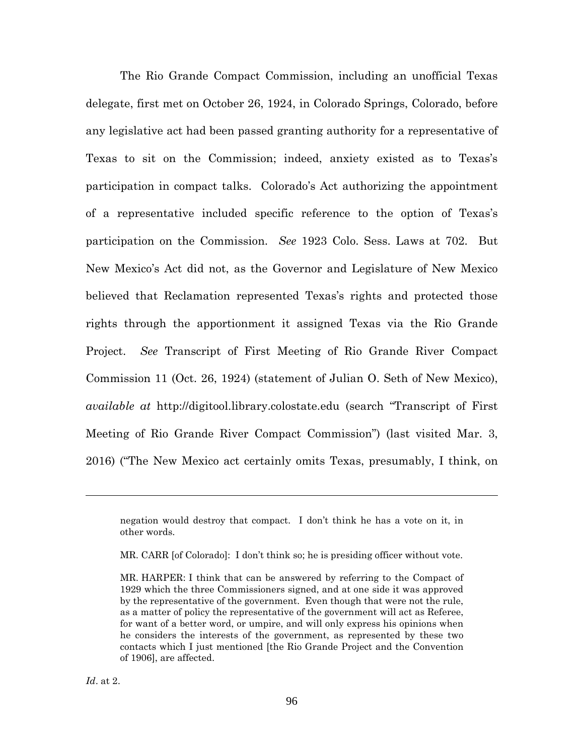The Rio Grande Compact Commission, including an unofficial Texas delegate, first met on October 26, 1924, in Colorado Springs, Colorado, before any legislative act had been passed granting authority for a representative of Texas to sit on the Commission; indeed, anxiety existed as to Texas's participation in compact talks. Colorado's Act authorizing the appointment of a representative included specific reference to the option of Texas's participation on the Commission. *See* 1923 Colo. Sess. Laws at 702. But New Mexico's Act did not, as the Governor and Legislature of New Mexico believed that Reclamation represented Texas's rights and protected those rights through the apportionment it assigned Texas via the Rio Grande Project. *See* Transcript of First Meeting of Rio Grande River Compact Commission 11 (Oct. 26, 1924) (statement of Julian O. Seth of New Mexico), *available at* http://digitool.library.colostate.edu (search "Transcript of First Meeting of Rio Grande River Compact Commission") (last visited Mar. 3, 2016) ("The New Mexico act certainly omits Texas, presumably, I think, on

---

> negation would destroy that compact. I don't think he has a vote on it, in other words.
>
> MR. CARR [of Colorado]: I don't think so; he is presiding officer without vote.
>
> MR. HARPER: I think that can be answered by referring to the Compact of 1929 which the three Commissioners signed, and at one side it was approved by the representative of the government. Even though that were not the rule, as a matter of policy the representative of the government will act as Referee, for want of a better word, or umpire, and will only express his opinions when he considers the interests of the government, as represented by these two contacts which I just mentioned [the Rio Grande Project and the Convention of 1906], are affected.

*Id*. at 2.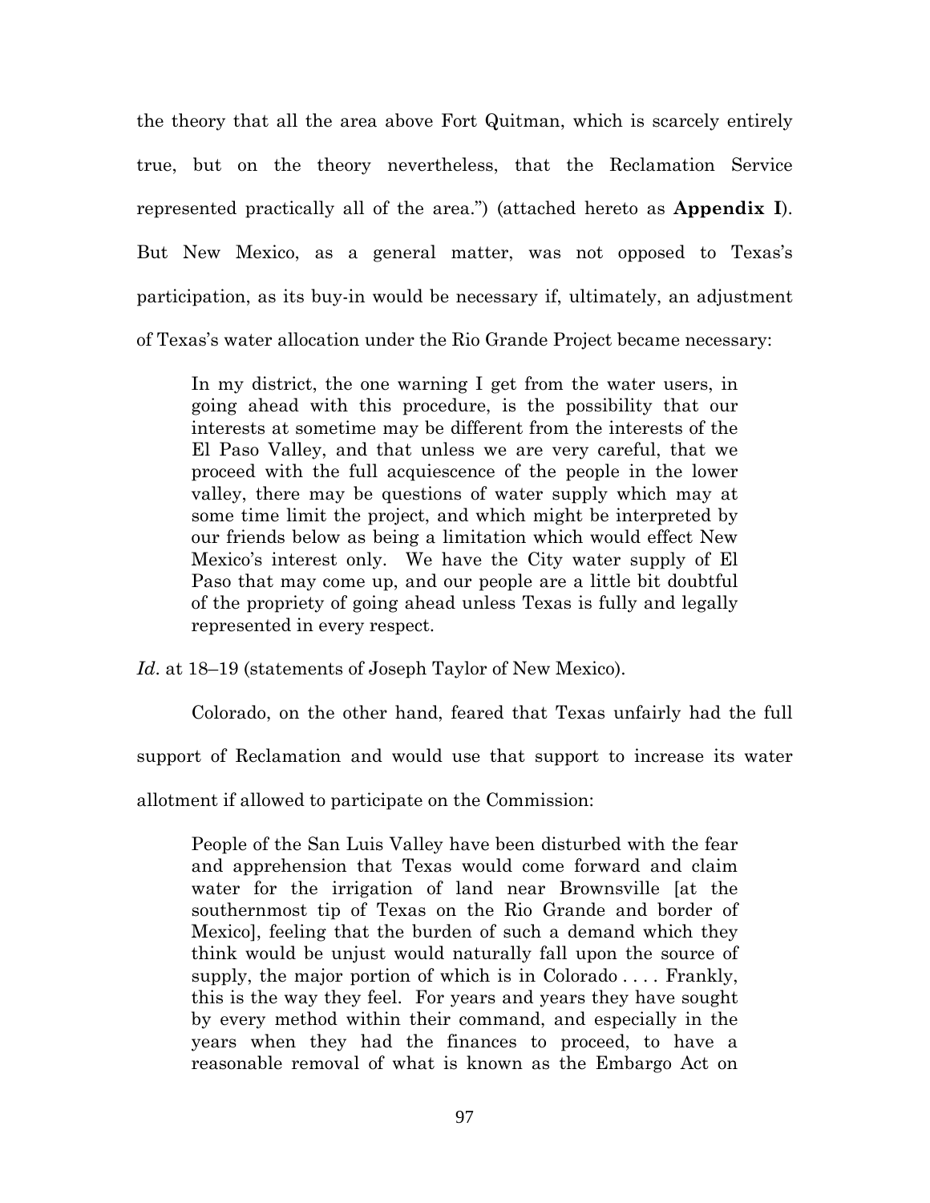the theory that all the area above Fort Quitman, which is scarcely entirely true, but on the theory nevertheless, that the Reclamation Service represented practically all of the area.") (attached hereto as **Appendix I**). But New Mexico, as a general matter, was not opposed to Texas's participation, as its buy-in would be necessary if, ultimately, an adjustment of Texas's water allocation under the Rio Grande Project became necessary:

> In my district, the one warning I get from the water users, in going ahead with this procedure, is the possibility that our interests at sometime may be different from the interests of the El Paso Valley, and that unless we are very careful, that we proceed with the full acquiescence of the people in the lower valley, there may be questions of water supply which may at some time limit the project, and which might be interpreted by our friends below as being a limitation which would effect New Mexico's interest only. We have the City water supply of El Paso that may come up, and our people are a little bit doubtful of the propriety of going ahead unless Texas is fully and legally represented in every respect.

*Id*. at 18–19 (statements of Joseph Taylor of New Mexico).

Colorado, on the other hand, feared that Texas unfairly had the full support of Reclamation and would use that support to increase its water allotment if allowed to participate on the Commission:

> People of the San Luis Valley have been disturbed with the fear and apprehension that Texas would come forward and claim water for the irrigation of land near Brownsville [at the southernmost tip of Texas on the Rio Grande and border of Mexico], feeling that the burden of such a demand which they think would be unjust would naturally fall upon the source of supply, the major portion of which is in Colorado . . . . Frankly, this is the way they feel. For years and years they have sought by every method within their command, and especially in the years when they had the finances to proceed, to have a reasonable removal of what is known as the Embargo Act on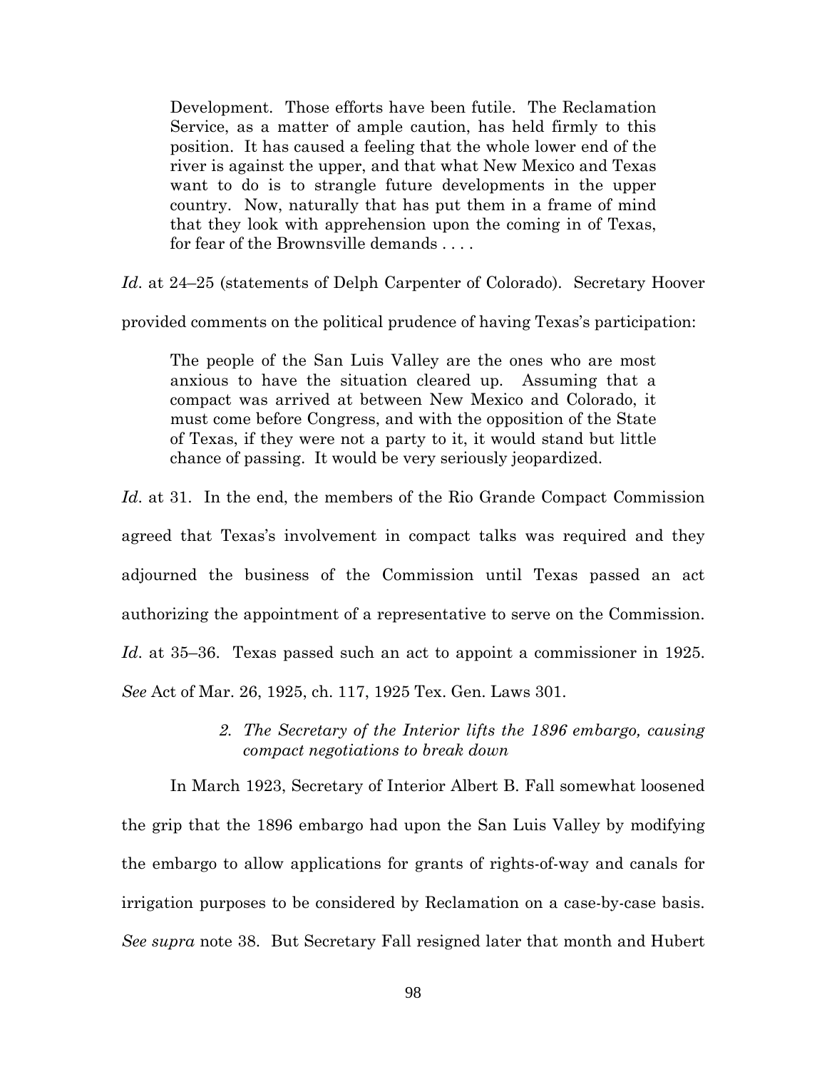> Development. Those efforts have been futile. The Reclamation Service, as a matter of ample caution, has held firmly to this position. It has caused a feeling that the whole lower end of the river is against the upper, and that what New Mexico and Texas want to do is to strangle future developments in the upper country. Now, naturally that has put them in a frame of mind that they look with apprehension upon the coming in of Texas, for fear of the Brownsville demands . . . .

*Id*. at 24–25 (statements of Delph Carpenter of Colorado). Secretary Hoover provided comments on the political prudence of having Texas's participation:

> The people of the San Luis Valley are the ones who are most anxious to have the situation cleared up. Assuming that a compact was arrived at between New Mexico and Colorado, it must come before Congress, and with the opposition of the State of Texas, if they were not a party to it, it would stand but little chance of passing. It would be very seriously jeopardized.

*Id*. at 31. In the end, the members of the Rio Grande Compact Commission agreed that Texas's involvement in compact talks was required and they adjourned the business of the Commission until Texas passed an act authorizing the appointment of a representative to serve on the Commission. *Id*. at 35–36. Texas passed such an act to appoint a commissioner in 1925. *See* Act of Mar. 26, 1925, ch. 117, 1925 Tex. Gen. Laws 301.

#### *2. The Secretary of the Interior lifts the 1896 embargo, causing compact negotiations to break down*

In March 1923, Secretary of Interior Albert B. Fall somewhat loosened the grip that the 1896 embargo had upon the San Luis Valley by modifying the embargo to allow applications for grants of rights-of-way and canals for irrigation purposes to be considered by Reclamation on a case-by-case basis. *See supra* note 38. But Secretary Fall resigned later that month and Hubert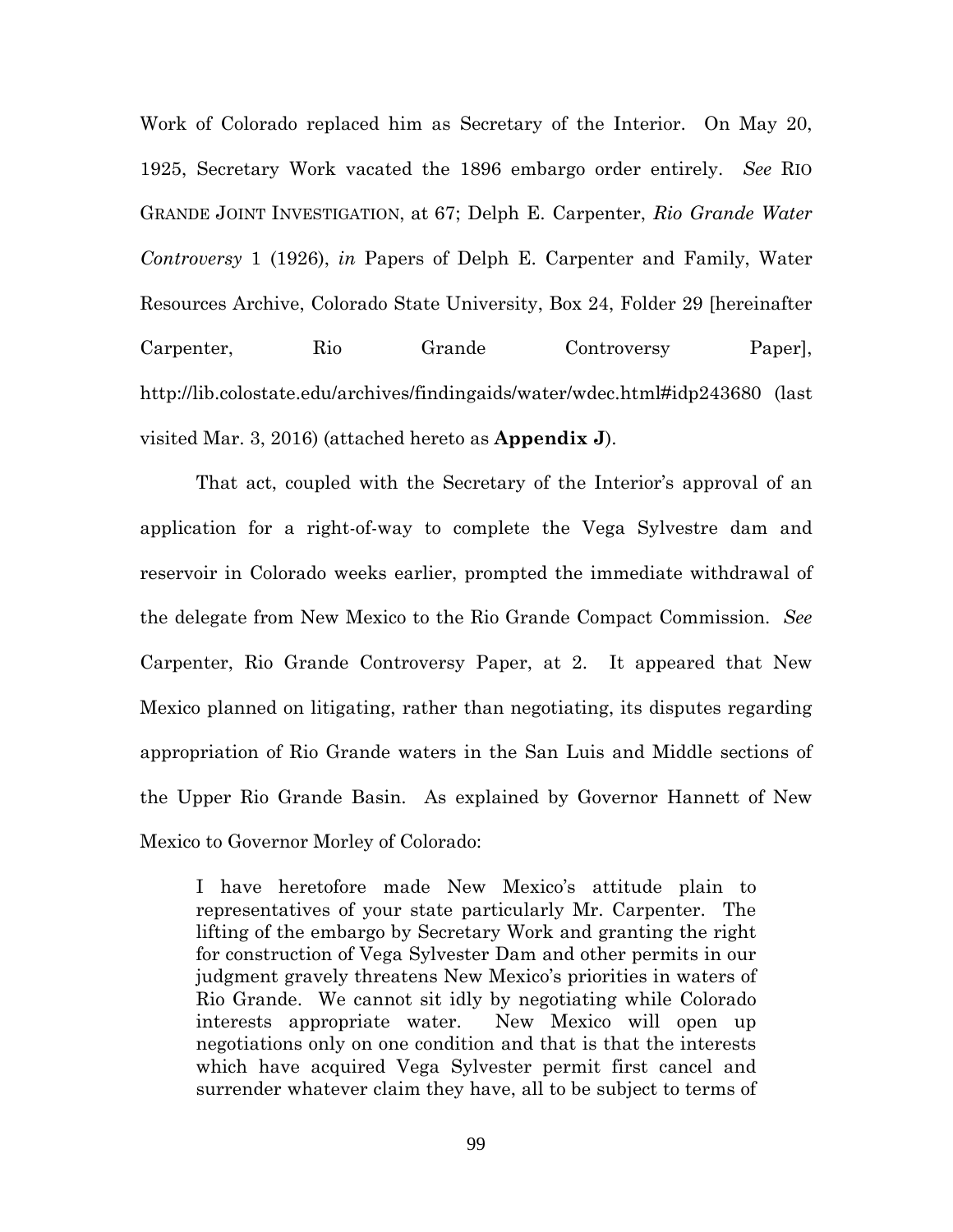Work of Colorado replaced him as Secretary of the Interior. On May 20, 1925, Secretary Work vacated the 1896 embargo order entirely. *See* RIO GRANDE JOINT INVESTIGATION, at 67; Delph E. Carpenter, *Rio Grande Water Controversy* 1 (1926), *in* Papers of Delph E. Carpenter and Family, Water Resources Archive, Colorado State University, Box 24, Folder 29 [hereinafter Carpenter, Rio Grande Controversy Paper], http://lib.colostate.edu/archives/findingaids/water/wdec.html#idp243680 (last visited Mar. 3, 2016) (attached hereto as **Appendix J**).

That act, coupled with the Secretary of the Interior's approval of an application for a right-of-way to complete the Vega Sylvestre dam and reservoir in Colorado weeks earlier, prompted the immediate withdrawal of the delegate from New Mexico to the Rio Grande Compact Commission. *See* Carpenter, Rio Grande Controversy Paper, at 2. It appeared that New Mexico planned on litigating, rather than negotiating, its disputes regarding appropriation of Rio Grande waters in the San Luis and Middle sections of the Upper Rio Grande Basin. As explained by Governor Hannett of New Mexico to Governor Morley of Colorado:

> I have heretofore made New Mexico's attitude plain to representatives of your state particularly Mr. Carpenter. The lifting of the embargo by Secretary Work and granting the right for construction of Vega Sylvester Dam and other permits in our judgment gravely threatens New Mexico's priorities in waters of Rio Grande. We cannot sit idly by negotiating while Colorado interests appropriate water. New Mexico will open up negotiations only on one condition and that is that the interests which have acquired Vega Sylvester permit first cancel and surrender whatever claim they have, all to be subject to terms of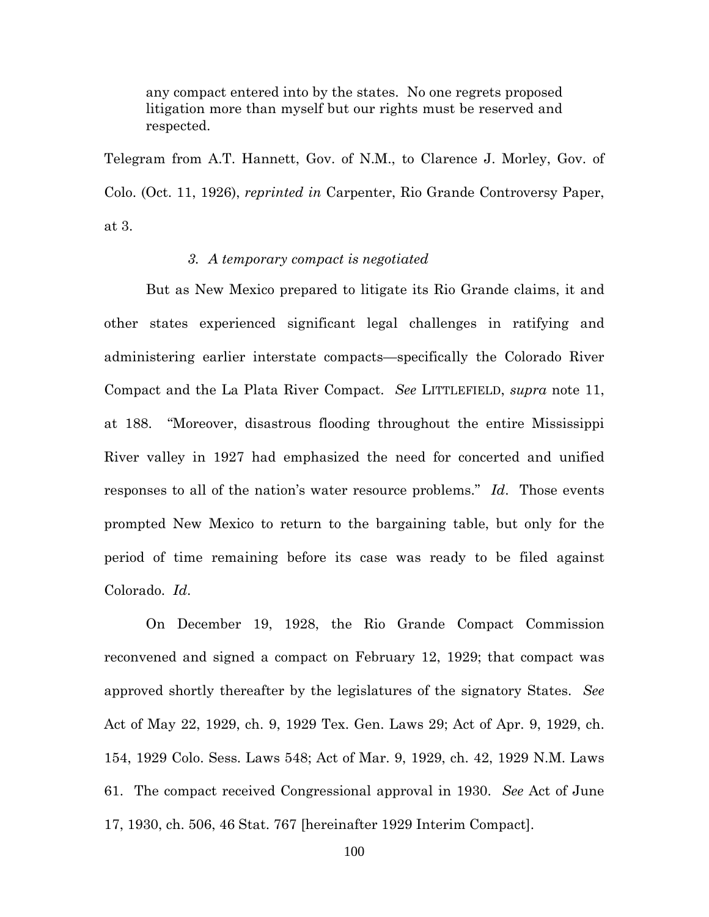> any compact entered into by the states. No one regrets proposed litigation more than myself but our rights must be reserved and respected.

Telegram from A.T. Hannett, Gov. of N.M., to Clarence J. Morley, Gov. of Colo. (Oct. 11, 1926), *reprinted in* Carpenter, Rio Grande Controversy Paper, at 3.

#### *3. A temporary compact is negotiated*

But as New Mexico prepared to litigate its Rio Grande claims, it and other states experienced significant legal challenges in ratifying and administering earlier interstate compacts—specifically the Colorado River Compact and the La Plata River Compact. *See* LITTLEFIELD, *supra* note 11, at 188. "Moreover, disastrous flooding throughout the entire Mississippi River valley in 1927 had emphasized the need for concerted and unified responses to all of the nation's water resource problems." *Id*. Those events prompted New Mexico to return to the bargaining table, but only for the period of time remaining before its case was ready to be filed against Colorado. *Id*.

On December 19, 1928, the Rio Grande Compact Commission reconvened and signed a compact on February 12, 1929; that compact was approved shortly thereafter by the legislatures of the signatory States. *See* Act of May 22, 1929, ch. 9, 1929 Tex. Gen. Laws 29; Act of Apr. 9, 1929, ch. 154, 1929 Colo. Sess. Laws 548; Act of Mar. 9, 1929, ch. 42, 1929 N.M. Laws 61. The compact received Congressional approval in 1930. *See* Act of June 17, 1930, ch. 506, 46 Stat. 767 [hereinafter 1929 Interim Compact].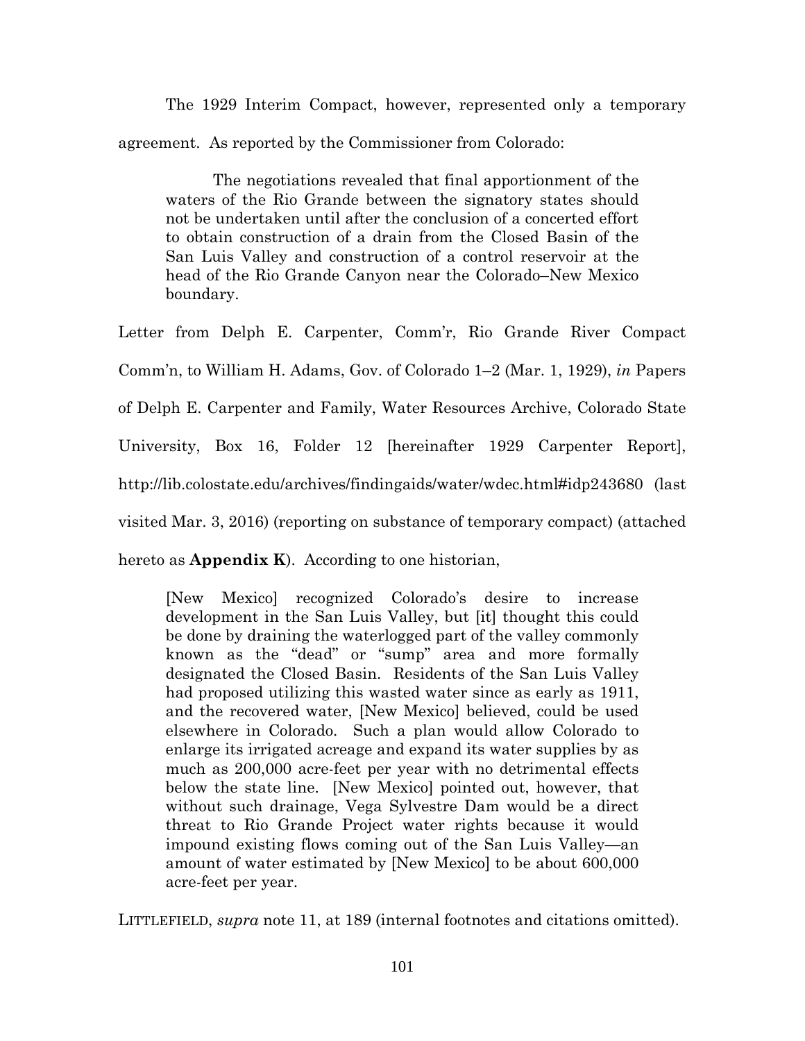The 1929 Interim Compact, however, represented only a temporary agreement. As reported by the Commissioner from Colorado:

> The negotiations revealed that final apportionment of the waters of the Rio Grande between the signatory states should not be undertaken until after the conclusion of a concerted effort to obtain construction of a drain from the Closed Basin of the San Luis Valley and construction of a control reservoir at the head of the Rio Grande Canyon near the Colorado–New Mexico boundary.

Letter from Delph E. Carpenter, Comm'r, Rio Grande River Compact Comm'n, to William H. Adams, Gov. of Colorado 1–2 (Mar. 1, 1929), *in* Papers of Delph E. Carpenter and Family, Water Resources Archive, Colorado State University, Box 16, Folder 12 [hereinafter 1929 Carpenter Report], http://lib.colostate.edu/archives/findingaids/water/wdec.html#idp243680 (last visited Mar. 3, 2016) (reporting on substance of temporary compact) (attached hereto as **Appendix K**). According to one historian,

> [New Mexico] recognized Colorado's desire to increase development in the San Luis Valley, but [it] thought this could be done by draining the waterlogged part of the valley commonly known as the "dead" or "sump" area and more formally designated the Closed Basin. Residents of the San Luis Valley had proposed utilizing this wasted water since as early as 1911, and the recovered water, [New Mexico] believed, could be used elsewhere in Colorado. Such a plan would allow Colorado to enlarge its irrigated acreage and expand its water supplies by as much as 200,000 acre-feet per year with no detrimental effects below the state line. [New Mexico] pointed out, however, that without such drainage, Vega Sylvestre Dam would be a direct threat to Rio Grande Project water rights because it would impound existing flows coming out of the San Luis Valley—an amount of water estimated by [New Mexico] to be about 600,000 acre-feet per year.

LITTLEFIELD, *supra* note 11, at 189 (internal footnotes and citations omitted).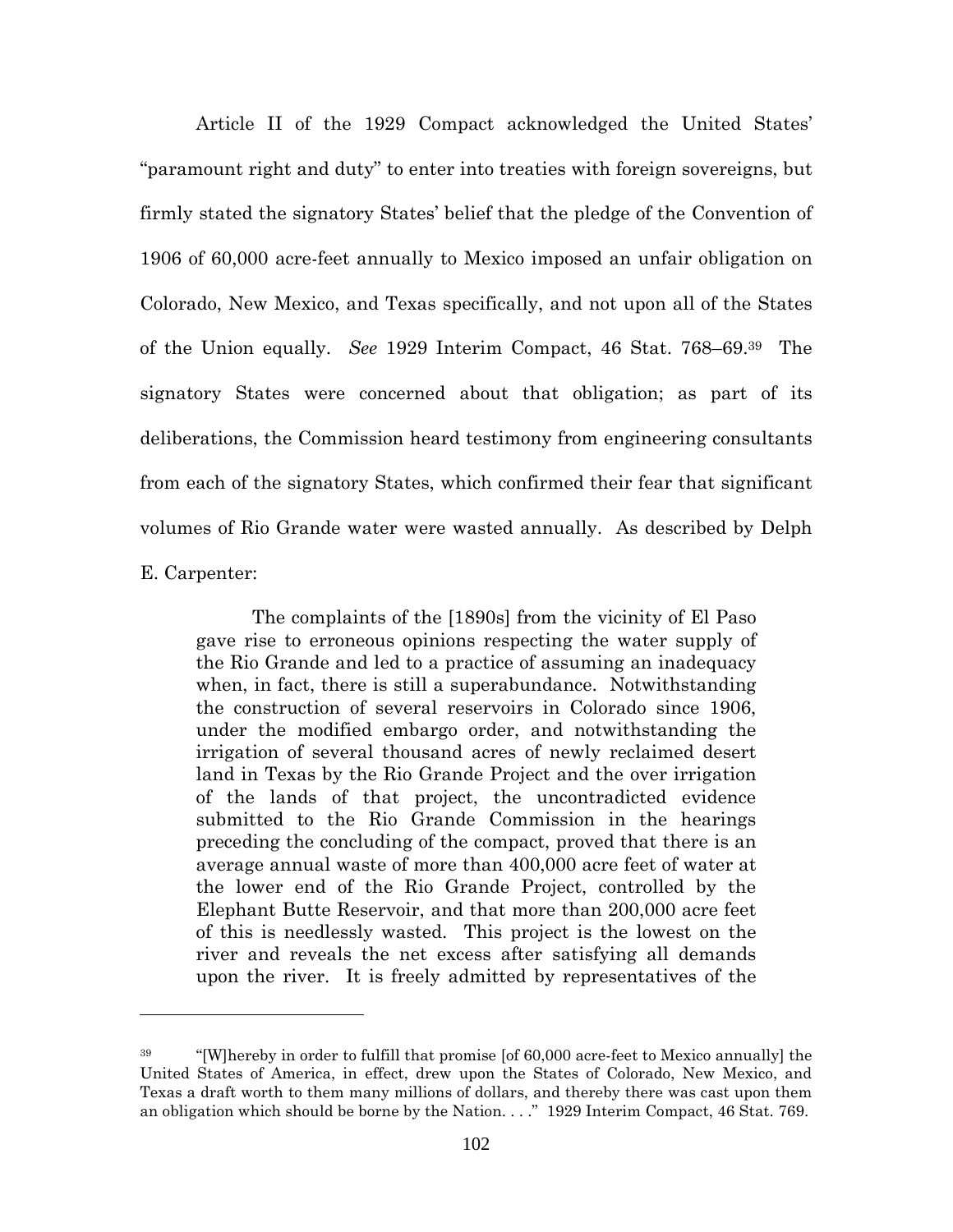Article II of the 1929 Compact acknowledged the United States' "paramount right and duty" to enter into treaties with foreign sovereigns, but firmly stated the signatory States' belief that the pledge of the Convention of 1906 of 60,000 acre-feet annually to Mexico imposed an unfair obligation on Colorado, New Mexico, and Texas specifically, and not upon all of the States of the Union equally. *See* 1929 Interim Compact, 46 Stat. 768–69.[39] The signatory States were concerned about that obligation; as part of its deliberations, the Commission heard testimony from engineering consultants from each of the signatory States, which confirmed their fear that significant volumes of Rio Grande water were wasted annually. As described by Delph E. Carpenter:

> The complaints of the [1890s] from the vicinity of El Paso gave rise to erroneous opinions respecting the water supply of the Rio Grande and led to a practice of assuming an inadequacy when, in fact, there is still a superabundance. Notwithstanding the construction of several reservoirs in Colorado since 1906, under the modified embargo order, and notwithstanding the irrigation of several thousand acres of newly reclaimed desert land in Texas by the Rio Grande Project and the over irrigation of the lands of that project, the uncontradicted evidence submitted to the Rio Grande Commission in the hearings preceding the concluding of the compact, proved that there is an average annual waste of more than 400,000 acre feet of water at the lower end of the Rio Grande Project, controlled by the Elephant Butte Reservoir, and that more than 200,000 acre feet of this is needlessly wasted. This project is the lowest on the river and reveals the net excess after satisfying all demands upon the river. It is freely admitted by representatives of the

---

[39] "[W]hereby in order to fulfill that promise [of 60,000 acre-feet to Mexico annually] the United States of America, in effect, drew upon the States of Colorado, New Mexico, and Texas a draft worth to them many millions of dollars, and thereby there was cast upon them an obligation which should be borne by the Nation. . . ." 1929 Interim Compact, 46 Stat. 769.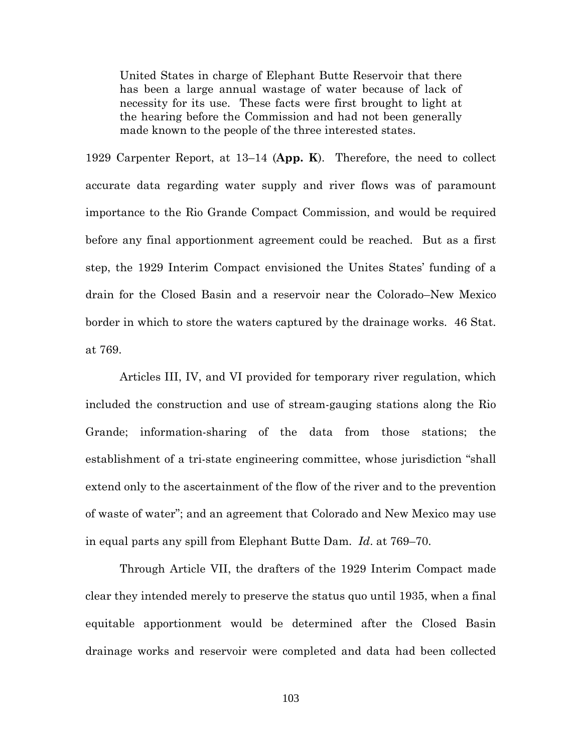> United States in charge of Elephant Butte Reservoir that there has been a large annual wastage of water because of lack of necessity for its use. These facts were first brought to light at the hearing before the Commission and had not been generally made known to the people of the three interested states.

1929 Carpenter Report, at 13–14 (**App. K**). Therefore, the need to collect accurate data regarding water supply and river flows was of paramount importance to the Rio Grande Compact Commission, and would be required before any final apportionment agreement could be reached. But as a first step, the 1929 Interim Compact envisioned the Unites States' funding of a drain for the Closed Basin and a reservoir near the Colorado–New Mexico border in which to store the waters captured by the drainage works. 46 Stat. at 769.

Articles III, IV, and VI provided for temporary river regulation, which included the construction and use of stream-gauging stations along the Rio Grande; information-sharing of the data from those stations; the establishment of a tri-state engineering committee, whose jurisdiction "shall extend only to the ascertainment of the flow of the river and to the prevention of waste of water"; and an agreement that Colorado and New Mexico may use in equal parts any spill from Elephant Butte Dam. *Id*. at 769–70.

Through Article VII, the drafters of the 1929 Interim Compact made clear they intended merely to preserve the status quo until 1935, when a final equitable apportionment would be determined after the Closed Basin drainage works and reservoir were completed and data had been collected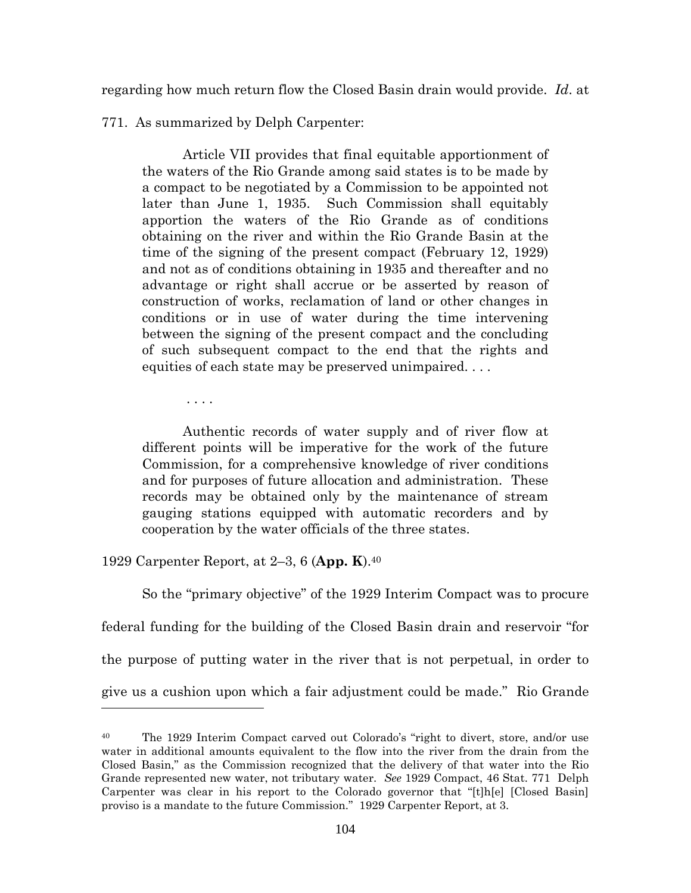regarding how much return flow the Closed Basin drain would provide. *Id*. at 771. As summarized by Delph Carpenter:

> Article VII provides that final equitable apportionment of the waters of the Rio Grande among said states is to be made by a compact to be negotiated by a Commission to be appointed not later than June 1, 1935. Such Commission shall equitably apportion the waters of the Rio Grande as of conditions obtaining on the river and within the Rio Grande Basin at the time of the signing of the present compact (February 12, 1929) and not as of conditions obtaining in 1935 and thereafter and no advantage or right shall accrue or be asserted by reason of construction of works, reclamation of land or other changes in conditions or in use of water during the time intervening between the signing of the present compact and the concluding of such subsequent compact to the end that the rights and equities of each state may be preserved unimpaired. . . .
>
> . . . .
>
> Authentic records of water supply and of river flow at different points will be imperative for the work of the future Commission, for a comprehensive knowledge of river conditions and for purposes of future allocation and administration. These records may be obtained only by the maintenance of stream gauging stations equipped with automatic recorders and by cooperation by the water officials of the three states.

1929 Carpenter Report, at 2–3, 6 (**App. K**).[40]

So the "primary objective" of the 1929 Interim Compact was to procure federal funding for the building of the Closed Basin drain and reservoir "for the purpose of putting water in the river that is not perpetual, in order to give us a cushion upon which a fair adjustment could be made." Rio Grande

---

[40] The 1929 Interim Compact carved out Colorado's "right to divert, store, and/or use water in additional amounts equivalent to the flow into the river from the drain from the Closed Basin," as the Commission recognized that the delivery of that water into the Rio Grande represented new water, not tributary water. *See* 1929 Compact, 46 Stat. 771 Delph Carpenter was clear in his report to the Colorado governor that "[t]h[e] [Closed Basin] proviso is a mandate to the future Commission." 1929 Carpenter Report, at 3.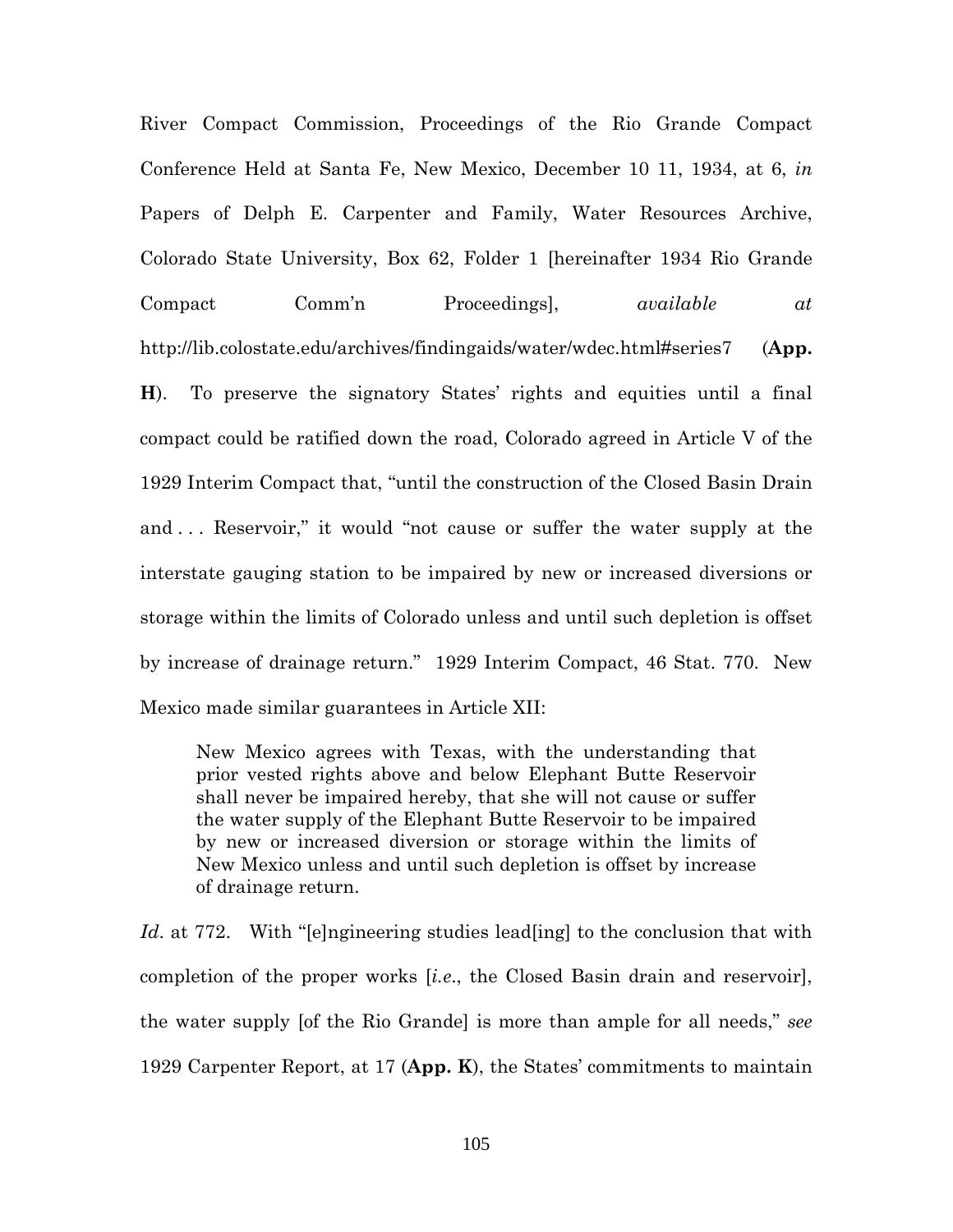River Compact Commission, Proceedings of the Rio Grande Compact Conference Held at Santa Fe, New Mexico, December 10 11, 1934, at 6, *in* Papers of Delph E. Carpenter and Family, Water Resources Archive, Colorado State University, Box 62, Folder 1 [hereinafter 1934 Rio Grande Compact Comm'n Proceedings], *available at* http://lib.colostate.edu/archives/findingaids/water/wdec.html#series7 (**App. H**). To preserve the signatory States' rights and equities until a final compact could be ratified down the road, Colorado agreed in Article V of the 1929 Interim Compact that, "until the construction of the Closed Basin Drain and . . . Reservoir," it would "not cause or suffer the water supply at the interstate gauging station to be impaired by new or increased diversions or storage within the limits of Colorado unless and until such depletion is offset by increase of drainage return." 1929 Interim Compact, 46 Stat. 770. New Mexico made similar guarantees in Article XII:

> New Mexico agrees with Texas, with the understanding that prior vested rights above and below Elephant Butte Reservoir shall never be impaired hereby, that she will not cause or suffer the water supply of the Elephant Butte Reservoir to be impaired by new or increased diversion or storage within the limits of New Mexico unless and until such depletion is offset by increase of drainage return.

*Id*. at 772. With "[e]ngineering studies lead[ing] to the conclusion that with completion of the proper works [*i.e.*, the Closed Basin drain and reservoir], the water supply [of the Rio Grande] is more than ample for all needs," *see* 1929 Carpenter Report, at 17 (**App. K**), the States' commitments to maintain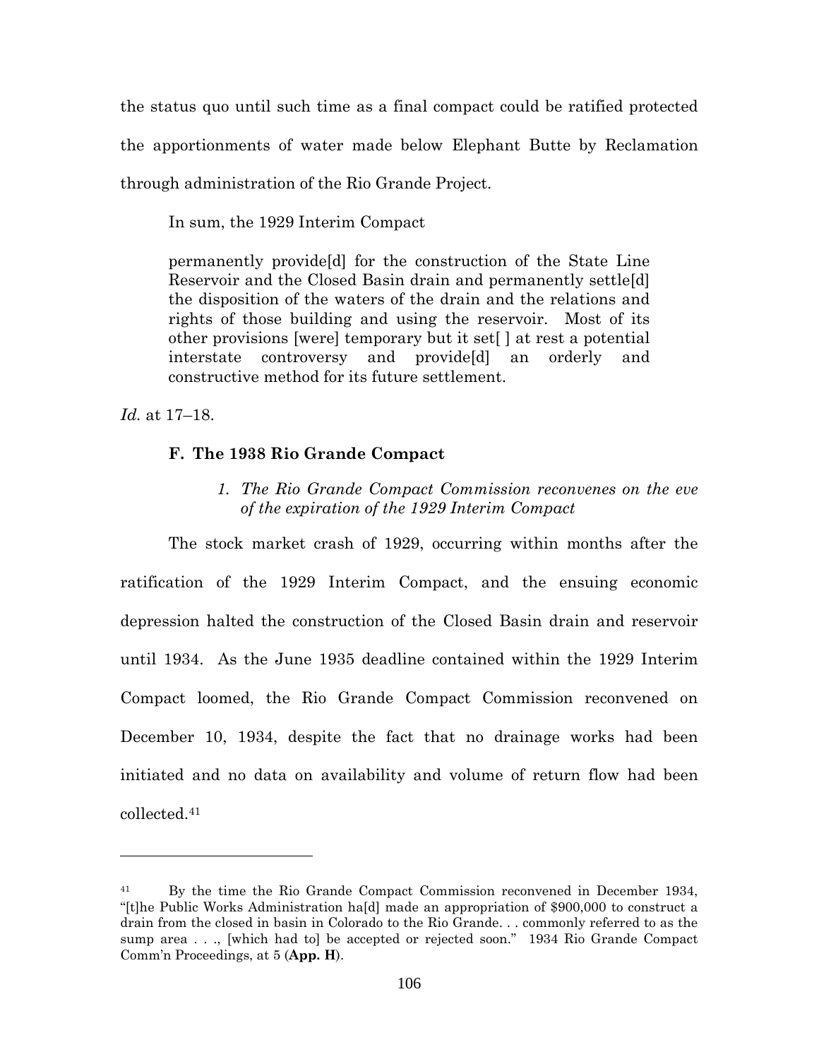the status quo until such time as a final compact could be ratified protected the apportionments of water made below Elephant Butte by Reclamation through administration of the Rio Grande Project.

In sum, the 1929 Interim Compact

> permanently provide[d] for the construction of the State Line Reservoir and the Closed Basin drain and permanently settle[d] the disposition of the waters of the drain and the relations and rights of those building and using the reservoir. Most of its other provisions [were] temporary but it set[ ] at rest a potential interstate controversy and provide[d] an orderly and constructive method for its future settlement.

*Id.* at 17–18.

### F. The 1938 Rio Grande Compact

#### *1. The Rio Grande Compact Commission reconvenes on the eve of the expiration of the 1929 Interim Compact*

The stock market crash of 1929, occurring within months after the ratification of the 1929 Interim Compact, and the ensuing economic depression halted the construction of the Closed Basin drain and reservoir until 1934. As the June 1935 deadline contained within the 1929 Interim Compact loomed, the Rio Grande Compact Commission reconvened on December 10, 1934, despite the fact that no drainage works had been initiated and no data on availability and volume of return flow had been collected.[41]

---

[41] By the time the Rio Grande Compact Commission reconvened in December 1934, "[t]he Public Works Administration ha[d] made an appropriation of $900,000 to construct a drain from the closed in basin in Colorado to the Rio Grande. . . commonly referred to as the sump area . . ., [which had to] be accepted or rejected soon." 1934 Rio Grande Compact Comm'n Proceedings, at 5 (**App. H**).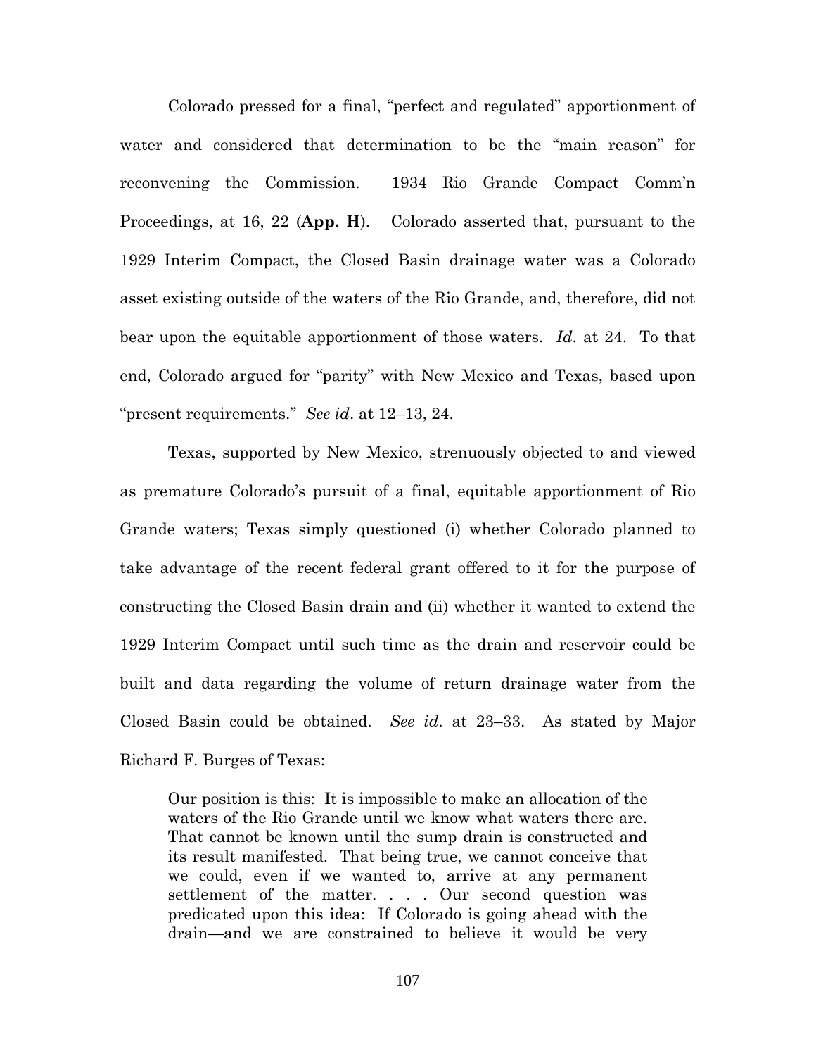Colorado pressed for a final, "perfect and regulated" apportionment of water and considered that determination to be the "main reason" for reconvening the Commission. 1934 Rio Grande Compact Comm'n Proceedings, at 16, 22 (**App. H**). Colorado asserted that, pursuant to the 1929 Interim Compact, the Closed Basin drainage water was a Colorado asset existing outside of the waters of the Rio Grande, and, therefore, did not bear upon the equitable apportionment of those waters. *Id*. at 24. To that end, Colorado argued for "parity" with New Mexico and Texas, based upon "present requirements." *See id*. at 12–13, 24.

Texas, supported by New Mexico, strenuously objected to and viewed as premature Colorado's pursuit of a final, equitable apportionment of Rio Grande waters; Texas simply questioned (i) whether Colorado planned to take advantage of the recent federal grant offered to it for the purpose of constructing the Closed Basin drain and (ii) whether it wanted to extend the 1929 Interim Compact until such time as the drain and reservoir could be built and data regarding the volume of return drainage water from the Closed Basin could be obtained. *See id*. at 23–33. As stated by Major Richard F. Burges of Texas:

> Our position is this: It is impossible to make an allocation of the waters of the Rio Grande until we know what waters there are. That cannot be known until the sump drain is constructed and its result manifested. That being true, we cannot conceive that we could, even if we wanted to, arrive at any permanent settlement of the matter. . . . Our second question was predicated upon this idea: If Colorado is going ahead with the drain—and we are constrained to believe it would be very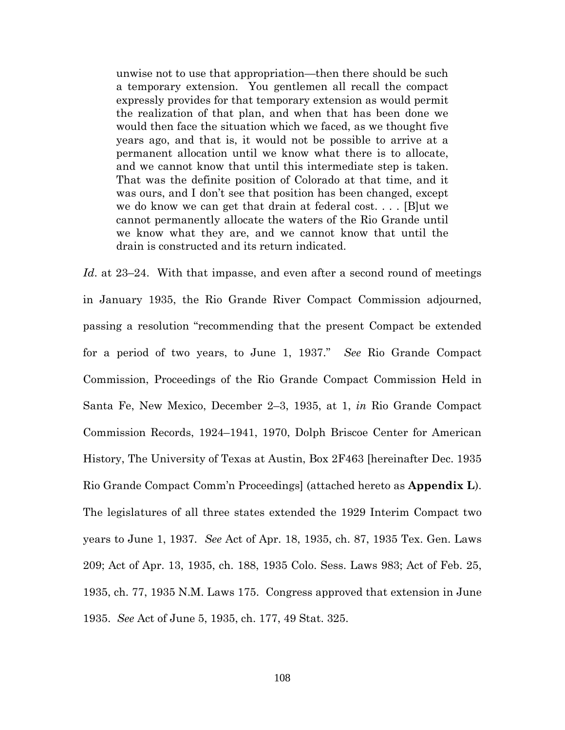> unwise not to use that appropriation—then there should be such a temporary extension. You gentlemen all recall the compact expressly provides for that temporary extension as would permit the realization of that plan, and when that has been done we would then face the situation which we faced, as we thought five years ago, and that is, it would not be possible to arrive at a permanent allocation until we know what there is to allocate, and we cannot know that until this intermediate step is taken. That was the definite position of Colorado at that time, and it was ours, and I don't see that position has been changed, except we do know we can get that drain at federal cost. . . . [B]ut we cannot permanently allocate the waters of the Rio Grande until we know what they are, and we cannot know that until the drain is constructed and its return indicated.

*Id*. at 23–24. With that impasse, and even after a second round of meetings in January 1935, the Rio Grande River Compact Commission adjourned, passing a resolution "recommending that the present Compact be extended for a period of two years, to June 1, 1937." *See* Rio Grande Compact Commission, Proceedings of the Rio Grande Compact Commission Held in Santa Fe, New Mexico, December 2–3, 1935, at 1, *in* Rio Grande Compact Commission Records, 1924–1941, 1970, Dolph Briscoe Center for American History, The University of Texas at Austin, Box 2F463 [hereinafter Dec. 1935 Rio Grande Compact Comm'n Proceedings] (attached hereto as **Appendix L**). The legislatures of all three states extended the 1929 Interim Compact two years to June 1, 1937. *See* Act of Apr. 18, 1935, ch. 87, 1935 Tex. Gen. Laws 209; Act of Apr. 13, 1935, ch. 188, 1935 Colo. Sess. Laws 983; Act of Feb. 25, 1935, ch. 77, 1935 N.M. Laws 175. Congress approved that extension in June 1935. *See* Act of June 5, 1935, ch. 177, 49 Stat. 325.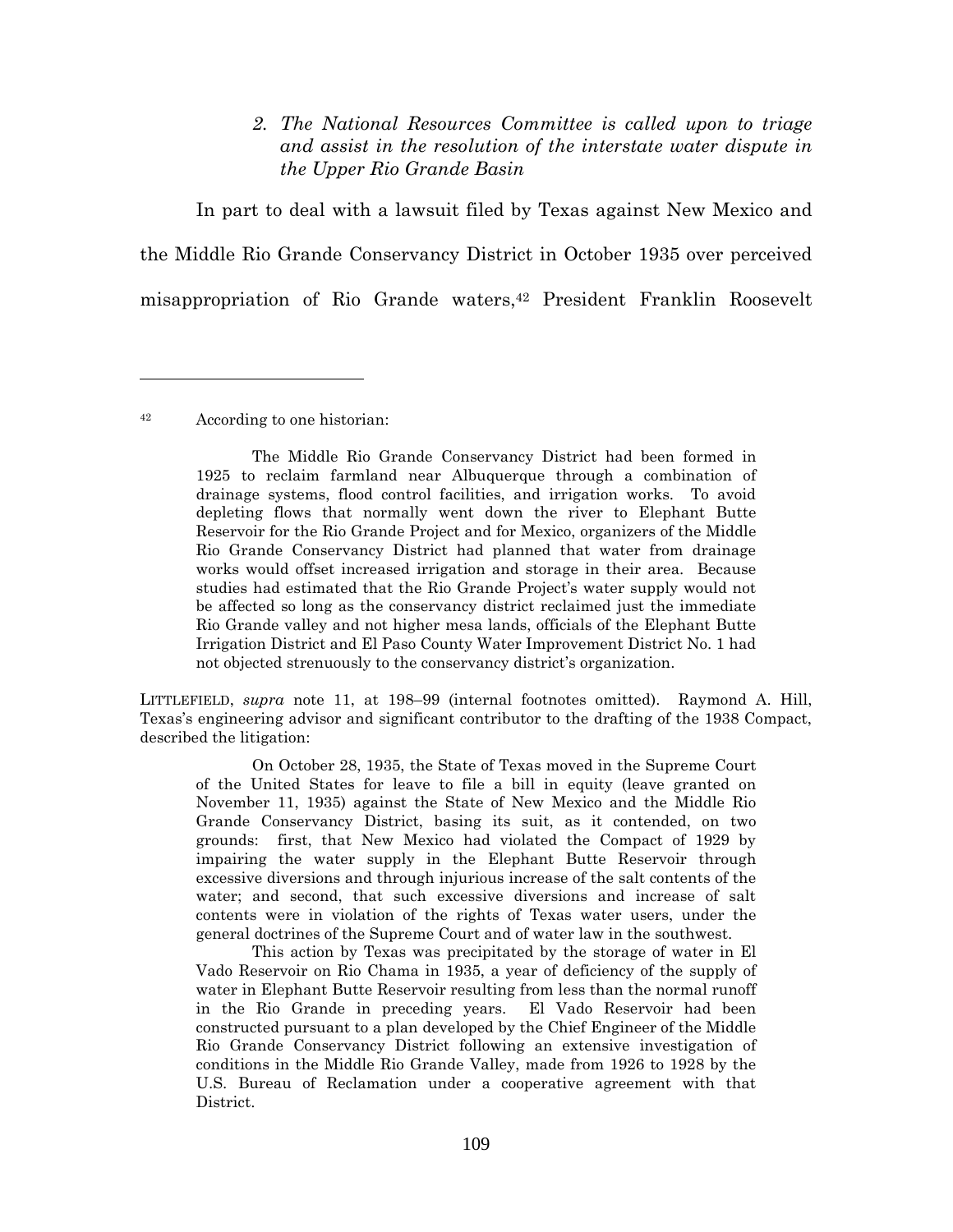*2. The National Resources Committee is called upon to triage and assist in the resolution of the interstate water dispute in the Upper Rio Grande Basin*

In part to deal with a lawsuit filed by Texas against New Mexico and the Middle Rio Grande Conservancy District in October 1935 over perceived misappropriation of Rio Grande waters,[42] President Franklin Roosevelt

---

[42] According to one historian:

> The Middle Rio Grande Conservancy District had been formed in 1925 to reclaim farmland near Albuquerque through a combination of drainage systems, flood control facilities, and irrigation works. To avoid depleting flows that normally went down the river to Elephant Butte Reservoir for the Rio Grande Project and for Mexico, organizers of the Middle Rio Grande Conservancy District had planned that water from drainage works would offset increased irrigation and storage in their area. Because studies had estimated that the Rio Grande Project's water supply would not be affected so long as the conservancy district reclaimed just the immediate Rio Grande valley and not higher mesa lands, officials of the Elephant Butte Irrigation District and El Paso County Water Improvement District No. 1 had not objected strenuously to the conservancy district's organization.

LITTLEFIELD, *supra* note 11, at 198–99 (internal footnotes omitted). Raymond A. Hill, Texas's engineering advisor and significant contributor to the drafting of the 1938 Compact, described the litigation:

> On October 28, 1935, the State of Texas moved in the Supreme Court of the United States for leave to file a bill in equity (leave granted on November 11, 1935) against the State of New Mexico and the Middle Rio Grande Conservancy District, basing its suit, as it contended, on two grounds: first, that New Mexico had violated the Compact of 1929 by impairing the water supply in the Elephant Butte Reservoir through excessive diversions and through injurious increase of the salt contents of the water; and second, that such excessive diversions and increase of salt contents were in violation of the rights of Texas water users, under the general doctrines of the Supreme Court and of water law in the southwest.
>
> This action by Texas was precipitated by the storage of water in El Vado Reservoir on Rio Chama in 1935, a year of deficiency of the supply of water in Elephant Butte Reservoir resulting from less than the normal runoff in the Rio Grande in preceding years. El Vado Reservoir had been constructed pursuant to a plan developed by the Chief Engineer of the Middle Rio Grande Conservancy District following an extensive investigation of conditions in the Middle Rio Grande Valley, made from 1926 to 1928 by the U.S. Bureau of Reclamation under a cooperative agreement with that District.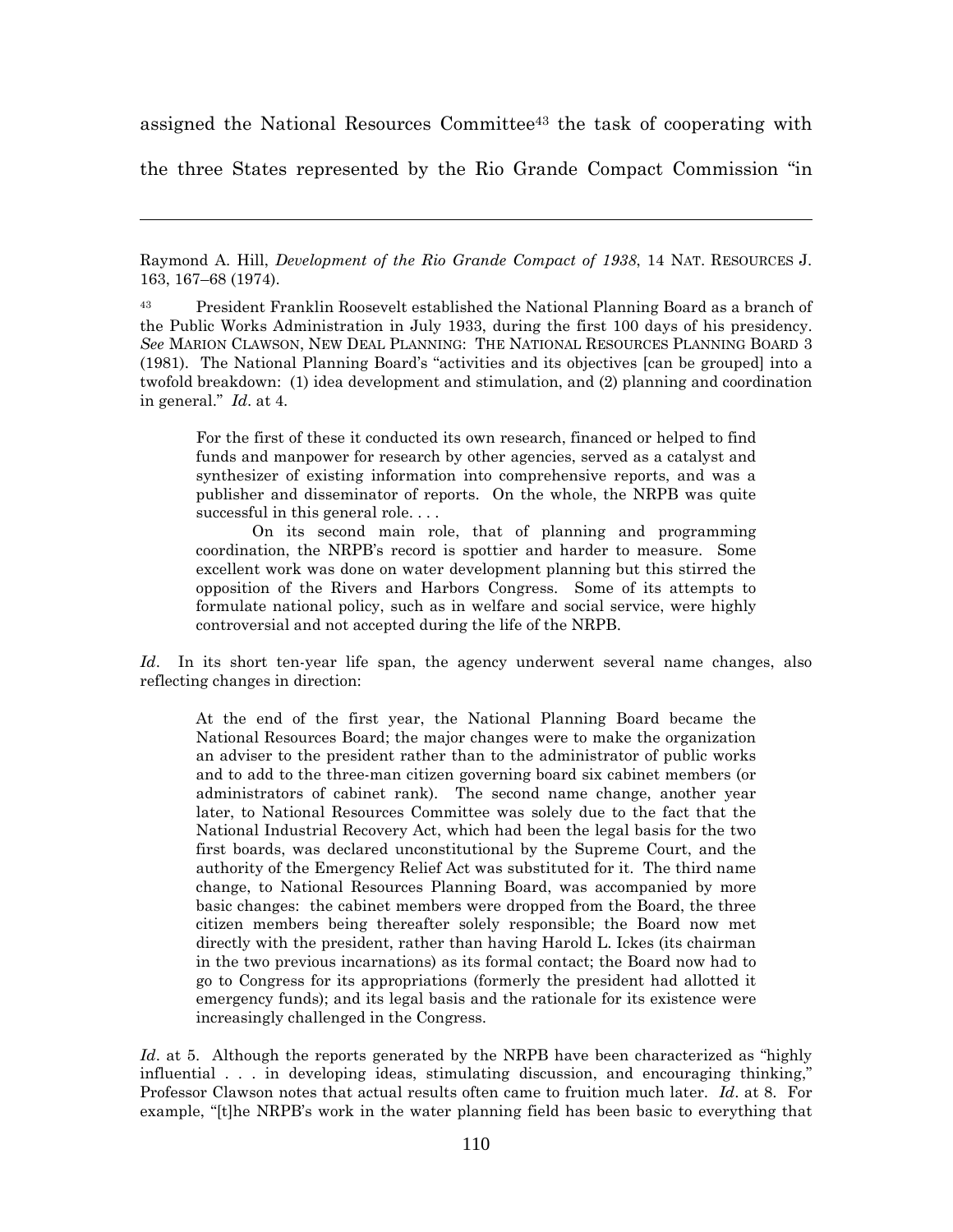assigned the National Resources Committee[43] the task of cooperating with the three States represented by the Rio Grande Compact Commission "in

---

Raymond A. Hill, *Development of the Rio Grande Compact of 1938*, 14 NAT. RESOURCES J. 163, 167–68 (1974).

[43] President Franklin Roosevelt established the National Planning Board as a branch of the Public Works Administration in July 1933, during the first 100 days of his presidency. *See* MARION CLAWSON, NEW DEAL PLANNING: THE NATIONAL RESOURCES PLANNING BOARD 3 (1981). The National Planning Board's "activities and its objectives [can be grouped] into a twofold breakdown: (1) idea development and stimulation, and (2) planning and coordination in general." *Id*. at 4.

> For the first of these it conducted its own research, financed or helped to find funds and manpower for research by other agencies, served as a catalyst and synthesizer of existing information into comprehensive reports, and was a publisher and disseminator of reports. On the whole, the NRPB was quite successful in this general role. . . .
>
> On its second main role, that of planning and programming coordination, the NRPB's record is spottier and harder to measure. Some excellent work was done on water development planning but this stirred the opposition of the Rivers and Harbors Congress. Some of its attempts to formulate national policy, such as in welfare and social service, were highly controversial and not accepted during the life of the NRPB.

*Id*. In its short ten-year life span, the agency underwent several name changes, also reflecting changes in direction:

> At the end of the first year, the National Planning Board became the National Resources Board; the major changes were to make the organization an adviser to the president rather than to the administrator of public works and to add to the three-man citizen governing board six cabinet members (or administrators of cabinet rank). The second name change, another year later, to National Resources Committee was solely due to the fact that the National Industrial Recovery Act, which had been the legal basis for the two first boards, was declared unconstitutional by the Supreme Court, and the authority of the Emergency Relief Act was substituted for it. The third name change, to National Resources Planning Board, was accompanied by more basic changes: the cabinet members were dropped from the Board, the three citizen members being thereafter solely responsible; the Board now met directly with the president, rather than having Harold L. Ickes (its chairman in the two previous incarnations) as its formal contact; the Board now had to go to Congress for its appropriations (formerly the president had allotted it emergency funds); and its legal basis and the rationale for its existence were increasingly challenged in the Congress.

*Id*. at 5. Although the reports generated by the NRPB have been characterized as "highly influential . . . in developing ideas, stimulating discussion, and encouraging thinking," Professor Clawson notes that actual results often came to fruition much later. *Id*. at 8. For example, "[t]he NRPB's work in the water planning field has been basic to everything that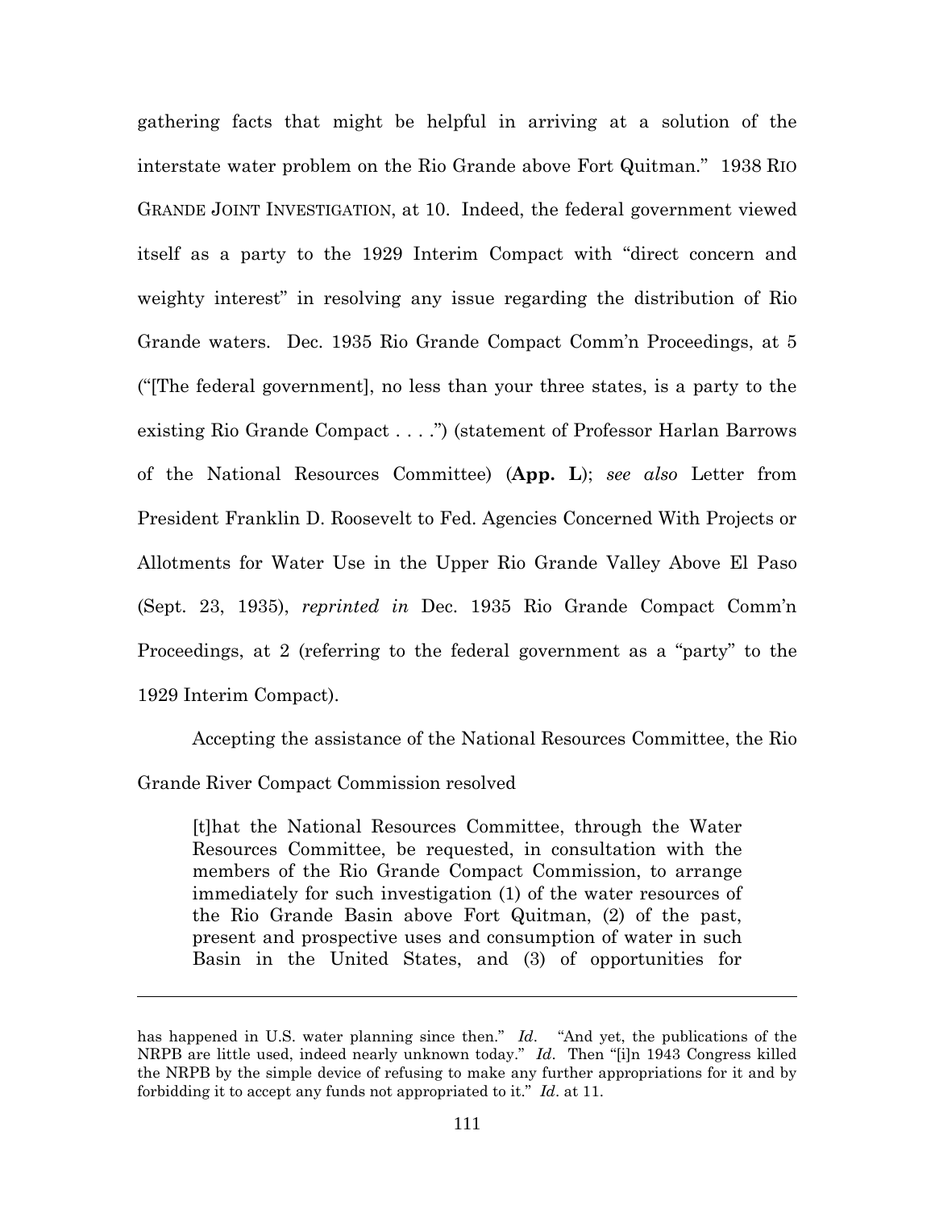gathering facts that might be helpful in arriving at a solution of the interstate water problem on the Rio Grande above Fort Quitman." 1938 RIO GRANDE JOINT INVESTIGATION, at 10. Indeed, the federal government viewed itself as a party to the 1929 Interim Compact with "direct concern and weighty interest" in resolving any issue regarding the distribution of Rio Grande waters. Dec. 1935 Rio Grande Compact Comm'n Proceedings, at 5 ("[The federal government], no less than your three states, is a party to the existing Rio Grande Compact . . . .") (statement of Professor Harlan Barrows of the National Resources Committee) (**App. L**); *see also* Letter from President Franklin D. Roosevelt to Fed. Agencies Concerned With Projects or Allotments for Water Use in the Upper Rio Grande Valley Above El Paso (Sept. 23, 1935), *reprinted in* Dec. 1935 Rio Grande Compact Comm'n Proceedings, at 2 (referring to the federal government as a "party" to the 1929 Interim Compact).

Accepting the assistance of the National Resources Committee, the Rio Grande River Compact Commission resolved

> [t]hat the National Resources Committee, through the Water Resources Committee, be requested, in consultation with the members of the Rio Grande Compact Commission, to arrange immediately for such investigation (1) of the water resources of the Rio Grande Basin above Fort Quitman, (2) of the past, present and prospective uses and consumption of water in such Basin in the United States, and (3) of opportunities for

---

has happened in U.S. water planning since then." *Id*. "And yet, the publications of the NRPB are little used, indeed nearly unknown today." *Id*. Then "[i]n 1943 Congress killed the NRPB by the simple device of refusing to make any further appropriations for it and by forbidding it to accept any funds not appropriated to it." *Id*. at 11.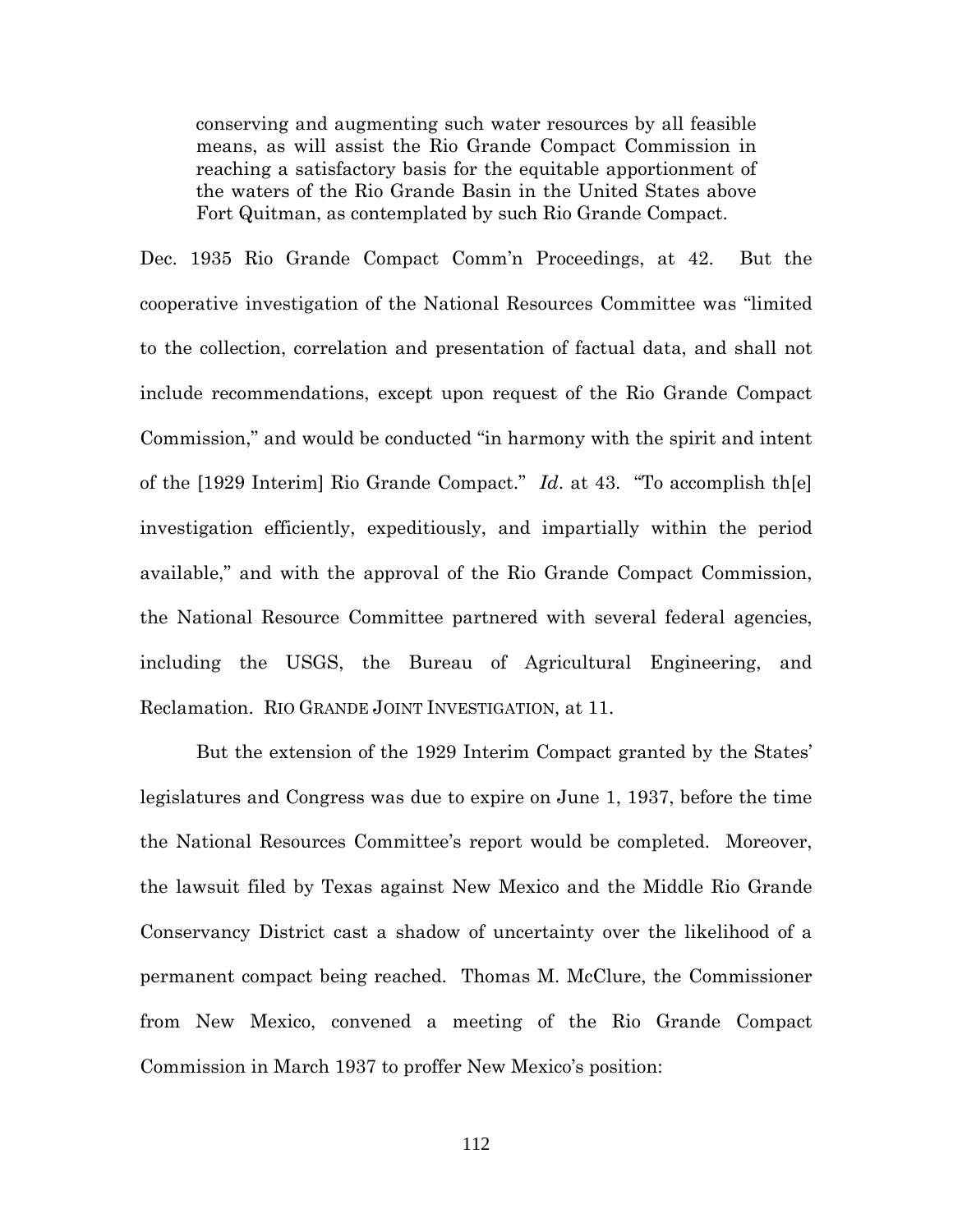> conserving and augmenting such water resources by all feasible means, as will assist the Rio Grande Compact Commission in reaching a satisfactory basis for the equitable apportionment of the waters of the Rio Grande Basin in the United States above Fort Quitman, as contemplated by such Rio Grande Compact.

Dec. 1935 Rio Grande Compact Comm'n Proceedings, at 42. But the cooperative investigation of the National Resources Committee was "limited to the collection, correlation and presentation of factual data, and shall not include recommendations, except upon request of the Rio Grande Compact Commission," and would be conducted "in harmony with the spirit and intent of the [1929 Interim] Rio Grande Compact." *Id*. at 43. "To accomplish th[e] investigation efficiently, expeditiously, and impartially within the period available," and with the approval of the Rio Grande Compact Commission, the National Resource Committee partnered with several federal agencies, including the USGS, the Bureau of Agricultural Engineering, and Reclamation. RIO GRANDE JOINT INVESTIGATION, at 11.

But the extension of the 1929 Interim Compact granted by the States' legislatures and Congress was due to expire on June 1, 1937, before the time the National Resources Committee's report would be completed. Moreover, the lawsuit filed by Texas against New Mexico and the Middle Rio Grande Conservancy District cast a shadow of uncertainty over the likelihood of a permanent compact being reached. Thomas M. McClure, the Commissioner from New Mexico, convened a meeting of the Rio Grande Compact Commission in March 1937 to proffer New Mexico's position: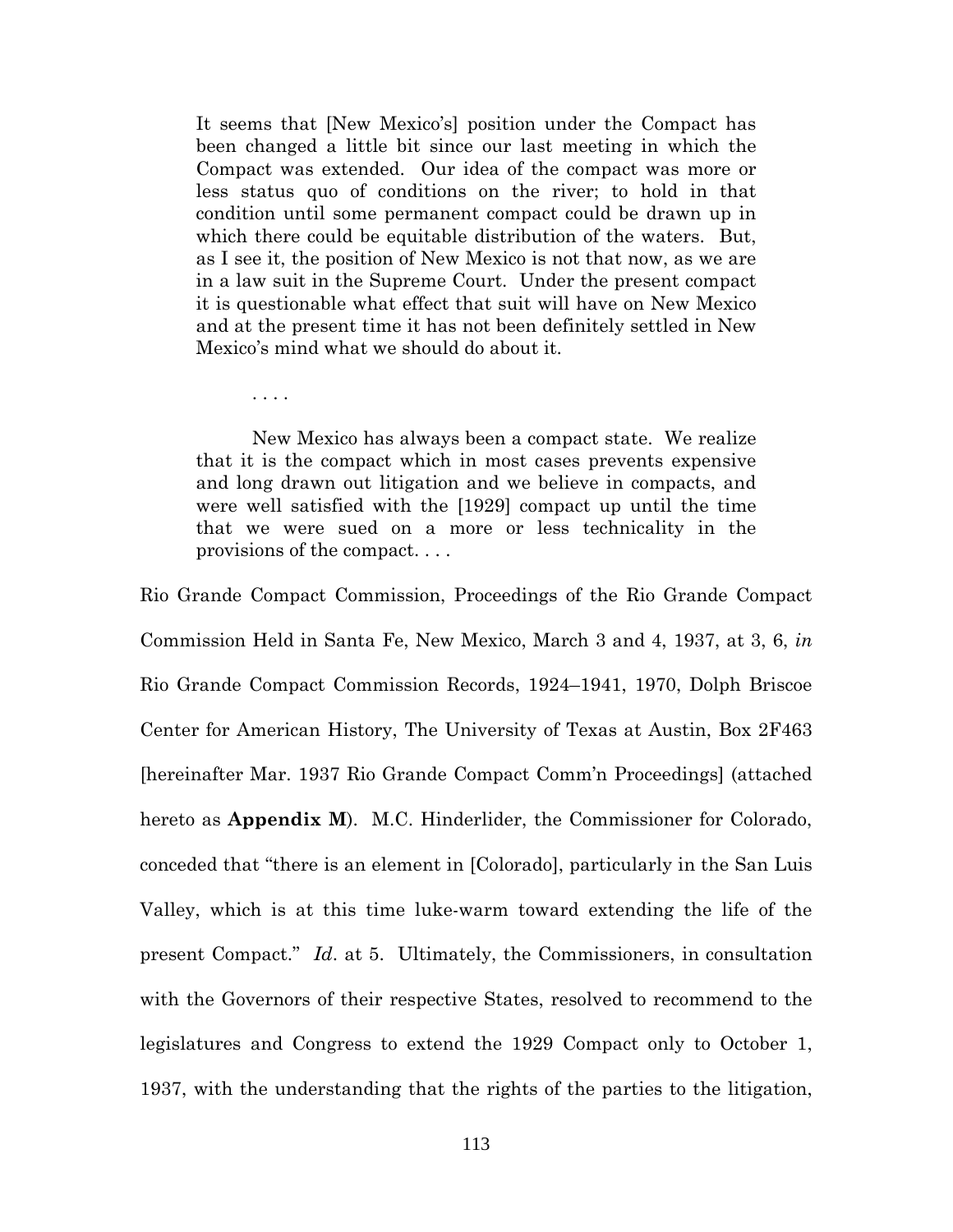> It seems that [New Mexico's] position under the Compact has been changed a little bit since our last meeting in which the Compact was extended. Our idea of the compact was more or less status quo of conditions on the river; to hold in that condition until some permanent compact could be drawn up in which there could be equitable distribution of the waters. But, as I see it, the position of New Mexico is not that now, as we are in a law suit in the Supreme Court. Under the present compact it is questionable what effect that suit will have on New Mexico and at the present time it has not been definitely settled in New Mexico's mind what we should do about it.
>
> . . . .
>
> New Mexico has always been a compact state. We realize that it is the compact which in most cases prevents expensive and long drawn out litigation and we believe in compacts, and were well satisfied with the [1929] compact up until the time that we were sued on a more or less technicality in the provisions of the compact. . . .

Rio Grande Compact Commission, Proceedings of the Rio Grande Compact Commission Held in Santa Fe, New Mexico, March 3 and 4, 1937, at 3, 6, *in* Rio Grande Compact Commission Records, 1924–1941, 1970, Dolph Briscoe Center for American History, The University of Texas at Austin, Box 2F463 [hereinafter Mar. 1937 Rio Grande Compact Comm'n Proceedings] (attached hereto as **Appendix M**). M.C. Hinderlider, the Commissioner for Colorado, conceded that "there is an element in [Colorado], particularly in the San Luis Valley, which is at this time luke-warm toward extending the life of the present Compact." *Id*. at 5. Ultimately, the Commissioners, in consultation with the Governors of their respective States, resolved to recommend to the legislatures and Congress to extend the 1929 Compact only to October 1, 1937, with the understanding that the rights of the parties to the litigation,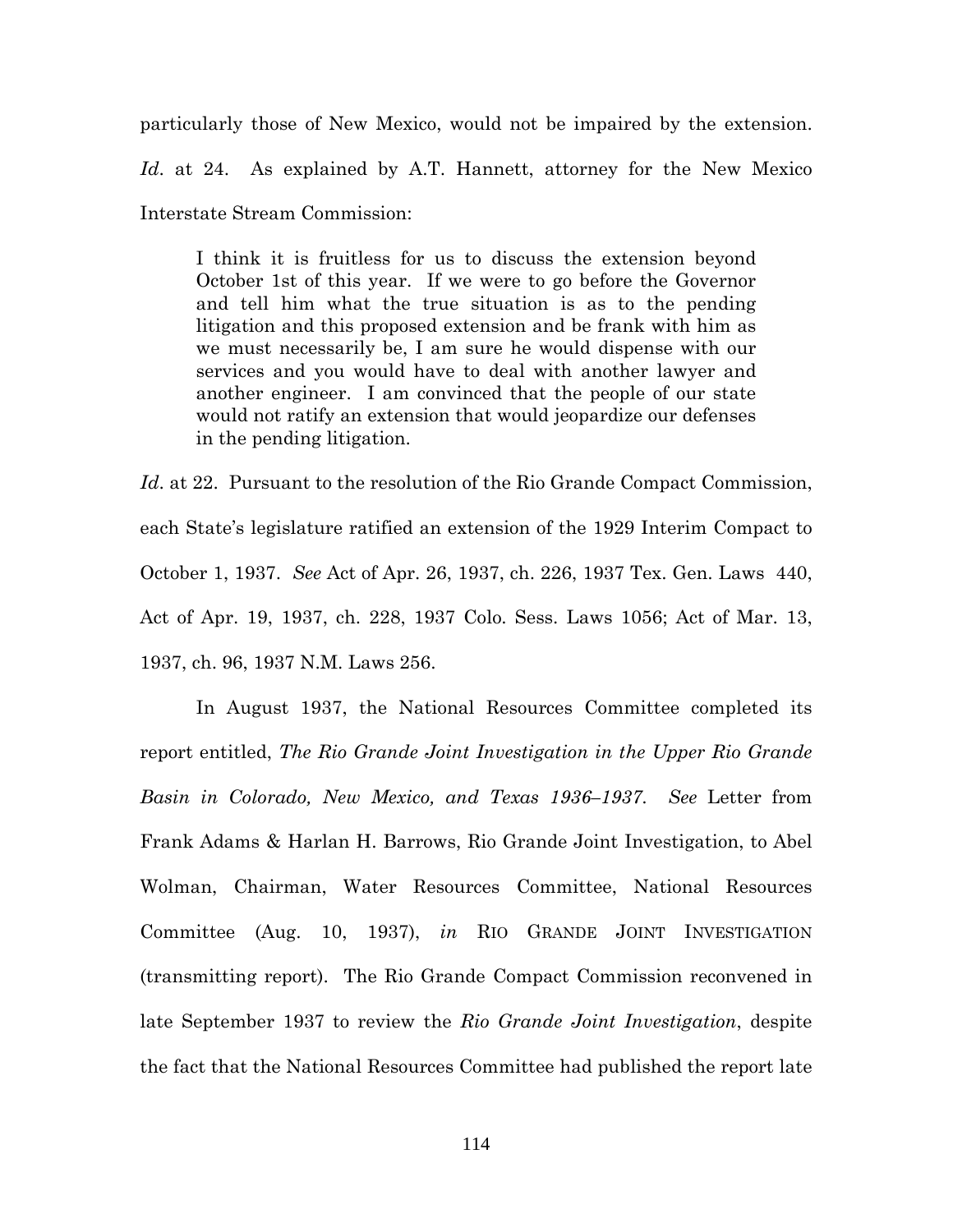particularly those of New Mexico, would not be impaired by the extension. *Id*. at 24. As explained by A.T. Hannett, attorney for the New Mexico Interstate Stream Commission:

> I think it is fruitless for us to discuss the extension beyond October 1st of this year. If we were to go before the Governor and tell him what the true situation is as to the pending litigation and this proposed extension and be frank with him as we must necessarily be, I am sure he would dispense with our services and you would have to deal with another lawyer and another engineer. I am convinced that the people of our state would not ratify an extension that would jeopardize our defenses in the pending litigation.

*Id*. at 22. Pursuant to the resolution of the Rio Grande Compact Commission, each State's legislature ratified an extension of the 1929 Interim Compact to October 1, 1937. *See* Act of Apr. 26, 1937, ch. 226, 1937 Tex. Gen. Laws 440, Act of Apr. 19, 1937, ch. 228, 1937 Colo. Sess. Laws 1056; Act of Mar. 13, 1937, ch. 96, 1937 N.M. Laws 256.

In August 1937, the National Resources Committee completed its report entitled, *The Rio Grande Joint Investigation in the Upper Rio Grande Basin in Colorado, New Mexico, and Texas 1936–1937*. *See* Letter from Frank Adams & Harlan H. Barrows, Rio Grande Joint Investigation, to Abel Wolman, Chairman, Water Resources Committee, National Resources Committee (Aug. 10, 1937), *in* RIO GRANDE JOINT INVESTIGATION (transmitting report). The Rio Grande Compact Commission reconvened in late September 1937 to review the *Rio Grande Joint Investigation*, despite the fact that the National Resources Committee had published the report late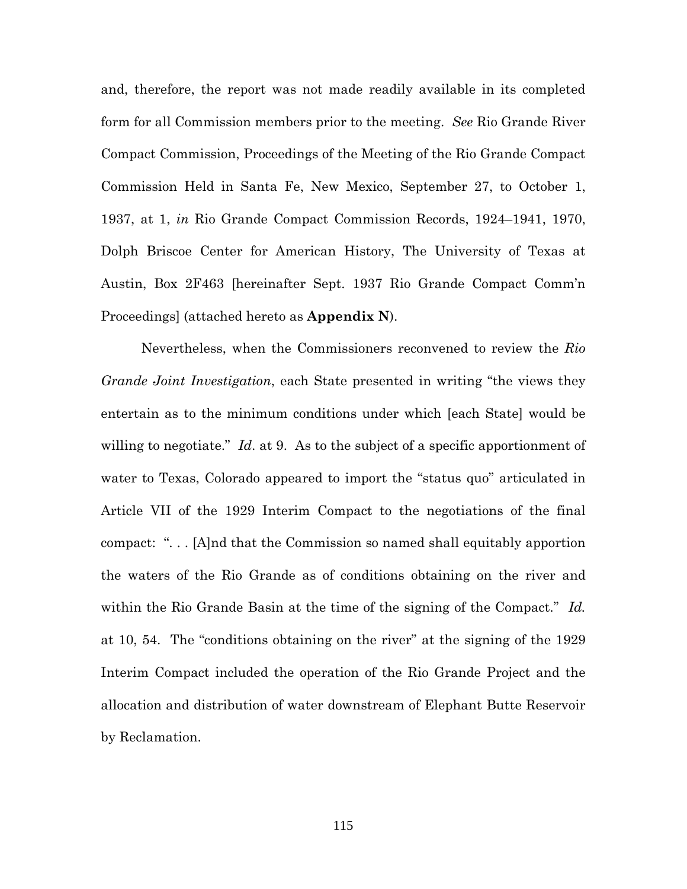and, therefore, the report was not made readily available in its completed form for all Commission members prior to the meeting. *See* Rio Grande River Compact Commission, Proceedings of the Meeting of the Rio Grande Compact Commission Held in Santa Fe, New Mexico, September 27, to October 1, 1937, at 1, *in* Rio Grande Compact Commission Records, 1924–1941, 1970, Dolph Briscoe Center for American History, The University of Texas at Austin, Box 2F463 [hereinafter Sept. 1937 Rio Grande Compact Comm'n Proceedings] (attached hereto as **Appendix N**).

Nevertheless, when the Commissioners reconvened to review the *Rio Grande Joint Investigation*, each State presented in writing "the views they entertain as to the minimum conditions under which [each State] would be willing to negotiate." *Id*. at 9. As to the subject of a specific apportionment of water to Texas, Colorado appeared to import the "status quo" articulated in Article VII of the 1929 Interim Compact to the negotiations of the final compact: ". . . [A]nd that the Commission so named shall equitably apportion the waters of the Rio Grande as of conditions obtaining on the river and within the Rio Grande Basin at the time of the signing of the Compact." *Id.* at 10, 54. The "conditions obtaining on the river" at the signing of the 1929 Interim Compact included the operation of the Rio Grande Project and the allocation and distribution of water downstream of Elephant Butte Reservoir by Reclamation.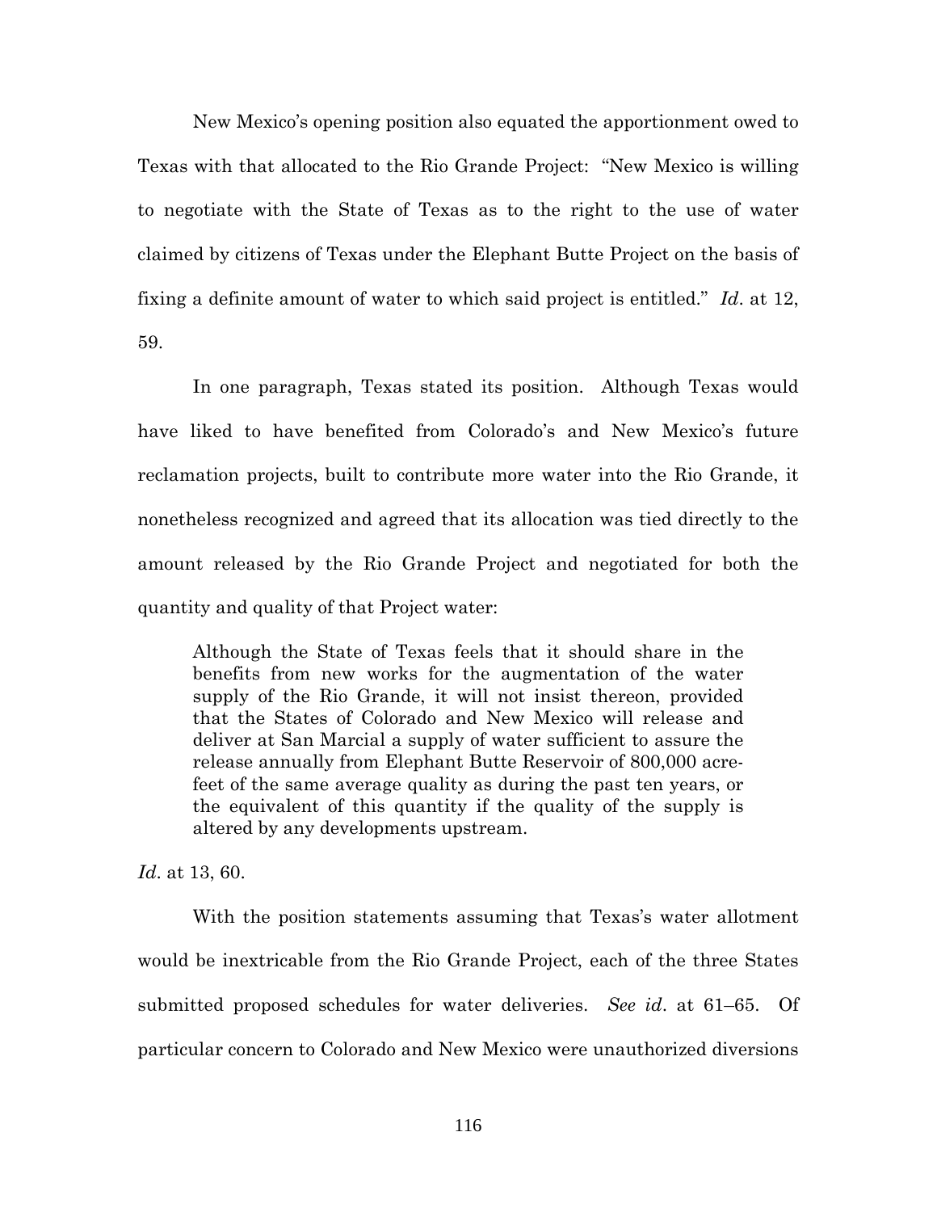New Mexico's opening position also equated the apportionment owed to Texas with that allocated to the Rio Grande Project: "New Mexico is willing to negotiate with the State of Texas as to the right to the use of water claimed by citizens of Texas under the Elephant Butte Project on the basis of fixing a definite amount of water to which said project is entitled." *Id*. at 12, 59.

In one paragraph, Texas stated its position. Although Texas would have liked to have benefited from Colorado's and New Mexico's future reclamation projects, built to contribute more water into the Rio Grande, it nonetheless recognized and agreed that its allocation was tied directly to the amount released by the Rio Grande Project and negotiated for both the quantity and quality of that Project water:

> Although the State of Texas feels that it should share in the benefits from new works for the augmentation of the water supply of the Rio Grande, it will not insist thereon, provided that the States of Colorado and New Mexico will release and deliver at San Marcial a supply of water sufficient to assure the release annually from Elephant Butte Reservoir of 800,000 acre-feet of the same average quality as during the past ten years, or the equivalent of this quantity if the quality of the supply is altered by any developments upstream.

*Id*. at 13, 60.

With the position statements assuming that Texas's water allotment would be inextricable from the Rio Grande Project, each of the three States submitted proposed schedules for water deliveries. *See id*. at 61–65. Of particular concern to Colorado and New Mexico were unauthorized diversions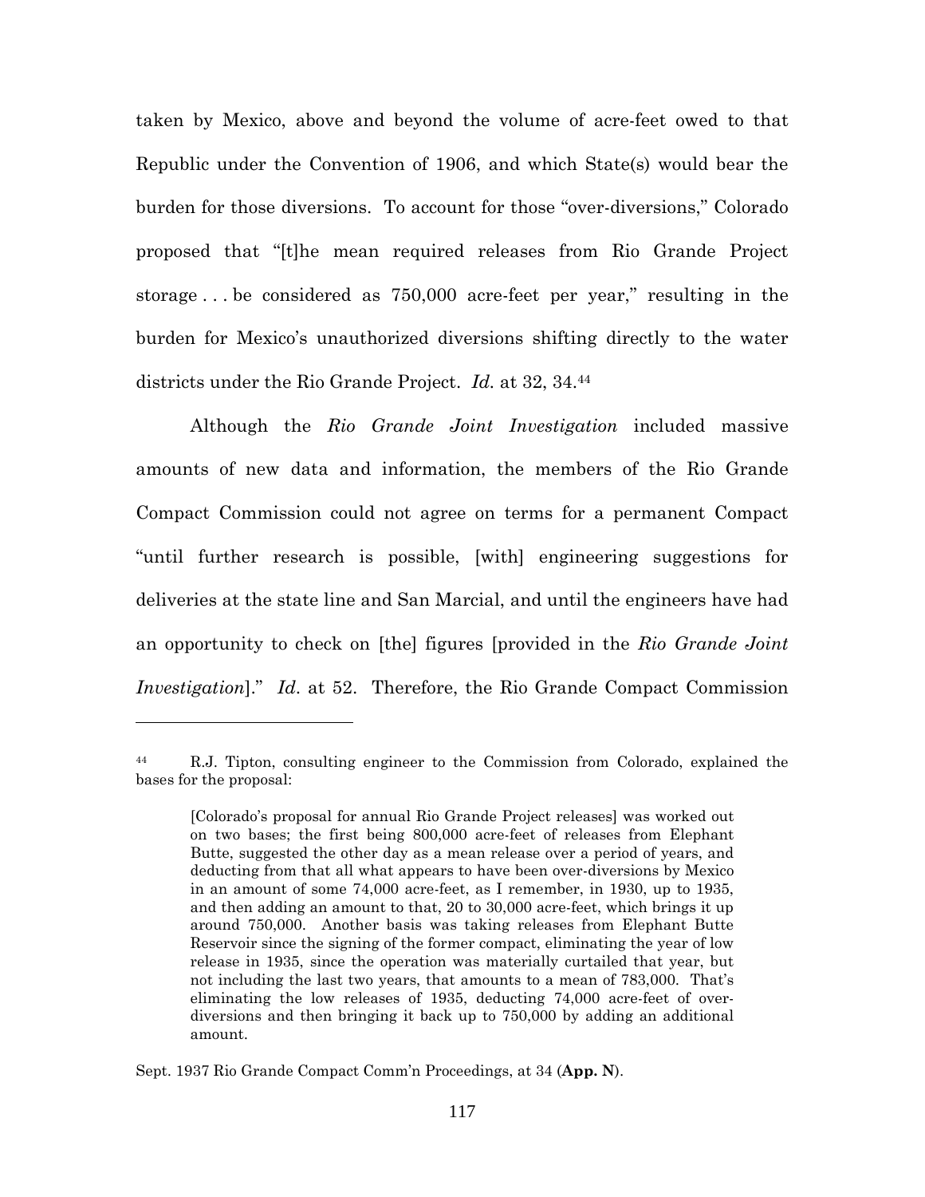taken by Mexico, above and beyond the volume of acre-feet owed to that Republic under the Convention of 1906, and which State(s) would bear the burden for those diversions. To account for those "over-diversions," Colorado proposed that "[t]he mean required releases from Rio Grande Project storage . . . be considered as 750,000 acre-feet per year," resulting in the burden for Mexico's unauthorized diversions shifting directly to the water districts under the Rio Grande Project. *Id.* at 32, 34.[44]

Although the *Rio Grande Joint Investigation* included massive amounts of new data and information, the members of the Rio Grande Compact Commission could not agree on terms for a permanent Compact "until further research is possible, [with] engineering suggestions for deliveries at the state line and San Marcial, and until the engineers have had an opportunity to check on [the] figures [provided in the *Rio Grande Joint Investigation*]." *Id.* at 52. Therefore, the Rio Grande Compact Commission

---

[44] R.J. Tipton, consulting engineer to the Commission from Colorado, explained the bases for the proposal:

> [Colorado's proposal for annual Rio Grande Project releases] was worked out on two bases; the first being 800,000 acre-feet of releases from Elephant Butte, suggested the other day as a mean release over a period of years, and deducting from that all what appears to have been over-diversions by Mexico in an amount of some 74,000 acre-feet, as I remember, in 1930, up to 1935, and then adding an amount to that, 20 to 30,000 acre-feet, which brings it up around 750,000. Another basis was taking releases from Elephant Butte Reservoir since the signing of the former compact, eliminating the year of low release in 1935, since the operation was materially curtailed that year, but not including the last two years, that amounts to a mean of 783,000. That's eliminating the low releases of 1935, deducting 74,000 acre-feet of over-diversions and then bringing it back up to 750,000 by adding an additional amount.

Sept. 1937 Rio Grande Compact Comm'n Proceedings, at 34 (**App. N**).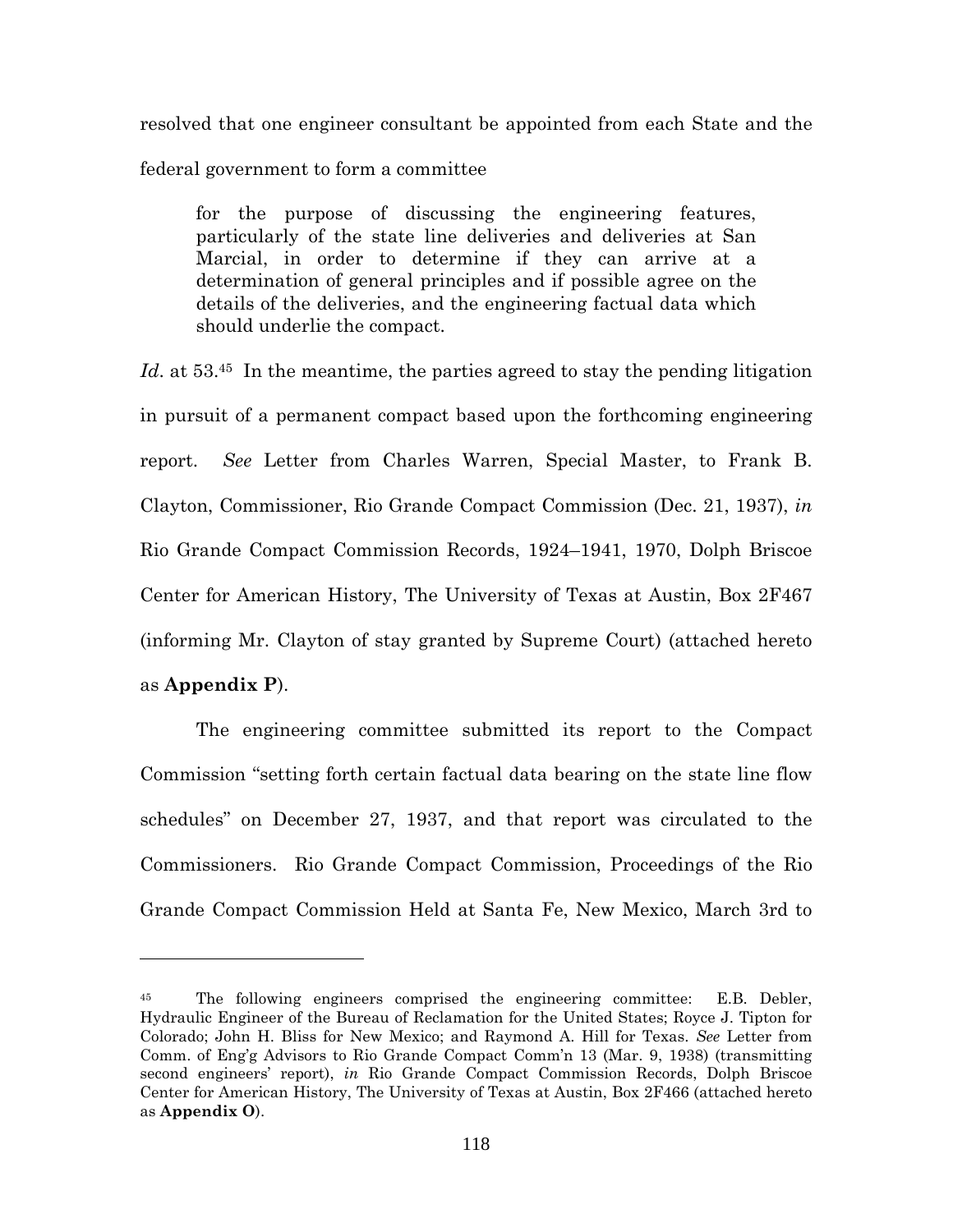resolved that one engineer consultant be appointed from each State and the federal government to form a committee

> for the purpose of discussing the engineering features, particularly of the state line deliveries and deliveries at San Marcial, in order to determine if they can arrive at a determination of general principles and if possible agree on the details of the deliveries, and the engineering factual data which should underlie the compact.

*Id.* at 53.[45] In the meantime, the parties agreed to stay the pending litigation in pursuit of a permanent compact based upon the forthcoming engineering report. *See* Letter from Charles Warren, Special Master, to Frank B. Clayton, Commissioner, Rio Grande Compact Commission (Dec. 21, 1937), *in* Rio Grande Compact Commission Records, 1924–1941, 1970, Dolph Briscoe Center for American History, The University of Texas at Austin, Box 2F467 (informing Mr. Clayton of stay granted by Supreme Court) (attached hereto as **Appendix P**).

The engineering committee submitted its report to the Compact Commission "setting forth certain factual data bearing on the state line flow schedules" on December 27, 1937, and that report was circulated to the Commissioners. Rio Grande Compact Commission, Proceedings of the Rio Grande Compact Commission Held at Santa Fe, New Mexico, March 3rd to

---

[45] The following engineers comprised the engineering committee: E.B. Debler, Hydraulic Engineer of the Bureau of Reclamation for the United States; Royce J. Tipton for Colorado; John H. Bliss for New Mexico; and Raymond A. Hill for Texas. *See* Letter from Comm. of Eng'g Advisors to Rio Grande Compact Comm'n 13 (Mar. 9, 1938) (transmitting second engineers' report), *in* Rio Grande Compact Commission Records, Dolph Briscoe Center for American History, The University of Texas at Austin, Box 2F466 (attached hereto as **Appendix O**).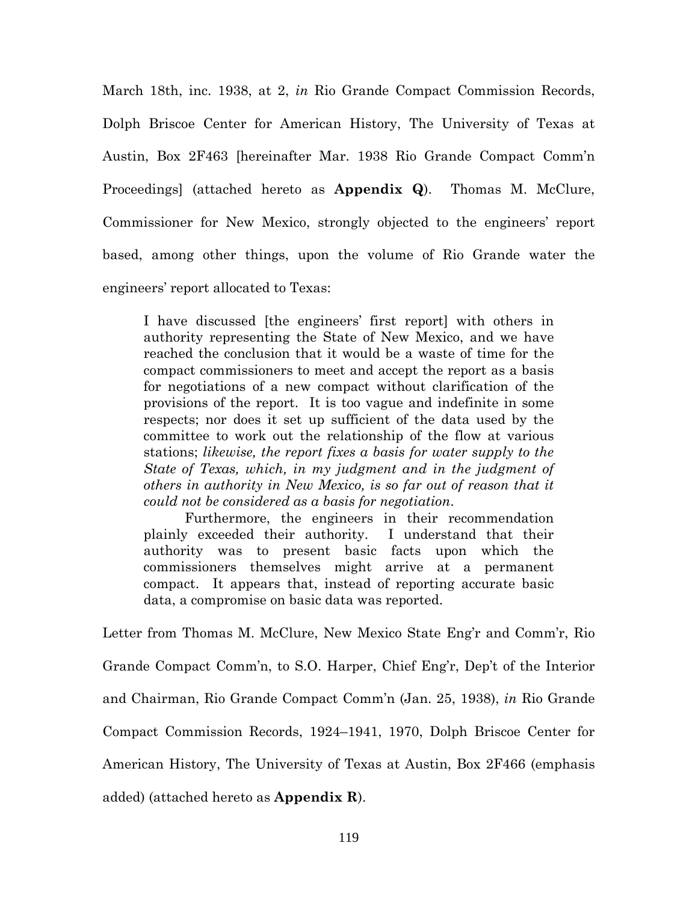March 18th, inc. 1938, at 2, *in* Rio Grande Compact Commission Records, Dolph Briscoe Center for American History, The University of Texas at Austin, Box 2F463 [hereinafter Mar. 1938 Rio Grande Compact Comm'n Proceedings] (attached hereto as **Appendix Q**). Thomas M. McClure, Commissioner for New Mexico, strongly objected to the engineers' report based, among other things, upon the volume of Rio Grande water the engineers' report allocated to Texas:

> I have discussed [the engineers' first report] with others in authority representing the State of New Mexico, and we have reached the conclusion that it would be a waste of time for the compact commissioners to meet and accept the report as a basis for negotiations of a new compact without clarification of the provisions of the report. It is too vague and indefinite in some respects; nor does it set up sufficient of the data used by the committee to work out the relationship of the flow at various stations; *likewise, the report fixes a basis for water supply to the State of Texas, which, in my judgment and in the judgment of others in authority in New Mexico, is so far out of reason that it could not be considered as a basis for negotiation*.
>
> Furthermore, the engineers in their recommendation plainly exceeded their authority. I understand that their authority was to present basic facts upon which the commissioners themselves might arrive at a permanent compact. It appears that, instead of reporting accurate basic data, a compromise on basic data was reported.

Letter from Thomas M. McClure, New Mexico State Eng'r and Comm'r, Rio Grande Compact Comm'n, to S.O. Harper, Chief Eng'r, Dep't of the Interior and Chairman, Rio Grande Compact Comm'n (Jan. 25, 1938), *in* Rio Grande Compact Commission Records, 1924–1941, 1970, Dolph Briscoe Center for American History, The University of Texas at Austin, Box 2F466 (emphasis added) (attached hereto as **Appendix R**).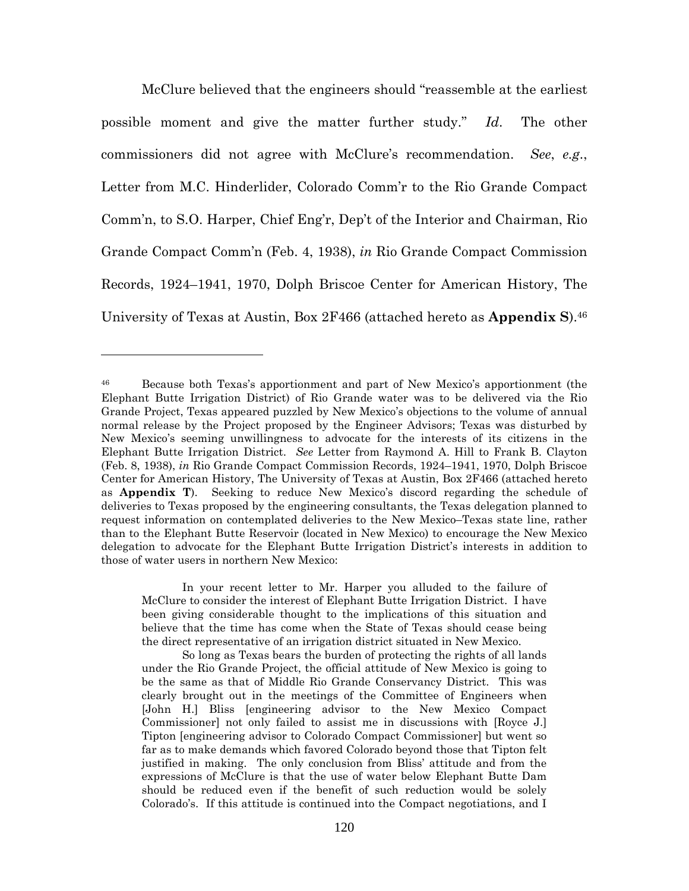McClure believed that the engineers should "reassemble at the earliest possible moment and give the matter further study." *Id*. The other commissioners did not agree with McClure's recommendation. *See*, *e.g*., Letter from M.C. Hinderlider, Colorado Comm'r to the Rio Grande Compact Comm'n, to S.O. Harper, Chief Eng'r, Dep't of the Interior and Chairman, Rio Grande Compact Comm'n (Feb. 4, 1938), *in* Rio Grande Compact Commission Records, 1924–1941, 1970, Dolph Briscoe Center for American History, The University of Texas at Austin, Box 2F466 (attached hereto as **Appendix S**).[46]

---

[46] Because both Texas's apportionment and part of New Mexico's apportionment (the Elephant Butte Irrigation District) of Rio Grande water was to be delivered via the Rio Grande Project, Texas appeared puzzled by New Mexico's objections to the volume of annual normal release by the Project proposed by the Engineer Advisors; Texas was disturbed by New Mexico's seeming unwillingness to advocate for the interests of its citizens in the Elephant Butte Irrigation District. *See* Letter from Raymond A. Hill to Frank B. Clayton (Feb. 8, 1938), *in* Rio Grande Compact Commission Records, 1924–1941, 1970, Dolph Briscoe Center for American History, The University of Texas at Austin, Box 2F466 (attached hereto as **Appendix T**). Seeking to reduce New Mexico's discord regarding the schedule of deliveries to Texas proposed by the engineering consultants, the Texas delegation planned to request information on contemplated deliveries to the New Mexico–Texas state line, rather than to the Elephant Butte Reservoir (located in New Mexico) to encourage the New Mexico delegation to advocate for the Elephant Butte Irrigation District's interests in addition to those of water users in northern New Mexico:

> In your recent letter to Mr. Harper you alluded to the failure of McClure to consider the interest of Elephant Butte Irrigation District. I have been giving considerable thought to the implications of this situation and believe that the time has come when the State of Texas should cease being the direct representative of an irrigation district situated in New Mexico.
>
> So long as Texas bears the burden of protecting the rights of all lands under the Rio Grande Project, the official attitude of New Mexico is going to be the same as that of Middle Rio Grande Conservancy District. This was clearly brought out in the meetings of the Committee of Engineers when [John H.] Bliss [engineering advisor to the New Mexico Compact Commissioner] not only failed to assist me in discussions with [Royce J.] Tipton [engineering advisor to Colorado Compact Commissioner] but went so far as to make demands which favored Colorado beyond those that Tipton felt justified in making. The only conclusion from Bliss' attitude and from the expressions of McClure is that the use of water below Elephant Butte Dam should be reduced even if the benefit of such reduction would be solely Colorado's. If this attitude is continued into the Compact negotiations, and I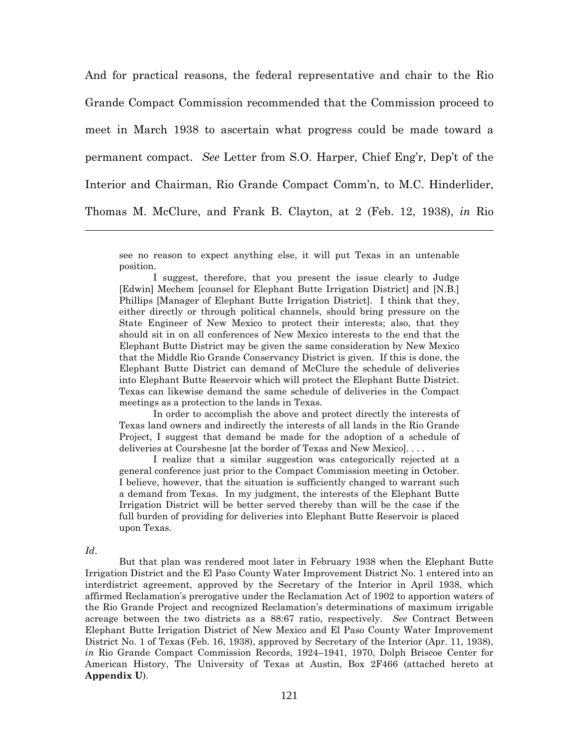And for practical reasons, the federal representative and chair to the Rio Grande Compact Commission recommended that the Commission proceed to meet in March 1938 to ascertain what progress could be made toward a permanent compact. *See* Letter from S.O. Harper, Chief Eng'r, Dep't of the Interior and Chairman, Rio Grande Compact Comm'n, to M.C. Hinderlider, Thomas M. McClure, and Frank B. Clayton, at 2 (Feb. 12, 1938), *in* Rio

---

> see no reason to expect anything else, it will put Texas in an untenable position.
>
> I suggest, therefore, that you present the issue clearly to Judge [Edwin] Mechem [counsel for Elephant Butte Irrigation District] and [N.B.] Phillips [Manager of Elephant Butte Irrigation District]. I think that they, either directly or through political channels, should bring pressure on the State Engineer of New Mexico to protect their interests; also, that they should sit in on all conferences of New Mexico interests to the end that the Elephant Butte District may be given the same consideration by New Mexico that the Middle Rio Grande Conservancy District is given. If this is done, the Elephant Butte District can demand of McClure the schedule of deliveries into Elephant Butte Reservoir which will protect the Elephant Butte District. Texas can likewise demand the same schedule of deliveries in the Compact meetings as a protection to the lands in Texas.
>
> In order to accomplish the above and protect directly the interests of Texas land owners and indirectly the interests of all lands in the Rio Grande Project, I suggest that demand be made for the adoption of a schedule of deliveries at Courshesne [at the border of Texas and New Mexico]. . . .
>
> I realize that a similar suggestion was categorically rejected at a general conference just prior to the Compact Commission meeting in October. I believe, however, that the situation is sufficiently changed to warrant such a demand from Texas. In my judgment, the interests of the Elephant Butte Irrigation District will be better served thereby than will be the case if the full burden of providing for deliveries into Elephant Butte Reservoir is placed upon Texas.

*Id*.

But that plan was rendered moot later in February 1938 when the Elephant Butte Irrigation District and the El Paso County Water Improvement District No. 1 entered into an interdistrict agreement, approved by the Secretary of the Interior in April 1938, which affirmed Reclamation's prerogative under the Reclamation Act of 1902 to apportion waters of the Rio Grande Project and recognized Reclamation's determinations of maximum irrigable acreage between the two districts as a 88:67 ratio, respectively. *See* Contract Between Elephant Butte Irrigation District of New Mexico and El Paso County Water Improvement District No. 1 of Texas (Feb. 16, 1938), approved by Secretary of the Interior (Apr. 11, 1938), *in* Rio Grande Compact Commission Records, 1924–1941, 1970, Dolph Briscoe Center for American History, The University of Texas at Austin, Box 2F466 (attached hereto at **Appendix U**).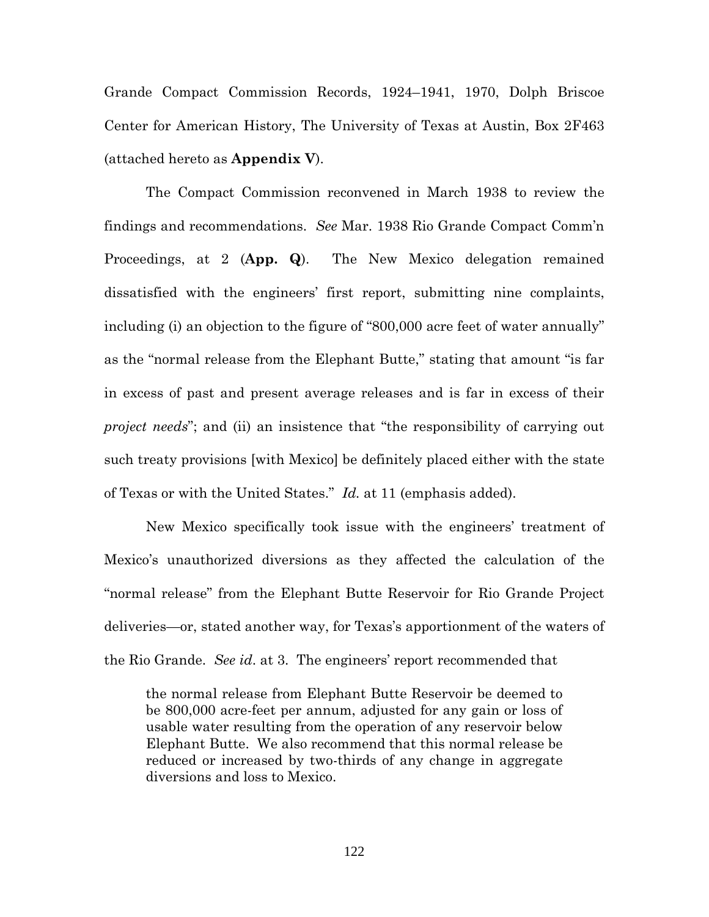Grande Compact Commission Records, 1924–1941, 1970, Dolph Briscoe Center for American History, The University of Texas at Austin, Box 2F463 (attached hereto as **Appendix V**).

The Compact Commission reconvened in March 1938 to review the findings and recommendations. *See* Mar. 1938 Rio Grande Compact Comm'n Proceedings, at 2 (**App. Q**). The New Mexico delegation remained dissatisfied with the engineers' first report, submitting nine complaints, including (i) an objection to the figure of "800,000 acre feet of water annually" as the "normal release from the Elephant Butte," stating that amount "is far in excess of past and present average releases and is far in excess of their *project needs*"; and (ii) an insistence that "the responsibility of carrying out such treaty provisions [with Mexico] be definitely placed either with the state of Texas or with the United States." *Id.* at 11 (emphasis added).

New Mexico specifically took issue with the engineers' treatment of Mexico's unauthorized diversions as they affected the calculation of the "normal release" from the Elephant Butte Reservoir for Rio Grande Project deliveries—or, stated another way, for Texas's apportionment of the waters of the Rio Grande. *See id*. at 3. The engineers' report recommended that

> the normal release from Elephant Butte Reservoir be deemed to be 800,000 acre-feet per annum, adjusted for any gain or loss of usable water resulting from the operation of any reservoir below Elephant Butte. We also recommend that this normal release be reduced or increased by two-thirds of any change in aggregate diversions and loss to Mexico.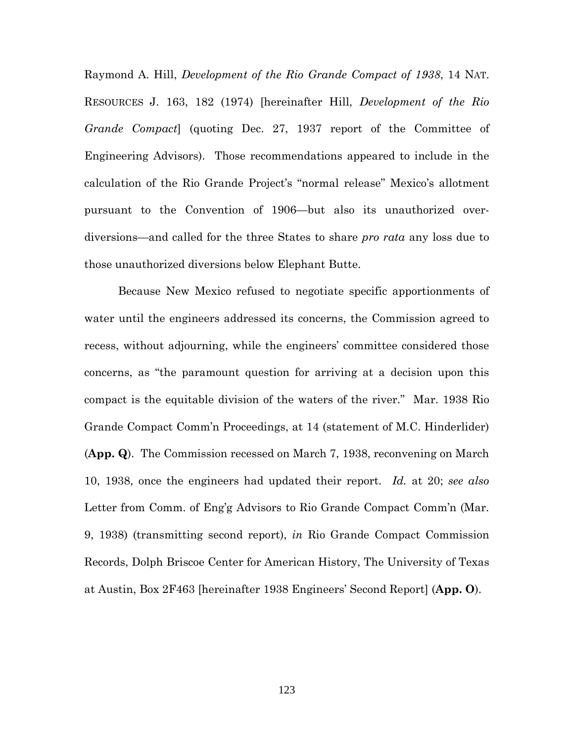Raymond A. Hill, *Development of the Rio Grande Compact of 1938*, 14 NAT. RESOURCES J. 163, 182 (1974) [hereinafter Hill, *Development of the Rio Grande Compact*] (quoting Dec. 27, 1937 report of the Committee of Engineering Advisors). Those recommendations appeared to include in the calculation of the Rio Grande Project's "normal release" Mexico's allotment pursuant to the Convention of 1906—but also its unauthorized over-diversions—and called for the three States to share *pro rata* any loss due to those unauthorized diversions below Elephant Butte.

Because New Mexico refused to negotiate specific apportionments of water until the engineers addressed its concerns, the Commission agreed to recess, without adjourning, while the engineers' committee considered those concerns, as "the paramount question for arriving at a decision upon this compact is the equitable division of the waters of the river." Mar. 1938 Rio Grande Compact Comm'n Proceedings, at 14 (statement of M.C. Hinderlider) (**App. Q**). The Commission recessed on March 7, 1938, reconvening on March 10, 1938, once the engineers had updated their report. *Id.* at 20; *see also* Letter from Comm. of Eng'g Advisors to Rio Grande Compact Comm'n (Mar. 9, 1938) (transmitting second report), *in* Rio Grande Compact Commission Records, Dolph Briscoe Center for American History, The University of Texas at Austin, Box 2F463 [hereinafter 1938 Engineers' Second Report] (**App. O**).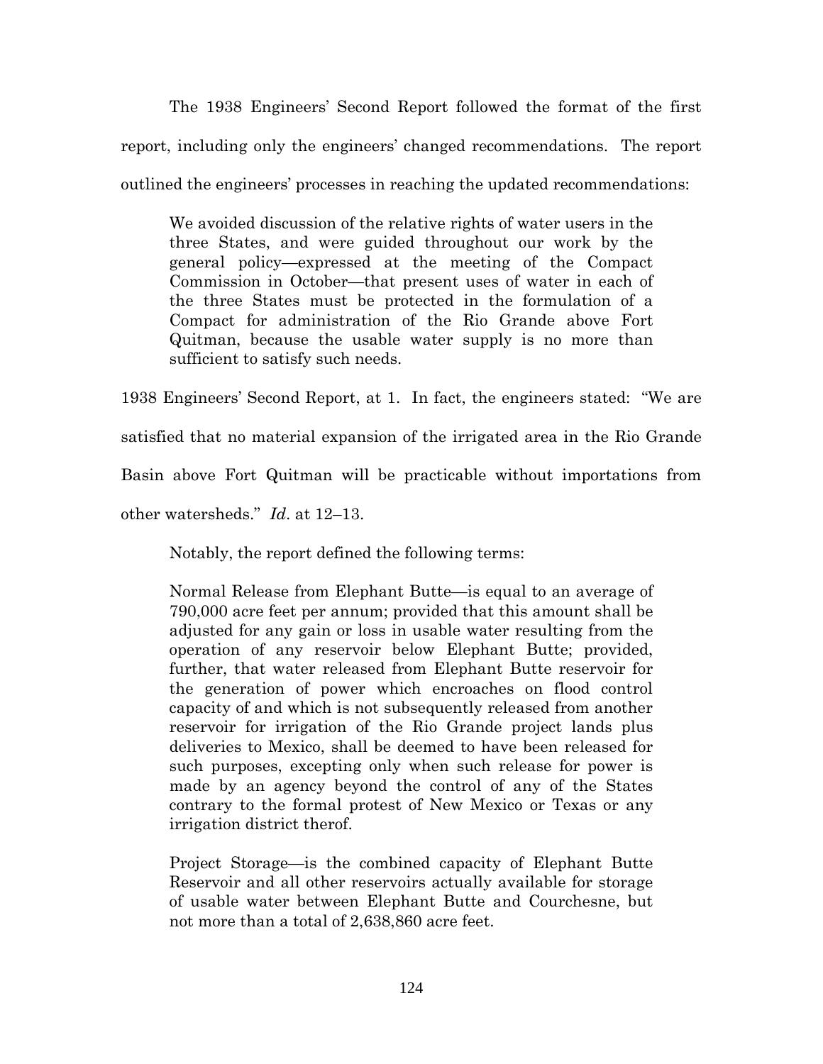The 1938 Engineers' Second Report followed the format of the first report, including only the engineers' changed recommendations. The report outlined the engineers' processes in reaching the updated recommendations:

> We avoided discussion of the relative rights of water users in the three States, and were guided throughout our work by the general policy—expressed at the meeting of the Compact Commission in October—that present uses of water in each of the three States must be protected in the formulation of a Compact for administration of the Rio Grande above Fort Quitman, because the usable water supply is no more than sufficient to satisfy such needs.

1938 Engineers' Second Report, at 1. In fact, the engineers stated: "We are satisfied that no material expansion of the irrigated area in the Rio Grande Basin above Fort Quitman will be practicable without importations from other watersheds." *Id.* at 12–13.

Notably, the report defined the following terms:

> Normal Release from Elephant Butte—is equal to an average of 790,000 acre feet per annum; provided that this amount shall be adjusted for any gain or loss in usable water resulting from the operation of any reservoir below Elephant Butte; provided, further, that water released from Elephant Butte reservoir for the generation of power which encroaches on flood control capacity of and which is not subsequently released from another reservoir for irrigation of the Rio Grande project lands plus deliveries to Mexico, shall be deemed to have been released for such purposes, excepting only when such release for power is made by an agency beyond the control of any of the States contrary to the formal protest of New Mexico or Texas or any irrigation district therof.
>
> Project Storage—is the combined capacity of Elephant Butte Reservoir and all other reservoirs actually available for storage of usable water between Elephant Butte and Courchesne, but not more than a total of 2,638,860 acre feet.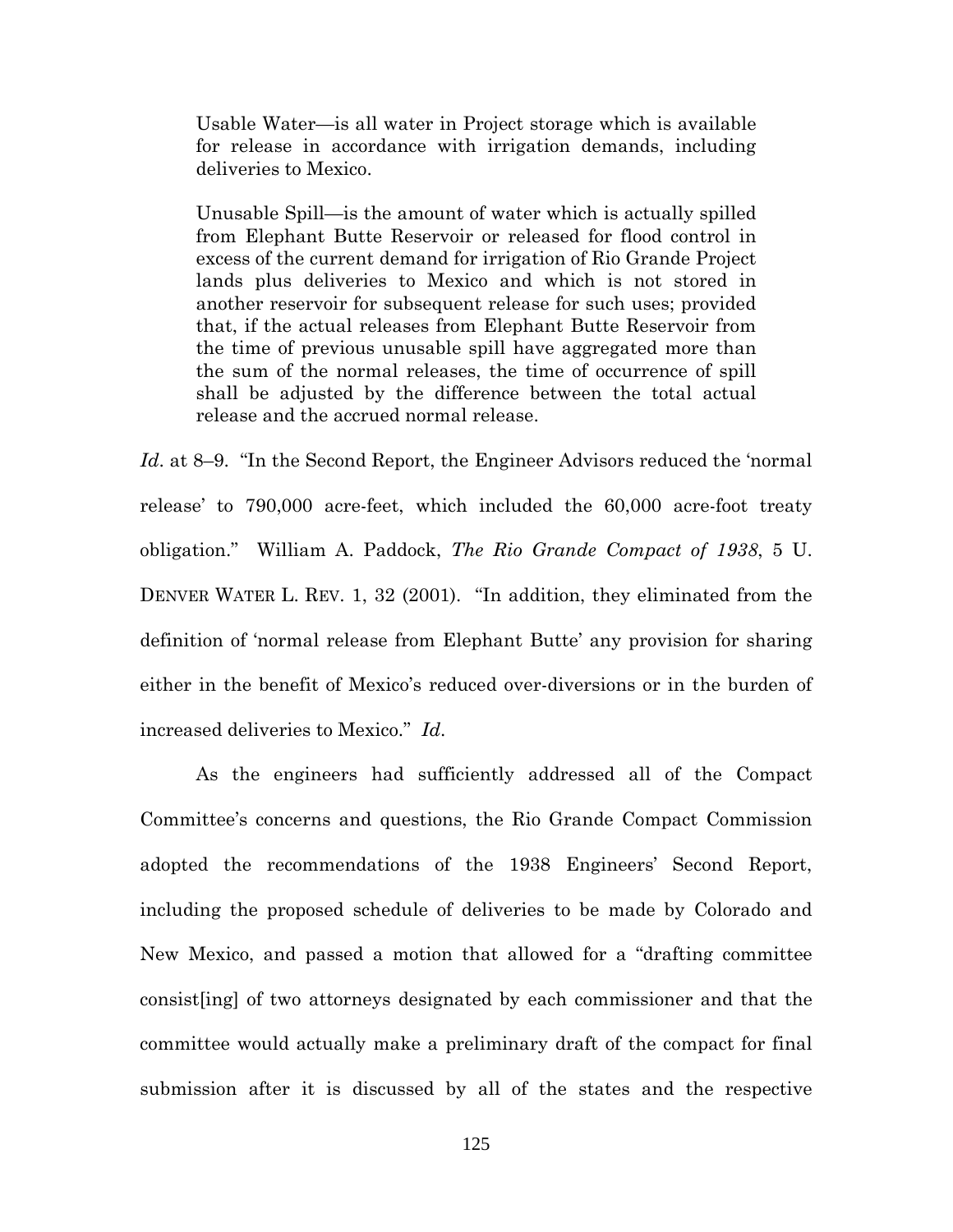> Usable Water—is all water in Project storage which is available for release in accordance with irrigation demands, including deliveries to Mexico.
>
> Unusable Spill—is the amount of water which is actually spilled from Elephant Butte Reservoir or released for flood control in excess of the current demand for irrigation of Rio Grande Project lands plus deliveries to Mexico and which is not stored in another reservoir for subsequent release for such uses; provided that, if the actual releases from Elephant Butte Reservoir from the time of previous unusable spill have aggregated more than the sum of the normal releases, the time of occurrence of spill shall be adjusted by the difference between the total actual release and the accrued normal release.

*Id*. at 8–9. "In the Second Report, the Engineer Advisors reduced the 'normal release' to 790,000 acre-feet, which included the 60,000 acre-foot treaty obligation." William A. Paddock, *The Rio Grande Compact of 1938*, 5 U. DENVER WATER L. REV. 1, 32 (2001). "In addition, they eliminated from the definition of 'normal release from Elephant Butte' any provision for sharing either in the benefit of Mexico's reduced over-diversions or in the burden of increased deliveries to Mexico." *Id*.

As the engineers had sufficiently addressed all of the Compact Committee's concerns and questions, the Rio Grande Compact Commission adopted the recommendations of the 1938 Engineers' Second Report, including the proposed schedule of deliveries to be made by Colorado and New Mexico, and passed a motion that allowed for a "drafting committee consist[ing] of two attorneys designated by each commissioner and that the committee would actually make a preliminary draft of the compact for final submission after it is discussed by all of the states and the respective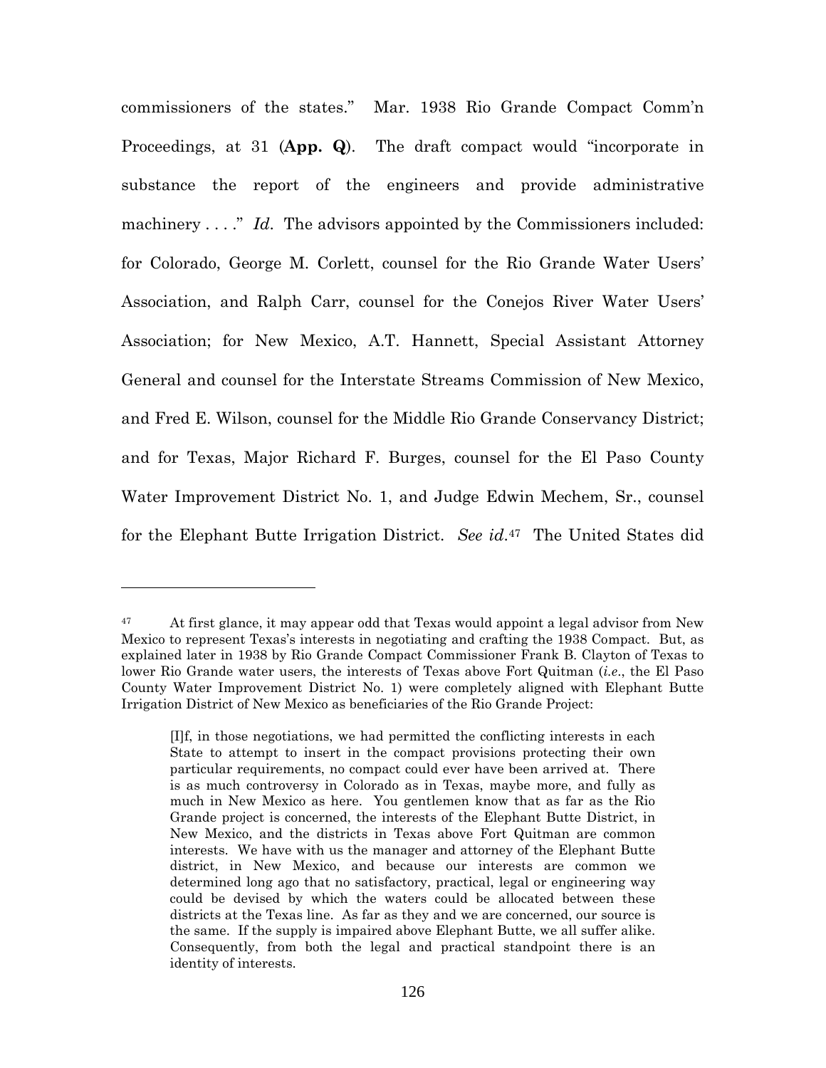commissioners of the states." Mar. 1938 Rio Grande Compact Comm'n Proceedings, at 31 (**App. Q**). The draft compact would "incorporate in substance the report of the engineers and provide administrative machinery . . . ." *Id.* The advisors appointed by the Commissioners included: for Colorado, George M. Corlett, counsel for the Rio Grande Water Users' Association, and Ralph Carr, counsel for the Conejos River Water Users' Association; for New Mexico, A.T. Hannett, Special Assistant Attorney General and counsel for the Interstate Streams Commission of New Mexico, and Fred E. Wilson, counsel for the Middle Rio Grande Conservancy District; and for Texas, Major Richard F. Burges, counsel for the El Paso County Water Improvement District No. 1, and Judge Edwin Mechem, Sr., counsel for the Elephant Butte Irrigation District. *See id.*[47] The United States did

---

[47] At first glance, it may appear odd that Texas would appoint a legal advisor from New Mexico to represent Texas's interests in negotiating and crafting the 1938 Compact. But, as explained later in 1938 by Rio Grande Compact Commissioner Frank B. Clayton of Texas to lower Rio Grande water users, the interests of Texas above Fort Quitman (*i.e.*, the El Paso County Water Improvement District No. 1) were completely aligned with Elephant Butte Irrigation District of New Mexico as beneficiaries of the Rio Grande Project:

> [I]f, in those negotiations, we had permitted the conflicting interests in each State to attempt to insert in the compact provisions protecting their own particular requirements, no compact could ever have been arrived at. There is as much controversy in Colorado as in Texas, maybe more, and fully as much in New Mexico as here. You gentlemen know that as far as the Rio Grande project is concerned, the interests of the Elephant Butte District, in New Mexico, and the districts in Texas above Fort Quitman are common interests. We have with us the manager and attorney of the Elephant Butte district, in New Mexico, and because our interests are common we determined long ago that no satisfactory, practical, legal or engineering way could be devised by which the waters could be allocated between these districts at the Texas line. As far as they and we are concerned, our source is the same. If the supply is impaired above Elephant Butte, we all suffer alike. Consequently, from both the legal and practical standpoint there is an identity of interests.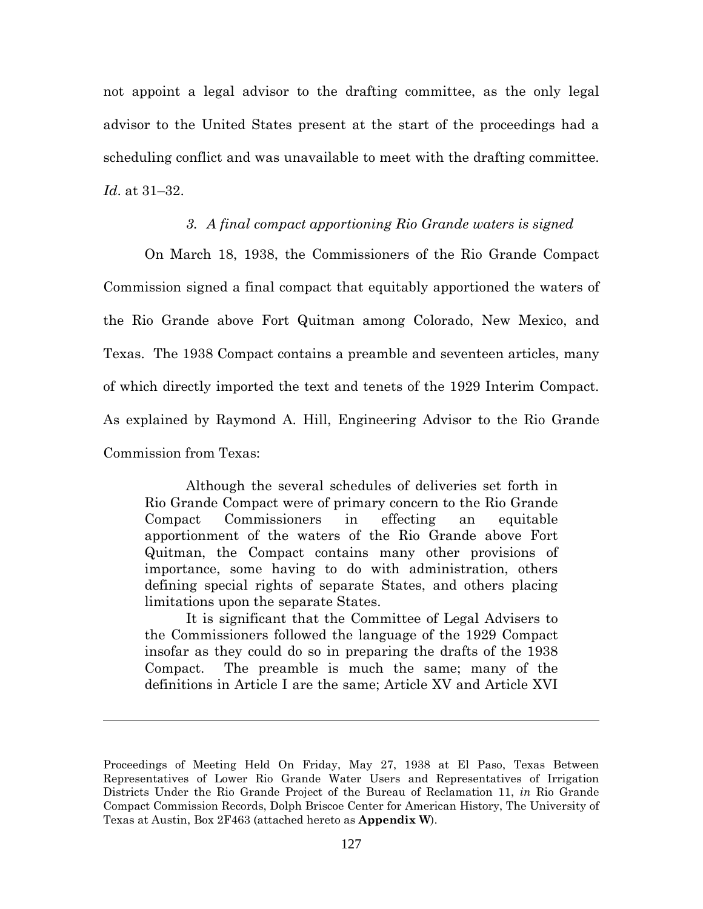not appoint a legal advisor to the drafting committee, as the only legal advisor to the United States present at the start of the proceedings had a scheduling conflict and was unavailable to meet with the drafting committee. *Id*. at 31–32.

### *3. A final compact apportioning Rio Grande waters is signed*

On March 18, 1938, the Commissioners of the Rio Grande Compact Commission signed a final compact that equitably apportioned the waters of the Rio Grande above Fort Quitman among Colorado, New Mexico, and Texas. The 1938 Compact contains a preamble and seventeen articles, many of which directly imported the text and tenets of the 1929 Interim Compact. As explained by Raymond A. Hill, Engineering Advisor to the Rio Grande Commission from Texas:

> Although the several schedules of deliveries set forth in Rio Grande Compact were of primary concern to the Rio Grande Compact Commissioners in effecting an equitable apportionment of the waters of the Rio Grande above Fort Quitman, the Compact contains many other provisions of importance, some having to do with administration, others defining special rights of separate States, and others placing limitations upon the separate States.
>
> It is significant that the Committee of Legal Advisers to the Commissioners followed the language of the 1929 Compact insofar as they could do so in preparing the drafts of the 1938 Compact. The preamble is much the same; many of the definitions in Article I are the same; Article XV and Article XVI

---

Proceedings of Meeting Held On Friday, May 27, 1938 at El Paso, Texas Between Representatives of Lower Rio Grande Water Users and Representatives of Irrigation Districts Under the Rio Grande Project of the Bureau of Reclamation 11, *in* Rio Grande Compact Commission Records, Dolph Briscoe Center for American History, The University of Texas at Austin, Box 2F463 (attached hereto as **Appendix W**).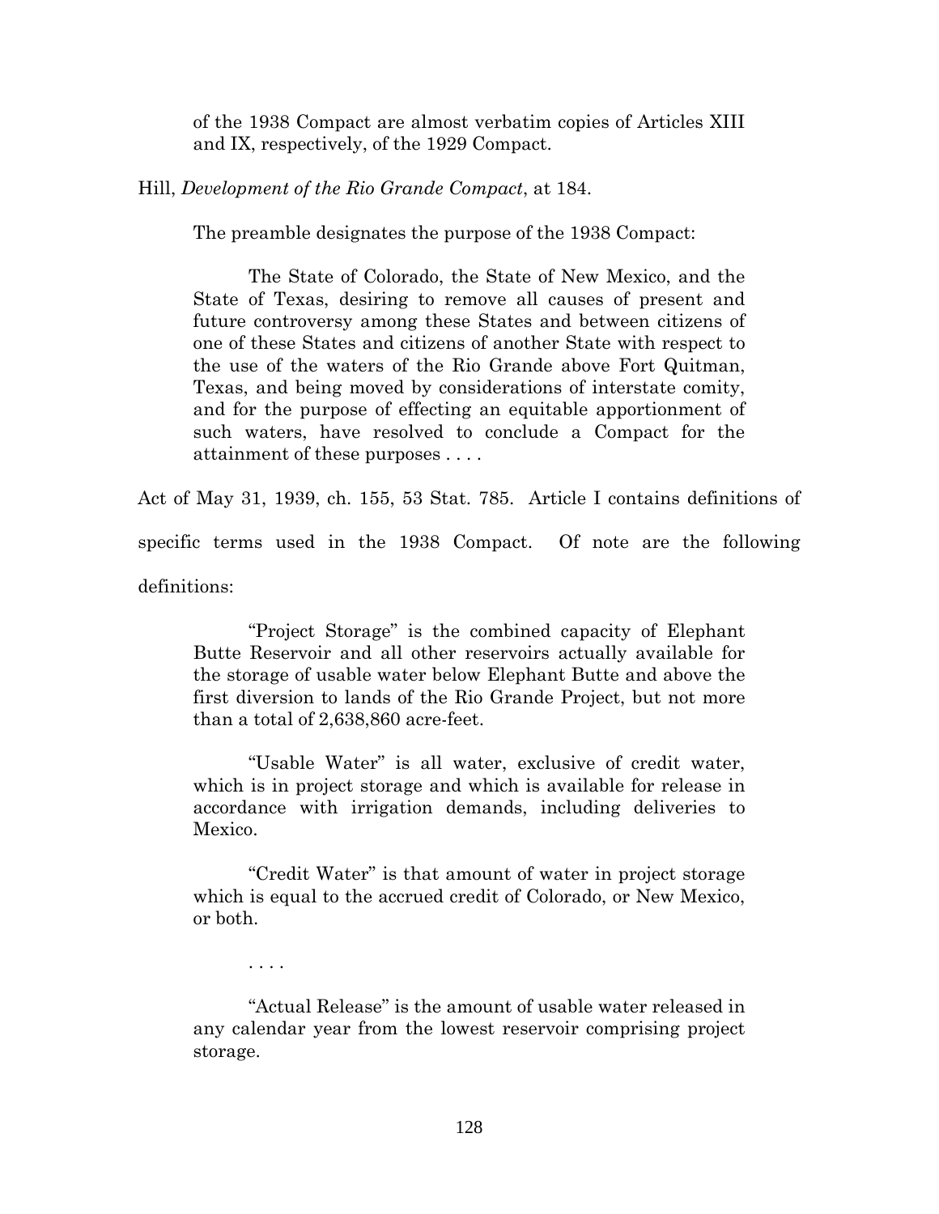> of the 1938 Compact are almost verbatim copies of Articles XIII and IX, respectively, of the 1929 Compact.

Hill, *Development of the Rio Grande Compact*, at 184.

> The preamble designates the purpose of the 1938 Compact:
>
> The State of Colorado, the State of New Mexico, and the State of Texas, desiring to remove all causes of present and future controversy among these States and between citizens of one of these States and citizens of another State with respect to the use of the waters of the Rio Grande above Fort Quitman, Texas, and being moved by considerations of interstate comity, and for the purpose of effecting an equitable apportionment of such waters, have resolved to conclude a Compact for the attainment of these purposes . . . .

Act of May 31, 1939, ch. 155, 53 Stat. 785. Article I contains definitions of specific terms used in the 1938 Compact. Of note are the following definitions:

> "Project Storage" is the combined capacity of Elephant Butte Reservoir and all other reservoirs actually available for the storage of usable water below Elephant Butte and above the first diversion to lands of the Rio Grande Project, but not more than a total of 2,638,860 acre-feet.
>
> "Usable Water" is all water, exclusive of credit water, which is in project storage and which is available for release in accordance with irrigation demands, including deliveries to Mexico.
>
> "Credit Water" is that amount of water in project storage which is equal to the accrued credit of Colorado, or New Mexico, or both.
>
> . . . .
>
> "Actual Release" is the amount of usable water released in any calendar year from the lowest reservoir comprising project storage.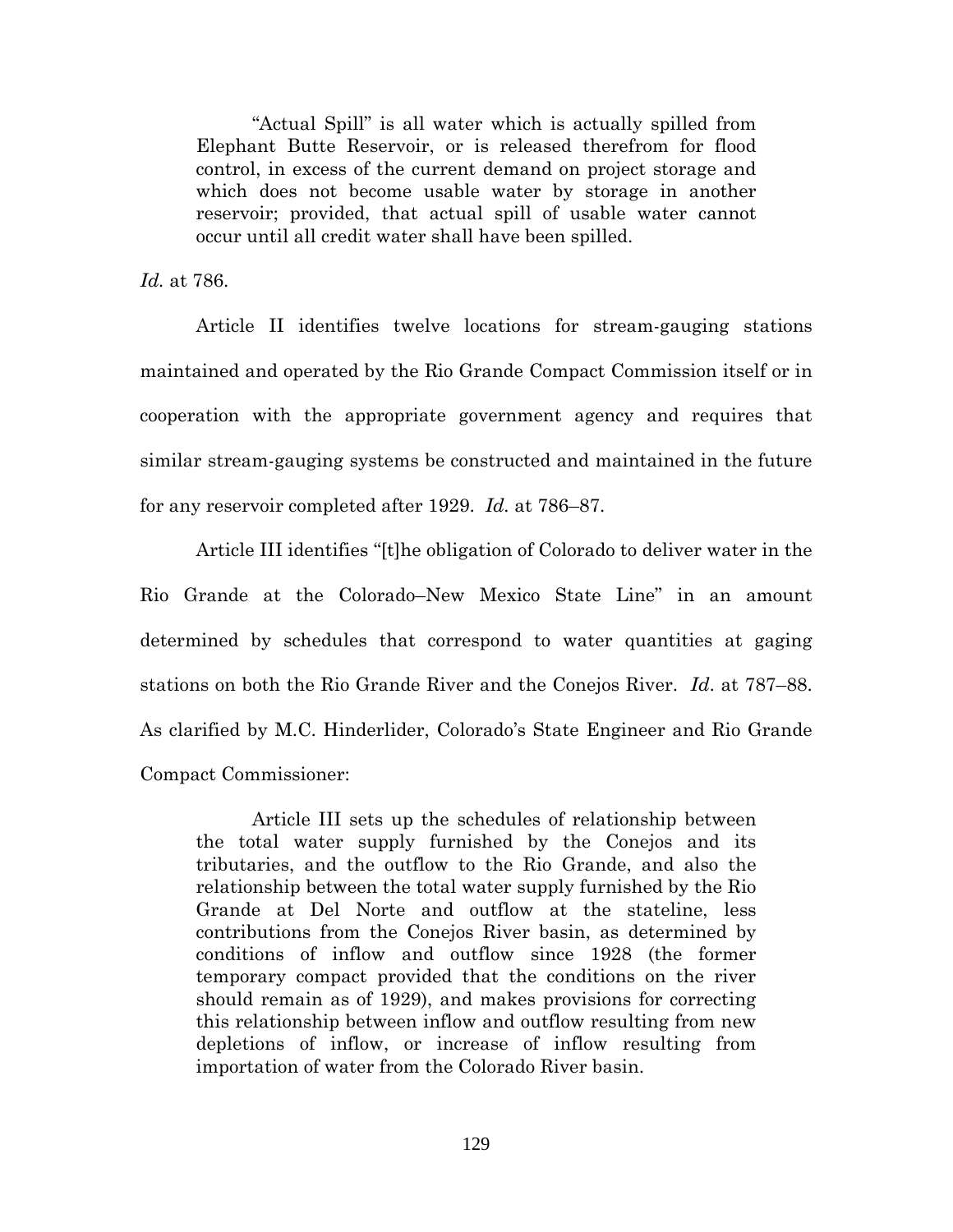> "Actual Spill" is all water which is actually spilled from Elephant Butte Reservoir, or is released therefrom for flood control, in excess of the current demand on project storage and which does not become usable water by storage in another reservoir; provided, that actual spill of usable water cannot occur until all credit water shall have been spilled.

*Id.* at 786.

Article II identifies twelve locations for stream-gauging stations maintained and operated by the Rio Grande Compact Commission itself or in cooperation with the appropriate government agency and requires that similar stream-gauging systems be constructed and maintained in the future for any reservoir completed after 1929. *Id.* at 786–87.

Article III identifies "[t]he obligation of Colorado to deliver water in the Rio Grande at the Colorado–New Mexico State Line" in an amount determined by schedules that correspond to water quantities at gaging stations on both the Rio Grande River and the Conejos River. *Id.* at 787–88. As clarified by M.C. Hinderlider, Colorado's State Engineer and Rio Grande Compact Commissioner:

> Article III sets up the schedules of relationship between the total water supply furnished by the Conejos and its tributaries, and the outflow to the Rio Grande, and also the relationship between the total water supply furnished by the Rio Grande at Del Norte and outflow at the stateline, less contributions from the Conejos River basin, as determined by conditions of inflow and outflow since 1928 (the former temporary compact provided that the conditions on the river should remain as of 1929), and makes provisions for correcting this relationship between inflow and outflow resulting from new depletions of inflow, or increase of inflow resulting from importation of water from the Colorado River basin.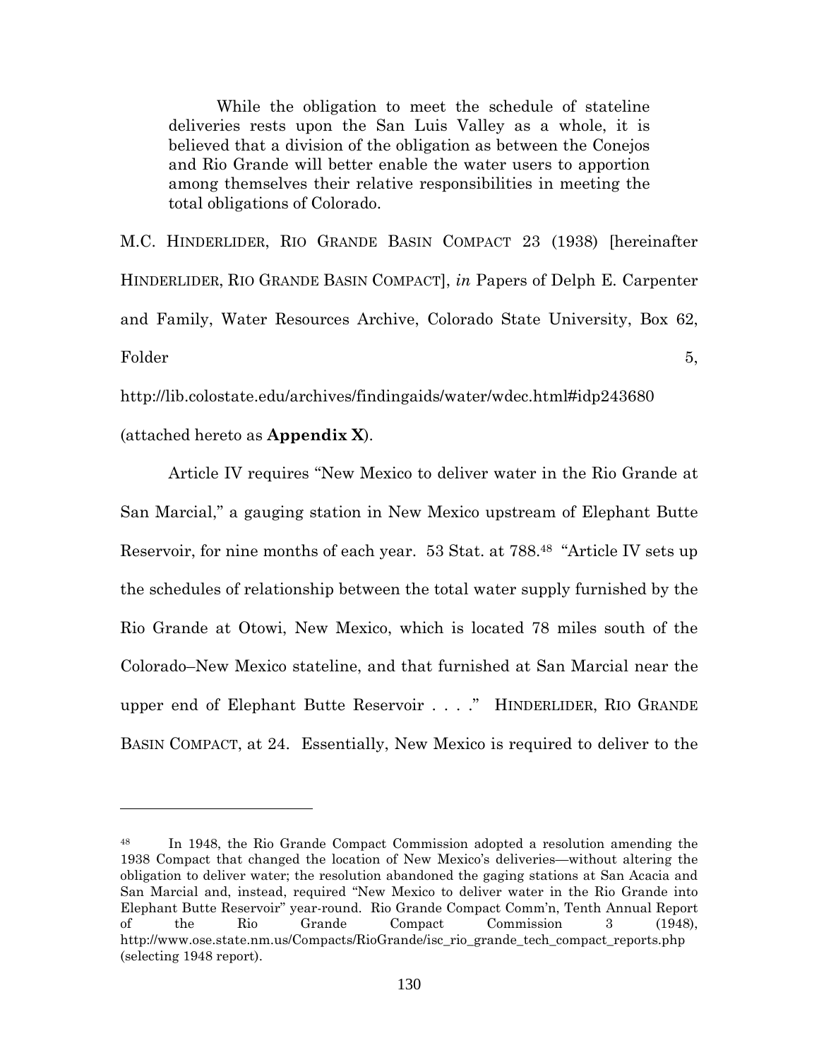> While the obligation to meet the schedule of stateline deliveries rests upon the San Luis Valley as a whole, it is believed that a division of the obligation as between the Conejos and Rio Grande will better enable the water users to apportion among themselves their relative responsibilities in meeting the total obligations of Colorado.

M.C. HINDERLIDER, RIO GRANDE BASIN COMPACT 23 (1938) [hereinafter HINDERLIDER, RIO GRANDE BASIN COMPACT], *in* Papers of Delph E. Carpenter and Family, Water Resources Archive, Colorado State University, Box 62, Folder 5, http://lib.colostate.edu/archives/findingaids/water/wdec.html#idp243680 (attached hereto as **Appendix X**).

Article IV requires "New Mexico to deliver water in the Rio Grande at San Marcial," a gauging station in New Mexico upstream of Elephant Butte Reservoir, for nine months of each year. 53 Stat. at 788.[48] "Article IV sets up the schedules of relationship between the total water supply furnished by the Rio Grande at Otowi, New Mexico, which is located 78 miles south of the Colorado–New Mexico stateline, and that furnished at San Marcial near the upper end of Elephant Butte Reservoir . . . ." HINDERLIDER, RIO GRANDE BASIN COMPACT, at 24. Essentially, New Mexico is required to deliver to the

---

[48] In 1948, the Rio Grande Compact Commission adopted a resolution amending the 1938 Compact that changed the location of New Mexico's deliveries—without altering the obligation to deliver water; the resolution abandoned the gaging stations at San Acacia and San Marcial and, instead, required "New Mexico to deliver water in the Rio Grande into Elephant Butte Reservoir" year-round. Rio Grande Compact Comm'n, Tenth Annual Report of the Rio Grande Compact Commission 3 (1948), http://www.ose.state.nm.us/Compacts/RioGrande/isc_rio_grande_tech_compact_reports.php (selecting 1948 report).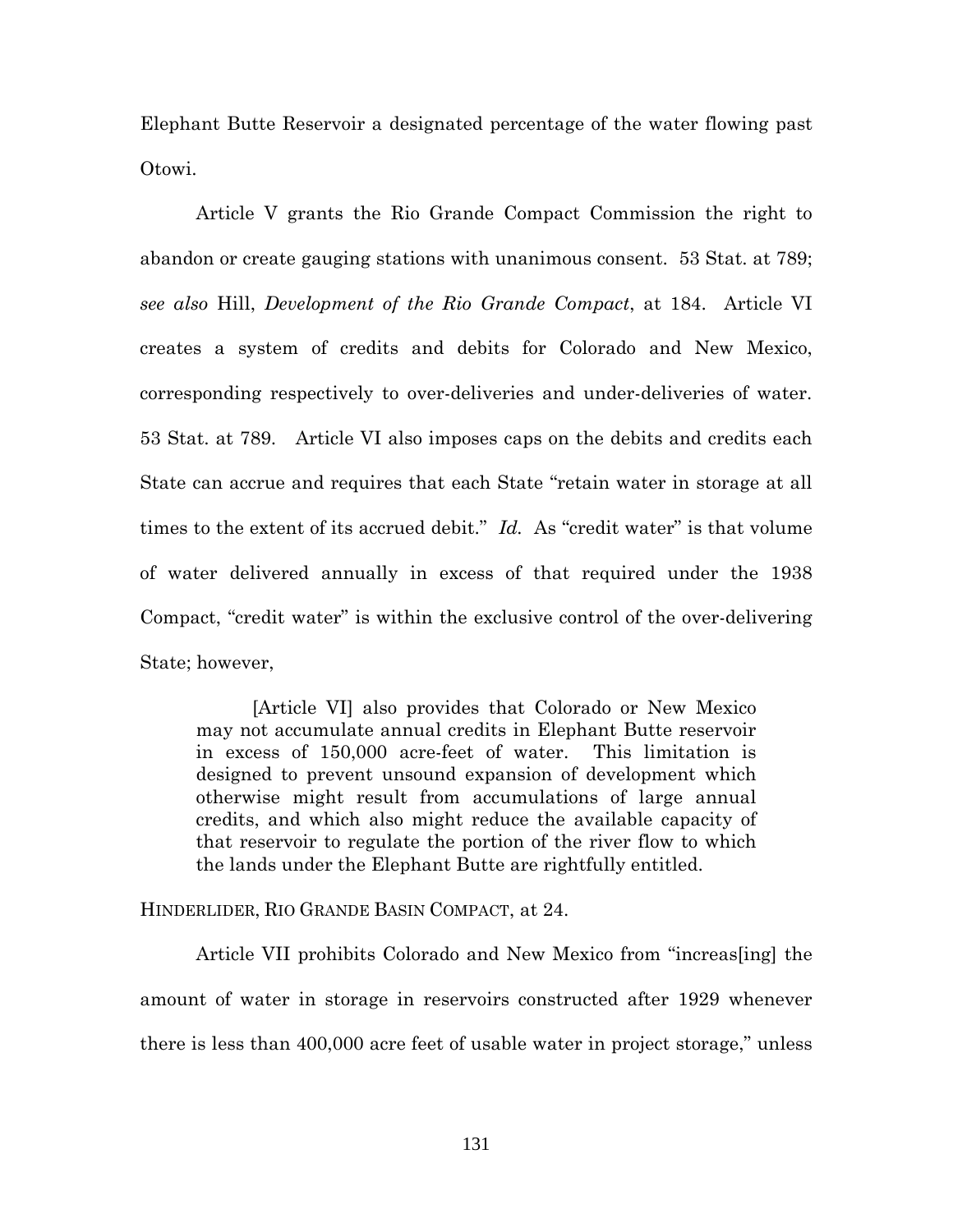Elephant Butte Reservoir a designated percentage of the water flowing past Otowi.

Article V grants the Rio Grande Compact Commission the right to abandon or create gauging stations with unanimous consent. 53 Stat. at 789; *see also* Hill, *Development of the Rio Grande Compact*, at 184. Article VI creates a system of credits and debits for Colorado and New Mexico, corresponding respectively to over-deliveries and under-deliveries of water. 53 Stat. at 789. Article VI also imposes caps on the debits and credits each State can accrue and requires that each State "retain water in storage at all times to the extent of its accrued debit." *Id.* As "credit water" is that volume of water delivered annually in excess of that required under the 1938 Compact, "credit water" is within the exclusive control of the over-delivering State; however,

> [Article VI] also provides that Colorado or New Mexico may not accumulate annual credits in Elephant Butte reservoir in excess of 150,000 acre-feet of water. This limitation is designed to prevent unsound expansion of development which otherwise might result from accumulations of large annual credits, and which also might reduce the available capacity of that reservoir to regulate the portion of the river flow to which the lands under the Elephant Butte are rightfully entitled.

HINDERLIDER, RIO GRANDE BASIN COMPACT, at 24.

Article VII prohibits Colorado and New Mexico from "increas[ing] the amount of water in storage in reservoirs constructed after 1929 whenever there is less than 400,000 acre feet of usable water in project storage," unless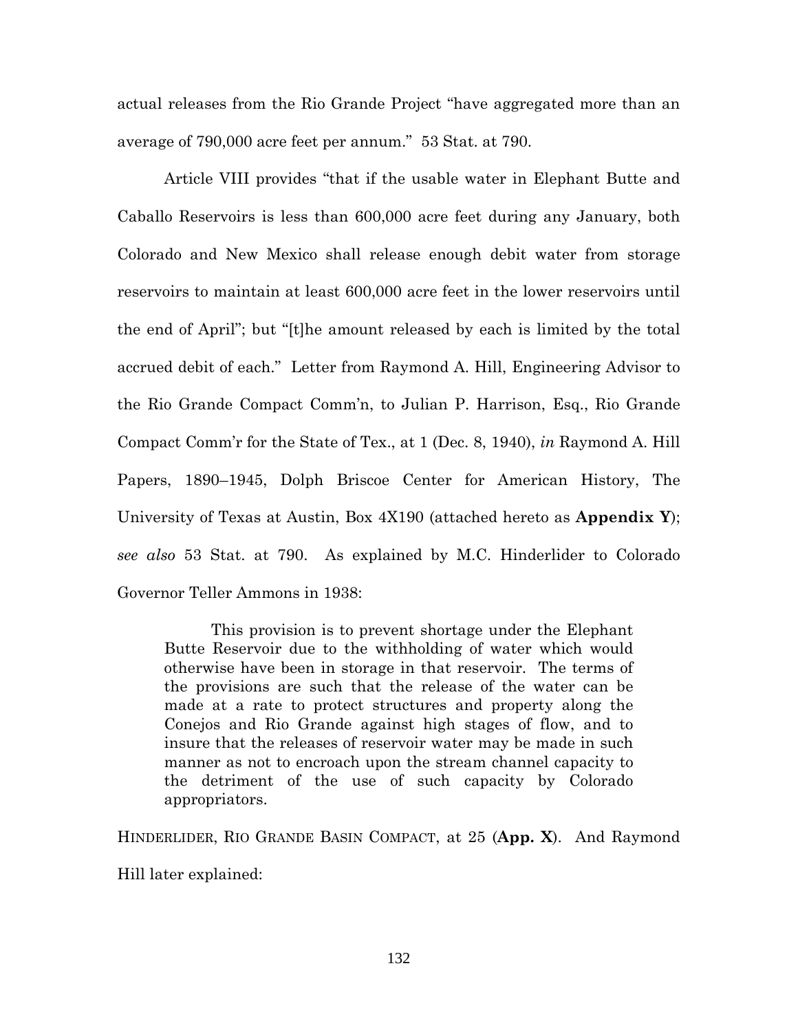actual releases from the Rio Grande Project "have aggregated more than an average of 790,000 acre feet per annum." 53 Stat. at 790.

Article VIII provides "that if the usable water in Elephant Butte and Caballo Reservoirs is less than 600,000 acre feet during any January, both Colorado and New Mexico shall release enough debit water from storage reservoirs to maintain at least 600,000 acre feet in the lower reservoirs until the end of April"; but "[t]he amount released by each is limited by the total accrued debit of each." Letter from Raymond A. Hill, Engineering Advisor to the Rio Grande Compact Comm'n, to Julian P. Harrison, Esq., Rio Grande Compact Comm'r for the State of Tex., at 1 (Dec. 8, 1940), *in* Raymond A. Hill Papers, 1890–1945, Dolph Briscoe Center for American History, The University of Texas at Austin, Box 4X190 (attached hereto as **Appendix Y**); *see also* 53 Stat. at 790. As explained by M.C. Hinderlider to Colorado Governor Teller Ammons in 1938:

> This provision is to prevent shortage under the Elephant Butte Reservoir due to the withholding of water which would otherwise have been in storage in that reservoir. The terms of the provisions are such that the release of the water can be made at a rate to protect structures and property along the Conejos and Rio Grande against high stages of flow, and to insure that the releases of reservoir water may be made in such manner as not to encroach upon the stream channel capacity to the detriment of the use of such capacity by Colorado appropriators.

HINDERLIDER, RIO GRANDE BASIN COMPACT, at 25 (**App. X**). And Raymond Hill later explained: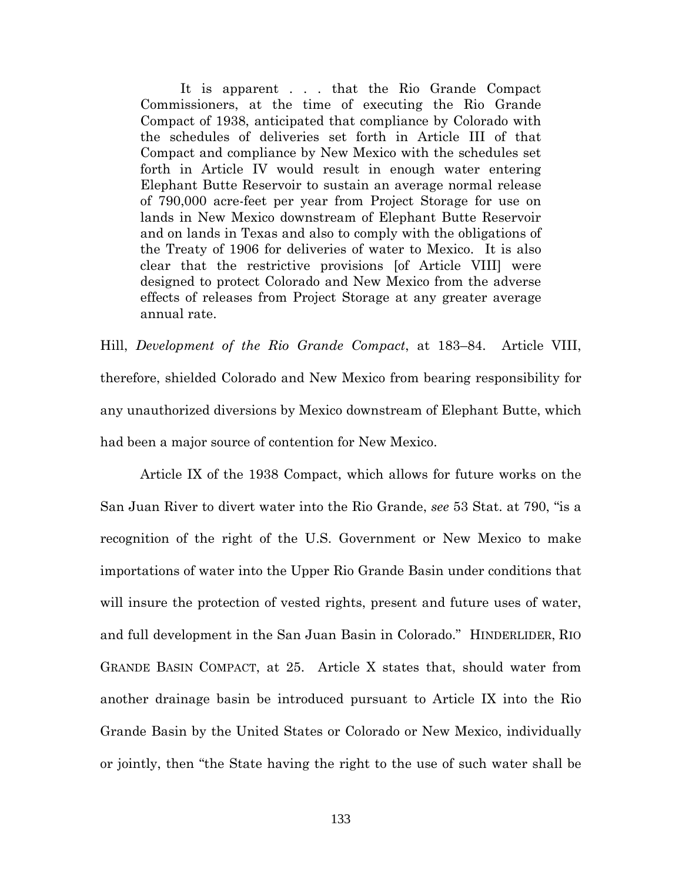> It is apparent . . . that the Rio Grande Compact Commissioners, at the time of executing the Rio Grande Compact of 1938, anticipated that compliance by Colorado with the schedules of deliveries set forth in Article III of that Compact and compliance by New Mexico with the schedules set forth in Article IV would result in enough water entering Elephant Butte Reservoir to sustain an average normal release of 790,000 acre-feet per year from Project Storage for use on lands in New Mexico downstream of Elephant Butte Reservoir and on lands in Texas and also to comply with the obligations of the Treaty of 1906 for deliveries of water to Mexico. It is also clear that the restrictive provisions [of Article VIII] were designed to protect Colorado and New Mexico from the adverse effects of releases from Project Storage at any greater average annual rate.

Hill, *Development of the Rio Grande Compact*, at 183–84. Article VIII, therefore, shielded Colorado and New Mexico from bearing responsibility for any unauthorized diversions by Mexico downstream of Elephant Butte, which had been a major source of contention for New Mexico.

Article IX of the 1938 Compact, which allows for future works on the San Juan River to divert water into the Rio Grande, *see* 53 Stat. at 790, "is a recognition of the right of the U.S. Government or New Mexico to make importations of water into the Upper Rio Grande Basin under conditions that will insure the protection of vested rights, present and future uses of water, and full development in the San Juan Basin in Colorado." HINDERLIDER, RIO GRANDE BASIN COMPACT, at 25. Article X states that, should water from another drainage basin be introduced pursuant to Article IX into the Rio Grande Basin by the United States or Colorado or New Mexico, individually or jointly, then "the State having the right to the use of such water shall be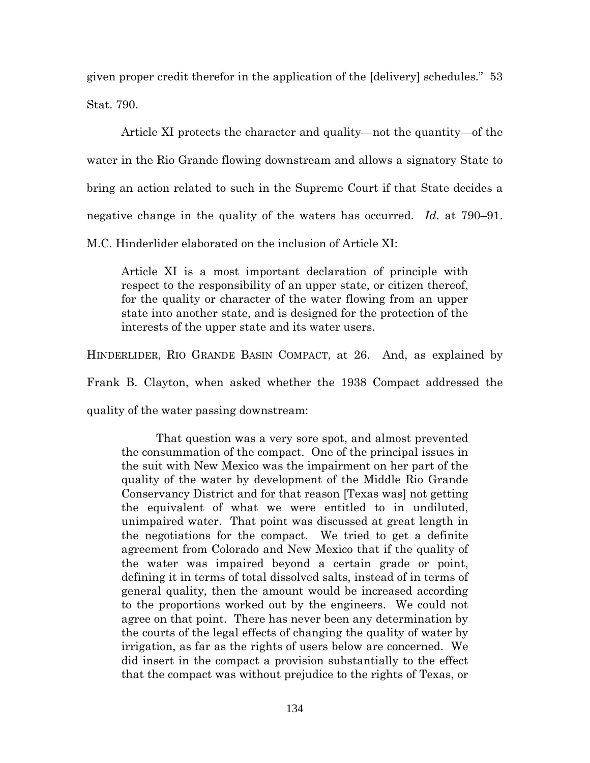given proper credit therefor in the application of the [delivery] schedules." 53 Stat. 790.

Article XI protects the character and quality—not the quantity—of the water in the Rio Grande flowing downstream and allows a signatory State to bring an action related to such in the Supreme Court if that State decides a negative change in the quality of the waters has occurred. *Id.* at 790–91. M.C. Hinderlider elaborated on the inclusion of Article XI:

> Article XI is a most important declaration of principle with respect to the responsibility of an upper state, or citizen thereof, for the quality or character of the water flowing from an upper state into another state, and is designed for the protection of the interests of the upper state and its water users.

HINDERLIDER, RIO GRANDE BASIN COMPACT, at 26. And, as explained by Frank B. Clayton, when asked whether the 1938 Compact addressed the quality of the water passing downstream:

> That question was a very sore spot, and almost prevented the consummation of the compact. One of the principal issues in the suit with New Mexico was the impairment on her part of the quality of the water by development of the Middle Rio Grande Conservancy District and for that reason [Texas was] not getting the equivalent of what we were entitled to in undiluted, unimpaired water. That point was discussed at great length in the negotiations for the compact. We tried to get a definite agreement from Colorado and New Mexico that if the quality of the water was impaired beyond a certain grade or point, defining it in terms of total dissolved salts, instead of in terms of general quality, then the amount would be increased according to the proportions worked out by the engineers. We could not agree on that point. There has never been any determination by the courts of the legal effects of changing the quality of water by irrigation, as far as the rights of users below are concerned. We did insert in the compact a provision substantially to the effect that the compact was without prejudice to the rights of Texas, or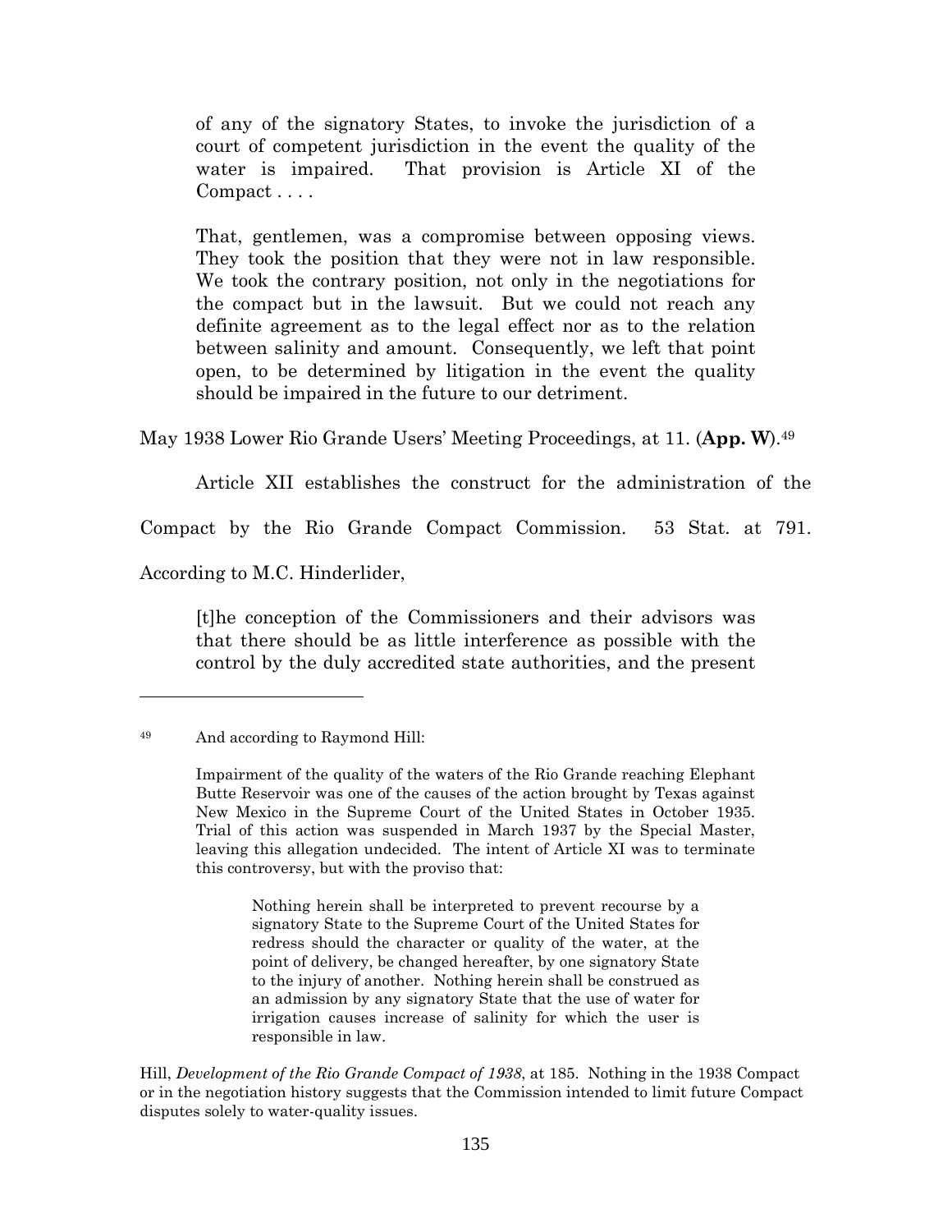> of any of the signatory States, to invoke the jurisdiction of a court of competent jurisdiction in the event the quality of the water is impaired. That provision is Article XI of the Compact . . . .
>
> That, gentlemen, was a compromise between opposing views. They took the position that they were not in law responsible. We took the contrary position, not only in the negotiations for the compact but in the lawsuit. But we could not reach any definite agreement as to the legal effect nor as to the relation between salinity and amount. Consequently, we left that point open, to be determined by litigation in the event the quality should be impaired in the future to our detriment.

May 1938 Lower Rio Grande Users' Meeting Proceedings, at 11. (**App. W**).[49]

Article XII establishes the construct for the administration of the Compact by the Rio Grande Compact Commission. 53 Stat. at 791. According to M.C. Hinderlider,

> [t]he conception of the Commissioners and their advisors was that there should be as little interference as possible with the control by the duly accredited state authorities, and the present

---

[49] And according to Raymond Hill:

> Impairment of the quality of the waters of the Rio Grande reaching Elephant Butte Reservoir was one of the causes of the action brought by Texas against New Mexico in the Supreme Court of the United States in October 1935. Trial of this action was suspended in March 1937 by the Special Master, leaving this allegation undecided. The intent of Article XI was to terminate this controversy, but with the proviso that:
>
> > Nothing herein shall be interpreted to prevent recourse by a signatory State to the Supreme Court of the United States for redress should the character or quality of the water, at the point of delivery, be changed hereafter, by one signatory State to the injury of another. Nothing herein shall be construed as an admission by any signatory State that the use of water for irrigation causes increase of salinity for which the user is responsible in law.

Hill, *Development of the Rio Grande Compact of 1938*, at 185. Nothing in the 1938 Compact or in the negotiation history suggests that the Commission intended to limit future Compact disputes solely to water-quality issues.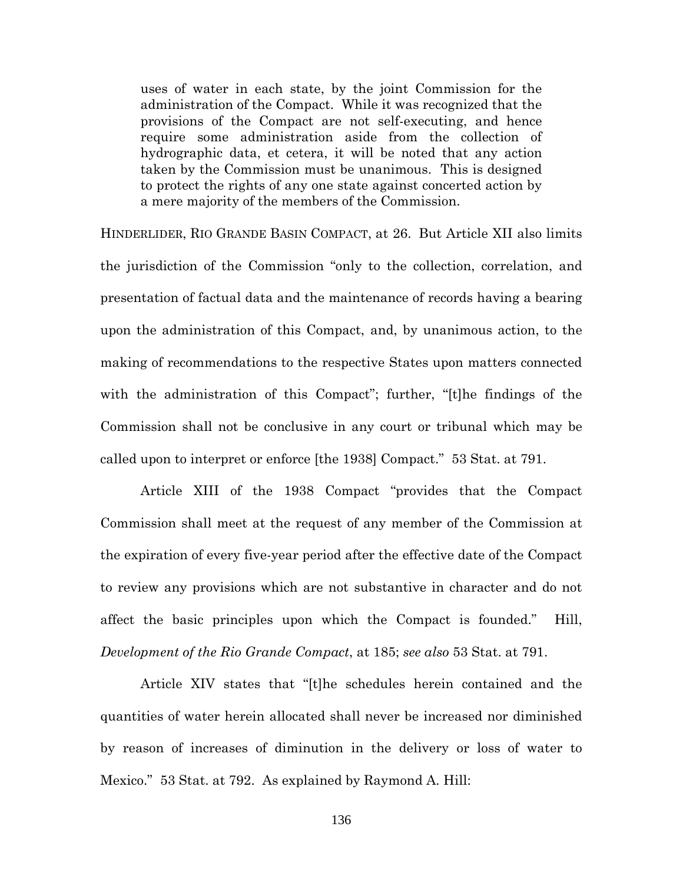> uses of water in each state, by the joint Commission for the administration of the Compact. While it was recognized that the provisions of the Compact are not self-executing, and hence require some administration aside from the collection of hydrographic data, et cetera, it will be noted that any action taken by the Commission must be unanimous. This is designed to protect the rights of any one state against concerted action by a mere majority of the members of the Commission.

HINDERLIDER, RIO GRANDE BASIN COMPACT, at 26. But Article XII also limits the jurisdiction of the Commission "only to the collection, correlation, and presentation of factual data and the maintenance of records having a bearing upon the administration of this Compact, and, by unanimous action, to the making of recommendations to the respective States upon matters connected with the administration of this Compact"; further, "[t]he findings of the Commission shall not be conclusive in any court or tribunal which may be called upon to interpret or enforce [the 1938] Compact." 53 Stat. at 791.

Article XIII of the 1938 Compact "provides that the Compact Commission shall meet at the request of any member of the Commission at the expiration of every five-year period after the effective date of the Compact to review any provisions which are not substantive in character and do not affect the basic principles upon which the Compact is founded." Hill, *Development of the Rio Grande Compact*, at 185; *see also* 53 Stat. at 791.

Article XIV states that "[t]he schedules herein contained and the quantities of water herein allocated shall never be increased nor diminished by reason of increases of diminution in the delivery or loss of water to Mexico." 53 Stat. at 792. As explained by Raymond A. Hill: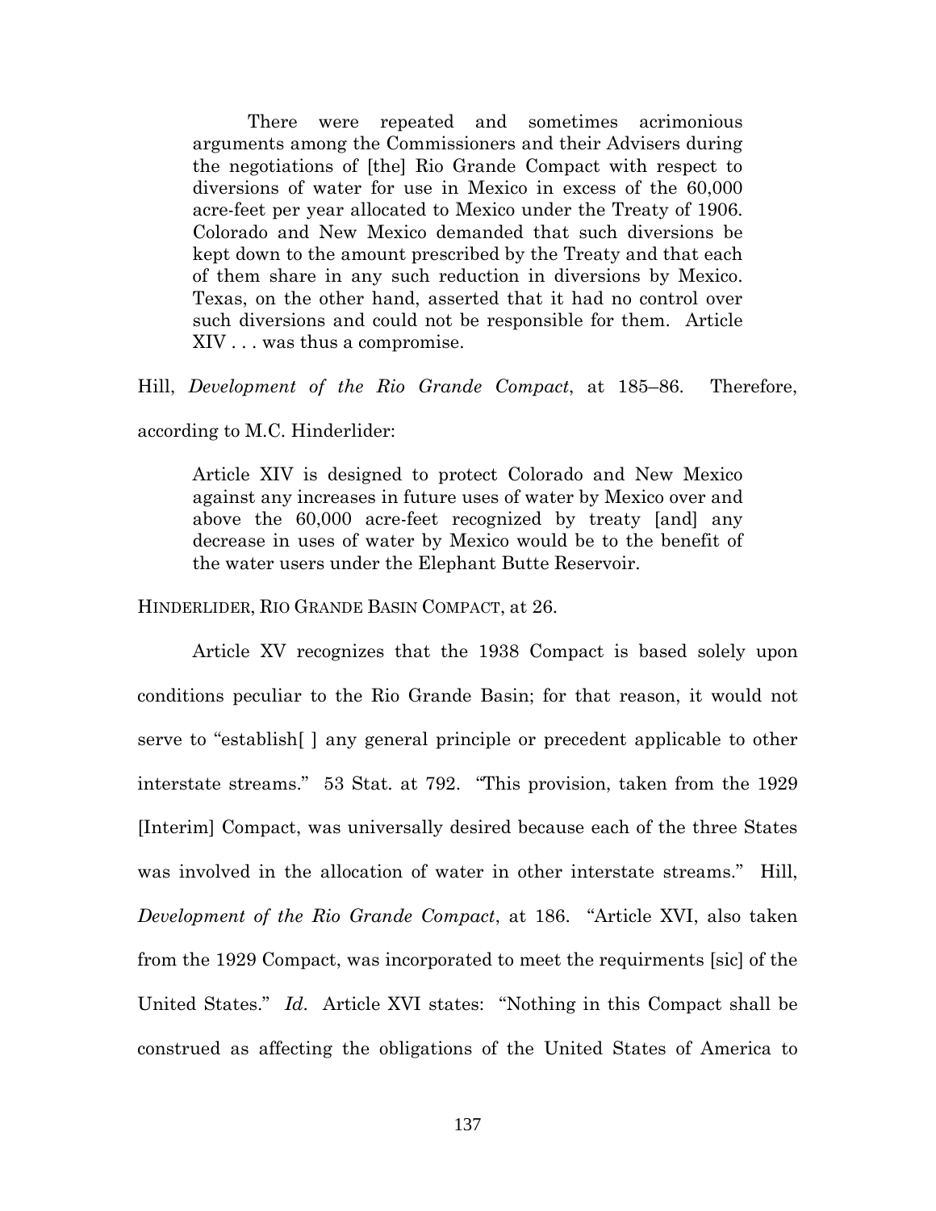> There were repeated and sometimes acrimonious arguments among the Commissioners and their Advisers during the negotiations of [the] Rio Grande Compact with respect to diversions of water for use in Mexico in excess of the 60,000 acre-feet per year allocated to Mexico under the Treaty of 1906. Colorado and New Mexico demanded that such diversions be kept down to the amount prescribed by the Treaty and that each of them share in any such reduction in diversions by Mexico. Texas, on the other hand, asserted that it had no control over such diversions and could not be responsible for them. Article XIV . . . was thus a compromise.

Hill, *Development of the Rio Grande Compact*, at 185–86. Therefore, according to M.C. Hinderlider:

> Article XIV is designed to protect Colorado and New Mexico against any increases in future uses of water by Mexico over and above the 60,000 acre-feet recognized by treaty [and] any decrease in uses of water by Mexico would be to the benefit of the water users under the Elephant Butte Reservoir.

HINDERLIDER, RIO GRANDE BASIN COMPACT, at 26.

Article XV recognizes that the 1938 Compact is based solely upon conditions peculiar to the Rio Grande Basin; for that reason, it would not serve to "establish[ ] any general principle or precedent applicable to other interstate streams." 53 Stat. at 792. "This provision, taken from the 1929 [Interim] Compact, was universally desired because each of the three States was involved in the allocation of water in other interstate streams." Hill, *Development of the Rio Grande Compact*, at 186. "Article XVI, also taken from the 1929 Compact, was incorporated to meet the requirments [sic] of the United States." *Id.* Article XVI states: "Nothing in this Compact shall be construed as affecting the obligations of the United States of America to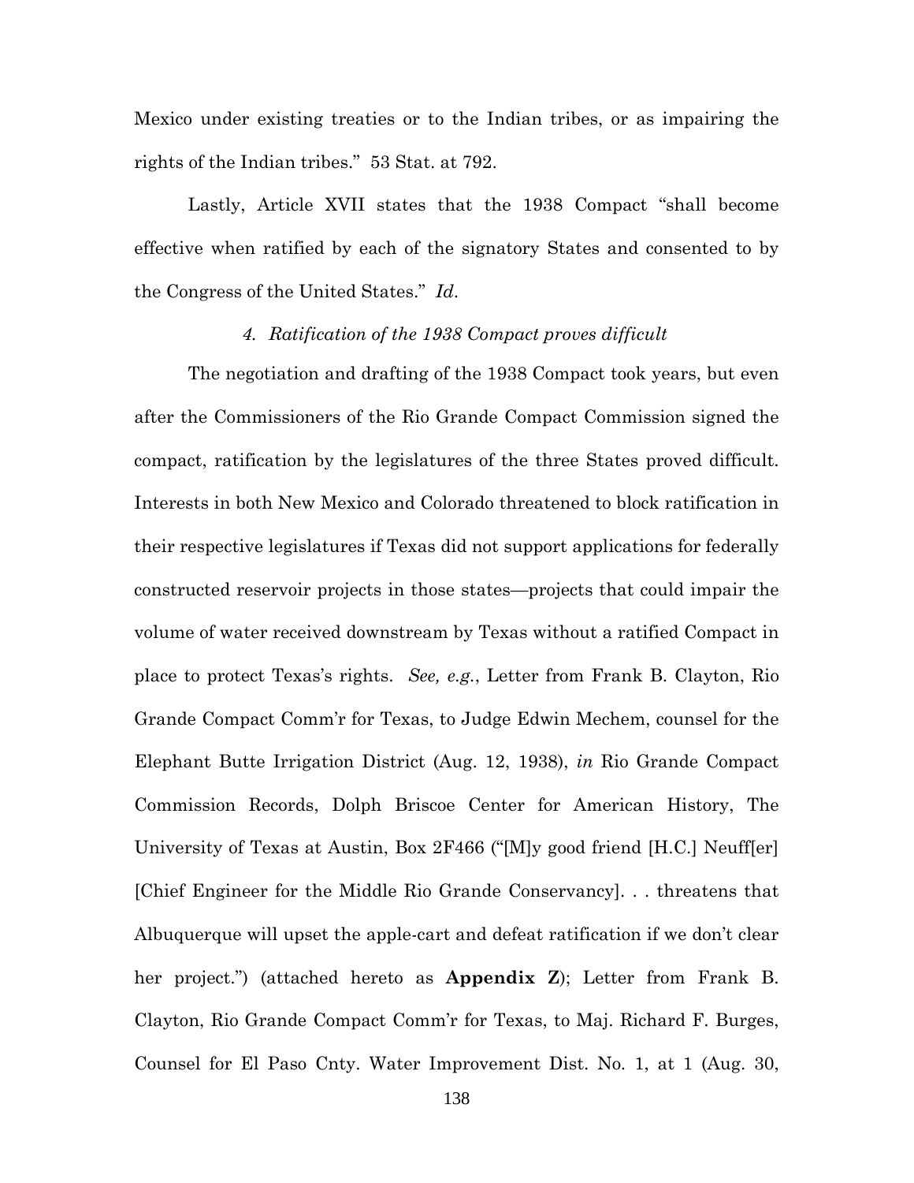Mexico under existing treaties or to the Indian tribes, or as impairing the rights of the Indian tribes." 53 Stat. at 792.

Lastly, Article XVII states that the 1938 Compact "shall become effective when ratified by each of the signatory States and consented to by the Congress of the United States." *Id.*

#### *4. Ratification of the 1938 Compact proves difficult*

The negotiation and drafting of the 1938 Compact took years, but even after the Commissioners of the Rio Grande Compact Commission signed the compact, ratification by the legislatures of the three States proved difficult. Interests in both New Mexico and Colorado threatened to block ratification in their respective legislatures if Texas did not support applications for federally constructed reservoir projects in those states—projects that could impair the volume of water received downstream by Texas without a ratified Compact in place to protect Texas's rights. *See, e.g.*, Letter from Frank B. Clayton, Rio Grande Compact Comm'r for Texas, to Judge Edwin Mechem, counsel for the Elephant Butte Irrigation District (Aug. 12, 1938), *in* Rio Grande Compact Commission Records, Dolph Briscoe Center for American History, The University of Texas at Austin, Box 2F466 ("[M]y good friend [H.C.] Neuff[er] [Chief Engineer for the Middle Rio Grande Conservancy]. . . threatens that Albuquerque will upset the apple-cart and defeat ratification if we don't clear her project.") (attached hereto as **Appendix Z**); Letter from Frank B. Clayton, Rio Grande Compact Comm'r for Texas, to Maj. Richard F. Burges, Counsel for El Paso Cnty. Water Improvement Dist. No. 1, at 1 (Aug. 30,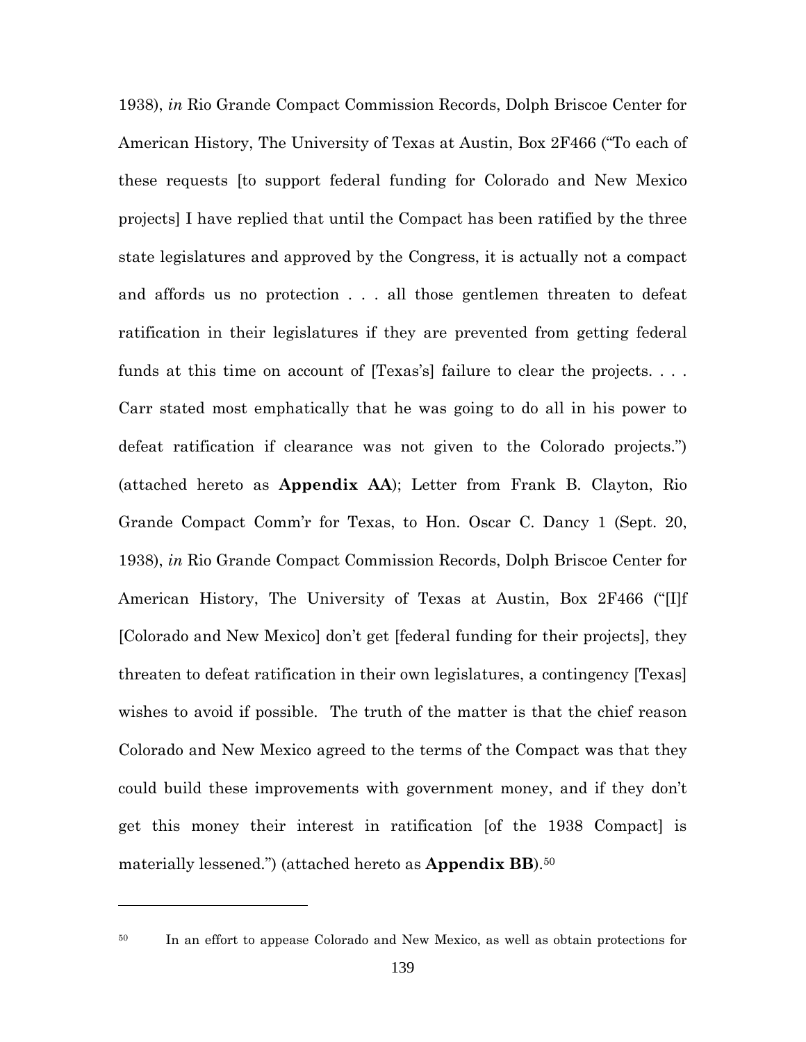1938), *in* Rio Grande Compact Commission Records, Dolph Briscoe Center for American History, The University of Texas at Austin, Box 2F466 ("To each of these requests [to support federal funding for Colorado and New Mexico projects] I have replied that until the Compact has been ratified by the three state legislatures and approved by the Congress, it is actually not a compact and affords us no protection . . . all those gentlemen threaten to defeat ratification in their legislatures if they are prevented from getting federal funds at this time on account of [Texas's] failure to clear the projects. . . . Carr stated most emphatically that he was going to do all in his power to defeat ratification if clearance was not given to the Colorado projects.") (attached hereto as **Appendix AA**); Letter from Frank B. Clayton, Rio Grande Compact Comm'r for Texas, to Hon. Oscar C. Dancy 1 (Sept. 20, 1938), *in* Rio Grande Compact Commission Records, Dolph Briscoe Center for American History, The University of Texas at Austin, Box 2F466 ("[I]f [Colorado and New Mexico] don't get [federal funding for their projects], they threaten to defeat ratification in their own legislatures, a contingency [Texas] wishes to avoid if possible. The truth of the matter is that the chief reason Colorado and New Mexico agreed to the terms of the Compact was that they could build these improvements with government money, and if they don't get this money their interest in ratification [of the 1938 Compact] is materially lessened.") (attached hereto as **Appendix BB**).[50]

---

[50] In an effort to appease Colorado and New Mexico, as well as obtain protections for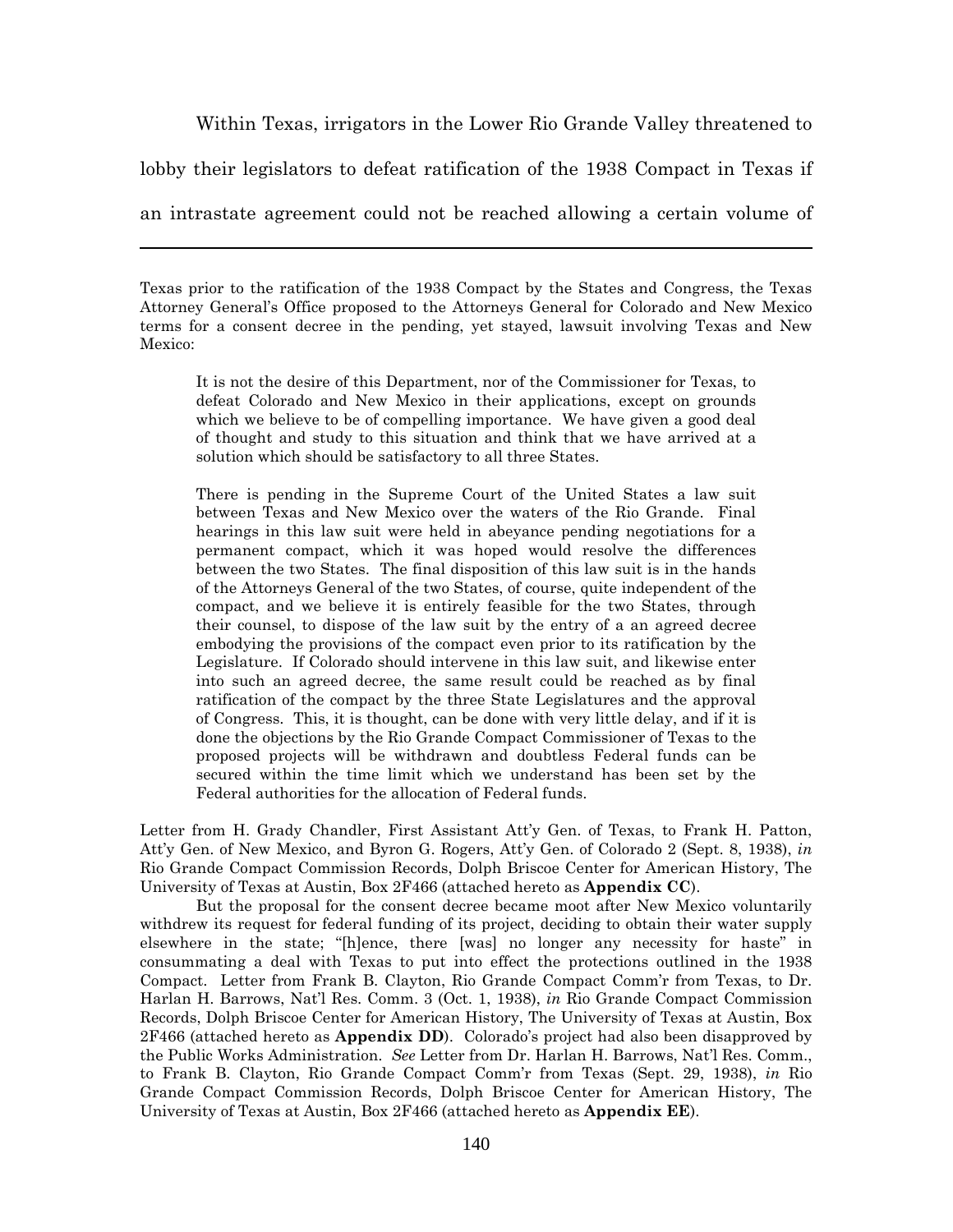Within Texas, irrigators in the Lower Rio Grande Valley threatened to lobby their legislators to defeat ratification of the 1938 Compact in Texas if an intrastate agreement could not be reached allowing a certain volume of

---

Texas prior to the ratification of the 1938 Compact by the States and Congress, the Texas Attorney General's Office proposed to the Attorneys General for Colorado and New Mexico terms for a consent decree in the pending, yet stayed, lawsuit involving Texas and New Mexico:

> It is not the desire of this Department, nor of the Commissioner for Texas, to defeat Colorado and New Mexico in their applications, except on grounds which we believe to be of compelling importance. We have given a good deal of thought and study to this situation and think that we have arrived at a solution which should be satisfactory to all three States.
>
> There is pending in the Supreme Court of the United States a law suit between Texas and New Mexico over the waters of the Rio Grande. Final hearings in this law suit were held in abeyance pending negotiations for a permanent compact, which it was hoped would resolve the differences between the two States. The final disposition of this law suit is in the hands of the Attorneys General of the two States, of course, quite independent of the compact, and we believe it is entirely feasible for the two States, through their counsel, to dispose of the law suit by the entry of a an agreed decree embodying the provisions of the compact even prior to its ratification by the Legislature. If Colorado should intervene in this law suit, and likewise enter into such an agreed decree, the same result could be reached as by final ratification of the compact by the three State Legislatures and the approval of Congress. This, it is thought, can be done with very little delay, and if it is done the objections by the Rio Grande Compact Commissioner of Texas to the proposed projects will be withdrawn and doubtless Federal funds can be secured within the time limit which we understand has been set by the Federal authorities for the allocation of Federal funds.

Letter from H. Grady Chandler, First Assistant Att'y Gen. of Texas, to Frank H. Patton, Att'y Gen. of New Mexico, and Byron G. Rogers, Att'y Gen. of Colorado 2 (Sept. 8, 1938), *in* Rio Grande Compact Commission Records, Dolph Briscoe Center for American History, The University of Texas at Austin, Box 2F466 (attached hereto as **Appendix CC**).

But the proposal for the consent decree became moot after New Mexico voluntarily withdrew its request for federal funding of its project, deciding to obtain their water supply elsewhere in the state; "[h]ence, there [was] no longer any necessity for haste" in consummating a deal with Texas to put into effect the protections outlined in the 1938 Compact. Letter from Frank B. Clayton, Rio Grande Compact Comm'r from Texas, to Dr. Harlan H. Barrows, Nat'l Res. Comm. 3 (Oct. 1, 1938), *in* Rio Grande Compact Commission Records, Dolph Briscoe Center for American History, The University of Texas at Austin, Box 2F466 (attached hereto as **Appendix DD**). Colorado's project had also been disapproved by the Public Works Administration. *See* Letter from Dr. Harlan H. Barrows, Nat'l Res. Comm., to Frank B. Clayton, Rio Grande Compact Comm'r from Texas (Sept. 29, 1938), *in* Rio Grande Compact Commission Records, Dolph Briscoe Center for American History, The University of Texas at Austin, Box 2F466 (attached hereto as **Appendix EE**).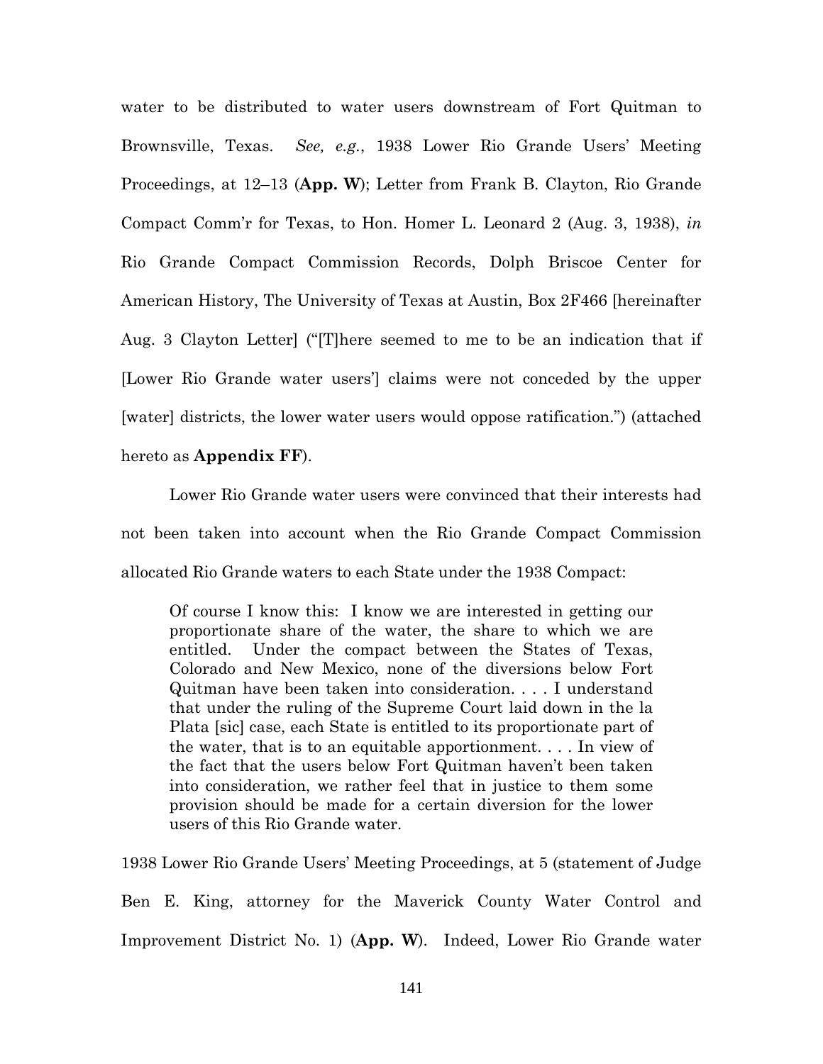water to be distributed to water users downstream of Fort Quitman to Brownsville, Texas. *See, e.g.*, 1938 Lower Rio Grande Users' Meeting Proceedings, at 12–13 (**App. W**); Letter from Frank B. Clayton, Rio Grande Compact Comm'r for Texas, to Hon. Homer L. Leonard 2 (Aug. 3, 1938), *in* Rio Grande Compact Commission Records, Dolph Briscoe Center for American History, The University of Texas at Austin, Box 2F466 [hereinafter Aug. 3 Clayton Letter] ("[T]here seemed to me to be an indication that if [Lower Rio Grande water users'] claims were not conceded by the upper [water] districts, the lower water users would oppose ratification.") (attached hereto as **Appendix FF**).

Lower Rio Grande water users were convinced that their interests had not been taken into account when the Rio Grande Compact Commission allocated Rio Grande waters to each State under the 1938 Compact:

> Of course I know this: I know we are interested in getting our proportionate share of the water, the share to which we are entitled. Under the compact between the States of Texas, Colorado and New Mexico, none of the diversions below Fort Quitman have been taken into consideration. . . . I understand that under the ruling of the Supreme Court laid down in the la Plata [sic] case, each State is entitled to its proportionate part of the water, that is to an equitable apportionment. . . . In view of the fact that the users below Fort Quitman haven't been taken into consideration, we rather feel that in justice to them some provision should be made for a certain diversion for the lower users of this Rio Grande water.

1938 Lower Rio Grande Users' Meeting Proceedings, at 5 (statement of Judge Ben E. King, attorney for the Maverick County Water Control and Improvement District No. 1) (**App. W**). Indeed, Lower Rio Grande water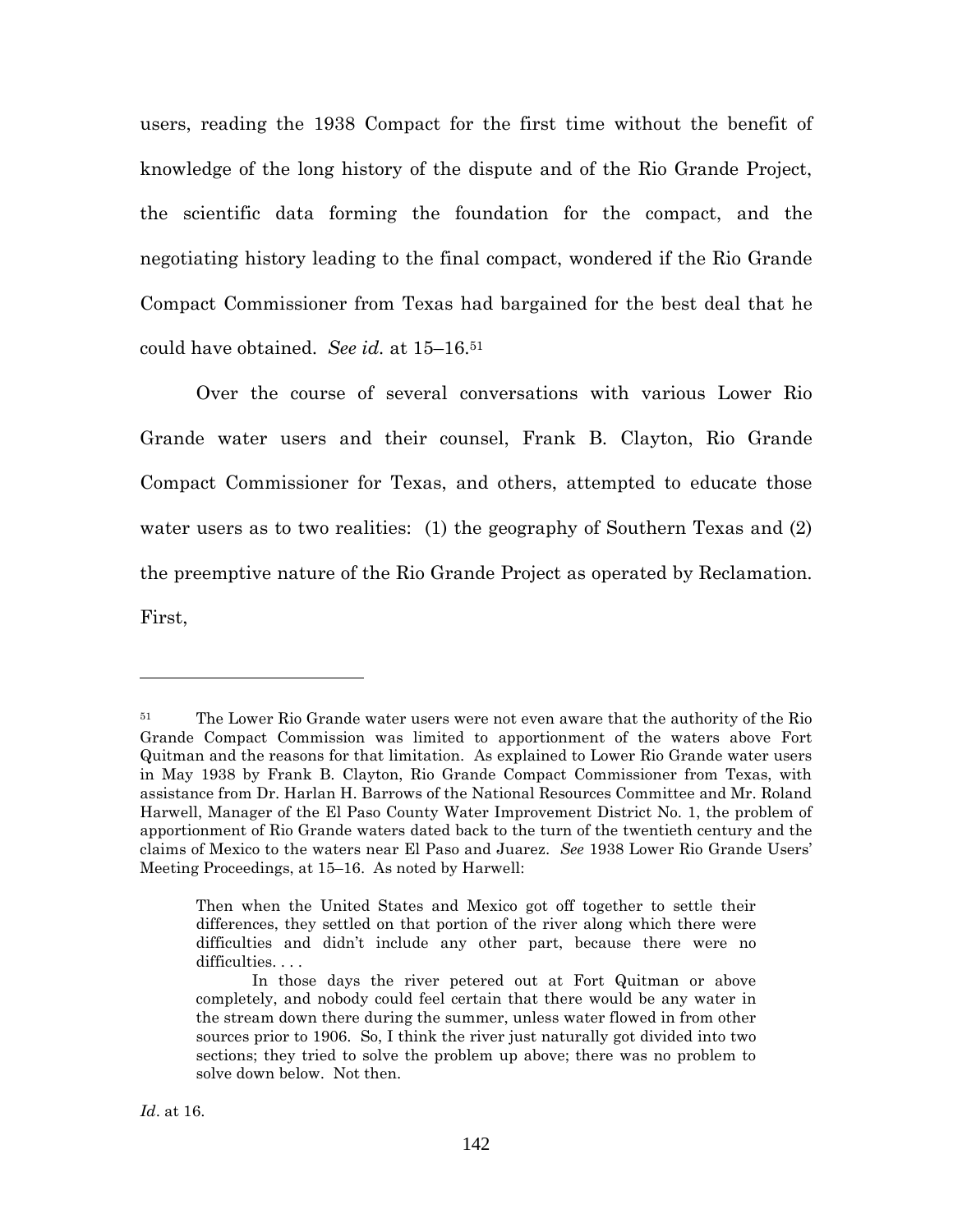users, reading the 1938 Compact for the first time without the benefit of knowledge of the long history of the dispute and of the Rio Grande Project, the scientific data forming the foundation for the compact, and the negotiating history leading to the final compact, wondered if the Rio Grande Compact Commissioner from Texas had bargained for the best deal that he could have obtained. *See id.* at 15–16.[51]

Over the course of several conversations with various Lower Rio Grande water users and their counsel, Frank B. Clayton, Rio Grande Compact Commissioner for Texas, and others, attempted to educate those water users as to two realities: (1) the geography of Southern Texas and (2) the preemptive nature of the Rio Grande Project as operated by Reclamation. First,

---

[51] The Lower Rio Grande water users were not even aware that the authority of the Rio Grande Compact Commission was limited to apportionment of the waters above Fort Quitman and the reasons for that limitation. As explained to Lower Rio Grande water users in May 1938 by Frank B. Clayton, Rio Grande Compact Commissioner from Texas, with assistance from Dr. Harlan H. Barrows of the National Resources Committee and Mr. Roland Harwell, Manager of the El Paso County Water Improvement District No. 1, the problem of apportionment of Rio Grande waters dated back to the turn of the twentieth century and the claims of Mexico to the waters near El Paso and Juarez. *See* 1938 Lower Rio Grande Users' Meeting Proceedings, at 15–16. As noted by Harwell:

> Then when the United States and Mexico got off together to settle their differences, they settled on that portion of the river along which there were difficulties and didn't include any other part, because there were no difficulties. . . .
>
> In those days the river petered out at Fort Quitman or above completely, and nobody could feel certain that there would be any water in the stream down there during the summer, unless water flowed in from other sources prior to 1906. So, I think the river just naturally got divided into two sections; they tried to solve the problem up above; there was no problem to solve down below. Not then.

*Id*. at 16.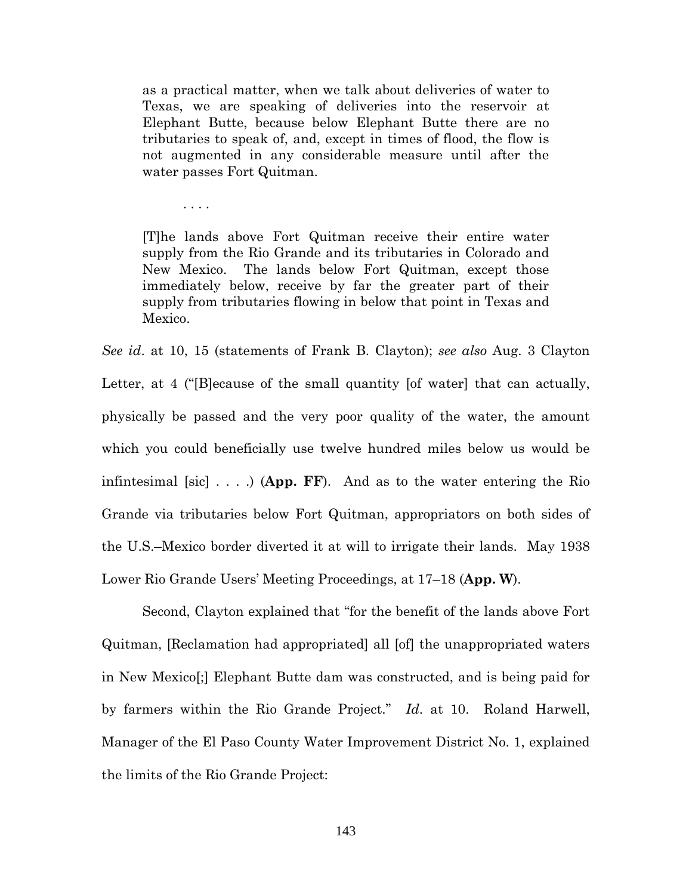> as a practical matter, when we talk about deliveries of water to Texas, we are speaking of deliveries into the reservoir at Elephant Butte, because below Elephant Butte there are no tributaries to speak of, and, except in times of flood, the flow is not augmented in any considerable measure until after the water passes Fort Quitman.
>
> . . . .
>
> [T]he lands above Fort Quitman receive their entire water supply from the Rio Grande and its tributaries in Colorado and New Mexico. The lands below Fort Quitman, except those immediately below, receive by far the greater part of their supply from tributaries flowing in below that point in Texas and Mexico.

*See id*. at 10, 15 (statements of Frank B. Clayton); *see also* Aug. 3 Clayton Letter, at 4 ("[B]ecause of the small quantity [of water] that can actually, physically be passed and the very poor quality of the water, the amount which you could beneficially use twelve hundred miles below us would be infintesimal [sic] . . . .) (**App. FF**). And as to the water entering the Rio Grande via tributaries below Fort Quitman, appropriators on both sides of the U.S.–Mexico border diverted it at will to irrigate their lands. May 1938 Lower Rio Grande Users' Meeting Proceedings, at 17–18 (**App. W**).

Second, Clayton explained that "for the benefit of the lands above Fort Quitman, [Reclamation had appropriated] all [of] the unappropriated waters in New Mexico[;] Elephant Butte dam was constructed, and is being paid for by farmers within the Rio Grande Project." *Id*. at 10. Roland Harwell, Manager of the El Paso County Water Improvement District No. 1, explained the limits of the Rio Grande Project: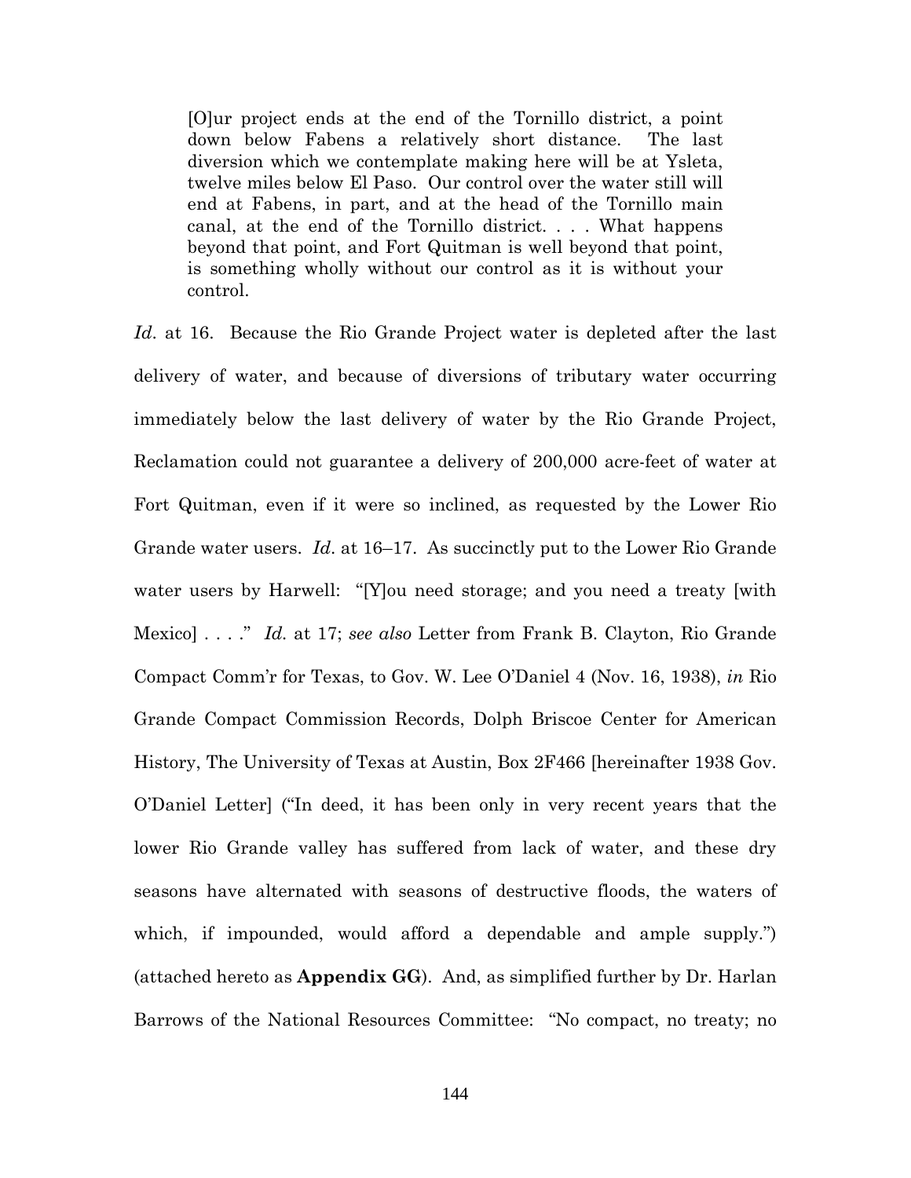> [O]ur project ends at the end of the Tornillo district, a point down below Fabens a relatively short distance. The last diversion which we contemplate making here will be at Ysleta, twelve miles below El Paso. Our control over the water still will end at Fabens, in part, and at the head of the Tornillo main canal, at the end of the Tornillo district. . . . What happens beyond that point, and Fort Quitman is well beyond that point, is something wholly without our control as it is without your control.

*Id.* at 16. Because the Rio Grande Project water is depleted after the last delivery of water, and because of diversions of tributary water occurring immediately below the last delivery of water by the Rio Grande Project, Reclamation could not guarantee a delivery of 200,000 acre-feet of water at Fort Quitman, even if it were so inclined, as requested by the Lower Rio Grande water users. *Id.* at 16–17. As succinctly put to the Lower Rio Grande water users by Harwell: "[Y]ou need storage; and you need a treaty [with Mexico] . . . ." *Id.* at 17; *see also* Letter from Frank B. Clayton, Rio Grande Compact Comm'r for Texas, to Gov. W. Lee O'Daniel 4 (Nov. 16, 1938), *in* Rio Grande Compact Commission Records, Dolph Briscoe Center for American History, The University of Texas at Austin, Box 2F466 [hereinafter 1938 Gov. O'Daniel Letter] ("In deed, it has been only in very recent years that the lower Rio Grande valley has suffered from lack of water, and these dry seasons have alternated with seasons of destructive floods, the waters of which, if impounded, would afford a dependable and ample supply.") (attached hereto as **Appendix GG**). And, as simplified further by Dr. Harlan Barrows of the National Resources Committee: "No compact, no treaty; no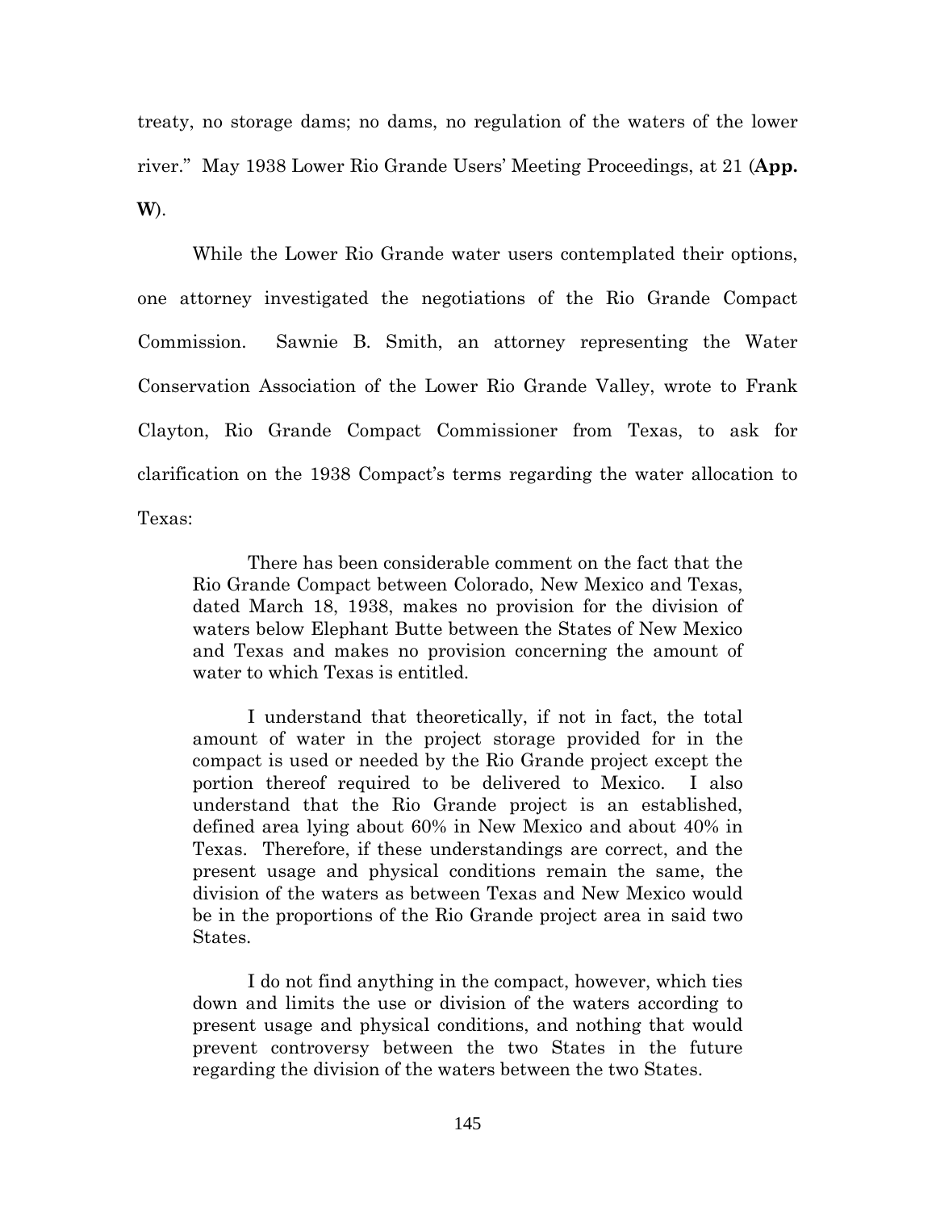treaty, no storage dams; no dams, no regulation of the waters of the lower river." May 1938 Lower Rio Grande Users' Meeting Proceedings, at 21 (**App. W**).

While the Lower Rio Grande water users contemplated their options, one attorney investigated the negotiations of the Rio Grande Compact Commission. Sawnie B. Smith, an attorney representing the Water Conservation Association of the Lower Rio Grande Valley, wrote to Frank Clayton, Rio Grande Compact Commissioner from Texas, to ask for clarification on the 1938 Compact's terms regarding the water allocation to Texas:

> There has been considerable comment on the fact that the Rio Grande Compact between Colorado, New Mexico and Texas, dated March 18, 1938, makes no provision for the division of waters below Elephant Butte between the States of New Mexico and Texas and makes no provision concerning the amount of water to which Texas is entitled.
>
> I understand that theoretically, if not in fact, the total amount of water in the project storage provided for in the compact is used or needed by the Rio Grande project except the portion thereof required to be delivered to Mexico. I also understand that the Rio Grande project is an established, defined area lying about 60% in New Mexico and about 40% in Texas. Therefore, if these understandings are correct, and the present usage and physical conditions remain the same, the division of the waters as between Texas and New Mexico would be in the proportions of the Rio Grande project area in said two States.
>
> I do not find anything in the compact, however, which ties down and limits the use or division of the waters according to present usage and physical conditions, and nothing that would prevent controversy between the two States in the future regarding the division of the waters between the two States.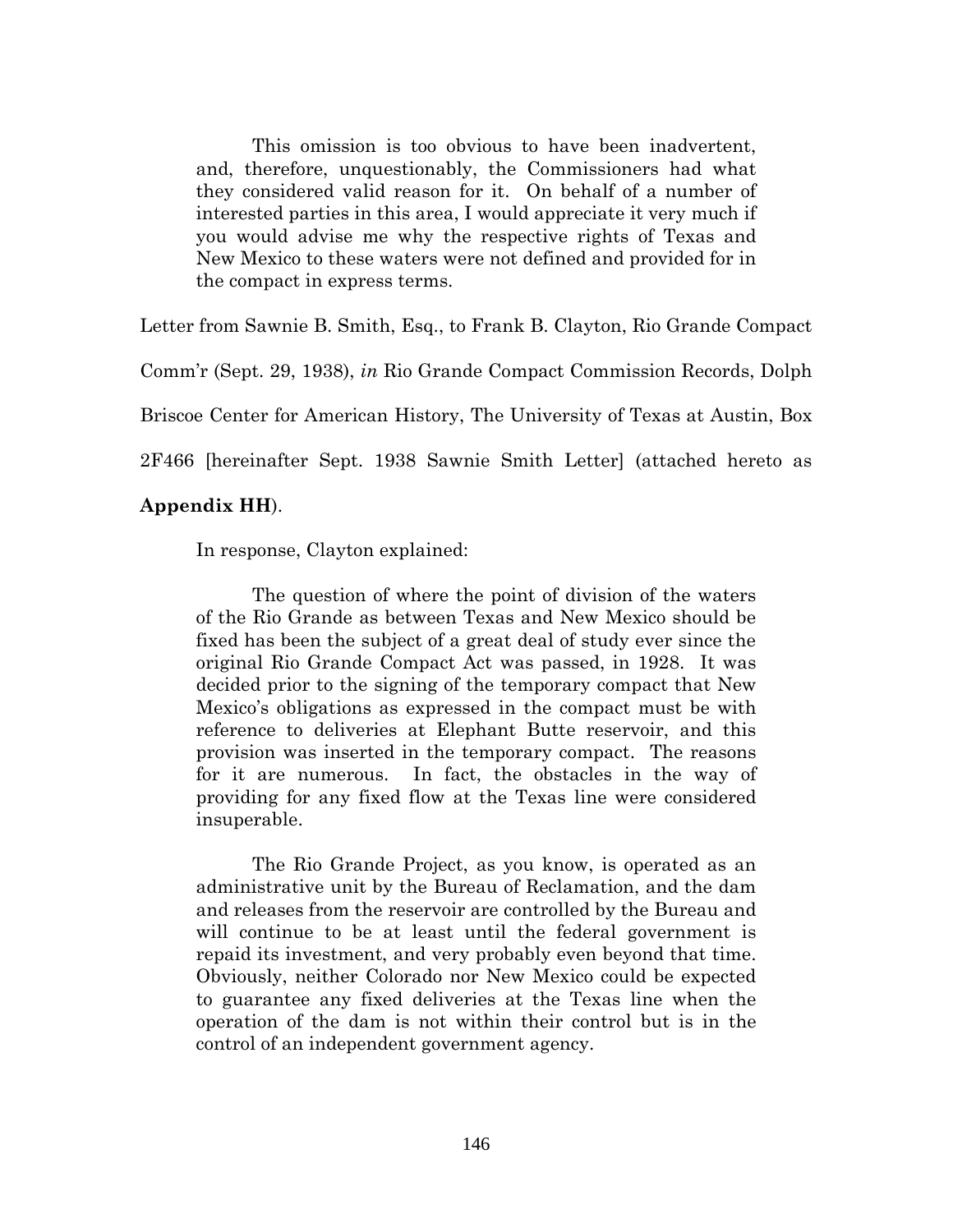> This omission is too obvious to have been inadvertent, and, therefore, unquestionably, the Commissioners had what they considered valid reason for it. On behalf of a number of interested parties in this area, I would appreciate it very much if you would advise me why the respective rights of Texas and New Mexico to these waters were not defined and provided for in the compact in express terms.

Letter from Sawnie B. Smith, Esq., to Frank B. Clayton, Rio Grande Compact Comm'r (Sept. 29, 1938), *in* Rio Grande Compact Commission Records, Dolph Briscoe Center for American History, The University of Texas at Austin, Box 2F466 [hereinafter Sept. 1938 Sawnie Smith Letter] (attached hereto as **Appendix HH**).

In response, Clayton explained:

> The question of where the point of division of the waters of the Rio Grande as between Texas and New Mexico should be fixed has been the subject of a great deal of study ever since the original Rio Grande Compact Act was passed, in 1928. It was decided prior to the signing of the temporary compact that New Mexico's obligations as expressed in the compact must be with reference to deliveries at Elephant Butte reservoir, and this provision was inserted in the temporary compact. The reasons for it are numerous. In fact, the obstacles in the way of providing for any fixed flow at the Texas line were considered insuperable.
>
> The Rio Grande Project, as you know, is operated as an administrative unit by the Bureau of Reclamation, and the dam and releases from the reservoir are controlled by the Bureau and will continue to be at least until the federal government is repaid its investment, and very probably even beyond that time. Obviously, neither Colorado nor New Mexico could be expected to guarantee any fixed deliveries at the Texas line when the operation of the dam is not within their control but is in the control of an independent government agency.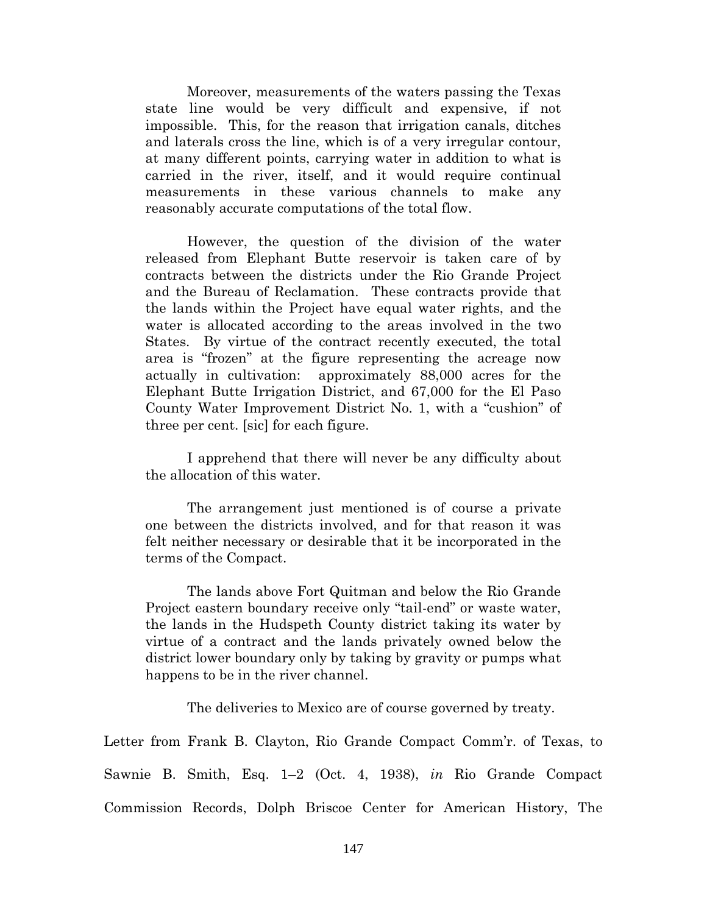> Moreover, measurements of the waters passing the Texas state line would be very difficult and expensive, if not impossible. This, for the reason that irrigation canals, ditches and laterals cross the line, which is of a very irregular contour, at many different points, carrying water in addition to what is carried in the river, itself, and it would require continual measurements in these various channels to make any reasonably accurate computations of the total flow.
>
> However, the question of the division of the water released from Elephant Butte reservoir is taken care of by contracts between the districts under the Rio Grande Project and the Bureau of Reclamation. These contracts provide that the lands within the Project have equal water rights, and the water is allocated according to the areas involved in the two States. By virtue of the contract recently executed, the total area is "frozen" at the figure representing the acreage now actually in cultivation: approximately 88,000 acres for the Elephant Butte Irrigation District, and 67,000 for the El Paso County Water Improvement District No. 1, with a "cushion" of three per cent. [sic] for each figure.
>
> I apprehend that there will never be any difficulty about the allocation of this water.
>
> The arrangement just mentioned is of course a private one between the districts involved, and for that reason it was felt neither necessary or desirable that it be incorporated in the terms of the Compact.
>
> The lands above Fort Quitman and below the Rio Grande Project eastern boundary receive only "tail-end" or waste water, the lands in the Hudspeth County district taking its water by virtue of a contract and the lands privately owned below the district lower boundary only by taking by gravity or pumps what happens to be in the river channel.
>
> The deliveries to Mexico are of course governed by treaty.

Letter from Frank B. Clayton, Rio Grande Compact Comm'r. of Texas, to Sawnie B. Smith, Esq. 1–2 (Oct. 4, 1938), *in* Rio Grande Compact Commission Records, Dolph Briscoe Center for American History, The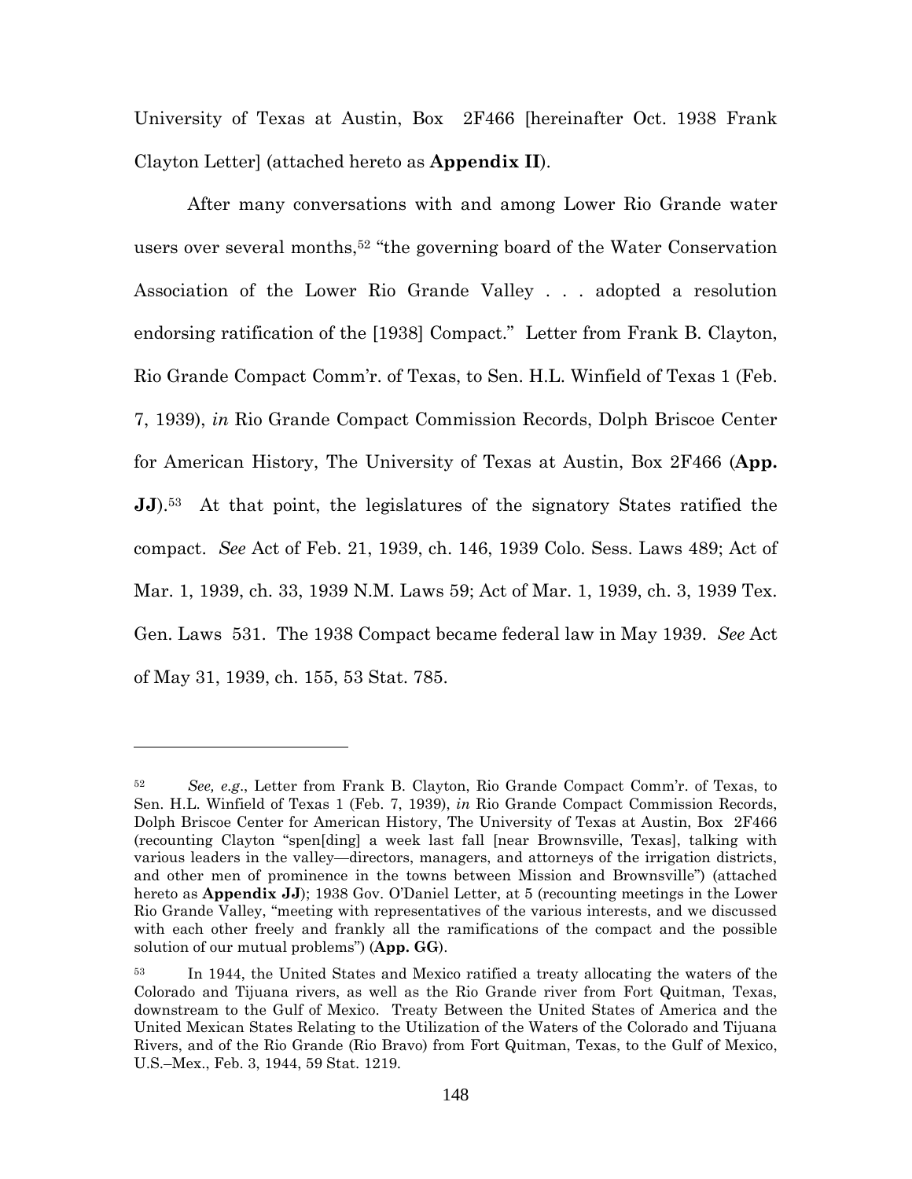University of Texas at Austin, Box 2F466 [hereinafter Oct. 1938 Frank Clayton Letter] (attached hereto as **Appendix II**).

After many conversations with and among Lower Rio Grande water users over several months,[52] "the governing board of the Water Conservation Association of the Lower Rio Grande Valley . . . adopted a resolution endorsing ratification of the [1938] Compact." Letter from Frank B. Clayton, Rio Grande Compact Comm'r. of Texas, to Sen. H.L. Winfield of Texas 1 (Feb. 7, 1939), *in* Rio Grande Compact Commission Records, Dolph Briscoe Center for American History, The University of Texas at Austin, Box 2F466 (**App. JJ**).[53] At that point, the legislatures of the signatory States ratified the compact. *See* Act of Feb. 21, 1939, ch. 146, 1939 Colo. Sess. Laws 489; Act of Mar. 1, 1939, ch. 33, 1939 N.M. Laws 59; Act of Mar. 1, 1939, ch. 3, 1939 Tex. Gen. Laws 531. The 1938 Compact became federal law in May 1939. *See* Act of May 31, 1939, ch. 155, 53 Stat. 785.

---

[52] *See, e.g.*, Letter from Frank B. Clayton, Rio Grande Compact Comm'r. of Texas, to Sen. H.L. Winfield of Texas 1 (Feb. 7, 1939), *in* Rio Grande Compact Commission Records, Dolph Briscoe Center for American History, The University of Texas at Austin, Box 2F466 (recounting Clayton "spen[ding] a week last fall [near Brownsville, Texas], talking with various leaders in the valley—directors, managers, and attorneys of the irrigation districts, and other men of prominence in the towns between Mission and Brownsville") (attached hereto as **Appendix JJ**); 1938 Gov. O'Daniel Letter, at 5 (recounting meetings in the Lower Rio Grande Valley, "meeting with representatives of the various interests, and we discussed with each other freely and frankly all the ramifications of the compact and the possible solution of our mutual problems") (**App. GG**).

[53] In 1944, the United States and Mexico ratified a treaty allocating the waters of the Colorado and Tijuana rivers, as well as the Rio Grande river from Fort Quitman, Texas, downstream to the Gulf of Mexico. Treaty Between the United States of America and the United Mexican States Relating to the Utilization of the Waters of the Colorado and Tijuana Rivers, and of the Rio Grande (Rio Bravo) from Fort Quitman, Texas, to the Gulf of Mexico, U.S.–Mex., Feb. 3, 1944, 59 Stat. 1219.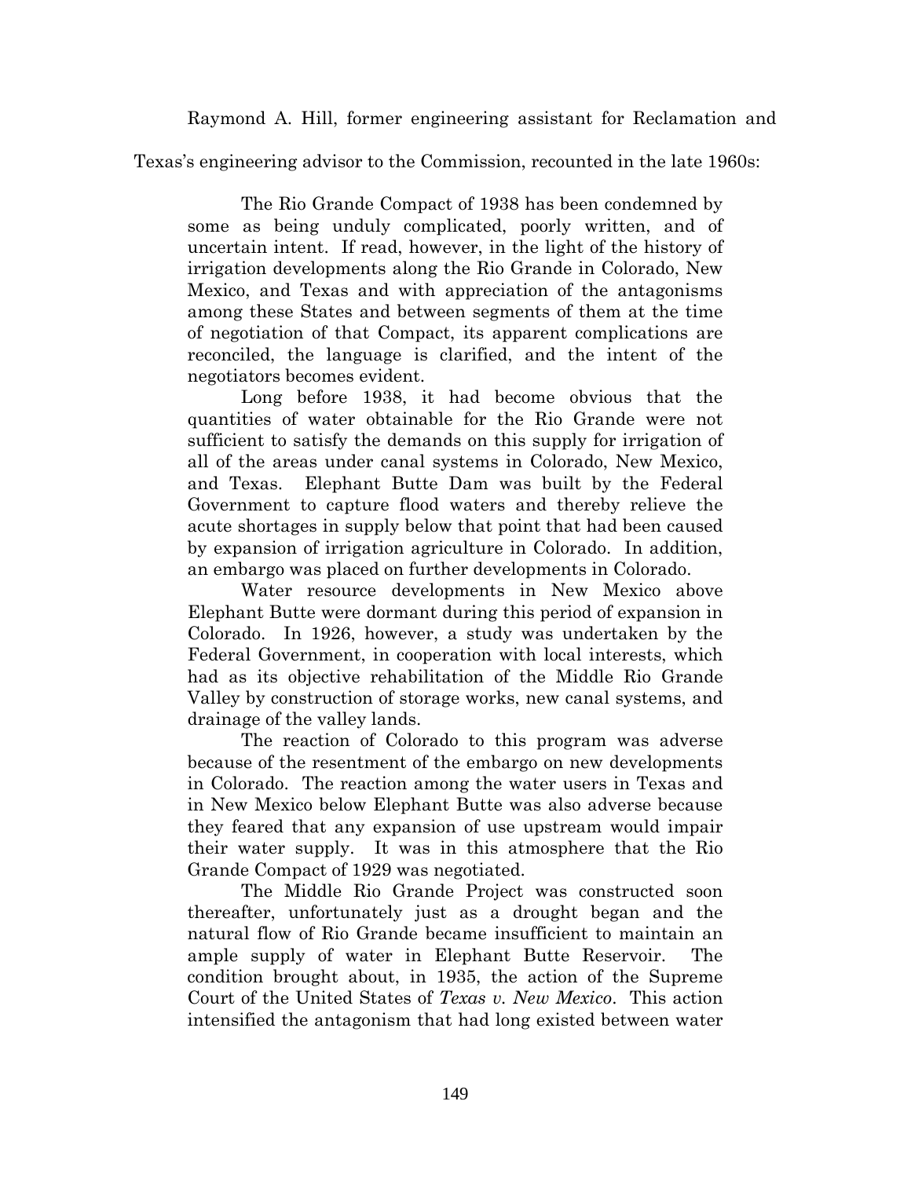Raymond A. Hill, former engineering assistant for Reclamation and Texas's engineering advisor to the Commission, recounted in the late 1960s:

> The Rio Grande Compact of 1938 has been condemned by some as being unduly complicated, poorly written, and of uncertain intent. If read, however, in the light of the history of irrigation developments along the Rio Grande in Colorado, New Mexico, and Texas and with appreciation of the antagonisms among these States and between segments of them at the time of negotiation of that Compact, its apparent complications are reconciled, the language is clarified, and the intent of the negotiators becomes evident.
>
> Long before 1938, it had become obvious that the quantities of water obtainable for the Rio Grande were not sufficient to satisfy the demands on this supply for irrigation of all of the areas under canal systems in Colorado, New Mexico, and Texas. Elephant Butte Dam was built by the Federal Government to capture flood waters and thereby relieve the acute shortages in supply below that point that had been caused by expansion of irrigation agriculture in Colorado. In addition, an embargo was placed on further developments in Colorado.
>
> Water resource developments in New Mexico above Elephant Butte were dormant during this period of expansion in Colorado. In 1926, however, a study was undertaken by the Federal Government, in cooperation with local interests, which had as its objective rehabilitation of the Middle Rio Grande Valley by construction of storage works, new canal systems, and drainage of the valley lands.
>
> The reaction of Colorado to this program was adverse because of the resentment of the embargo on new developments in Colorado. The reaction among the water users in Texas and in New Mexico below Elephant Butte was also adverse because they feared that any expansion of use upstream would impair their water supply. It was in this atmosphere that the Rio Grande Compact of 1929 was negotiated.
>
> The Middle Rio Grande Project was constructed soon thereafter, unfortunately just as a drought began and the natural flow of Rio Grande became insufficient to maintain an ample supply of water in Elephant Butte Reservoir. The condition brought about, in 1935, the action of the Supreme Court of the United States of *Texas v. New Mexico*. This action intensified the antagonism that had long existed between water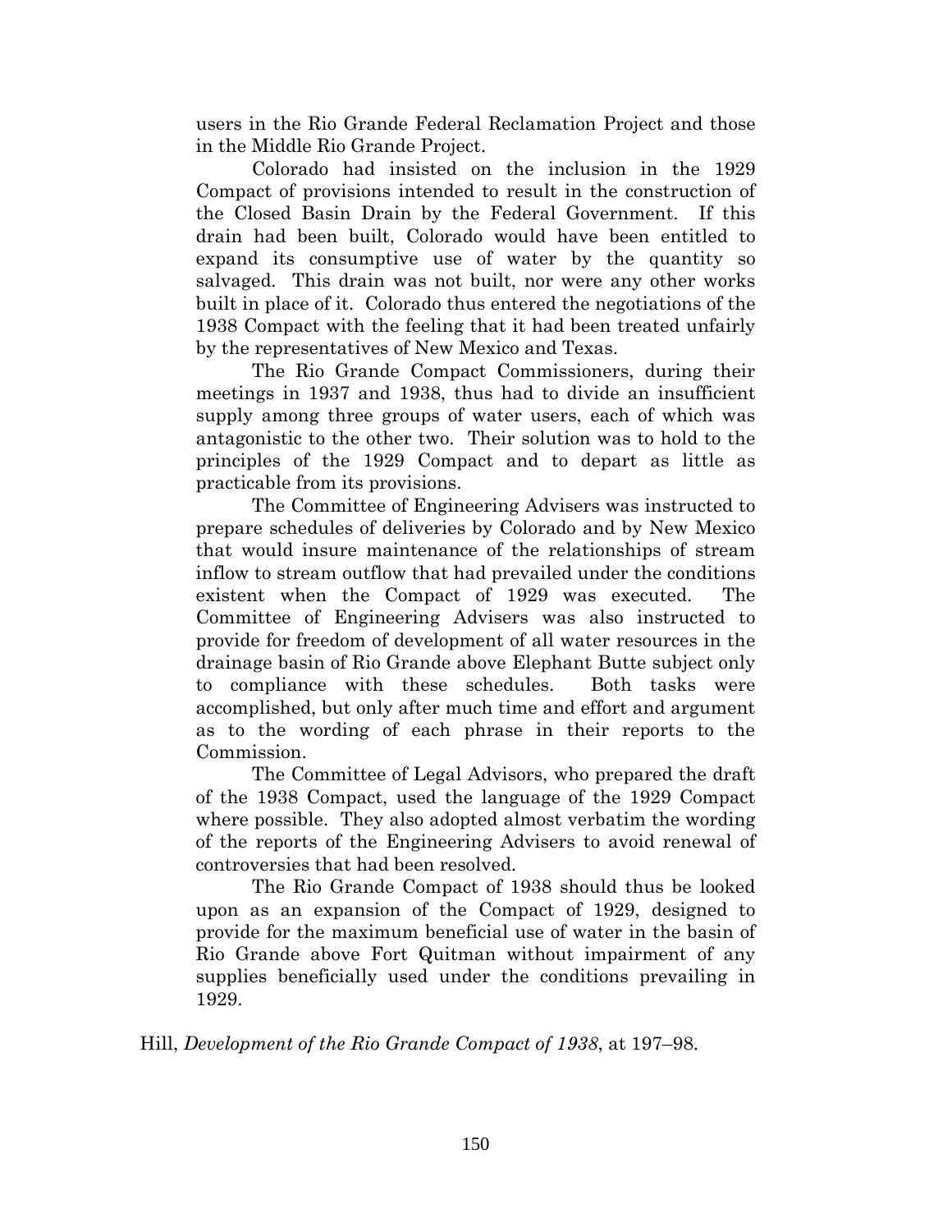users in the Rio Grande Federal Reclamation Project and those in the Middle Rio Grande Project.

Colorado had insisted on the inclusion in the 1929 Compact of provisions intended to result in the construction of the Closed Basin Drain by the Federal Government. If this drain had been built, Colorado would have been entitled to expand its consumptive use of water by the quantity so salvaged. This drain was not built, nor were any other works built in place of it. Colorado thus entered the negotiations of the 1938 Compact with the feeling that it had been treated unfairly by the representatives of New Mexico and Texas.

The Rio Grande Compact Commissioners, during their meetings in 1937 and 1938, thus had to divide an insufficient supply among three groups of water users, each of which was antagonistic to the other two. Their solution was to hold to the principles of the 1929 Compact and to depart as little as practicable from its provisions.

The Committee of Engineering Advisers was instructed to prepare schedules of deliveries by Colorado and by New Mexico that would insure maintenance of the relationships of stream inflow to stream outflow that had prevailed under the conditions existent when the Compact of 1929 was executed. The Committee of Engineering Advisers was also instructed to provide for freedom of development of all water resources in the drainage basin of Rio Grande above Elephant Butte subject only to compliance with these schedules. Both tasks were accomplished, but only after much time and effort and argument as to the wording of each phrase in their reports to the Commission.

The Committee of Legal Advisors, who prepared the draft of the 1938 Compact, used the language of the 1929 Compact where possible. They also adopted almost verbatim the wording of the reports of the Engineering Advisers to avoid renewal of controversies that had been resolved.

The Rio Grande Compact of 1938 should thus be looked upon as an expansion of the Compact of 1929, designed to provide for the maximum beneficial use of water in the basin of Rio Grande above Fort Quitman without impairment of any supplies beneficially used under the conditions prevailing in 1929.

Hill, *Development of the Rio Grande Compact of 1938*, at 197–98.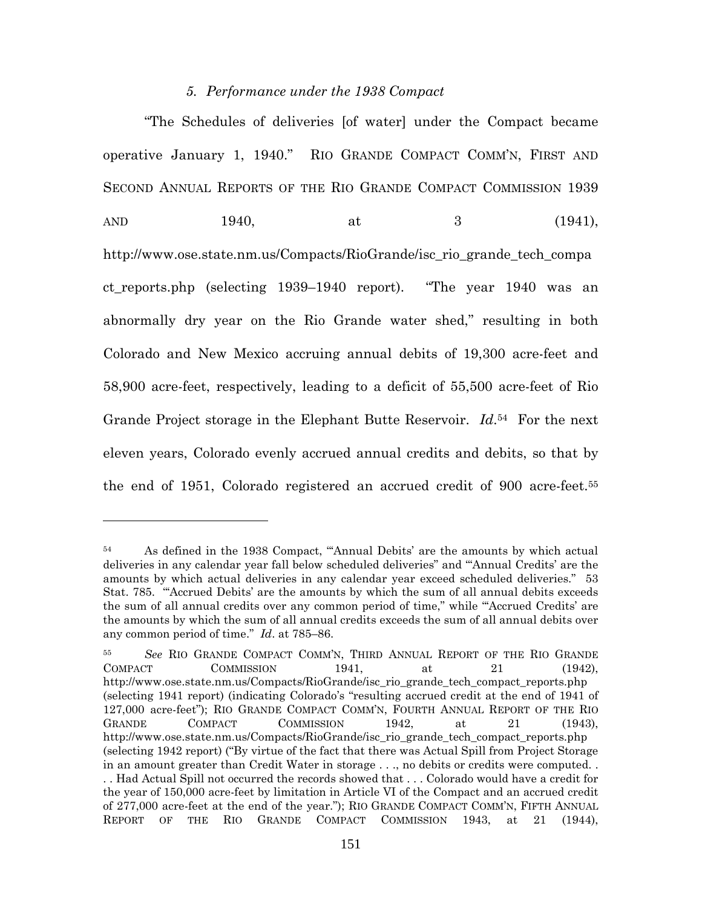### *5. Performance under the 1938 Compact*

"The Schedules of deliveries [of water] under the Compact became operative January 1, 1940." RIO GRANDE COMPACT COMM'N, FIRST AND SECOND ANNUAL REPORTS OF THE RIO GRANDE COMPACT COMMISSION 1939 AND 1940, at 3 (1941), http://www.ose.state.nm.us/Compacts/RioGrande/isc_rio_grande_tech_compact_reports.php (selecting 1939–1940 report). "The year 1940 was an abnormally dry year on the Rio Grande water shed," resulting in both Colorado and New Mexico accruing annual debits of 19,300 acre-feet and 58,900 acre-feet, respectively, leading to a deficit of 55,500 acre-feet of Rio Grande Project storage in the Elephant Butte Reservoir. *Id*.[54] For the next eleven years, Colorado evenly accrued annual credits and debits, so that by the end of 1951, Colorado registered an accrued credit of 900 acre-feet.[55]

---

[54] As defined in the 1938 Compact, "'Annual Debits' are the amounts by which actual deliveries in any calendar year fall below scheduled deliveries" and "'Annual Credits' are the amounts by which actual deliveries in any calendar year exceed scheduled deliveries." 53 Stat. 785. "'Accrued Debits' are the amounts by which the sum of all annual debits exceeds the sum of all annual credits over any common period of time," while "'Accrued Credits' are the amounts by which the sum of all annual credits exceeds the sum of all annual debits over any common period of time." *Id*. at 785–86.

[55] *See* RIO GRANDE COMPACT COMM'N, THIRD ANNUAL REPORT OF THE RIO GRANDE COMPACT COMMISSION 1941, at 21 (1942), http://www.ose.state.nm.us/Compacts/RioGrande/isc_rio_grande_tech_compact_reports.php (selecting 1941 report) (indicating Colorado's "resulting accrued credit at the end of 1941 of 127,000 acre-feet"); RIO GRANDE COMPACT COMM'N, FOURTH ANNUAL REPORT OF THE RIO GRANDE COMPACT COMMISSION 1942, at 21 (1943), http://www.ose.state.nm.us/Compacts/RioGrande/isc_rio_grande_tech_compact_reports.php (selecting 1942 report) ("By virtue of the fact that there was Actual Spill from Project Storage in an amount greater than Credit Water in storage . . ., no debits or credits were computed. . . . Had Actual Spill not occurred the records showed that . . . Colorado would have a credit for the year of 150,000 acre-feet by limitation in Article VI of the Compact and an accrued credit of 277,000 acre-feet at the end of the year."); RIO GRANDE COMPACT COMM'N, FIFTH ANNUAL REPORT OF THE RIO GRANDE COMPACT COMMISSION 1943, at 21 (1944),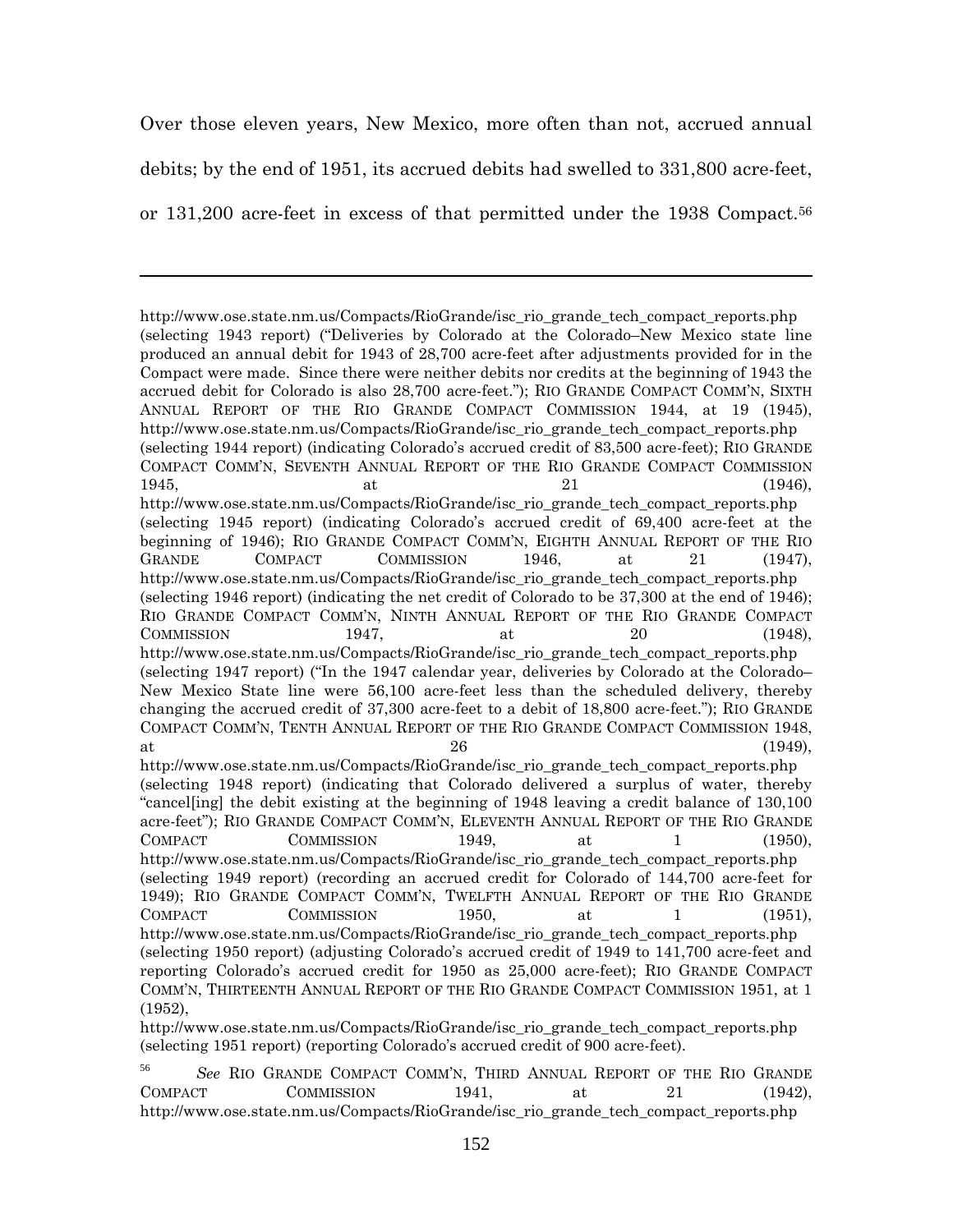Over those eleven years, New Mexico, more often than not, accrued annual debits; by the end of 1951, its accrued debits had swelled to 331,800 acre-feet, or 131,200 acre-feet in excess of that permitted under the 1938 Compact.[56]

---

http://www.ose.state.nm.us/Compacts/RioGrande/isc_rio_grande_tech_compact_reports.php (selecting 1943 report) ("Deliveries by Colorado at the Colorado–New Mexico state line produced an annual debit for 1943 of 28,700 acre-feet after adjustments provided for in the Compact were made. Since there were neither debits nor credits at the beginning of 1943 the accrued debit for Colorado is also 28,700 acre-feet."); RIO GRANDE COMPACT COMM'N, SIXTH ANNUAL REPORT OF THE RIO GRANDE COMPACT COMMISSION 1944, at 19 (1945), http://www.ose.state.nm.us/Compacts/RioGrande/isc_rio_grande_tech_compact_reports.php (selecting 1944 report) (indicating Colorado's accrued credit of 83,500 acre-feet); RIO GRANDE COMPACT COMM'N, SEVENTH ANNUAL REPORT OF THE RIO GRANDE COMPACT COMMISSION 1945, at 21 (1946), http://www.ose.state.nm.us/Compacts/RioGrande/isc_rio_grande_tech_compact_reports.php (selecting 1945 report) (indicating Colorado's accrued credit of 69,400 acre-feet at the beginning of 1946); RIO GRANDE COMPACT COMM'N, EIGHTH ANNUAL REPORT OF THE RIO GRANDE COMPACT COMMISSION 1946, at 21 (1947), http://www.ose.state.nm.us/Compacts/RioGrande/isc_rio_grande_tech_compact_reports.php (selecting 1946 report) (indicating the net credit of Colorado to be 37,300 at the end of 1946); RIO GRANDE COMPACT COMM'N, NINTH ANNUAL REPORT OF THE RIO GRANDE COMPACT COMMISSION 1947, at 20 (1948), http://www.ose.state.nm.us/Compacts/RioGrande/isc_rio_grande_tech_compact_reports.php (selecting 1947 report) ("In the 1947 calendar year, deliveries by Colorado at the Colorado–New Mexico State line were 56,100 acre-feet less than the scheduled delivery, thereby changing the accrued credit of 37,300 acre-feet to a debit of 18,800 acre-feet."); RIO GRANDE COMPACT COMM'N, TENTH ANNUAL REPORT OF THE RIO GRANDE COMPACT COMMISSION 1948, at 26 (1949), http://www.ose.state.nm.us/Compacts/RioGrande/isc_rio_grande_tech_compact_reports.php (selecting 1948 report) (indicating that Colorado delivered a surplus of water, thereby "cancel[ing] the debit existing at the beginning of 1948 leaving a credit balance of 130,100 acre-feet"); RIO GRANDE COMPACT COMM'N, ELEVENTH ANNUAL REPORT OF THE RIO GRANDE COMPACT COMMISSION 1949, at 1 (1950), http://www.ose.state.nm.us/Compacts/RioGrande/isc_rio_grande_tech_compact_reports.php (selecting 1949 report) (recording an accrued credit for Colorado of 144,700 acre-feet for 1949); RIO GRANDE COMPACT COMM'N, TWELFTH ANNUAL REPORT OF THE RIO GRANDE COMPACT COMMISSION 1950, at 1 (1951), http://www.ose.state.nm.us/Compacts/RioGrande/isc_rio_grande_tech_compact_reports.php (selecting 1950 report) (adjusting Colorado's accrued credit of 1949 to 141,700 acre-feet and reporting Colorado's accrued credit for 1950 as 25,000 acre-feet); RIO GRANDE COMPACT COMM'N, THIRTEENTH ANNUAL REPORT OF THE RIO GRANDE COMPACT COMMISSION 1951, at 1 (1952), http://www.ose.state.nm.us/Compacts/RioGrande/isc_rio_grande_tech_compact_reports.php (selecting 1951 report) (reporting Colorado's accrued credit of 900 acre-feet).

[56] *See* RIO GRANDE COMPACT COMM'N, THIRD ANNUAL REPORT OF THE RIO GRANDE COMPACT COMMISSION 1941, at 21 (1942), http://www.ose.state.nm.us/Compacts/RioGrande/isc_rio_grande_tech_compact_reports.php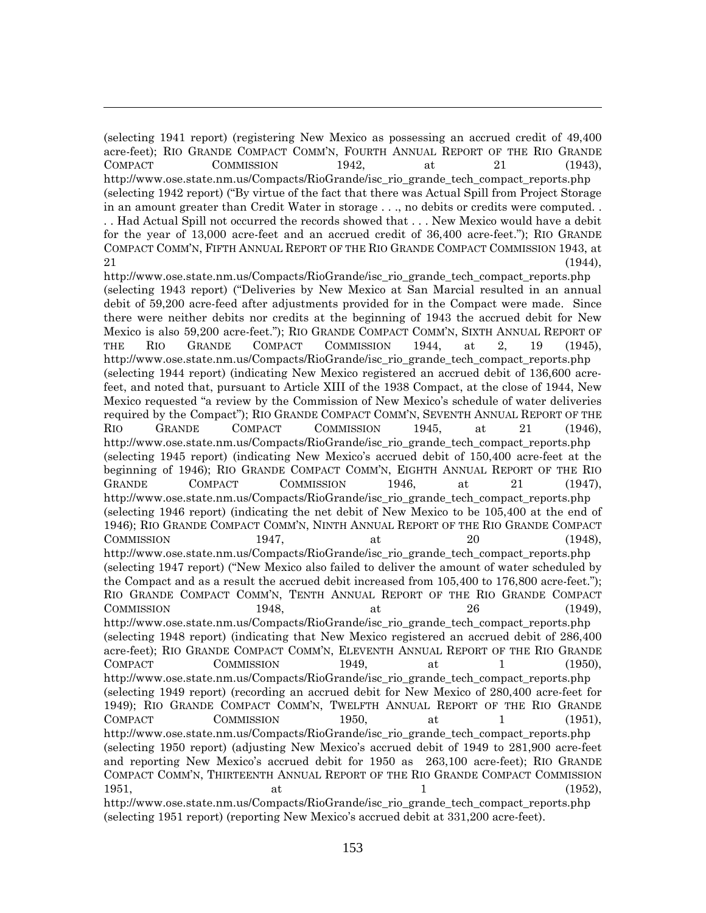(selecting 1941 report) (registering New Mexico as possessing an accrued credit of 49,400 acre-feet); RIO GRANDE COMPACT COMM'N, FOURTH ANNUAL REPORT OF THE RIO GRANDE COMPACT COMMISSION 1942, at 21 (1943), http://www.ose.state.nm.us/Compacts/RioGrande/isc_rio_grande_tech_compact_reports.php (selecting 1942 report) ("By virtue of the fact that there was Actual Spill from Project Storage in an amount greater than Credit Water in storage . . ., no debits or credits were computed. . . . Had Actual Spill not occurred the records showed that . . . New Mexico would have a debit for the year of 13,000 acre-feet and an accrued credit of 36,400 acre-feet."); RIO GRANDE COMPACT COMM'N, FIFTH ANNUAL REPORT OF THE RIO GRANDE COMPACT COMMISSION 1943, at 21 (1944), http://www.ose.state.nm.us/Compacts/RioGrande/isc_rio_grande_tech_compact_reports.php (selecting 1943 report) ("Deliveries by New Mexico at San Marcial resulted in an annual debit of 59,200 acre-feed after adjustments provided for in the Compact were made. Since there were neither debits nor credits at the beginning of 1943 the accrued debit for New Mexico is also 59,200 acre-feet."); RIO GRANDE COMPACT COMM'N, SIXTH ANNUAL REPORT OF THE RIO GRANDE COMPACT COMMISSION 1944, at 2, 19 (1945), http://www.ose.state.nm.us/Compacts/RioGrande/isc_rio_grande_tech_compact_reports.php (selecting 1944 report) (indicating New Mexico registered an accrued debit of 136,600 acre-feet, and noted that, pursuant to Article XIII of the 1938 Compact, at the close of 1944, New Mexico requested "a review by the Commission of New Mexico's schedule of water deliveries required by the Compact"); RIO GRANDE COMPACT COMM'N, SEVENTH ANNUAL REPORT OF THE RIO GRANDE COMPACT COMMISSION 1945, at 21 (1946), http://www.ose.state.nm.us/Compacts/RioGrande/isc_rio_grande_tech_compact_reports.php (selecting 1945 report) (indicating New Mexico's accrued debit of 150,400 acre-feet at the beginning of 1946); RIO GRANDE COMPACT COMM'N, EIGHTH ANNUAL REPORT OF THE RIO GRANDE COMPACT COMMISSION 1946, at 21 (1947), http://www.ose.state.nm.us/Compacts/RioGrande/isc_rio_grande_tech_compact_reports.php (selecting 1946 report) (indicating the net debit of New Mexico to be 105,400 at the end of 1946); RIO GRANDE COMPACT COMM'N, NINTH ANNUAL REPORT OF THE RIO GRANDE COMPACT COMMISSION 1947, at 20 (1948), http://www.ose.state.nm.us/Compacts/RioGrande/isc_rio_grande_tech_compact_reports.php (selecting 1947 report) ("New Mexico also failed to deliver the amount of water scheduled by the Compact and as a result the accrued debit increased from 105,400 to 176,800 acre-feet."); RIO GRANDE COMPACT COMM'N, TENTH ANNUAL REPORT OF THE RIO GRANDE COMPACT COMMISSION 1948, at 26 (1949), http://www.ose.state.nm.us/Compacts/RioGrande/isc_rio_grande_tech_compact_reports.php (selecting 1948 report) (indicating that New Mexico registered an accrued debit of 286,400 acre-feet); RIO GRANDE COMPACT COMM'N, ELEVENTH ANNUAL REPORT OF THE RIO GRANDE COMPACT COMMISSION 1949, at 1 (1950), http://www.ose.state.nm.us/Compacts/RioGrande/isc_rio_grande_tech_compact_reports.php (selecting 1949 report) (recording an accrued debit for New Mexico of 280,400 acre-feet for 1949); RIO GRANDE COMPACT COMM'N, TWELFTH ANNUAL REPORT OF THE RIO GRANDE COMPACT COMMISSION 1950, at 1 (1951), http://www.ose.state.nm.us/Compacts/RioGrande/isc_rio_grande_tech_compact_reports.php (selecting 1950 report) (adjusting New Mexico's accrued debit of 1949 to 281,900 acre-feet and reporting New Mexico's accrued debit for 1950 as 263,100 acre-feet); RIO GRANDE COMPACT COMM'N, THIRTEENTH ANNUAL REPORT OF THE RIO GRANDE COMPACT COMMISSION 1951, at 1 (1952), http://www.ose.state.nm.us/Compacts/RioGrande/isc_rio_grande_tech_compact_reports.php (selecting 1951 report) (reporting New Mexico's accrued debit at 331,200 acre-feet).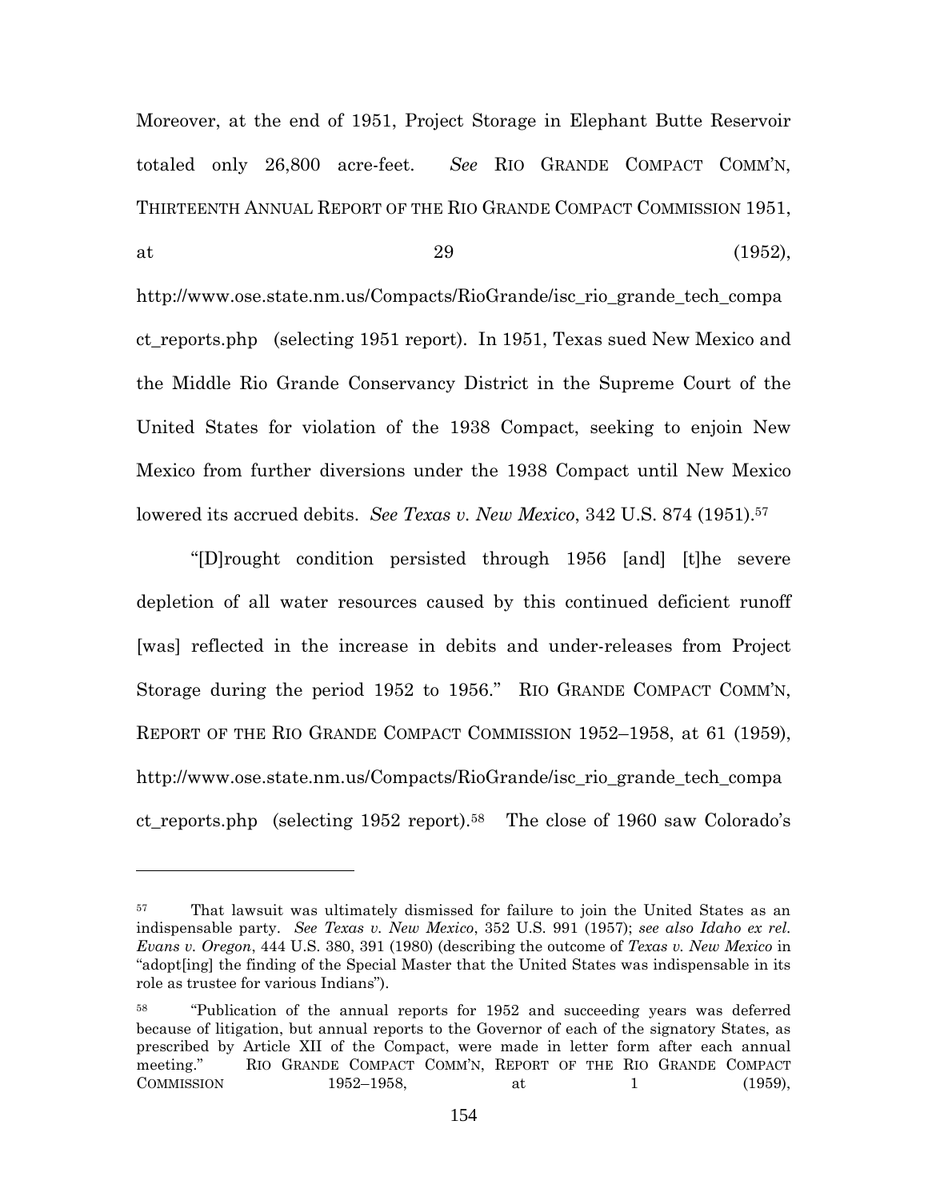Moreover, at the end of 1951, Project Storage in Elephant Butte Reservoir totaled only 26,800 acre-feet. *See* RIO GRANDE COMPACT COMM'N, THIRTEENTH ANNUAL REPORT OF THE RIO GRANDE COMPACT COMMISSION 1951, at 29 (1952), http://www.ose.state.nm.us/Compacts/RioGrande/isc_rio_grande_tech_compact_reports.php (selecting 1951 report). In 1951, Texas sued New Mexico and the Middle Rio Grande Conservancy District in the Supreme Court of the United States for violation of the 1938 Compact, seeking to enjoin New Mexico from further diversions under the 1938 Compact until New Mexico lowered its accrued debits. *See Texas v. New Mexico*, 342 U.S. 874 (1951).[57]

"[D]rought condition persisted through 1956 [and] [t]he severe depletion of all water resources caused by this continued deficient runoff [was] reflected in the increase in debits and under-releases from Project Storage during the period 1952 to 1956." RIO GRANDE COMPACT COMM'N, REPORT OF THE RIO GRANDE COMPACT COMMISSION 1952–1958, at 61 (1959), http://www.ose.state.nm.us/Compacts/RioGrande/isc_rio_grande_tech_compact_reports.php (selecting 1952 report).[58] The close of 1960 saw Colorado's

---

[57] That lawsuit was ultimately dismissed for failure to join the United States as an indispensable party. *See Texas v. New Mexico*, 352 U.S. 991 (1957); *see also Idaho ex rel. Evans v. Oregon*, 444 U.S. 380, 391 (1980) (describing the outcome of *Texas v. New Mexico* in "adopt[ing] the finding of the Special Master that the United States was indispensable in its role as trustee for various Indians").

[58] "Publication of the annual reports for 1952 and succeeding years was deferred because of litigation, but annual reports to the Governor of each of the signatory States, as prescribed by Article XII of the Compact, were made in letter form after each annual meeting." RIO GRANDE COMPACT COMM'N, REPORT OF THE RIO GRANDE COMPACT COMMISSION 1952–1958, at 1 (1959),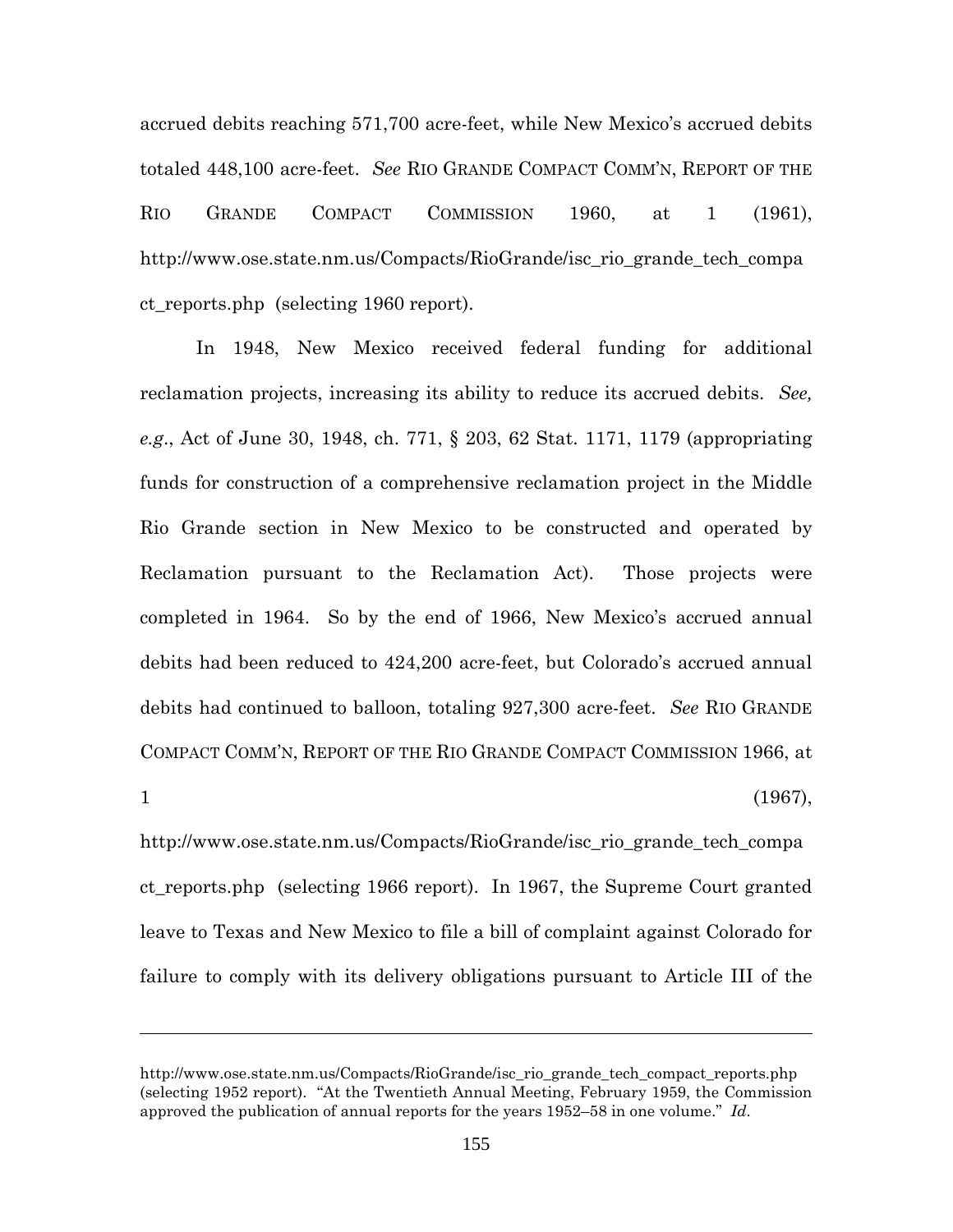accrued debits reaching 571,700 acre-feet, while New Mexico's accrued debits totaled 448,100 acre-feet. *See* RIO GRANDE COMPACT COMM'N, REPORT OF THE RIO GRANDE COMPACT COMMISSION 1960, at 1 (1961), http://www.ose.state.nm.us/Compacts/RioGrande/isc_rio_grande_tech_compact_reports.php (selecting 1960 report).

In 1948, New Mexico received federal funding for additional reclamation projects, increasing its ability to reduce its accrued debits. *See, e.g.*, Act of June 30, 1948, ch. 771, § 203, 62 Stat. 1171, 1179 (appropriating funds for construction of a comprehensive reclamation project in the Middle Rio Grande section in New Mexico to be constructed and operated by Reclamation pursuant to the Reclamation Act). Those projects were completed in 1964. So by the end of 1966, New Mexico's accrued annual debits had been reduced to 424,200 acre-feet, but Colorado's accrued annual debits had continued to balloon, totaling 927,300 acre-feet. *See* RIO GRANDE COMPACT COMM'N, REPORT OF THE RIO GRANDE COMPACT COMMISSION 1966, at 1 (1967), http://www.ose.state.nm.us/Compacts/RioGrande/isc_rio_grande_tech_compact_reports.php (selecting 1966 report). In 1967, the Supreme Court granted leave to Texas and New Mexico to file a bill of complaint against Colorado for failure to comply with its delivery obligations pursuant to Article III of the

---

http://www.ose.state.nm.us/Compacts/RioGrande/isc_rio_grande_tech_compact_reports.php (selecting 1952 report). "At the Twentieth Annual Meeting, February 1959, the Commission approved the publication of annual reports for the years 1952–58 in one volume." *Id.*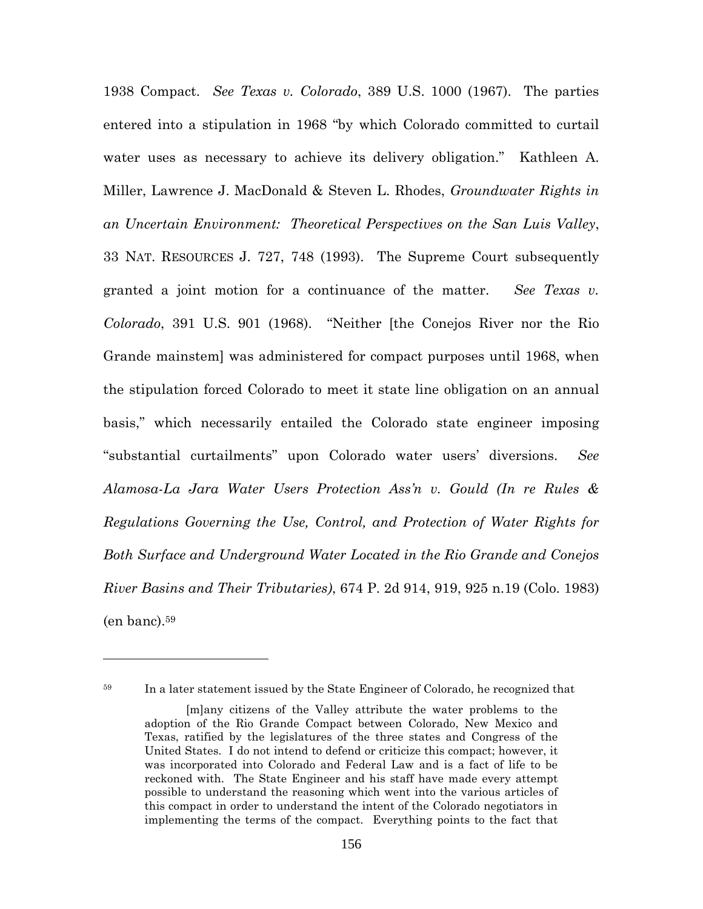1938 Compact. *See Texas v. Colorado*, 389 U.S. 1000 (1967). The parties entered into a stipulation in 1968 "by which Colorado committed to curtail water uses as necessary to achieve its delivery obligation." Kathleen A. Miller, Lawrence J. MacDonald & Steven L. Rhodes, *Groundwater Rights in an Uncertain Environment: Theoretical Perspectives on the San Luis Valley*, 33 NAT. RESOURCES J. 727, 748 (1993). The Supreme Court subsequently granted a joint motion for a continuance of the matter. *See Texas v. Colorado*, 391 U.S. 901 (1968). "Neither [the Conejos River nor the Rio Grande mainstem] was administered for compact purposes until 1968, when the stipulation forced Colorado to meet it state line obligation on an annual basis," which necessarily entailed the Colorado state engineer imposing "substantial curtailments" upon Colorado water users' diversions. *See Alamosa-La Jara Water Users Protection Ass'n v. Gould (In re Rules & Regulations Governing the Use, Control, and Protection of Water Rights for Both Surface and Underground Water Located in the Rio Grande and Conejos River Basins and Their Tributaries)*, 674 P. 2d 914, 919, 925 n.19 (Colo. 1983) (en banc).[59]

---

[59] In a later statement issued by the State Engineer of Colorado, he recognized that

> [m]any citizens of the Valley attribute the water problems to the adoption of the Rio Grande Compact between Colorado, New Mexico and Texas, ratified by the legislatures of the three states and Congress of the United States. I do not intend to defend or criticize this compact; however, it was incorporated into Colorado and Federal Law and is a fact of life to be reckoned with. The State Engineer and his staff have made every attempt possible to understand the reasoning which went into the various articles of this compact in order to understand the intent of the Colorado negotiators in implementing the terms of the compact. Everything points to the fact that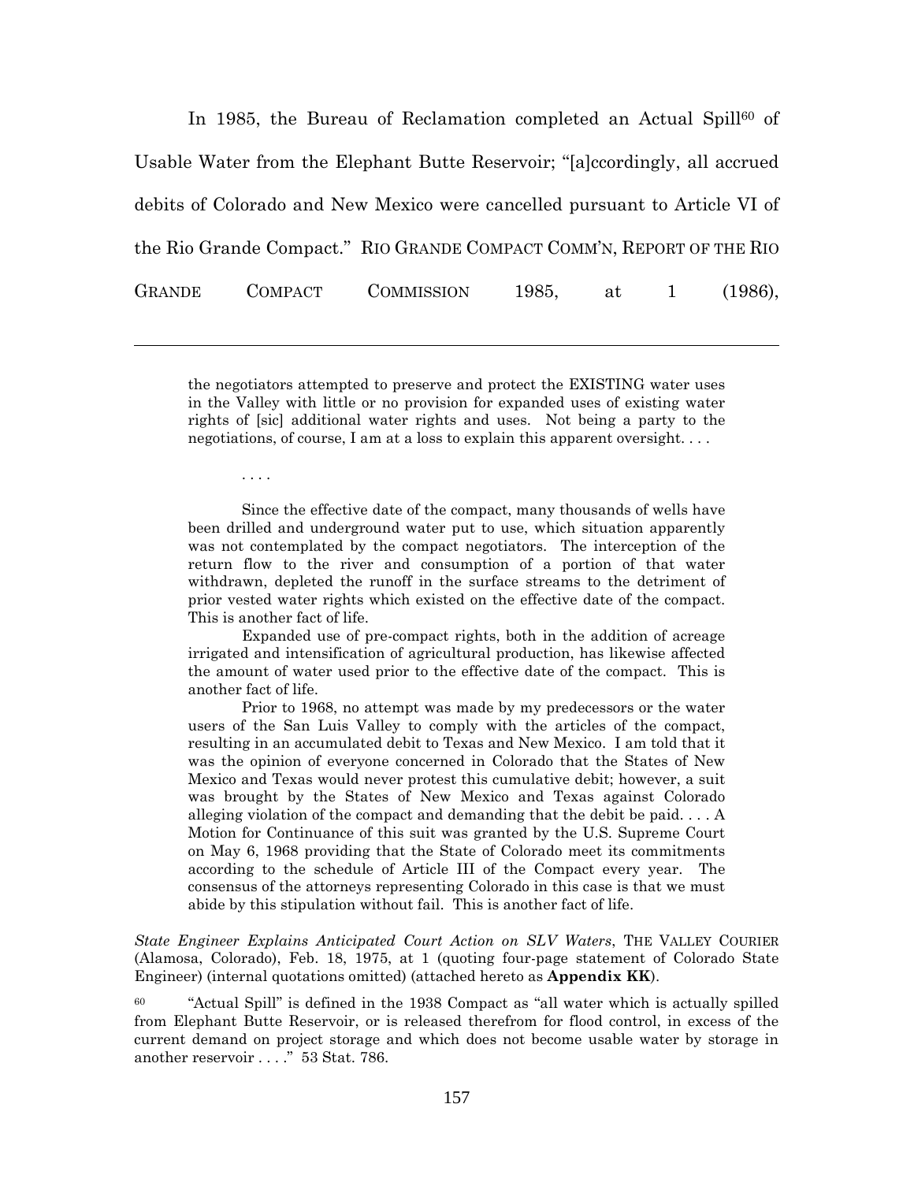In 1985, the Bureau of Reclamation completed an Actual Spill[60] of Usable Water from the Elephant Butte Reservoir; "[a]ccordingly, all accrued debits of Colorado and New Mexico were cancelled pursuant to Article VI of the Rio Grande Compact." RIO GRANDE COMPACT COMM'N, REPORT OF THE RIO GRANDE COMPACT COMMISSION 1985, at 1 (1986),

---

> the negotiators attempted to preserve and protect the EXISTING water uses in the Valley with little or no provision for expanded uses of existing water rights of [sic] additional water rights and uses. Not being a party to the negotiations, of course, I am at a loss to explain this apparent oversight. . . .
>
> . . . .
>
> Since the effective date of the compact, many thousands of wells have been drilled and underground water put to use, which situation apparently was not contemplated by the compact negotiators. The interception of the return flow to the river and consumption of a portion of that water withdrawn, depleted the runoff in the surface streams to the detriment of prior vested water rights which existed on the effective date of the compact. This is another fact of life.
>
> Expanded use of pre-compact rights, both in the addition of acreage irrigated and intensification of agricultural production, has likewise affected the amount of water used prior to the effective date of the compact. This is another fact of life.
>
> Prior to 1968, no attempt was made by my predecessors or the water users of the San Luis Valley to comply with the articles of the compact, resulting in an accumulated debit to Texas and New Mexico. I am told that it was the opinion of everyone concerned in Colorado that the States of New Mexico and Texas would never protest this cumulative debit; however, a suit was brought by the States of New Mexico and Texas against Colorado alleging violation of the compact and demanding that the debit be paid. . . . A Motion for Continuance of this suit was granted by the U.S. Supreme Court on May 6, 1968 providing that the State of Colorado meet its commitments according to the schedule of Article III of the Compact every year. The consensus of the attorneys representing Colorado in this case is that we must abide by this stipulation without fail. This is another fact of life.

*State Engineer Explains Anticipated Court Action on SLV Waters*, THE VALLEY COURIER (Alamosa, Colorado), Feb. 18, 1975, at 1 (quoting four-page statement of Colorado State Engineer) (internal quotations omitted) (attached hereto as **Appendix KK**).

[60] "Actual Spill" is defined in the 1938 Compact as "all water which is actually spilled from Elephant Butte Reservoir, or is released therefrom for flood control, in excess of the current demand on project storage and which does not become usable water by storage in another reservoir . . . ." 53 Stat. 786.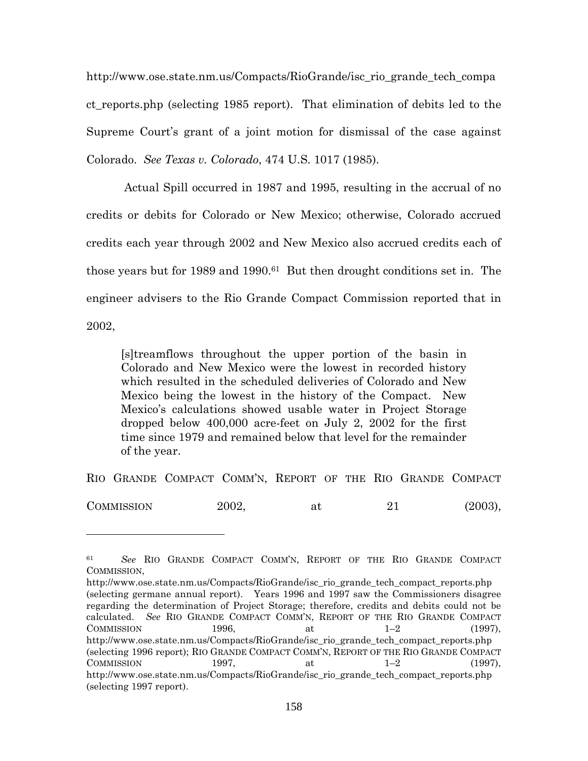http://www.ose.state.nm.us/Compacts/RioGrande/isc_rio_grande_tech_compact_reports.php (selecting 1985 report). That elimination of debits led to the Supreme Court's grant of a joint motion for dismissal of the case against Colorado. *See Texas v. Colorado*, 474 U.S. 1017 (1985).

Actual Spill occurred in 1987 and 1995, resulting in the accrual of no credits or debits for Colorado or New Mexico; otherwise, Colorado accrued credits each year through 2002 and New Mexico also accrued credits each of those years but for 1989 and 1990.[61] But then drought conditions set in. The engineer advisers to the Rio Grande Compact Commission reported that in 2002,

> [s]treamflows throughout the upper portion of the basin in Colorado and New Mexico were the lowest in recorded history which resulted in the scheduled deliveries of Colorado and New Mexico being the lowest in the history of the Compact. New Mexico's calculations showed usable water in Project Storage dropped below 400,000 acre-feet on July 2, 2002 for the first time since 1979 and remained below that level for the remainder of the year.

RIO GRANDE COMPACT COMM'N, REPORT OF THE RIO GRANDE COMPACT COMMISSION 2002, at 21 (2003),

---

[61] *See* RIO GRANDE COMPACT COMM'N, REPORT OF THE RIO GRANDE COMPACT COMMISSION, http://www.ose.state.nm.us/Compacts/RioGrande/isc_rio_grande_tech_compact_reports.php (selecting germane annual report). Years 1996 and 1997 saw the Commissioners disagree regarding the determination of Project Storage; therefore, credits and debits could not be calculated. *See* RIO GRANDE COMPACT COMM'N, REPORT OF THE RIO GRANDE COMPACT COMMISSION 1996, at 1–2 (1997), http://www.ose.state.nm.us/Compacts/RioGrande/isc_rio_grande_tech_compact_reports.php (selecting 1996 report); RIO GRANDE COMPACT COMM'N, REPORT OF THE RIO GRANDE COMPACT COMMISSION 1997, at 1–2 (1997), http://www.ose.state.nm.us/Compacts/RioGrande/isc_rio_grande_tech_compact_reports.php (selecting 1997 report).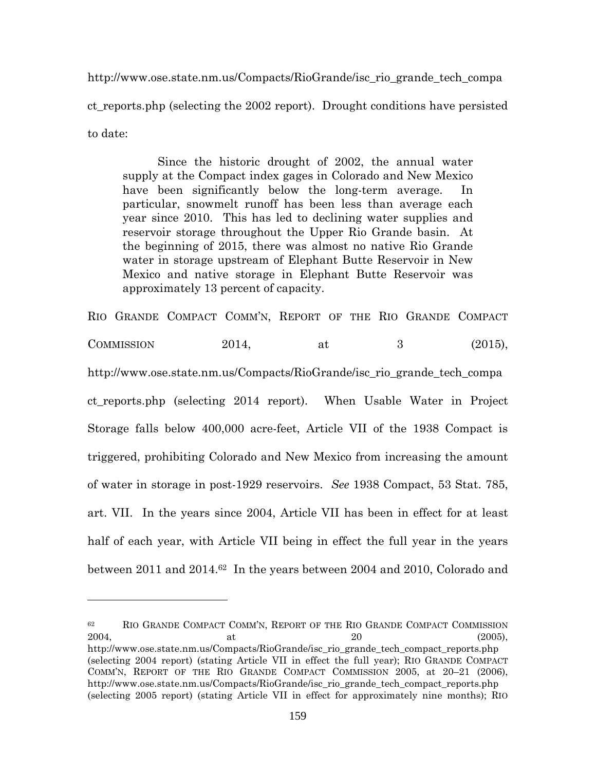http://www.ose.state.nm.us/Compacts/RioGrande/isc_rio_grande_tech_compact_reports.php (selecting the 2002 report). Drought conditions have persisted to date:

> Since the historic drought of 2002, the annual water supply at the Compact index gages in Colorado and New Mexico have been significantly below the long-term average. In particular, snowmelt runoff has been less than average each year since 2010. This has led to declining water supplies and reservoir storage throughout the Upper Rio Grande basin. At the beginning of 2015, there was almost no native Rio Grande water in storage upstream of Elephant Butte Reservoir in New Mexico and native storage in Elephant Butte Reservoir was approximately 13 percent of capacity.

RIO GRANDE COMPACT COMM'N, REPORT OF THE RIO GRANDE COMPACT COMMISSION 2014, at 3 (2015), http://www.ose.state.nm.us/Compacts/RioGrande/isc_rio_grande_tech_compact_reports.php (selecting 2014 report). When Usable Water in Project Storage falls below 400,000 acre-feet, Article VII of the 1938 Compact is triggered, prohibiting Colorado and New Mexico from increasing the amount of water in storage in post-1929 reservoirs. *See* 1938 Compact, 53 Stat. 785, art. VII. In the years since 2004, Article VII has been in effect for at least half of each year, with Article VII being in effect the full year in the years between 2011 and 2014.[62] In the years between 2004 and 2010, Colorado and

---

[62] RIO GRANDE COMPACT COMM'N, REPORT OF THE RIO GRANDE COMPACT COMMISSION 2004, at 20 (2005), http://www.ose.state.nm.us/Compacts/RioGrande/isc_rio_grande_tech_compact_reports.php (selecting 2004 report) (stating Article VII in effect the full year); RIO GRANDE COMPACT COMM'N, REPORT OF THE RIO GRANDE COMPACT COMMISSION 2005, at 20–21 (2006), http://www.ose.state.nm.us/Compacts/RioGrande/isc_rio_grande_tech_compact_reports.php (selecting 2005 report) (stating Article VII in effect for approximately nine months); RIO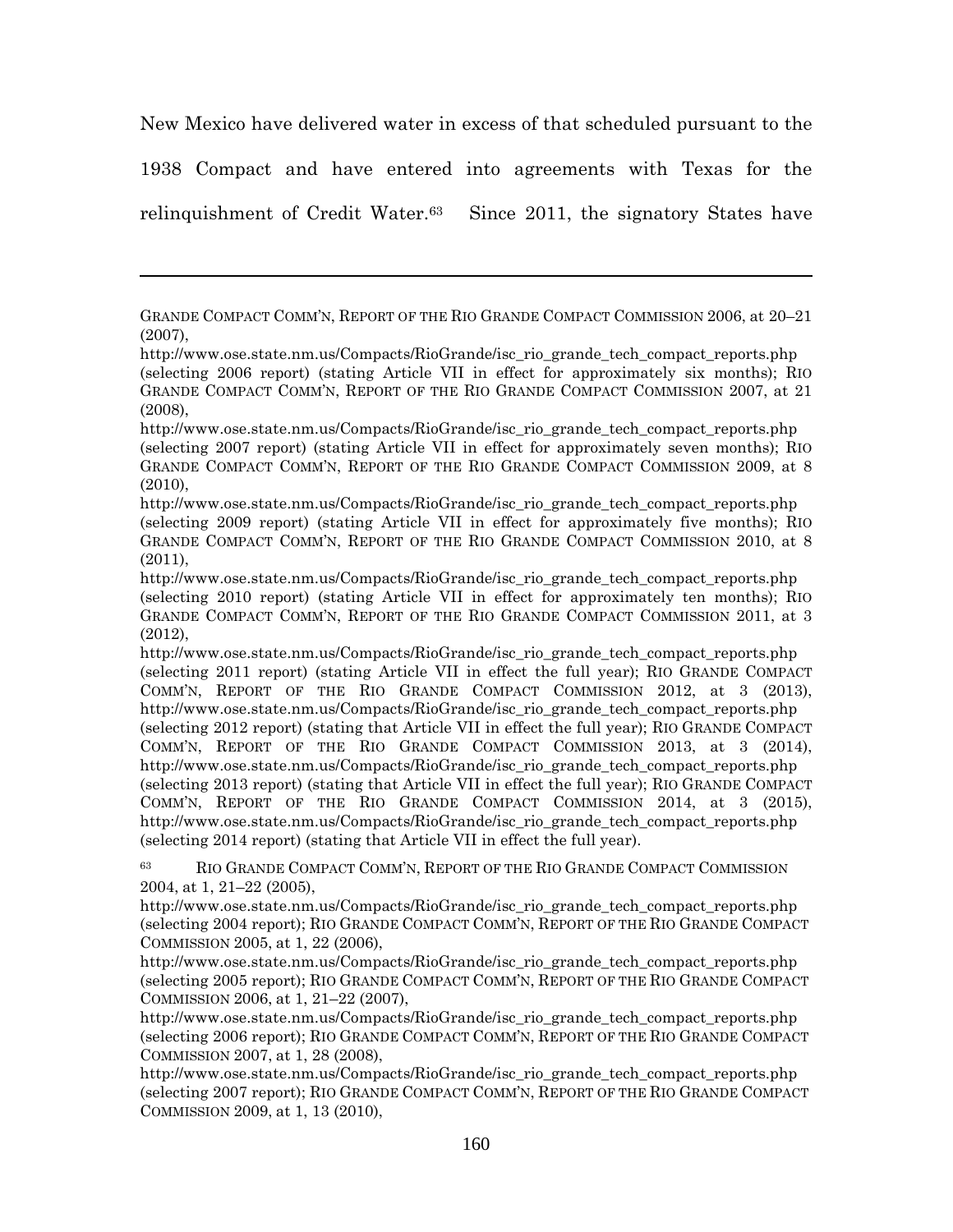New Mexico have delivered water in excess of that scheduled pursuant to the 1938 Compact and have entered into agreements with Texas for the relinquishment of Credit Water.[63] Since 2011, the signatory States have

---

GRANDE COMPACT COMM'N, REPORT OF THE RIO GRANDE COMPACT COMMISSION 2006, at 20–21 (2007), http://www.ose.state.nm.us/Compacts/RioGrande/isc_rio_grande_tech_compact_reports.php (selecting 2006 report) (stating Article VII in effect for approximately six months); RIO GRANDE COMPACT COMM'N, REPORT OF THE RIO GRANDE COMPACT COMMISSION 2007, at 21 (2008), http://www.ose.state.nm.us/Compacts/RioGrande/isc_rio_grande_tech_compact_reports.php (selecting 2007 report) (stating Article VII in effect for approximately seven months); RIO GRANDE COMPACT COMM'N, REPORT OF THE RIO GRANDE COMPACT COMMISSION 2009, at 8 (2010), http://www.ose.state.nm.us/Compacts/RioGrande/isc_rio_grande_tech_compact_reports.php (selecting 2009 report) (stating Article VII in effect for approximately five months); RIO GRANDE COMPACT COMM'N, REPORT OF THE RIO GRANDE COMPACT COMMISSION 2010, at 8 (2011), http://www.ose.state.nm.us/Compacts/RioGrande/isc_rio_grande_tech_compact_reports.php (selecting 2010 report) (stating Article VII in effect for approximately ten months); RIO GRANDE COMPACT COMM'N, REPORT OF THE RIO GRANDE COMPACT COMMISSION 2011, at 3 (2012), http://www.ose.state.nm.us/Compacts/RioGrande/isc_rio_grande_tech_compact_reports.php (selecting 2011 report) (stating Article VII in effect the full year); RIO GRANDE COMPACT COMM'N, REPORT OF THE RIO GRANDE COMPACT COMMISSION 2012, at 3 (2013), http://www.ose.state.nm.us/Compacts/RioGrande/isc_rio_grande_tech_compact_reports.php (selecting 2012 report) (stating that Article VII in effect the full year); RIO GRANDE COMPACT COMM'N, REPORT OF THE RIO GRANDE COMPACT COMMISSION 2013, at 3 (2014), http://www.ose.state.nm.us/Compacts/RioGrande/isc_rio_grande_tech_compact_reports.php (selecting 2013 report) (stating that Article VII in effect the full year); RIO GRANDE COMPACT COMM'N, REPORT OF THE RIO GRANDE COMPACT COMMISSION 2014, at 3 (2015), http://www.ose.state.nm.us/Compacts/RioGrande/isc_rio_grande_tech_compact_reports.php (selecting 2014 report) (stating that Article VII in effect the full year).

[63] RIO GRANDE COMPACT COMM'N, REPORT OF THE RIO GRANDE COMPACT COMMISSION 2004, at 1, 21–22 (2005), http://www.ose.state.nm.us/Compacts/RioGrande/isc_rio_grande_tech_compact_reports.php (selecting 2004 report); RIO GRANDE COMPACT COMM'N, REPORT OF THE RIO GRANDE COMPACT COMMISSION 2005, at 1, 22 (2006), http://www.ose.state.nm.us/Compacts/RioGrande/isc_rio_grande_tech_compact_reports.php (selecting 2005 report); RIO GRANDE COMPACT COMM'N, REPORT OF THE RIO GRANDE COMPACT COMMISSION 2006, at 1, 21–22 (2007), http://www.ose.state.nm.us/Compacts/RioGrande/isc_rio_grande_tech_compact_reports.php (selecting 2006 report); RIO GRANDE COMPACT COMM'N, REPORT OF THE RIO GRANDE COMPACT COMMISSION 2007, at 1, 28 (2008), http://www.ose.state.nm.us/Compacts/RioGrande/isc_rio_grande_tech_compact_reports.php (selecting 2007 report); RIO GRANDE COMPACT COMM'N, REPORT OF THE RIO GRANDE COMPACT COMMISSION 2009, at 1, 13 (2010),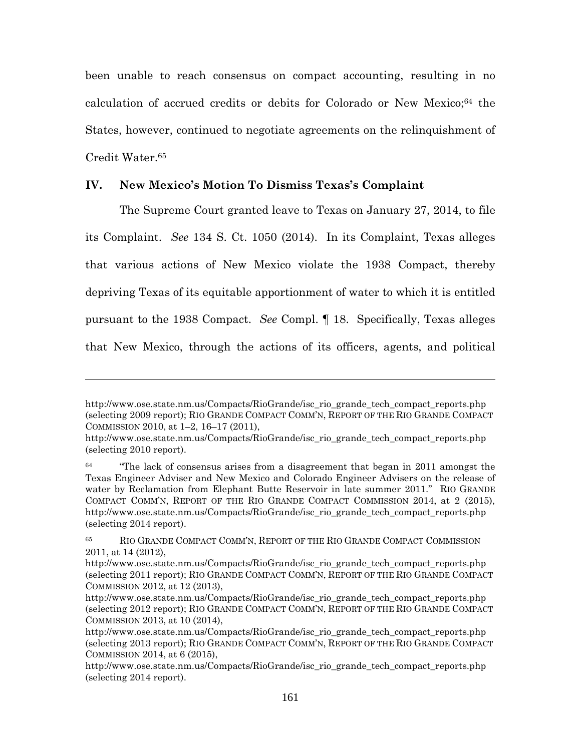been unable to reach consensus on compact accounting, resulting in no calculation of accrued credits or debits for Colorado or New Mexico;[64] the States, however, continued to negotiate agreements on the relinquishment of Credit Water.[65]

## IV. New Mexico's Motion To Dismiss Texas's Complaint

The Supreme Court granted leave to Texas on January 27, 2014, to file its Complaint. *See* 134 S. Ct. 1050 (2014). In its Complaint, Texas alleges that various actions of New Mexico violate the 1938 Compact, thereby depriving Texas of its equitable apportionment of water to which it is entitled pursuant to the 1938 Compact. *See* Compl. ¶ 18. Specifically, Texas alleges that New Mexico, through the actions of its officers, agents, and political

---

http://www.ose.state.nm.us/Compacts/RioGrande/isc_rio_grande_tech_compact_reports.php (selecting 2009 report); RIO GRANDE COMPACT COMM'N, REPORT OF THE RIO GRANDE COMPACT COMMISSION 2010, at 1–2, 16–17 (2011), http://www.ose.state.nm.us/Compacts/RioGrande/isc_rio_grande_tech_compact_reports.php (selecting 2010 report).

[64] "The lack of consensus arises from a disagreement that began in 2011 amongst the Texas Engineer Adviser and New Mexico and Colorado Engineer Advisers on the release of water by Reclamation from Elephant Butte Reservoir in late summer 2011." RIO GRANDE COMPACT COMM'N, REPORT OF THE RIO GRANDE COMPACT COMMISSION 2014, at 2 (2015), http://www.ose.state.nm.us/Compacts/RioGrande/isc_rio_grande_tech_compact_reports.php (selecting 2014 report).

[65] RIO GRANDE COMPACT COMM'N, REPORT OF THE RIO GRANDE COMPACT COMMISSION 2011, at 14 (2012), http://www.ose.state.nm.us/Compacts/RioGrande/isc_rio_grande_tech_compact_reports.php (selecting 2011 report); RIO GRANDE COMPACT COMM'N, REPORT OF THE RIO GRANDE COMPACT COMMISSION 2012, at 12 (2013), http://www.ose.state.nm.us/Compacts/RioGrande/isc_rio_grande_tech_compact_reports.php (selecting 2012 report); RIO GRANDE COMPACT COMM'N, REPORT OF THE RIO GRANDE COMPACT COMMISSION 2013, at 10 (2014), http://www.ose.state.nm.us/Compacts/RioGrande/isc_rio_grande_tech_compact_reports.php (selecting 2013 report); RIO GRANDE COMPACT COMM'N, REPORT OF THE RIO GRANDE COMPACT COMMISSION 2014, at 6 (2015), http://www.ose.state.nm.us/Compacts/RioGrande/isc_rio_grande_tech_compact_reports.php (selecting 2014 report).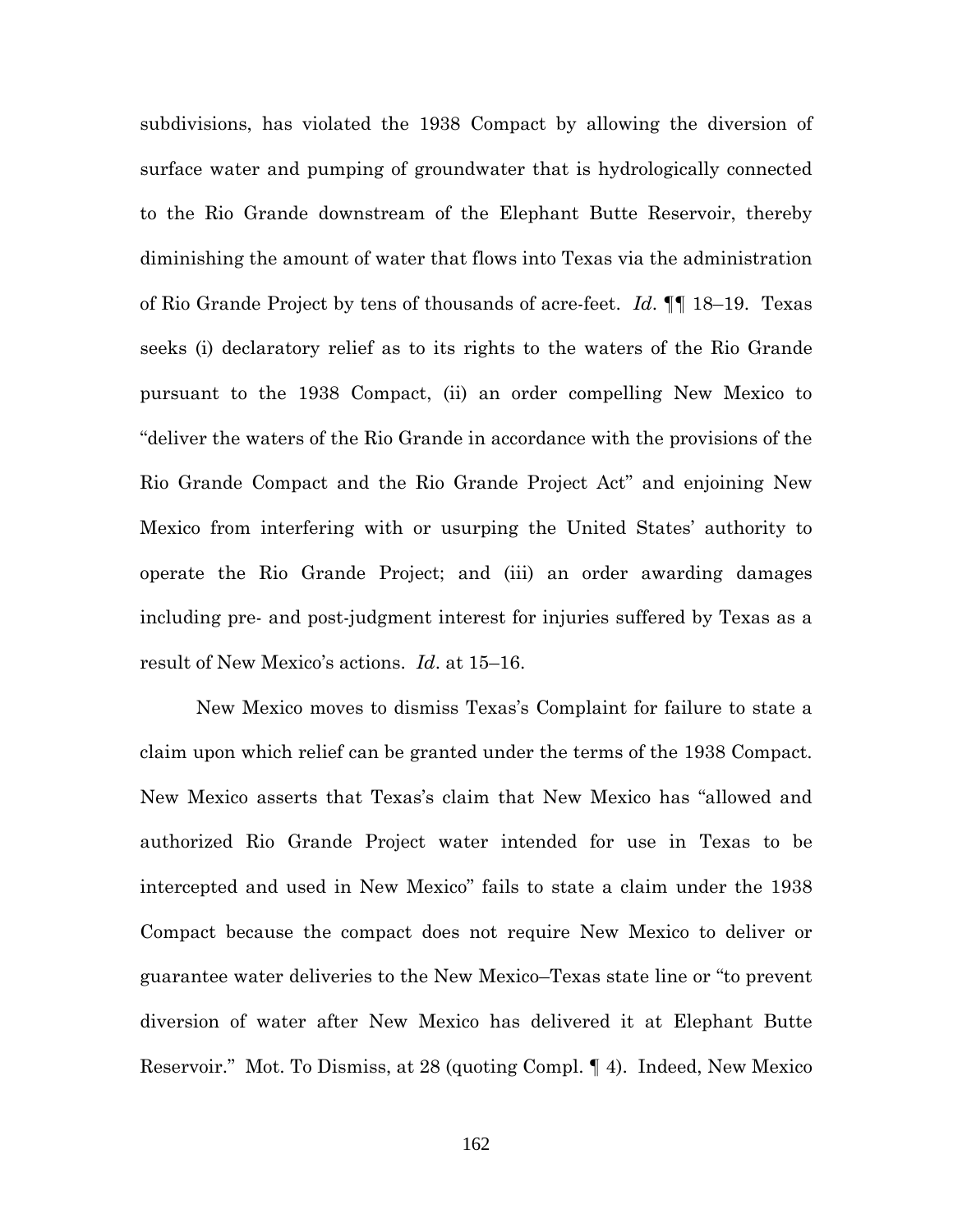subdivisions, has violated the 1938 Compact by allowing the diversion of surface water and pumping of groundwater that is hydrologically connected to the Rio Grande downstream of the Elephant Butte Reservoir, thereby diminishing the amount of water that flows into Texas via the administration of Rio Grande Project by tens of thousands of acre-feet. *Id*. ¶¶ 18–19. Texas seeks (i) declaratory relief as to its rights to the waters of the Rio Grande pursuant to the 1938 Compact, (ii) an order compelling New Mexico to "deliver the waters of the Rio Grande in accordance with the provisions of the Rio Grande Compact and the Rio Grande Project Act" and enjoining New Mexico from interfering with or usurping the United States' authority to operate the Rio Grande Project; and (iii) an order awarding damages including pre- and post-judgment interest for injuries suffered by Texas as a result of New Mexico's actions. *Id*. at 15–16.

New Mexico moves to dismiss Texas's Complaint for failure to state a claim upon which relief can be granted under the terms of the 1938 Compact. New Mexico asserts that Texas's claim that New Mexico has "allowed and authorized Rio Grande Project water intended for use in Texas to be intercepted and used in New Mexico" fails to state a claim under the 1938 Compact because the compact does not require New Mexico to deliver or guarantee water deliveries to the New Mexico–Texas state line or "to prevent diversion of water after New Mexico has delivered it at Elephant Butte Reservoir." Mot. To Dismiss, at 28 (quoting Compl. ¶ 4). Indeed, New Mexico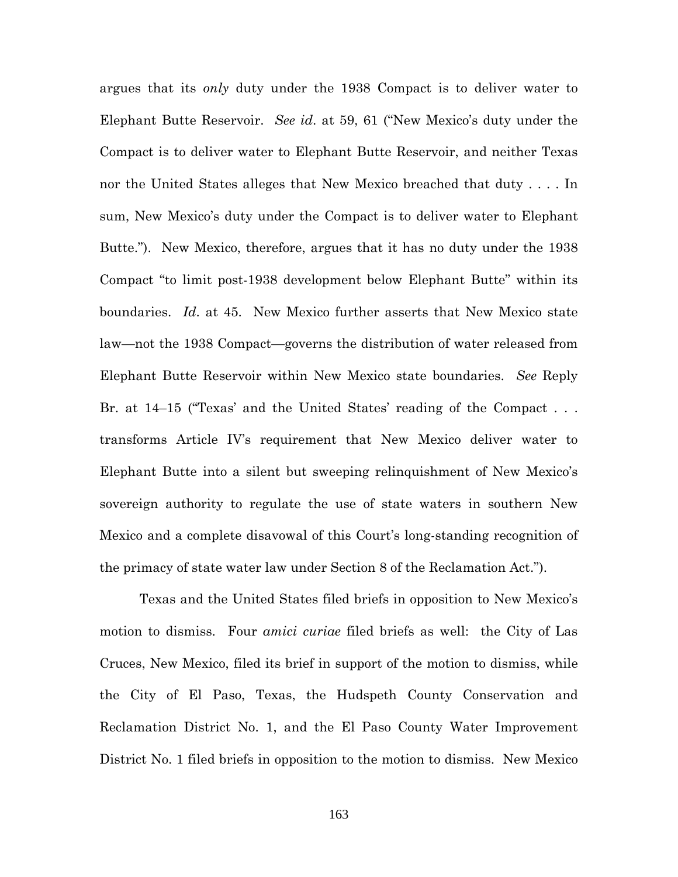argues that its *only* duty under the 1938 Compact is to deliver water to Elephant Butte Reservoir. *See id*. at 59, 61 ("New Mexico's duty under the Compact is to deliver water to Elephant Butte Reservoir, and neither Texas nor the United States alleges that New Mexico breached that duty . . . . In sum, New Mexico's duty under the Compact is to deliver water to Elephant Butte."). New Mexico, therefore, argues that it has no duty under the 1938 Compact "to limit post-1938 development below Elephant Butte" within its boundaries. *Id*. at 45. New Mexico further asserts that New Mexico state law—not the 1938 Compact—governs the distribution of water released from Elephant Butte Reservoir within New Mexico state boundaries. *See* Reply Br. at 14–15 ("Texas' and the United States' reading of the Compact . . . transforms Article IV's requirement that New Mexico deliver water to Elephant Butte into a silent but sweeping relinquishment of New Mexico's sovereign authority to regulate the use of state waters in southern New Mexico and a complete disavowal of this Court's long-standing recognition of the primacy of state water law under Section 8 of the Reclamation Act.").

Texas and the United States filed briefs in opposition to New Mexico's motion to dismiss. Four *amici curiae* filed briefs as well: the City of Las Cruces, New Mexico, filed its brief in support of the motion to dismiss, while the City of El Paso, Texas, the Hudspeth County Conservation and Reclamation District No. 1, and the El Paso County Water Improvement District No. 1 filed briefs in opposition to the motion to dismiss. New Mexico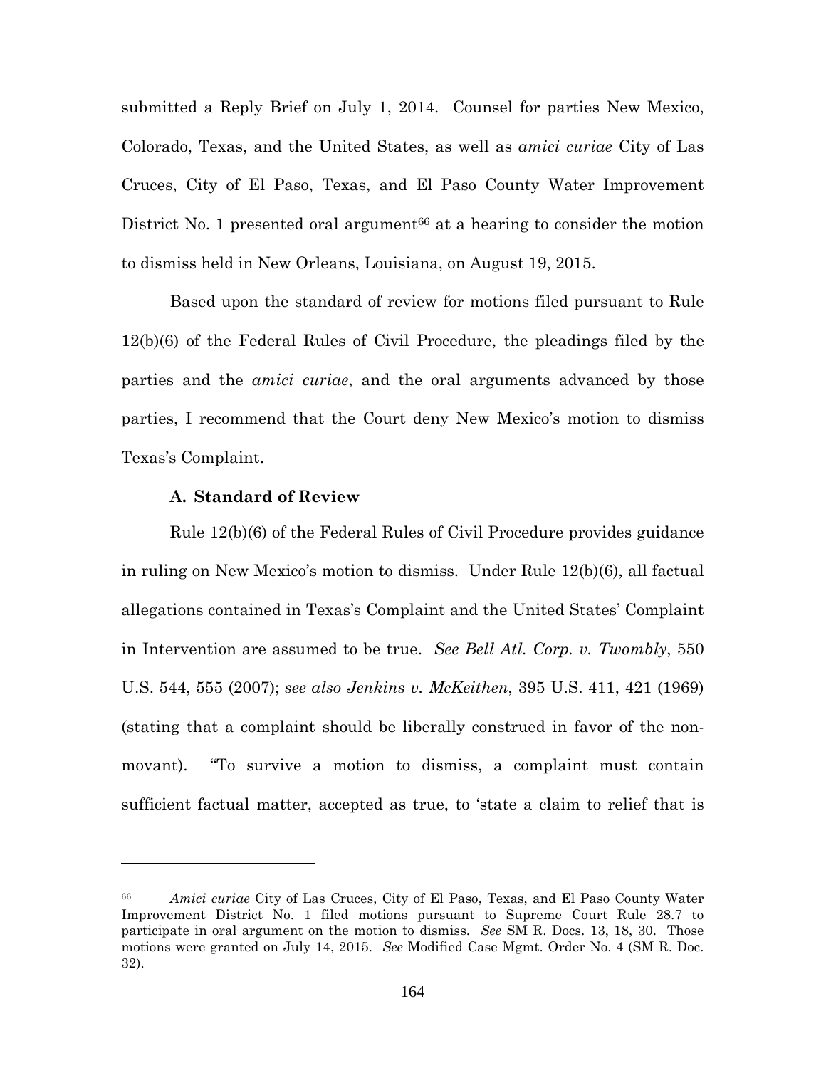submitted a Reply Brief on July 1, 2014. Counsel for parties New Mexico, Colorado, Texas, and the United States, as well as *amici curiae* City of Las Cruces, City of El Paso, Texas, and El Paso County Water Improvement District No. 1 presented oral argument[66] at a hearing to consider the motion to dismiss held in New Orleans, Louisiana, on August 19, 2015.

Based upon the standard of review for motions filed pursuant to Rule 12(b)(6) of the Federal Rules of Civil Procedure, the pleadings filed by the parties and the *amici curiae*, and the oral arguments advanced by those parties, I recommend that the Court deny New Mexico's motion to dismiss Texas's Complaint.

### A. Standard of Review

Rule 12(b)(6) of the Federal Rules of Civil Procedure provides guidance in ruling on New Mexico's motion to dismiss. Under Rule 12(b)(6), all factual allegations contained in Texas's Complaint and the United States' Complaint in Intervention are assumed to be true. *See Bell Atl. Corp. v. Twombly*, 550 U.S. 544, 555 (2007); *see also Jenkins v. McKeithen*, 395 U.S. 411, 421 (1969) (stating that a complaint should be liberally construed in favor of the non-movant). "To survive a motion to dismiss, a complaint must contain sufficient factual matter, accepted as true, to 'state a claim to relief that is

---

[66] *Amici curiae* City of Las Cruces, City of El Paso, Texas, and El Paso County Water Improvement District No. 1 filed motions pursuant to Supreme Court Rule 28.7 to participate in oral argument on the motion to dismiss. *See* SM R. Docs. 13, 18, 30. Those motions were granted on July 14, 2015. *See* Modified Case Mgmt. Order No. 4 (SM R. Doc. 32).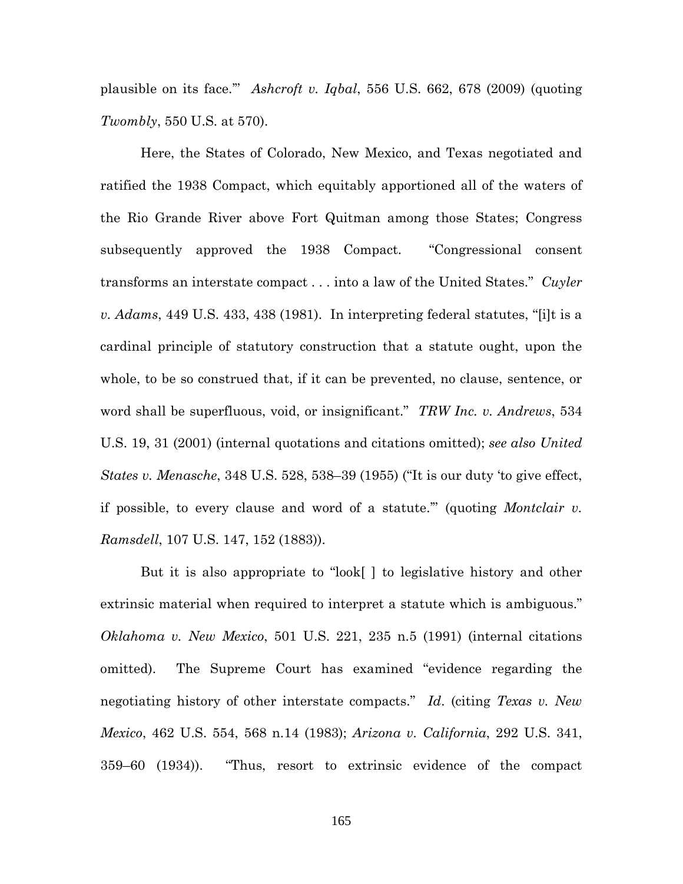plausible on its face.'" *Ashcroft v. Iqbal*, 556 U.S. 662, 678 (2009) (quoting *Twombly*, 550 U.S. at 570).

Here, the States of Colorado, New Mexico, and Texas negotiated and ratified the 1938 Compact, which equitably apportioned all of the waters of the Rio Grande River above Fort Quitman among those States; Congress subsequently approved the 1938 Compact. "Congressional consent transforms an interstate compact . . . into a law of the United States." *Cuyler v. Adams*, 449 U.S. 433, 438 (1981). In interpreting federal statutes, "[i]t is a cardinal principle of statutory construction that a statute ought, upon the whole, to be so construed that, if it can be prevented, no clause, sentence, or word shall be superfluous, void, or insignificant." *TRW Inc. v. Andrews*, 534 U.S. 19, 31 (2001) (internal quotations and citations omitted); *see also United States v. Menasche*, 348 U.S. 528, 538–39 (1955) ("It is our duty 'to give effect, if possible, to every clause and word of a statute.'" (quoting *Montclair v. Ramsdell*, 107 U.S. 147, 152 (1883)).

But it is also appropriate to "look[ ] to legislative history and other extrinsic material when required to interpret a statute which is ambiguous." *Oklahoma v. New Mexico*, 501 U.S. 221, 235 n.5 (1991) (internal citations omitted). The Supreme Court has examined "evidence regarding the negotiating history of other interstate compacts." *Id*. (citing *Texas v. New Mexico*, 462 U.S. 554, 568 n.14 (1983); *Arizona v. California*, 292 U.S. 341, 359–60 (1934)). "Thus, resort to extrinsic evidence of the compact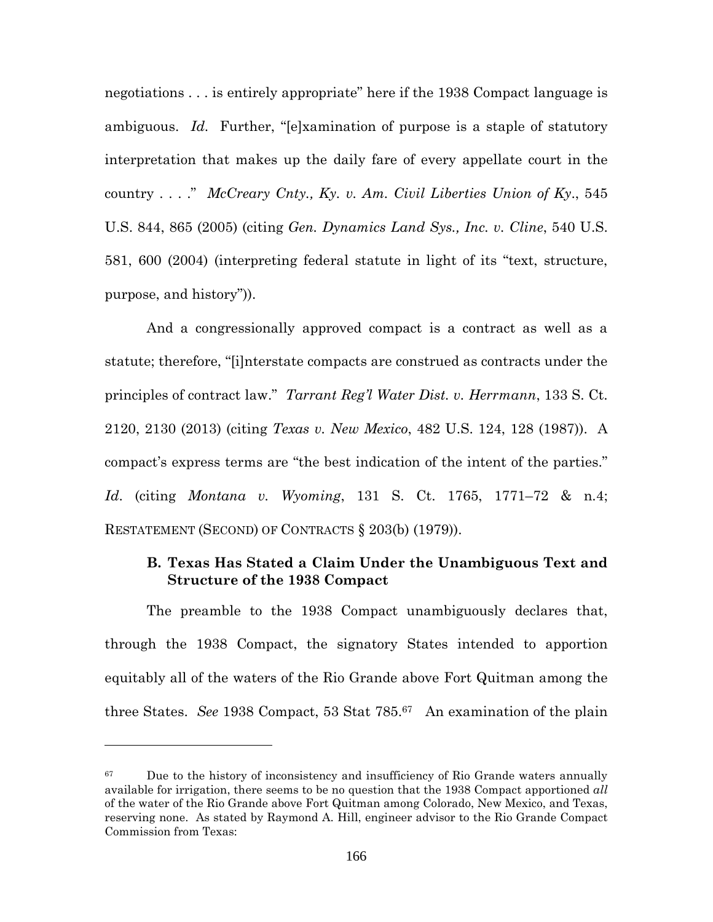negotiations . . . is entirely appropriate" here if the 1938 Compact language is ambiguous. *Id.* Further, "[e]xamination of purpose is a staple of statutory interpretation that makes up the daily fare of every appellate court in the country . . . ." *McCreary Cnty., Ky. v. Am. Civil Liberties Union of Ky*., 545 U.S. 844, 865 (2005) (citing *Gen. Dynamics Land Sys., Inc. v. Cline*, 540 U.S. 581, 600 (2004) (interpreting federal statute in light of its "text, structure, purpose, and history")).

And a congressionally approved compact is a contract as well as a statute; therefore, "[i]nterstate compacts are construed as contracts under the principles of contract law." *Tarrant Reg'l Water Dist. v. Herrmann*, 133 S. Ct. 2120, 2130 (2013) (citing *Texas v. New Mexico*, 482 U.S. 124, 128 (1987)). A compact's express terms are "the best indication of the intent of the parties." *Id*. (citing *Montana v. Wyoming*, 131 S. Ct. 1765, 1771–72 & n.4; RESTATEMENT (SECOND) OF CONTRACTS § 203(b) (1979)).

### B. Texas Has Stated a Claim Under the Unambiguous Text and Structure of the 1938 Compact

The preamble to the 1938 Compact unambiguously declares that, through the 1938 Compact, the signatory States intended to apportion equitably all of the waters of the Rio Grande above Fort Quitman among the three States. *See* 1938 Compact, 53 Stat 785.[67] An examination of the plain

[67] Due to the history of inconsistency and insufficiency of Rio Grande waters annually available for irrigation, there seems to be no question that the 1938 Compact apportioned *all* of the water of the Rio Grande above Fort Quitman among Colorado, New Mexico, and Texas, reserving none. As stated by Raymond A. Hill, engineer advisor to the Rio Grande Compact Commission from Texas: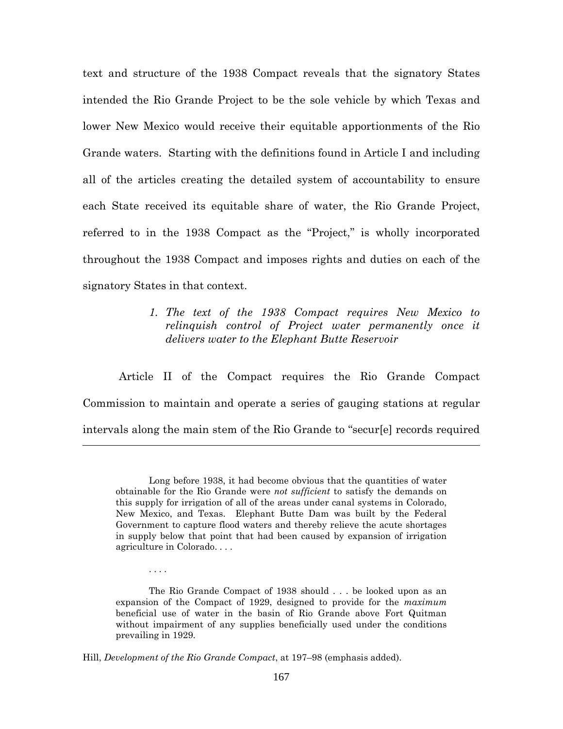text and structure of the 1938 Compact reveals that the signatory States intended the Rio Grande Project to be the sole vehicle by which Texas and lower New Mexico would receive their equitable apportionments of the Rio Grande waters. Starting with the definitions found in Article I and including all of the articles creating the detailed system of accountability to ensure each State received its equitable share of water, the Rio Grande Project, referred to in the 1938 Compact as the "Project," is wholly incorporated throughout the 1938 Compact and imposes rights and duties on each of the signatory States in that context.

> *1. The text of the 1938 Compact requires New Mexico to relinquish control of Project water permanently once it delivers water to the Elephant Butte Reservoir*

Article II of the Compact requires the Rio Grande Compact Commission to maintain and operate a series of gauging stations at regular intervals along the main stem of the Rio Grande to "secur[e] records required

---

> Long before 1938, it had become obvious that the quantities of water obtainable for the Rio Grande were *not sufficient* to satisfy the demands on this supply for irrigation of all of the areas under canal systems in Colorado, New Mexico, and Texas. Elephant Butte Dam was built by the Federal Government to capture flood waters and thereby relieve the acute shortages in supply below that point that had been caused by expansion of irrigation agriculture in Colorado. . . .
>
> . . . .
>
> The Rio Grande Compact of 1938 should . . . be looked upon as an expansion of the Compact of 1929, designed to provide for the *maximum* beneficial use of water in the basin of Rio Grande above Fort Quitman without impairment of any supplies beneficially used under the conditions prevailing in 1929.

Hill, *Development of the Rio Grande Compact*, at 197–98 (emphasis added).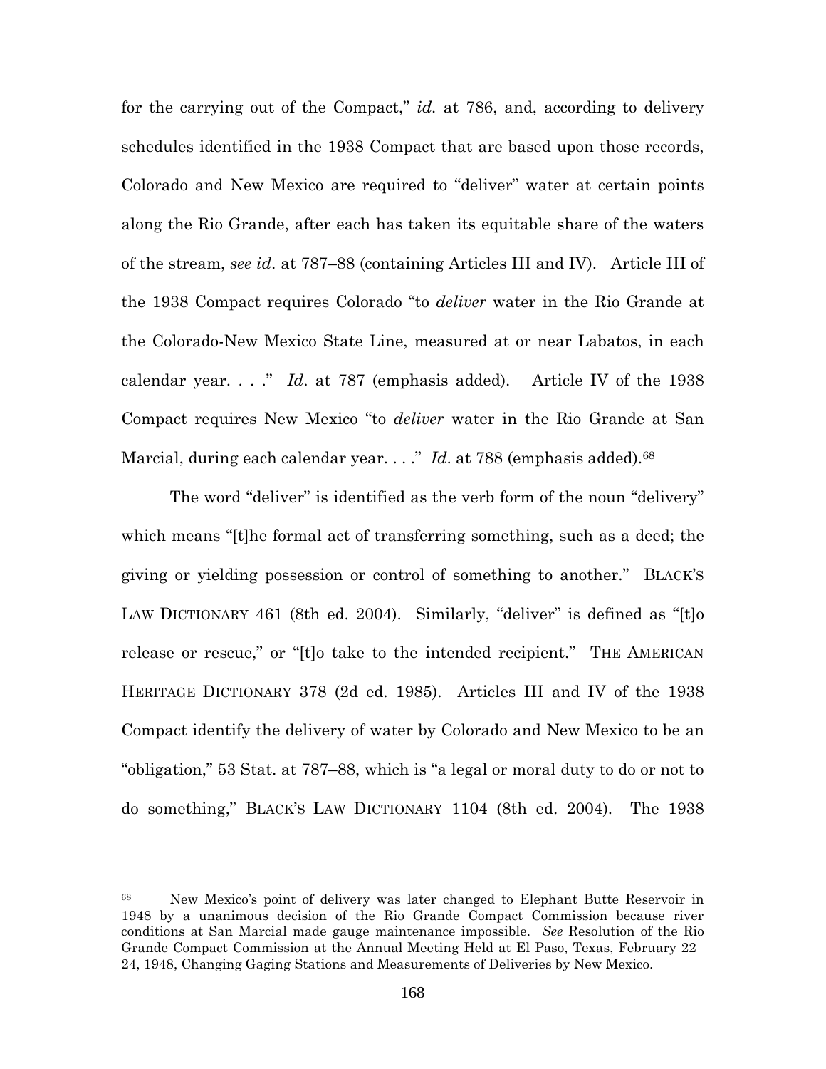for the carrying out of the Compact," *id.* at 786, and, according to delivery schedules identified in the 1938 Compact that are based upon those records, Colorado and New Mexico are required to "deliver" water at certain points along the Rio Grande, after each has taken its equitable share of the waters of the stream, *see id.* at 787–88 (containing Articles III and IV). Article III of the 1938 Compact requires Colorado "to *deliver* water in the Rio Grande at the Colorado-New Mexico State Line, measured at or near Labatos, in each calendar year. . . ." *Id.* at 787 (emphasis added). Article IV of the 1938 Compact requires New Mexico "to *deliver* water in the Rio Grande at San Marcial, during each calendar year. . . ." *Id.* at 788 (emphasis added).[68]

The word "deliver" is identified as the verb form of the noun "delivery" which means "[t]he formal act of transferring something, such as a deed; the giving or yielding possession or control of something to another." BLACK'S LAW DICTIONARY 461 (8th ed. 2004). Similarly, "deliver" is defined as "[t]o release or rescue," or "[t]o take to the intended recipient." THE AMERICAN HERITAGE DICTIONARY 378 (2d ed. 1985). Articles III and IV of the 1938 Compact identify the delivery of water by Colorado and New Mexico to be an "obligation," 53 Stat. at 787–88, which is "a legal or moral duty to do or not to do something," BLACK'S LAW DICTIONARY 1104 (8th ed. 2004). The 1938

---

[68] New Mexico's point of delivery was later changed to Elephant Butte Reservoir in 1948 by a unanimous decision of the Rio Grande Compact Commission because river conditions at San Marcial made gauge maintenance impossible. *See* Resolution of the Rio Grande Compact Commission at the Annual Meeting Held at El Paso, Texas, February 22–24, 1948, Changing Gaging Stations and Measurements of Deliveries by New Mexico.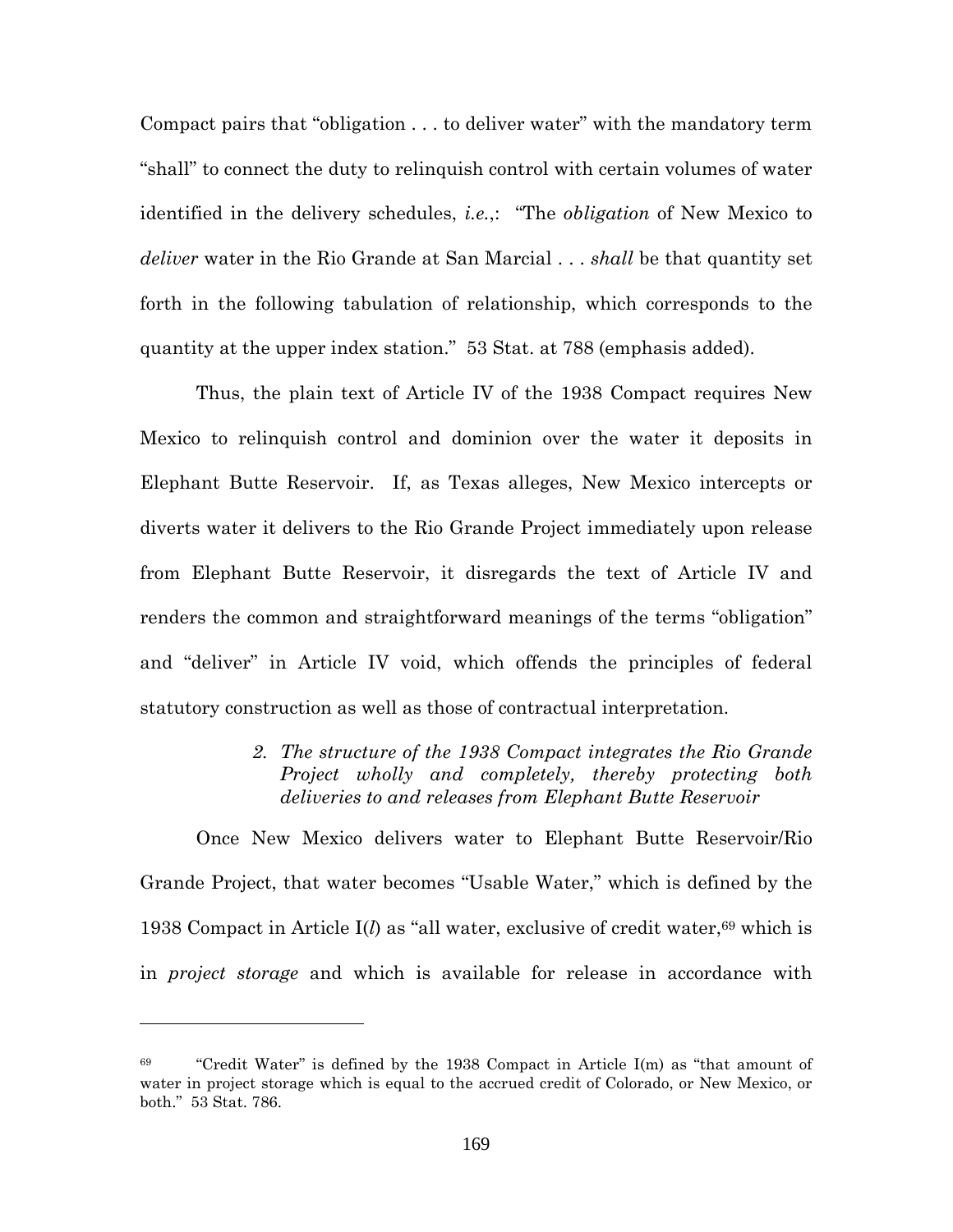Compact pairs that "obligation . . . to deliver water" with the mandatory term "shall" to connect the duty to relinquish control with certain volumes of water identified in the delivery schedules, *i.e.*,: "The *obligation* of New Mexico to *deliver* water in the Rio Grande at San Marcial . . . *shall* be that quantity set forth in the following tabulation of relationship, which corresponds to the quantity at the upper index station." 53 Stat. at 788 (emphasis added).

Thus, the plain text of Article IV of the 1938 Compact requires New Mexico to relinquish control and dominion over the water it deposits in Elephant Butte Reservoir. If, as Texas alleges, New Mexico intercepts or diverts water it delivers to the Rio Grande Project immediately upon release from Elephant Butte Reservoir, it disregards the text of Article IV and renders the common and straightforward meanings of the terms "obligation" and "deliver" in Article IV void, which offends the principles of federal statutory construction as well as those of contractual interpretation.

*2. The structure of the 1938 Compact integrates the Rio Grande Project wholly and completely, thereby protecting both deliveries to and releases from Elephant Butte Reservoir*

Once New Mexico delivers water to Elephant Butte Reservoir/Rio Grande Project, that water becomes "Usable Water," which is defined by the 1938 Compact in Article I(*l*) as "all water, exclusive of credit water,[69] which is in *project storage* and which is available for release in accordance with

---

[69] "Credit Water" is defined by the 1938 Compact in Article I(m) as "that amount of water in project storage which is equal to the accrued credit of Colorado, or New Mexico, or both." 53 Stat. 786.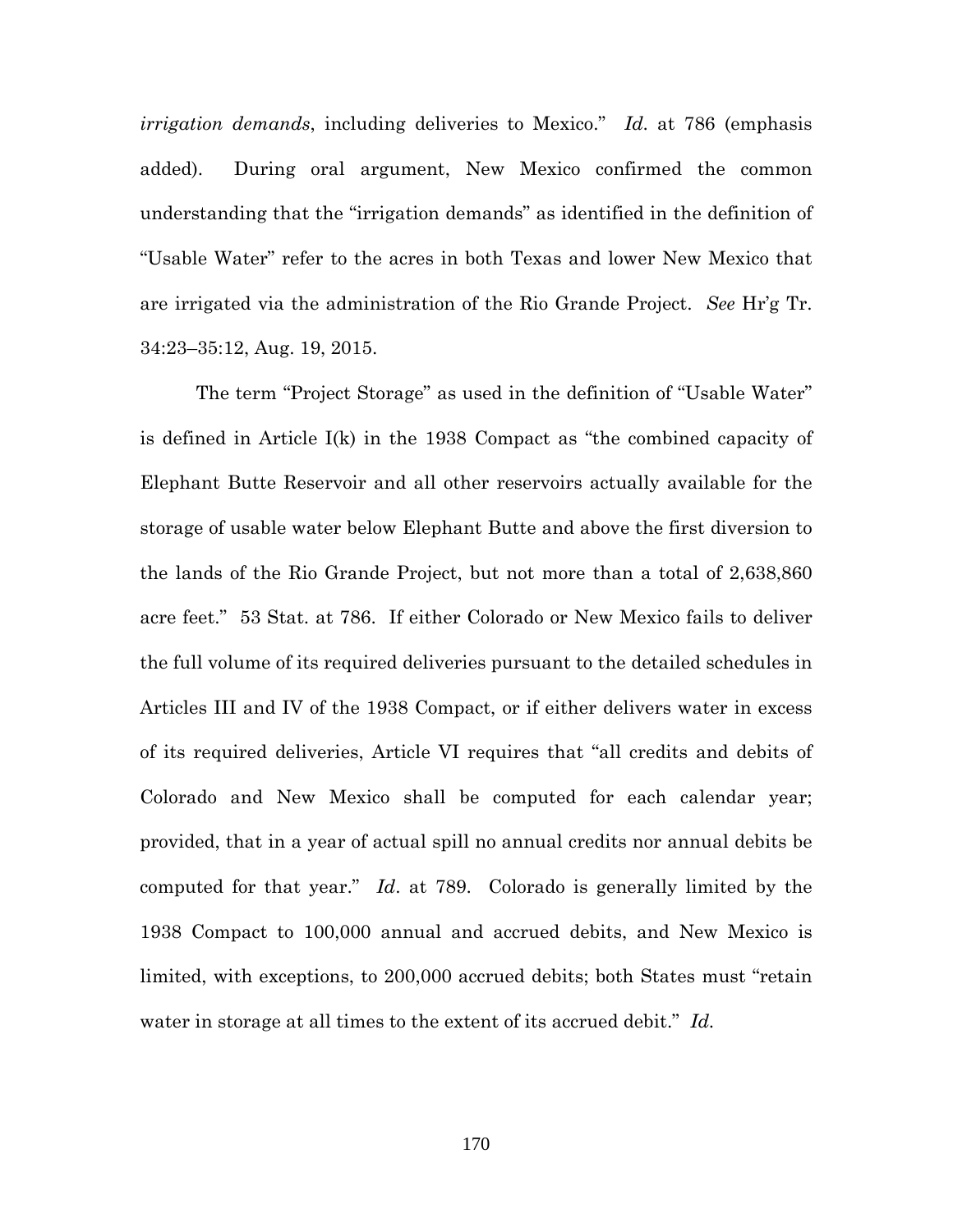*irrigation demands*, including deliveries to Mexico." *Id*. at 786 (emphasis added). During oral argument, New Mexico confirmed the common understanding that the "irrigation demands" as identified in the definition of "Usable Water" refer to the acres in both Texas and lower New Mexico that are irrigated via the administration of the Rio Grande Project. *See* Hr'g Tr. 34:23–35:12, Aug. 19, 2015.

The term "Project Storage" as used in the definition of "Usable Water" is defined in Article I(k) in the 1938 Compact as "the combined capacity of Elephant Butte Reservoir and all other reservoirs actually available for the storage of usable water below Elephant Butte and above the first diversion to the lands of the Rio Grande Project, but not more than a total of 2,638,860 acre feet." 53 Stat. at 786. If either Colorado or New Mexico fails to deliver the full volume of its required deliveries pursuant to the detailed schedules in Articles III and IV of the 1938 Compact, or if either delivers water in excess of its required deliveries, Article VI requires that "all credits and debits of Colorado and New Mexico shall be computed for each calendar year; provided, that in a year of actual spill no annual credits nor annual debits be computed for that year." *Id*. at 789. Colorado is generally limited by the 1938 Compact to 100,000 annual and accrued debits, and New Mexico is limited, with exceptions, to 200,000 accrued debits; both States must "retain water in storage at all times to the extent of its accrued debit." *Id*.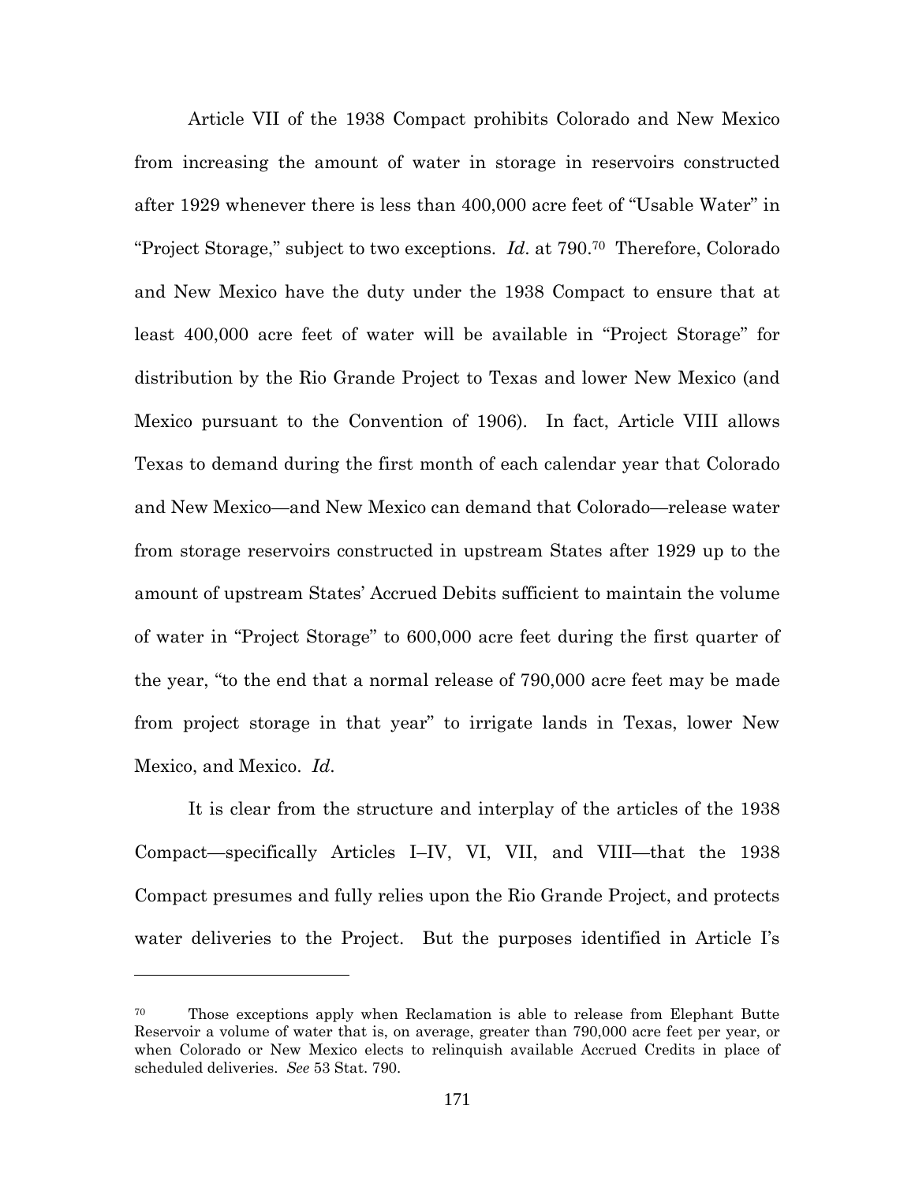Article VII of the 1938 Compact prohibits Colorado and New Mexico from increasing the amount of water in storage in reservoirs constructed after 1929 whenever there is less than 400,000 acre feet of "Usable Water" in "Project Storage," subject to two exceptions. *Id*. at 790.[70] Therefore, Colorado and New Mexico have the duty under the 1938 Compact to ensure that at least 400,000 acre feet of water will be available in "Project Storage" for distribution by the Rio Grande Project to Texas and lower New Mexico (and Mexico pursuant to the Convention of 1906). In fact, Article VIII allows Texas to demand during the first month of each calendar year that Colorado and New Mexico—and New Mexico can demand that Colorado—release water from storage reservoirs constructed in upstream States after 1929 up to the amount of upstream States' Accrued Debits sufficient to maintain the volume of water in "Project Storage" to 600,000 acre feet during the first quarter of the year, "to the end that a normal release of 790,000 acre feet may be made from project storage in that year" to irrigate lands in Texas, lower New Mexico, and Mexico. *Id*.

It is clear from the structure and interplay of the articles of the 1938 Compact—specifically Articles I–IV, VI, VII, and VIII—that the 1938 Compact presumes and fully relies upon the Rio Grande Project, and protects water deliveries to the Project. But the purposes identified in Article I's

---

[70] Those exceptions apply when Reclamation is able to release from Elephant Butte Reservoir a volume of water that is, on average, greater than 790,000 acre feet per year, or when Colorado or New Mexico elects to relinquish available Accrued Credits in place of scheduled deliveries. *See* 53 Stat. 790.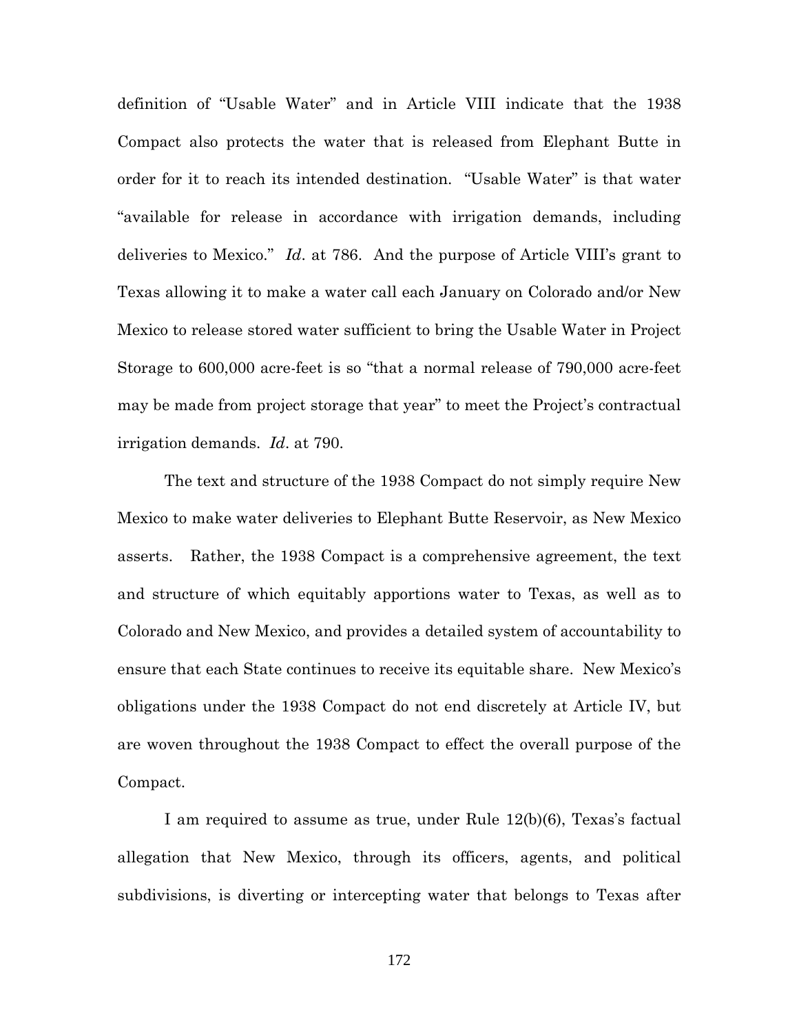definition of "Usable Water" and in Article VIII indicate that the 1938 Compact also protects the water that is released from Elephant Butte in order for it to reach its intended destination. "Usable Water" is that water "available for release in accordance with irrigation demands, including deliveries to Mexico." *Id*. at 786. And the purpose of Article VIII's grant to Texas allowing it to make a water call each January on Colorado and/or New Mexico to release stored water sufficient to bring the Usable Water in Project Storage to 600,000 acre-feet is so "that a normal release of 790,000 acre-feet may be made from project storage that year" to meet the Project's contractual irrigation demands. *Id*. at 790.

The text and structure of the 1938 Compact do not simply require New Mexico to make water deliveries to Elephant Butte Reservoir, as New Mexico asserts. Rather, the 1938 Compact is a comprehensive agreement, the text and structure of which equitably apportions water to Texas, as well as to Colorado and New Mexico, and provides a detailed system of accountability to ensure that each State continues to receive its equitable share. New Mexico's obligations under the 1938 Compact do not end discretely at Article IV, but are woven throughout the 1938 Compact to effect the overall purpose of the Compact.

I am required to assume as true, under Rule 12(b)(6), Texas's factual allegation that New Mexico, through its officers, agents, and political subdivisions, is diverting or intercepting water that belongs to Texas after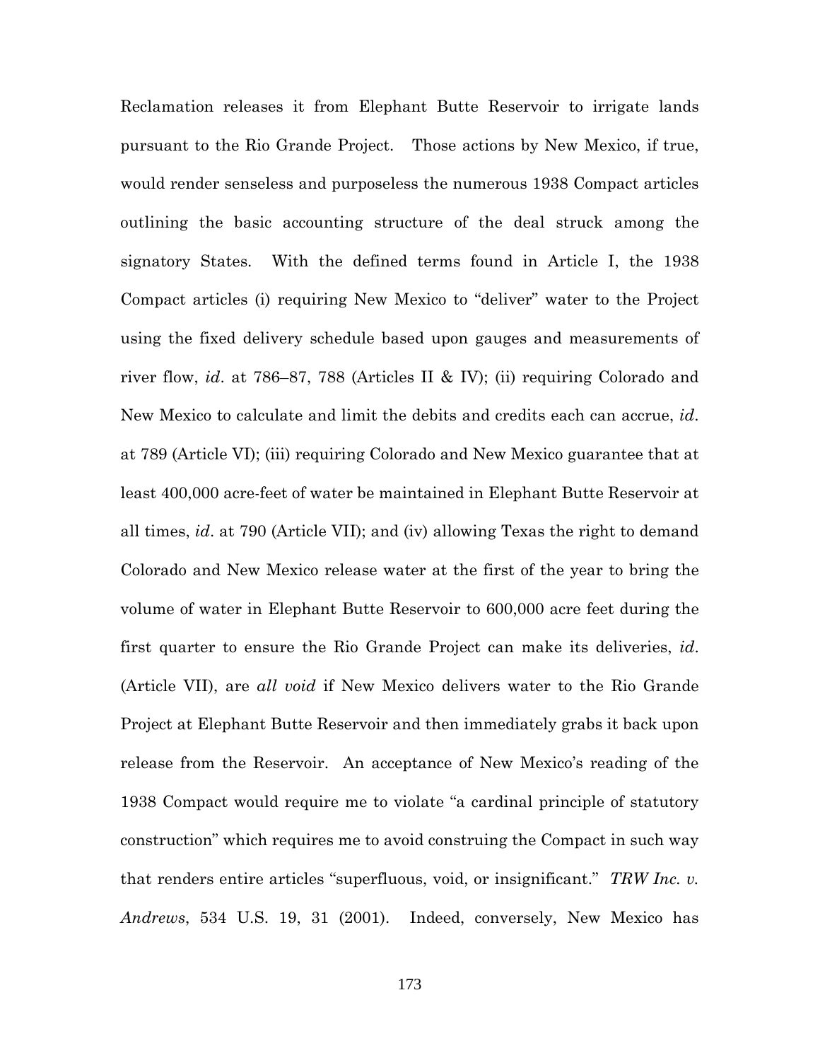Reclamation releases it from Elephant Butte Reservoir to irrigate lands pursuant to the Rio Grande Project. Those actions by New Mexico, if true, would render senseless and purposeless the numerous 1938 Compact articles outlining the basic accounting structure of the deal struck among the signatory States. With the defined terms found in Article I, the 1938 Compact articles (i) requiring New Mexico to "deliver" water to the Project using the fixed delivery schedule based upon gauges and measurements of river flow, *id*. at 786–87, 788 (Articles II & IV); (ii) requiring Colorado and New Mexico to calculate and limit the debits and credits each can accrue, *id*. at 789 (Article VI); (iii) requiring Colorado and New Mexico guarantee that at least 400,000 acre-feet of water be maintained in Elephant Butte Reservoir at all times, *id*. at 790 (Article VII); and (iv) allowing Texas the right to demand Colorado and New Mexico release water at the first of the year to bring the volume of water in Elephant Butte Reservoir to 600,000 acre feet during the first quarter to ensure the Rio Grande Project can make its deliveries, *id*. (Article VII), are *all void* if New Mexico delivers water to the Rio Grande Project at Elephant Butte Reservoir and then immediately grabs it back upon release from the Reservoir. An acceptance of New Mexico's reading of the 1938 Compact would require me to violate "a cardinal principle of statutory construction" which requires me to avoid construing the Compact in such way that renders entire articles "superfluous, void, or insignificant." *TRW Inc. v. Andrews*, 534 U.S. 19, 31 (2001). Indeed, conversely, New Mexico has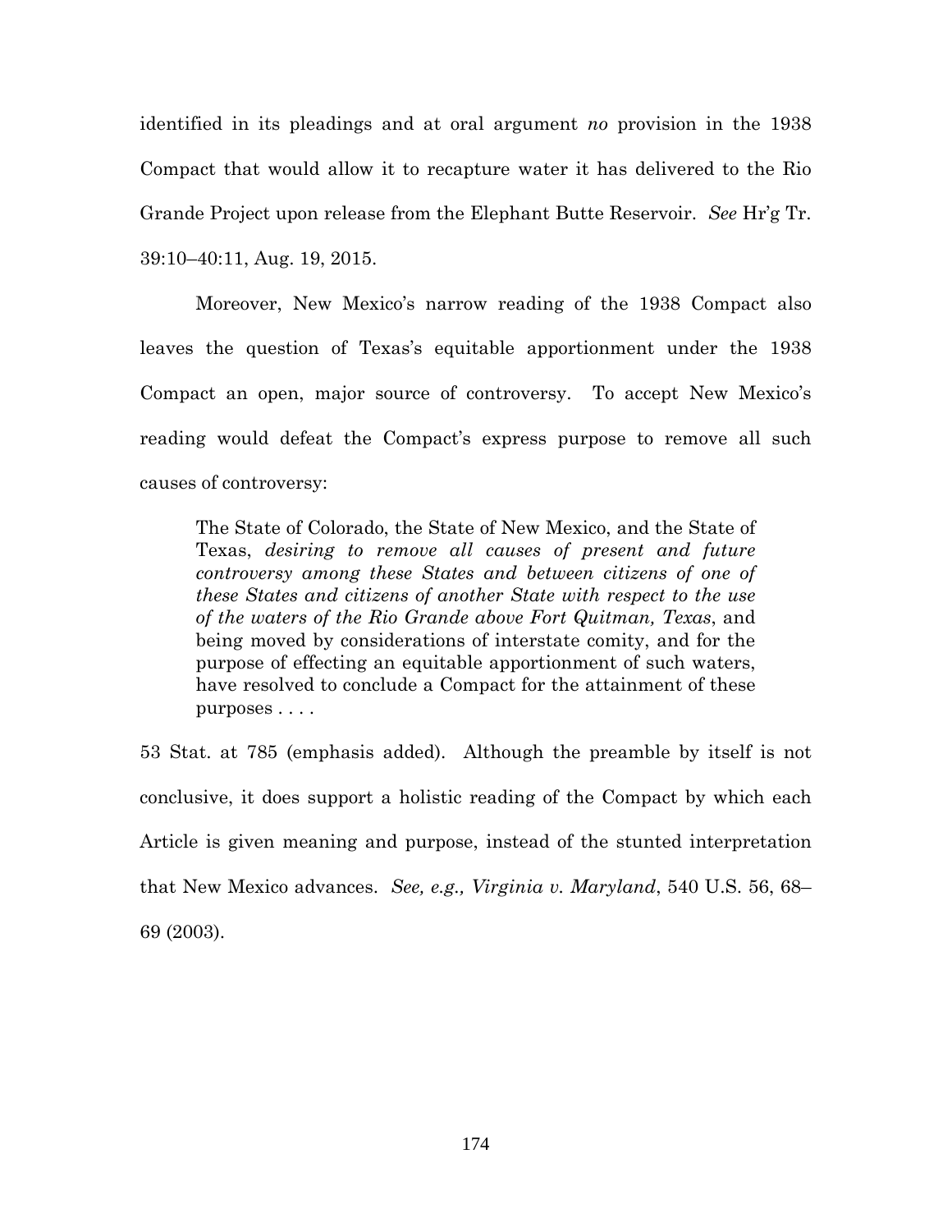identified in its pleadings and at oral argument *no* provision in the 1938 Compact that would allow it to recapture water it has delivered to the Rio Grande Project upon release from the Elephant Butte Reservoir. *See* Hr'g Tr. 39:10–40:11, Aug. 19, 2015.

Moreover, New Mexico's narrow reading of the 1938 Compact also leaves the question of Texas's equitable apportionment under the 1938 Compact an open, major source of controversy. To accept New Mexico's reading would defeat the Compact's express purpose to remove all such causes of controversy:

> The State of Colorado, the State of New Mexico, and the State of Texas, *desiring to remove all causes of present and future controversy among these States and between citizens of one of these States and citizens of another State with respect to the use of the waters of the Rio Grande above Fort Quitman, Texas*, and being moved by considerations of interstate comity, and for the purpose of effecting an equitable apportionment of such waters, have resolved to conclude a Compact for the attainment of these purposes . . . .

53 Stat. at 785 (emphasis added). Although the preamble by itself is not conclusive, it does support a holistic reading of the Compact by which each Article is given meaning and purpose, instead of the stunted interpretation that New Mexico advances. *See, e.g., Virginia v. Maryland*, 540 U.S. 56, 68–69 (2003).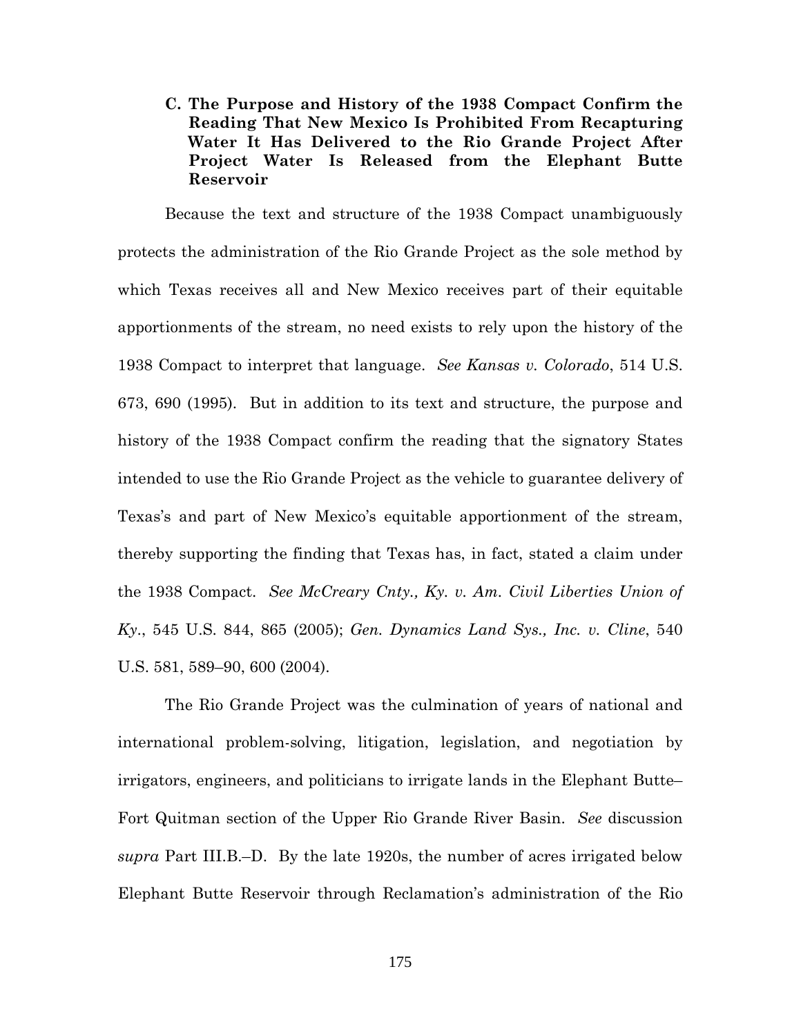### C. The Purpose and History of the 1938 Compact Confirm the Reading That New Mexico Is Prohibited From Recapturing Water It Has Delivered to the Rio Grande Project After Project Water Is Released from the Elephant Butte Reservoir

Because the text and structure of the 1938 Compact unambiguously protects the administration of the Rio Grande Project as the sole method by which Texas receives all and New Mexico receives part of their equitable apportionments of the stream, no need exists to rely upon the history of the 1938 Compact to interpret that language. *See Kansas v. Colorado*, 514 U.S. 673, 690 (1995). But in addition to its text and structure, the purpose and history of the 1938 Compact confirm the reading that the signatory States intended to use the Rio Grande Project as the vehicle to guarantee delivery of Texas's and part of New Mexico's equitable apportionment of the stream, thereby supporting the finding that Texas has, in fact, stated a claim under the 1938 Compact. *See McCreary Cnty., Ky. v. Am. Civil Liberties Union of Ky.*, 545 U.S. 844, 865 (2005); *Gen. Dynamics Land Sys., Inc. v. Cline*, 540 U.S. 581, 589–90, 600 (2004).

The Rio Grande Project was the culmination of years of national and international problem-solving, litigation, legislation, and negotiation by irrigators, engineers, and politicians to irrigate lands in the Elephant Butte–Fort Quitman section of the Upper Rio Grande River Basin. *See* discussion *supra* Part III.B.–D. By the late 1920s, the number of acres irrigated below Elephant Butte Reservoir through Reclamation's administration of the Rio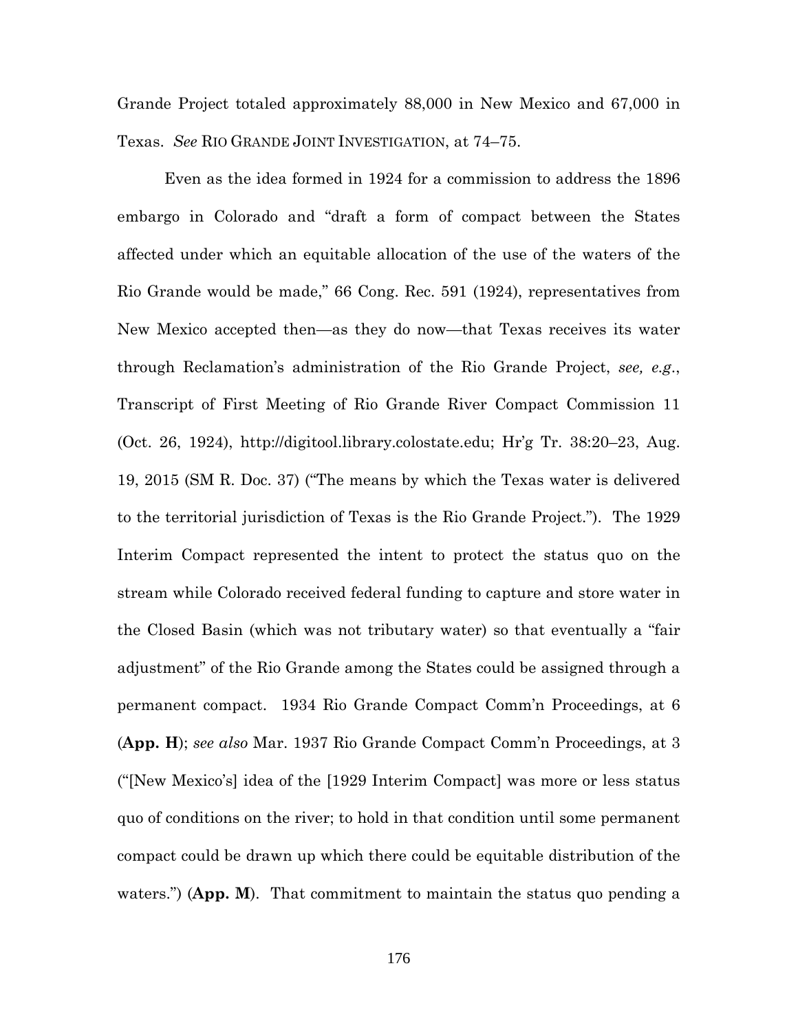Grande Project totaled approximately 88,000 in New Mexico and 67,000 in Texas. *See* RIO GRANDE JOINT INVESTIGATION, at 74–75.

Even as the idea formed in 1924 for a commission to address the 1896 embargo in Colorado and "draft a form of compact between the States affected under which an equitable allocation of the use of the waters of the Rio Grande would be made," 66 Cong. Rec. 591 (1924), representatives from New Mexico accepted then—as they do now—that Texas receives its water through Reclamation's administration of the Rio Grande Project, *see, e.g.*, Transcript of First Meeting of Rio Grande River Compact Commission 11 (Oct. 26, 1924), http://digitool.library.colostate.edu; Hr'g Tr. 38:20–23, Aug. 19, 2015 (SM R. Doc. 37) ("The means by which the Texas water is delivered to the territorial jurisdiction of Texas is the Rio Grande Project."). The 1929 Interim Compact represented the intent to protect the status quo on the stream while Colorado received federal funding to capture and store water in the Closed Basin (which was not tributary water) so that eventually a "fair adjustment" of the Rio Grande among the States could be assigned through a permanent compact. 1934 Rio Grande Compact Comm'n Proceedings, at 6 (**App. H**); *see also* Mar. 1937 Rio Grande Compact Comm'n Proceedings, at 3 ("[New Mexico's] idea of the [1929 Interim Compact] was more or less status quo of conditions on the river; to hold in that condition until some permanent compact could be drawn up which there could be equitable distribution of the waters.") (**App. M**). That commitment to maintain the status quo pending a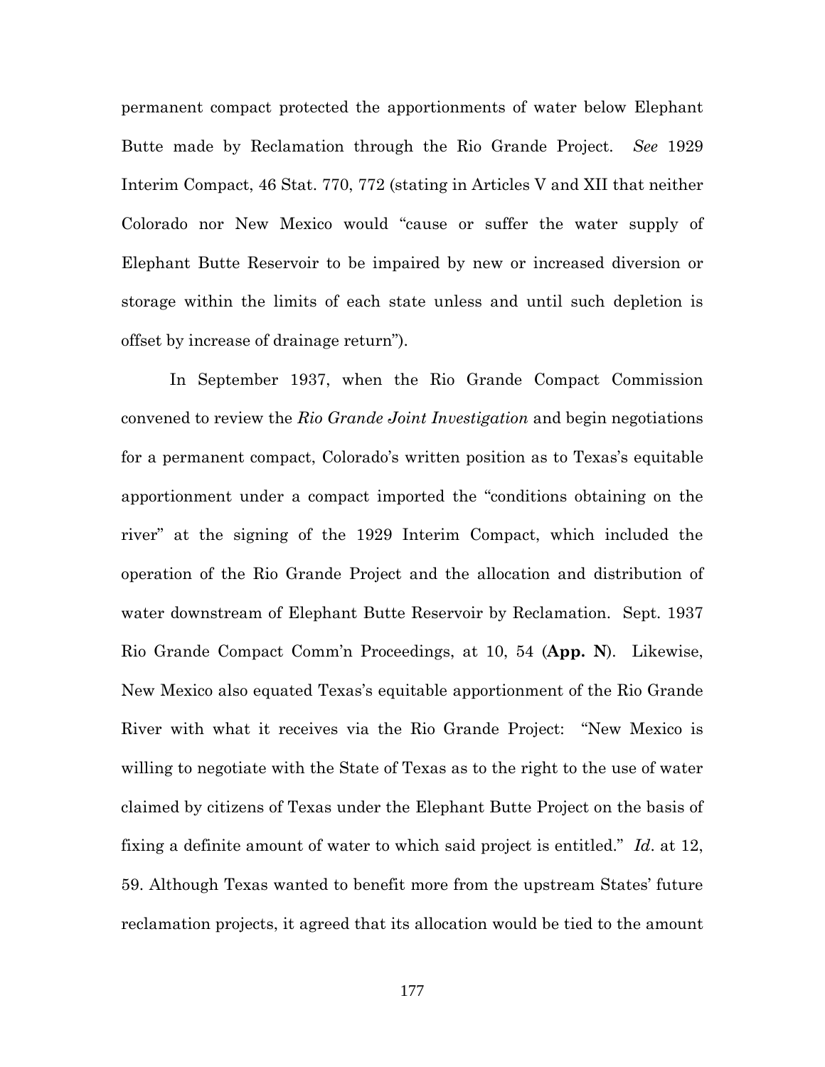permanent compact protected the apportionments of water below Elephant Butte made by Reclamation through the Rio Grande Project. *See* 1929 Interim Compact, 46 Stat. 770, 772 (stating in Articles V and XII that neither Colorado nor New Mexico would "cause or suffer the water supply of Elephant Butte Reservoir to be impaired by new or increased diversion or storage within the limits of each state unless and until such depletion is offset by increase of drainage return").

In September 1937, when the Rio Grande Compact Commission convened to review the *Rio Grande Joint Investigation* and begin negotiations for a permanent compact, Colorado's written position as to Texas's equitable apportionment under a compact imported the "conditions obtaining on the river" at the signing of the 1929 Interim Compact, which included the operation of the Rio Grande Project and the allocation and distribution of water downstream of Elephant Butte Reservoir by Reclamation. Sept. 1937 Rio Grande Compact Comm'n Proceedings, at 10, 54 (**App. N**). Likewise, New Mexico also equated Texas's equitable apportionment of the Rio Grande River with what it receives via the Rio Grande Project: "New Mexico is willing to negotiate with the State of Texas as to the right to the use of water claimed by citizens of Texas under the Elephant Butte Project on the basis of fixing a definite amount of water to which said project is entitled." *Id*. at 12, 59. Although Texas wanted to benefit more from the upstream States' future reclamation projects, it agreed that its allocation would be tied to the amount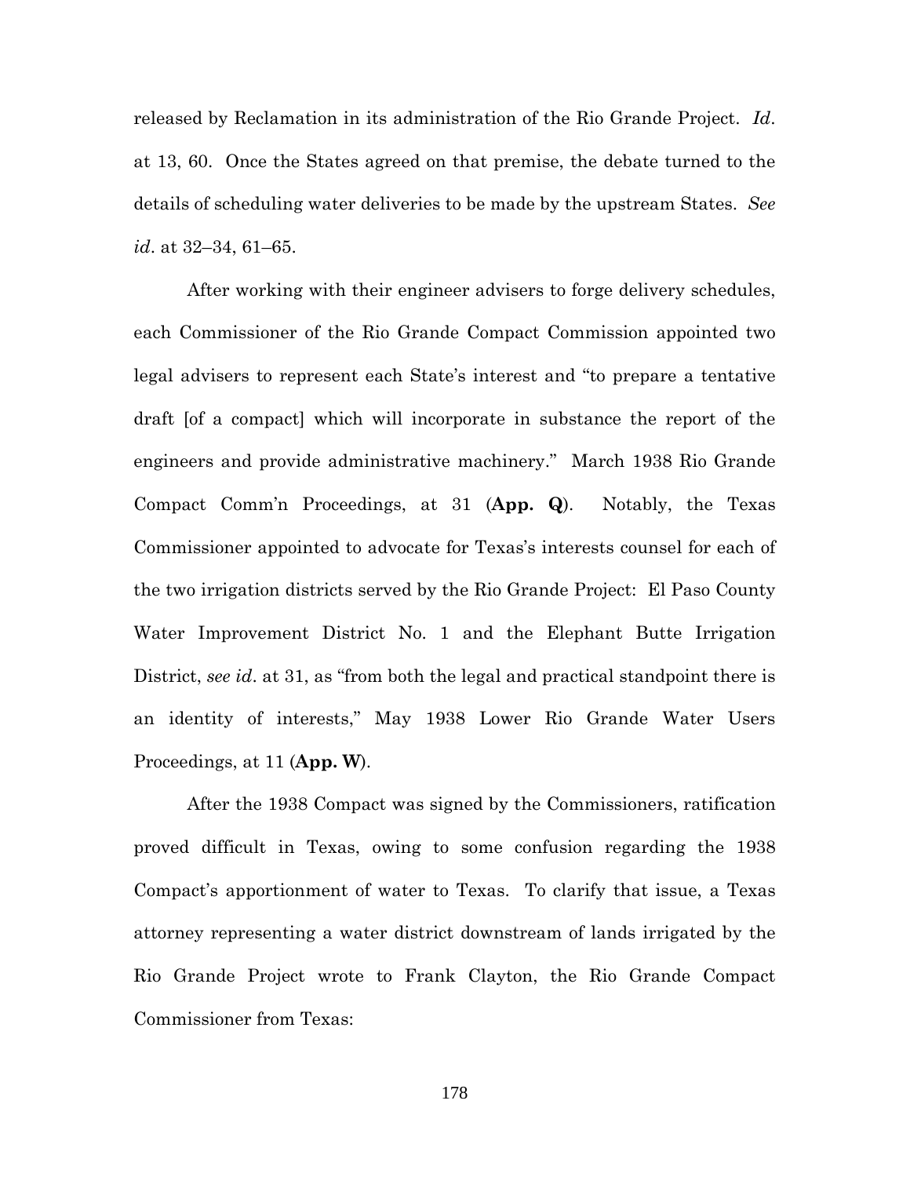released by Reclamation in its administration of the Rio Grande Project. *Id*. at 13, 60. Once the States agreed on that premise, the debate turned to the details of scheduling water deliveries to be made by the upstream States. *See id*. at 32–34, 61–65.

After working with their engineer advisers to forge delivery schedules, each Commissioner of the Rio Grande Compact Commission appointed two legal advisers to represent each State's interest and "to prepare a tentative draft [of a compact] which will incorporate in substance the report of the engineers and provide administrative machinery." March 1938 Rio Grande Compact Comm'n Proceedings, at 31 (**App. Q**). Notably, the Texas Commissioner appointed to advocate for Texas's interests counsel for each of the two irrigation districts served by the Rio Grande Project: El Paso County Water Improvement District No. 1 and the Elephant Butte Irrigation District, *see id*. at 31, as "from both the legal and practical standpoint there is an identity of interests," May 1938 Lower Rio Grande Water Users Proceedings, at 11 (**App. W**).

After the 1938 Compact was signed by the Commissioners, ratification proved difficult in Texas, owing to some confusion regarding the 1938 Compact's apportionment of water to Texas. To clarify that issue, a Texas attorney representing a water district downstream of lands irrigated by the Rio Grande Project wrote to Frank Clayton, the Rio Grande Compact Commissioner from Texas: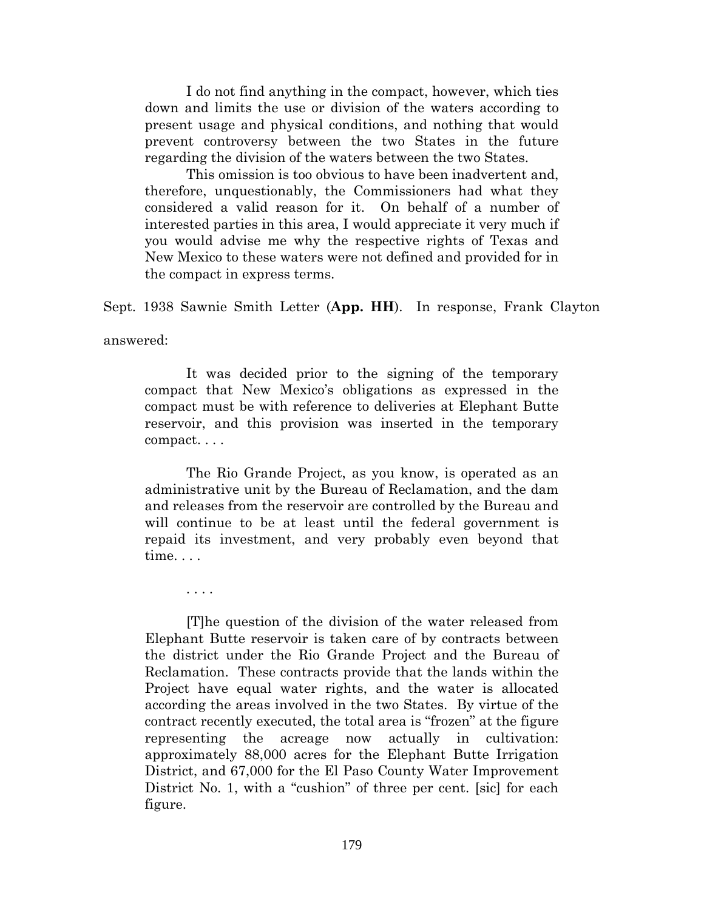> I do not find anything in the compact, however, which ties down and limits the use or division of the waters according to present usage and physical conditions, and nothing that would prevent controversy between the two States in the future regarding the division of the waters between the two States.
>
> This omission is too obvious to have been inadvertent and, therefore, unquestionably, the Commissioners had what they considered a valid reason for it. On behalf of a number of interested parties in this area, I would appreciate it very much if you would advise me why the respective rights of Texas and New Mexico to these waters were not defined and provided for in the compact in express terms.

Sept. 1938 Sawnie Smith Letter (**App. HH**). In response, Frank Clayton answered:

> It was decided prior to the signing of the temporary compact that New Mexico's obligations as expressed in the compact must be with reference to deliveries at Elephant Butte reservoir, and this provision was inserted in the temporary compact. . . .
>
> The Rio Grande Project, as you know, is operated as an administrative unit by the Bureau of Reclamation, and the dam and releases from the reservoir are controlled by the Bureau and will continue to be at least until the federal government is repaid its investment, and very probably even beyond that time. . . .
>
> . . . .
>
> [T]he question of the division of the water released from Elephant Butte reservoir is taken care of by contracts between the district under the Rio Grande Project and the Bureau of Reclamation. These contracts provide that the lands within the Project have equal water rights, and the water is allocated according the areas involved in the two States. By virtue of the contract recently executed, the total area is "frozen" at the figure representing the acreage now actually in cultivation: approximately 88,000 acres for the Elephant Butte Irrigation District, and 67,000 for the El Paso County Water Improvement District No. 1, with a "cushion" of three per cent. [sic] for each figure.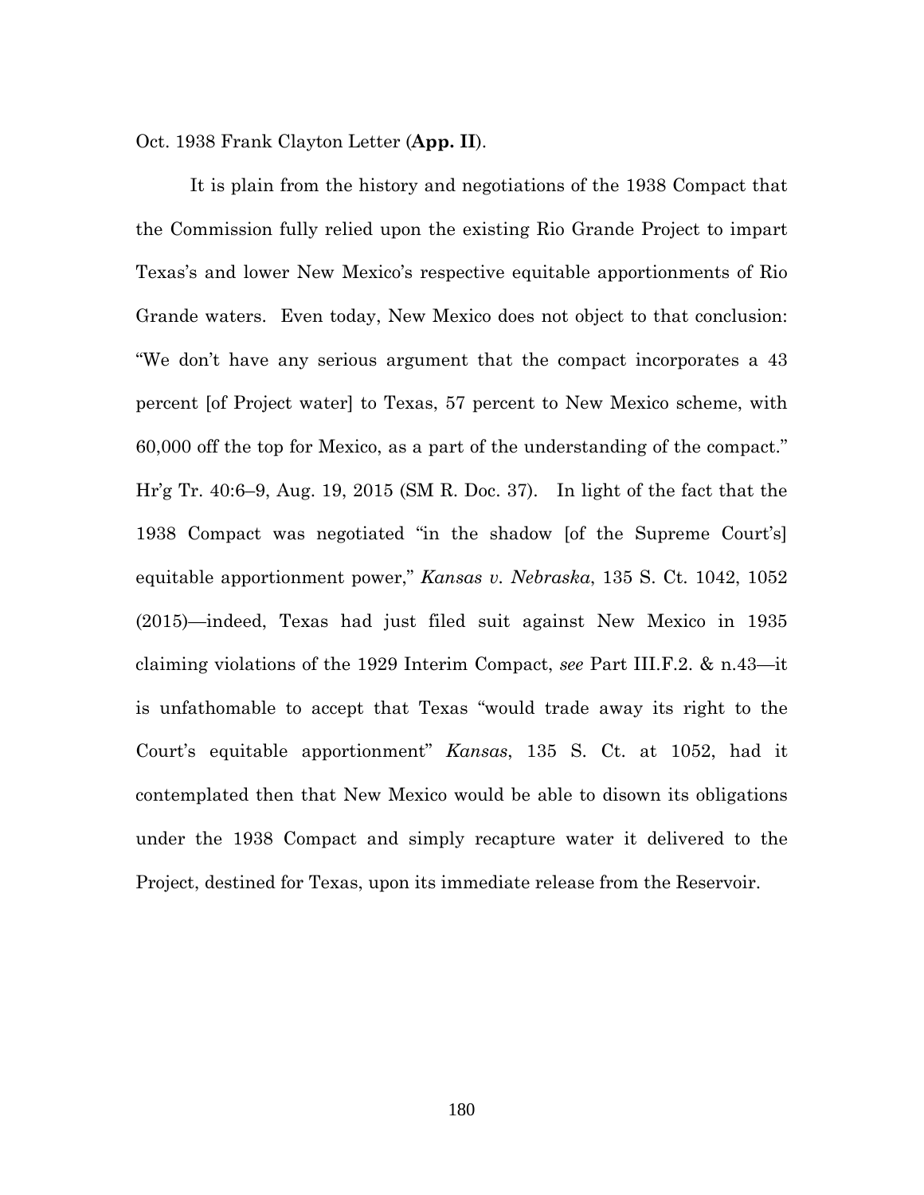Oct. 1938 Frank Clayton Letter (**App. II**).

It is plain from the history and negotiations of the 1938 Compact that the Commission fully relied upon the existing Rio Grande Project to impart Texas's and lower New Mexico's respective equitable apportionments of Rio Grande waters. Even today, New Mexico does not object to that conclusion: "We don't have any serious argument that the compact incorporates a 43 percent [of Project water] to Texas, 57 percent to New Mexico scheme, with 60,000 off the top for Mexico, as a part of the understanding of the compact." Hr'g Tr. 40:6–9, Aug. 19, 2015 (SM R. Doc. 37). In light of the fact that the 1938 Compact was negotiated "in the shadow [of the Supreme Court's] equitable apportionment power," *Kansas v. Nebraska*, 135 S. Ct. 1042, 1052 (2015)—indeed, Texas had just filed suit against New Mexico in 1935 claiming violations of the 1929 Interim Compact, *see* Part III.F.2. & n.43—it is unfathomable to accept that Texas "would trade away its right to the Court's equitable apportionment" *Kansas*, 135 S. Ct. at 1052, had it contemplated then that New Mexico would be able to disown its obligations under the 1938 Compact and simply recapture water it delivered to the Project, destined for Texas, upon its immediate release from the Reservoir.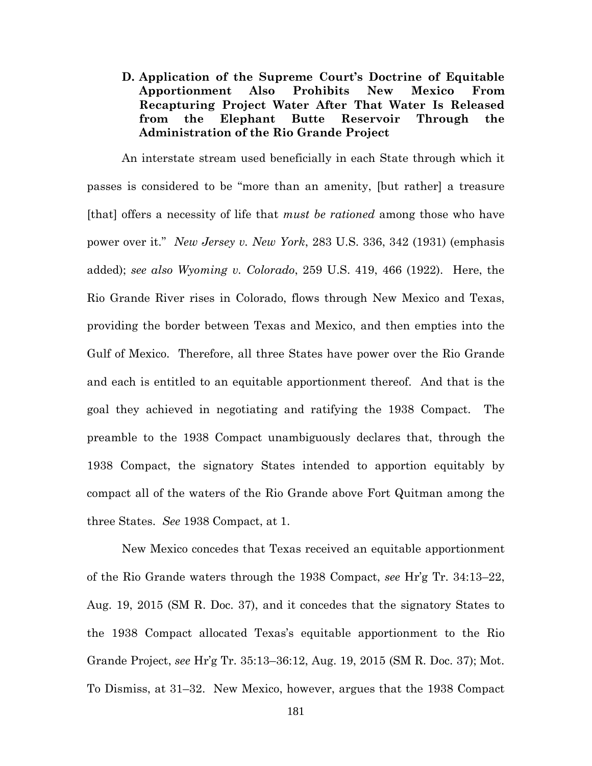### D. Application of the Supreme Court's Doctrine of Equitable Apportionment Also Prohibits New Mexico From Recapturing Project Water After That Water Is Released from the Elephant Butte Reservoir Through the Administration of the Rio Grande Project

An interstate stream used beneficially in each State through which it passes is considered to be "more than an amenity, [but rather] a treasure [that] offers a necessity of life that *must be rationed* among those who have power over it." *New Jersey v. New York*, 283 U.S. 336, 342 (1931) (emphasis added); *see also Wyoming v. Colorado*, 259 U.S. 419, 466 (1922). Here, the Rio Grande River rises in Colorado, flows through New Mexico and Texas, providing the border between Texas and Mexico, and then empties into the Gulf of Mexico. Therefore, all three States have power over the Rio Grande and each is entitled to an equitable apportionment thereof. And that is the goal they achieved in negotiating and ratifying the 1938 Compact. The preamble to the 1938 Compact unambiguously declares that, through the 1938 Compact, the signatory States intended to apportion equitably by compact all of the waters of the Rio Grande above Fort Quitman among the three States. *See* 1938 Compact, at 1.

New Mexico concedes that Texas received an equitable apportionment of the Rio Grande waters through the 1938 Compact, *see* Hr'g Tr. 34:13–22, Aug. 19, 2015 (SM R. Doc. 37), and it concedes that the signatory States to the 1938 Compact allocated Texas's equitable apportionment to the Rio Grande Project, *see* Hr'g Tr. 35:13–36:12, Aug. 19, 2015 (SM R. Doc. 37); Mot. To Dismiss, at 31–32. New Mexico, however, argues that the 1938 Compact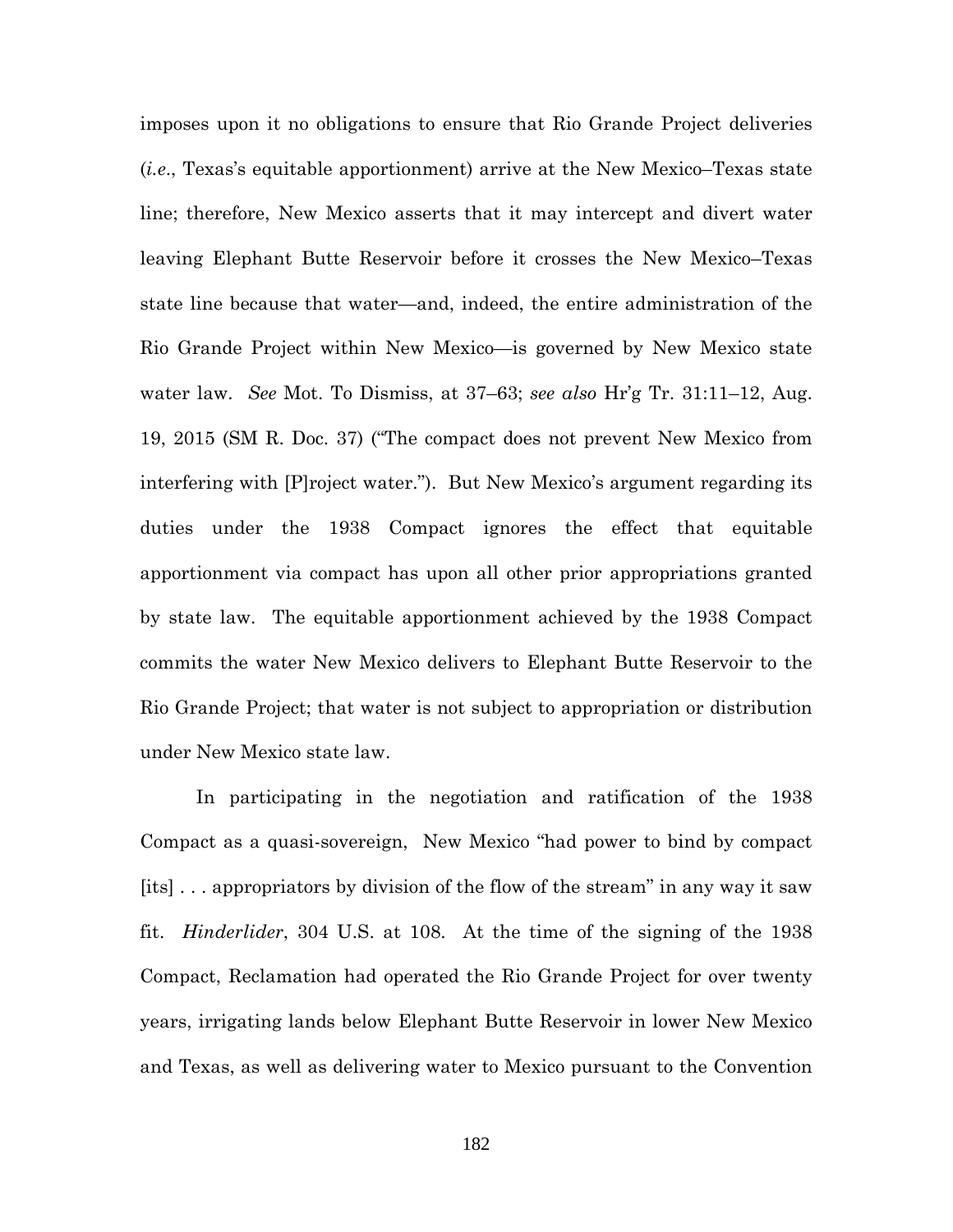imposes upon it no obligations to ensure that Rio Grande Project deliveries (*i.e*., Texas's equitable apportionment) arrive at the New Mexico–Texas state line; therefore, New Mexico asserts that it may intercept and divert water leaving Elephant Butte Reservoir before it crosses the New Mexico–Texas state line because that water—and, indeed, the entire administration of the Rio Grande Project within New Mexico—is governed by New Mexico state water law. *See* Mot. To Dismiss, at 37–63; *see also* Hr'g Tr. 31:11–12, Aug. 19, 2015 (SM R. Doc. 37) ("The compact does not prevent New Mexico from interfering with [P]roject water."). But New Mexico's argument regarding its duties under the 1938 Compact ignores the effect that equitable apportionment via compact has upon all other prior appropriations granted by state law. The equitable apportionment achieved by the 1938 Compact commits the water New Mexico delivers to Elephant Butte Reservoir to the Rio Grande Project; that water is not subject to appropriation or distribution under New Mexico state law.

In participating in the negotiation and ratification of the 1938 Compact as a quasi-sovereign, New Mexico "had power to bind by compact [its] . . . appropriators by division of the flow of the stream" in any way it saw fit. *Hinderlider*, 304 U.S. at 108. At the time of the signing of the 1938 Compact, Reclamation had operated the Rio Grande Project for over twenty years, irrigating lands below Elephant Butte Reservoir in lower New Mexico and Texas, as well as delivering water to Mexico pursuant to the Convention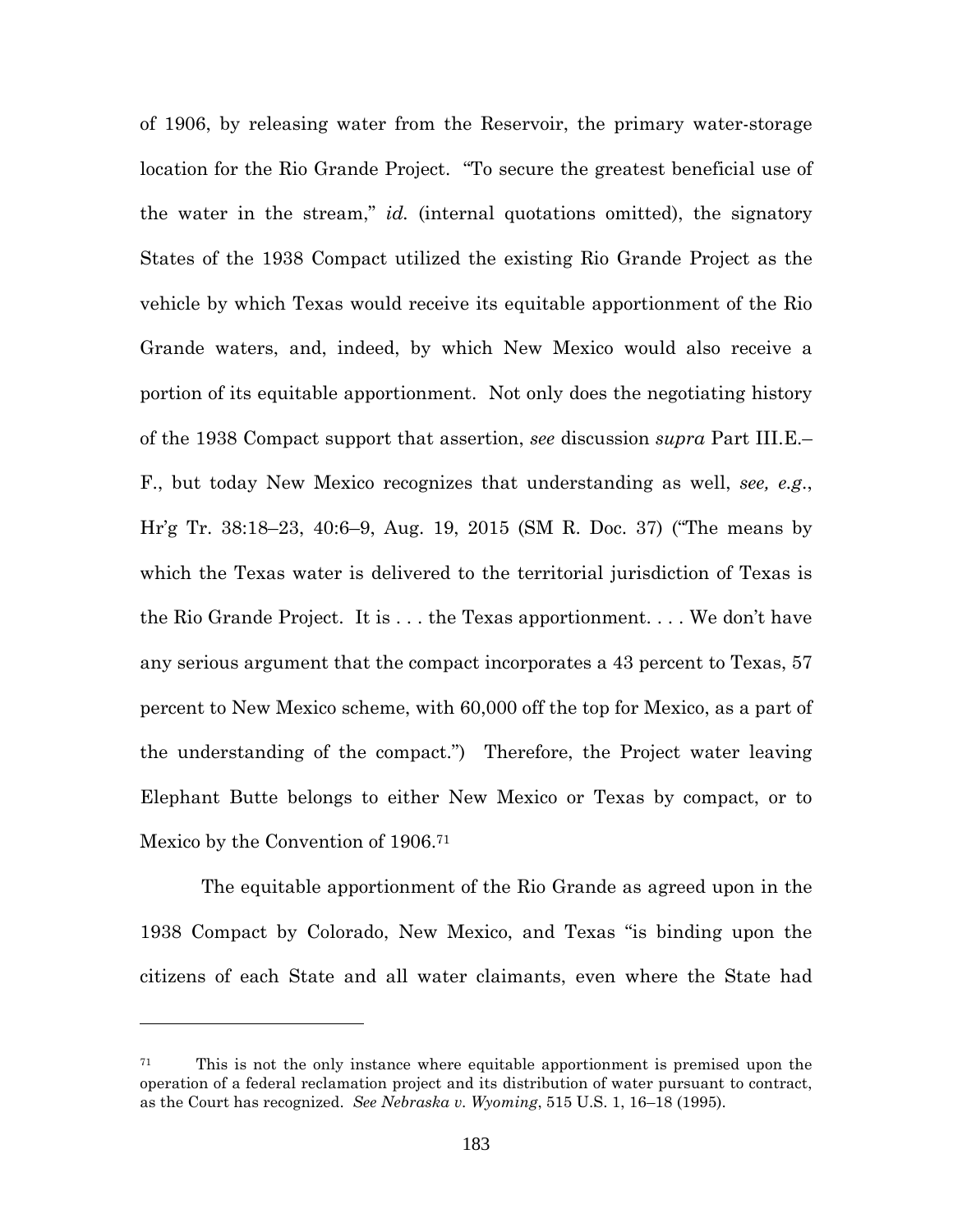of 1906, by releasing water from the Reservoir, the primary water-storage location for the Rio Grande Project. "To secure the greatest beneficial use of the water in the stream," *id.* (internal quotations omitted), the signatory States of the 1938 Compact utilized the existing Rio Grande Project as the vehicle by which Texas would receive its equitable apportionment of the Rio Grande waters, and, indeed, by which New Mexico would also receive a portion of its equitable apportionment. Not only does the negotiating history of the 1938 Compact support that assertion, *see* discussion *supra* Part III.E.–F., but today New Mexico recognizes that understanding as well, *see, e.g.*, Hr'g Tr. 38:18–23, 40:6–9, Aug. 19, 2015 (SM R. Doc. 37) ("The means by which the Texas water is delivered to the territorial jurisdiction of Texas is the Rio Grande Project. It is . . . the Texas apportionment. . . . We don't have any serious argument that the compact incorporates a 43 percent to Texas, 57 percent to New Mexico scheme, with 60,000 off the top for Mexico, as a part of the understanding of the compact.") Therefore, the Project water leaving Elephant Butte belongs to either New Mexico or Texas by compact, or to Mexico by the Convention of 1906.[71]

The equitable apportionment of the Rio Grande as agreed upon in the 1938 Compact by Colorado, New Mexico, and Texas "is binding upon the citizens of each State and all water claimants, even where the State had

---

[71] This is not the only instance where equitable apportionment is premised upon the operation of a federal reclamation project and its distribution of water pursuant to contract, as the Court has recognized. *See Nebraska v. Wyoming*, 515 U.S. 1, 16–18 (1995).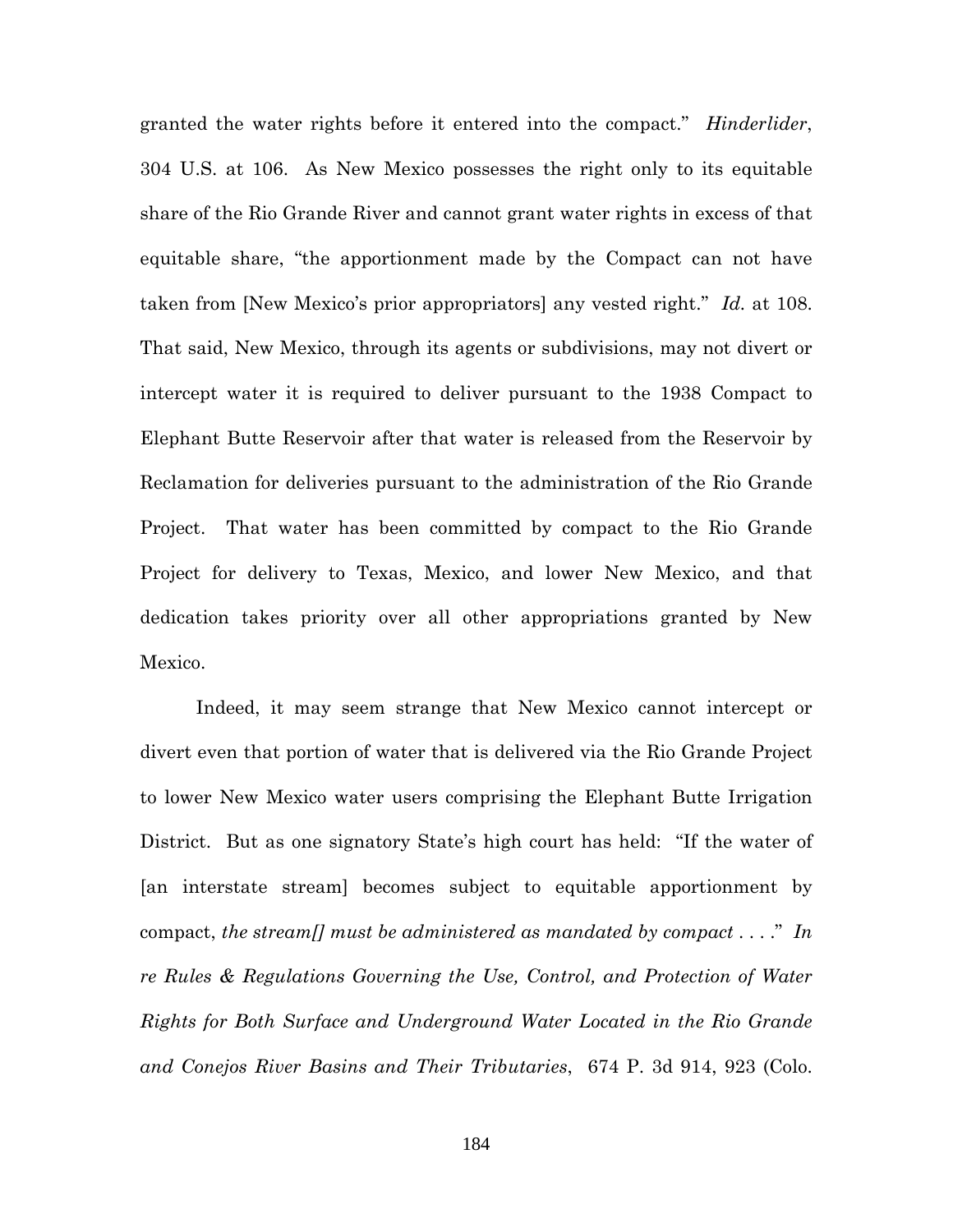granted the water rights before it entered into the compact." *Hinderlider*, 304 U.S. at 106. As New Mexico possesses the right only to its equitable share of the Rio Grande River and cannot grant water rights in excess of that equitable share, "the apportionment made by the Compact can not have taken from [New Mexico's prior appropriators] any vested right." *Id.* at 108. That said, New Mexico, through its agents or subdivisions, may not divert or intercept water it is required to deliver pursuant to the 1938 Compact to Elephant Butte Reservoir after that water is released from the Reservoir by Reclamation for deliveries pursuant to the administration of the Rio Grande Project. That water has been committed by compact to the Rio Grande Project for delivery to Texas, Mexico, and lower New Mexico, and that dedication takes priority over all other appropriations granted by New Mexico.

Indeed, it may seem strange that New Mexico cannot intercept or divert even that portion of water that is delivered via the Rio Grande Project to lower New Mexico water users comprising the Elephant Butte Irrigation District. But as one signatory State's high court has held: "If the water of [an interstate stream] becomes subject to equitable apportionment by compact, *the stream[] must be administered as mandated by compact* . . . ." *In re Rules & Regulations Governing the Use, Control, and Protection of Water Rights for Both Surface and Underground Water Located in the Rio Grande and Conejos River Basins and Their Tributaries*, 674 P. 3d 914, 923 (Colo.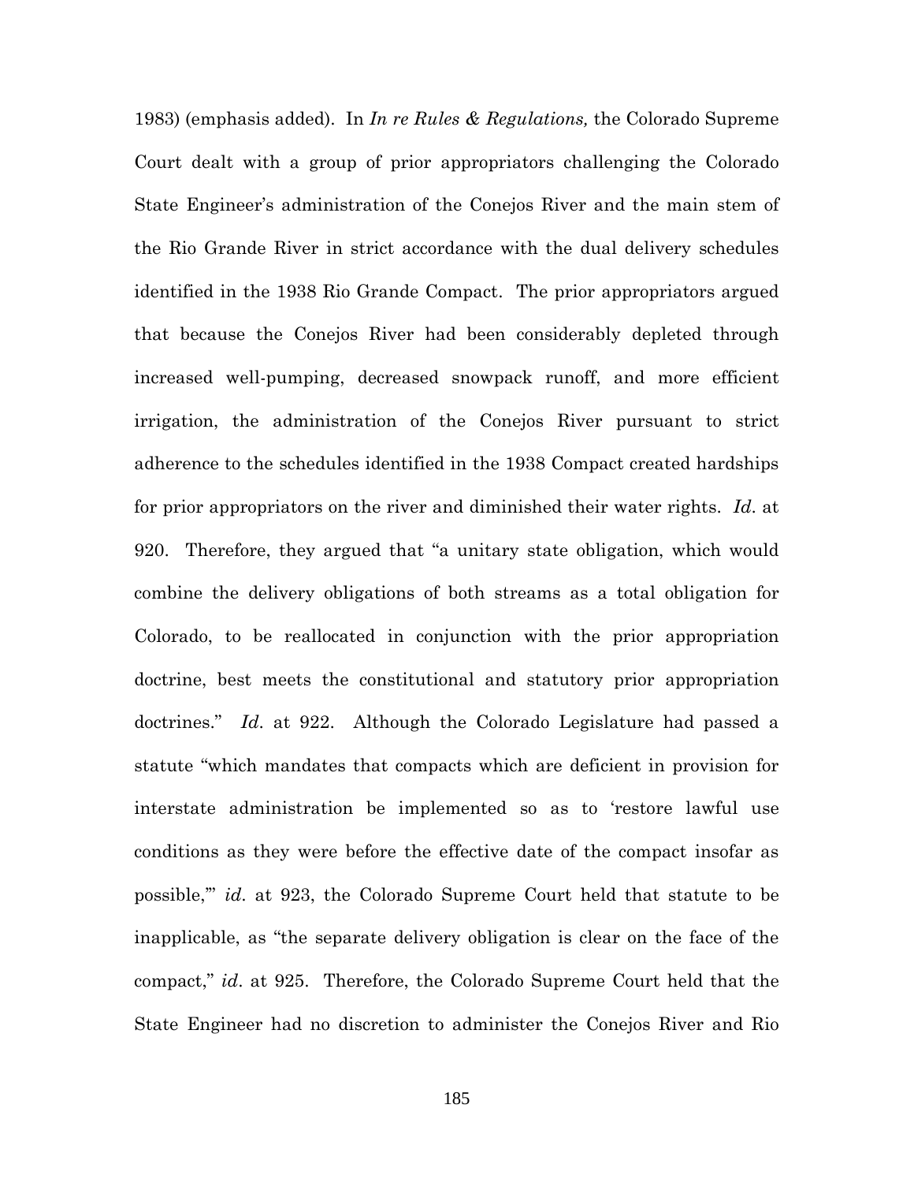1983) (emphasis added). In *In re Rules & Regulations,* the Colorado Supreme Court dealt with a group of prior appropriators challenging the Colorado State Engineer's administration of the Conejos River and the main stem of the Rio Grande River in strict accordance with the dual delivery schedules identified in the 1938 Rio Grande Compact. The prior appropriators argued that because the Conejos River had been considerably depleted through increased well-pumping, decreased snowpack runoff, and more efficient irrigation, the administration of the Conejos River pursuant to strict adherence to the schedules identified in the 1938 Compact created hardships for prior appropriators on the river and diminished their water rights. *Id*. at 920. Therefore, they argued that "a unitary state obligation, which would combine the delivery obligations of both streams as a total obligation for Colorado, to be reallocated in conjunction with the prior appropriation doctrine, best meets the constitutional and statutory prior appropriation doctrines." *Id*. at 922. Although the Colorado Legislature had passed a statute "which mandates that compacts which are deficient in provision for interstate administration be implemented so as to 'restore lawful use conditions as they were before the effective date of the compact insofar as possible,'" *id*. at 923, the Colorado Supreme Court held that statute to be inapplicable, as "the separate delivery obligation is clear on the face of the compact," *id*. at 925. Therefore, the Colorado Supreme Court held that the State Engineer had no discretion to administer the Conejos River and Rio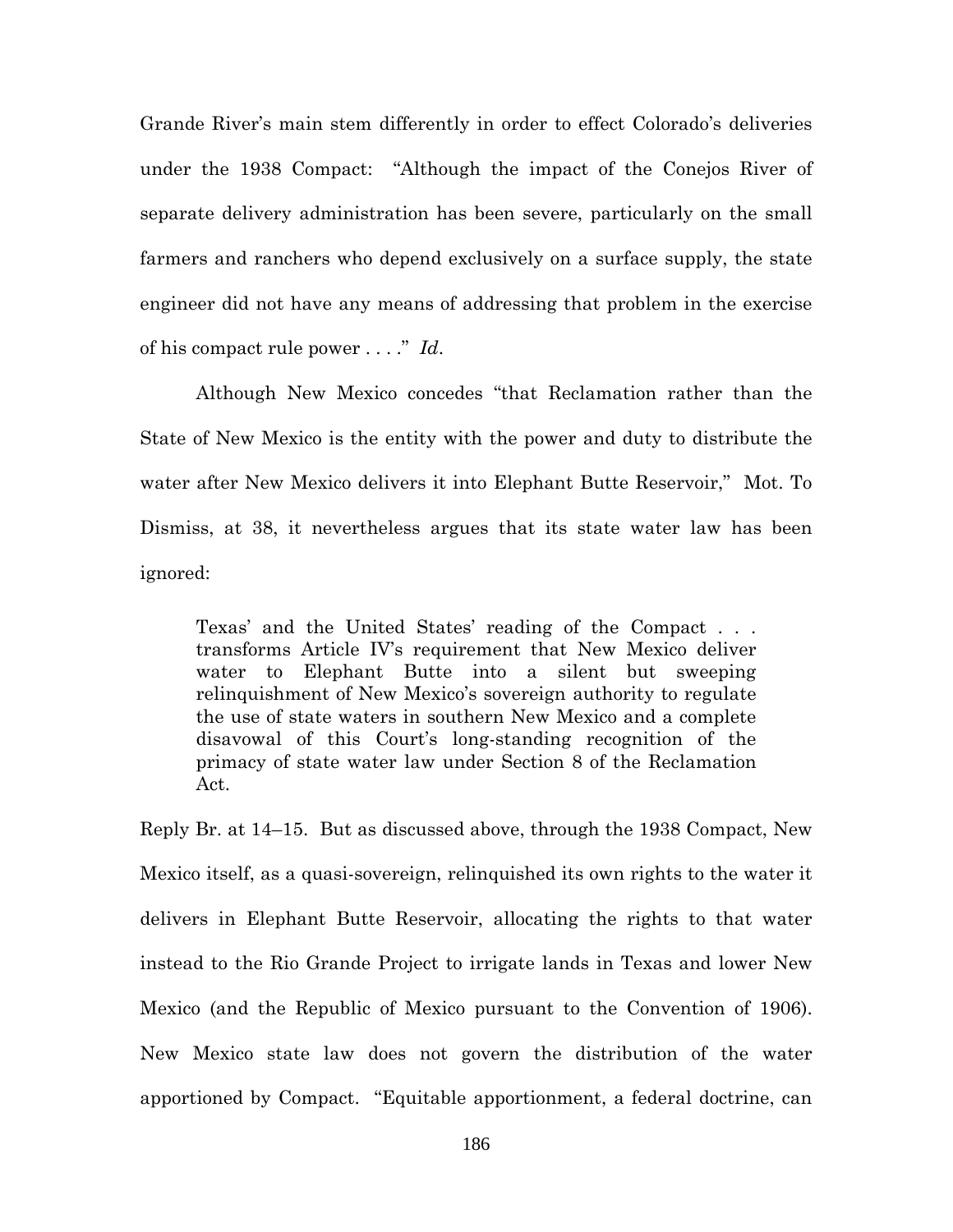Grande River's main stem differently in order to effect Colorado's deliveries under the 1938 Compact: "Although the impact of the Conejos River of separate delivery administration has been severe, particularly on the small farmers and ranchers who depend exclusively on a surface supply, the state engineer did not have any means of addressing that problem in the exercise of his compact rule power . . . ." *Id*.

Although New Mexico concedes "that Reclamation rather than the State of New Mexico is the entity with the power and duty to distribute the water after New Mexico delivers it into Elephant Butte Reservoir," Mot. To Dismiss, at 38, it nevertheless argues that its state water law has been ignored:

> Texas' and the United States' reading of the Compact . . . transforms Article IV's requirement that New Mexico deliver water to Elephant Butte into a silent but sweeping relinquishment of New Mexico's sovereign authority to regulate the use of state waters in southern New Mexico and a complete disavowal of this Court's long-standing recognition of the primacy of state water law under Section 8 of the Reclamation Act.

Reply Br. at 14–15. But as discussed above, through the 1938 Compact, New Mexico itself, as a quasi-sovereign, relinquished its own rights to the water it delivers in Elephant Butte Reservoir, allocating the rights to that water instead to the Rio Grande Project to irrigate lands in Texas and lower New Mexico (and the Republic of Mexico pursuant to the Convention of 1906). New Mexico state law does not govern the distribution of the water apportioned by Compact. "Equitable apportionment, a federal doctrine, can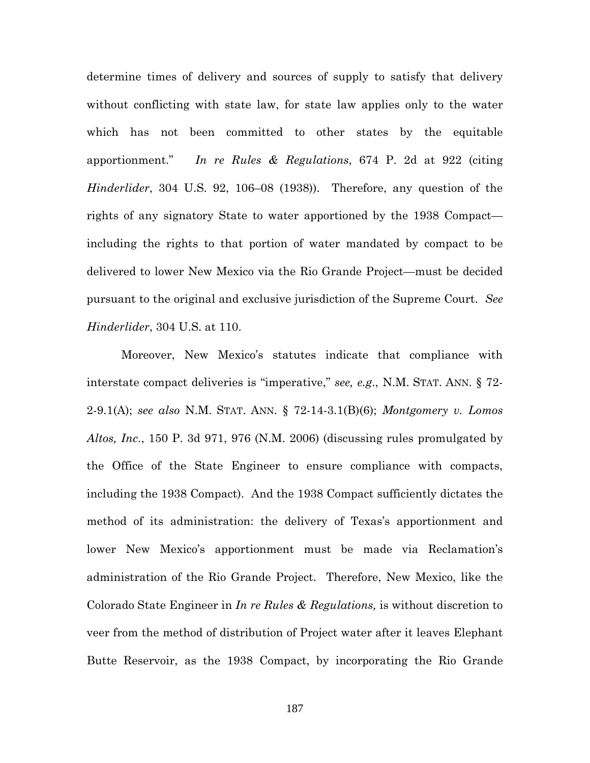determine times of delivery and sources of supply to satisfy that delivery without conflicting with state law, for state law applies only to the water which has not been committed to other states by the equitable apportionment." *In re Rules & Regulations*, 674 P. 2d at 922 (citing *Hinderlider*, 304 U.S. 92, 106–08 (1938)). Therefore, any question of the rights of any signatory State to water apportioned by the 1938 Compact—including the rights to that portion of water mandated by compact to be delivered to lower New Mexico via the Rio Grande Project—must be decided pursuant to the original and exclusive jurisdiction of the Supreme Court. *See Hinderlider*, 304 U.S. at 110.

Moreover, New Mexico's statutes indicate that compliance with interstate compact deliveries is "imperative," *see, e.g.*, N.M. STAT. ANN. § 72-2-9.1(A); *see also* N.M. STAT. ANN. § 72-14-3.1(B)(6); *Montgomery v. Lomos Altos, Inc.*, 150 P. 3d 971, 976 (N.M. 2006) (discussing rules promulgated by the Office of the State Engineer to ensure compliance with compacts, including the 1938 Compact). And the 1938 Compact sufficiently dictates the method of its administration: the delivery of Texas's apportionment and lower New Mexico's apportionment must be made via Reclamation's administration of the Rio Grande Project. Therefore, New Mexico, like the Colorado State Engineer in *In re Rules & Regulations,* is without discretion to veer from the method of distribution of Project water after it leaves Elephant Butte Reservoir, as the 1938 Compact, by incorporating the Rio Grande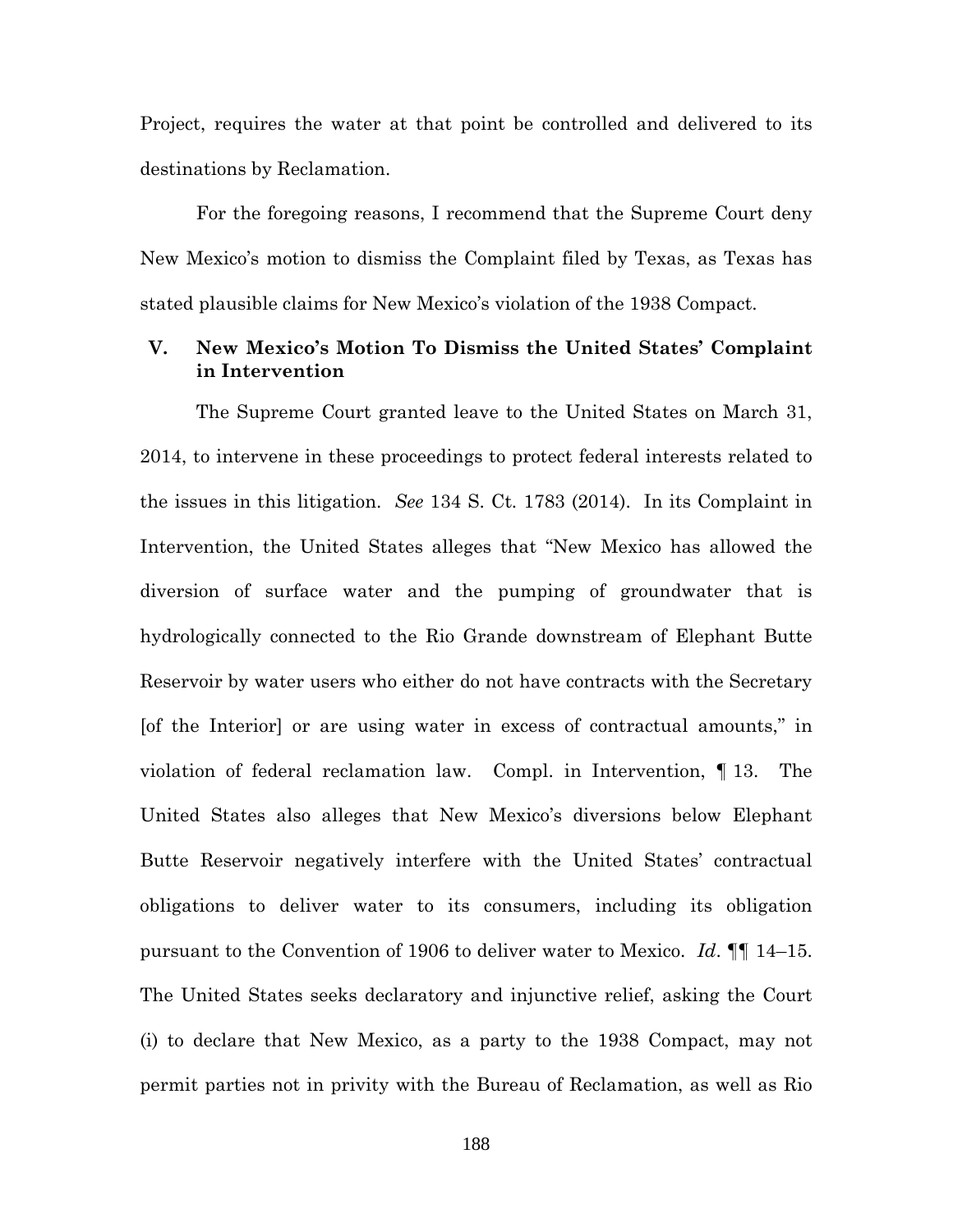Project, requires the water at that point be controlled and delivered to its destinations by Reclamation.

For the foregoing reasons, I recommend that the Supreme Court deny New Mexico's motion to dismiss the Complaint filed by Texas, as Texas has stated plausible claims for New Mexico's violation of the 1938 Compact.

## V. New Mexico's Motion To Dismiss the United States' Complaint in Intervention

The Supreme Court granted leave to the United States on March 31, 2014, to intervene in these proceedings to protect federal interests related to the issues in this litigation. *See* 134 S. Ct. 1783 (2014). In its Complaint in Intervention, the United States alleges that "New Mexico has allowed the diversion of surface water and the pumping of groundwater that is hydrologically connected to the Rio Grande downstream of Elephant Butte Reservoir by water users who either do not have contracts with the Secretary [of the Interior] or are using water in excess of contractual amounts," in violation of federal reclamation law. Compl. in Intervention, ¶ 13. The United States also alleges that New Mexico's diversions below Elephant Butte Reservoir negatively interfere with the United States' contractual obligations to deliver water to its consumers, including its obligation pursuant to the Convention of 1906 to deliver water to Mexico. *Id*. ¶¶ 14–15. The United States seeks declaratory and injunctive relief, asking the Court (i) to declare that New Mexico, as a party to the 1938 Compact, may not permit parties not in privity with the Bureau of Reclamation, as well as Rio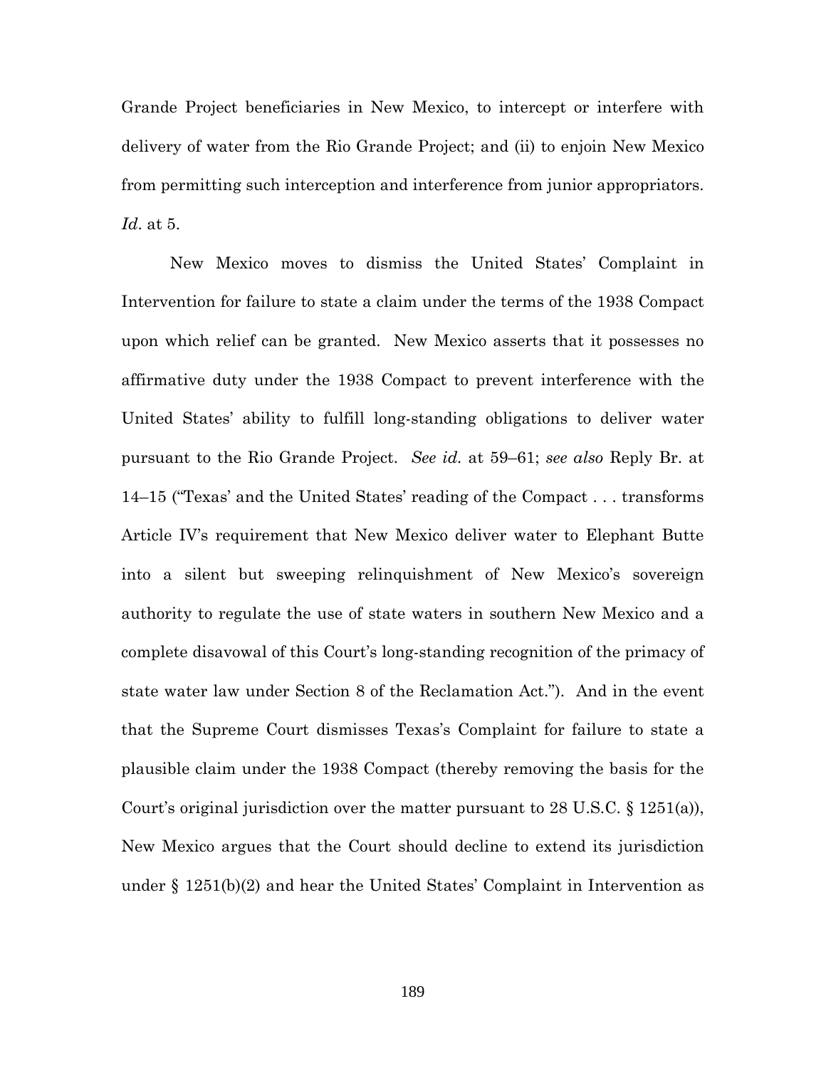Grande Project beneficiaries in New Mexico, to intercept or interfere with delivery of water from the Rio Grande Project; and (ii) to enjoin New Mexico from permitting such interception and interference from junior appropriators. *Id*. at 5.

New Mexico moves to dismiss the United States' Complaint in Intervention for failure to state a claim under the terms of the 1938 Compact upon which relief can be granted. New Mexico asserts that it possesses no affirmative duty under the 1938 Compact to prevent interference with the United States' ability to fulfill long-standing obligations to deliver water pursuant to the Rio Grande Project. *See id.* at 59–61; *see also* Reply Br. at 14–15 ("Texas' and the United States' reading of the Compact . . . transforms Article IV's requirement that New Mexico deliver water to Elephant Butte into a silent but sweeping relinquishment of New Mexico's sovereign authority to regulate the use of state waters in southern New Mexico and a complete disavowal of this Court's long-standing recognition of the primacy of state water law under Section 8 of the Reclamation Act."). And in the event that the Supreme Court dismisses Texas's Complaint for failure to state a plausible claim under the 1938 Compact (thereby removing the basis for the Court's original jurisdiction over the matter pursuant to 28 U.S.C. § 1251(a)), New Mexico argues that the Court should decline to extend its jurisdiction under § 1251(b)(2) and hear the United States' Complaint in Intervention as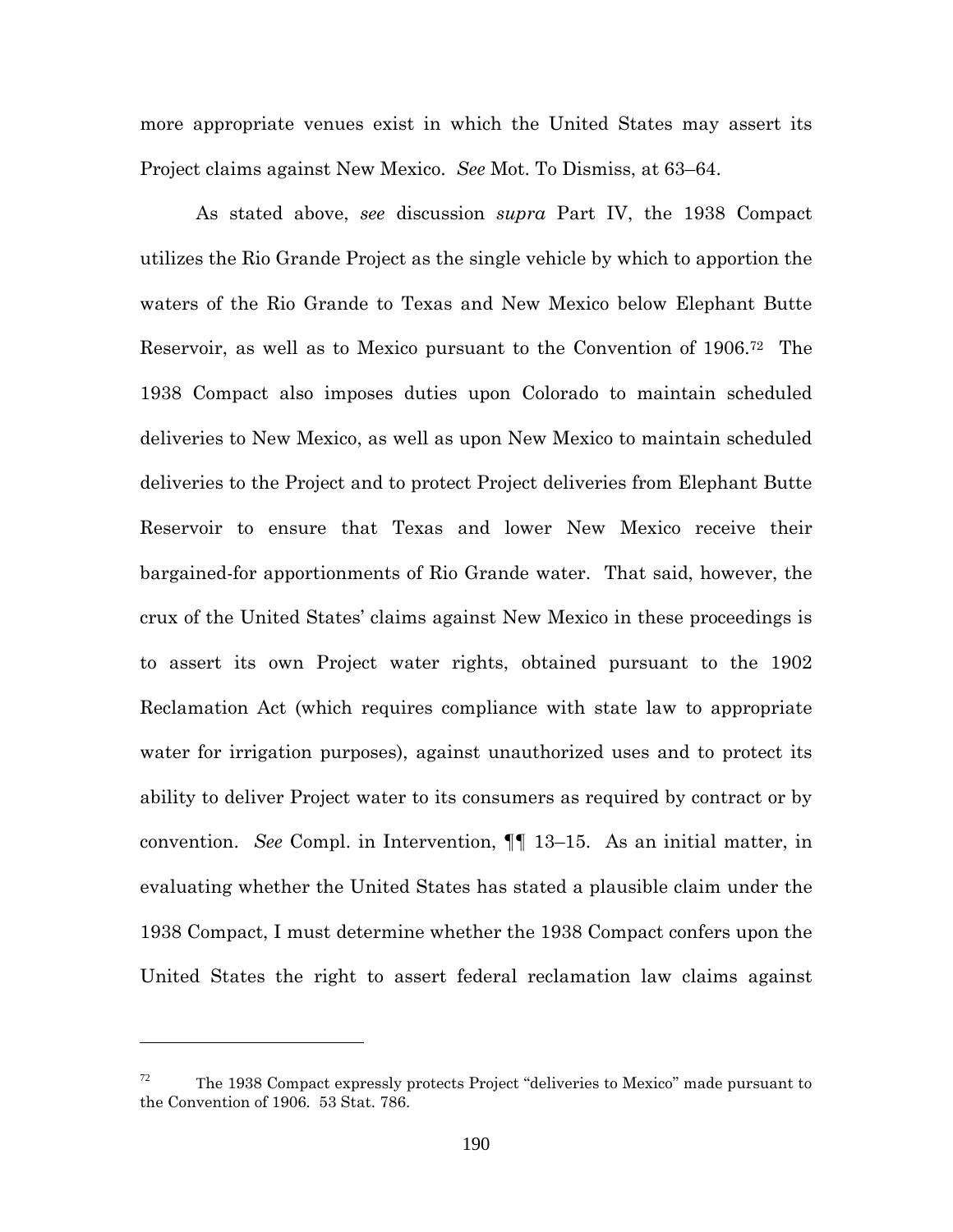more appropriate venues exist in which the United States may assert its Project claims against New Mexico. *See* Mot. To Dismiss, at 63–64.

As stated above, *see* discussion *supra* Part IV, the 1938 Compact utilizes the Rio Grande Project as the single vehicle by which to apportion the waters of the Rio Grande to Texas and New Mexico below Elephant Butte Reservoir, as well as to Mexico pursuant to the Convention of 1906.[72] The 1938 Compact also imposes duties upon Colorado to maintain scheduled deliveries to New Mexico, as well as upon New Mexico to maintain scheduled deliveries to the Project and to protect Project deliveries from Elephant Butte Reservoir to ensure that Texas and lower New Mexico receive their bargained-for apportionments of Rio Grande water. That said, however, the crux of the United States' claims against New Mexico in these proceedings is to assert its own Project water rights, obtained pursuant to the 1902 Reclamation Act (which requires compliance with state law to appropriate water for irrigation purposes), against unauthorized uses and to protect its ability to deliver Project water to its consumers as required by contract or by convention. *See* Compl. in Intervention, ¶¶ 13–15. As an initial matter, in evaluating whether the United States has stated a plausible claim under the 1938 Compact, I must determine whether the 1938 Compact confers upon the United States the right to assert federal reclamation law claims against

---

[72] The 1938 Compact expressly protects Project "deliveries to Mexico" made pursuant to the Convention of 1906. 53 Stat. 786.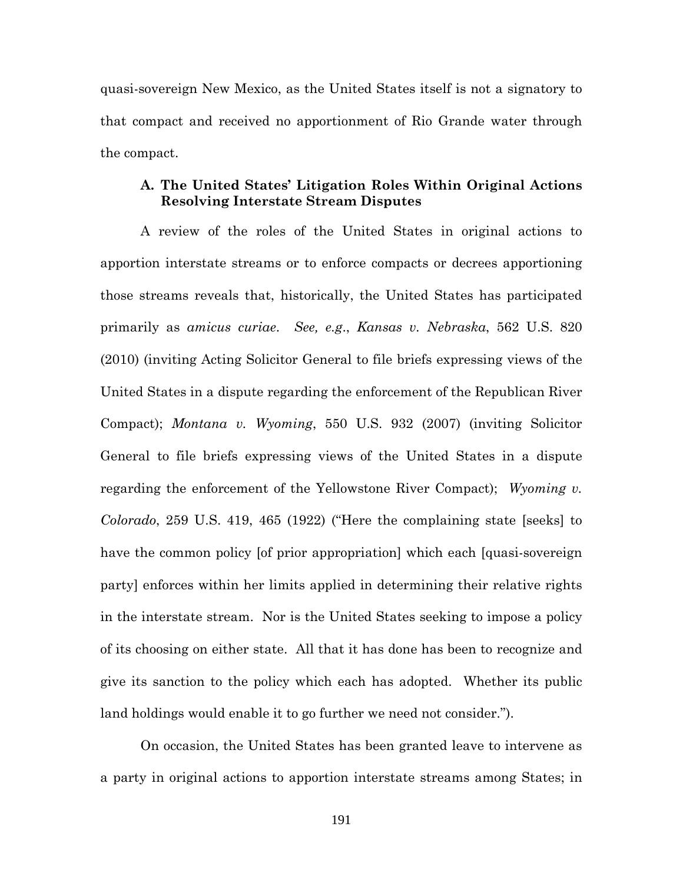quasi-sovereign New Mexico, as the United States itself is not a signatory to that compact and received no apportionment of Rio Grande water through the compact.

### A. The United States' Litigation Roles Within Original Actions Resolving Interstate Stream Disputes

A review of the roles of the United States in original actions to apportion interstate streams or to enforce compacts or decrees apportioning those streams reveals that, historically, the United States has participated primarily as *amicus curiae*. *See, e.g.*, *Kansas v. Nebraska*, 562 U.S. 820 (2010) (inviting Acting Solicitor General to file briefs expressing views of the United States in a dispute regarding the enforcement of the Republican River Compact); *Montana v. Wyoming*, 550 U.S. 932 (2007) (inviting Solicitor General to file briefs expressing views of the United States in a dispute regarding the enforcement of the Yellowstone River Compact); *Wyoming v. Colorado*, 259 U.S. 419, 465 (1922) ("Here the complaining state [seeks] to have the common policy [of prior appropriation] which each [quasi-sovereign party] enforces within her limits applied in determining their relative rights in the interstate stream. Nor is the United States seeking to impose a policy of its choosing on either state. All that it has done has been to recognize and give its sanction to the policy which each has adopted. Whether its public land holdings would enable it to go further we need not consider.").

On occasion, the United States has been granted leave to intervene as a party in original actions to apportion interstate streams among States; in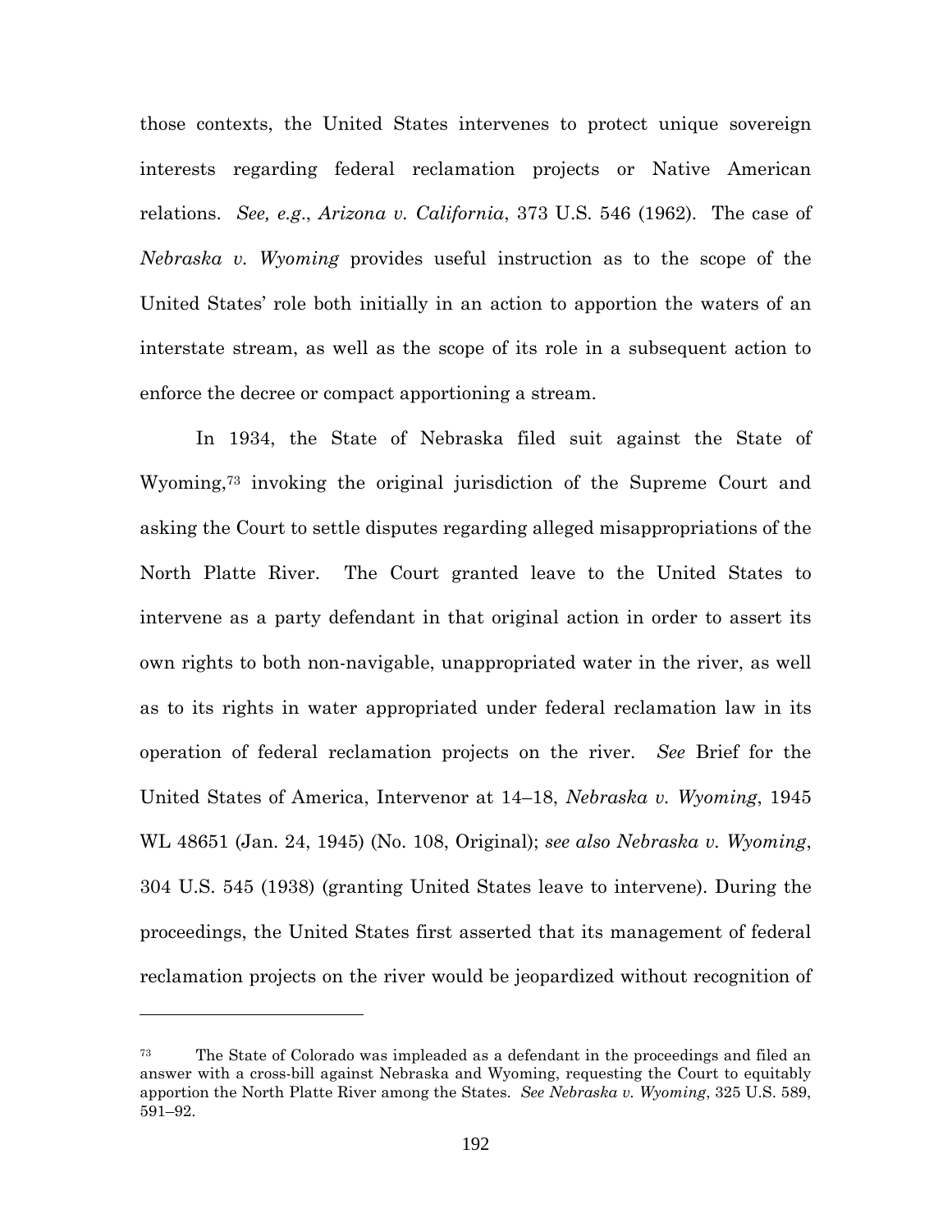those contexts, the United States intervenes to protect unique sovereign interests regarding federal reclamation projects or Native American relations. *See, e.g.*, *Arizona v. California*, 373 U.S. 546 (1962). The case of *Nebraska v. Wyoming* provides useful instruction as to the scope of the United States' role both initially in an action to apportion the waters of an interstate stream, as well as the scope of its role in a subsequent action to enforce the decree or compact apportioning a stream.

In 1934, the State of Nebraska filed suit against the State of Wyoming,[73] invoking the original jurisdiction of the Supreme Court and asking the Court to settle disputes regarding alleged misappropriations of the North Platte River. The Court granted leave to the United States to intervene as a party defendant in that original action in order to assert its own rights to both non-navigable, unappropriated water in the river, as well as to its rights in water appropriated under federal reclamation law in its operation of federal reclamation projects on the river. *See* Brief for the United States of America, Intervenor at 14–18, *Nebraska v. Wyoming*, 1945 WL 48651 (Jan. 24, 1945) (No. 108, Original); *see also Nebraska v. Wyoming*, 304 U.S. 545 (1938) (granting United States leave to intervene). During the proceedings, the United States first asserted that its management of federal reclamation projects on the river would be jeopardized without recognition of

---

[73] The State of Colorado was impleaded as a defendant in the proceedings and filed an answer with a cross-bill against Nebraska and Wyoming, requesting the Court to equitably apportion the North Platte River among the States. *See Nebraska v. Wyoming*, 325 U.S. 589, 591–92.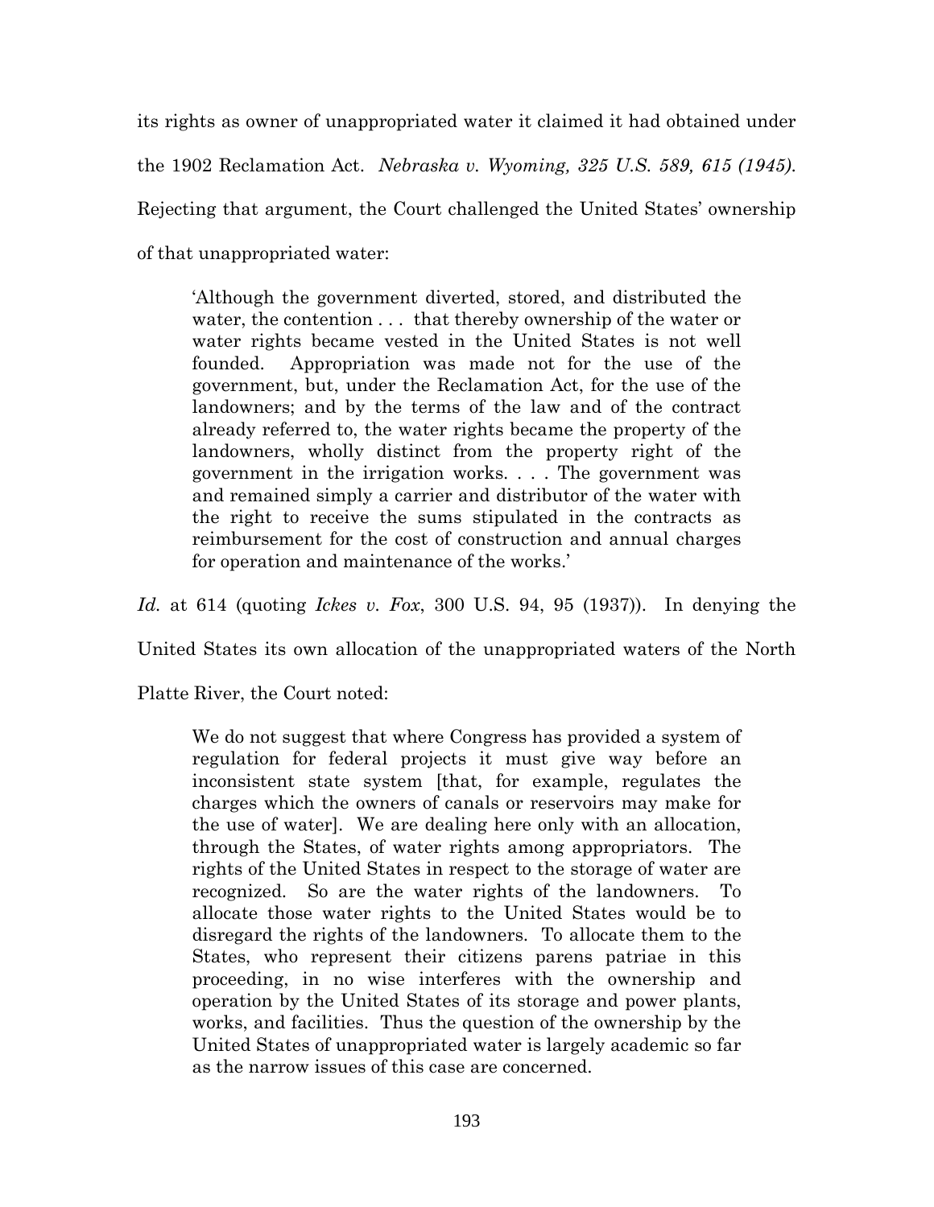its rights as owner of unappropriated water it claimed it had obtained under the 1902 Reclamation Act. *Nebraska v. Wyoming, 325 U.S. 589, 615 (1945).* Rejecting that argument, the Court challenged the United States' ownership of that unappropriated water:

> 'Although the government diverted, stored, and distributed the water, the contention . . . that thereby ownership of the water or water rights became vested in the United States is not well founded. Appropriation was made not for the use of the government, but, under the Reclamation Act, for the use of the landowners; and by the terms of the law and of the contract already referred to, the water rights became the property of the landowners, wholly distinct from the property right of the government in the irrigation works. . . . The government was and remained simply a carrier and distributor of the water with the right to receive the sums stipulated in the contracts as reimbursement for the cost of construction and annual charges for operation and maintenance of the works.'

*Id.* at 614 (quoting *Ickes v. Fox*, 300 U.S. 94, 95 (1937)). In denying the United States its own allocation of the unappropriated waters of the North Platte River, the Court noted:

> We do not suggest that where Congress has provided a system of regulation for federal projects it must give way before an inconsistent state system [that, for example, regulates the charges which the owners of canals or reservoirs may make for the use of water]. We are dealing here only with an allocation, through the States, of water rights among appropriators. The rights of the United States in respect to the storage of water are recognized. So are the water rights of the landowners. To allocate those water rights to the United States would be to disregard the rights of the landowners. To allocate them to the States, who represent their citizens parens patriae in this proceeding, in no wise interferes with the ownership and operation by the United States of its storage and power plants, works, and facilities. Thus the question of the ownership by the United States of unappropriated water is largely academic so far as the narrow issues of this case are concerned.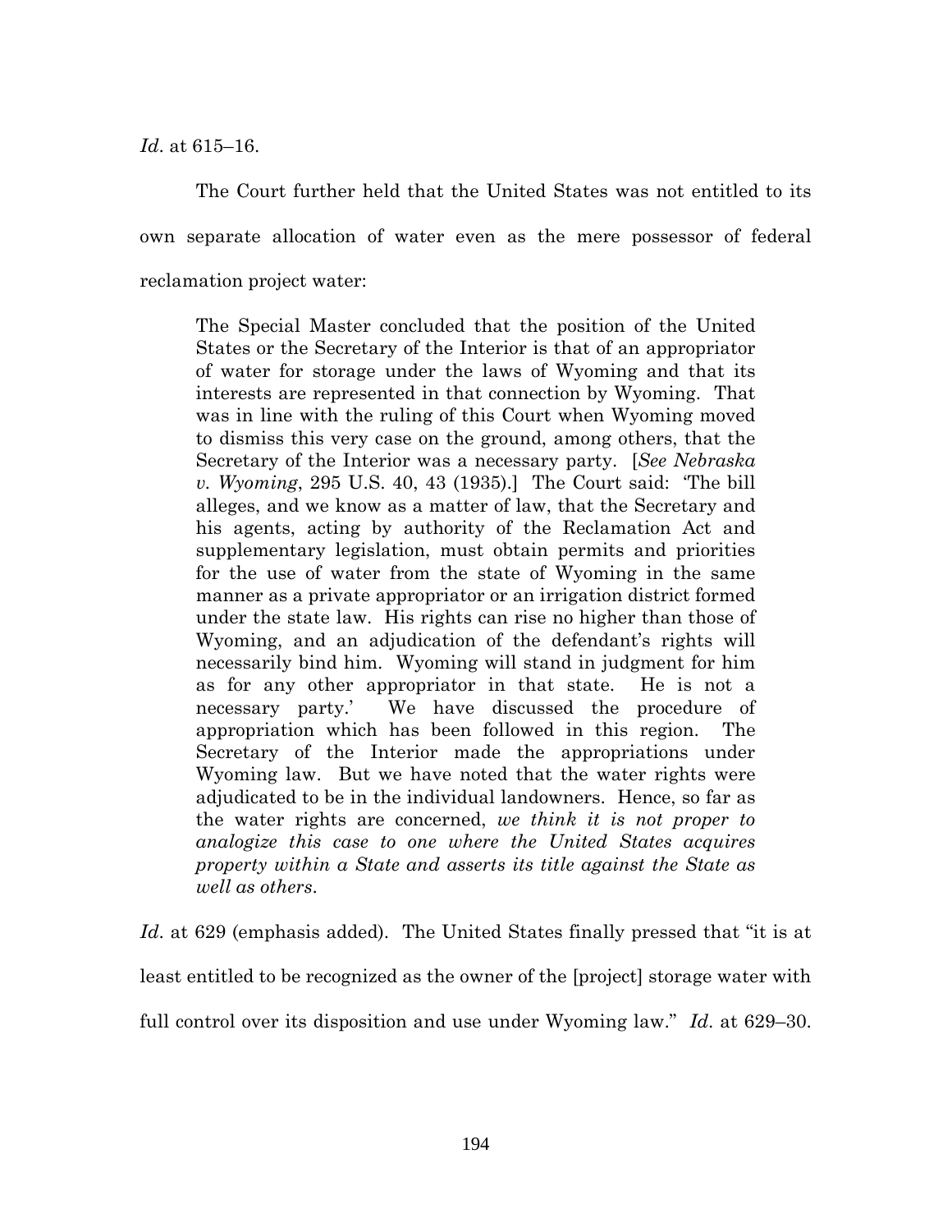*Id*. at 615–16.

The Court further held that the United States was not entitled to its own separate allocation of water even as the mere possessor of federal reclamation project water:

> The Special Master concluded that the position of the United States or the Secretary of the Interior is that of an appropriator of water for storage under the laws of Wyoming and that its interests are represented in that connection by Wyoming. That was in line with the ruling of this Court when Wyoming moved to dismiss this very case on the ground, among others, that the Secretary of the Interior was a necessary party. [*See Nebraska v. Wyoming*, 295 U.S. 40, 43 (1935).] The Court said: 'The bill alleges, and we know as a matter of law, that the Secretary and his agents, acting by authority of the Reclamation Act and supplementary legislation, must obtain permits and priorities for the use of water from the state of Wyoming in the same manner as a private appropriator or an irrigation district formed under the state law. His rights can rise no higher than those of Wyoming, and an adjudication of the defendant's rights will necessarily bind him. Wyoming will stand in judgment for him as for any other appropriator in that state. He is not a necessary party.' We have discussed the procedure of appropriation which has been followed in this region. The Secretary of the Interior made the appropriations under Wyoming law. But we have noted that the water rights were adjudicated to be in the individual landowners. Hence, so far as the water rights are concerned, *we think it is not proper to analogize this case to one where the United States acquires property within a State and asserts its title against the State as well as others*.

*Id*. at 629 (emphasis added). The United States finally pressed that "it is at least entitled to be recognized as the owner of the [project] storage water with full control over its disposition and use under Wyoming law." *Id*. at 629–30.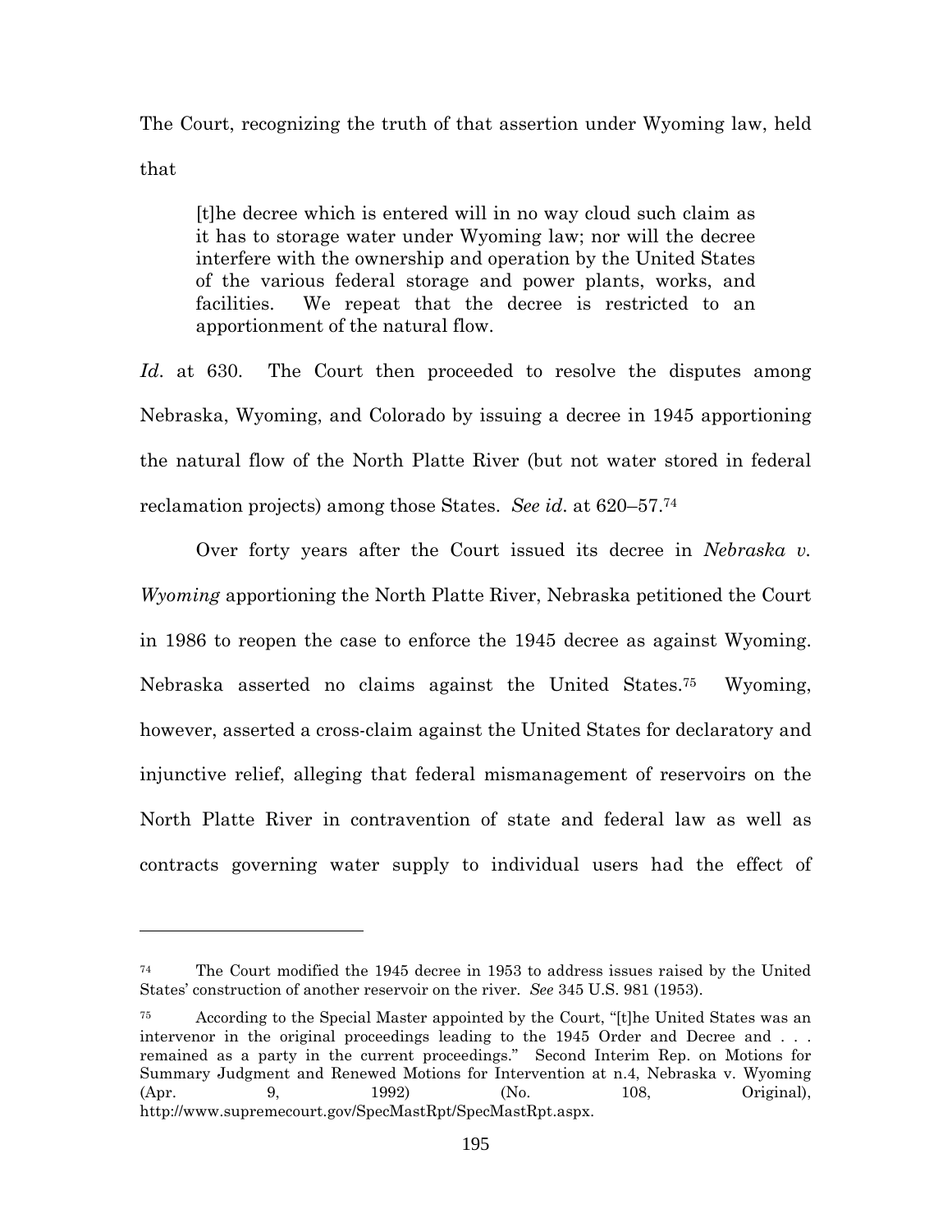The Court, recognizing the truth of that assertion under Wyoming law, held that

> [t]he decree which is entered will in no way cloud such claim as it has to storage water under Wyoming law; nor will the decree interfere with the ownership and operation by the United States of the various federal storage and power plants, works, and facilities. We repeat that the decree is restricted to an apportionment of the natural flow.

*Id.* at 630. The Court then proceeded to resolve the disputes among Nebraska, Wyoming, and Colorado by issuing a decree in 1945 apportioning the natural flow of the North Platte River (but not water stored in federal reclamation projects) among those States. *See id.* at 620–57.[74]

Over forty years after the Court issued its decree in *Nebraska v. Wyoming* apportioning the North Platte River, Nebraska petitioned the Court in 1986 to reopen the case to enforce the 1945 decree as against Wyoming. Nebraska asserted no claims against the United States.[75] Wyoming, however, asserted a cross-claim against the United States for declaratory and injunctive relief, alleging that federal mismanagement of reservoirs on the North Platte River in contravention of state and federal law as well as contracts governing water supply to individual users had the effect of

---

[74] The Court modified the 1945 decree in 1953 to address issues raised by the United States' construction of another reservoir on the river. *See* 345 U.S. 981 (1953).

[75] According to the Special Master appointed by the Court, "[t]he United States was an intervenor in the original proceedings leading to the 1945 Order and Decree and . . . remained as a party in the current proceedings." Second Interim Rep. on Motions for Summary Judgment and Renewed Motions for Intervention at n.4, Nebraska v. Wyoming (Apr. 9, 1992) (No. 108, Original), http://www.supremecourt.gov/SpecMastRpt/SpecMastRpt.aspx.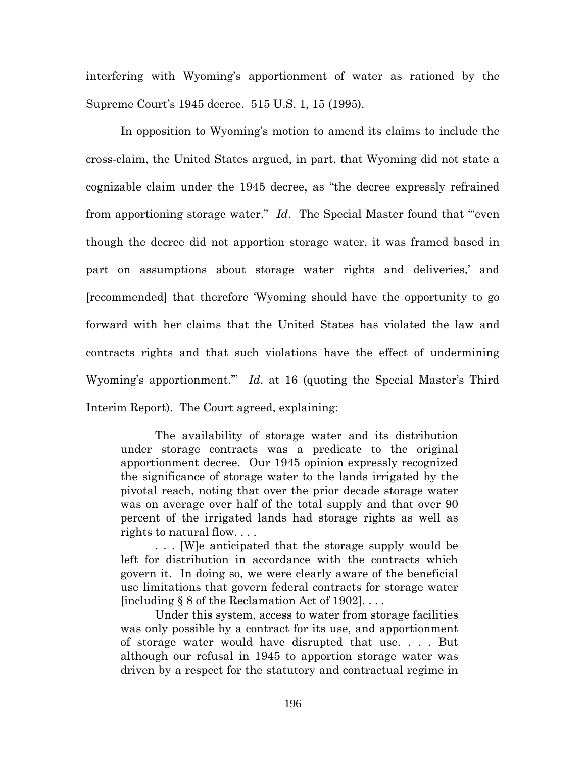interfering with Wyoming's apportionment of water as rationed by the Supreme Court's 1945 decree. 515 U.S. 1, 15 (1995).

In opposition to Wyoming's motion to amend its claims to include the cross-claim, the United States argued, in part, that Wyoming did not state a cognizable claim under the 1945 decree, as "the decree expressly refrained from apportioning storage water." *Id*. The Special Master found that "'even though the decree did not apportion storage water, it was framed based in part on assumptions about storage water rights and deliveries,' and [recommended] that therefore 'Wyoming should have the opportunity to go forward with her claims that the United States has violated the law and contracts rights and that such violations have the effect of undermining Wyoming's apportionment.'" *Id*. at 16 (quoting the Special Master's Third Interim Report). The Court agreed, explaining:

> The availability of storage water and its distribution under storage contracts was a predicate to the original apportionment decree. Our 1945 opinion expressly recognized the significance of storage water to the lands irrigated by the pivotal reach, noting that over the prior decade storage water was on average over half of the total supply and that over 90 percent of the irrigated lands had storage rights as well as rights to natural flow. . . .
>
> . . . [W]e anticipated that the storage supply would be left for distribution in accordance with the contracts which govern it. In doing so, we were clearly aware of the beneficial use limitations that govern federal contracts for storage water [including § 8 of the Reclamation Act of 1902]. . . .
>
> Under this system, access to water from storage facilities was only possible by a contract for its use, and apportionment of storage water would have disrupted that use. . . . But although our refusal in 1945 to apportion storage water was driven by a respect for the statutory and contractual regime in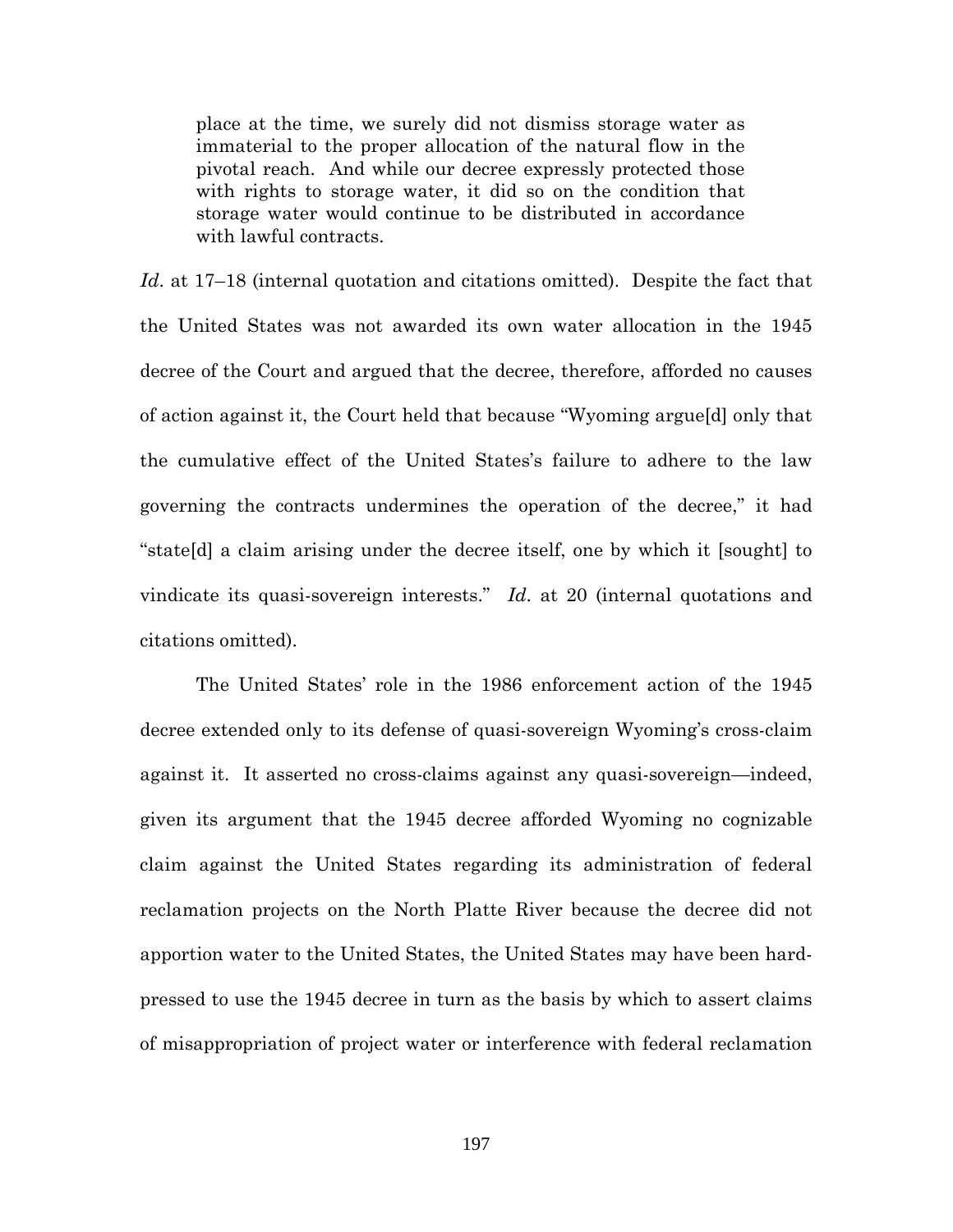> place at the time, we surely did not dismiss storage water as immaterial to the proper allocation of the natural flow in the pivotal reach. And while our decree expressly protected those with rights to storage water, it did so on the condition that storage water would continue to be distributed in accordance with lawful contracts.

*Id*. at 17–18 (internal quotation and citations omitted). Despite the fact that the United States was not awarded its own water allocation in the 1945 decree of the Court and argued that the decree, therefore, afforded no causes of action against it, the Court held that because "Wyoming argue[d] only that the cumulative effect of the United States's failure to adhere to the law governing the contracts undermines the operation of the decree," it had "state[d] a claim arising under the decree itself, one by which it [sought] to vindicate its quasi-sovereign interests." *Id*. at 20 (internal quotations and citations omitted).

The United States' role in the 1986 enforcement action of the 1945 decree extended only to its defense of quasi-sovereign Wyoming's cross-claim against it. It asserted no cross-claims against any quasi-sovereign—indeed, given its argument that the 1945 decree afforded Wyoming no cognizable claim against the United States regarding its administration of federal reclamation projects on the North Platte River because the decree did not apportion water to the United States, the United States may have been hard-pressed to use the 1945 decree in turn as the basis by which to assert claims of misappropriation of project water or interference with federal reclamation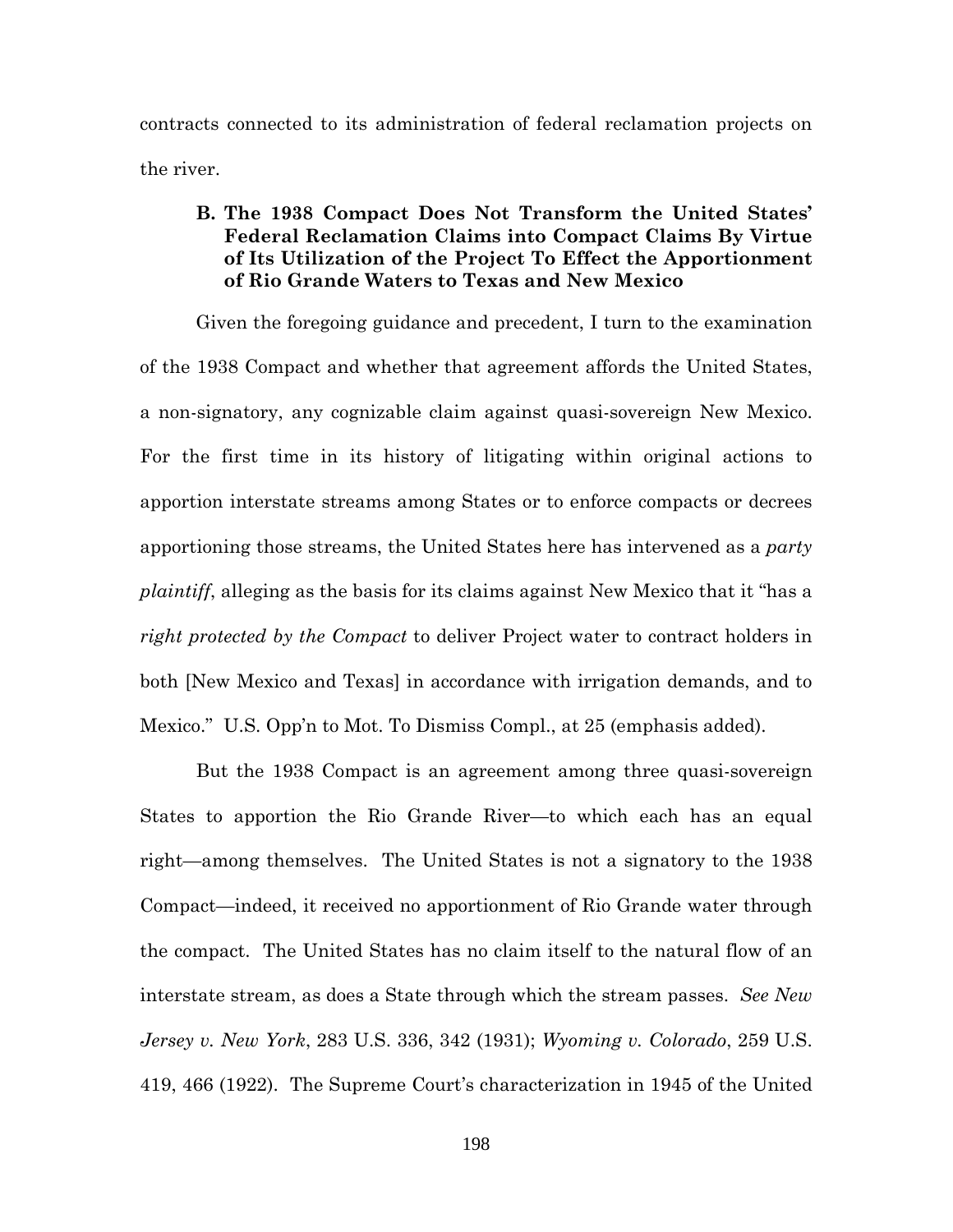contracts connected to its administration of federal reclamation projects on the river.

### B. The 1938 Compact Does Not Transform the United States' Federal Reclamation Claims into Compact Claims By Virtue of Its Utilization of the Project To Effect the Apportionment of Rio Grande Waters to Texas and New Mexico

Given the foregoing guidance and precedent, I turn to the examination of the 1938 Compact and whether that agreement affords the United States, a non-signatory, any cognizable claim against quasi-sovereign New Mexico. For the first time in its history of litigating within original actions to apportion interstate streams among States or to enforce compacts or decrees apportioning those streams, the United States here has intervened as a *party plaintiff*, alleging as the basis for its claims against New Mexico that it "has a *right protected by the Compact* to deliver Project water to contract holders in both [New Mexico and Texas] in accordance with irrigation demands, and to Mexico." U.S. Opp'n to Mot. To Dismiss Compl., at 25 (emphasis added).

But the 1938 Compact is an agreement among three quasi-sovereign States to apportion the Rio Grande River—to which each has an equal right—among themselves. The United States is not a signatory to the 1938 Compact—indeed, it received no apportionment of Rio Grande water through the compact. The United States has no claim itself to the natural flow of an interstate stream, as does a State through which the stream passes. *See New Jersey v. New York*, 283 U.S. 336, 342 (1931); *Wyoming v. Colorado*, 259 U.S. 419, 466 (1922). The Supreme Court's characterization in 1945 of the United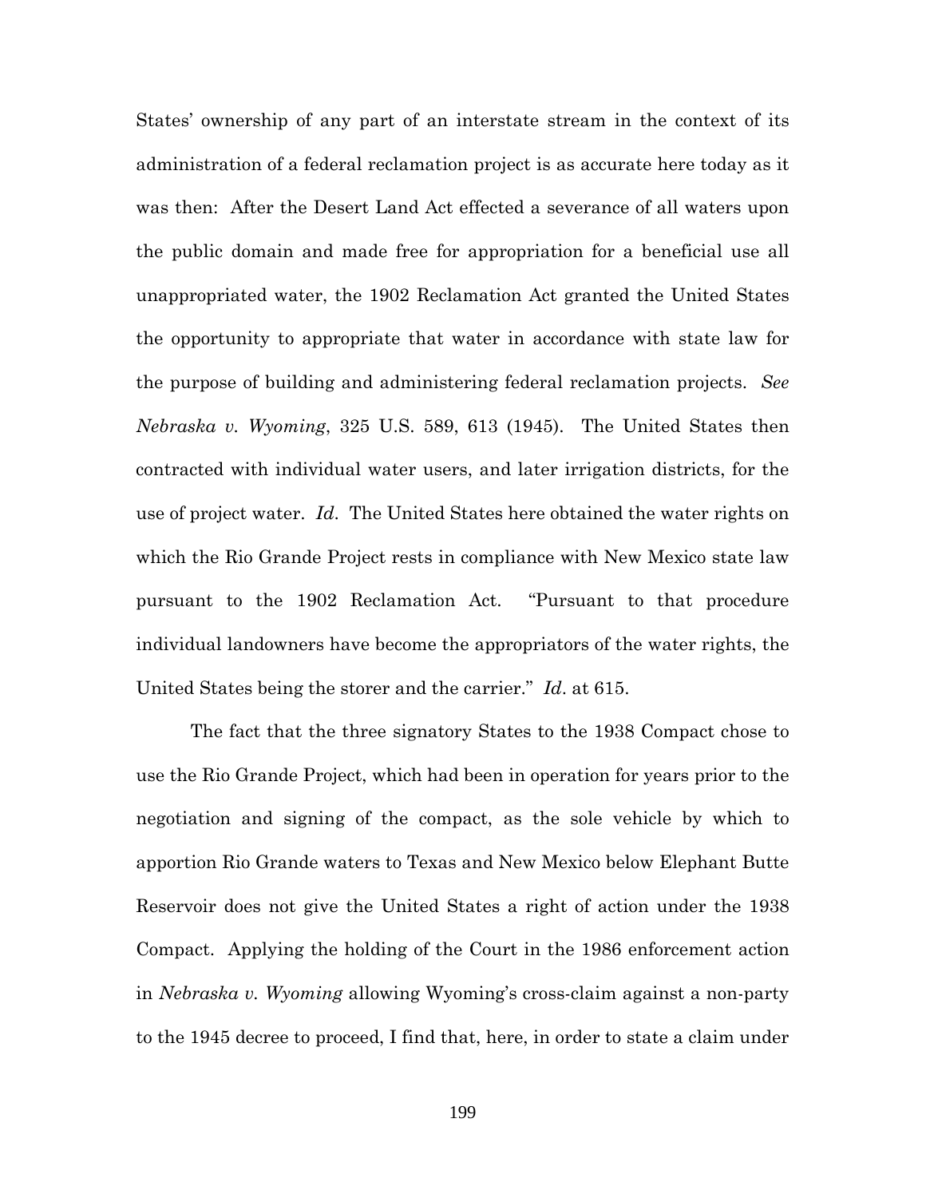States' ownership of any part of an interstate stream in the context of its administration of a federal reclamation project is as accurate here today as it was then: After the Desert Land Act effected a severance of all waters upon the public domain and made free for appropriation for a beneficial use all unappropriated water, the 1902 Reclamation Act granted the United States the opportunity to appropriate that water in accordance with state law for the purpose of building and administering federal reclamation projects. *See Nebraska v. Wyoming*, 325 U.S. 589, 613 (1945). The United States then contracted with individual water users, and later irrigation districts, for the use of project water. *Id*. The United States here obtained the water rights on which the Rio Grande Project rests in compliance with New Mexico state law pursuant to the 1902 Reclamation Act. "Pursuant to that procedure individual landowners have become the appropriators of the water rights, the United States being the storer and the carrier." *Id*. at 615.

The fact that the three signatory States to the 1938 Compact chose to use the Rio Grande Project, which had been in operation for years prior to the negotiation and signing of the compact, as the sole vehicle by which to apportion Rio Grande waters to Texas and New Mexico below Elephant Butte Reservoir does not give the United States a right of action under the 1938 Compact. Applying the holding of the Court in the 1986 enforcement action in *Nebraska v. Wyoming* allowing Wyoming's cross-claim against a non-party to the 1945 decree to proceed, I find that, here, in order to state a claim under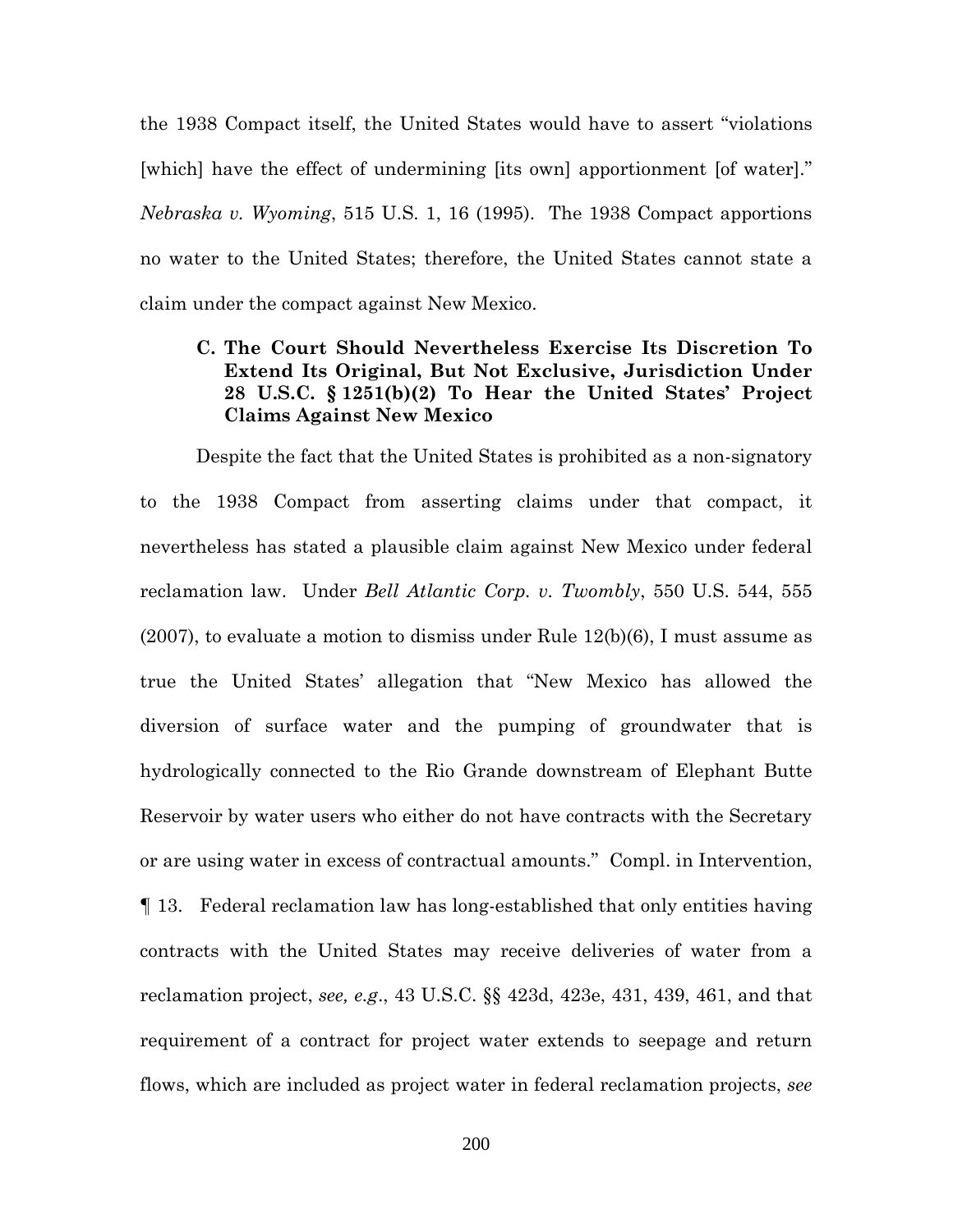the 1938 Compact itself, the United States would have to assert "violations [which] have the effect of undermining [its own] apportionment [of water]." *Nebraska v. Wyoming*, 515 U.S. 1, 16 (1995). The 1938 Compact apportions no water to the United States; therefore, the United States cannot state a claim under the compact against New Mexico.

### C. The Court Should Nevertheless Exercise Its Discretion To Extend Its Original, But Not Exclusive, Jurisdiction Under 28 U.S.C. § 1251(b)(2) To Hear the United States' Project Claims Against New Mexico

Despite the fact that the United States is prohibited as a non-signatory to the 1938 Compact from asserting claims under that compact, it nevertheless has stated a plausible claim against New Mexico under federal reclamation law. Under *Bell Atlantic Corp. v. Twombly*, 550 U.S. 544, 555 (2007), to evaluate a motion to dismiss under Rule 12(b)(6), I must assume as true the United States' allegation that "New Mexico has allowed the diversion of surface water and the pumping of groundwater that is hydrologically connected to the Rio Grande downstream of Elephant Butte Reservoir by water users who either do not have contracts with the Secretary or are using water in excess of contractual amounts." Compl. in Intervention, ¶ 13. Federal reclamation law has long-established that only entities having contracts with the United States may receive deliveries of water from a reclamation project, *see, e.g.*, 43 U.S.C. §§ 423d, 423e, 431, 439, 461, and that requirement of a contract for project water extends to seepage and return flows, which are included as project water in federal reclamation projects, *see*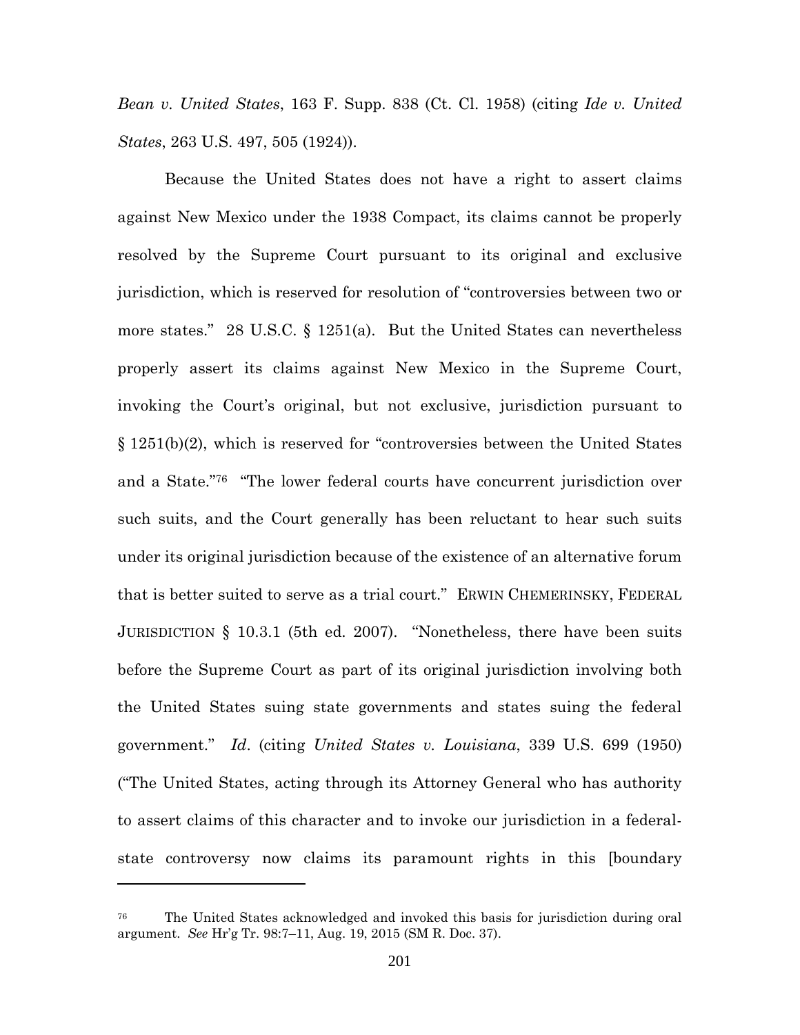*Bean v. United States*, 163 F. Supp. 838 (Ct. Cl. 1958) (citing *Ide v. United States*, 263 U.S. 497, 505 (1924)).

Because the United States does not have a right to assert claims against New Mexico under the 1938 Compact, its claims cannot be properly resolved by the Supreme Court pursuant to its original and exclusive jurisdiction, which is reserved for resolution of "controversies between two or more states." 28 U.S.C. § 1251(a). But the United States can nevertheless properly assert its claims against New Mexico in the Supreme Court, invoking the Court's original, but not exclusive, jurisdiction pursuant to § 1251(b)(2), which is reserved for "controversies between the United States and a State."[76] "The lower federal courts have concurrent jurisdiction over such suits, and the Court generally has been reluctant to hear such suits under its original jurisdiction because of the existence of an alternative forum that is better suited to serve as a trial court." ERWIN CHEMERINSKY, FEDERAL JURISDICTION § 10.3.1 (5th ed. 2007). "Nonetheless, there have been suits before the Supreme Court as part of its original jurisdiction involving both the United States suing state governments and states suing the federal government." *Id*. (citing *United States v. Louisiana*, 339 U.S. 699 (1950) ("The United States, acting through its Attorney General who has authority to assert claims of this character and to invoke our jurisdiction in a federal-state controversy now claims its paramount rights in this [boundary

---

[76] The United States acknowledged and invoked this basis for jurisdiction during oral argument. *See* Hr'g Tr. 98:7–11, Aug. 19, 2015 (SM R. Doc. 37).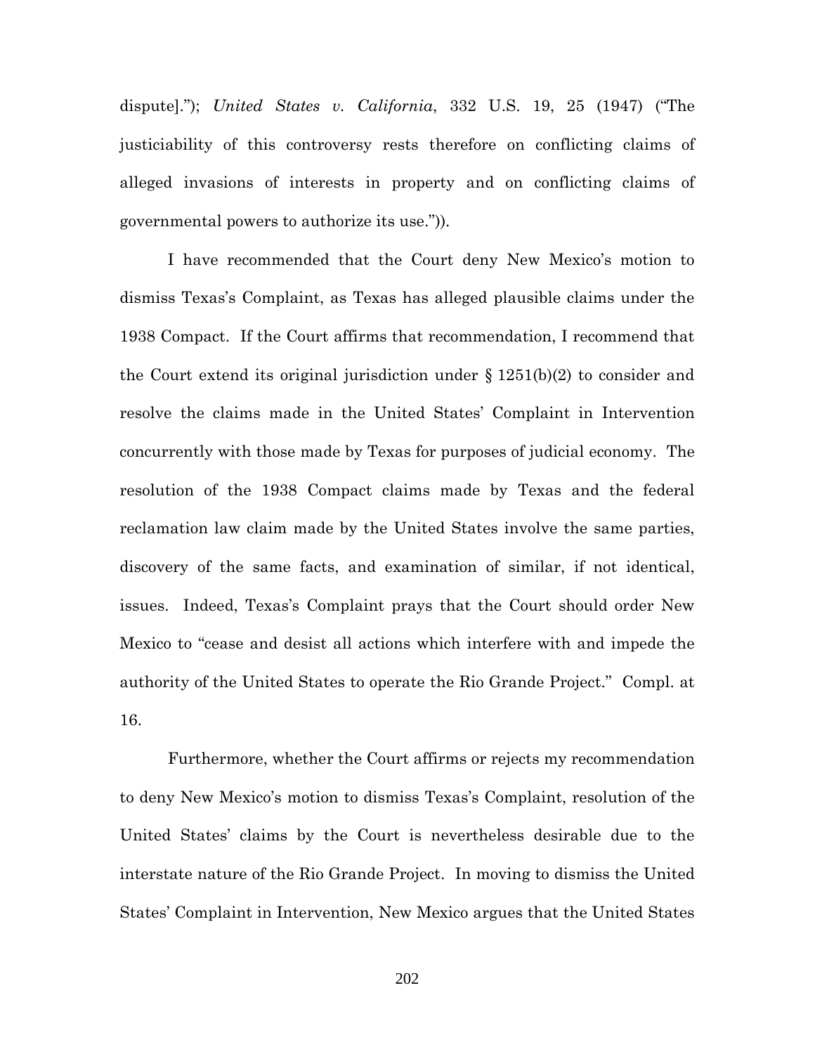dispute]."); *United States v. California*, 332 U.S. 19, 25 (1947) ("The justiciability of this controversy rests therefore on conflicting claims of alleged invasions of interests in property and on conflicting claims of governmental powers to authorize its use.")).

I have recommended that the Court deny New Mexico's motion to dismiss Texas's Complaint, as Texas has alleged plausible claims under the 1938 Compact. If the Court affirms that recommendation, I recommend that the Court extend its original jurisdiction under § 1251(b)(2) to consider and resolve the claims made in the United States' Complaint in Intervention concurrently with those made by Texas for purposes of judicial economy. The resolution of the 1938 Compact claims made by Texas and the federal reclamation law claim made by the United States involve the same parties, discovery of the same facts, and examination of similar, if not identical, issues. Indeed, Texas's Complaint prays that the Court should order New Mexico to "cease and desist all actions which interfere with and impede the authority of the United States to operate the Rio Grande Project." Compl. at 16.

Furthermore, whether the Court affirms or rejects my recommendation to deny New Mexico's motion to dismiss Texas's Complaint, resolution of the United States' claims by the Court is nevertheless desirable due to the interstate nature of the Rio Grande Project. In moving to dismiss the United States' Complaint in Intervention, New Mexico argues that the United States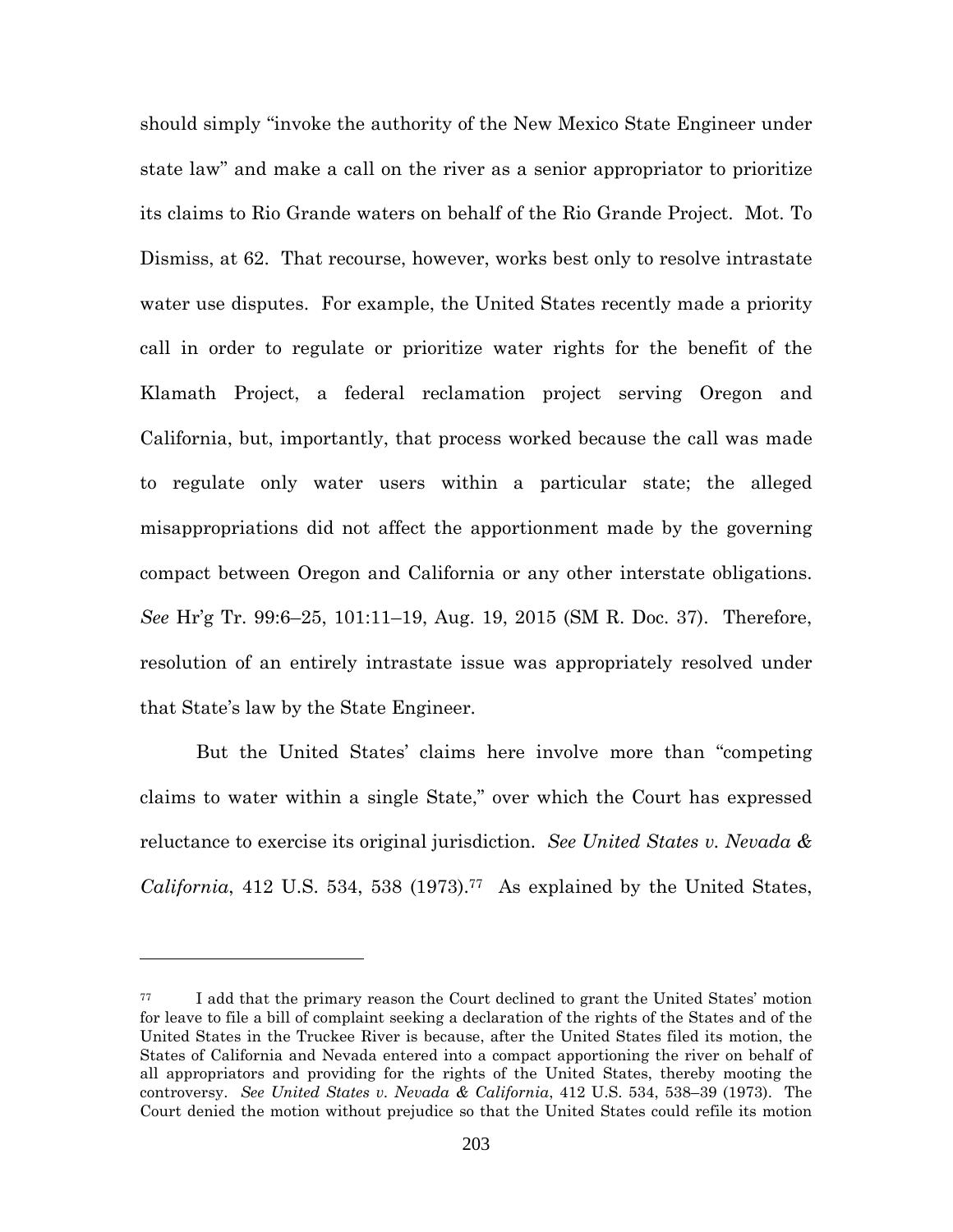should simply "invoke the authority of the New Mexico State Engineer under state law" and make a call on the river as a senior appropriator to prioritize its claims to Rio Grande waters on behalf of the Rio Grande Project. Mot. To Dismiss, at 62. That recourse, however, works best only to resolve intrastate water use disputes. For example, the United States recently made a priority call in order to regulate or prioritize water rights for the benefit of the Klamath Project, a federal reclamation project serving Oregon and California, but, importantly, that process worked because the call was made to regulate only water users within a particular state; the alleged misappropriations did not affect the apportionment made by the governing compact between Oregon and California or any other interstate obligations. *See* Hr'g Tr. 99:6–25, 101:11–19, Aug. 19, 2015 (SM R. Doc. 37). Therefore, resolution of an entirely intrastate issue was appropriately resolved under that State's law by the State Engineer.

But the United States' claims here involve more than "competing claims to water within a single State," over which the Court has expressed reluctance to exercise its original jurisdiction. *See United States v. Nevada & California*, 412 U.S. 534, 538 (1973).[77] As explained by the United States,

---

[77] I add that the primary reason the Court declined to grant the United States' motion for leave to file a bill of complaint seeking a declaration of the rights of the States and of the United States in the Truckee River is because, after the United States filed its motion, the States of California and Nevada entered into a compact apportioning the river on behalf of all appropriators and providing for the rights of the United States, thereby mooting the controversy. *See United States v. Nevada & California*, 412 U.S. 534, 538–39 (1973). The Court denied the motion without prejudice so that the United States could refile its motion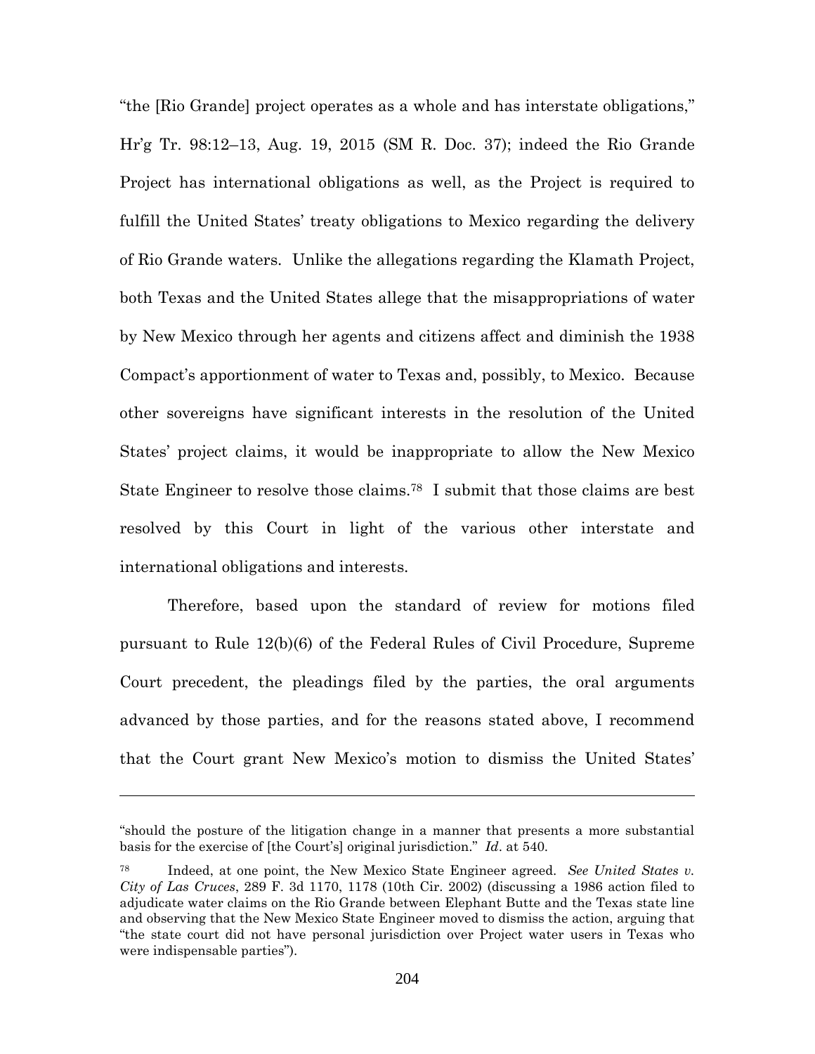"the [Rio Grande] project operates as a whole and has interstate obligations," Hr'g Tr. 98:12–13, Aug. 19, 2015 (SM R. Doc. 37); indeed the Rio Grande Project has international obligations as well, as the Project is required to fulfill the United States' treaty obligations to Mexico regarding the delivery of Rio Grande waters. Unlike the allegations regarding the Klamath Project, both Texas and the United States allege that the misappropriations of water by New Mexico through her agents and citizens affect and diminish the 1938 Compact's apportionment of water to Texas and, possibly, to Mexico. Because other sovereigns have significant interests in the resolution of the United States' project claims, it would be inappropriate to allow the New Mexico State Engineer to resolve those claims.[78] I submit that those claims are best resolved by this Court in light of the various other interstate and international obligations and interests.

Therefore, based upon the standard of review for motions filed pursuant to Rule 12(b)(6) of the Federal Rules of Civil Procedure, Supreme Court precedent, the pleadings filed by the parties, the oral arguments advanced by those parties, and for the reasons stated above, I recommend that the Court grant New Mexico's motion to dismiss the United States'

---

"should the posture of the litigation change in a manner that presents a more substantial basis for the exercise of [the Court's] original jurisdiction." *Id*. at 540.

[78] Indeed, at one point, the New Mexico State Engineer agreed. *See United States v. City of Las Cruces*, 289 F. 3d 1170, 1178 (10th Cir. 2002) (discussing a 1986 action filed to adjudicate water claims on the Rio Grande between Elephant Butte and the Texas state line and observing that the New Mexico State Engineer moved to dismiss the action, arguing that "the state court did not have personal jurisdiction over Project water users in Texas who were indispensable parties").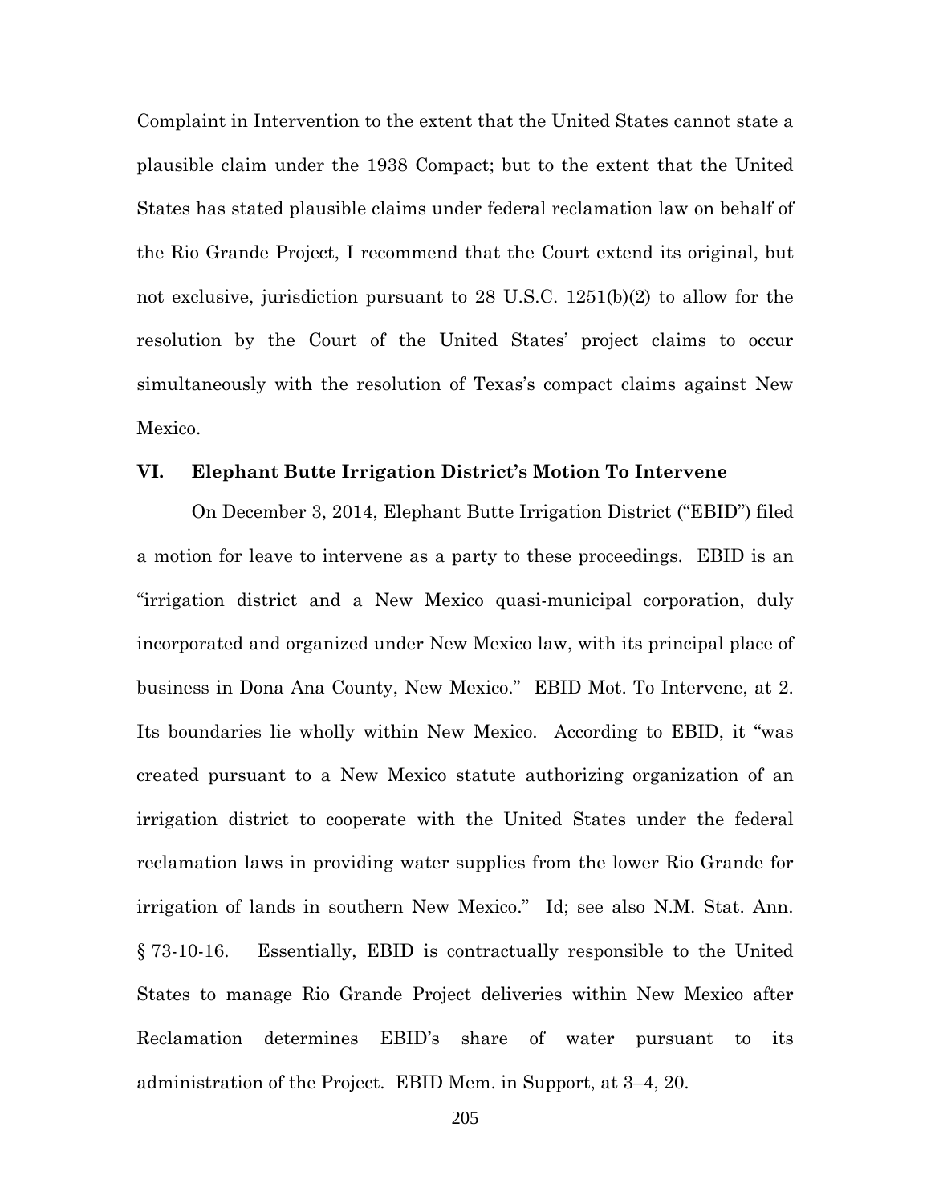Complaint in Intervention to the extent that the United States cannot state a plausible claim under the 1938 Compact; but to the extent that the United States has stated plausible claims under federal reclamation law on behalf of the Rio Grande Project, I recommend that the Court extend its original, but not exclusive, jurisdiction pursuant to 28 U.S.C. 1251(b)(2) to allow for the resolution by the Court of the United States' project claims to occur simultaneously with the resolution of Texas's compact claims against New Mexico.

## VI. Elephant Butte Irrigation District's Motion To Intervene

On December 3, 2014, Elephant Butte Irrigation District ("EBID") filed a motion for leave to intervene as a party to these proceedings. EBID is an "irrigation district and a New Mexico quasi-municipal corporation, duly incorporated and organized under New Mexico law, with its principal place of business in Dona Ana County, New Mexico." EBID Mot. To Intervene, at 2. Its boundaries lie wholly within New Mexico. According to EBID, it "was created pursuant to a New Mexico statute authorizing organization of an irrigation district to cooperate with the United States under the federal reclamation laws in providing water supplies from the lower Rio Grande for irrigation of lands in southern New Mexico." Id; see also N.M. Stat. Ann. § 73-10-16. Essentially, EBID is contractually responsible to the United States to manage Rio Grande Project deliveries within New Mexico after Reclamation determines EBID's share of water pursuant to its administration of the Project. EBID Mem. in Support, at 3–4, 20.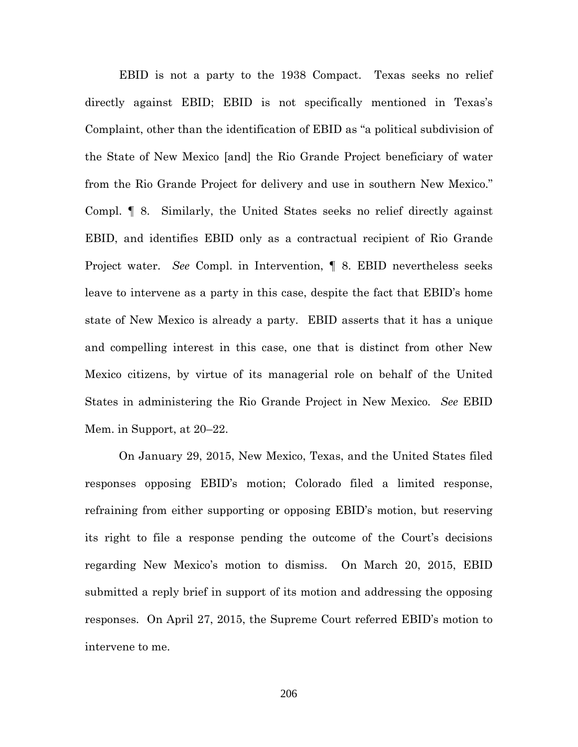EBID is not a party to the 1938 Compact. Texas seeks no relief directly against EBID; EBID is not specifically mentioned in Texas's Complaint, other than the identification of EBID as "a political subdivision of the State of New Mexico [and] the Rio Grande Project beneficiary of water from the Rio Grande Project for delivery and use in southern New Mexico." Compl. ¶ 8. Similarly, the United States seeks no relief directly against EBID, and identifies EBID only as a contractual recipient of Rio Grande Project water. *See* Compl. in Intervention, ¶ 8. EBID nevertheless seeks leave to intervene as a party in this case, despite the fact that EBID's home state of New Mexico is already a party. EBID asserts that it has a unique and compelling interest in this case, one that is distinct from other New Mexico citizens, by virtue of its managerial role on behalf of the United States in administering the Rio Grande Project in New Mexico. *See* EBID Mem. in Support, at 20–22.

On January 29, 2015, New Mexico, Texas, and the United States filed responses opposing EBID's motion; Colorado filed a limited response, refraining from either supporting or opposing EBID's motion, but reserving its right to file a response pending the outcome of the Court's decisions regarding New Mexico's motion to dismiss. On March 20, 2015, EBID submitted a reply brief in support of its motion and addressing the opposing responses. On April 27, 2015, the Supreme Court referred EBID's motion to intervene to me.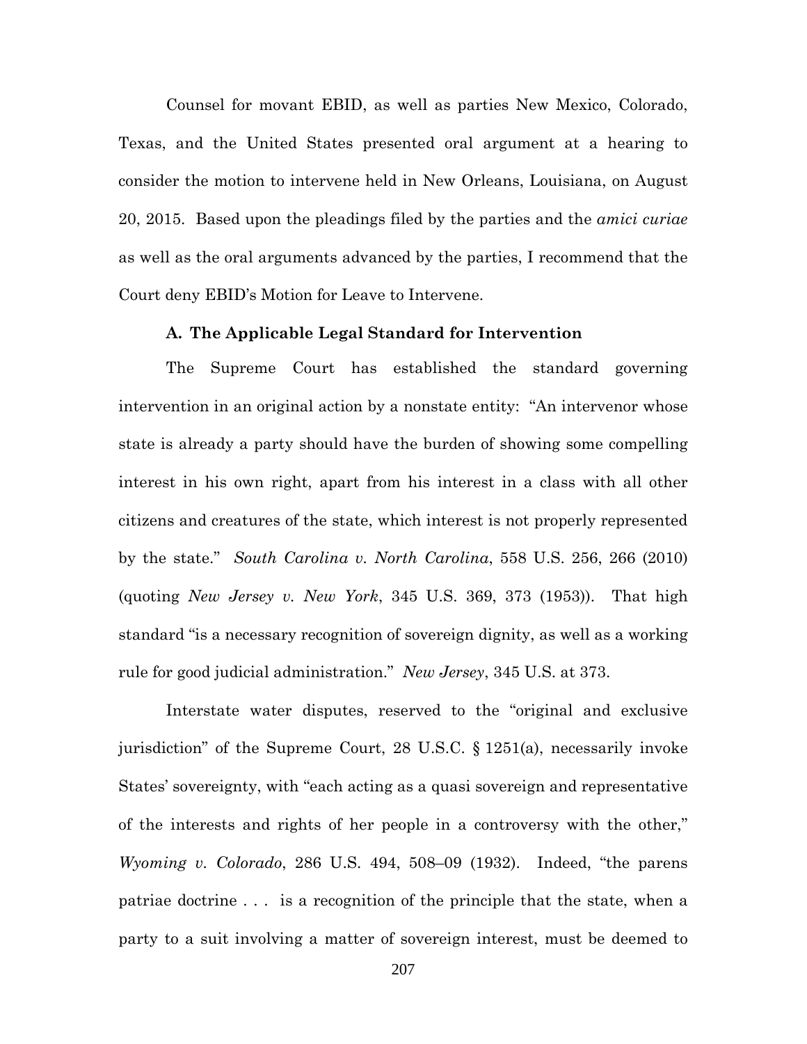Counsel for movant EBID, as well as parties New Mexico, Colorado, Texas, and the United States presented oral argument at a hearing to consider the motion to intervene held in New Orleans, Louisiana, on August 20, 2015. Based upon the pleadings filed by the parties and the *amici curiae* as well as the oral arguments advanced by the parties, I recommend that the Court deny EBID's Motion for Leave to Intervene.

### A. The Applicable Legal Standard for Intervention

The Supreme Court has established the standard governing intervention in an original action by a nonstate entity: "An intervenor whose state is already a party should have the burden of showing some compelling interest in his own right, apart from his interest in a class with all other citizens and creatures of the state, which interest is not properly represented by the state." *South Carolina v. North Carolina*, 558 U.S. 256, 266 (2010) (quoting *New Jersey v. New York*, 345 U.S. 369, 373 (1953)). That high standard "is a necessary recognition of sovereign dignity, as well as a working rule for good judicial administration." *New Jersey*, 345 U.S. at 373.

Interstate water disputes, reserved to the "original and exclusive jurisdiction" of the Supreme Court, 28 U.S.C. § 1251(a), necessarily invoke States' sovereignty, with "each acting as a quasi sovereign and representative of the interests and rights of her people in a controversy with the other," *Wyoming v. Colorado*, 286 U.S. 494, 508–09 (1932). Indeed, "the parens patriae doctrine . . . is a recognition of the principle that the state, when a party to a suit involving a matter of sovereign interest, must be deemed to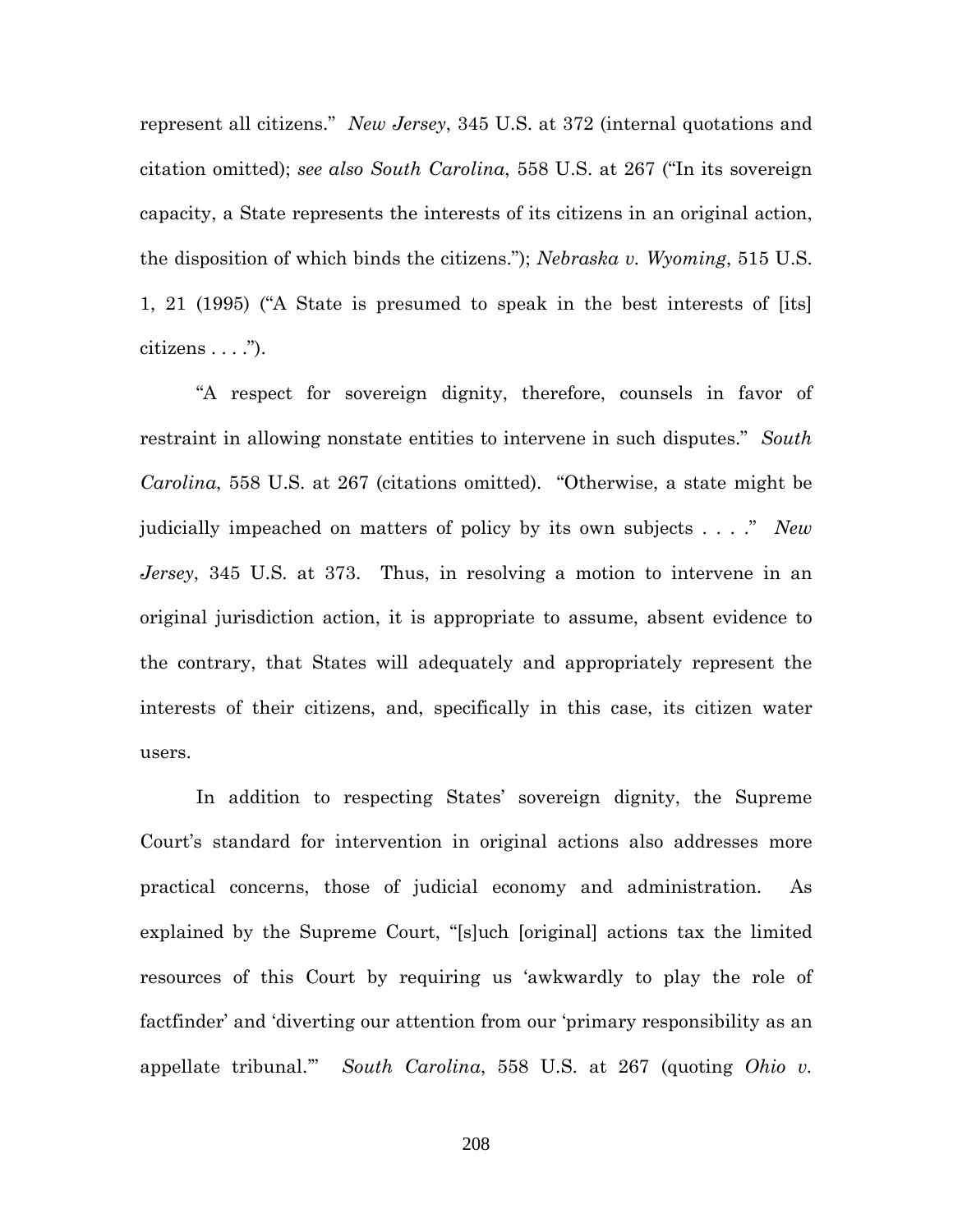represent all citizens." *New Jersey*, 345 U.S. at 372 (internal quotations and citation omitted); *see also South Carolina*, 558 U.S. at 267 ("In its sovereign capacity, a State represents the interests of its citizens in an original action, the disposition of which binds the citizens."); *Nebraska v. Wyoming*, 515 U.S. 1, 21 (1995) ("A State is presumed to speak in the best interests of [its] citizens . . . .").

"A respect for sovereign dignity, therefore, counsels in favor of restraint in allowing nonstate entities to intervene in such disputes." *South Carolina*, 558 U.S. at 267 (citations omitted). "Otherwise, a state might be judicially impeached on matters of policy by its own subjects . . . ." *New Jersey*, 345 U.S. at 373. Thus, in resolving a motion to intervene in an original jurisdiction action, it is appropriate to assume, absent evidence to the contrary, that States will adequately and appropriately represent the interests of their citizens, and, specifically in this case, its citizen water users.

In addition to respecting States' sovereign dignity, the Supreme Court's standard for intervention in original actions also addresses more practical concerns, those of judicial economy and administration. As explained by the Supreme Court, "[s]uch [original] actions tax the limited resources of this Court by requiring us 'awkwardly to play the role of factfinder' and 'diverting our attention from our 'primary responsibility as an appellate tribunal.'" *South Carolina*, 558 U.S. at 267 (quoting *Ohio v.*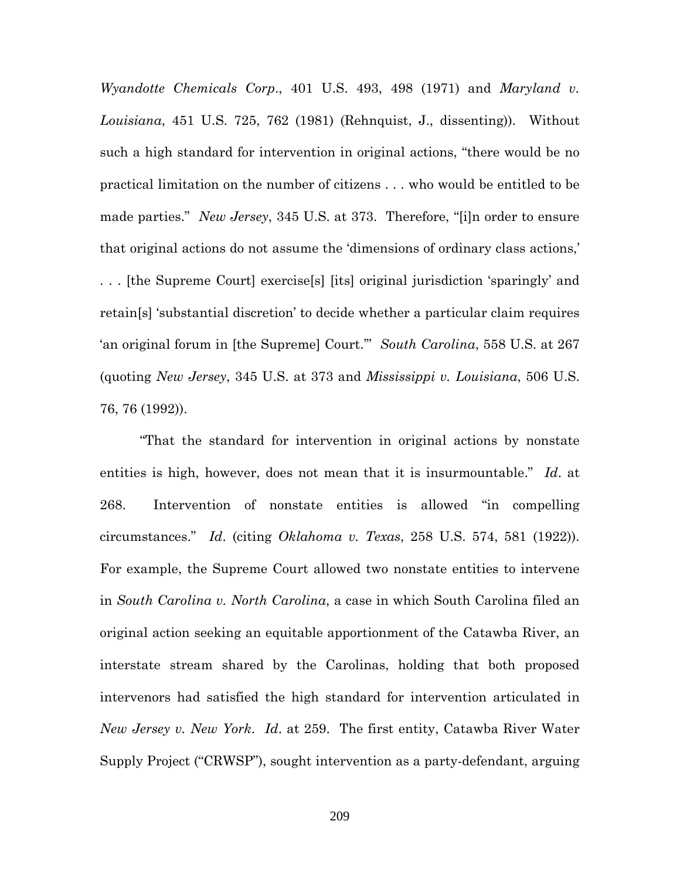*Wyandotte Chemicals Corp*., 401 U.S. 493, 498 (1971) and *Maryland v. Louisiana*, 451 U.S. 725, 762 (1981) (Rehnquist, J., dissenting)). Without such a high standard for intervention in original actions, "there would be no practical limitation on the number of citizens . . . who would be entitled to be made parties." *New Jersey*, 345 U.S. at 373. Therefore, "[i]n order to ensure that original actions do not assume the 'dimensions of ordinary class actions,' . . . [the Supreme Court] exercise[s] [its] original jurisdiction 'sparingly' and retain[s] 'substantial discretion' to decide whether a particular claim requires 'an original forum in [the Supreme] Court.'" *South Carolina*, 558 U.S. at 267 (quoting *New Jersey*, 345 U.S. at 373 and *Mississippi v. Louisiana*, 506 U.S. 76, 76 (1992)).

"That the standard for intervention in original actions by nonstate entities is high, however, does not mean that it is insurmountable." *Id*. at 268. Intervention of nonstate entities is allowed "in compelling circumstances." *Id*. (citing *Oklahoma v. Texas*, 258 U.S. 574, 581 (1922)). For example, the Supreme Court allowed two nonstate entities to intervene in *South Carolina v. North Carolina*, a case in which South Carolina filed an original action seeking an equitable apportionment of the Catawba River, an interstate stream shared by the Carolinas, holding that both proposed intervenors had satisfied the high standard for intervention articulated in *New Jersey v. New York*. *Id*. at 259. The first entity, Catawba River Water Supply Project ("CRWSP"), sought intervention as a party-defendant, arguing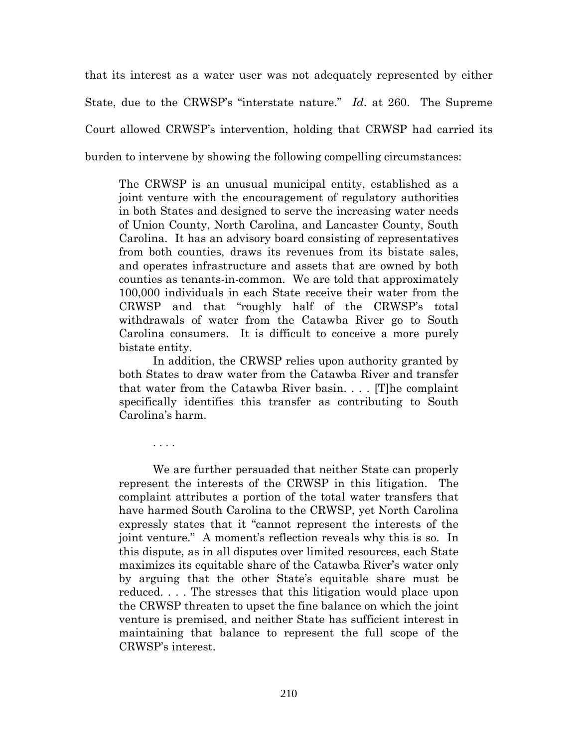that its interest as a water user was not adequately represented by either State, due to the CRWSP's "interstate nature." *Id*. at 260. The Supreme Court allowed CRWSP's intervention, holding that CRWSP had carried its burden to intervene by showing the following compelling circumstances:

> The CRWSP is an unusual municipal entity, established as a joint venture with the encouragement of regulatory authorities in both States and designed to serve the increasing water needs of Union County, North Carolina, and Lancaster County, South Carolina. It has an advisory board consisting of representatives from both counties, draws its revenues from its bistate sales, and operates infrastructure and assets that are owned by both counties as tenants-in-common. We are told that approximately 100,000 individuals in each State receive their water from the CRWSP and that "roughly half of the CRWSP's total withdrawals of water from the Catawba River go to South Carolina consumers. It is difficult to conceive a more purely bistate entity.
>
> In addition, the CRWSP relies upon authority granted by both States to draw water from the Catawba River and transfer that water from the Catawba River basin. . . . [T]he complaint specifically identifies this transfer as contributing to South Carolina's harm.
>
> . . . .
>
> We are further persuaded that neither State can properly represent the interests of the CRWSP in this litigation. The complaint attributes a portion of the total water transfers that have harmed South Carolina to the CRWSP, yet North Carolina expressly states that it "cannot represent the interests of the joint venture." A moment's reflection reveals why this is so. In this dispute, as in all disputes over limited resources, each State maximizes its equitable share of the Catawba River's water only by arguing that the other State's equitable share must be reduced. . . . The stresses that this litigation would place upon the CRWSP threaten to upset the fine balance on which the joint venture is premised, and neither State has sufficient interest in maintaining that balance to represent the full scope of the CRWSP's interest.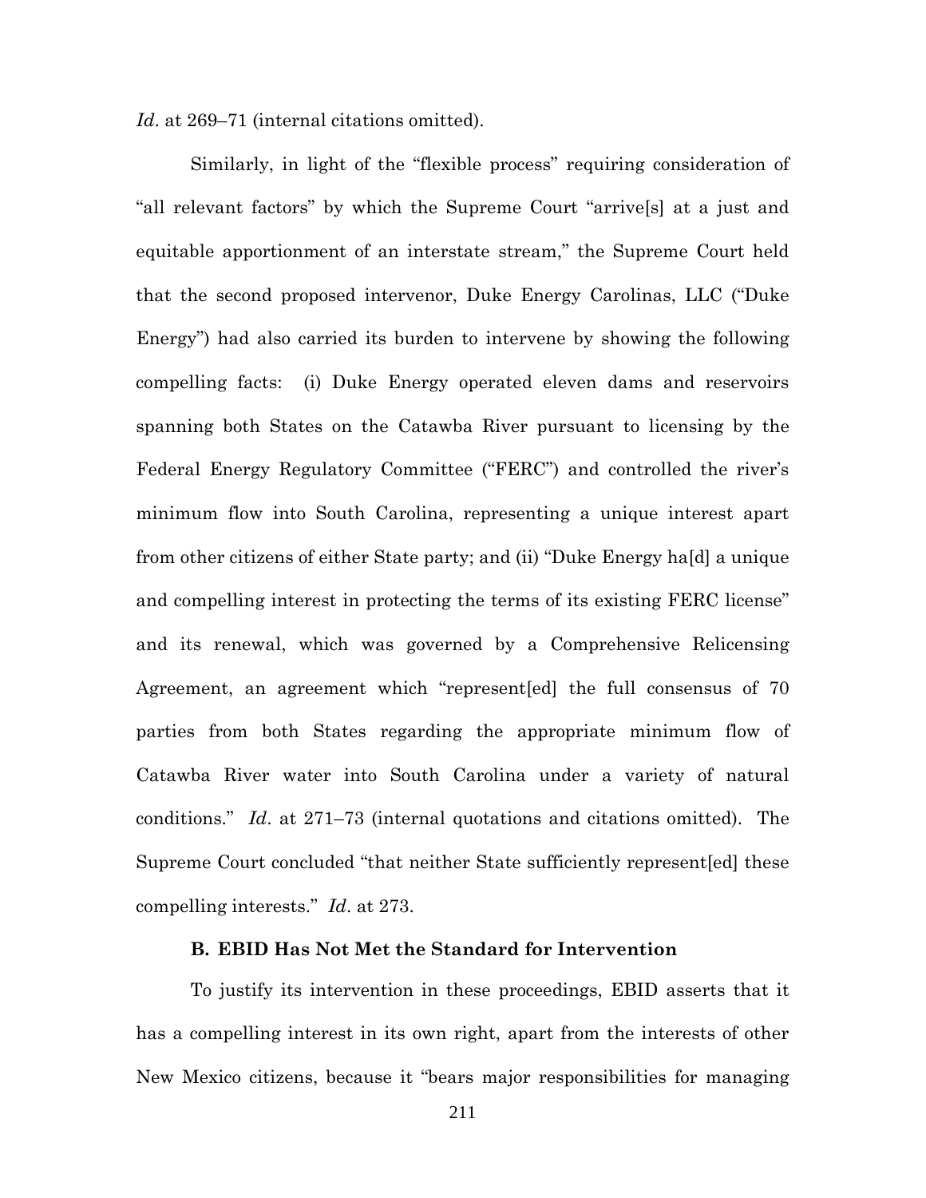*Id*. at 269–71 (internal citations omitted).

Similarly, in light of the "flexible process" requiring consideration of "all relevant factors" by which the Supreme Court "arrive[s] at a just and equitable apportionment of an interstate stream," the Supreme Court held that the second proposed intervenor, Duke Energy Carolinas, LLC ("Duke Energy") had also carried its burden to intervene by showing the following compelling facts: (i) Duke Energy operated eleven dams and reservoirs spanning both States on the Catawba River pursuant to licensing by the Federal Energy Regulatory Committee ("FERC") and controlled the river's minimum flow into South Carolina, representing a unique interest apart from other citizens of either State party; and (ii) "Duke Energy ha[d] a unique and compelling interest in protecting the terms of its existing FERC license" and its renewal, which was governed by a Comprehensive Relicensing Agreement, an agreement which "represent[ed] the full consensus of 70 parties from both States regarding the appropriate minimum flow of Catawba River water into South Carolina under a variety of natural conditions." *Id*. at 271–73 (internal quotations and citations omitted). The Supreme Court concluded "that neither State sufficiently represent[ed] these compelling interests." *Id*. at 273.

### B. EBID Has Not Met the Standard for Intervention

To justify its intervention in these proceedings, EBID asserts that it has a compelling interest in its own right, apart from the interests of other New Mexico citizens, because it "bears major responsibilities for managing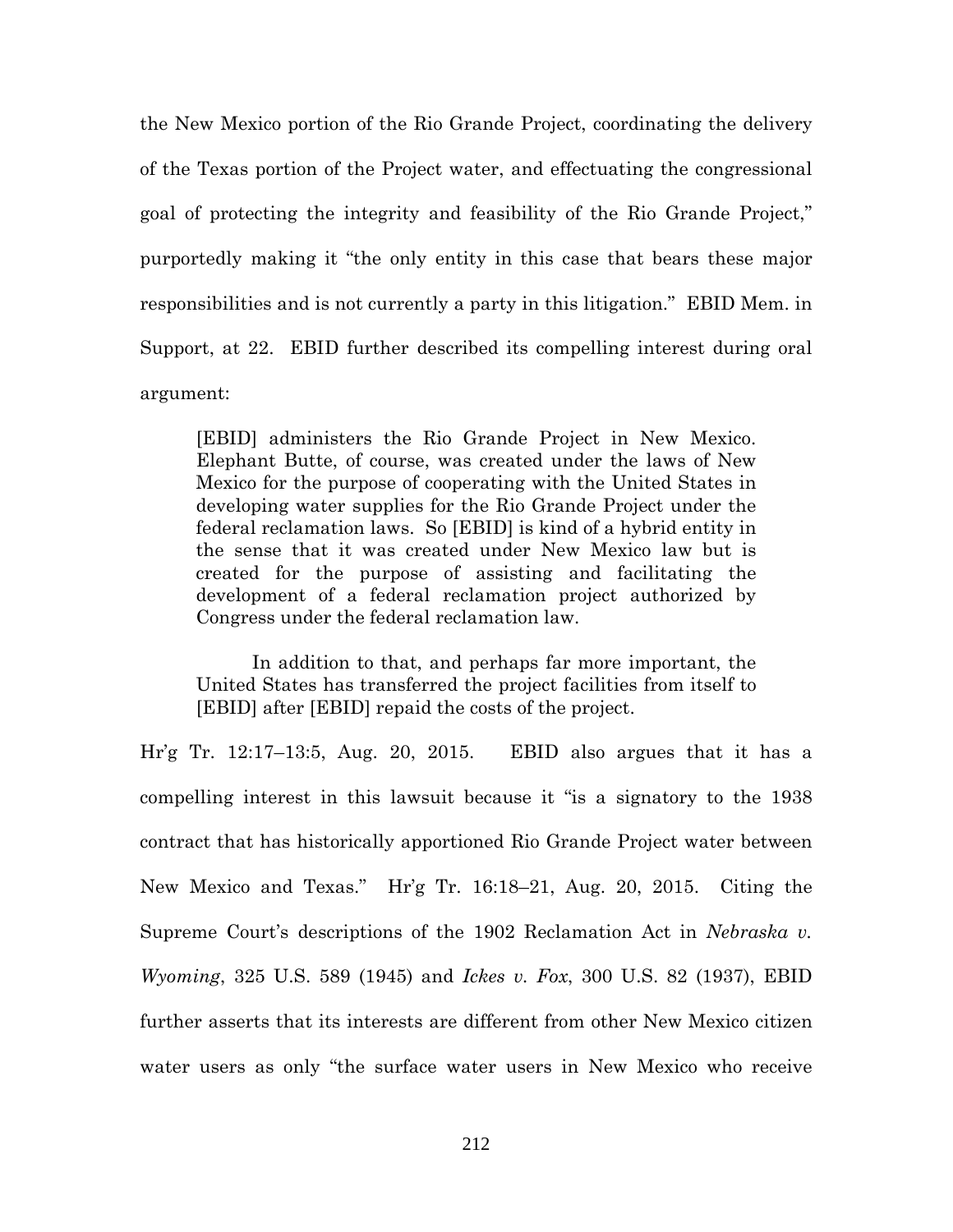the New Mexico portion of the Rio Grande Project, coordinating the delivery of the Texas portion of the Project water, and effectuating the congressional goal of protecting the integrity and feasibility of the Rio Grande Project," purportedly making it "the only entity in this case that bears these major responsibilities and is not currently a party in this litigation." EBID Mem. in Support, at 22. EBID further described its compelling interest during oral argument:

> [EBID] administers the Rio Grande Project in New Mexico. Elephant Butte, of course, was created under the laws of New Mexico for the purpose of cooperating with the United States in developing water supplies for the Rio Grande Project under the federal reclamation laws. So [EBID] is kind of a hybrid entity in the sense that it was created under New Mexico law but is created for the purpose of assisting and facilitating the development of a federal reclamation project authorized by Congress under the federal reclamation law.
>
> In addition to that, and perhaps far more important, the United States has transferred the project facilities from itself to [EBID] after [EBID] repaid the costs of the project.

Hr'g Tr. 12:17–13:5, Aug. 20, 2015. EBID also argues that it has a compelling interest in this lawsuit because it "is a signatory to the 1938 contract that has historically apportioned Rio Grande Project water between New Mexico and Texas." Hr'g Tr. 16:18–21, Aug. 20, 2015. Citing the Supreme Court's descriptions of the 1902 Reclamation Act in *Nebraska v. Wyoming*, 325 U.S. 589 (1945) and *Ickes v. Fox*, 300 U.S. 82 (1937), EBID further asserts that its interests are different from other New Mexico citizen water users as only "the surface water users in New Mexico who receive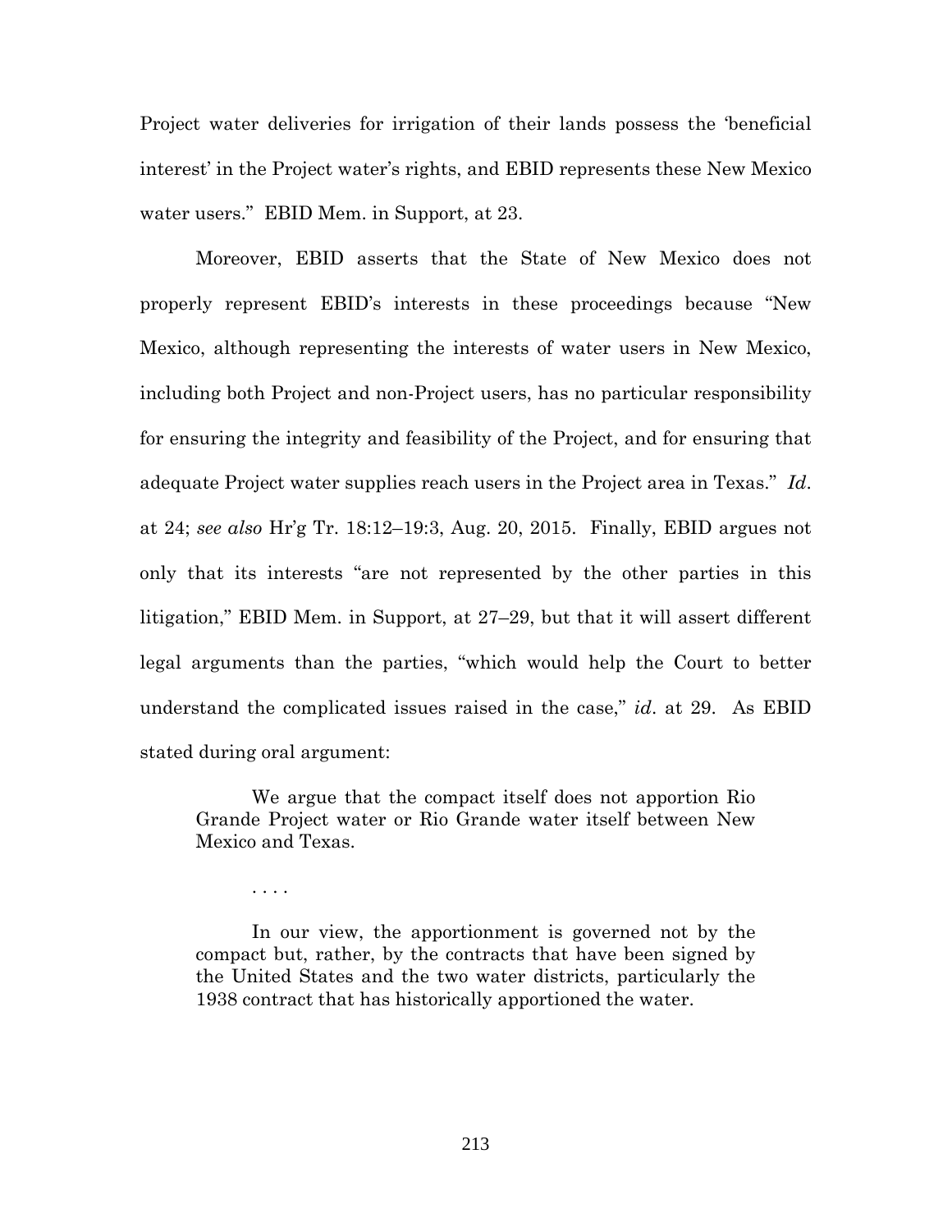Project water deliveries for irrigation of their lands possess the 'beneficial interest' in the Project water's rights, and EBID represents these New Mexico water users." EBID Mem. in Support, at 23.

Moreover, EBID asserts that the State of New Mexico does not properly represent EBID's interests in these proceedings because "New Mexico, although representing the interests of water users in New Mexico, including both Project and non-Project users, has no particular responsibility for ensuring the integrity and feasibility of the Project, and for ensuring that adequate Project water supplies reach users in the Project area in Texas." *Id*. at 24; *see also* Hr'g Tr. 18:12–19:3, Aug. 20, 2015. Finally, EBID argues not only that its interests "are not represented by the other parties in this litigation," EBID Mem. in Support, at 27–29, but that it will assert different legal arguments than the parties, "which would help the Court to better understand the complicated issues raised in the case," *id*. at 29. As EBID stated during oral argument:

> We argue that the compact itself does not apportion Rio Grande Project water or Rio Grande water itself between New Mexico and Texas.
>
> . . . .
>
> In our view, the apportionment is governed not by the compact but, rather, by the contracts that have been signed by the United States and the two water districts, particularly the 1938 contract that has historically apportioned the water.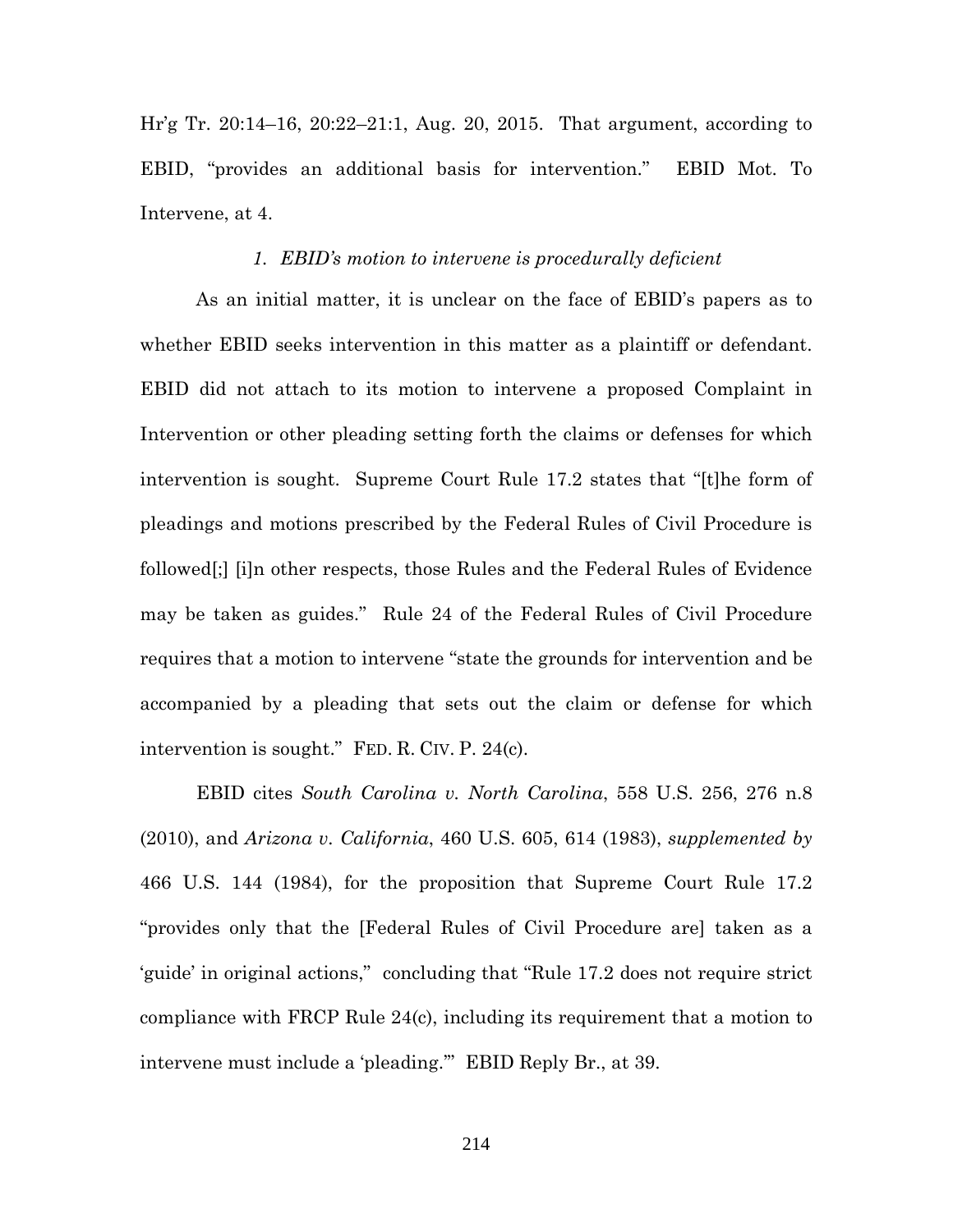Hr'g Tr. 20:14–16, 20:22–21:1, Aug. 20, 2015. That argument, according to EBID, "provides an additional basis for intervention." EBID Mot. To Intervene, at 4.

*1. EBID's motion to intervene is procedurally deficient*

As an initial matter, it is unclear on the face of EBID's papers as to whether EBID seeks intervention in this matter as a plaintiff or defendant. EBID did not attach to its motion to intervene a proposed Complaint in Intervention or other pleading setting forth the claims or defenses for which intervention is sought. Supreme Court Rule 17.2 states that "[t]he form of pleadings and motions prescribed by the Federal Rules of Civil Procedure is followed[;] [i]n other respects, those Rules and the Federal Rules of Evidence may be taken as guides." Rule 24 of the Federal Rules of Civil Procedure requires that a motion to intervene "state the grounds for intervention and be accompanied by a pleading that sets out the claim or defense for which intervention is sought." FED. R. CIV. P. 24(c).

EBID cites *South Carolina v. North Carolina*, 558 U.S. 256, 276 n.8 (2010), and *Arizona v. California*, 460 U.S. 605, 614 (1983), *supplemented by* 466 U.S. 144 (1984), for the proposition that Supreme Court Rule 17.2 "provides only that the [Federal Rules of Civil Procedure are] taken as a 'guide' in original actions," concluding that "Rule 17.2 does not require strict compliance with FRCP Rule 24(c), including its requirement that a motion to intervene must include a 'pleading.'" EBID Reply Br., at 39.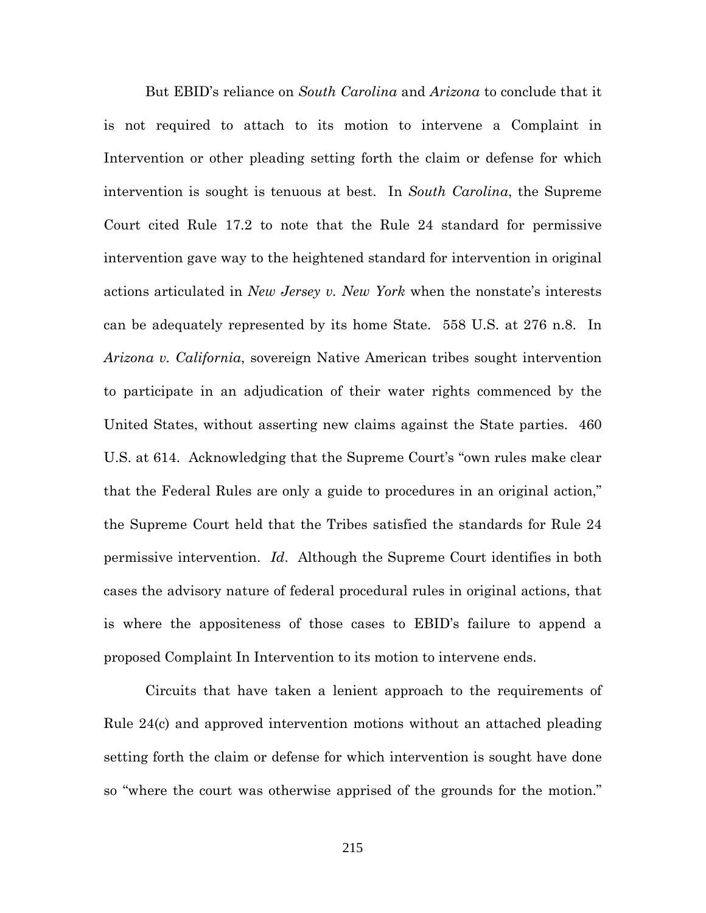But EBID's reliance on *South Carolina* and *Arizona* to conclude that it is not required to attach to its motion to intervene a Complaint in Intervention or other pleading setting forth the claim or defense for which intervention is sought is tenuous at best. In *South Carolina*, the Supreme Court cited Rule 17.2 to note that the Rule 24 standard for permissive intervention gave way to the heightened standard for intervention in original actions articulated in *New Jersey v. New York* when the nonstate's interests can be adequately represented by its home State. 558 U.S. at 276 n.8. In *Arizona v. California*, sovereign Native American tribes sought intervention to participate in an adjudication of their water rights commenced by the United States, without asserting new claims against the State parties. 460 U.S. at 614. Acknowledging that the Supreme Court's "own rules make clear that the Federal Rules are only a guide to procedures in an original action," the Supreme Court held that the Tribes satisfied the standards for Rule 24 permissive intervention. *Id*. Although the Supreme Court identifies in both cases the advisory nature of federal procedural rules in original actions, that is where the appositeness of those cases to EBID's failure to append a proposed Complaint In Intervention to its motion to intervene ends.

Circuits that have taken a lenient approach to the requirements of Rule 24(c) and approved intervention motions without an attached pleading setting forth the claim or defense for which intervention is sought have done so "where the court was otherwise apprised of the grounds for the motion."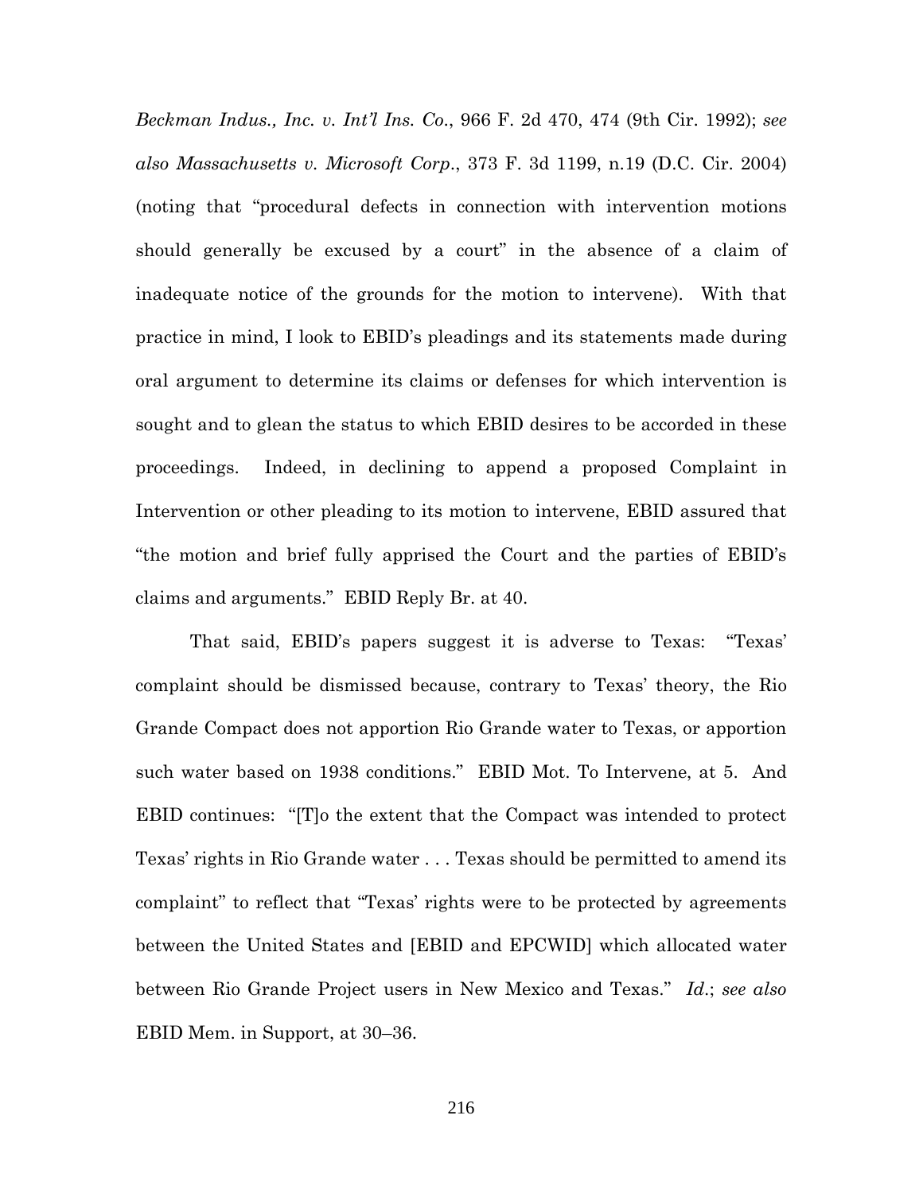*Beckman Indus., Inc. v. Int'l Ins. Co.*, 966 F. 2d 470, 474 (9th Cir. 1992); *see also Massachusetts v. Microsoft Corp.*, 373 F. 3d 1199, n.19 (D.C. Cir. 2004) (noting that "procedural defects in connection with intervention motions should generally be excused by a court" in the absence of a claim of inadequate notice of the grounds for the motion to intervene). With that practice in mind, I look to EBID's pleadings and its statements made during oral argument to determine its claims or defenses for which intervention is sought and to glean the status to which EBID desires to be accorded in these proceedings. Indeed, in declining to append a proposed Complaint in Intervention or other pleading to its motion to intervene, EBID assured that "the motion and brief fully apprised the Court and the parties of EBID's claims and arguments." EBID Reply Br. at 40.

That said, EBID's papers suggest it is adverse to Texas: "Texas' complaint should be dismissed because, contrary to Texas' theory, the Rio Grande Compact does not apportion Rio Grande water to Texas, or apportion such water based on 1938 conditions." EBID Mot. To Intervene, at 5. And EBID continues: "[T]o the extent that the Compact was intended to protect Texas' rights in Rio Grande water . . . Texas should be permitted to amend its complaint" to reflect that "Texas' rights were to be protected by agreements between the United States and [EBID and EPCWID] which allocated water between Rio Grande Project users in New Mexico and Texas." *Id.*; *see also* EBID Mem. in Support, at 30–36.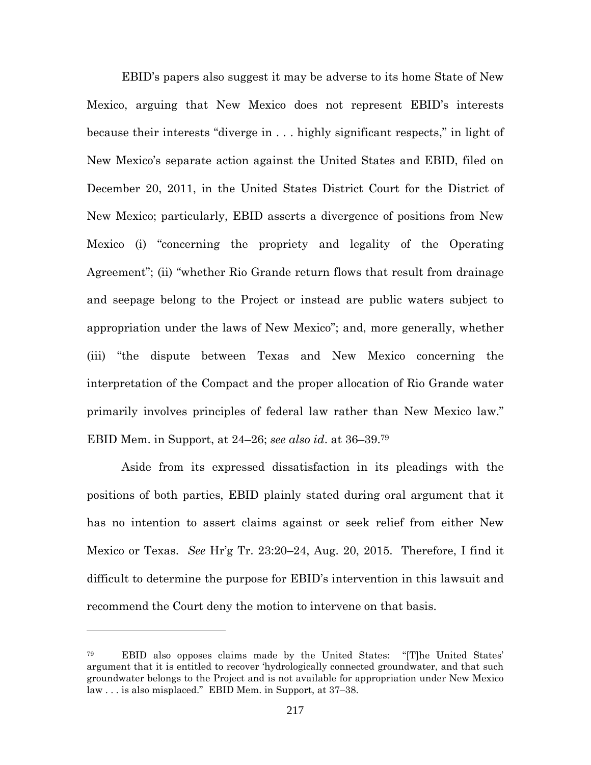EBID's papers also suggest it may be adverse to its home State of New Mexico, arguing that New Mexico does not represent EBID's interests because their interests "diverge in . . . highly significant respects," in light of New Mexico's separate action against the United States and EBID, filed on December 20, 2011, in the United States District Court for the District of New Mexico; particularly, EBID asserts a divergence of positions from New Mexico (i) "concerning the propriety and legality of the Operating Agreement"; (ii) "whether Rio Grande return flows that result from drainage and seepage belong to the Project or instead are public waters subject to appropriation under the laws of New Mexico"; and, more generally, whether (iii) "the dispute between Texas and New Mexico concerning the interpretation of the Compact and the proper allocation of Rio Grande water primarily involves principles of federal law rather than New Mexico law." EBID Mem. in Support, at 24–26; *see also id*. at 36–39.[79]

Aside from its expressed dissatisfaction in its pleadings with the positions of both parties, EBID plainly stated during oral argument that it has no intention to assert claims against or seek relief from either New Mexico or Texas. *See* Hr'g Tr. 23:20–24, Aug. 20, 2015. Therefore, I find it difficult to determine the purpose for EBID's intervention in this lawsuit and recommend the Court deny the motion to intervene on that basis.

---

[79] EBID also opposes claims made by the United States: "[T]he United States' argument that it is entitled to recover 'hydrologically connected groundwater, and that such groundwater belongs to the Project and is not available for appropriation under New Mexico law . . . is also misplaced." EBID Mem. in Support, at 37–38.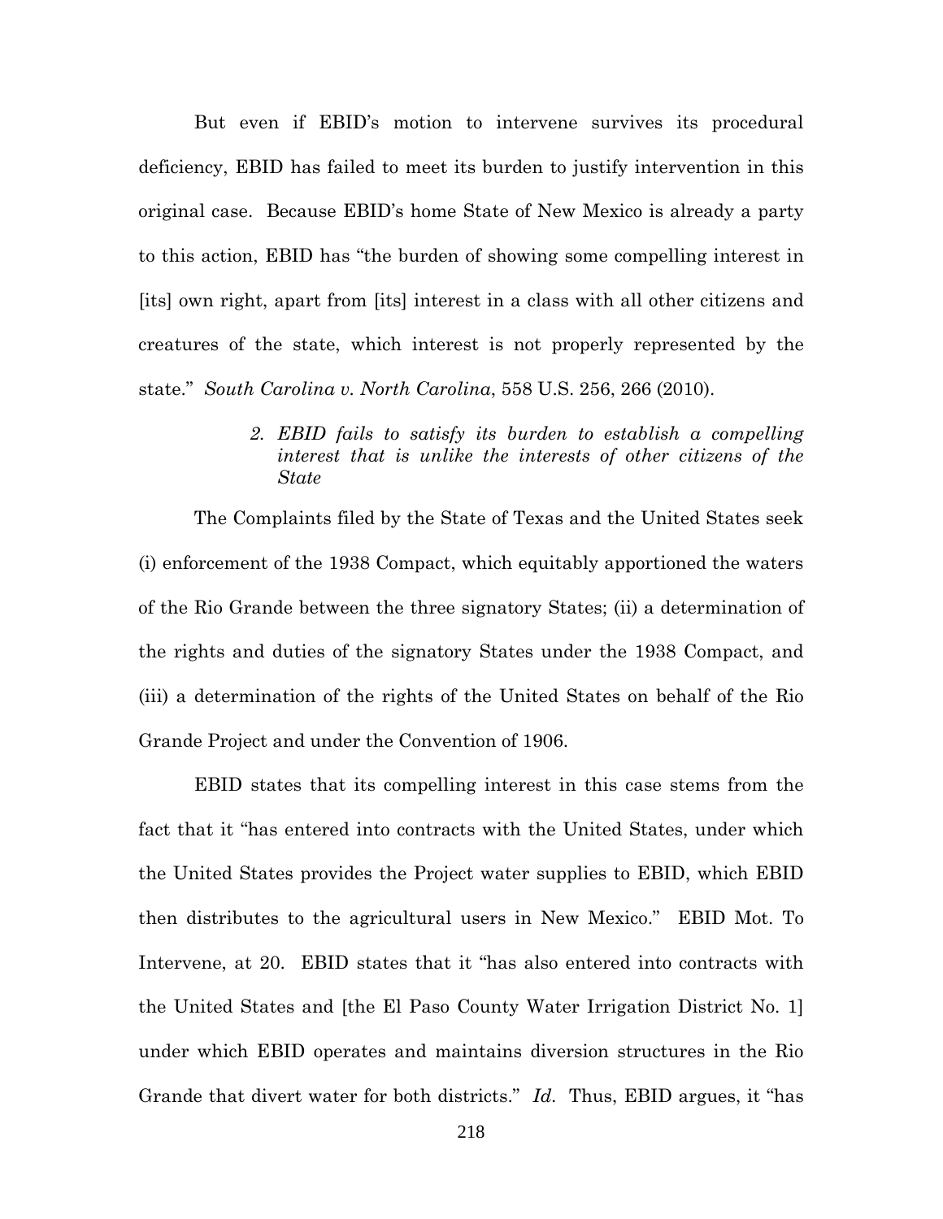But even if EBID's motion to intervene survives its procedural deficiency, EBID has failed to meet its burden to justify intervention in this original case. Because EBID's home State of New Mexico is already a party to this action, EBID has "the burden of showing some compelling interest in [its] own right, apart from [its] interest in a class with all other citizens and creatures of the state, which interest is not properly represented by the state." *South Carolina v. North Carolina*, 558 U.S. 256, 266 (2010).

> *2. EBID fails to satisfy its burden to establish a compelling interest that is unlike the interests of other citizens of the State*

The Complaints filed by the State of Texas and the United States seek (i) enforcement of the 1938 Compact, which equitably apportioned the waters of the Rio Grande between the three signatory States; (ii) a determination of the rights and duties of the signatory States under the 1938 Compact, and (iii) a determination of the rights of the United States on behalf of the Rio Grande Project and under the Convention of 1906.

EBID states that its compelling interest in this case stems from the fact that it "has entered into contracts with the United States, under which the United States provides the Project water supplies to EBID, which EBID then distributes to the agricultural users in New Mexico." EBID Mot. To Intervene, at 20. EBID states that it "has also entered into contracts with the United States and [the El Paso County Water Irrigation District No. 1] under which EBID operates and maintains diversion structures in the Rio Grande that divert water for both districts." *Id.* Thus, EBID argues, it "has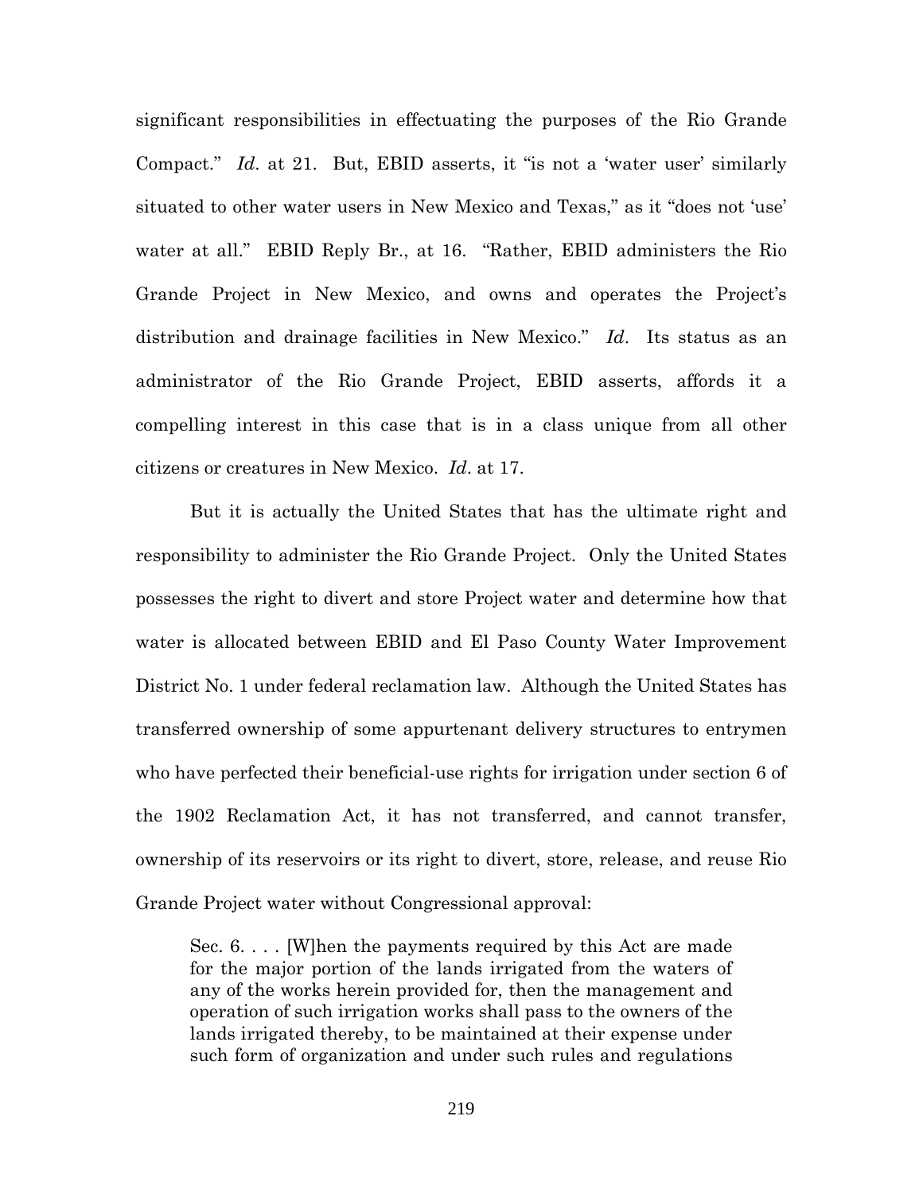significant responsibilities in effectuating the purposes of the Rio Grande Compact." *Id*. at 21. But, EBID asserts, it "is not a 'water user' similarly situated to other water users in New Mexico and Texas," as it "does not 'use' water at all." EBID Reply Br., at 16. "Rather, EBID administers the Rio Grande Project in New Mexico, and owns and operates the Project's distribution and drainage facilities in New Mexico." *Id*. Its status as an administrator of the Rio Grande Project, EBID asserts, affords it a compelling interest in this case that is in a class unique from all other citizens or creatures in New Mexico. *Id*. at 17.

But it is actually the United States that has the ultimate right and responsibility to administer the Rio Grande Project. Only the United States possesses the right to divert and store Project water and determine how that water is allocated between EBID and El Paso County Water Improvement District No. 1 under federal reclamation law. Although the United States has transferred ownership of some appurtenant delivery structures to entrymen who have perfected their beneficial-use rights for irrigation under section 6 of the 1902 Reclamation Act, it has not transferred, and cannot transfer, ownership of its reservoirs or its right to divert, store, release, and reuse Rio Grande Project water without Congressional approval:

> Sec. 6. . . . [W]hen the payments required by this Act are made for the major portion of the lands irrigated from the waters of any of the works herein provided for, then the management and operation of such irrigation works shall pass to the owners of the lands irrigated thereby, to be maintained at their expense under such form of organization and under such rules and regulations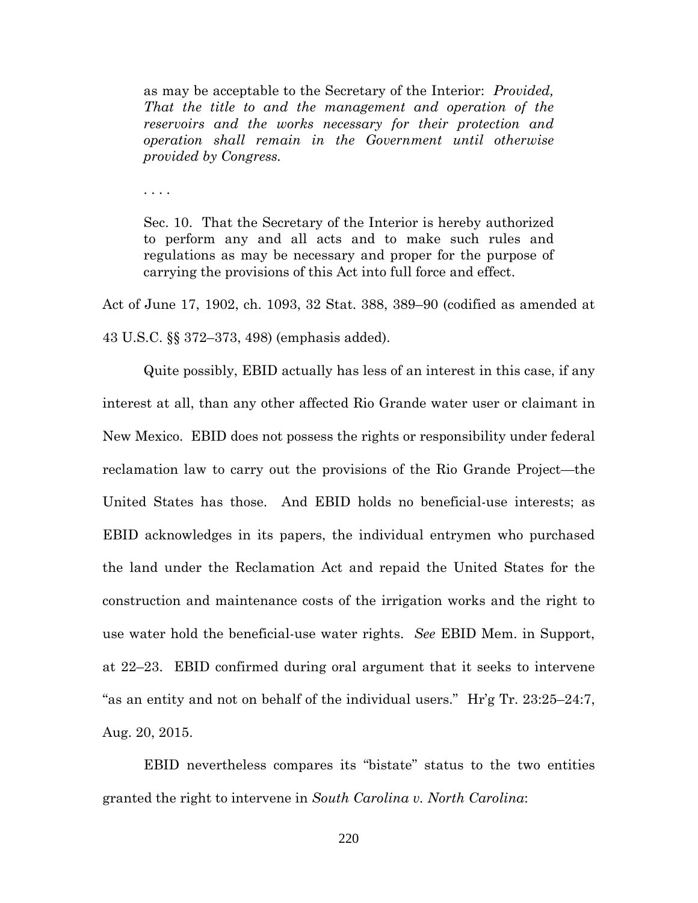> as may be acceptable to the Secretary of the Interior: *Provided, That the title to and the management and operation of the reservoirs and the works necessary for their protection and operation shall remain in the Government until otherwise provided by Congress.*
>
> . . . .
>
> Sec. 10. That the Secretary of the Interior is hereby authorized to perform any and all acts and to make such rules and regulations as may be necessary and proper for the purpose of carrying the provisions of this Act into full force and effect.

Act of June 17, 1902, ch. 1093, 32 Stat. 388, 389–90 (codified as amended at 43 U.S.C. §§ 372–373, 498) (emphasis added).

Quite possibly, EBID actually has less of an interest in this case, if any interest at all, than any other affected Rio Grande water user or claimant in New Mexico. EBID does not possess the rights or responsibility under federal reclamation law to carry out the provisions of the Rio Grande Project—the United States has those. And EBID holds no beneficial-use interests; as EBID acknowledges in its papers, the individual entrymen who purchased the land under the Reclamation Act and repaid the United States for the construction and maintenance costs of the irrigation works and the right to use water hold the beneficial-use water rights. *See* EBID Mem. in Support, at 22–23. EBID confirmed during oral argument that it seeks to intervene "as an entity and not on behalf of the individual users." Hr'g Tr. 23:25–24:7, Aug. 20, 2015.

EBID nevertheless compares its "bistate" status to the two entities granted the right to intervene in *South Carolina v. North Carolina*: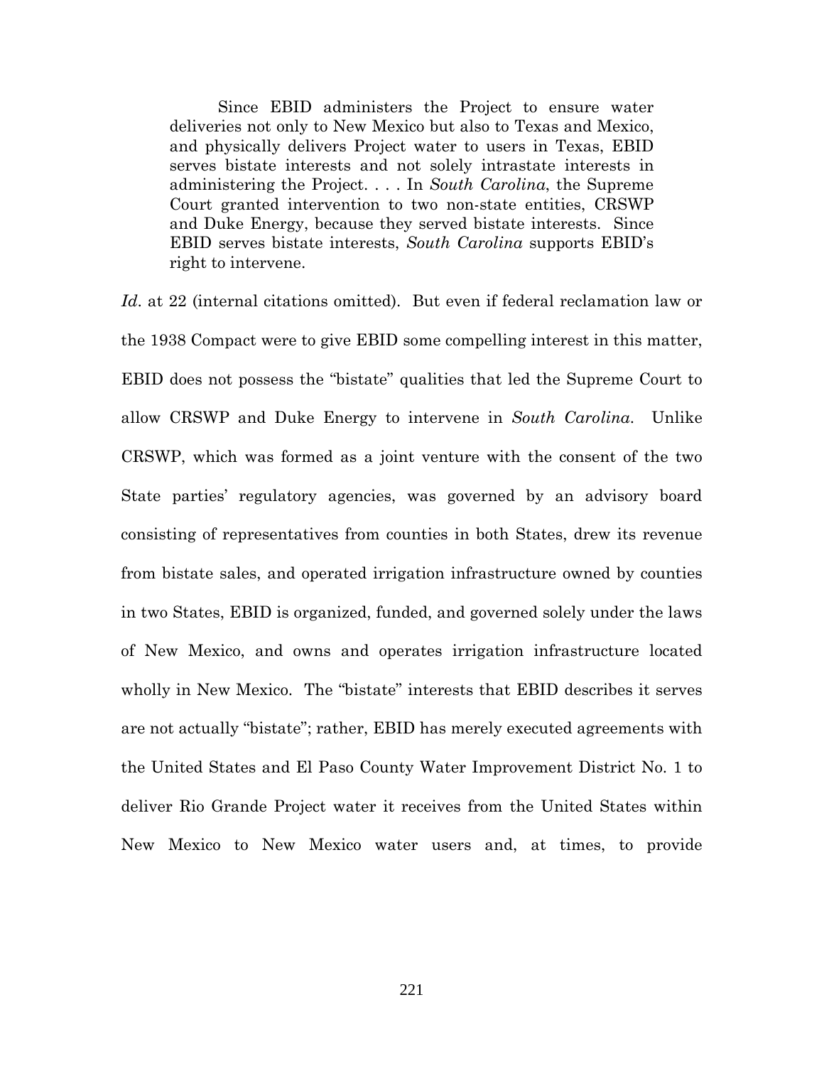> Since EBID administers the Project to ensure water deliveries not only to New Mexico but also to Texas and Mexico, and physically delivers Project water to users in Texas, EBID serves bistate interests and not solely intrastate interests in administering the Project. . . . In *South Carolina*, the Supreme Court granted intervention to two non-state entities, CRSWP and Duke Energy, because they served bistate interests. Since EBID serves bistate interests, *South Carolina* supports EBID's right to intervene.

*Id*. at 22 (internal citations omitted). But even if federal reclamation law or the 1938 Compact were to give EBID some compelling interest in this matter, EBID does not possess the "bistate" qualities that led the Supreme Court to allow CRSWP and Duke Energy to intervene in *South Carolina*. Unlike CRSWP, which was formed as a joint venture with the consent of the two State parties' regulatory agencies, was governed by an advisory board consisting of representatives from counties in both States, drew its revenue from bistate sales, and operated irrigation infrastructure owned by counties in two States, EBID is organized, funded, and governed solely under the laws of New Mexico, and owns and operates irrigation infrastructure located wholly in New Mexico. The "bistate" interests that EBID describes it serves are not actually "bistate"; rather, EBID has merely executed agreements with the United States and El Paso County Water Improvement District No. 1 to deliver Rio Grande Project water it receives from the United States within New Mexico to New Mexico water users and, at times, to provide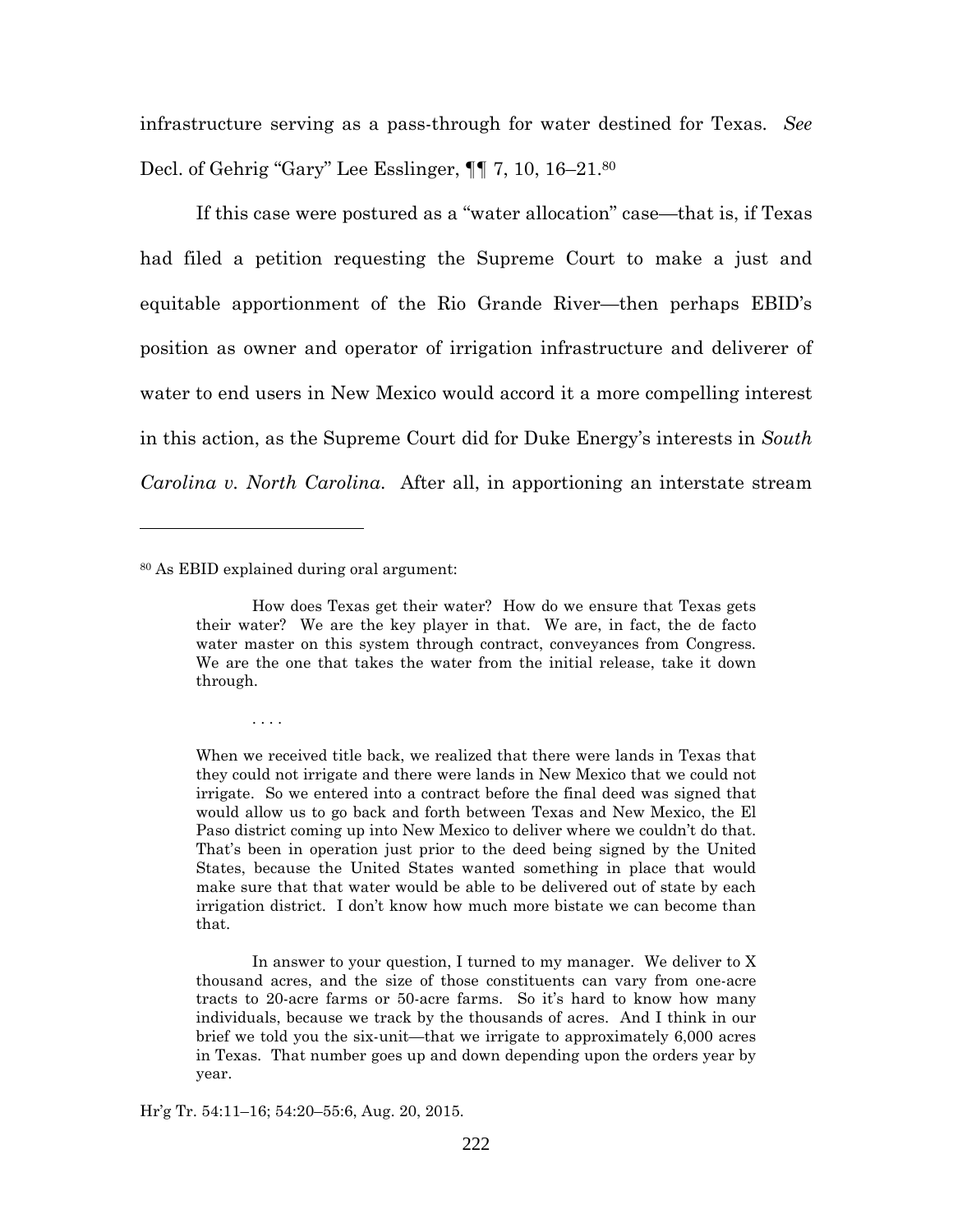infrastructure serving as a pass-through for water destined for Texas. *See* Decl. of Gehrig "Gary" Lee Esslinger, ¶¶ 7, 10, 16–21.[80]

If this case were postured as a "water allocation" case—that is, if Texas had filed a petition requesting the Supreme Court to make a just and equitable apportionment of the Rio Grande River—then perhaps EBID's position as owner and operator of irrigation infrastructure and deliverer of water to end users in New Mexico would accord it a more compelling interest in this action, as the Supreme Court did for Duke Energy's interests in *South Carolina v. North Carolina*. After all, in apportioning an interstate stream

---

[80] As EBID explained during oral argument:

> How does Texas get their water? How do we ensure that Texas gets their water? We are the key player in that. We are, in fact, the de facto water master on this system through contract, conveyances from Congress. We are the one that takes the water from the initial release, take it down through.
>
> . . . .
>
> When we received title back, we realized that there were lands in Texas that they could not irrigate and there were lands in New Mexico that we could not irrigate. So we entered into a contract before the final deed was signed that would allow us to go back and forth between Texas and New Mexico, the El Paso district coming up into New Mexico to deliver where we couldn't do that. That's been in operation just prior to the deed being signed by the United States, because the United States wanted something in place that would make sure that that water would be able to be delivered out of state by each irrigation district. I don't know how much more bistate we can become than that.
>
> In answer to your question, I turned to my manager. We deliver to X thousand acres, and the size of those constituents can vary from one-acre tracts to 20-acre farms or 50-acre farms. So it's hard to know how many individuals, because we track by the thousands of acres. And I think in our brief we told you the six-unit—that we irrigate to approximately 6,000 acres in Texas. That number goes up and down depending upon the orders year by year.

Hr'g Tr. 54:11–16; 54:20–55:6, Aug. 20, 2015.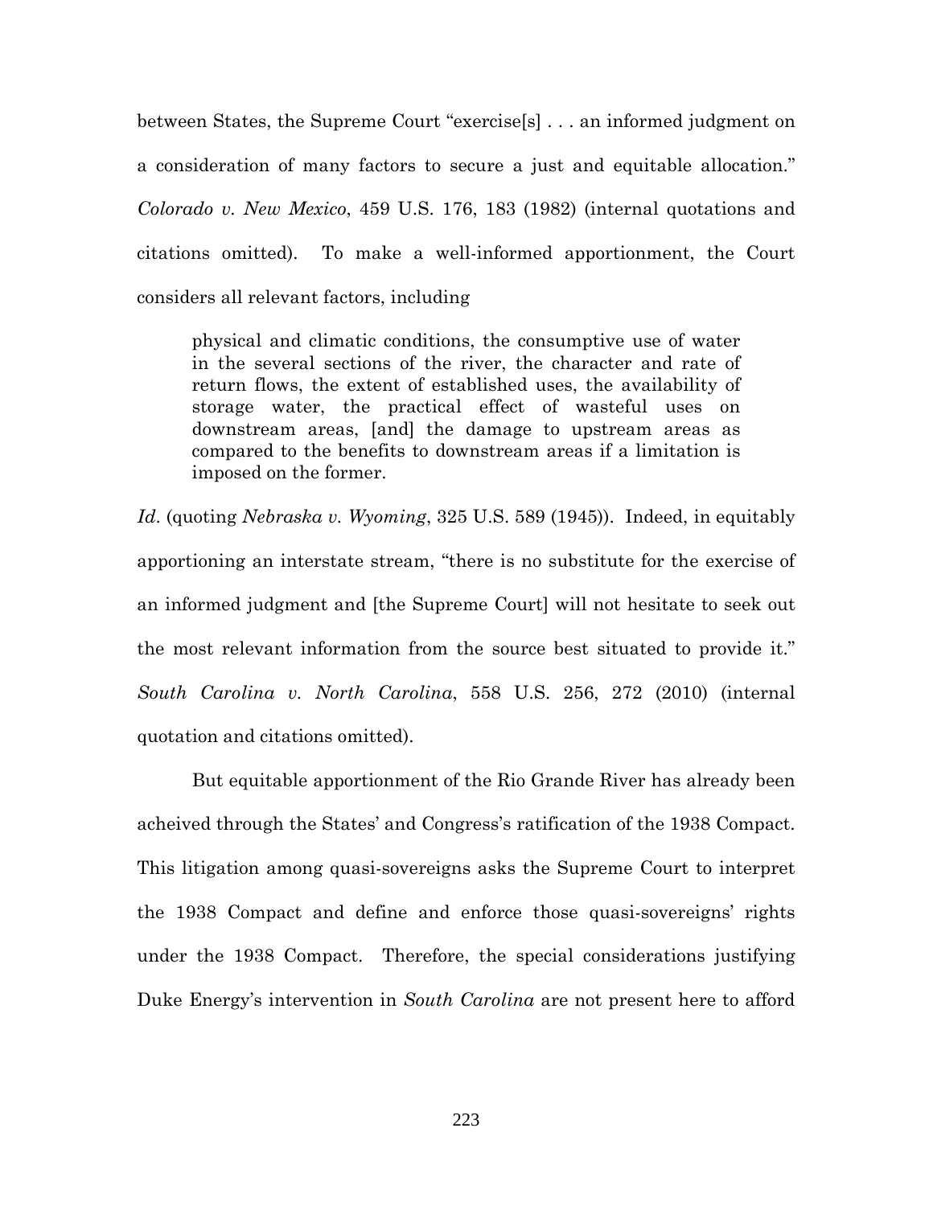between States, the Supreme Court "exercise[s] . . . an informed judgment on a consideration of many factors to secure a just and equitable allocation." *Colorado v. New Mexico*, 459 U.S. 176, 183 (1982) (internal quotations and citations omitted). To make a well-informed apportionment, the Court considers all relevant factors, including

> physical and climatic conditions, the consumptive use of water in the several sections of the river, the character and rate of return flows, the extent of established uses, the availability of storage water, the practical effect of wasteful uses on downstream areas, [and] the damage to upstream areas as compared to the benefits to downstream areas if a limitation is imposed on the former.

*Id*. (quoting *Nebraska v. Wyoming*, 325 U.S. 589 (1945)). Indeed, in equitably apportioning an interstate stream, "there is no substitute for the exercise of an informed judgment and [the Supreme Court] will not hesitate to seek out the most relevant information from the source best situated to provide it." *South Carolina v. North Carolina*, 558 U.S. 256, 272 (2010) (internal quotation and citations omitted).

But equitable apportionment of the Rio Grande River has already been acheived through the States' and Congress's ratification of the 1938 Compact. This litigation among quasi-sovereigns asks the Supreme Court to interpret the 1938 Compact and define and enforce those quasi-sovereigns' rights under the 1938 Compact. Therefore, the special considerations justifying Duke Energy's intervention in *South Carolina* are not present here to afford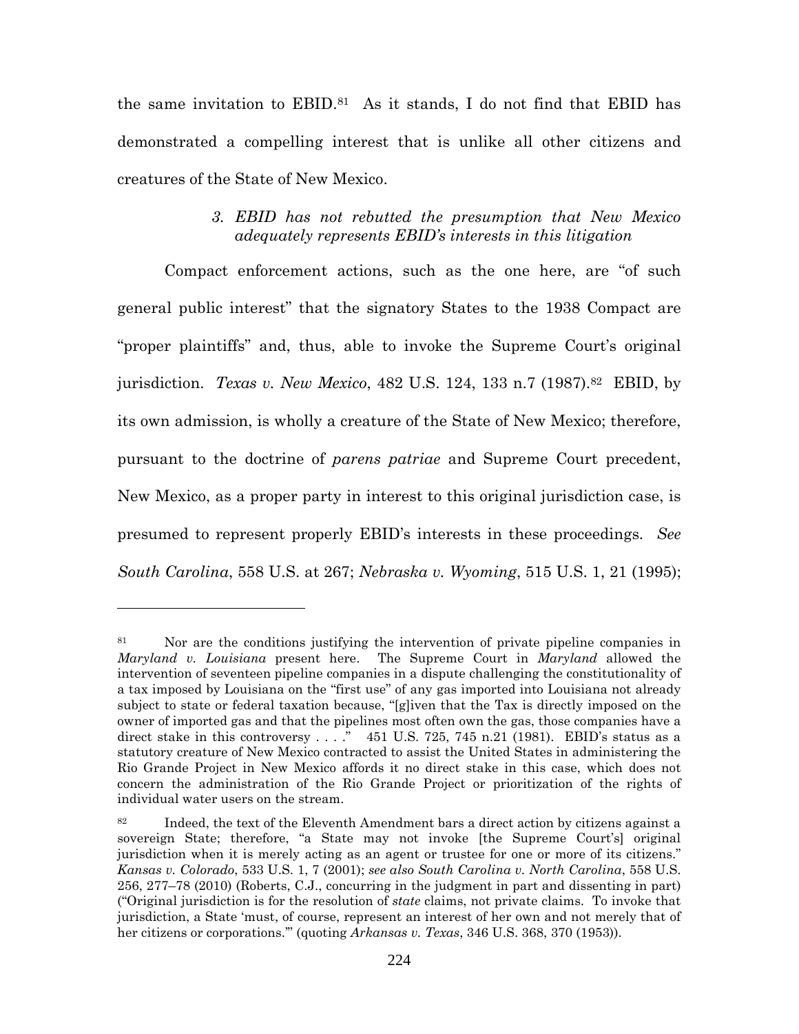the same invitation to EBID.[81] As it stands, I do not find that EBID has demonstrated a compelling interest that is unlike all other citizens and creatures of the State of New Mexico.

### *3. EBID has not rebutted the presumption that New Mexico adequately represents EBID's interests in this litigation*

Compact enforcement actions, such as the one here, are "of such general public interest" that the signatory States to the 1938 Compact are "proper plaintiffs" and, thus, able to invoke the Supreme Court's original jurisdiction. *Texas v. New Mexico*, 482 U.S. 124, 133 n.7 (1987).[82] EBID, by its own admission, is wholly a creature of the State of New Mexico; therefore, pursuant to the doctrine of *parens patriae* and Supreme Court precedent, New Mexico, as a proper party in interest to this original jurisdiction case, is presumed to represent properly EBID's interests in these proceedings. *See South Carolina*, 558 U.S. at 267; *Nebraska v. Wyoming*, 515 U.S. 1, 21 (1995);

---

[81] Nor are the conditions justifying the intervention of private pipeline companies in *Maryland v. Louisiana* present here. The Supreme Court in *Maryland* allowed the intervention of seventeen pipeline companies in a dispute challenging the constitutionality of a tax imposed by Louisiana on the "first use" of any gas imported into Louisiana not already subject to state or federal taxation because, "[g]iven that the Tax is directly imposed on the owner of imported gas and that the pipelines most often own the gas, those companies have a direct stake in this controversy . . . ." 451 U.S. 725, 745 n.21 (1981). EBID's status as a statutory creature of New Mexico contracted to assist the United States in administering the Rio Grande Project in New Mexico affords it no direct stake in this case, which does not concern the administration of the Rio Grande Project or prioritization of the rights of individual water users on the stream.

[82] Indeed, the text of the Eleventh Amendment bars a direct action by citizens against a sovereign State; therefore, "a State may not invoke [the Supreme Court's] original jurisdiction when it is merely acting as an agent or trustee for one or more of its citizens." *Kansas v. Colorado*, 533 U.S. 1, 7 (2001); *see also South Carolina v. North Carolina*, 558 U.S. 256, 277–78 (2010) (Roberts, C.J., concurring in the judgment in part and dissenting in part) ("Original jurisdiction is for the resolution of *state* claims, not private claims. To invoke that jurisdiction, a State 'must, of course, represent an interest of her own and not merely that of her citizens or corporations.'" (quoting *Arkansas v. Texas*, 346 U.S. 368, 370 (1953)).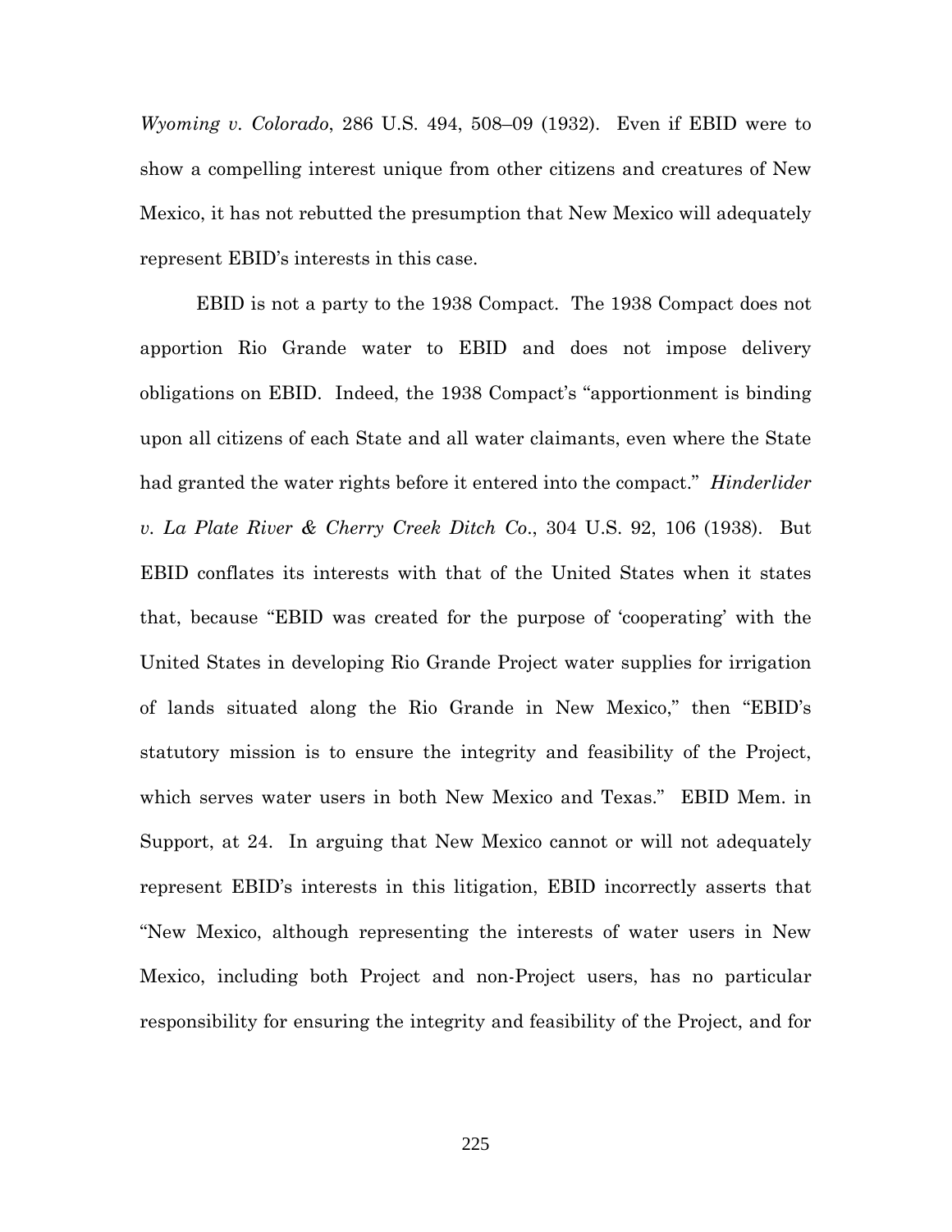*Wyoming v. Colorado*, 286 U.S. 494, 508–09 (1932). Even if EBID were to show a compelling interest unique from other citizens and creatures of New Mexico, it has not rebutted the presumption that New Mexico will adequately represent EBID's interests in this case.

EBID is not a party to the 1938 Compact. The 1938 Compact does not apportion Rio Grande water to EBID and does not impose delivery obligations on EBID. Indeed, the 1938 Compact's "apportionment is binding upon all citizens of each State and all water claimants, even where the State had granted the water rights before it entered into the compact." *Hinderlider v. La Plate River & Cherry Creek Ditch Co*., 304 U.S. 92, 106 (1938). But EBID conflates its interests with that of the United States when it states that, because "EBID was created for the purpose of 'cooperating' with the United States in developing Rio Grande Project water supplies for irrigation of lands situated along the Rio Grande in New Mexico," then "EBID's statutory mission is to ensure the integrity and feasibility of the Project, which serves water users in both New Mexico and Texas." EBID Mem. in Support, at 24. In arguing that New Mexico cannot or will not adequately represent EBID's interests in this litigation, EBID incorrectly asserts that "New Mexico, although representing the interests of water users in New Mexico, including both Project and non-Project users, has no particular responsibility for ensuring the integrity and feasibility of the Project, and for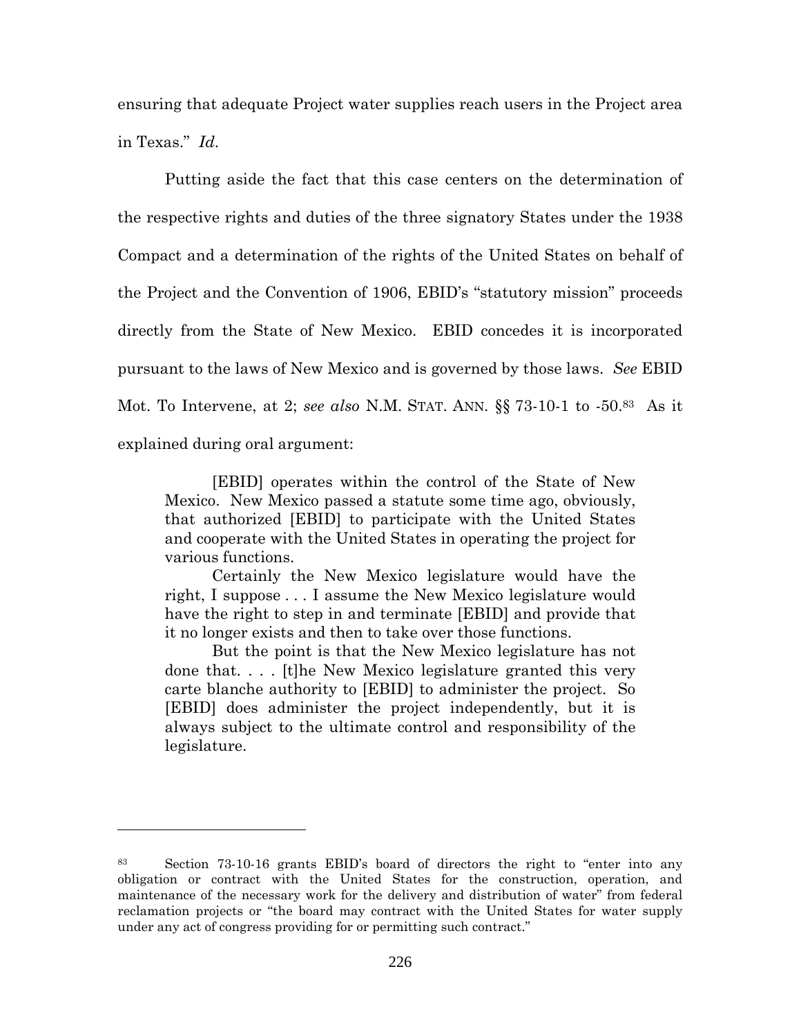ensuring that adequate Project water supplies reach users in the Project area in Texas." *Id*.

Putting aside the fact that this case centers on the determination of the respective rights and duties of the three signatory States under the 1938 Compact and a determination of the rights of the United States on behalf of the Project and the Convention of 1906, EBID's "statutory mission" proceeds directly from the State of New Mexico. EBID concedes it is incorporated pursuant to the laws of New Mexico and is governed by those laws. *See* EBID Mot. To Intervene, at 2; *see also* N.M. STAT. ANN. §§ 73-10-1 to -50.[83] As it explained during oral argument:

> [EBID] operates within the control of the State of New Mexico. New Mexico passed a statute some time ago, obviously, that authorized [EBID] to participate with the United States and cooperate with the United States in operating the project for various functions.
>
> Certainly the New Mexico legislature would have the right, I suppose . . . I assume the New Mexico legislature would have the right to step in and terminate [EBID] and provide that it no longer exists and then to take over those functions.
>
> But the point is that the New Mexico legislature has not done that. . . . [t]he New Mexico legislature granted this very carte blanche authority to [EBID] to administer the project. So [EBID] does administer the project independently, but it is always subject to the ultimate control and responsibility of the legislature.

---

[83] Section 73-10-16 grants EBID's board of directors the right to "enter into any obligation or contract with the United States for the construction, operation, and maintenance of the necessary work for the delivery and distribution of water" from federal reclamation projects or "the board may contract with the United States for water supply under any act of congress providing for or permitting such contract."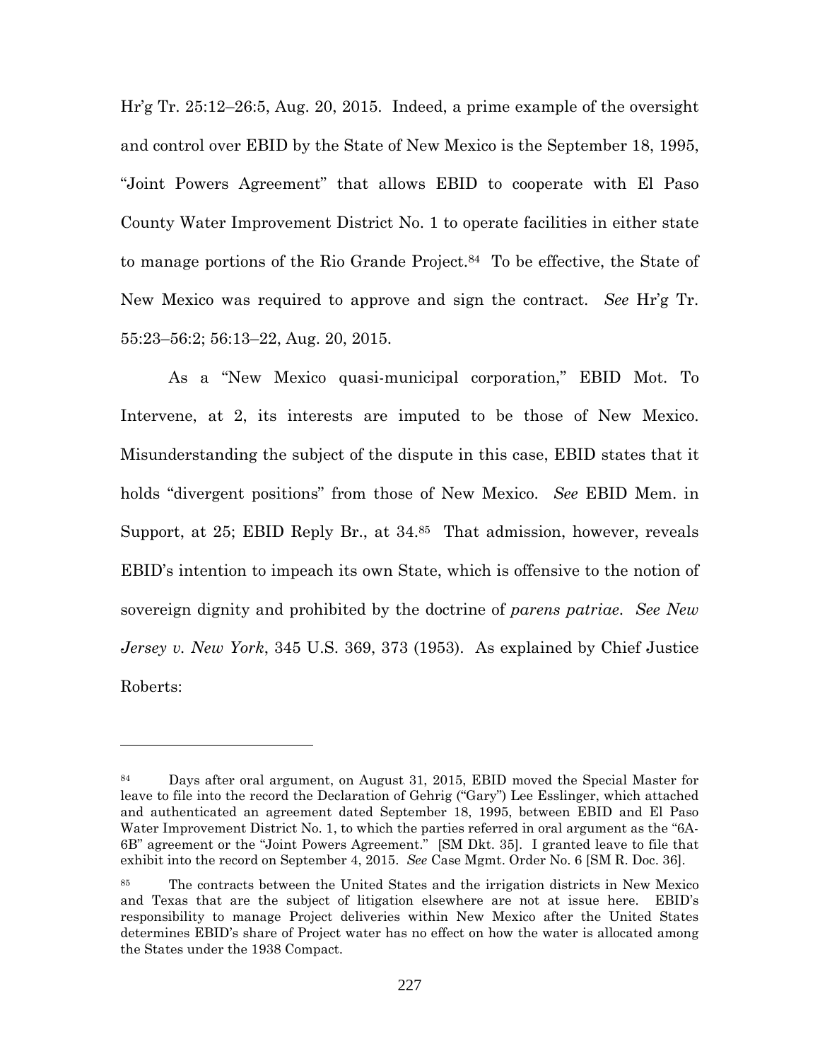Hr'g Tr. 25:12–26:5, Aug. 20, 2015. Indeed, a prime example of the oversight and control over EBID by the State of New Mexico is the September 18, 1995, "Joint Powers Agreement" that allows EBID to cooperate with El Paso County Water Improvement District No. 1 to operate facilities in either state to manage portions of the Rio Grande Project.[84] To be effective, the State of New Mexico was required to approve and sign the contract. *See* Hr'g Tr. 55:23–56:2; 56:13–22, Aug. 20, 2015.

As a "New Mexico quasi-municipal corporation," EBID Mot. To Intervene, at 2, its interests are imputed to be those of New Mexico. Misunderstanding the subject of the dispute in this case, EBID states that it holds "divergent positions" from those of New Mexico. *See* EBID Mem. in Support, at 25; EBID Reply Br., at 34.[85] That admission, however, reveals EBID's intention to impeach its own State, which is offensive to the notion of sovereign dignity and prohibited by the doctrine of *parens patriae*. *See New Jersey v. New York*, 345 U.S. 369, 373 (1953). As explained by Chief Justice Roberts:

---

[84] Days after oral argument, on August 31, 2015, EBID moved the Special Master for leave to file into the record the Declaration of Gehrig ("Gary") Lee Esslinger, which attached and authenticated an agreement dated September 18, 1995, between EBID and El Paso Water Improvement District No. 1, to which the parties referred in oral argument as the "6A-6B" agreement or the "Joint Powers Agreement." [SM Dkt. 35]. I granted leave to file that exhibit into the record on September 4, 2015. *See* Case Mgmt. Order No. 6 [SM R. Doc. 36].

[85] The contracts between the United States and the irrigation districts in New Mexico and Texas that are the subject of litigation elsewhere are not at issue here. EBID's responsibility to manage Project deliveries within New Mexico after the United States determines EBID's share of Project water has no effect on how the water is allocated among the States under the 1938 Compact.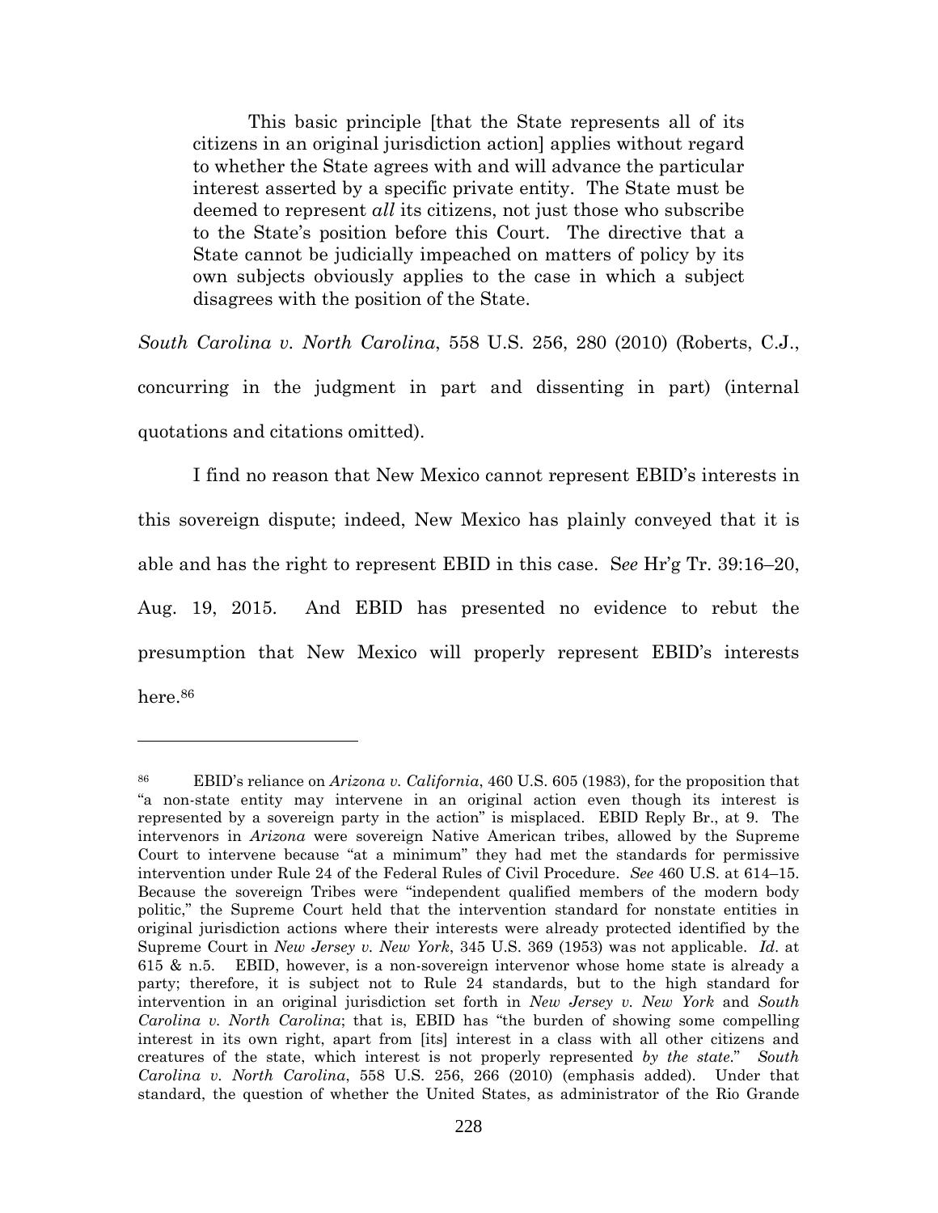> This basic principle [that the State represents all of its citizens in an original jurisdiction action] applies without regard to whether the State agrees with and will advance the particular interest asserted by a specific private entity. The State must be deemed to represent *all* its citizens, not just those who subscribe to the State's position before this Court. The directive that a State cannot be judicially impeached on matters of policy by its own subjects obviously applies to the case in which a subject disagrees with the position of the State.

*South Carolina v. North Carolina*, 558 U.S. 256, 280 (2010) (Roberts, C.J., concurring in the judgment in part and dissenting in part) (internal quotations and citations omitted).

I find no reason that New Mexico cannot represent EBID's interests in this sovereign dispute; indeed, New Mexico has plainly conveyed that it is able and has the right to represent EBID in this case. S*ee* Hr'g Tr. 39:16–20, Aug. 19, 2015. And EBID has presented no evidence to rebut the presumption that New Mexico will properly represent EBID's interests here.[86]

---

[86] EBID's reliance on *Arizona v. California*, 460 U.S. 605 (1983), for the proposition that "a non-state entity may intervene in an original action even though its interest is represented by a sovereign party in the action" is misplaced. EBID Reply Br., at 9. The intervenors in *Arizona* were sovereign Native American tribes, allowed by the Supreme Court to intervene because "at a minimum" they had met the standards for permissive intervention under Rule 24 of the Federal Rules of Civil Procedure. *See* 460 U.S. at 614–15. Because the sovereign Tribes were "independent qualified members of the modern body politic," the Supreme Court held that the intervention standard for nonstate entities in original jurisdiction actions where their interests were already protected identified by the Supreme Court in *New Jersey v. New York*, 345 U.S. 369 (1953) was not applicable. *Id*. at 615 & n.5. EBID, however, is a non-sovereign intervenor whose home state is already a party; therefore, it is subject not to Rule 24 standards, but to the high standard for intervention in an original jurisdiction set forth in *New Jersey v. New York* and *South Carolina v. North Carolina*; that is, EBID has "the burden of showing some compelling interest in its own right, apart from [its] interest in a class with all other citizens and creatures of the state, which interest is not properly represented *by the state*." *South Carolina v. North Carolina*, 558 U.S. 256, 266 (2010) (emphasis added). Under that standard, the question of whether the United States, as administrator of the Rio Grande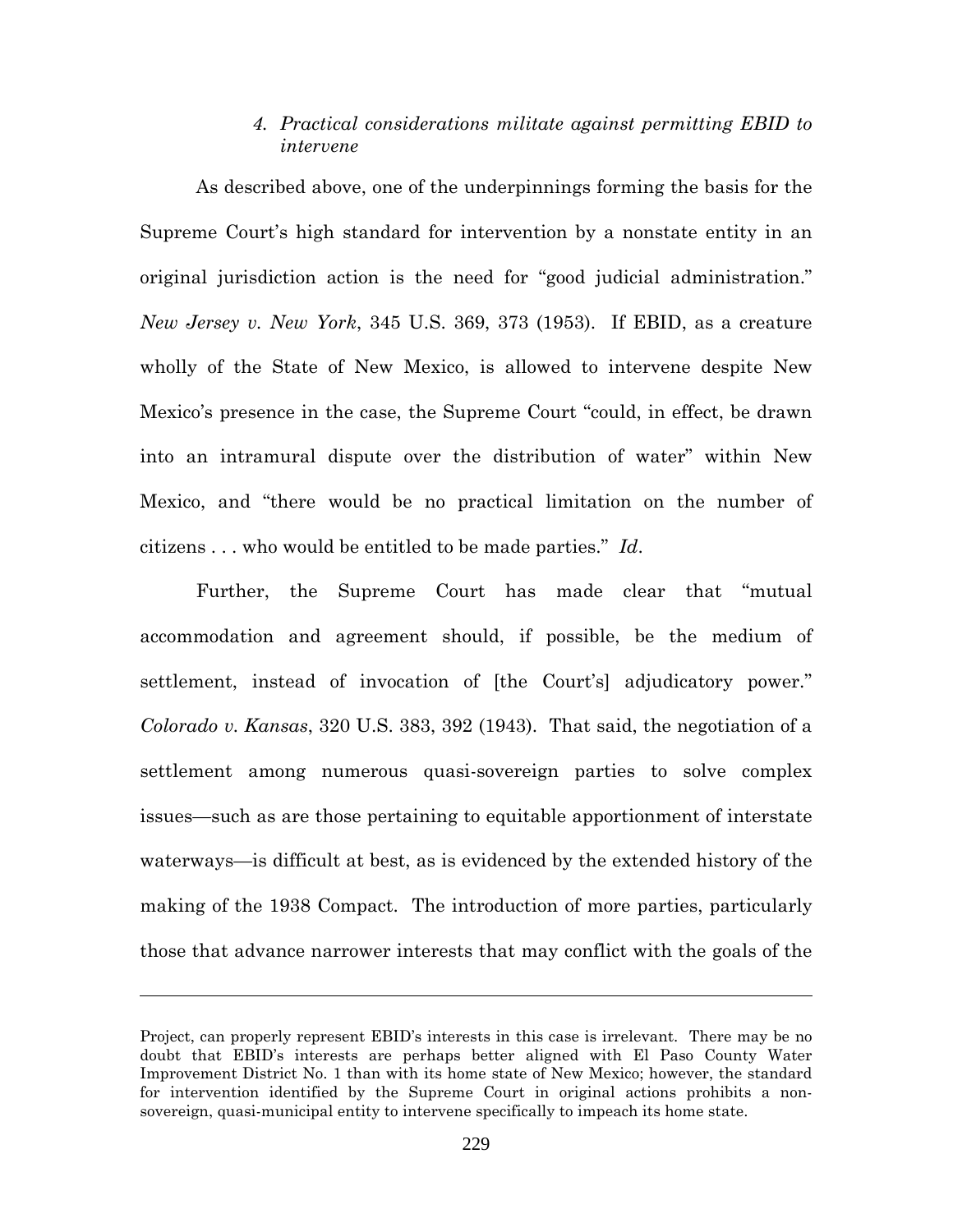#### *4. Practical considerations militate against permitting EBID to intervene*

As described above, one of the underpinnings forming the basis for the Supreme Court's high standard for intervention by a nonstate entity in an original jurisdiction action is the need for "good judicial administration." *New Jersey v. New York*, 345 U.S. 369, 373 (1953). If EBID, as a creature wholly of the State of New Mexico, is allowed to intervene despite New Mexico's presence in the case, the Supreme Court "could, in effect, be drawn into an intramural dispute over the distribution of water" within New Mexico, and "there would be no practical limitation on the number of citizens . . . who would be entitled to be made parties." *Id*.

Further, the Supreme Court has made clear that "mutual accommodation and agreement should, if possible, be the medium of settlement, instead of invocation of [the Court's] adjudicatory power." *Colorado v. Kansas*, 320 U.S. 383, 392 (1943). That said, the negotiation of a settlement among numerous quasi-sovereign parties to solve complex issues—such as are those pertaining to equitable apportionment of interstate waterways—is difficult at best, as is evidenced by the extended history of the making of the 1938 Compact. The introduction of more parties, particularly those that advance narrower interests that may conflict with the goals of the

---

Project, can properly represent EBID's interests in this case is irrelevant. There may be no doubt that EBID's interests are perhaps better aligned with El Paso County Water Improvement District No. 1 than with its home state of New Mexico; however, the standard for intervention identified by the Supreme Court in original actions prohibits a non-sovereign, quasi-municipal entity to intervene specifically to impeach its home state.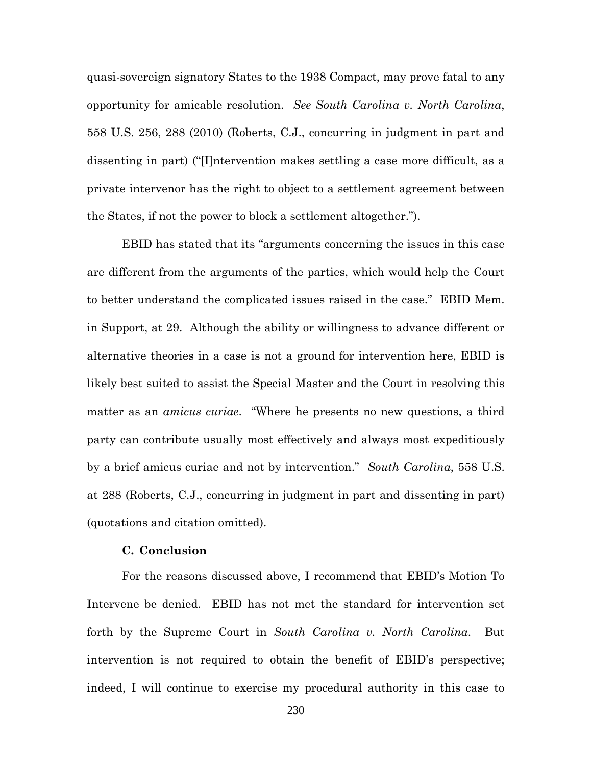quasi-sovereign signatory States to the 1938 Compact, may prove fatal to any opportunity for amicable resolution. *See South Carolina v. North Carolina*, 558 U.S. 256, 288 (2010) (Roberts, C.J., concurring in judgment in part and dissenting in part) ("[I]ntervention makes settling a case more difficult, as a private intervenor has the right to object to a settlement agreement between the States, if not the power to block a settlement altogether.").

EBID has stated that its "arguments concerning the issues in this case are different from the arguments of the parties, which would help the Court to better understand the complicated issues raised in the case." EBID Mem. in Support, at 29. Although the ability or willingness to advance different or alternative theories in a case is not a ground for intervention here, EBID is likely best suited to assist the Special Master and the Court in resolving this matter as an *amicus curiae*. "Where he presents no new questions, a third party can contribute usually most effectively and always most expeditiously by a brief amicus curiae and not by intervention." *South Carolina*, 558 U.S. at 288 (Roberts, C.J., concurring in judgment in part and dissenting in part) (quotations and citation omitted).

### C. Conclusion

For the reasons discussed above, I recommend that EBID's Motion To Intervene be denied. EBID has not met the standard for intervention set forth by the Supreme Court in *South Carolina v. North Carolina*. But intervention is not required to obtain the benefit of EBID's perspective; indeed, I will continue to exercise my procedural authority in this case to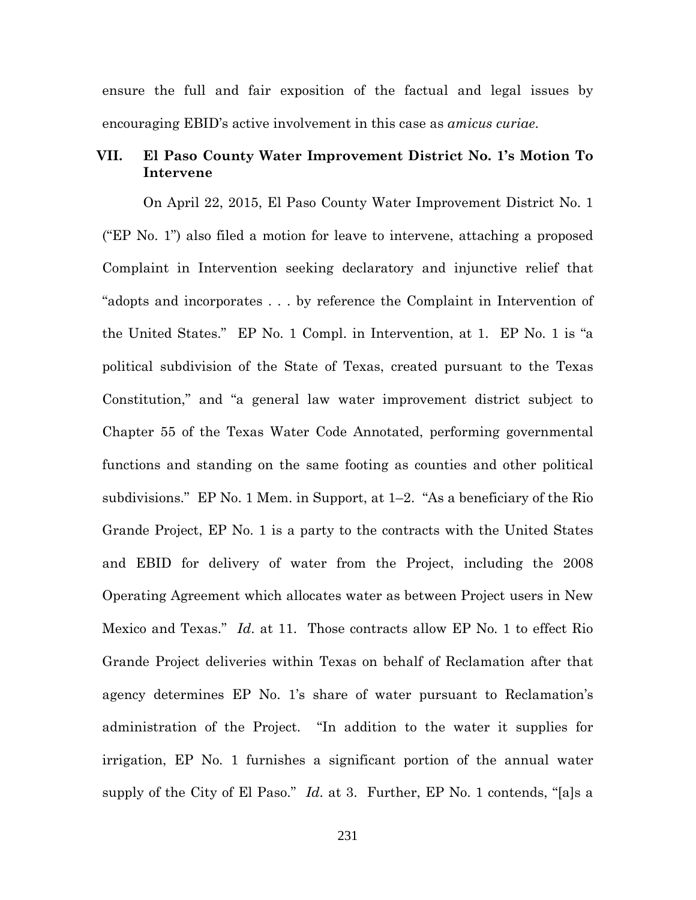ensure the full and fair exposition of the factual and legal issues by encouraging EBID's active involvement in this case as *amicus curiae*.

## VII. El Paso County Water Improvement District No. 1's Motion To Intervene

On April 22, 2015, El Paso County Water Improvement District No. 1 ("EP No. 1") also filed a motion for leave to intervene, attaching a proposed Complaint in Intervention seeking declaratory and injunctive relief that "adopts and incorporates . . . by reference the Complaint in Intervention of the United States." EP No. 1 Compl. in Intervention, at 1. EP No. 1 is "a political subdivision of the State of Texas, created pursuant to the Texas Constitution," and "a general law water improvement district subject to Chapter 55 of the Texas Water Code Annotated, performing governmental functions and standing on the same footing as counties and other political subdivisions." EP No. 1 Mem. in Support, at 1–2. "As a beneficiary of the Rio Grande Project, EP No. 1 is a party to the contracts with the United States and EBID for delivery of water from the Project, including the 2008 Operating Agreement which allocates water as between Project users in New Mexico and Texas." *Id.* at 11. Those contracts allow EP No. 1 to effect Rio Grande Project deliveries within Texas on behalf of Reclamation after that agency determines EP No. 1's share of water pursuant to Reclamation's administration of the Project. "In addition to the water it supplies for irrigation, EP No. 1 furnishes a significant portion of the annual water supply of the City of El Paso." *Id.* at 3. Further, EP No. 1 contends, "[a]s a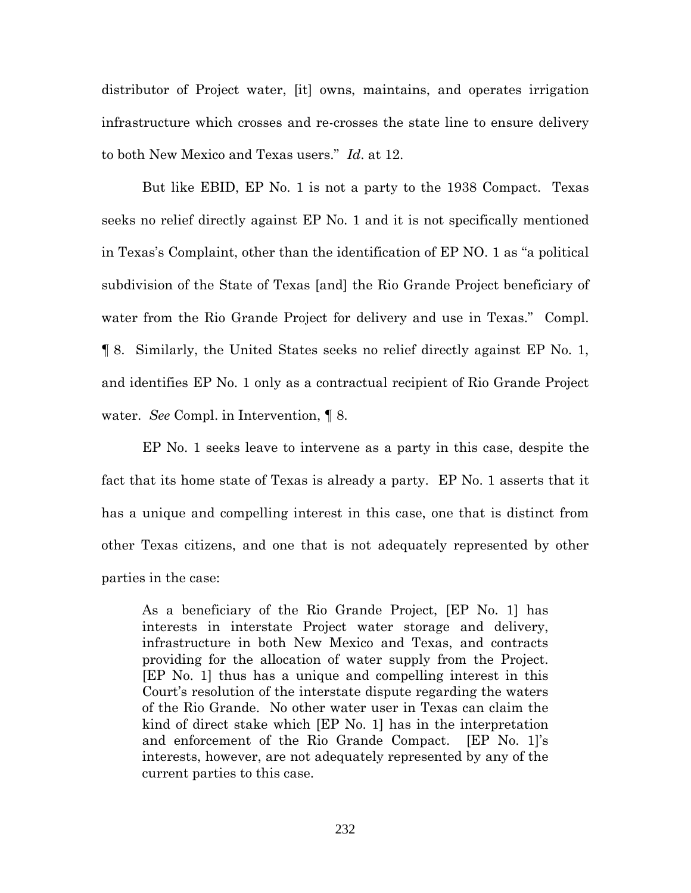distributor of Project water, [it] owns, maintains, and operates irrigation infrastructure which crosses and re-crosses the state line to ensure delivery to both New Mexico and Texas users." *Id*. at 12.

But like EBID, EP No. 1 is not a party to the 1938 Compact. Texas seeks no relief directly against EP No. 1 and it is not specifically mentioned in Texas's Complaint, other than the identification of EP NO. 1 as "a political subdivision of the State of Texas [and] the Rio Grande Project beneficiary of water from the Rio Grande Project for delivery and use in Texas." Compl. ¶ 8. Similarly, the United States seeks no relief directly against EP No. 1, and identifies EP No. 1 only as a contractual recipient of Rio Grande Project water. *See* Compl. in Intervention, ¶ 8.

EP No. 1 seeks leave to intervene as a party in this case, despite the fact that its home state of Texas is already a party. EP No. 1 asserts that it has a unique and compelling interest in this case, one that is distinct from other Texas citizens, and one that is not adequately represented by other parties in the case:

> As a beneficiary of the Rio Grande Project, [EP No. 1] has interests in interstate Project water storage and delivery, infrastructure in both New Mexico and Texas, and contracts providing for the allocation of water supply from the Project. [EP No. 1] thus has a unique and compelling interest in this Court's resolution of the interstate dispute regarding the waters of the Rio Grande. No other water user in Texas can claim the kind of direct stake which [EP No. 1] has in the interpretation and enforcement of the Rio Grande Compact. [EP No. 1]'s interests, however, are not adequately represented by any of the current parties to this case.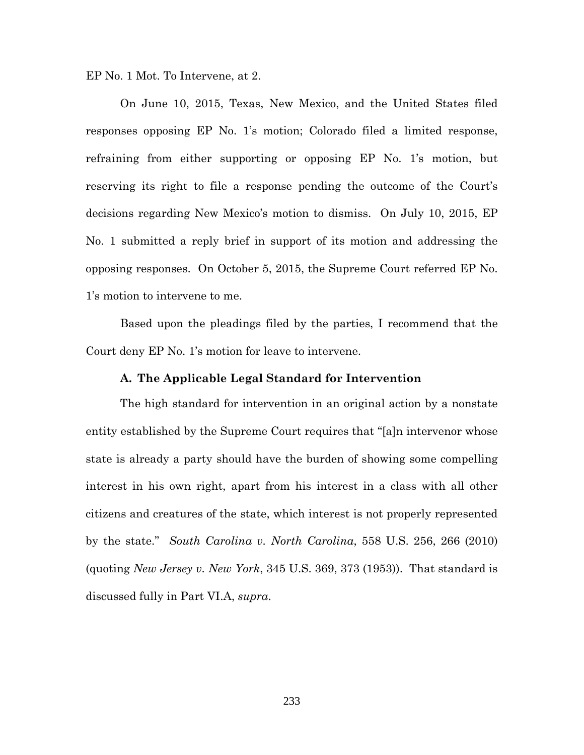EP No. 1 Mot. To Intervene, at 2.

On June 10, 2015, Texas, New Mexico, and the United States filed responses opposing EP No. 1's motion; Colorado filed a limited response, refraining from either supporting or opposing EP No. 1's motion, but reserving its right to file a response pending the outcome of the Court's decisions regarding New Mexico's motion to dismiss. On July 10, 2015, EP No. 1 submitted a reply brief in support of its motion and addressing the opposing responses. On October 5, 2015, the Supreme Court referred EP No. 1's motion to intervene to me.

Based upon the pleadings filed by the parties, I recommend that the Court deny EP No. 1's motion for leave to intervene.

### A. The Applicable Legal Standard for Intervention

The high standard for intervention in an original action by a nonstate entity established by the Supreme Court requires that "[a]n intervenor whose state is already a party should have the burden of showing some compelling interest in his own right, apart from his interest in a class with all other citizens and creatures of the state, which interest is not properly represented by the state." *South Carolina v. North Carolina*, 558 U.S. 256, 266 (2010) (quoting *New Jersey v. New York*, 345 U.S. 369, 373 (1953)). That standard is discussed fully in Part VI.A, *supra*.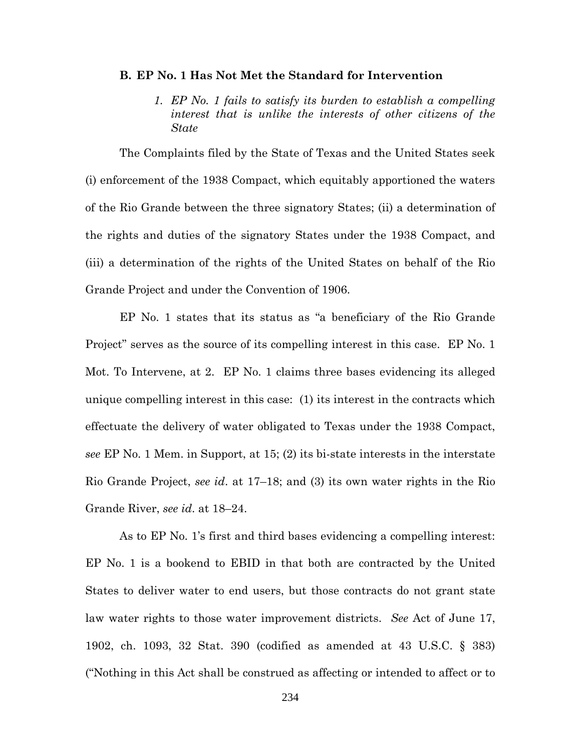### B. EP No. 1 Has Not Met the Standard for Intervention

#### *1. EP No. 1 fails to satisfy its burden to establish a compelling interest that is unlike the interests of other citizens of the State*

The Complaints filed by the State of Texas and the United States seek (i) enforcement of the 1938 Compact, which equitably apportioned the waters of the Rio Grande between the three signatory States; (ii) a determination of the rights and duties of the signatory States under the 1938 Compact, and (iii) a determination of the rights of the United States on behalf of the Rio Grande Project and under the Convention of 1906.

EP No. 1 states that its status as "a beneficiary of the Rio Grande Project" serves as the source of its compelling interest in this case. EP No. 1 Mot. To Intervene, at 2. EP No. 1 claims three bases evidencing its alleged unique compelling interest in this case: (1) its interest in the contracts which effectuate the delivery of water obligated to Texas under the 1938 Compact, *see* EP No. 1 Mem. in Support, at 15; (2) its bi-state interests in the interstate Rio Grande Project, *see id*. at 17–18; and (3) its own water rights in the Rio Grande River, *see id*. at 18–24.

As to EP No. 1's first and third bases evidencing a compelling interest: EP No. 1 is a bookend to EBID in that both are contracted by the United States to deliver water to end users, but those contracts do not grant state law water rights to those water improvement districts. *See* Act of June 17, 1902, ch. 1093, 32 Stat. 390 (codified as amended at 43 U.S.C. § 383) ("Nothing in this Act shall be construed as affecting or intended to affect or to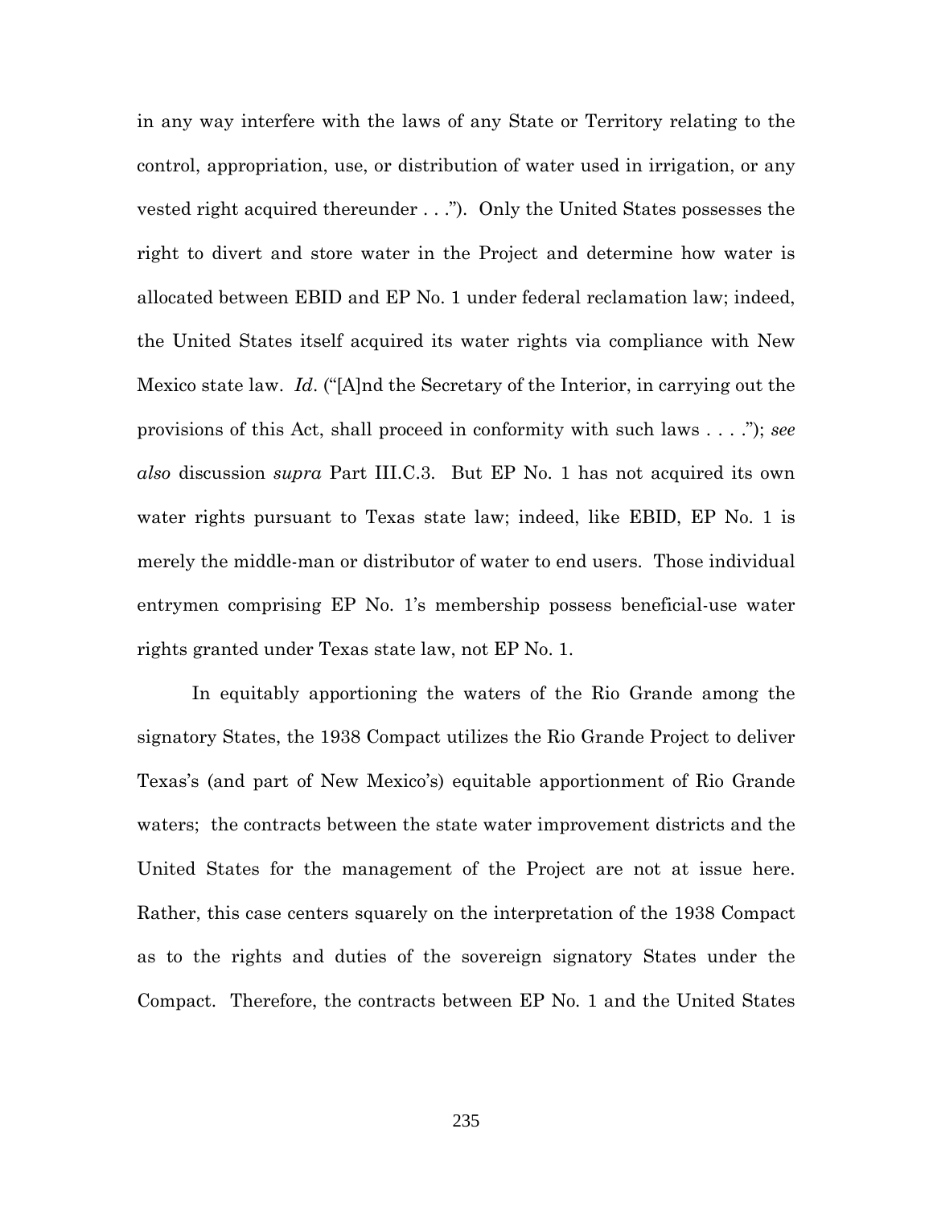in any way interfere with the laws of any State or Territory relating to the control, appropriation, use, or distribution of water used in irrigation, or any vested right acquired thereunder . . ."). Only the United States possesses the right to divert and store water in the Project and determine how water is allocated between EBID and EP No. 1 under federal reclamation law; indeed, the United States itself acquired its water rights via compliance with New Mexico state law. *Id.* ("[A]nd the Secretary of the Interior, in carrying out the provisions of this Act, shall proceed in conformity with such laws . . . ."); *see also* discussion *supra* Part III.C.3. But EP No. 1 has not acquired its own water rights pursuant to Texas state law; indeed, like EBID, EP No. 1 is merely the middle-man or distributor of water to end users. Those individual entrymen comprising EP No. 1's membership possess beneficial-use water rights granted under Texas state law, not EP No. 1.

In equitably apportioning the waters of the Rio Grande among the signatory States, the 1938 Compact utilizes the Rio Grande Project to deliver Texas's (and part of New Mexico's) equitable apportionment of Rio Grande waters; the contracts between the state water improvement districts and the United States for the management of the Project are not at issue here. Rather, this case centers squarely on the interpretation of the 1938 Compact as to the rights and duties of the sovereign signatory States under the Compact. Therefore, the contracts between EP No. 1 and the United States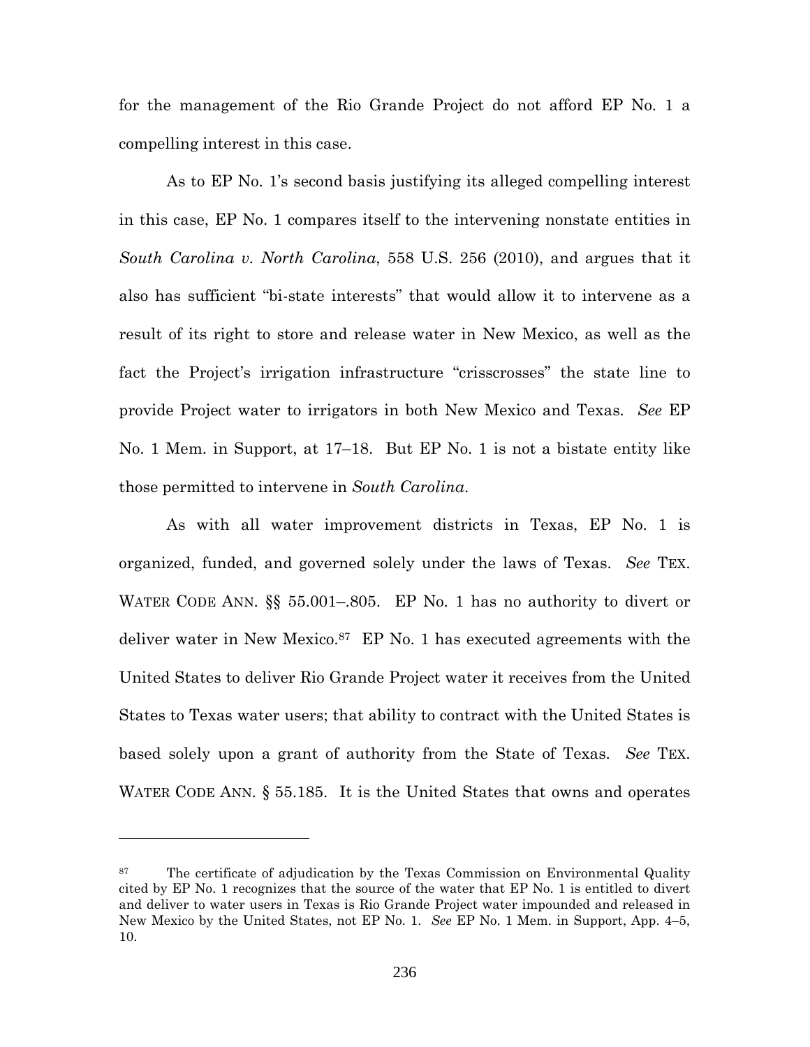for the management of the Rio Grande Project do not afford EP No. 1 a compelling interest in this case.

As to EP No. 1's second basis justifying its alleged compelling interest in this case, EP No. 1 compares itself to the intervening nonstate entities in *South Carolina v. North Carolina*, 558 U.S. 256 (2010), and argues that it also has sufficient "bi-state interests" that would allow it to intervene as a result of its right to store and release water in New Mexico, as well as the fact the Project's irrigation infrastructure "crisscrosses" the state line to provide Project water to irrigators in both New Mexico and Texas. *See* EP No. 1 Mem. in Support, at 17–18. But EP No. 1 is not a bistate entity like those permitted to intervene in *South Carolina*.

As with all water improvement districts in Texas, EP No. 1 is organized, funded, and governed solely under the laws of Texas. *See* TEX. WATER CODE ANN. §§ 55.001–.805. EP No. 1 has no authority to divert or deliver water in New Mexico.[87] EP No. 1 has executed agreements with the United States to deliver Rio Grande Project water it receives from the United States to Texas water users; that ability to contract with the United States is based solely upon a grant of authority from the State of Texas. *See* TEX. WATER CODE ANN. § 55.185. It is the United States that owns and operates

---

[87] The certificate of adjudication by the Texas Commission on Environmental Quality cited by EP No. 1 recognizes that the source of the water that EP No. 1 is entitled to divert and deliver to water users in Texas is Rio Grande Project water impounded and released in New Mexico by the United States, not EP No. 1. *See* EP No. 1 Mem. in Support, App. 4–5, 10.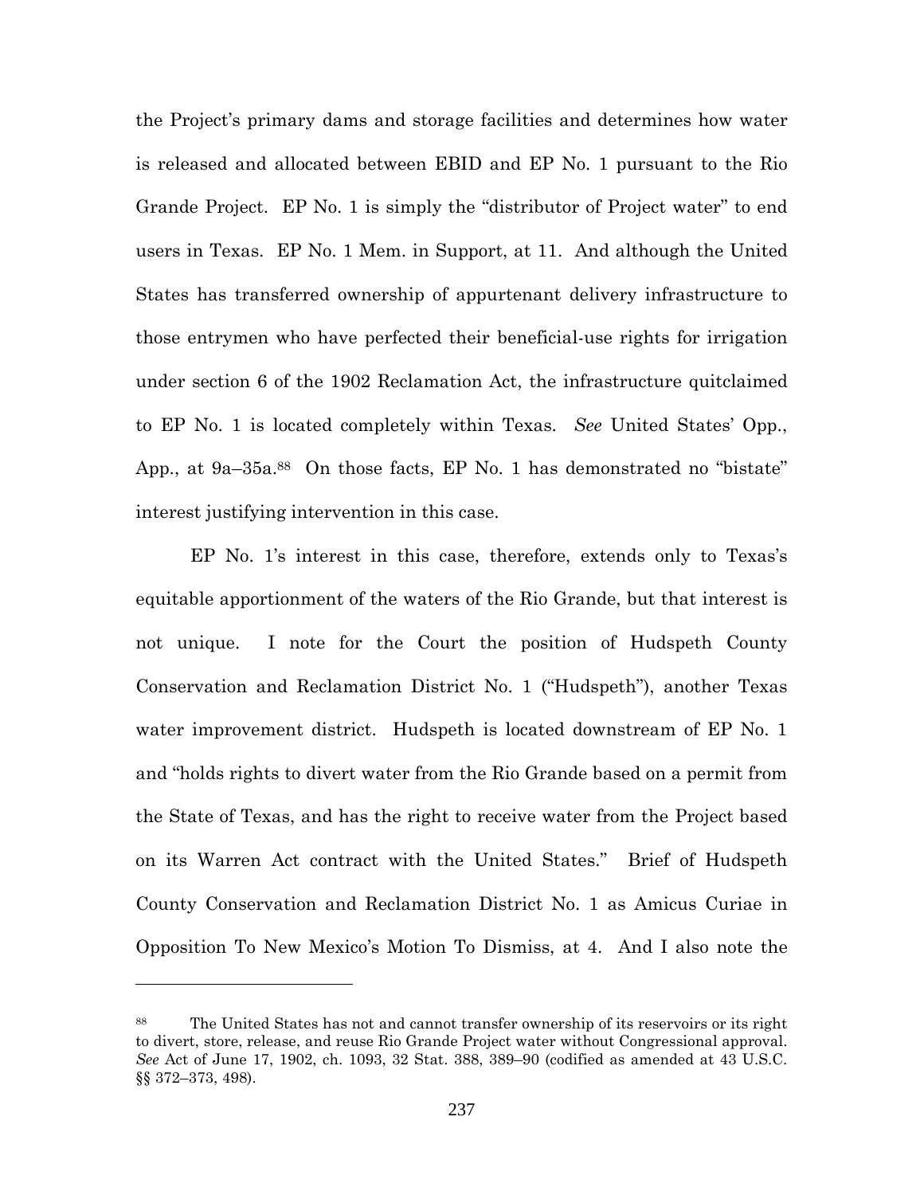the Project's primary dams and storage facilities and determines how water is released and allocated between EBID and EP No. 1 pursuant to the Rio Grande Project. EP No. 1 is simply the "distributor of Project water" to end users in Texas. EP No. 1 Mem. in Support, at 11. And although the United States has transferred ownership of appurtenant delivery infrastructure to those entrymen who have perfected their beneficial-use rights for irrigation under section 6 of the 1902 Reclamation Act, the infrastructure quitclaimed to EP No. 1 is located completely within Texas. *See* United States' Opp., App., at 9a–35a.[88] On those facts, EP No. 1 has demonstrated no "bistate" interest justifying intervention in this case.

EP No. 1's interest in this case, therefore, extends only to Texas's equitable apportionment of the waters of the Rio Grande, but that interest is not unique. I note for the Court the position of Hudspeth County Conservation and Reclamation District No. 1 ("Hudspeth"), another Texas water improvement district. Hudspeth is located downstream of EP No. 1 and "holds rights to divert water from the Rio Grande based on a permit from the State of Texas, and has the right to receive water from the Project based on its Warren Act contract with the United States." Brief of Hudspeth County Conservation and Reclamation District No. 1 as Amicus Curiae in Opposition To New Mexico's Motion To Dismiss, at 4. And I also note the

---

[88] The United States has not and cannot transfer ownership of its reservoirs or its right to divert, store, release, and reuse Rio Grande Project water without Congressional approval. *See* Act of June 17, 1902, ch. 1093, 32 Stat. 388, 389–90 (codified as amended at 43 U.S.C. §§ 372–373, 498).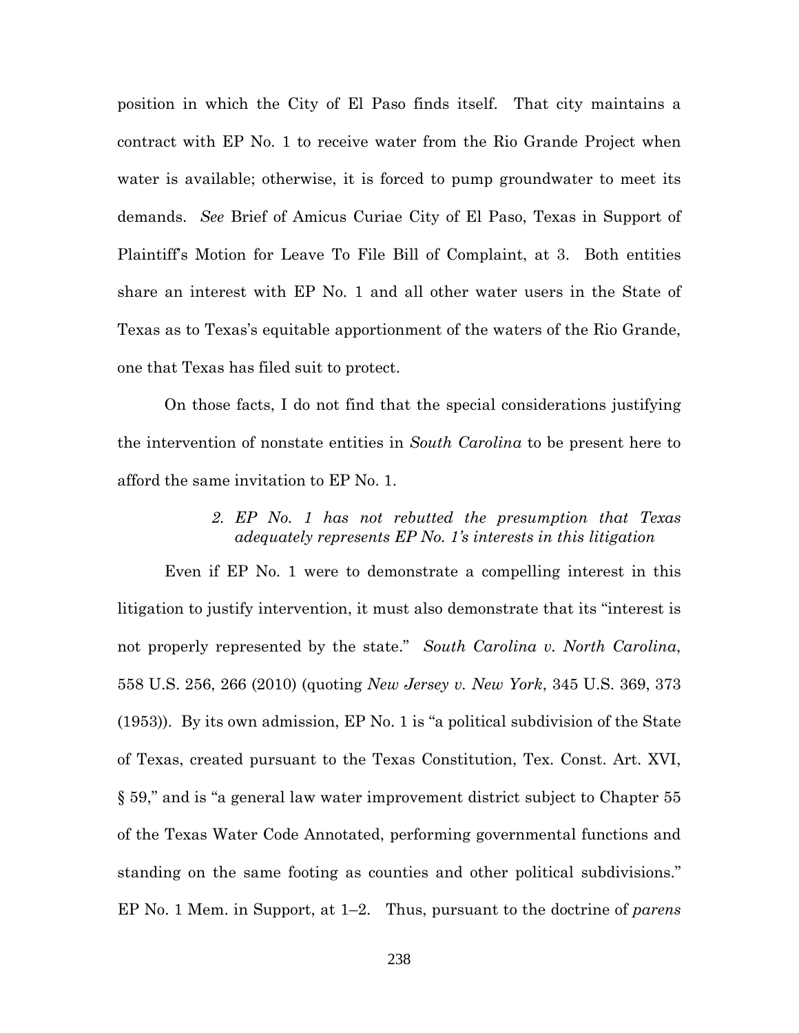position in which the City of El Paso finds itself. That city maintains a contract with EP No. 1 to receive water from the Rio Grande Project when water is available; otherwise, it is forced to pump groundwater to meet its demands. *See* Brief of Amicus Curiae City of El Paso, Texas in Support of Plaintiff's Motion for Leave To File Bill of Complaint, at 3. Both entities share an interest with EP No. 1 and all other water users in the State of Texas as to Texas's equitable apportionment of the waters of the Rio Grande, one that Texas has filed suit to protect.

On those facts, I do not find that the special considerations justifying the intervention of nonstate entities in *South Carolina* to be present here to afford the same invitation to EP No. 1.

*2. EP No. 1 has not rebutted the presumption that Texas adequately represents EP No. 1's interests in this litigation*

Even if EP No. 1 were to demonstrate a compelling interest in this litigation to justify intervention, it must also demonstrate that its "interest is not properly represented by the state." *South Carolina v. North Carolina*, 558 U.S. 256, 266 (2010) (quoting *New Jersey v. New York*, 345 U.S. 369, 373 (1953)). By its own admission, EP No. 1 is "a political subdivision of the State of Texas, created pursuant to the Texas Constitution, Tex. Const. Art. XVI, § 59," and is "a general law water improvement district subject to Chapter 55 of the Texas Water Code Annotated, performing governmental functions and standing on the same footing as counties and other political subdivisions." EP No. 1 Mem. in Support, at 1–2. Thus, pursuant to the doctrine of *parens*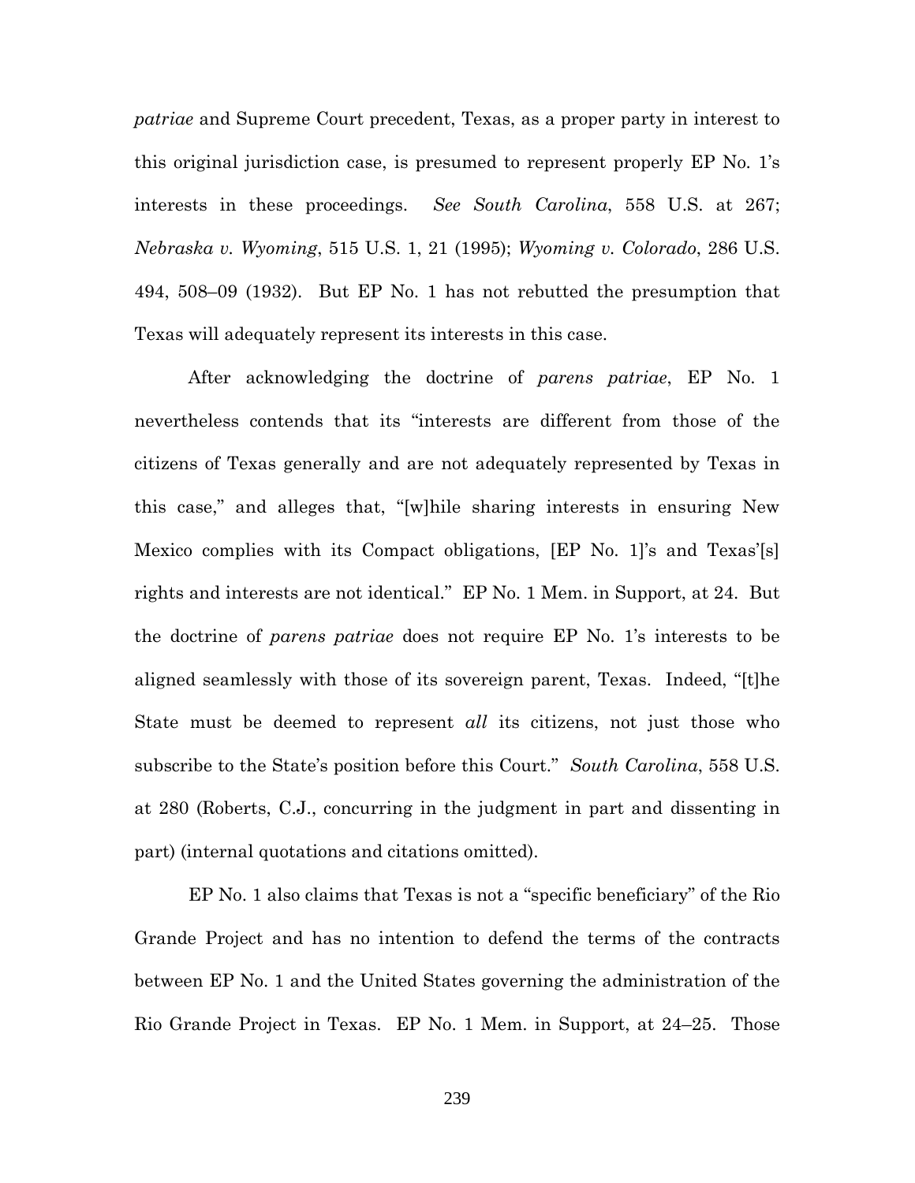*patriae* and Supreme Court precedent, Texas, as a proper party in interest to this original jurisdiction case, is presumed to represent properly EP No. 1's interests in these proceedings. *See South Carolina*, 558 U.S. at 267; *Nebraska v. Wyoming*, 515 U.S. 1, 21 (1995); *Wyoming v. Colorado*, 286 U.S. 494, 508–09 (1932). But EP No. 1 has not rebutted the presumption that Texas will adequately represent its interests in this case.

After acknowledging the doctrine of *parens patriae*, EP No. 1 nevertheless contends that its "interests are different from those of the citizens of Texas generally and are not adequately represented by Texas in this case," and alleges that, "[w]hile sharing interests in ensuring New Mexico complies with its Compact obligations, [EP No. 1]'s and Texas'[s] rights and interests are not identical." EP No. 1 Mem. in Support, at 24. But the doctrine of *parens patriae* does not require EP No. 1's interests to be aligned seamlessly with those of its sovereign parent, Texas. Indeed, "[t]he State must be deemed to represent *all* its citizens, not just those who subscribe to the State's position before this Court." *South Carolina*, 558 U.S. at 280 (Roberts, C.J., concurring in the judgment in part and dissenting in part) (internal quotations and citations omitted).

EP No. 1 also claims that Texas is not a "specific beneficiary" of the Rio Grande Project and has no intention to defend the terms of the contracts between EP No. 1 and the United States governing the administration of the Rio Grande Project in Texas. EP No. 1 Mem. in Support, at 24–25. Those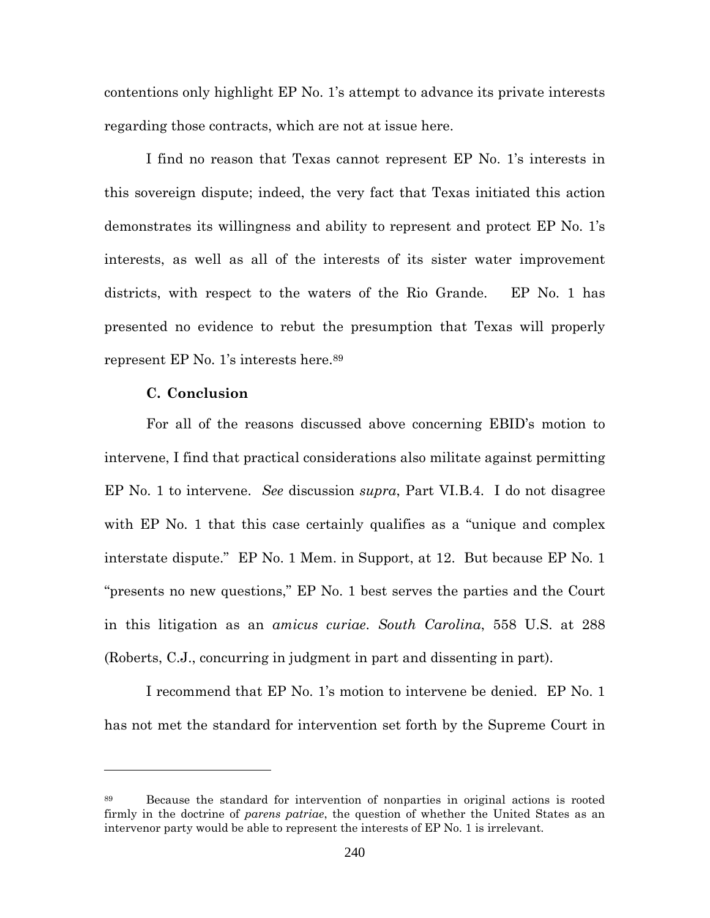contentions only highlight EP No. 1's attempt to advance its private interests regarding those contracts, which are not at issue here.

I find no reason that Texas cannot represent EP No. 1's interests in this sovereign dispute; indeed, the very fact that Texas initiated this action demonstrates its willingness and ability to represent and protect EP No. 1's interests, as well as all of the interests of its sister water improvement districts, with respect to the waters of the Rio Grande. EP No. 1 has presented no evidence to rebut the presumption that Texas will properly represent EP No. 1's interests here.[89]

**C. Conclusion**

For all of the reasons discussed above concerning EBID's motion to intervene, I find that practical considerations also militate against permitting EP No. 1 to intervene. *See* discussion *supra*, Part VI.B.4. I do not disagree with EP No. 1 that this case certainly qualifies as a "unique and complex interstate dispute." EP No. 1 Mem. in Support, at 12. But because EP No. 1 "presents no new questions," EP No. 1 best serves the parties and the Court in this litigation as an *amicus curiae*. *South Carolina*, 558 U.S. at 288 (Roberts, C.J., concurring in judgment in part and dissenting in part).

I recommend that EP No. 1's motion to intervene be denied. EP No. 1 has not met the standard for intervention set forth by the Supreme Court in

---

[89] Because the standard for intervention of nonparties in original actions is rooted firmly in the doctrine of *parens patriae*, the question of whether the United States as an intervenor party would be able to represent the interests of EP No. 1 is irrelevant.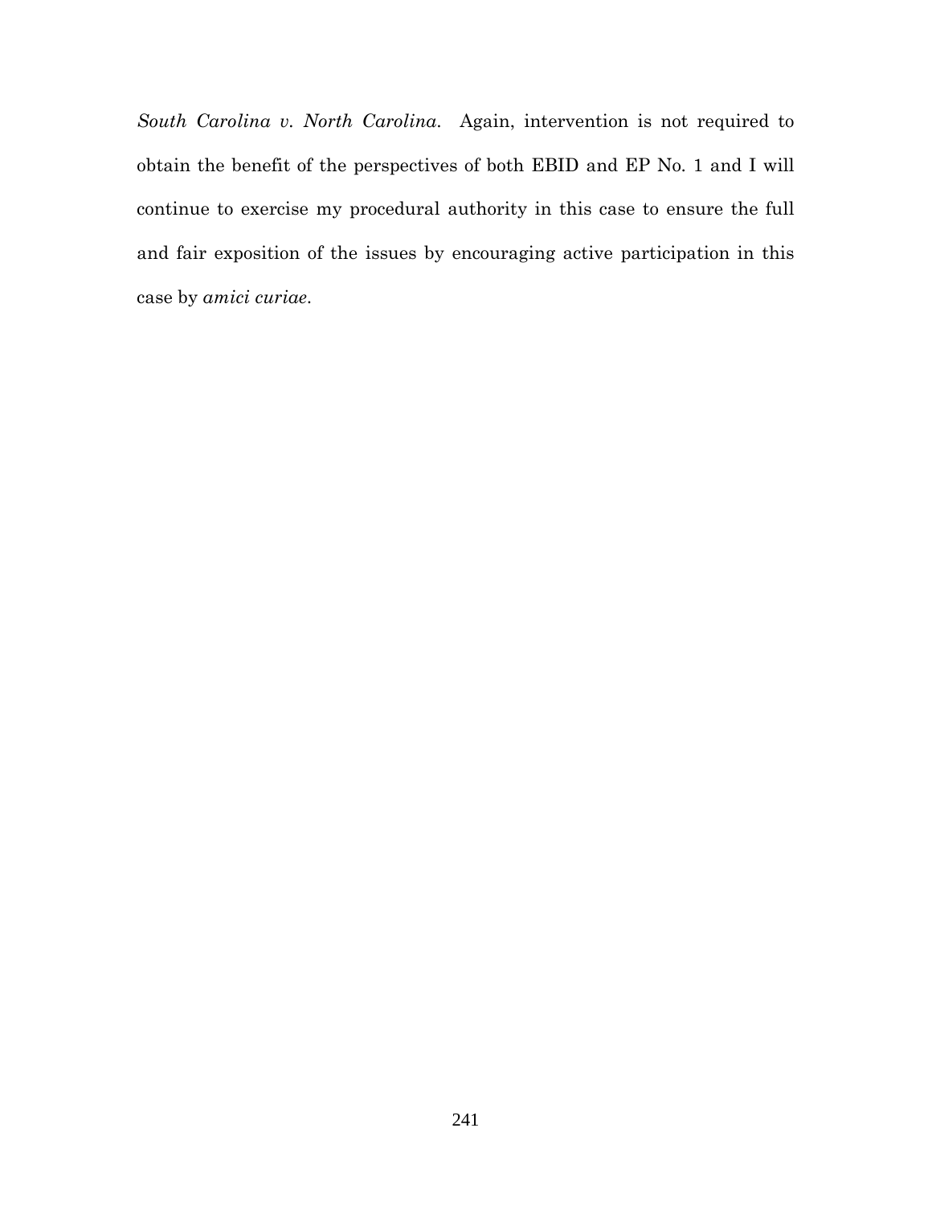*South Carolina v. North Carolina*. Again, intervention is not required to obtain the benefit of the perspectives of both EBID and EP No. 1 and I will continue to exercise my procedural authority in this case to ensure the full and fair exposition of the issues by encouraging active participation in this case by *amici curiae*.